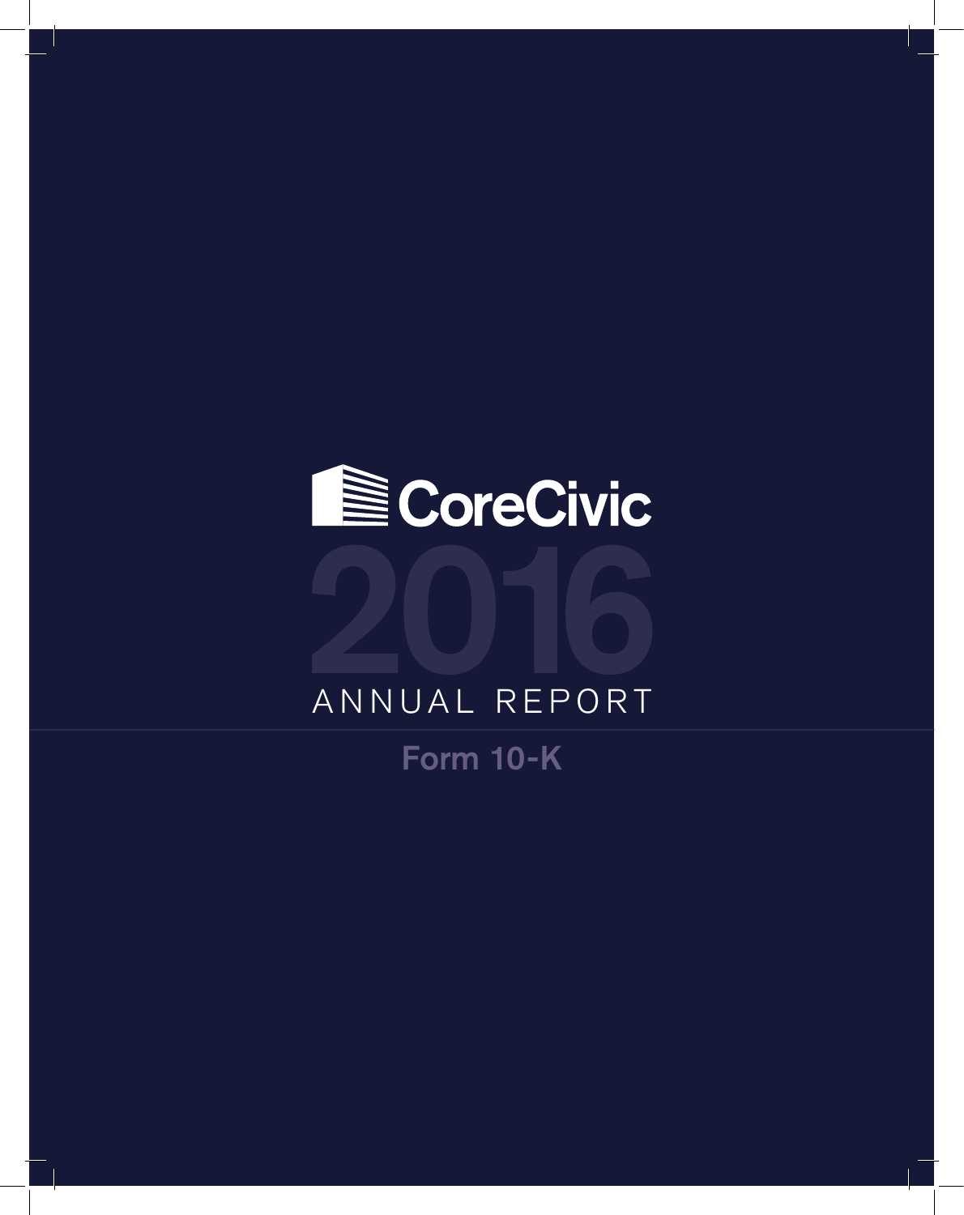# CoreCivic

# 2016

## ANNUAL REPORT

**Form 10-K**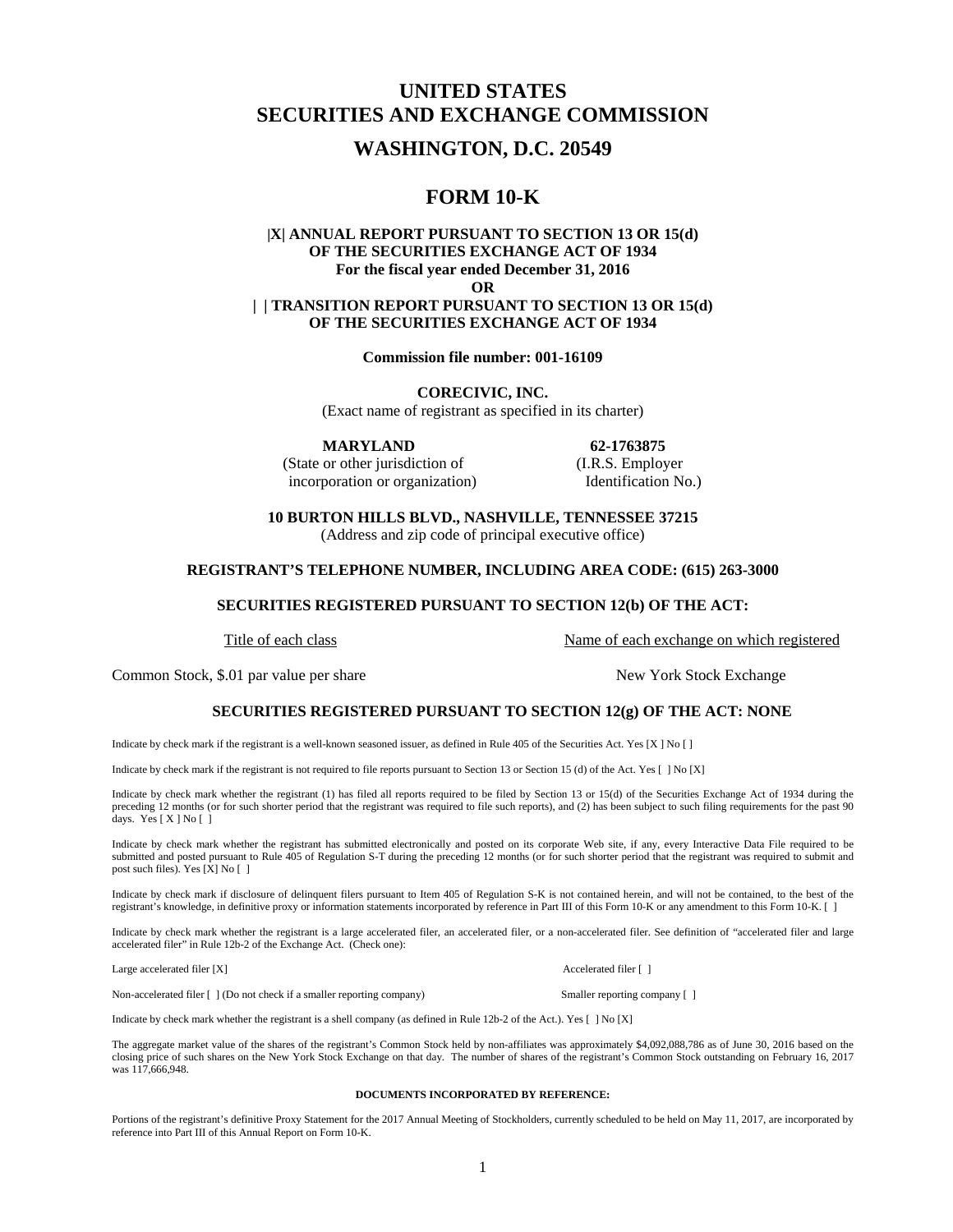# UNITED STATES SECURITIES AND EXCHANGE COMMISSION

## WASHINGTON, D.C. 20549

## FORM 10-K

**|X| ANNUAL REPORT PURSUANT TO SECTION 13 OR 15(d) OF THE SECURITIES EXCHANGE ACT OF 1934**
**For the fiscal year ended December 31, 2016**
**OR**
**| | TRANSITION REPORT PURSUANT TO SECTION 13 OR 15(d) OF THE SECURITIES EXCHANGE ACT OF 1934**

**Commission file number: 001-16109**

**CORECIVIC, INC.**
(Exact name of registrant as specified in its charter)

| **MARYLAND** | **62-1763875** |
|---|---|
| (State or other jurisdiction of incorporation or organization) | (I.R.S. Employer Identification No.) |

**10 BURTON HILLS BLVD., NASHVILLE, TENNESSEE 37215**
(Address and zip code of principal executive office)

**REGISTRANT'S TELEPHONE NUMBER, INCLUDING AREA CODE: (615) 263-3000**

**SECURITIES REGISTERED PURSUANT TO SECTION 12(b) OF THE ACT:**

| Title of each class | Name of each exchange on which registered |
|---|---|
| Common Stock, $.01 par value per share | New York Stock Exchange |

**SECURITIES REGISTERED PURSUANT TO SECTION 12(g) OF THE ACT: NONE**

Indicate by check mark if the registrant is a well-known seasoned issuer, as defined in Rule 405 of the Securities Act. Yes [X ] No [ ]

Indicate by check mark if the registrant is not required to file reports pursuant to Section 13 or Section 15 (d) of the Act. Yes [ ] No [X]

Indicate by check mark whether the registrant (1) has filed all reports required to be filed by Section 13 or 15(d) of the Securities Exchange Act of 1934 during the preceding 12 months (or for such shorter period that the registrant was required to file such reports), and (2) has been subject to such filing requirements for the past 90 days. Yes [ X ] No [ ]

Indicate by check mark whether the registrant has submitted electronically and posted on its corporate Web site, if any, every Interactive Data File required to be submitted and posted pursuant to Rule 405 of Regulation S-T during the preceding 12 months (or for such shorter period that the registrant was required to submit and post such files). Yes [X] No [ ]

Indicate by check mark if disclosure of delinquent filers pursuant to Item 405 of Regulation S-K is not contained herein, and will not be contained, to the best of the registrant's knowledge, in definitive proxy or information statements incorporated by reference in Part III of this Form 10-K or any amendment to this Form 10-K. [ ]

Indicate by check mark whether the registrant is a large accelerated filer, an accelerated filer, or a non-accelerated filer. See definition of "accelerated filer and large accelerated filer" in Rule 12b-2 of the Exchange Act. (Check one):

Large accelerated filer [X] Accelerated filer [ ]

Non-accelerated filer [ ] (Do not check if a smaller reporting company) Smaller reporting company [ ]

Indicate by check mark whether the registrant is a shell company (as defined in Rule 12b-2 of the Act.). Yes [ ] No [X]

The aggregate market value of the shares of the registrant's Common Stock held by non-affiliates was approximately $4,092,088,786 as of June 30, 2016 based on the closing price of such shares on the New York Stock Exchange on that day. The number of shares of the registrant's Common Stock outstanding on February 16, 2017 was 117,666,948.

**DOCUMENTS INCORPORATED BY REFERENCE:**

Portions of the registrant's definitive Proxy Statement for the 2017 Annual Meeting of Stockholders, currently scheduled to be held on May 11, 2017, are incorporated by reference into Part III of this Annual Report on Form 10-K.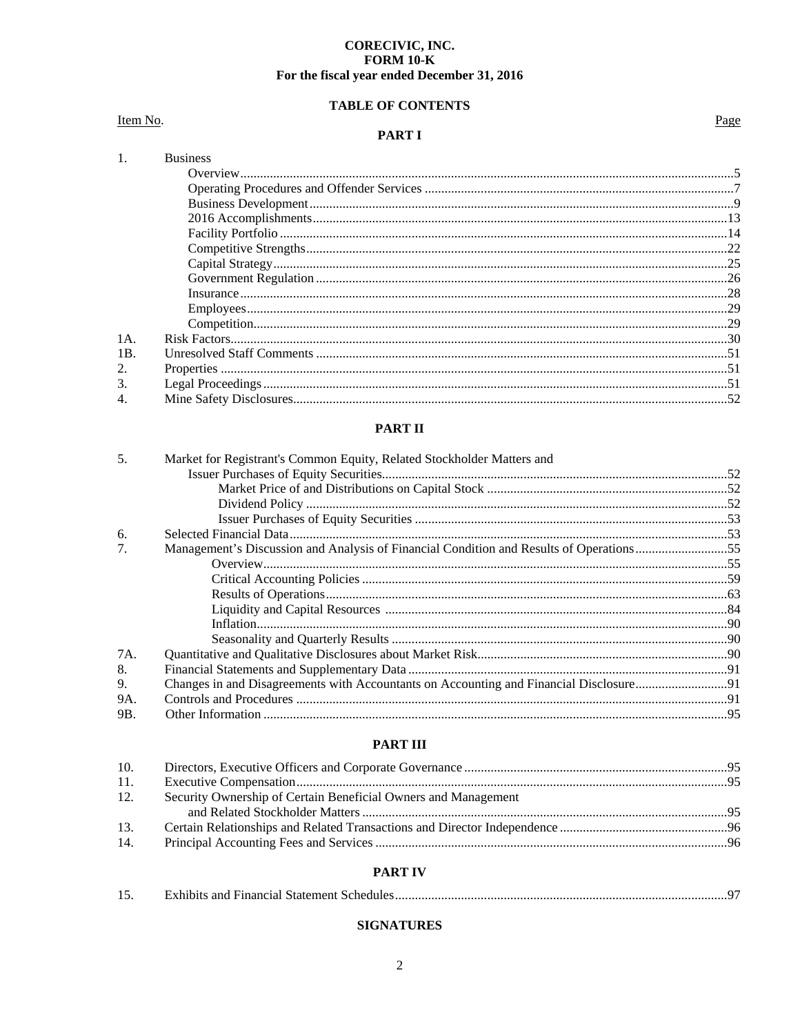**CORECIVIC, INC.**
**FORM 10-K**
**For the fiscal year ended December 31, 2016**

**TABLE OF CONTENTS**

| Item No. | | Page |
|---|---|---|
| | **PART I** | |
| 1. | Business | |
| | Overview | 5 |
| | Operating Procedures and Offender Services | 7 |
| | Business Development | 9 |
| | 2016 Accomplishments | 13 |
| | Facility Portfolio | 14 |
| | Competitive Strengths | 22 |
| | Capital Strategy | 25 |
| | Government Regulation | 26 |
| | Insurance | 28 |
| | Employees | 29 |
| | Competition | 29 |
| 1A. | Risk Factors | 30 |
| 1B. | Unresolved Staff Comments | 51 |
| 2. | Properties | 51 |
| 3. | Legal Proceedings | 51 |
| 4. | Mine Safety Disclosures | 52 |
| | **PART II** | |
| 5. | Market for Registrant's Common Equity, Related Stockholder Matters and Issuer Purchases of Equity Securities | 52 |
| | Market Price of and Distributions on Capital Stock | 52 |
| | Dividend Policy | 52 |
| | Issuer Purchases of Equity Securities | 53 |
| 6. | Selected Financial Data | 53 |
| 7. | Management's Discussion and Analysis of Financial Condition and Results of Operations | 55 |
| | Overview | 55 |
| | Critical Accounting Policies | 59 |
| | Results of Operations | 63 |
| | Liquidity and Capital Resources | 84 |
| | Inflation | 90 |
| | Seasonality and Quarterly Results | 90 |
| 7A. | Quantitative and Qualitative Disclosures about Market Risk | 90 |
| 8. | Financial Statements and Supplementary Data | 91 |
| 9. | Changes in and Disagreements with Accountants on Accounting and Financial Disclosure | 91 |
| 9A. | Controls and Procedures | 91 |
| 9B. | Other Information | 95 |
| | **PART III** | |
| 10. | Directors, Executive Officers and Corporate Governance | 95 |
| 11. | Executive Compensation | 95 |
| 12. | Security Ownership of Certain Beneficial Owners and Management and Related Stockholder Matters | 95 |
| 13. | Certain Relationships and Related Transactions and Director Independence | 96 |
| 14. | Principal Accounting Fees and Services | 96 |
| | **PART IV** | |
| 15. | Exhibits and Financial Statement Schedules | 97 |

**SIGNATURES**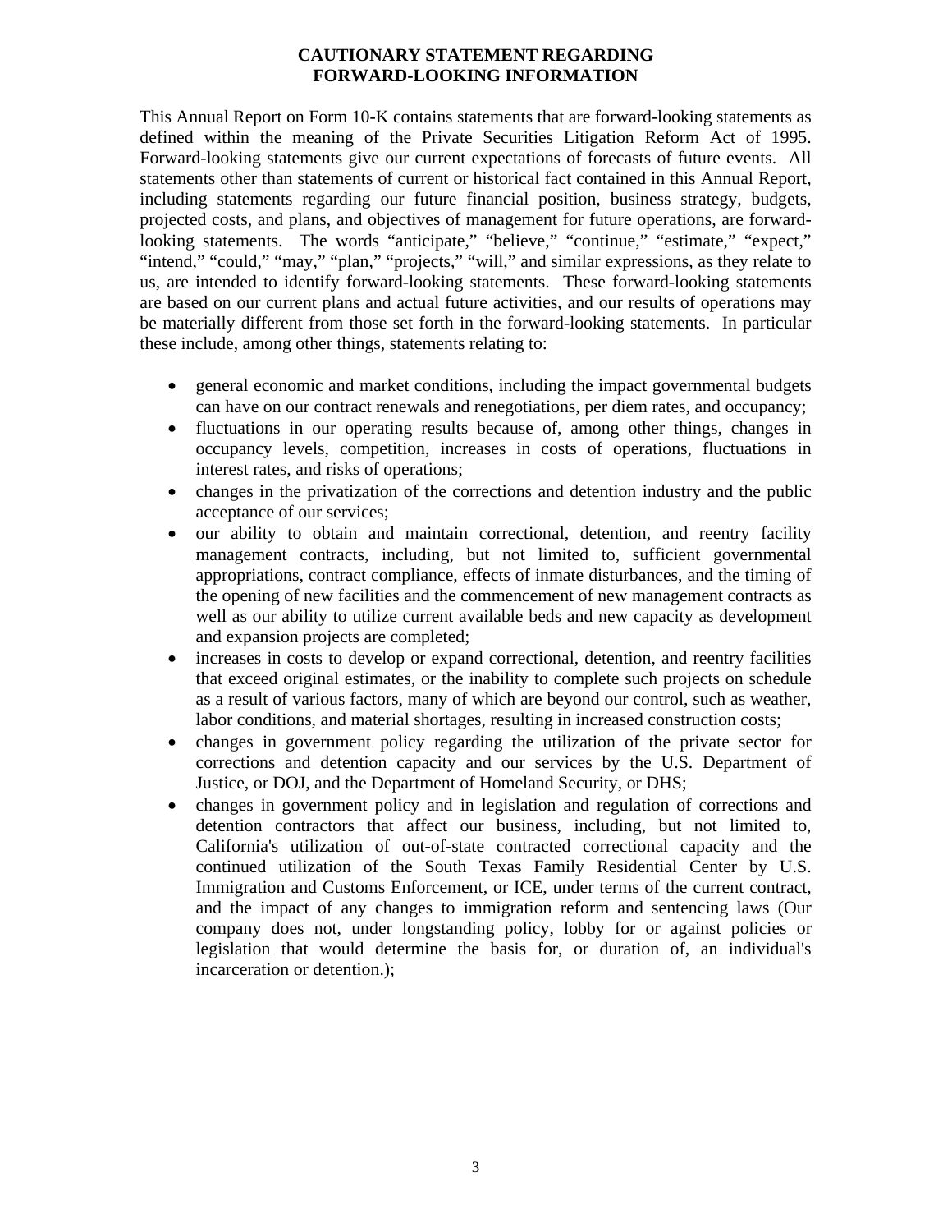## CAUTIONARY STATEMENT REGARDING FORWARD-LOOKING INFORMATION

This Annual Report on Form 10-K contains statements that are forward-looking statements as defined within the meaning of the Private Securities Litigation Reform Act of 1995. Forward-looking statements give our current expectations of forecasts of future events. All statements other than statements of current or historical fact contained in this Annual Report, including statements regarding our future financial position, business strategy, budgets, projected costs, and plans, and objectives of management for future operations, are forward-looking statements. The words "anticipate," "believe," "continue," "estimate," "expect," "intend," "could," "may," "plan," "projects," "will," and similar expressions, as they relate to us, are intended to identify forward-looking statements. These forward-looking statements are based on our current plans and actual future activities, and our results of operations may be materially different from those set forth in the forward-looking statements. In particular these include, among other things, statements relating to:

- general economic and market conditions, including the impact governmental budgets can have on our contract renewals and renegotiations, per diem rates, and occupancy;
- fluctuations in our operating results because of, among other things, changes in occupancy levels, competition, increases in costs of operations, fluctuations in interest rates, and risks of operations;
- changes in the privatization of the corrections and detention industry and the public acceptance of our services;
- our ability to obtain and maintain correctional, detention, and reentry facility management contracts, including, but not limited to, sufficient governmental appropriations, contract compliance, effects of inmate disturbances, and the timing of the opening of new facilities and the commencement of new management contracts as well as our ability to utilize current available beds and new capacity as development and expansion projects are completed;
- increases in costs to develop or expand correctional, detention, and reentry facilities that exceed original estimates, or the inability to complete such projects on schedule as a result of various factors, many of which are beyond our control, such as weather, labor conditions, and material shortages, resulting in increased construction costs;
- changes in government policy regarding the utilization of the private sector for corrections and detention capacity and our services by the U.S. Department of Justice, or DOJ, and the Department of Homeland Security, or DHS;
- changes in government policy and in legislation and regulation of corrections and detention contractors that affect our business, including, but not limited to, California's utilization of out-of-state contracted correctional capacity and the continued utilization of the South Texas Family Residential Center by U.S. Immigration and Customs Enforcement, or ICE, under terms of the current contract, and the impact of any changes to immigration reform and sentencing laws (Our company does not, under longstanding policy, lobby for or against policies or legislation that would determine the basis for, or duration of, an individual's incarceration or detention.);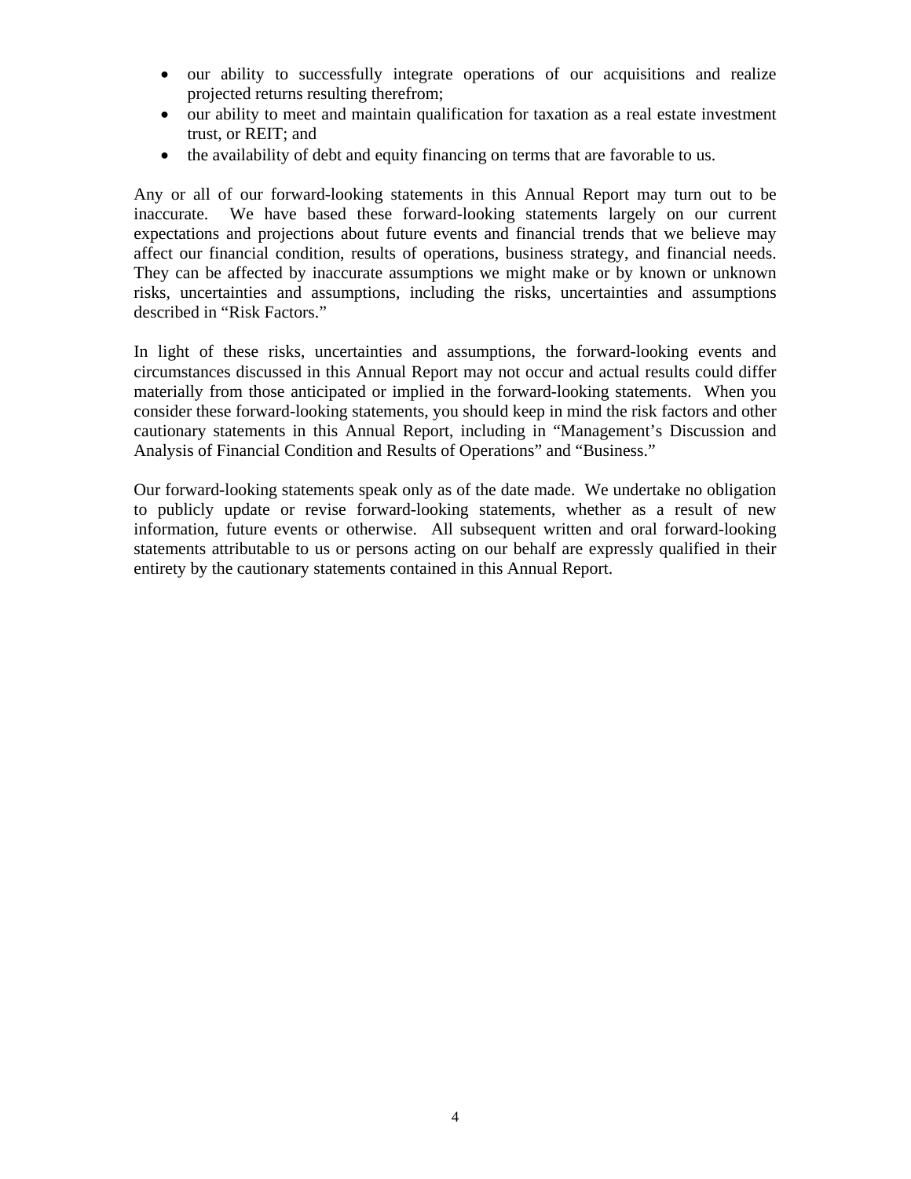- our ability to successfully integrate operations of our acquisitions and realize projected returns resulting therefrom;
- our ability to meet and maintain qualification for taxation as a real estate investment trust, or REIT; and
- the availability of debt and equity financing on terms that are favorable to us.

Any or all of our forward-looking statements in this Annual Report may turn out to be inaccurate. We have based these forward-looking statements largely on our current expectations and projections about future events and financial trends that we believe may affect our financial condition, results of operations, business strategy, and financial needs. They can be affected by inaccurate assumptions we might make or by known or unknown risks, uncertainties and assumptions, including the risks, uncertainties and assumptions described in "Risk Factors."

In light of these risks, uncertainties and assumptions, the forward-looking events and circumstances discussed in this Annual Report may not occur and actual results could differ materially from those anticipated or implied in the forward-looking statements. When you consider these forward-looking statements, you should keep in mind the risk factors and other cautionary statements in this Annual Report, including in "Management's Discussion and Analysis of Financial Condition and Results of Operations" and "Business."

Our forward-looking statements speak only as of the date made. We undertake no obligation to publicly update or revise forward-looking statements, whether as a result of new information, future events or otherwise. All subsequent written and oral forward-looking statements attributable to us or persons acting on our behalf are expressly qualified in their entirety by the cautionary statements contained in this Annual Report.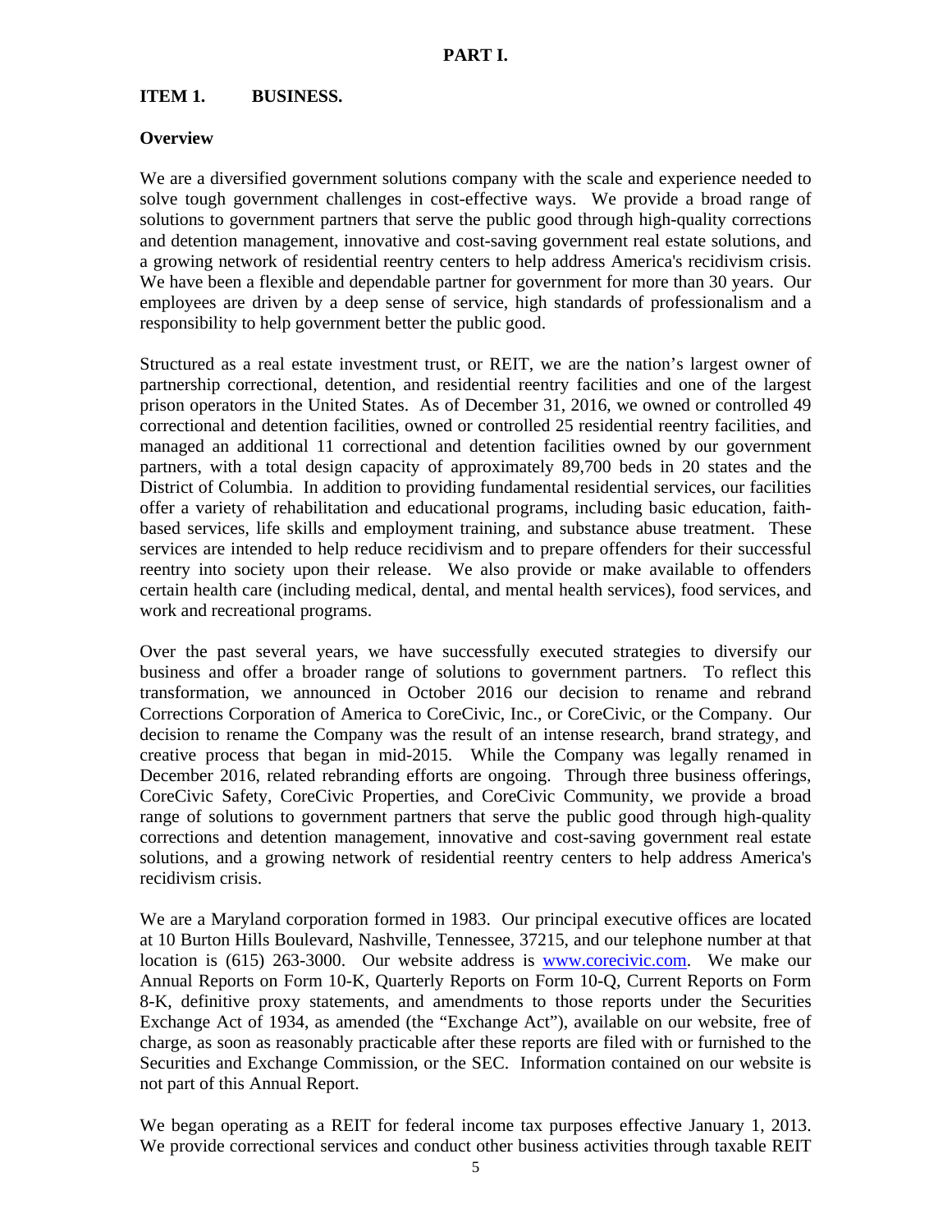# PART I.

## ITEM 1. BUSINESS.

### Overview

We are a diversified government solutions company with the scale and experience needed to solve tough government challenges in cost-effective ways. We provide a broad range of solutions to government partners that serve the public good through high-quality corrections and detention management, innovative and cost-saving government real estate solutions, and a growing network of residential reentry centers to help address America's recidivism crisis. We have been a flexible and dependable partner for government for more than 30 years. Our employees are driven by a deep sense of service, high standards of professionalism and a responsibility to help government better the public good.

Structured as a real estate investment trust, or REIT, we are the nation's largest owner of partnership correctional, detention, and residential reentry facilities and one of the largest prison operators in the United States. As of December 31, 2016, we owned or controlled 49 correctional and detention facilities, owned or controlled 25 residential reentry facilities, and managed an additional 11 correctional and detention facilities owned by our government partners, with a total design capacity of approximately 89,700 beds in 20 states and the District of Columbia. In addition to providing fundamental residential services, our facilities offer a variety of rehabilitation and educational programs, including basic education, faith-based services, life skills and employment training, and substance abuse treatment. These services are intended to help reduce recidivism and to prepare offenders for their successful reentry into society upon their release. We also provide or make available to offenders certain health care (including medical, dental, and mental health services), food services, and work and recreational programs.

Over the past several years, we have successfully executed strategies to diversify our business and offer a broader range of solutions to government partners. To reflect this transformation, we announced in October 2016 our decision to rename and rebrand Corrections Corporation of America to CoreCivic, Inc., or CoreCivic, or the Company. Our decision to rename the Company was the result of an intense research, brand strategy, and creative process that began in mid-2015. While the Company was legally renamed in December 2016, related rebranding efforts are ongoing. Through three business offerings, CoreCivic Safety, CoreCivic Properties, and CoreCivic Community, we provide a broad range of solutions to government partners that serve the public good through high-quality corrections and detention management, innovative and cost-saving government real estate solutions, and a growing network of residential reentry centers to help address America's recidivism crisis.

We are a Maryland corporation formed in 1983. Our principal executive offices are located at 10 Burton Hills Boulevard, Nashville, Tennessee, 37215, and our telephone number at that location is (615) 263-3000. Our website address is www.corecivic.com. We make our Annual Reports on Form 10-K, Quarterly Reports on Form 10-Q, Current Reports on Form 8-K, definitive proxy statements, and amendments to those reports under the Securities Exchange Act of 1934, as amended (the "Exchange Act"), available on our website, free of charge, as soon as reasonably practicable after these reports are filed with or furnished to the Securities and Exchange Commission, or the SEC. Information contained on our website is not part of this Annual Report.

We began operating as a REIT for federal income tax purposes effective January 1, 2013. We provide correctional services and conduct other business activities through taxable REIT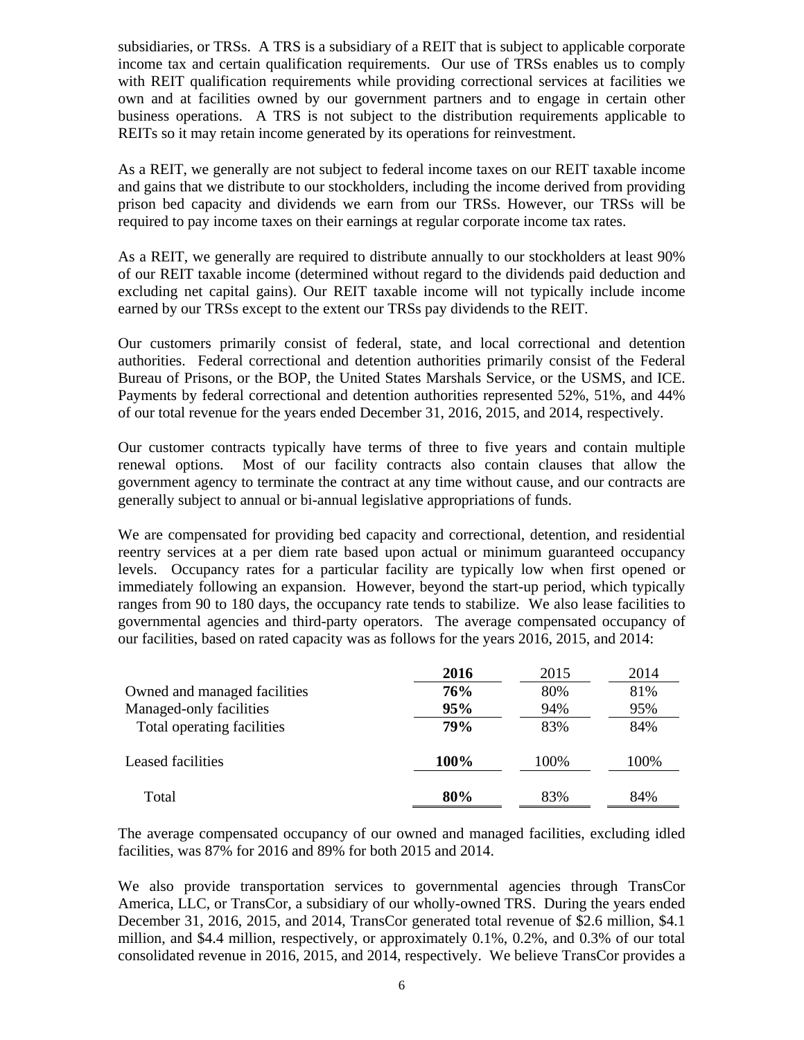subsidiaries, or TRSs. A TRS is a subsidiary of a REIT that is subject to applicable corporate income tax and certain qualification requirements. Our use of TRSs enables us to comply with REIT qualification requirements while providing correctional services at facilities we own and at facilities owned by our government partners and to engage in certain other business operations. A TRS is not subject to the distribution requirements applicable to REITs so it may retain income generated by its operations for reinvestment.

As a REIT, we generally are not subject to federal income taxes on our REIT taxable income and gains that we distribute to our stockholders, including the income derived from providing prison bed capacity and dividends we earn from our TRSs. However, our TRSs will be required to pay income taxes on their earnings at regular corporate income tax rates.

As a REIT, we generally are required to distribute annually to our stockholders at least 90% of our REIT taxable income (determined without regard to the dividends paid deduction and excluding net capital gains). Our REIT taxable income will not typically include income earned by our TRSs except to the extent our TRSs pay dividends to the REIT.

Our customers primarily consist of federal, state, and local correctional and detention authorities. Federal correctional and detention authorities primarily consist of the Federal Bureau of Prisons, or the BOP, the United States Marshals Service, or the USMS, and ICE. Payments by federal correctional and detention authorities represented 52%, 51%, and 44% of our total revenue for the years ended December 31, 2016, 2015, and 2014, respectively.

Our customer contracts typically have terms of three to five years and contain multiple renewal options. Most of our facility contracts also contain clauses that allow the government agency to terminate the contract at any time without cause, and our contracts are generally subject to annual or bi-annual legislative appropriations of funds.

We are compensated for providing bed capacity and correctional, detention, and residential reentry services at a per diem rate based upon actual or minimum guaranteed occupancy levels. Occupancy rates for a particular facility are typically low when first opened or immediately following an expansion. However, beyond the start-up period, which typically ranges from 90 to 180 days, the occupancy rate tends to stabilize. We also lease facilities to governmental agencies and third-party operators. The average compensated occupancy of our facilities, based on rated capacity was as follows for the years 2016, 2015, and 2014:

| | **2016** | 2015 | 2014 |
|---|---|---|---|
| Owned and managed facilities | **76%** | 80% | 81% |
| Managed-only facilities | **95%** | 94% | 95% |
| Total operating facilities | **79%** | 83% | 84% |
| Leased facilities | **100%** | 100% | 100% |
| Total | **80%** | 83% | 84% |

The average compensated occupancy of our owned and managed facilities, excluding idled facilities, was 87% for 2016 and 89% for both 2015 and 2014.

We also provide transportation services to governmental agencies through TransCor America, LLC, or TransCor, a subsidiary of our wholly-owned TRS. During the years ended December 31, 2016, 2015, and 2014, TransCor generated total revenue of $2.6 million, $4.1 million, and $4.4 million, respectively, or approximately 0.1%, 0.2%, and 0.3% of our total consolidated revenue in 2016, 2015, and 2014, respectively. We believe TransCor provides a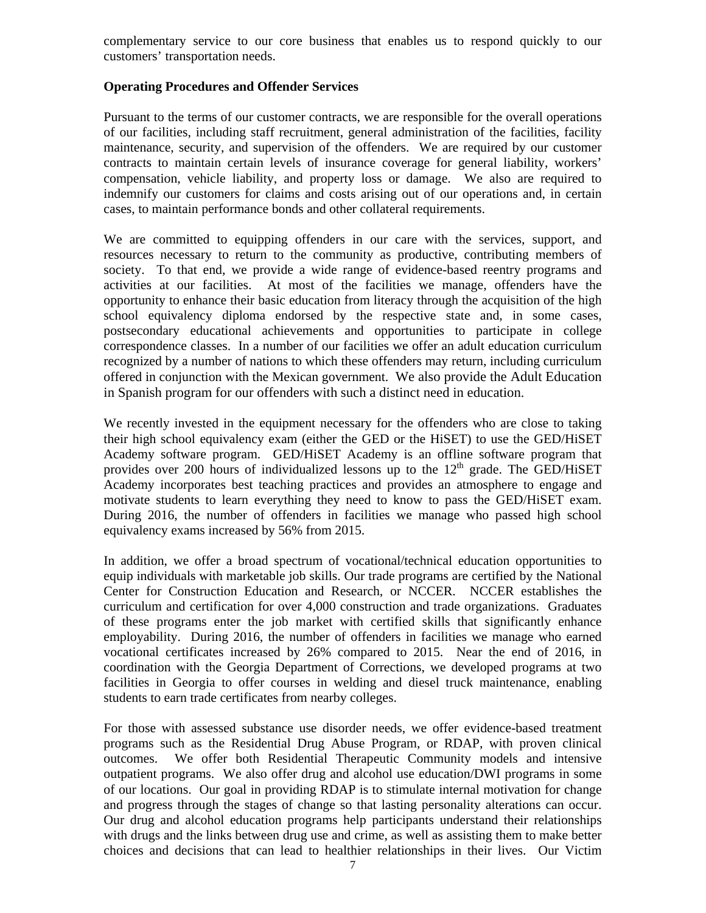complementary service to our core business that enables us to respond quickly to our customers' transportation needs.

**Operating Procedures and Offender Services**

Pursuant to the terms of our customer contracts, we are responsible for the overall operations of our facilities, including staff recruitment, general administration of the facilities, facility maintenance, security, and supervision of the offenders. We are required by our customer contracts to maintain certain levels of insurance coverage for general liability, workers' compensation, vehicle liability, and property loss or damage. We also are required to indemnify our customers for claims and costs arising out of our operations and, in certain cases, to maintain performance bonds and other collateral requirements.

We are committed to equipping offenders in our care with the services, support, and resources necessary to return to the community as productive, contributing members of society. To that end, we provide a wide range of evidence-based reentry programs and activities at our facilities. At most of the facilities we manage, offenders have the opportunity to enhance their basic education from literacy through the acquisition of the high school equivalency diploma endorsed by the respective state and, in some cases, postsecondary educational achievements and opportunities to participate in college correspondence classes. In a number of our facilities we offer an adult education curriculum recognized by a number of nations to which these offenders may return, including curriculum offered in conjunction with the Mexican government. We also provide the Adult Education in Spanish program for our offenders with such a distinct need in education.

We recently invested in the equipment necessary for the offenders who are close to taking their high school equivalency exam (either the GED or the HiSET) to use the GED/HiSET Academy software program. GED/HiSET Academy is an offline software program that provides over 200 hours of individualized lessons up to the 12th grade. The GED/HiSET Academy incorporates best teaching practices and provides an atmosphere to engage and motivate students to learn everything they need to know to pass the GED/HiSET exam. During 2016, the number of offenders in facilities we manage who passed high school equivalency exams increased by 56% from 2015.

In addition, we offer a broad spectrum of vocational/technical education opportunities to equip individuals with marketable job skills. Our trade programs are certified by the National Center for Construction Education and Research, or NCCER. NCCER establishes the curriculum and certification for over 4,000 construction and trade organizations. Graduates of these programs enter the job market with certified skills that significantly enhance employability. During 2016, the number of offenders in facilities we manage who earned vocational certificates increased by 26% compared to 2015. Near the end of 2016, in coordination with the Georgia Department of Corrections, we developed programs at two facilities in Georgia to offer courses in welding and diesel truck maintenance, enabling students to earn trade certificates from nearby colleges.

For those with assessed substance use disorder needs, we offer evidence-based treatment programs such as the Residential Drug Abuse Program, or RDAP, with proven clinical outcomes. We offer both Residential Therapeutic Community models and intensive outpatient programs. We also offer drug and alcohol use education/DWI programs in some of our locations. Our goal in providing RDAP is to stimulate internal motivation for change and progress through the stages of change so that lasting personality alterations can occur. Our drug and alcohol education programs help participants understand their relationships with drugs and the links between drug use and crime, as well as assisting them to make better choices and decisions that can lead to healthier relationships in their lives. Our Victim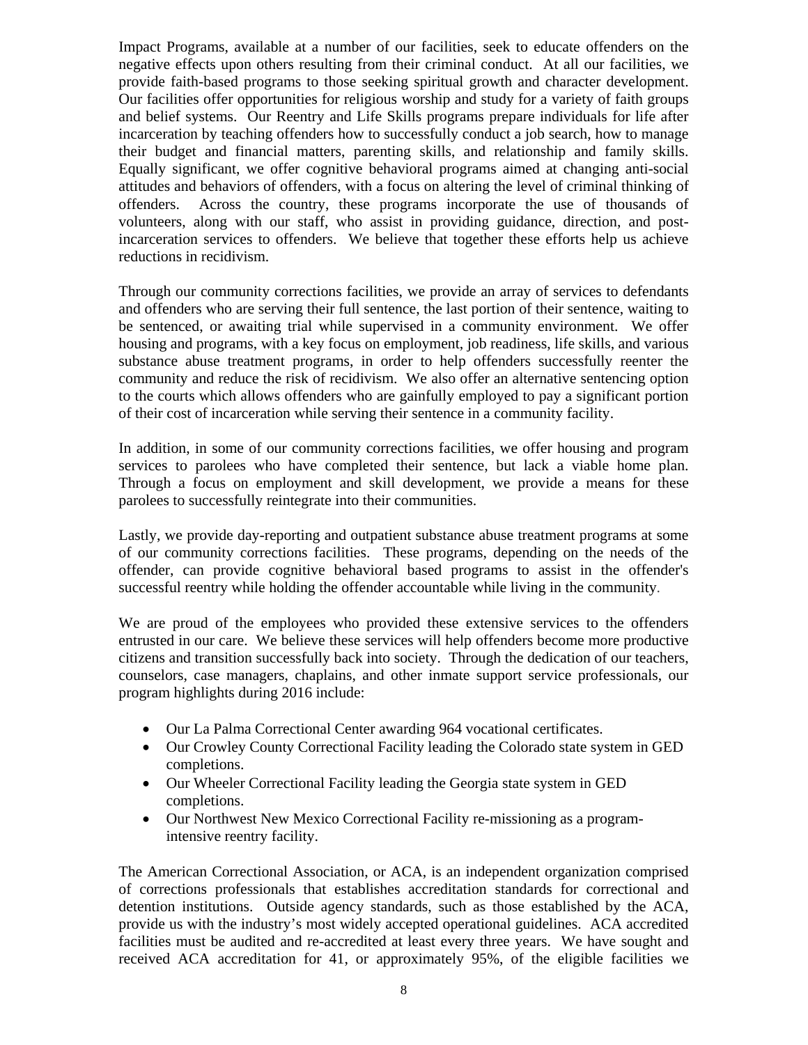Impact Programs, available at a number of our facilities, seek to educate offenders on the negative effects upon others resulting from their criminal conduct. At all our facilities, we provide faith-based programs to those seeking spiritual growth and character development. Our facilities offer opportunities for religious worship and study for a variety of faith groups and belief systems. Our Reentry and Life Skills programs prepare individuals for life after incarceration by teaching offenders how to successfully conduct a job search, how to manage their budget and financial matters, parenting skills, and relationship and family skills. Equally significant, we offer cognitive behavioral programs aimed at changing anti-social attitudes and behaviors of offenders, with a focus on altering the level of criminal thinking of offenders. Across the country, these programs incorporate the use of thousands of volunteers, along with our staff, who assist in providing guidance, direction, and post-incarceration services to offenders. We believe that together these efforts help us achieve reductions in recidivism.

Through our community corrections facilities, we provide an array of services to defendants and offenders who are serving their full sentence, the last portion of their sentence, waiting to be sentenced, or awaiting trial while supervised in a community environment. We offer housing and programs, with a key focus on employment, job readiness, life skills, and various substance abuse treatment programs, in order to help offenders successfully reenter the community and reduce the risk of recidivism. We also offer an alternative sentencing option to the courts which allows offenders who are gainfully employed to pay a significant portion of their cost of incarceration while serving their sentence in a community facility.

In addition, in some of our community corrections facilities, we offer housing and program services to parolees who have completed their sentence, but lack a viable home plan. Through a focus on employment and skill development, we provide a means for these parolees to successfully reintegrate into their communities.

Lastly, we provide day-reporting and outpatient substance abuse treatment programs at some of our community corrections facilities. These programs, depending on the needs of the offender, can provide cognitive behavioral based programs to assist in the offender's successful reentry while holding the offender accountable while living in the community.

We are proud of the employees who provided these extensive services to the offenders entrusted in our care. We believe these services will help offenders become more productive citizens and transition successfully back into society. Through the dedication of our teachers, counselors, case managers, chaplains, and other inmate support service professionals, our program highlights during 2016 include:

- Our La Palma Correctional Center awarding 964 vocational certificates.
- Our Crowley County Correctional Facility leading the Colorado state system in GED completions.
- Our Wheeler Correctional Facility leading the Georgia state system in GED completions.
- Our Northwest New Mexico Correctional Facility re-missioning as a program-intensive reentry facility.

The American Correctional Association, or ACA, is an independent organization comprised of corrections professionals that establishes accreditation standards for correctional and detention institutions. Outside agency standards, such as those established by the ACA, provide us with the industry's most widely accepted operational guidelines. ACA accredited facilities must be audited and re-accredited at least every three years. We have sought and received ACA accreditation for 41, or approximately 95%, of the eligible facilities we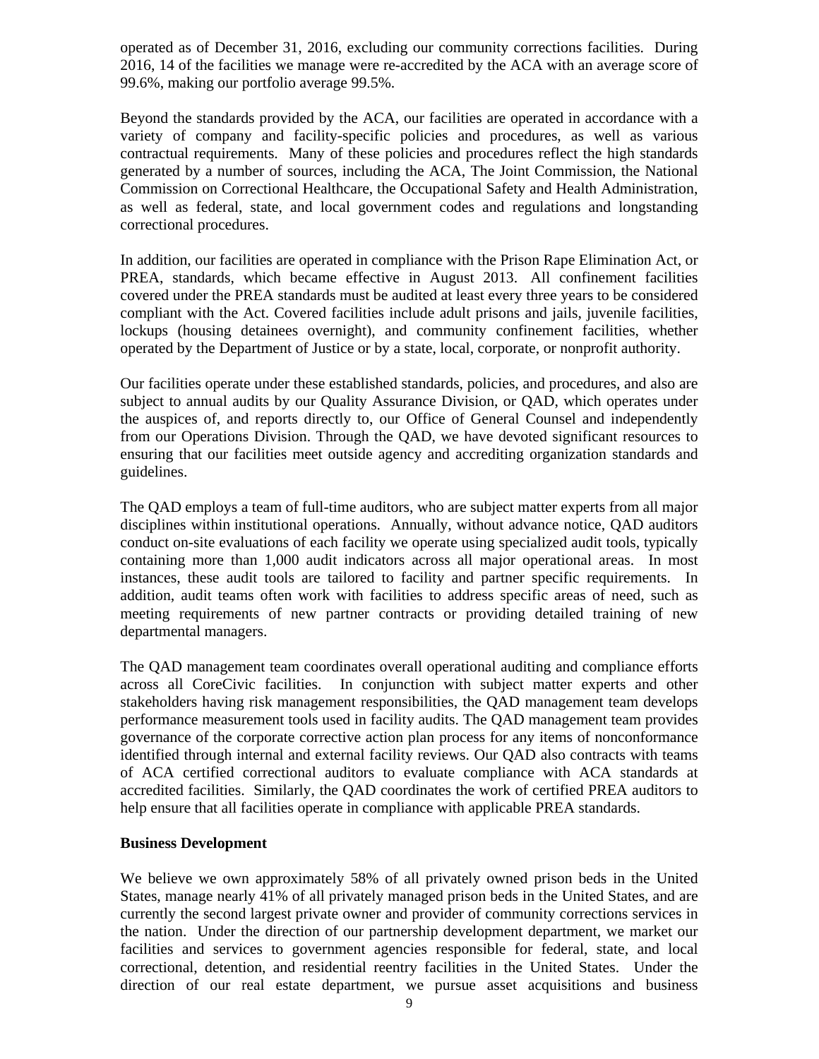operated as of December 31, 2016, excluding our community corrections facilities. During 2016, 14 of the facilities we manage were re-accredited by the ACA with an average score of 99.6%, making our portfolio average 99.5%.

Beyond the standards provided by the ACA, our facilities are operated in accordance with a variety of company and facility-specific policies and procedures, as well as various contractual requirements. Many of these policies and procedures reflect the high standards generated by a number of sources, including the ACA, The Joint Commission, the National Commission on Correctional Healthcare, the Occupational Safety and Health Administration, as well as federal, state, and local government codes and regulations and longstanding correctional procedures.

In addition, our facilities are operated in compliance with the Prison Rape Elimination Act, or PREA, standards, which became effective in August 2013. All confinement facilities covered under the PREA standards must be audited at least every three years to be considered compliant with the Act. Covered facilities include adult prisons and jails, juvenile facilities, lockups (housing detainees overnight), and community confinement facilities, whether operated by the Department of Justice or by a state, local, corporate, or nonprofit authority.

Our facilities operate under these established standards, policies, and procedures, and also are subject to annual audits by our Quality Assurance Division, or QAD, which operates under the auspices of, and reports directly to, our Office of General Counsel and independently from our Operations Division. Through the QAD, we have devoted significant resources to ensuring that our facilities meet outside agency and accrediting organization standards and guidelines.

The QAD employs a team of full-time auditors, who are subject matter experts from all major disciplines within institutional operations. Annually, without advance notice, QAD auditors conduct on-site evaluations of each facility we operate using specialized audit tools, typically containing more than 1,000 audit indicators across all major operational areas. In most instances, these audit tools are tailored to facility and partner specific requirements. In addition, audit teams often work with facilities to address specific areas of need, such as meeting requirements of new partner contracts or providing detailed training of new departmental managers.

The QAD management team coordinates overall operational auditing and compliance efforts across all CoreCivic facilities. In conjunction with subject matter experts and other stakeholders having risk management responsibilities, the QAD management team develops performance measurement tools used in facility audits. The QAD management team provides governance of the corporate corrective action plan process for any items of nonconformance identified through internal and external facility reviews. Our QAD also contracts with teams of ACA certified correctional auditors to evaluate compliance with ACA standards at accredited facilities. Similarly, the QAD coordinates the work of certified PREA auditors to help ensure that all facilities operate in compliance with applicable PREA standards.

**Business Development**

We believe we own approximately 58% of all privately owned prison beds in the United States, manage nearly 41% of all privately managed prison beds in the United States, and are currently the second largest private owner and provider of community corrections services in the nation. Under the direction of our partnership development department, we market our facilities and services to government agencies responsible for federal, state, and local correctional, detention, and residential reentry facilities in the United States. Under the direction of our real estate department, we pursue asset acquisitions and business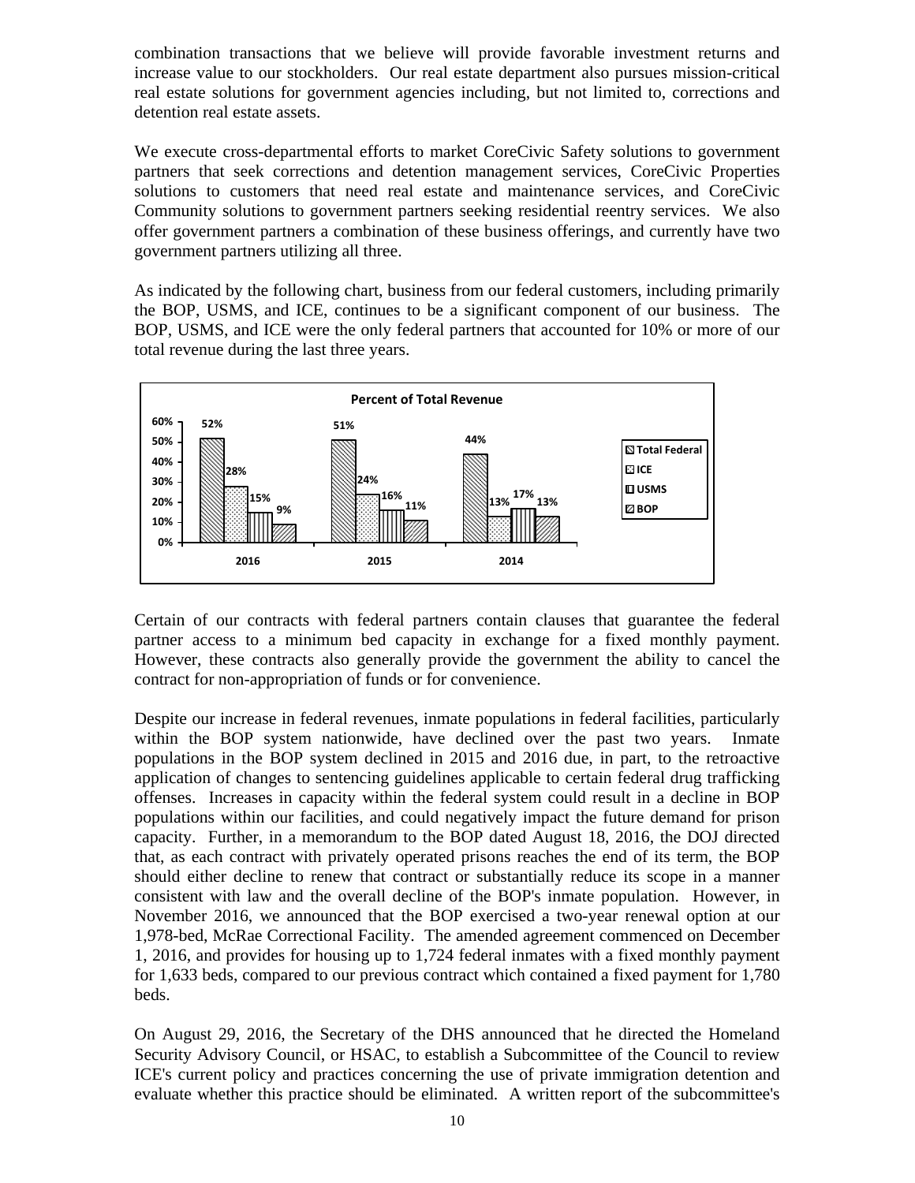combination transactions that we believe will provide favorable investment returns and increase value to our stockholders. Our real estate department also pursues mission-critical real estate solutions for government agencies including, but not limited to, corrections and detention real estate assets.

We execute cross-departmental efforts to market CoreCivic Safety solutions to government partners that seek corrections and detention management services, CoreCivic Properties solutions to customers that need real estate and maintenance services, and CoreCivic Community solutions to government partners seeking residential reentry services. We also offer government partners a combination of these business offerings, and currently have two government partners utilizing all three.

As indicated by the following chart, business from our federal customers, including primarily the BOP, USMS, and ICE, continues to be a significant component of our business. The BOP, USMS, and ICE were the only federal partners that accounted for 10% or more of our total revenue during the last three years.

**Percent of Total Revenue**

| | 2016 | 2015 | 2014 |
|---|---|---|---|
| Total Federal | 52% | 51% | 44% |
| ICE | 28% | 24% | 13% |
| USMS | 15% | 16% | 17% |
| BOP | 9% | 11% | 13% |

Certain of our contracts with federal partners contain clauses that guarantee the federal partner access to a minimum bed capacity in exchange for a fixed monthly payment. However, these contracts also generally provide the government the ability to cancel the contract for non-appropriation of funds or for convenience.

Despite our increase in federal revenues, inmate populations in federal facilities, particularly within the BOP system nationwide, have declined over the past two years. Inmate populations in the BOP system declined in 2015 and 2016 due, in part, to the retroactive application of changes to sentencing guidelines applicable to certain federal drug trafficking offenses. Increases in capacity within the federal system could result in a decline in BOP populations within our facilities, and could negatively impact the future demand for prison capacity. Further, in a memorandum to the BOP dated August 18, 2016, the DOJ directed that, as each contract with privately operated prisons reaches the end of its term, the BOP should either decline to renew that contract or substantially reduce its scope in a manner consistent with law and the overall decline of the BOP's inmate population. However, in November 2016, we announced that the BOP exercised a two-year renewal option at our 1,978-bed, McRae Correctional Facility. The amended agreement commenced on December 1, 2016, and provides for housing up to 1,724 federal inmates with a fixed monthly payment for 1,633 beds, compared to our previous contract which contained a fixed payment for 1,780 beds.

On August 29, 2016, the Secretary of the DHS announced that he directed the Homeland Security Advisory Council, or HSAC, to establish a Subcommittee of the Council to review ICE's current policy and practices concerning the use of private immigration detention and evaluate whether this practice should be eliminated. A written report of the subcommittee's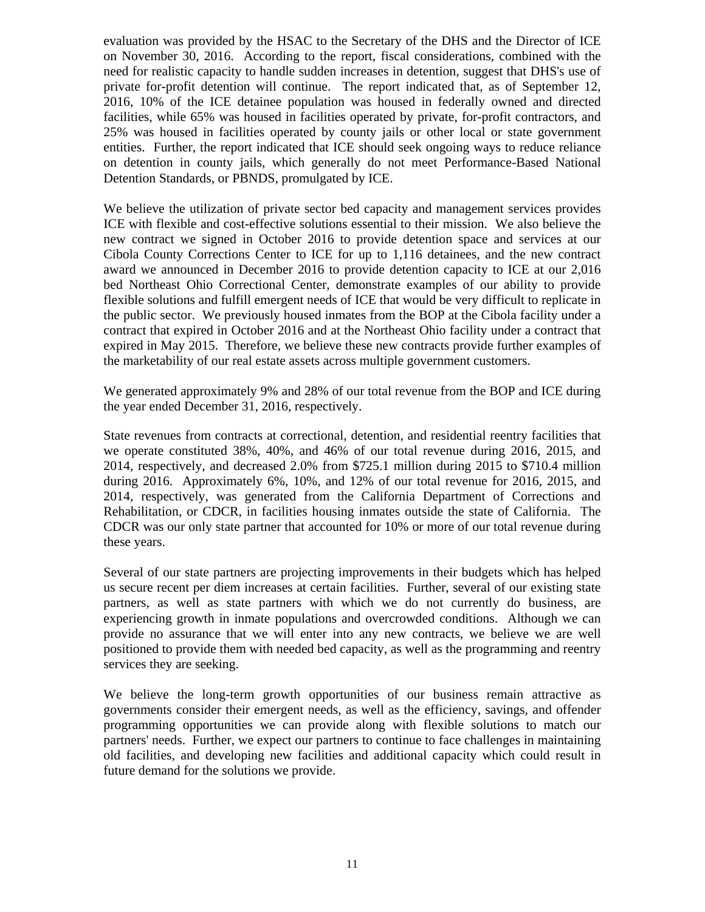evaluation was provided by the HSAC to the Secretary of the DHS and the Director of ICE on November 30, 2016. According to the report, fiscal considerations, combined with the need for realistic capacity to handle sudden increases in detention, suggest that DHS's use of private for-profit detention will continue. The report indicated that, as of September 12, 2016, 10% of the ICE detainee population was housed in federally owned and directed facilities, while 65% was housed in facilities operated by private, for-profit contractors, and 25% was housed in facilities operated by county jails or other local or state government entities. Further, the report indicated that ICE should seek ongoing ways to reduce reliance on detention in county jails, which generally do not meet Performance-Based National Detention Standards, or PBNDS, promulgated by ICE.

We believe the utilization of private sector bed capacity and management services provides ICE with flexible and cost-effective solutions essential to their mission. We also believe the new contract we signed in October 2016 to provide detention space and services at our Cibola County Corrections Center to ICE for up to 1,116 detainees, and the new contract award we announced in December 2016 to provide detention capacity to ICE at our 2,016 bed Northeast Ohio Correctional Center, demonstrate examples of our ability to provide flexible solutions and fulfill emergent needs of ICE that would be very difficult to replicate in the public sector. We previously housed inmates from the BOP at the Cibola facility under a contract that expired in October 2016 and at the Northeast Ohio facility under a contract that expired in May 2015. Therefore, we believe these new contracts provide further examples of the marketability of our real estate assets across multiple government customers.

We generated approximately 9% and 28% of our total revenue from the BOP and ICE during the year ended December 31, 2016, respectively.

State revenues from contracts at correctional, detention, and residential reentry facilities that we operate constituted 38%, 40%, and 46% of our total revenue during 2016, 2015, and 2014, respectively, and decreased 2.0% from $725.1 million during 2015 to $710.4 million during 2016. Approximately 6%, 10%, and 12% of our total revenue for 2016, 2015, and 2014, respectively, was generated from the California Department of Corrections and Rehabilitation, or CDCR, in facilities housing inmates outside the state of California. The CDCR was our only state partner that accounted for 10% or more of our total revenue during these years.

Several of our state partners are projecting improvements in their budgets which has helped us secure recent per diem increases at certain facilities. Further, several of our existing state partners, as well as state partners with which we do not currently do business, are experiencing growth in inmate populations and overcrowded conditions. Although we can provide no assurance that we will enter into any new contracts, we believe we are well positioned to provide them with needed bed capacity, as well as the programming and reentry services they are seeking.

We believe the long-term growth opportunities of our business remain attractive as governments consider their emergent needs, as well as the efficiency, savings, and offender programming opportunities we can provide along with flexible solutions to match our partners' needs. Further, we expect our partners to continue to face challenges in maintaining old facilities, and developing new facilities and additional capacity which could result in future demand for the solutions we provide.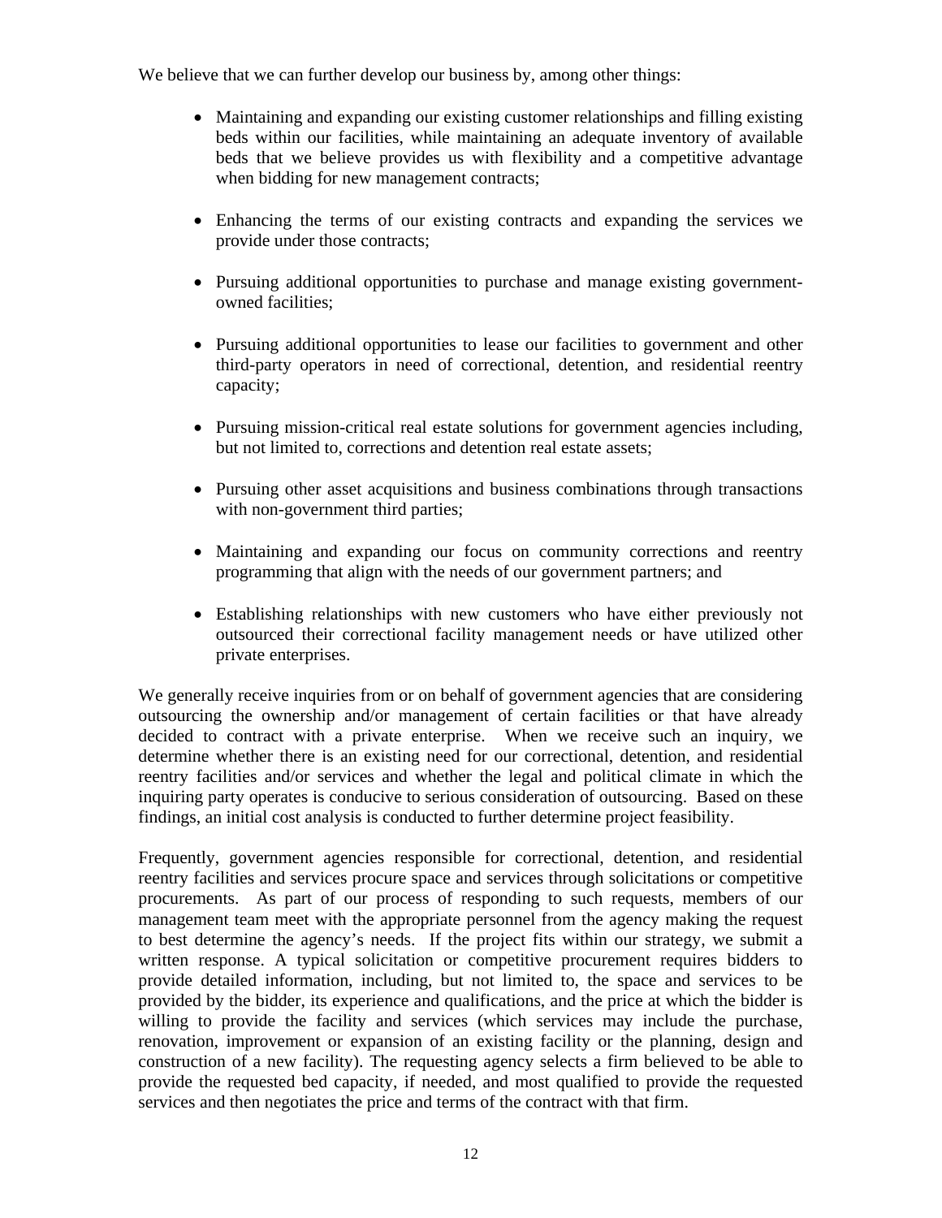We believe that we can further develop our business by, among other things:

- Maintaining and expanding our existing customer relationships and filling existing beds within our facilities, while maintaining an adequate inventory of available beds that we believe provides us with flexibility and a competitive advantage when bidding for new management contracts;

- Enhancing the terms of our existing contracts and expanding the services we provide under those contracts;

- Pursuing additional opportunities to purchase and manage existing government-owned facilities;

- Pursuing additional opportunities to lease our facilities to government and other third-party operators in need of correctional, detention, and residential reentry capacity;

- Pursuing mission-critical real estate solutions for government agencies including, but not limited to, corrections and detention real estate assets;

- Pursuing other asset acquisitions and business combinations through transactions with non-government third parties;

- Maintaining and expanding our focus on community corrections and reentry programming that align with the needs of our government partners; and

- Establishing relationships with new customers who have either previously not outsourced their correctional facility management needs or have utilized other private enterprises.

We generally receive inquiries from or on behalf of government agencies that are considering outsourcing the ownership and/or management of certain facilities or that have already decided to contract with a private enterprise. When we receive such an inquiry, we determine whether there is an existing need for our correctional, detention, and residential reentry facilities and/or services and whether the legal and political climate in which the inquiring party operates is conducive to serious consideration of outsourcing. Based on these findings, an initial cost analysis is conducted to further determine project feasibility.

Frequently, government agencies responsible for correctional, detention, and residential reentry facilities and services procure space and services through solicitations or competitive procurements. As part of our process of responding to such requests, members of our management team meet with the appropriate personnel from the agency making the request to best determine the agency's needs. If the project fits within our strategy, we submit a written response. A typical solicitation or competitive procurement requires bidders to provide detailed information, including, but not limited to, the space and services to be provided by the bidder, its experience and qualifications, and the price at which the bidder is willing to provide the facility and services (which services may include the purchase, renovation, improvement or expansion of an existing facility or the planning, design and construction of a new facility). The requesting agency selects a firm believed to be able to provide the requested bed capacity, if needed, and most qualified to provide the requested services and then negotiates the price and terms of the contract with that firm.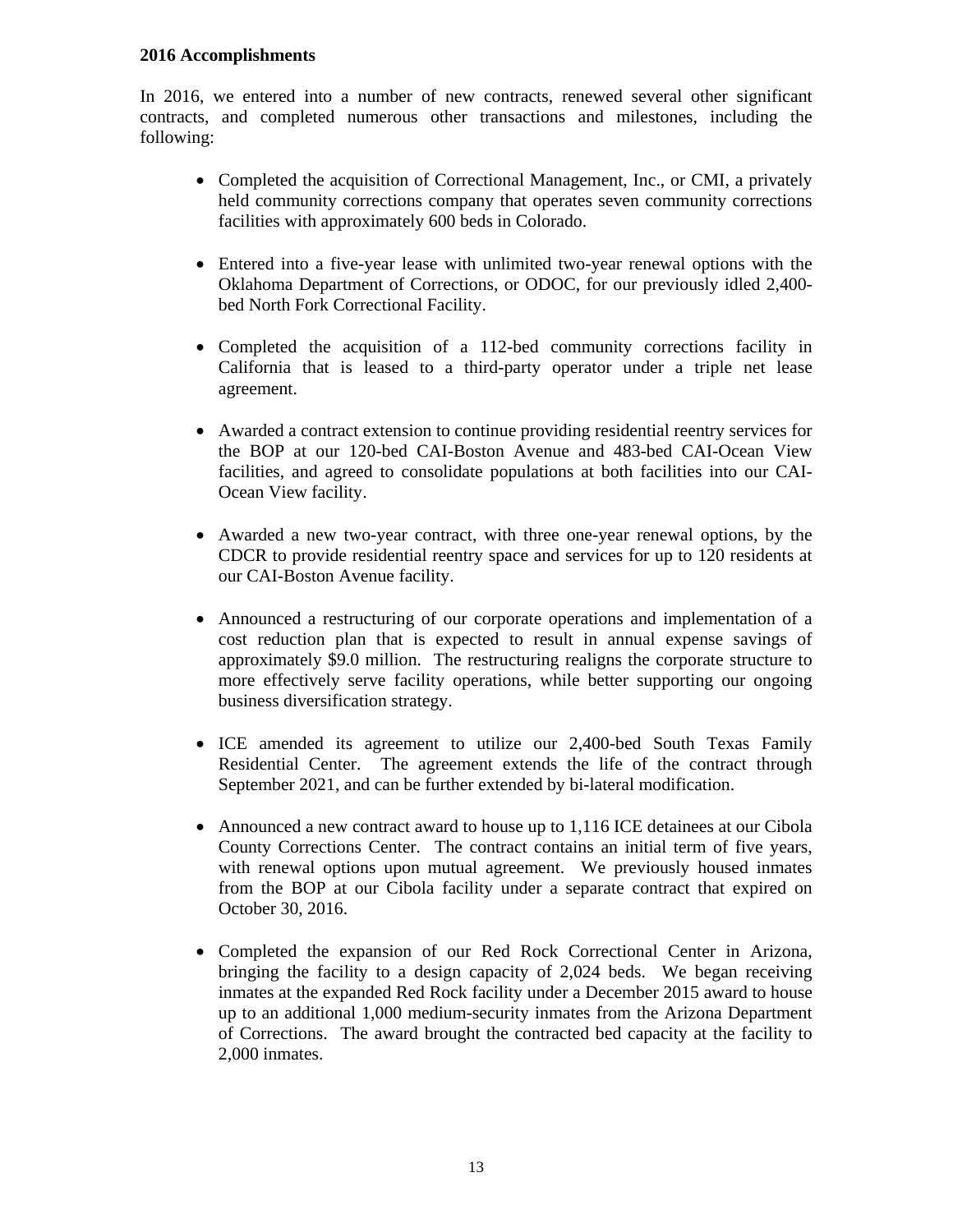**2016 Accomplishments**

In 2016, we entered into a number of new contracts, renewed several other significant contracts, and completed numerous other transactions and milestones, including the following:

- Completed the acquisition of Correctional Management, Inc., or CMI, a privately held community corrections company that operates seven community corrections facilities with approximately 600 beds in Colorado.

- Entered into a five-year lease with unlimited two-year renewal options with the Oklahoma Department of Corrections, or ODOC, for our previously idled 2,400-bed North Fork Correctional Facility.

- Completed the acquisition of a 112-bed community corrections facility in California that is leased to a third-party operator under a triple net lease agreement.

- Awarded a contract extension to continue providing residential reentry services for the BOP at our 120-bed CAI-Boston Avenue and 483-bed CAI-Ocean View facilities, and agreed to consolidate populations at both facilities into our CAI-Ocean View facility.

- Awarded a new two-year contract, with three one-year renewal options, by the CDCR to provide residential reentry space and services for up to 120 residents at our CAI-Boston Avenue facility.

- Announced a restructuring of our corporate operations and implementation of a cost reduction plan that is expected to result in annual expense savings of approximately $9.0 million. The restructuring realigns the corporate structure to more effectively serve facility operations, while better supporting our ongoing business diversification strategy.

- ICE amended its agreement to utilize our 2,400-bed South Texas Family Residential Center. The agreement extends the life of the contract through September 2021, and can be further extended by bi-lateral modification.

- Announced a new contract award to house up to 1,116 ICE detainees at our Cibola County Corrections Center. The contract contains an initial term of five years, with renewal options upon mutual agreement. We previously housed inmates from the BOP at our Cibola facility under a separate contract that expired on October 30, 2016.

- Completed the expansion of our Red Rock Correctional Center in Arizona, bringing the facility to a design capacity of 2,024 beds. We began receiving inmates at the expanded Red Rock facility under a December 2015 award to house up to an additional 1,000 medium-security inmates from the Arizona Department of Corrections. The award brought the contracted bed capacity at the facility to 2,000 inmates.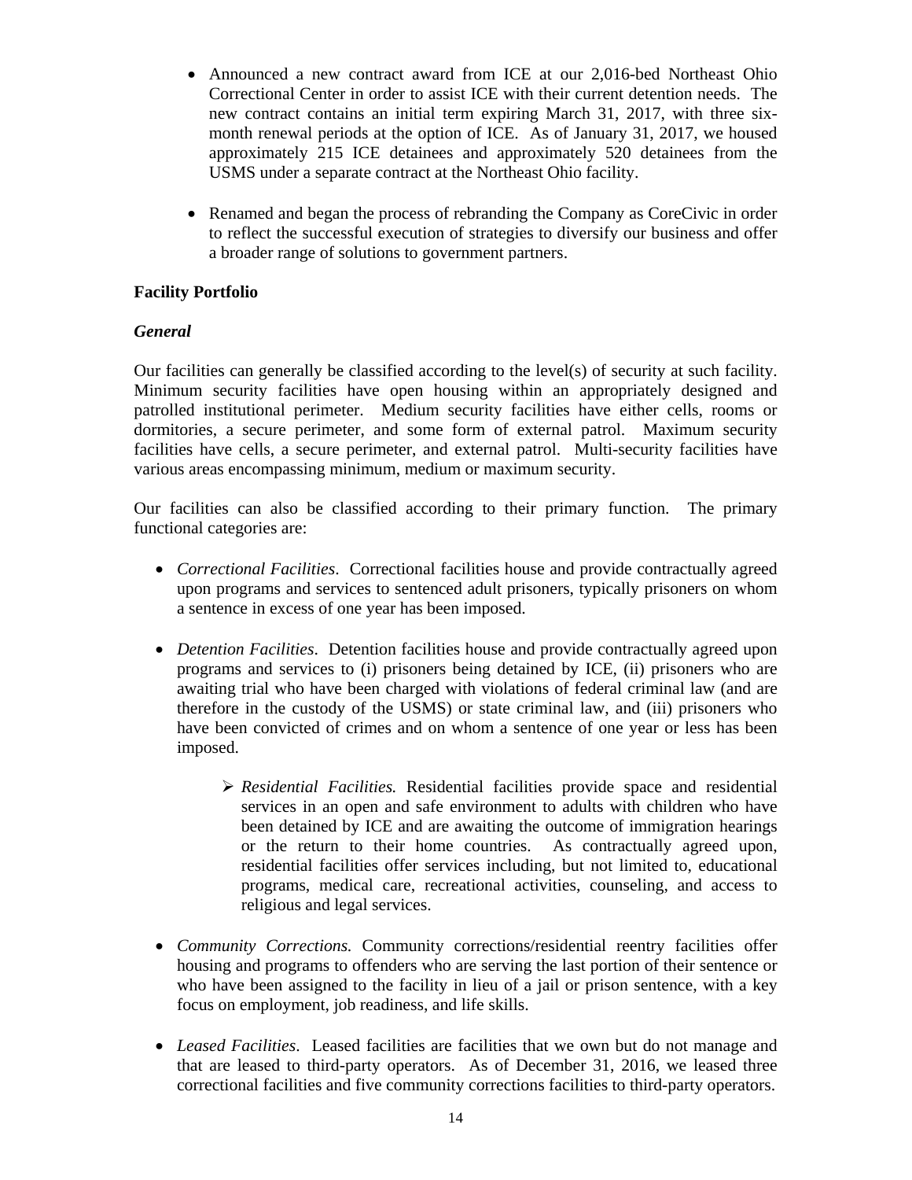- Announced a new contract award from ICE at our 2,016-bed Northeast Ohio Correctional Center in order to assist ICE with their current detention needs. The new contract contains an initial term expiring March 31, 2017, with three six-month renewal periods at the option of ICE. As of January 31, 2017, we housed approximately 215 ICE detainees and approximately 520 detainees from the USMS under a separate contract at the Northeast Ohio facility.

- Renamed and began the process of rebranding the Company as CoreCivic in order to reflect the successful execution of strategies to diversify our business and offer a broader range of solutions to government partners.

**Facility Portfolio**

***General***

Our facilities can generally be classified according to the level(s) of security at such facility. Minimum security facilities have open housing within an appropriately designed and patrolled institutional perimeter. Medium security facilities have either cells, rooms or dormitories, a secure perimeter, and some form of external patrol. Maximum security facilities have cells, a secure perimeter, and external patrol. Multi-security facilities have various areas encompassing minimum, medium or maximum security.

Our facilities can also be classified according to their primary function. The primary functional categories are:

- *Correctional Facilities*. Correctional facilities house and provide contractually agreed upon programs and services to sentenced adult prisoners, typically prisoners on whom a sentence in excess of one year has been imposed.

- *Detention Facilities*. Detention facilities house and provide contractually agreed upon programs and services to (i) prisoners being detained by ICE, (ii) prisoners who are awaiting trial who have been charged with violations of federal criminal law (and are therefore in the custody of the USMS) or state criminal law, and (iii) prisoners who have been convicted of crimes and on whom a sentence of one year or less has been imposed.

  - *Residential Facilities.* Residential facilities provide space and residential services in an open and safe environment to adults with children who have been detained by ICE and are awaiting the outcome of immigration hearings or the return to their home countries. As contractually agreed upon, residential facilities offer services including, but not limited to, educational programs, medical care, recreational activities, counseling, and access to religious and legal services.

- *Community Corrections.* Community corrections/residential reentry facilities offer housing and programs to offenders who are serving the last portion of their sentence or who have been assigned to the facility in lieu of a jail or prison sentence, with a key focus on employment, job readiness, and life skills.

- *Leased Facilities*. Leased facilities are facilities that we own but do not manage and that are leased to third-party operators. As of December 31, 2016, we leased three correctional facilities and five community corrections facilities to third-party operators.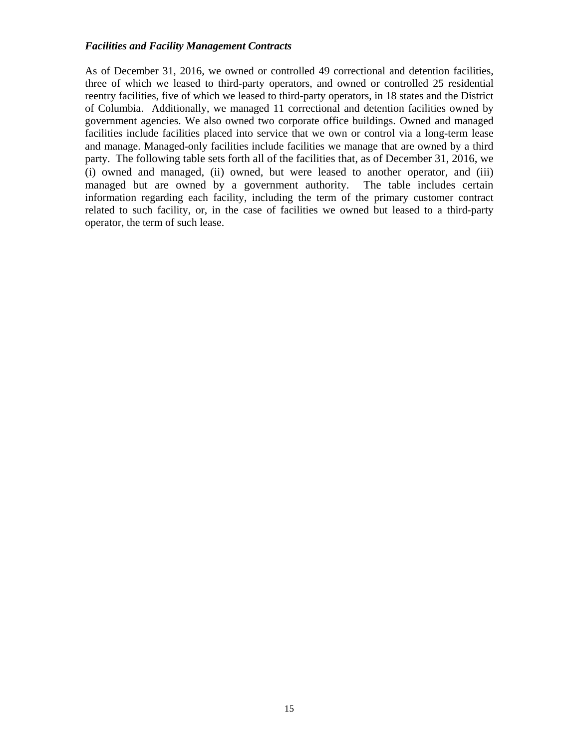### *Facilities and Facility Management Contracts*

As of December 31, 2016, we owned or controlled 49 correctional and detention facilities, three of which we leased to third-party operators, and owned or controlled 25 residential reentry facilities, five of which we leased to third-party operators, in 18 states and the District of Columbia. Additionally, we managed 11 correctional and detention facilities owned by government agencies. We also owned two corporate office buildings. Owned and managed facilities include facilities placed into service that we own or control via a long-term lease and manage. Managed-only facilities include facilities we manage that are owned by a third party. The following table sets forth all of the facilities that, as of December 31, 2016, we (i) owned and managed, (ii) owned, but were leased to another operator, and (iii) managed but are owned by a government authority. The table includes certain information regarding each facility, including the term of the primary customer contract related to such facility, or, in the case of facilities we owned but leased to a third-party operator, the term of such lease.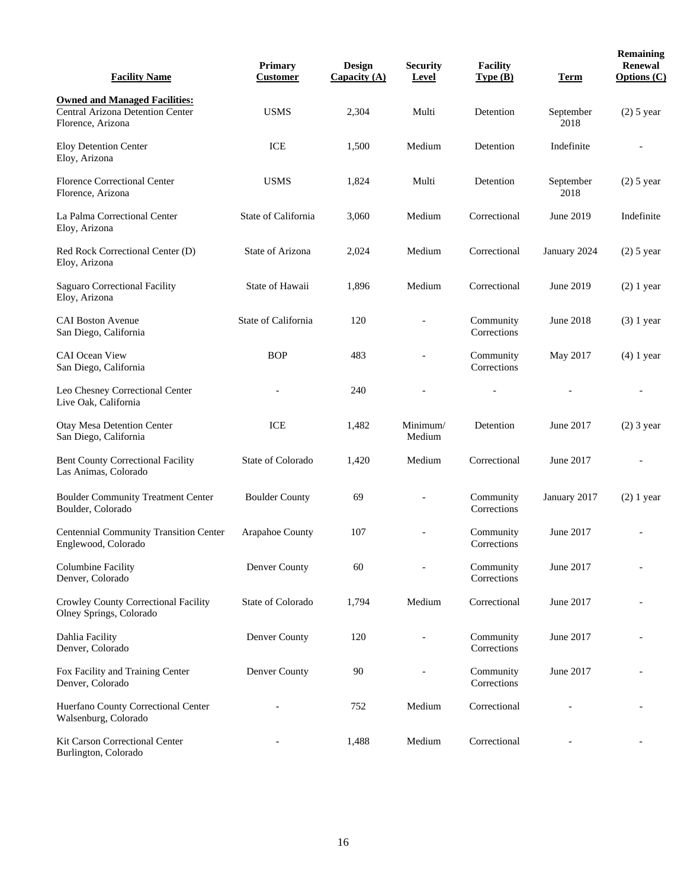| Facility Name | Primary Customer | Design Capacity (A) | Security Level | Facility Type (B) | Term | Remaining Renewal Options (C) |
|---|---|---|---|---|---|---|
| **Owned and Managed Facilities:** | | | | | | |
| Central Arizona Detention Center Florence, Arizona | USMS | 2,304 | Multi | Detention | September 2018 | (2) 5 year |
| Eloy Detention Center Eloy, Arizona | ICE | 1,500 | Medium | Detention | Indefinite | - |
| Florence Correctional Center Florence, Arizona | USMS | 1,824 | Multi | Detention | September 2018 | (2) 5 year |
| La Palma Correctional Center Eloy, Arizona | State of California | 3,060 | Medium | Correctional | June 2019 | Indefinite |
| Red Rock Correctional Center (D) Eloy, Arizona | State of Arizona | 2,024 | Medium | Correctional | January 2024 | (2) 5 year |
| Saguaro Correctional Facility Eloy, Arizona | State of Hawaii | 1,896 | Medium | Correctional | June 2019 | (2) 1 year |
| CAI Boston Avenue San Diego, California | State of California | 120 | - | Community Corrections | June 2018 | (3) 1 year |
| CAI Ocean View San Diego, California | BOP | 483 | - | Community Corrections | May 2017 | (4) 1 year |
| Leo Chesney Correctional Center Live Oak, California | - | 240 | - | - | - | - |
| Otay Mesa Detention Center San Diego, California | ICE | 1,482 | Minimum/ Medium | Detention | June 2017 | (2) 3 year |
| Bent County Correctional Facility Las Animas, Colorado | State of Colorado | 1,420 | Medium | Correctional | June 2017 | - |
| Boulder Community Treatment Center Boulder, Colorado | Boulder County | 69 | - | Community Corrections | January 2017 | (2) 1 year |
| Centennial Community Transition Center Englewood, Colorado | Arapahoe County | 107 | - | Community Corrections | June 2017 | - |
| Columbine Facility Denver, Colorado | Denver County | 60 | - | Community Corrections | June 2017 | - |
| Crowley County Correctional Facility Olney Springs, Colorado | State of Colorado | 1,794 | Medium | Correctional | June 2017 | - |
| Dahlia Facility Denver, Colorado | Denver County | 120 | - | Community Corrections | June 2017 | - |
| Fox Facility and Training Center Denver, Colorado | Denver County | 90 | - | Community Corrections | June 2017 | - |
| Huerfano County Correctional Center Walsenburg, Colorado | - | 752 | Medium | Correctional | - | - |
| Kit Carson Correctional Center Burlington, Colorado | - | 1,488 | Medium | Correctional | - | - |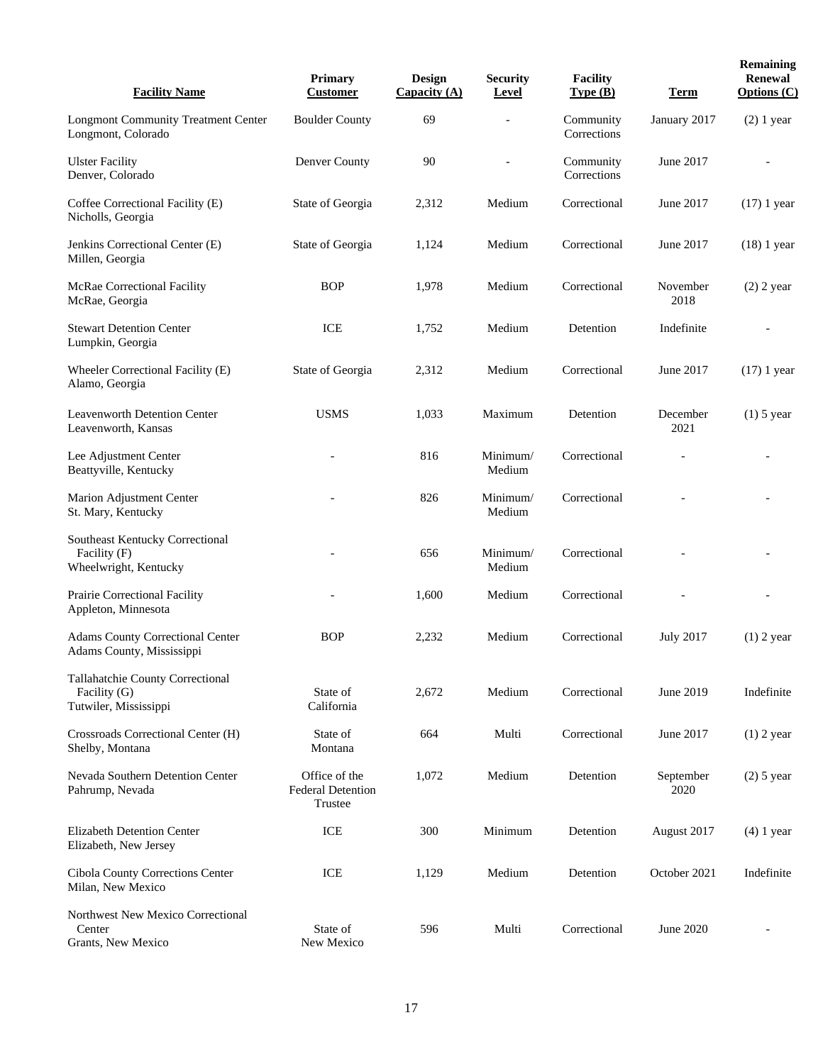| Facility Name | Primary Customer | Design Capacity (A) | Security Level | Facility Type (B) | Term | Remaining Renewal Options (C) |
|---|---|---|---|---|---|---|
| Longmont Community Treatment Center<br>Longmont, Colorado | Boulder County | 69 | - | Community Corrections | January 2017 | (2) 1 year |
| Ulster Facility<br>Denver, Colorado | Denver County | 90 | - | Community Corrections | June 2017 | - |
| Coffee Correctional Facility (E)<br>Nicholls, Georgia | State of Georgia | 2,312 | Medium | Correctional | June 2017 | (17) 1 year |
| Jenkins Correctional Center (E)<br>Millen, Georgia | State of Georgia | 1,124 | Medium | Correctional | June 2017 | (18) 1 year |
| McRae Correctional Facility<br>McRae, Georgia | BOP | 1,978 | Medium | Correctional | November 2018 | (2) 2 year |
| Stewart Detention Center<br>Lumpkin, Georgia | ICE | 1,752 | Medium | Detention | Indefinite | - |
| Wheeler Correctional Facility (E)<br>Alamo, Georgia | State of Georgia | 2,312 | Medium | Correctional | June 2017 | (17) 1 year |
| Leavenworth Detention Center<br>Leavenworth, Kansas | USMS | 1,033 | Maximum | Detention | December 2021 | (1) 5 year |
| Lee Adjustment Center<br>Beattyville, Kentucky | - | 816 | Minimum/ Medium | Correctional | - | - |
| Marion Adjustment Center<br>St. Mary, Kentucky | - | 826 | Minimum/ Medium | Correctional | - | - |
| Southeast Kentucky Correctional Facility (F)<br>Wheelwright, Kentucky | - | 656 | Minimum/ Medium | Correctional | - | - |
| Prairie Correctional Facility<br>Appleton, Minnesota | - | 1,600 | Medium | Correctional | - | - |
| Adams County Correctional Center<br>Adams County, Mississippi | BOP | 2,232 | Medium | Correctional | July 2017 | (1) 2 year |
| Tallahatchie County Correctional Facility (G)<br>Tutwiler, Mississippi | State of California | 2,672 | Medium | Correctional | June 2019 | Indefinite |
| Crossroads Correctional Center (H)<br>Shelby, Montana | State of Montana | 664 | Multi | Correctional | June 2017 | (1) 2 year |
| Nevada Southern Detention Center<br>Pahrump, Nevada | Office of the Federal Detention Trustee | 1,072 | Medium | Detention | September 2020 | (2) 5 year |
| Elizabeth Detention Center<br>Elizabeth, New Jersey | ICE | 300 | Minimum | Detention | August 2017 | (4) 1 year |
| Cibola County Corrections Center<br>Milan, New Mexico | ICE | 1,129 | Medium | Detention | October 2021 | Indefinite |
| Northwest New Mexico Correctional Center<br>Grants, New Mexico | State of New Mexico | 596 | Multi | Correctional | June 2020 | - |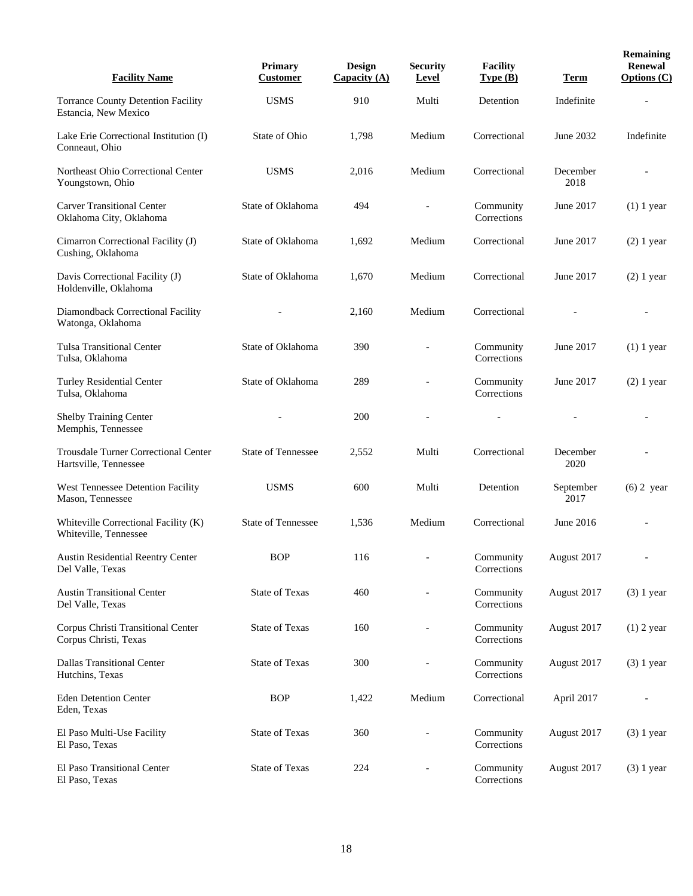| Facility Name | Primary Customer | Design Capacity (A) | Security Level | Facility Type (B) | Term | Remaining Renewal Options (C) |
|---|---|---|---|---|---|---|
| Torrance County Detention Facility<br>Estancia, New Mexico | USMS | 910 | Multi | Detention | Indefinite | - |
| Lake Erie Correctional Institution (I)<br>Conneaut, Ohio | State of Ohio | 1,798 | Medium | Correctional | June 2032 | Indefinite |
| Northeast Ohio Correctional Center<br>Youngstown, Ohio | USMS | 2,016 | Medium | Correctional | December 2018 | - |
| Carver Transitional Center<br>Oklahoma City, Oklahoma | State of Oklahoma | 494 | - | Community Corrections | June 2017 | (1) 1 year |
| Cimarron Correctional Facility (J)<br>Cushing, Oklahoma | State of Oklahoma | 1,692 | Medium | Correctional | June 2017 | (2) 1 year |
| Davis Correctional Facility (J)<br>Holdenville, Oklahoma | State of Oklahoma | 1,670 | Medium | Correctional | June 2017 | (2) 1 year |
| Diamondback Correctional Facility<br>Watonga, Oklahoma | - | 2,160 | Medium | Correctional | - | - |
| Tulsa Transitional Center<br>Tulsa, Oklahoma | State of Oklahoma | 390 | - | Community Corrections | June 2017 | (1) 1 year |
| Turley Residential Center<br>Tulsa, Oklahoma | State of Oklahoma | 289 | - | Community Corrections | June 2017 | (2) 1 year |
| Shelby Training Center<br>Memphis, Tennessee | - | 200 | - | - | - | - |
| Trousdale Turner Correctional Center<br>Hartsville, Tennessee | State of Tennessee | 2,552 | Multi | Correctional | December 2020 | - |
| West Tennessee Detention Facility<br>Mason, Tennessee | USMS | 600 | Multi | Detention | September 2017 | (6) 2 year |
| Whiteville Correctional Facility (K)<br>Whiteville, Tennessee | State of Tennessee | 1,536 | Medium | Correctional | June 2016 | - |
| Austin Residential Reentry Center<br>Del Valle, Texas | BOP | 116 | - | Community Corrections | August 2017 | - |
| Austin Transitional Center<br>Del Valle, Texas | State of Texas | 460 | - | Community Corrections | August 2017 | (3) 1 year |
| Corpus Christi Transitional Center<br>Corpus Christi, Texas | State of Texas | 160 | - | Community Corrections | August 2017 | (1) 2 year |
| Dallas Transitional Center<br>Hutchins, Texas | State of Texas | 300 | - | Community Corrections | August 2017 | (3) 1 year |
| Eden Detention Center<br>Eden, Texas | BOP | 1,422 | Medium | Correctional | April 2017 | - |
| El Paso Multi-Use Facility<br>El Paso, Texas | State of Texas | 360 | - | Community Corrections | August 2017 | (3) 1 year |
| El Paso Transitional Center<br>El Paso, Texas | State of Texas | 224 | - | Community Corrections | August 2017 | (3) 1 year |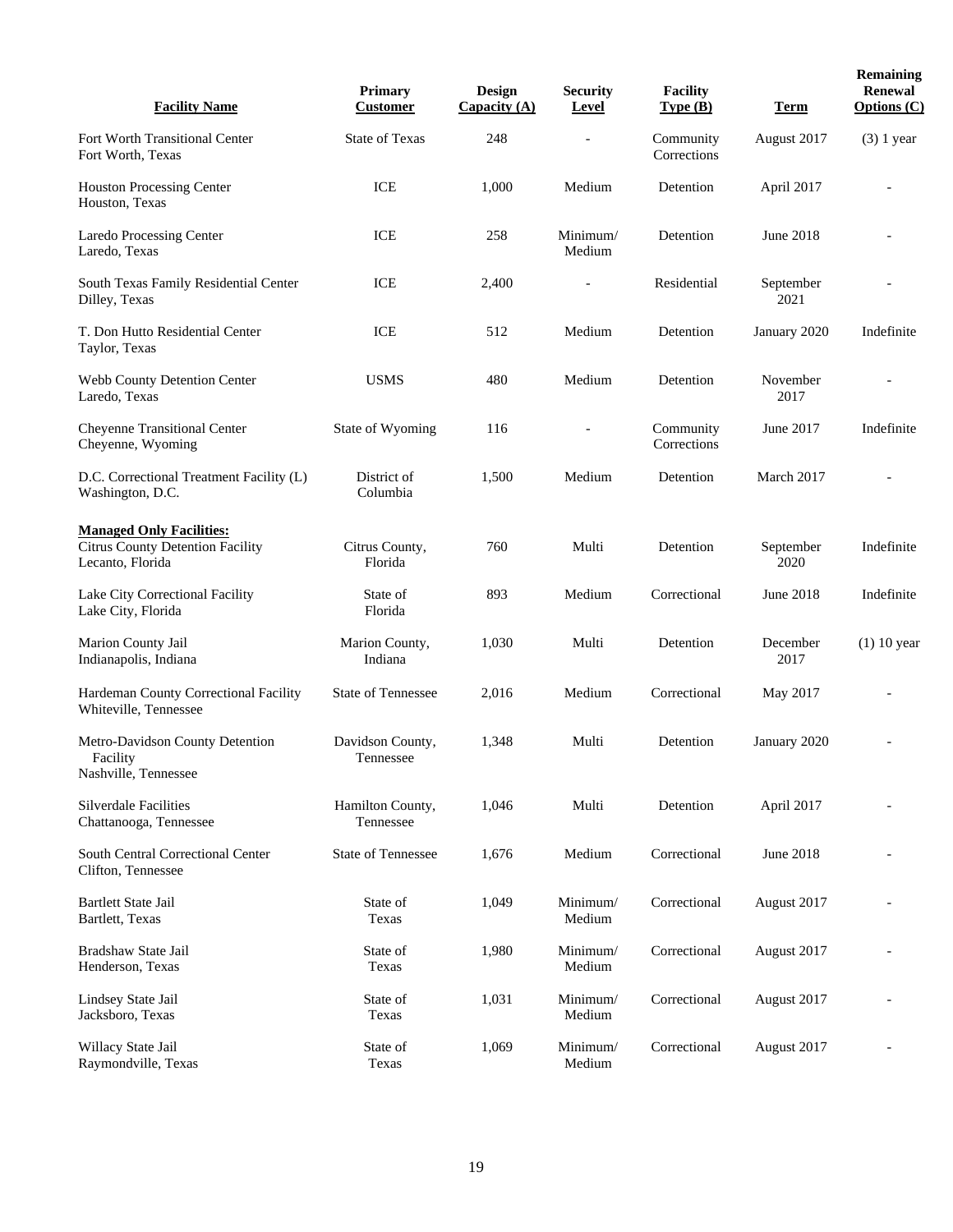| Facility Name | Primary Customer | Design Capacity (A) | Security Level | Facility Type (B) | Term | Remaining Renewal Options (C) |
|---|---|---|---|---|---|---|
| Fort Worth Transitional Center Fort Worth, Texas | State of Texas | 248 | - | Community Corrections | August 2017 | (3) 1 year |
| Houston Processing Center Houston, Texas | ICE | 1,000 | Medium | Detention | April 2017 | - |
| Laredo Processing Center Laredo, Texas | ICE | 258 | Minimum/ Medium | Detention | June 2018 | - |
| South Texas Family Residential Center Dilley, Texas | ICE | 2,400 | - | Residential | September 2021 | - |
| T. Don Hutto Residential Center Taylor, Texas | ICE | 512 | Medium | Detention | January 2020 | Indefinite |
| Webb County Detention Center Laredo, Texas | USMS | 480 | Medium | Detention | November 2017 | - |
| Cheyenne Transitional Center Cheyenne, Wyoming | State of Wyoming | 116 | - | Community Corrections | June 2017 | Indefinite |
| D.C. Correctional Treatment Facility (L) Washington, D.C. | District of Columbia | 1,500 | Medium | Detention | March 2017 | - |
| **Managed Only Facilities:** | | | | | | |
| Citrus County Detention Facility Lecanto, Florida | Citrus County, Florida | 760 | Multi | Detention | September 2020 | Indefinite |
| Lake City Correctional Facility Lake City, Florida | State of Florida | 893 | Medium | Correctional | June 2018 | Indefinite |
| Marion County Jail Indianapolis, Indiana | Marion County, Indiana | 1,030 | Multi | Detention | December 2017 | (1) 10 year |
| Hardeman County Correctional Facility Whiteville, Tennessee | State of Tennessee | 2,016 | Medium | Correctional | May 2017 | - |
| Metro-Davidson County Detention Facility Nashville, Tennessee | Davidson County, Tennessee | 1,348 | Multi | Detention | January 2020 | - |
| Silverdale Facilities Chattanooga, Tennessee | Hamilton County, Tennessee | 1,046 | Multi | Detention | April 2017 | - |
| South Central Correctional Center Clifton, Tennessee | State of Tennessee | 1,676 | Medium | Correctional | June 2018 | - |
| Bartlett State Jail Bartlett, Texas | State of Texas | 1,049 | Minimum/ Medium | Correctional | August 2017 | - |
| Bradshaw State Jail Henderson, Texas | State of Texas | 1,980 | Minimum/ Medium | Correctional | August 2017 | - |
| Lindsey State Jail Jacksboro, Texas | State of Texas | 1,031 | Minimum/ Medium | Correctional | August 2017 | - |
| Willacy State Jail Raymondville, Texas | State of Texas | 1,069 | Minimum/ Medium | Correctional | August 2017 | - |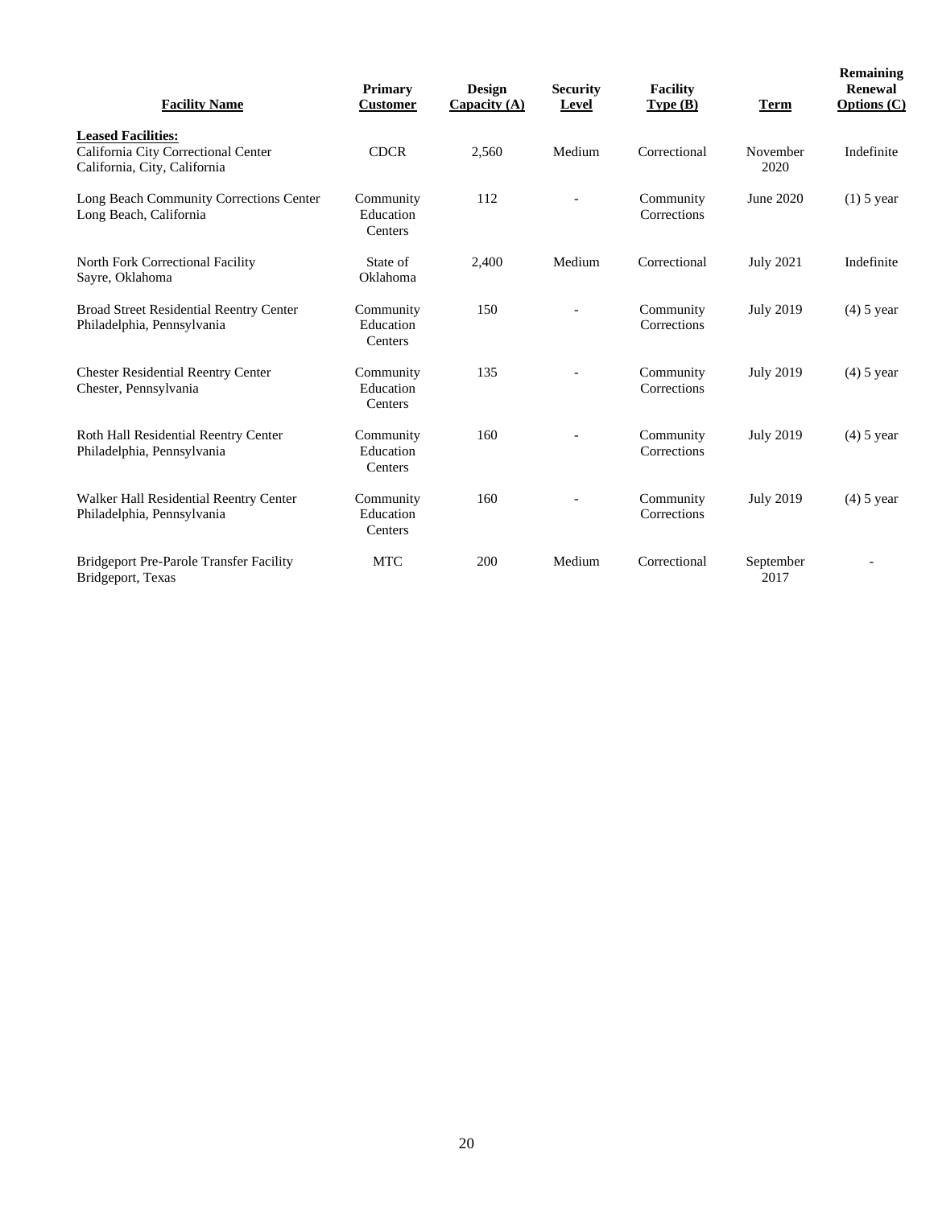| Facility Name | Primary Customer | Design Capacity (A) | Security Level | Facility Type (B) | Term | Remaining Renewal Options (C) |
|---|---|---|---|---|---|---|
| **Leased Facilities:** | | | | | | |
| California City Correctional Center California, City, California | CDCR | 2,560 | Medium | Correctional | November 2020 | Indefinite |
| Long Beach Community Corrections Center Long Beach, California | Community Education Centers | 112 | - | Community Corrections | June 2020 | (1) 5 year |
| North Fork Correctional Facility Sayre, Oklahoma | State of Oklahoma | 2,400 | Medium | Correctional | July 2021 | Indefinite |
| Broad Street Residential Reentry Center Philadelphia, Pennsylvania | Community Education Centers | 150 | - | Community Corrections | July 2019 | (4) 5 year |
| Chester Residential Reentry Center Chester, Pennsylvania | Community Education Centers | 135 | - | Community Corrections | July 2019 | (4) 5 year |
| Roth Hall Residential Reentry Center Philadelphia, Pennsylvania | Community Education Centers | 160 | - | Community Corrections | July 2019 | (4) 5 year |
| Walker Hall Residential Reentry Center Philadelphia, Pennsylvania | Community Education Centers | 160 | - | Community Corrections | July 2019 | (4) 5 year |
| Bridgeport Pre-Parole Transfer Facility Bridgeport, Texas | MTC | 200 | Medium | Correctional | September 2017 | - |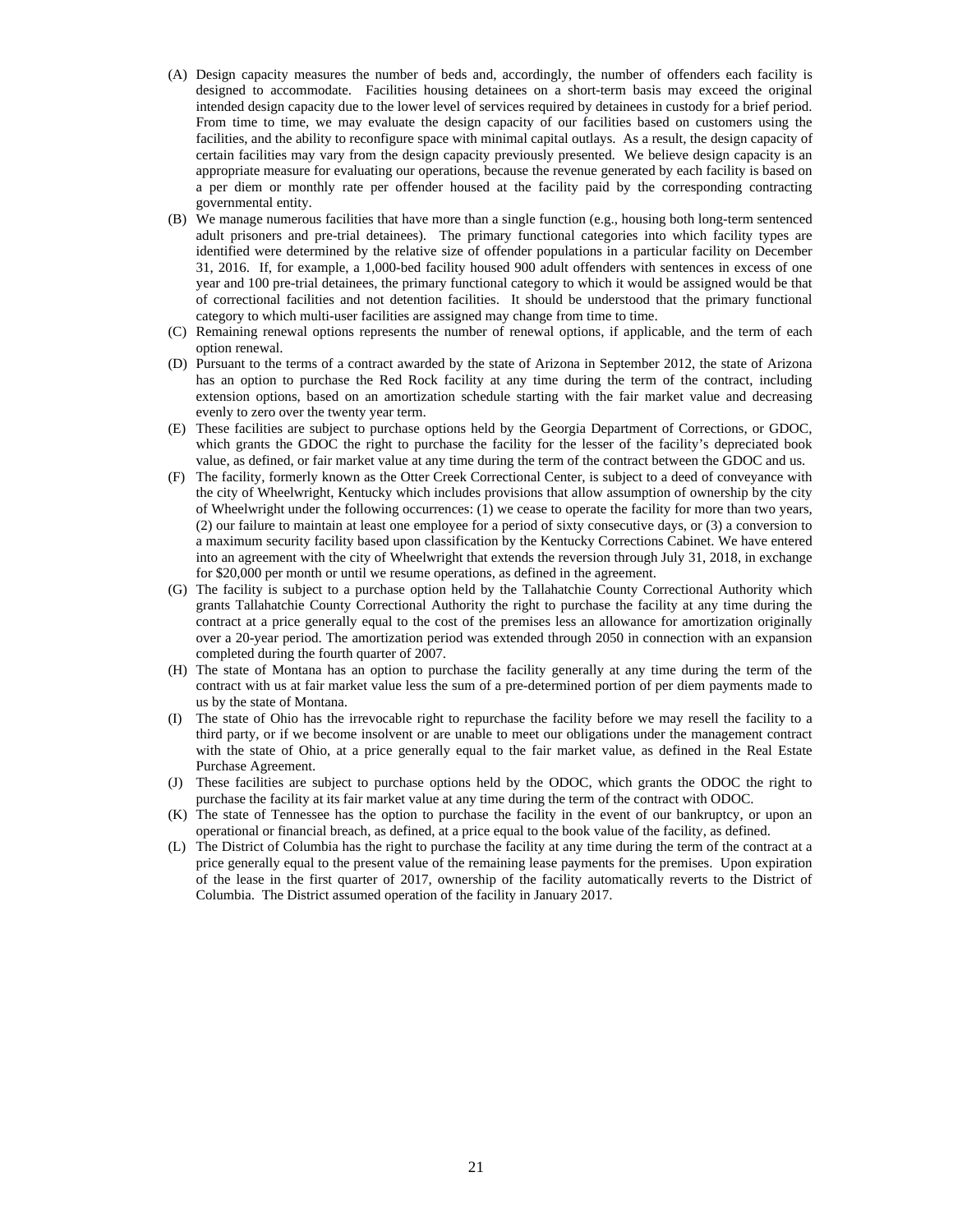(A) Design capacity measures the number of beds and, accordingly, the number of offenders each facility is designed to accommodate. Facilities housing detainees on a short-term basis may exceed the original intended design capacity due to the lower level of services required by detainees in custody for a brief period. From time to time, we may evaluate the design capacity of our facilities based on customers using the facilities, and the ability to reconfigure space with minimal capital outlays. As a result, the design capacity of certain facilities may vary from the design capacity previously presented. We believe design capacity is an appropriate measure for evaluating our operations, because the revenue generated by each facility is based on a per diem or monthly rate per offender housed at the facility paid by the corresponding contracting governmental entity.

(B) We manage numerous facilities that have more than a single function (e.g., housing both long-term sentenced adult prisoners and pre-trial detainees). The primary functional categories into which facility types are identified were determined by the relative size of offender populations in a particular facility on December 31, 2016. If, for example, a 1,000-bed facility housed 900 adult offenders with sentences in excess of one year and 100 pre-trial detainees, the primary functional category to which it would be assigned would be that of correctional facilities and not detention facilities. It should be understood that the primary functional category to which multi-user facilities are assigned may change from time to time.

(C) Remaining renewal options represents the number of renewal options, if applicable, and the term of each option renewal.

(D) Pursuant to the terms of a contract awarded by the state of Arizona in September 2012, the state of Arizona has an option to purchase the Red Rock facility at any time during the term of the contract, including extension options, based on an amortization schedule starting with the fair market value and decreasing evenly to zero over the twenty year term.

(E) These facilities are subject to purchase options held by the Georgia Department of Corrections, or GDOC, which grants the GDOC the right to purchase the facility for the lesser of the facility's depreciated book value, as defined, or fair market value at any time during the term of the contract between the GDOC and us.

(F) The facility, formerly known as the Otter Creek Correctional Center, is subject to a deed of conveyance with the city of Wheelwright, Kentucky which includes provisions that allow assumption of ownership by the city of Wheelwright under the following occurrences: (1) we cease to operate the facility for more than two years, (2) our failure to maintain at least one employee for a period of sixty consecutive days, or (3) a conversion to a maximum security facility based upon classification by the Kentucky Corrections Cabinet. We have entered into an agreement with the city of Wheelwright that extends the reversion through July 31, 2018, in exchange for $20,000 per month or until we resume operations, as defined in the agreement.

(G) The facility is subject to a purchase option held by the Tallahatchie County Correctional Authority which grants Tallahatchie County Correctional Authority the right to purchase the facility at any time during the contract at a price generally equal to the cost of the premises less an allowance for amortization originally over a 20-year period. The amortization period was extended through 2050 in connection with an expansion completed during the fourth quarter of 2007.

(H) The state of Montana has an option to purchase the facility generally at any time during the term of the contract with us at fair market value less the sum of a pre-determined portion of per diem payments made to us by the state of Montana.

(I) The state of Ohio has the irrevocable right to repurchase the facility before we may resell the facility to a third party, or if we become insolvent or are unable to meet our obligations under the management contract with the state of Ohio, at a price generally equal to the fair market value, as defined in the Real Estate Purchase Agreement.

(J) These facilities are subject to purchase options held by the ODOC, which grants the ODOC the right to purchase the facility at its fair market value at any time during the term of the contract with ODOC.

(K) The state of Tennessee has the option to purchase the facility in the event of our bankruptcy, or upon an operational or financial breach, as defined, at a price equal to the book value of the facility, as defined.

(L) The District of Columbia has the right to purchase the facility at any time during the term of the contract at a price generally equal to the present value of the remaining lease payments for the premises. Upon expiration of the lease in the first quarter of 2017, ownership of the facility automatically reverts to the District of Columbia. The District assumed operation of the facility in January 2017.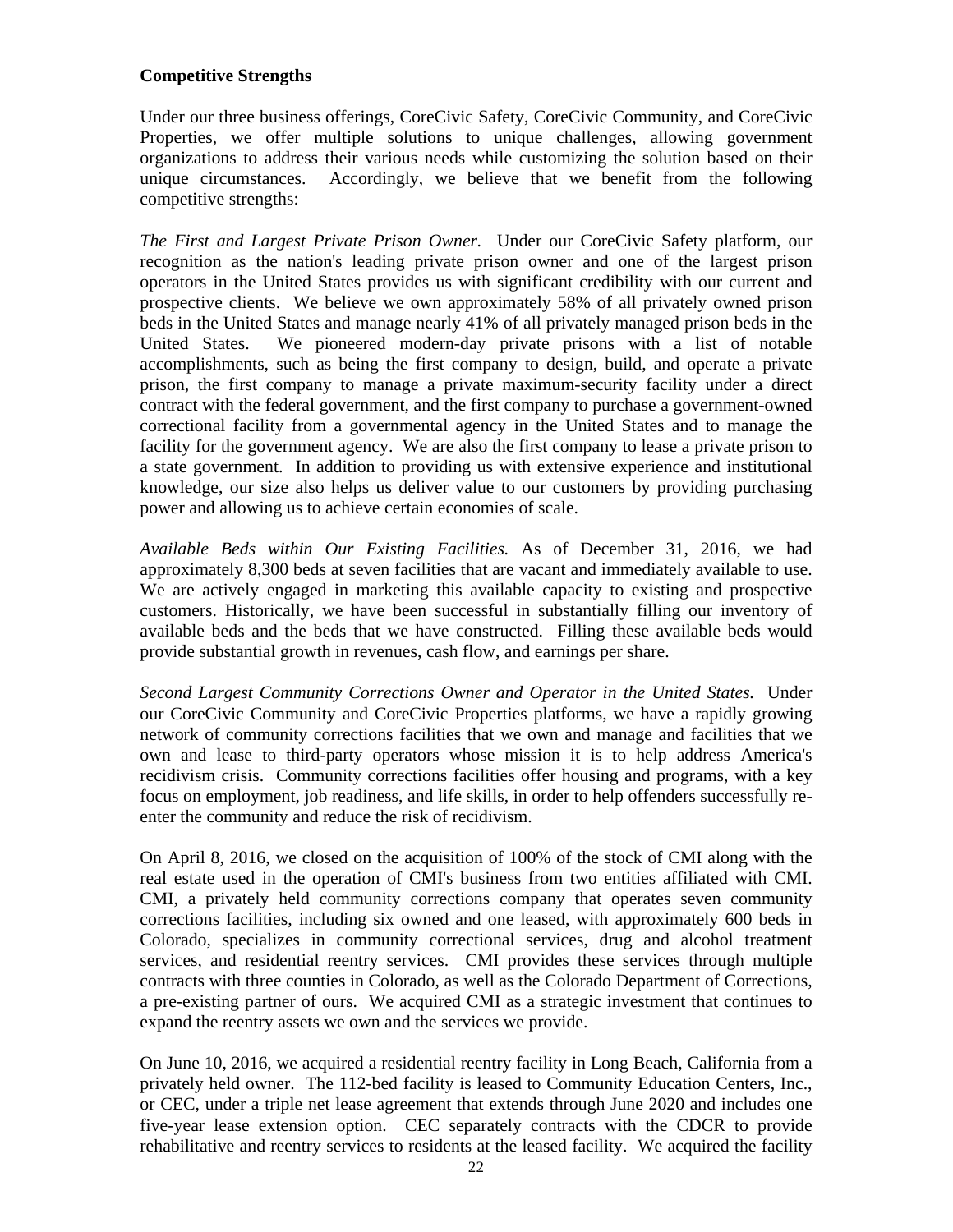**Competitive Strengths**

Under our three business offerings, CoreCivic Safety, CoreCivic Community, and CoreCivic Properties, we offer multiple solutions to unique challenges, allowing government organizations to address their various needs while customizing the solution based on their unique circumstances. Accordingly, we believe that we benefit from the following competitive strengths:

*The First and Largest Private Prison Owner.* Under our CoreCivic Safety platform, our recognition as the nation's leading private prison owner and one of the largest prison operators in the United States provides us with significant credibility with our current and prospective clients. We believe we own approximately 58% of all privately owned prison beds in the United States and manage nearly 41% of all privately managed prison beds in the United States. We pioneered modern-day private prisons with a list of notable accomplishments, such as being the first company to design, build, and operate a private prison, the first company to manage a private maximum-security facility under a direct contract with the federal government, and the first company to purchase a government-owned correctional facility from a governmental agency in the United States and to manage the facility for the government agency. We are also the first company to lease a private prison to a state government. In addition to providing us with extensive experience and institutional knowledge, our size also helps us deliver value to our customers by providing purchasing power and allowing us to achieve certain economies of scale.

*Available Beds within Our Existing Facilities.* As of December 31, 2016, we had approximately 8,300 beds at seven facilities that are vacant and immediately available to use. We are actively engaged in marketing this available capacity to existing and prospective customers. Historically, we have been successful in substantially filling our inventory of available beds and the beds that we have constructed. Filling these available beds would provide substantial growth in revenues, cash flow, and earnings per share.

*Second Largest Community Corrections Owner and Operator in the United States.* Under our CoreCivic Community and CoreCivic Properties platforms, we have a rapidly growing network of community corrections facilities that we own and manage and facilities that we own and lease to third-party operators whose mission it is to help address America's recidivism crisis. Community corrections facilities offer housing and programs, with a key focus on employment, job readiness, and life skills, in order to help offenders successfully re-enter the community and reduce the risk of recidivism.

On April 8, 2016, we closed on the acquisition of 100% of the stock of CMI along with the real estate used in the operation of CMI's business from two entities affiliated with CMI. CMI, a privately held community corrections company that operates seven community corrections facilities, including six owned and one leased, with approximately 600 beds in Colorado, specializes in community correctional services, drug and alcohol treatment services, and residential reentry services. CMI provides these services through multiple contracts with three counties in Colorado, as well as the Colorado Department of Corrections, a pre-existing partner of ours. We acquired CMI as a strategic investment that continues to expand the reentry assets we own and the services we provide.

On June 10, 2016, we acquired a residential reentry facility in Long Beach, California from a privately held owner. The 112-bed facility is leased to Community Education Centers, Inc., or CEC, under a triple net lease agreement that extends through June 2020 and includes one five-year lease extension option. CEC separately contracts with the CDCR to provide rehabilitative and reentry services to residents at the leased facility. We acquired the facility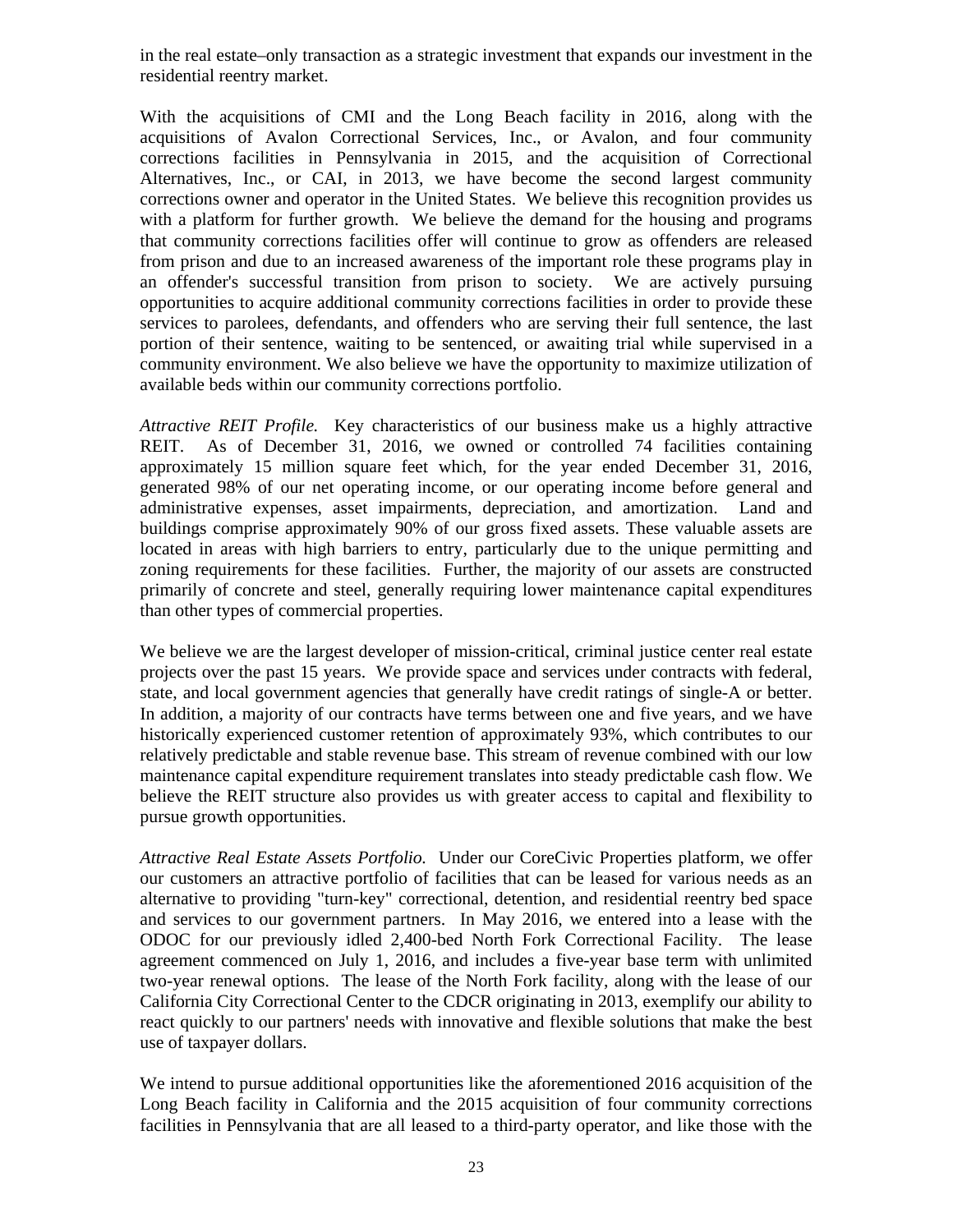in the real estate–only transaction as a strategic investment that expands our investment in the residential reentry market.

With the acquisitions of CMI and the Long Beach facility in 2016, along with the acquisitions of Avalon Correctional Services, Inc., or Avalon, and four community corrections facilities in Pennsylvania in 2015, and the acquisition of Correctional Alternatives, Inc., or CAI, in 2013, we have become the second largest community corrections owner and operator in the United States. We believe this recognition provides us with a platform for further growth. We believe the demand for the housing and programs that community corrections facilities offer will continue to grow as offenders are released from prison and due to an increased awareness of the important role these programs play in an offender's successful transition from prison to society. We are actively pursuing opportunities to acquire additional community corrections facilities in order to provide these services to parolees, defendants, and offenders who are serving their full sentence, the last portion of their sentence, waiting to be sentenced, or awaiting trial while supervised in a community environment. We also believe we have the opportunity to maximize utilization of available beds within our community corrections portfolio.

*Attractive REIT Profile.* Key characteristics of our business make us a highly attractive REIT. As of December 31, 2016, we owned or controlled 74 facilities containing approximately 15 million square feet which, for the year ended December 31, 2016, generated 98% of our net operating income, or our operating income before general and administrative expenses, asset impairments, depreciation, and amortization. Land and buildings comprise approximately 90% of our gross fixed assets. These valuable assets are located in areas with high barriers to entry, particularly due to the unique permitting and zoning requirements for these facilities. Further, the majority of our assets are constructed primarily of concrete and steel, generally requiring lower maintenance capital expenditures than other types of commercial properties.

We believe we are the largest developer of mission-critical, criminal justice center real estate projects over the past 15 years. We provide space and services under contracts with federal, state, and local government agencies that generally have credit ratings of single-A or better. In addition, a majority of our contracts have terms between one and five years, and we have historically experienced customer retention of approximately 93%, which contributes to our relatively predictable and stable revenue base. This stream of revenue combined with our low maintenance capital expenditure requirement translates into steady predictable cash flow. We believe the REIT structure also provides us with greater access to capital and flexibility to pursue growth opportunities.

*Attractive Real Estate Assets Portfolio.* Under our CoreCivic Properties platform, we offer our customers an attractive portfolio of facilities that can be leased for various needs as an alternative to providing "turn-key" correctional, detention, and residential reentry bed space and services to our government partners. In May 2016, we entered into a lease with the ODOC for our previously idled 2,400-bed North Fork Correctional Facility. The lease agreement commenced on July 1, 2016, and includes a five-year base term with unlimited two-year renewal options. The lease of the North Fork facility, along with the lease of our California City Correctional Center to the CDCR originating in 2013, exemplify our ability to react quickly to our partners' needs with innovative and flexible solutions that make the best use of taxpayer dollars.

We intend to pursue additional opportunities like the aforementioned 2016 acquisition of the Long Beach facility in California and the 2015 acquisition of four community corrections facilities in Pennsylvania that are all leased to a third-party operator, and like those with the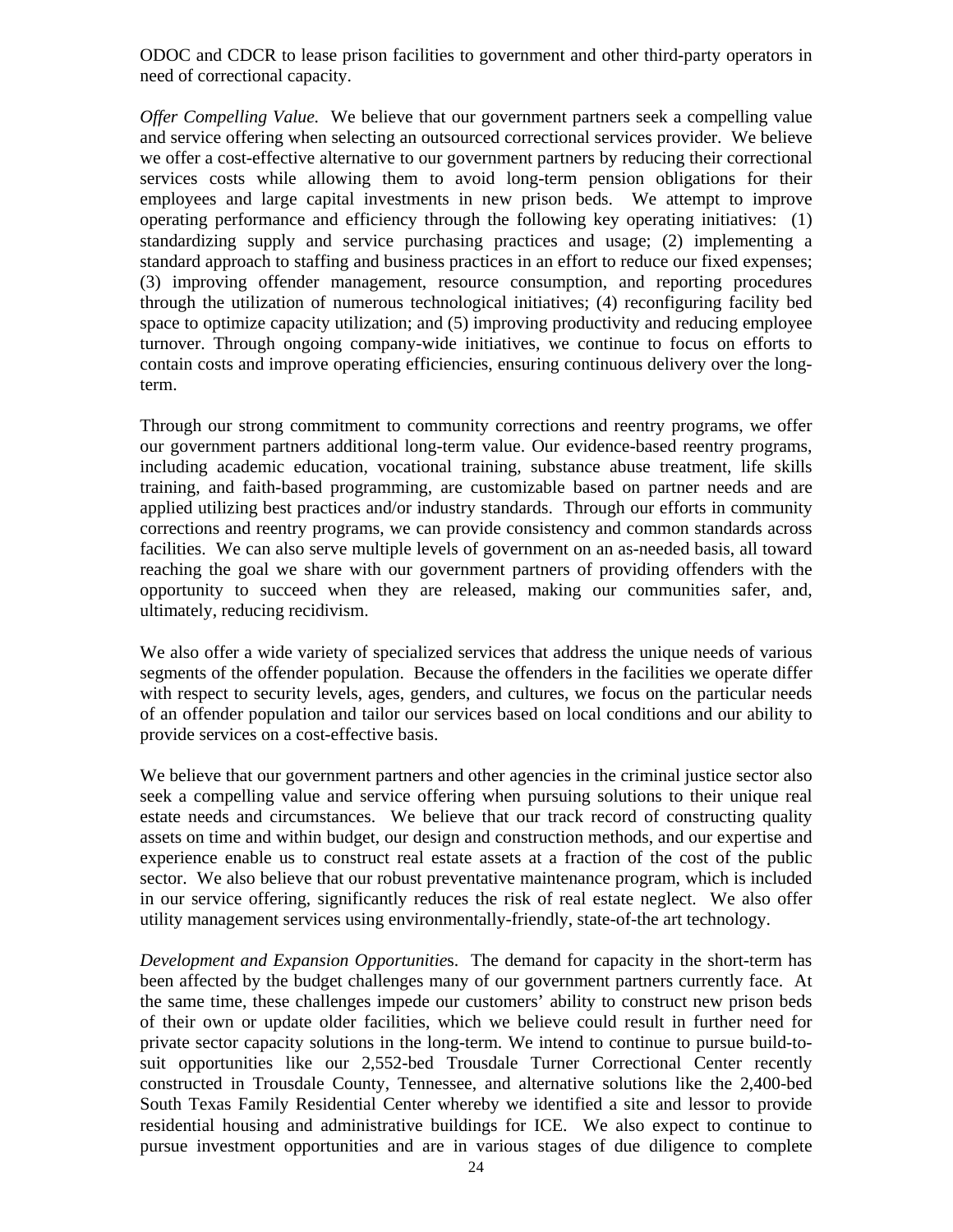ODOC and CDCR to lease prison facilities to government and other third-party operators in need of correctional capacity.

*Offer Compelling Value.* We believe that our government partners seek a compelling value and service offering when selecting an outsourced correctional services provider. We believe we offer a cost-effective alternative to our government partners by reducing their correctional services costs while allowing them to avoid long-term pension obligations for their employees and large capital investments in new prison beds. We attempt to improve operating performance and efficiency through the following key operating initiatives: (1) standardizing supply and service purchasing practices and usage; (2) implementing a standard approach to staffing and business practices in an effort to reduce our fixed expenses; (3) improving offender management, resource consumption, and reporting procedures through the utilization of numerous technological initiatives; (4) reconfiguring facility bed space to optimize capacity utilization; and (5) improving productivity and reducing employee turnover. Through ongoing company-wide initiatives, we continue to focus on efforts to contain costs and improve operating efficiencies, ensuring continuous delivery over the long-term.

Through our strong commitment to community corrections and reentry programs, we offer our government partners additional long-term value. Our evidence-based reentry programs, including academic education, vocational training, substance abuse treatment, life skills training, and faith-based programming, are customizable based on partner needs and are applied utilizing best practices and/or industry standards. Through our efforts in community corrections and reentry programs, we can provide consistency and common standards across facilities. We can also serve multiple levels of government on an as-needed basis, all toward reaching the goal we share with our government partners of providing offenders with the opportunity to succeed when they are released, making our communities safer, and, ultimately, reducing recidivism.

We also offer a wide variety of specialized services that address the unique needs of various segments of the offender population. Because the offenders in the facilities we operate differ with respect to security levels, ages, genders, and cultures, we focus on the particular needs of an offender population and tailor our services based on local conditions and our ability to provide services on a cost-effective basis.

We believe that our government partners and other agencies in the criminal justice sector also seek a compelling value and service offering when pursuing solutions to their unique real estate needs and circumstances. We believe that our track record of constructing quality assets on time and within budget, our design and construction methods, and our expertise and experience enable us to construct real estate assets at a fraction of the cost of the public sector. We also believe that our robust preventative maintenance program, which is included in our service offering, significantly reduces the risk of real estate neglect. We also offer utility management services using environmentally-friendly, state-of-the art technology.

*Development and Expansion Opportunities.* The demand for capacity in the short-term has been affected by the budget challenges many of our government partners currently face. At the same time, these challenges impede our customers' ability to construct new prison beds of their own or update older facilities, which we believe could result in further need for private sector capacity solutions in the long-term. We intend to continue to pursue build-to-suit opportunities like our 2,552-bed Trousdale Turner Correctional Center recently constructed in Trousdale County, Tennessee, and alternative solutions like the 2,400-bed South Texas Family Residential Center whereby we identified a site and lessor to provide residential housing and administrative buildings for ICE. We also expect to continue to pursue investment opportunities and are in various stages of due diligence to complete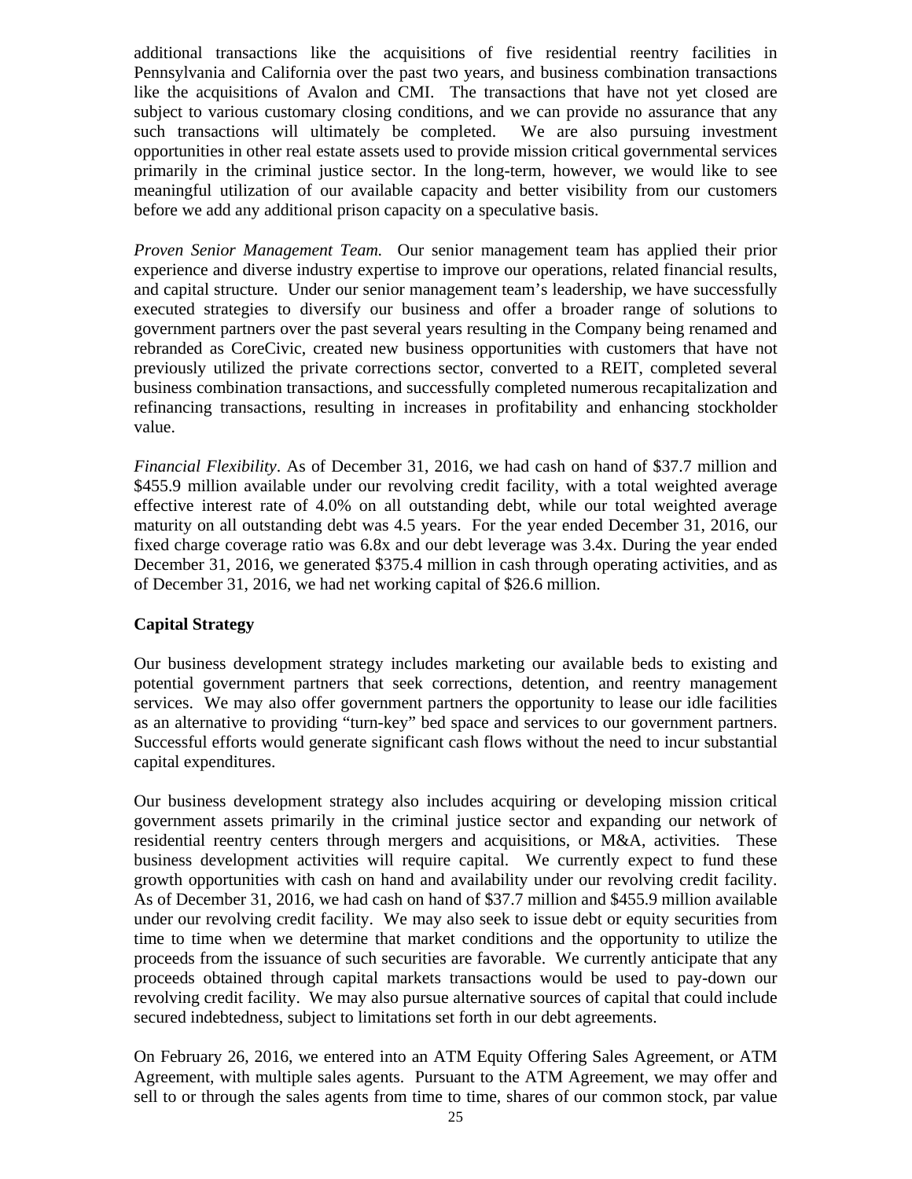additional transactions like the acquisitions of five residential reentry facilities in Pennsylvania and California over the past two years, and business combination transactions like the acquisitions of Avalon and CMI. The transactions that have not yet closed are subject to various customary closing conditions, and we can provide no assurance that any such transactions will ultimately be completed. We are also pursuing investment opportunities in other real estate assets used to provide mission critical governmental services primarily in the criminal justice sector. In the long-term, however, we would like to see meaningful utilization of our available capacity and better visibility from our customers before we add any additional prison capacity on a speculative basis.

*Proven Senior Management Team.* Our senior management team has applied their prior experience and diverse industry expertise to improve our operations, related financial results, and capital structure. Under our senior management team's leadership, we have successfully executed strategies to diversify our business and offer a broader range of solutions to government partners over the past several years resulting in the Company being renamed and rebranded as CoreCivic, created new business opportunities with customers that have not previously utilized the private corrections sector, converted to a REIT, completed several business combination transactions, and successfully completed numerous recapitalization and refinancing transactions, resulting in increases in profitability and enhancing stockholder value.

*Financial Flexibility*. As of December 31, 2016, we had cash on hand of $37.7 million and $455.9 million available under our revolving credit facility, with a total weighted average effective interest rate of 4.0% on all outstanding debt, while our total weighted average maturity on all outstanding debt was 4.5 years. For the year ended December 31, 2016, our fixed charge coverage ratio was 6.8x and our debt leverage was 3.4x. During the year ended December 31, 2016, we generated $375.4 million in cash through operating activities, and as of December 31, 2016, we had net working capital of $26.6 million.

**Capital Strategy**

Our business development strategy includes marketing our available beds to existing and potential government partners that seek corrections, detention, and reentry management services. We may also offer government partners the opportunity to lease our idle facilities as an alternative to providing "turn-key" bed space and services to our government partners. Successful efforts would generate significant cash flows without the need to incur substantial capital expenditures.

Our business development strategy also includes acquiring or developing mission critical government assets primarily in the criminal justice sector and expanding our network of residential reentry centers through mergers and acquisitions, or M&A, activities. These business development activities will require capital. We currently expect to fund these growth opportunities with cash on hand and availability under our revolving credit facility. As of December 31, 2016, we had cash on hand of $37.7 million and $455.9 million available under our revolving credit facility. We may also seek to issue debt or equity securities from time to time when we determine that market conditions and the opportunity to utilize the proceeds from the issuance of such securities are favorable. We currently anticipate that any proceeds obtained through capital markets transactions would be used to pay-down our revolving credit facility. We may also pursue alternative sources of capital that could include secured indebtedness, subject to limitations set forth in our debt agreements.

On February 26, 2016, we entered into an ATM Equity Offering Sales Agreement, or ATM Agreement, with multiple sales agents. Pursuant to the ATM Agreement, we may offer and sell to or through the sales agents from time to time, shares of our common stock, par value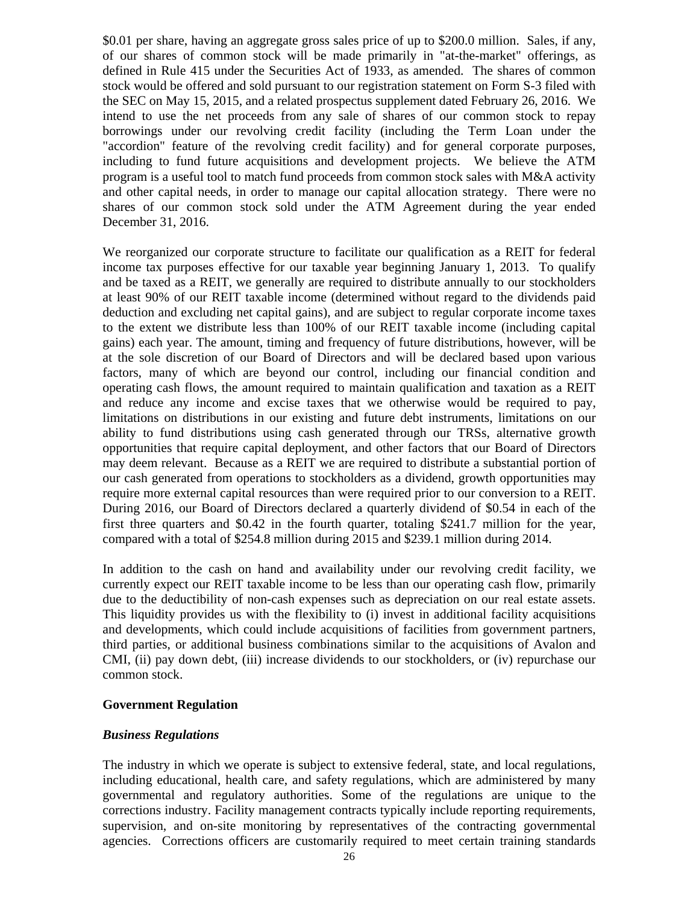$0.01 per share, having an aggregate gross sales price of up to $200.0 million. Sales, if any, of our shares of common stock will be made primarily in "at-the-market" offerings, as defined in Rule 415 under the Securities Act of 1933, as amended. The shares of common stock would be offered and sold pursuant to our registration statement on Form S-3 filed with the SEC on May 15, 2015, and a related prospectus supplement dated February 26, 2016. We intend to use the net proceeds from any sale of shares of our common stock to repay borrowings under our revolving credit facility (including the Term Loan under the "accordion" feature of the revolving credit facility) and for general corporate purposes, including to fund future acquisitions and development projects. We believe the ATM program is a useful tool to match fund proceeds from common stock sales with M&A activity and other capital needs, in order to manage our capital allocation strategy. There were no shares of our common stock sold under the ATM Agreement during the year ended December 31, 2016.

We reorganized our corporate structure to facilitate our qualification as a REIT for federal income tax purposes effective for our taxable year beginning January 1, 2013. To qualify and be taxed as a REIT, we generally are required to distribute annually to our stockholders at least 90% of our REIT taxable income (determined without regard to the dividends paid deduction and excluding net capital gains), and are subject to regular corporate income taxes to the extent we distribute less than 100% of our REIT taxable income (including capital gains) each year. The amount, timing and frequency of future distributions, however, will be at the sole discretion of our Board of Directors and will be declared based upon various factors, many of which are beyond our control, including our financial condition and operating cash flows, the amount required to maintain qualification and taxation as a REIT and reduce any income and excise taxes that we otherwise would be required to pay, limitations on distributions in our existing and future debt instruments, limitations on our ability to fund distributions using cash generated through our TRSs, alternative growth opportunities that require capital deployment, and other factors that our Board of Directors may deem relevant. Because as a REIT we are required to distribute a substantial portion of our cash generated from operations to stockholders as a dividend, growth opportunities may require more external capital resources than were required prior to our conversion to a REIT. During 2016, our Board of Directors declared a quarterly dividend of $0.54 in each of the first three quarters and $0.42 in the fourth quarter, totaling $241.7 million for the year, compared with a total of $254.8 million during 2015 and $239.1 million during 2014.

In addition to the cash on hand and availability under our revolving credit facility, we currently expect our REIT taxable income to be less than our operating cash flow, primarily due to the deductibility of non-cash expenses such as depreciation on our real estate assets. This liquidity provides us with the flexibility to (i) invest in additional facility acquisitions and developments, which could include acquisitions of facilities from government partners, third parties, or additional business combinations similar to the acquisitions of Avalon and CMI, (ii) pay down debt, (iii) increase dividends to our stockholders, or (iv) repurchase our common stock.

## Government Regulation

### *Business Regulations*

The industry in which we operate is subject to extensive federal, state, and local regulations, including educational, health care, and safety regulations, which are administered by many governmental and regulatory authorities. Some of the regulations are unique to the corrections industry. Facility management contracts typically include reporting requirements, supervision, and on-site monitoring by representatives of the contracting governmental agencies. Corrections officers are customarily required to meet certain training standards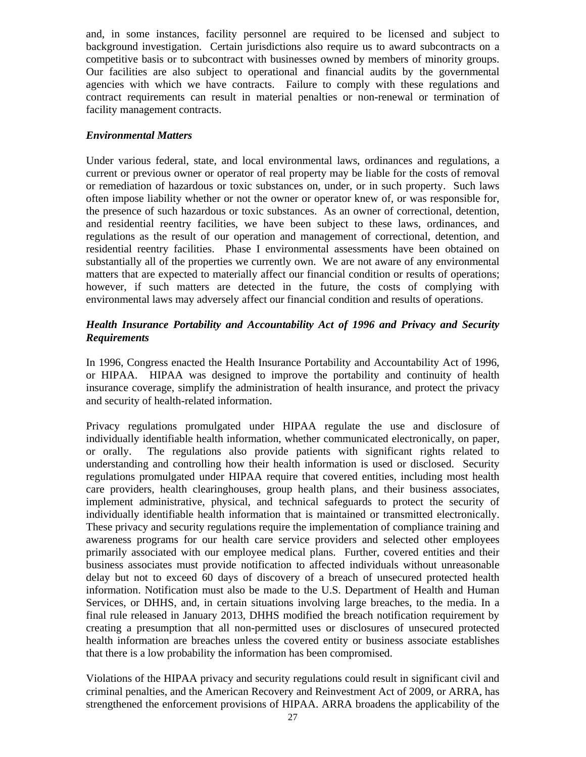and, in some instances, facility personnel are required to be licensed and subject to background investigation. Certain jurisdictions also require us to award subcontracts on a competitive basis or to subcontract with businesses owned by members of minority groups. Our facilities are also subject to operational and financial audits by the governmental agencies with which we have contracts. Failure to comply with these regulations and contract requirements can result in material penalties or non-renewal or termination of facility management contracts.

***Environmental Matters***

Under various federal, state, and local environmental laws, ordinances and regulations, a current or previous owner or operator of real property may be liable for the costs of removal or remediation of hazardous or toxic substances on, under, or in such property. Such laws often impose liability whether or not the owner or operator knew of, or was responsible for, the presence of such hazardous or toxic substances. As an owner of correctional, detention, and residential reentry facilities, we have been subject to these laws, ordinances, and regulations as the result of our operation and management of correctional, detention, and residential reentry facilities. Phase I environmental assessments have been obtained on substantially all of the properties we currently own. We are not aware of any environmental matters that are expected to materially affect our financial condition or results of operations; however, if such matters are detected in the future, the costs of complying with environmental laws may adversely affect our financial condition and results of operations.

***Health Insurance Portability and Accountability Act of 1996 and Privacy and Security Requirements***

In 1996, Congress enacted the Health Insurance Portability and Accountability Act of 1996, or HIPAA. HIPAA was designed to improve the portability and continuity of health insurance coverage, simplify the administration of health insurance, and protect the privacy and security of health-related information.

Privacy regulations promulgated under HIPAA regulate the use and disclosure of individually identifiable health information, whether communicated electronically, on paper, or orally. The regulations also provide patients with significant rights related to understanding and controlling how their health information is used or disclosed. Security regulations promulgated under HIPAA require that covered entities, including most health care providers, health clearinghouses, group health plans, and their business associates, implement administrative, physical, and technical safeguards to protect the security of individually identifiable health information that is maintained or transmitted electronically. These privacy and security regulations require the implementation of compliance training and awareness programs for our health care service providers and selected other employees primarily associated with our employee medical plans. Further, covered entities and their business associates must provide notification to affected individuals without unreasonable delay but not to exceed 60 days of discovery of a breach of unsecured protected health information. Notification must also be made to the U.S. Department of Health and Human Services, or DHHS, and, in certain situations involving large breaches, to the media. In a final rule released in January 2013, DHHS modified the breach notification requirement by creating a presumption that all non-permitted uses or disclosures of unsecured protected health information are breaches unless the covered entity or business associate establishes that there is a low probability the information has been compromised.

Violations of the HIPAA privacy and security regulations could result in significant civil and criminal penalties, and the American Recovery and Reinvestment Act of 2009, or ARRA, has strengthened the enforcement provisions of HIPAA. ARRA broadens the applicability of the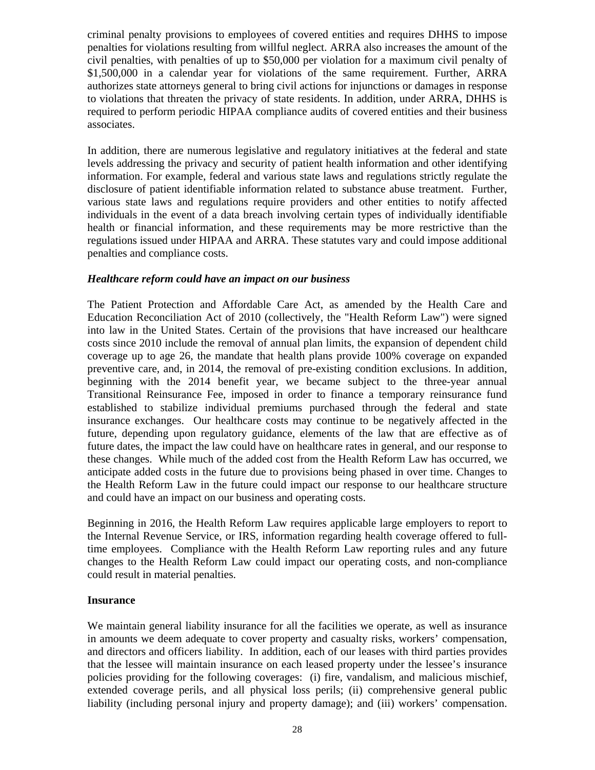criminal penalty provisions to employees of covered entities and requires DHHS to impose penalties for violations resulting from willful neglect. ARRA also increases the amount of the civil penalties, with penalties of up to $50,000 per violation for a maximum civil penalty of $1,500,000 in a calendar year for violations of the same requirement. Further, ARRA authorizes state attorneys general to bring civil actions for injunctions or damages in response to violations that threaten the privacy of state residents. In addition, under ARRA, DHHS is required to perform periodic HIPAA compliance audits of covered entities and their business associates.

In addition, there are numerous legislative and regulatory initiatives at the federal and state levels addressing the privacy and security of patient health information and other identifying information. For example, federal and various state laws and regulations strictly regulate the disclosure of patient identifiable information related to substance abuse treatment. Further, various state laws and regulations require providers and other entities to notify affected individuals in the event of a data breach involving certain types of individually identifiable health or financial information, and these requirements may be more restrictive than the regulations issued under HIPAA and ARRA. These statutes vary and could impose additional penalties and compliance costs.

***Healthcare reform could have an impact on our business***

The Patient Protection and Affordable Care Act, as amended by the Health Care and Education Reconciliation Act of 2010 (collectively, the "Health Reform Law") were signed into law in the United States. Certain of the provisions that have increased our healthcare costs since 2010 include the removal of annual plan limits, the expansion of dependent child coverage up to age 26, the mandate that health plans provide 100% coverage on expanded preventive care, and, in 2014, the removal of pre-existing condition exclusions. In addition, beginning with the 2014 benefit year, we became subject to the three-year annual Transitional Reinsurance Fee, imposed in order to finance a temporary reinsurance fund established to stabilize individual premiums purchased through the federal and state insurance exchanges. Our healthcare costs may continue to be negatively affected in the future, depending upon regulatory guidance, elements of the law that are effective as of future dates, the impact the law could have on healthcare rates in general, and our response to these changes. While much of the added cost from the Health Reform Law has occurred, we anticipate added costs in the future due to provisions being phased in over time. Changes to the Health Reform Law in the future could impact our response to our healthcare structure and could have an impact on our business and operating costs.

Beginning in 2016, the Health Reform Law requires applicable large employers to report to the Internal Revenue Service, or IRS, information regarding health coverage offered to full-time employees. Compliance with the Health Reform Law reporting rules and any future changes to the Health Reform Law could impact our operating costs, and non-compliance could result in material penalties.

**Insurance**

We maintain general liability insurance for all the facilities we operate, as well as insurance in amounts we deem adequate to cover property and casualty risks, workers' compensation, and directors and officers liability. In addition, each of our leases with third parties provides that the lessee will maintain insurance on each leased property under the lessee's insurance policies providing for the following coverages: (i) fire, vandalism, and malicious mischief, extended coverage perils, and all physical loss perils; (ii) comprehensive general public liability (including personal injury and property damage); and (iii) workers' compensation.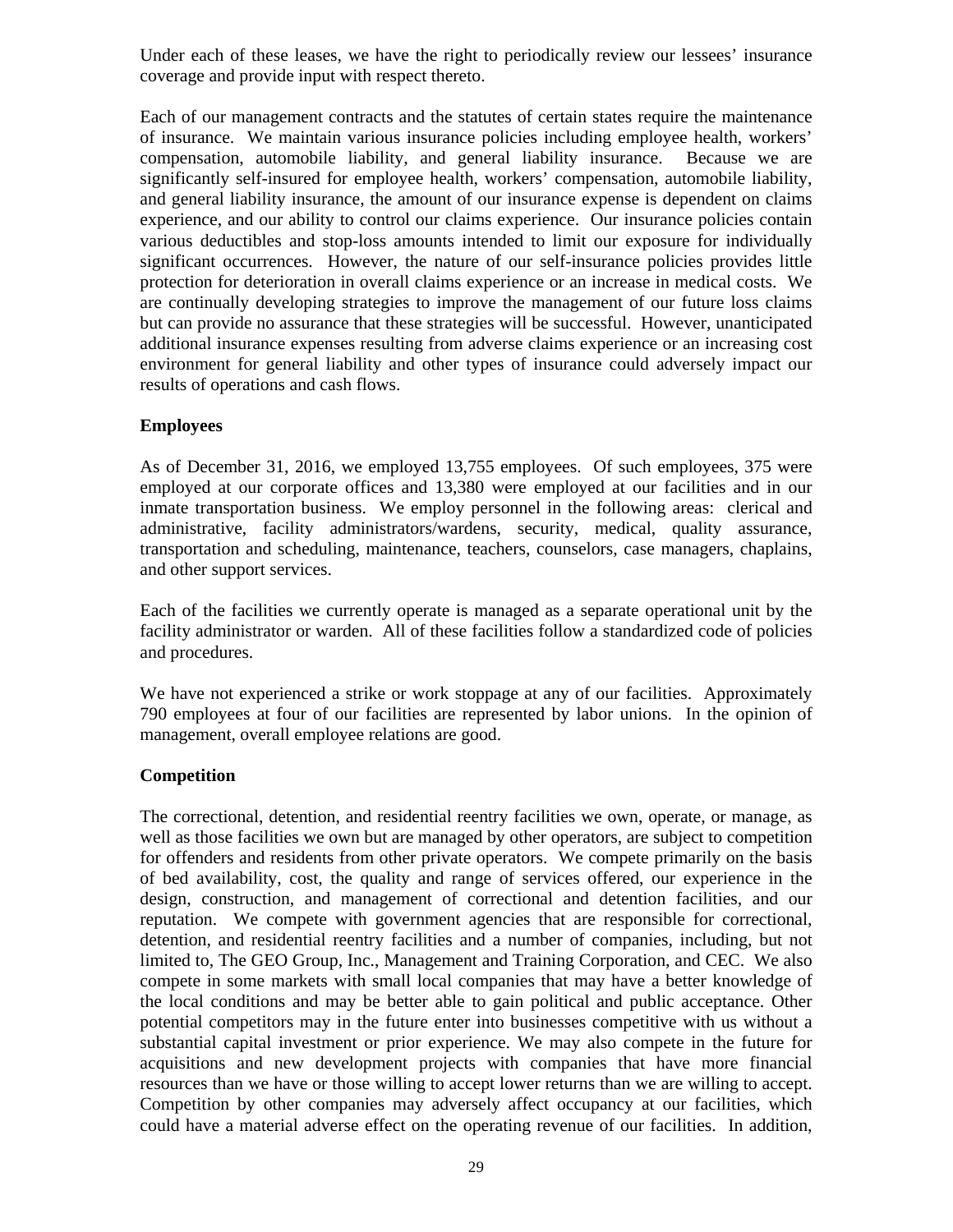Under each of these leases, we have the right to periodically review our lessees' insurance coverage and provide input with respect thereto.

Each of our management contracts and the statutes of certain states require the maintenance of insurance. We maintain various insurance policies including employee health, workers' compensation, automobile liability, and general liability insurance. Because we are significantly self-insured for employee health, workers' compensation, automobile liability, and general liability insurance, the amount of our insurance expense is dependent on claims experience, and our ability to control our claims experience. Our insurance policies contain various deductibles and stop-loss amounts intended to limit our exposure for individually significant occurrences. However, the nature of our self-insurance policies provides little protection for deterioration in overall claims experience or an increase in medical costs. We are continually developing strategies to improve the management of our future loss claims but can provide no assurance that these strategies will be successful. However, unanticipated additional insurance expenses resulting from adverse claims experience or an increasing cost environment for general liability and other types of insurance could adversely impact our results of operations and cash flows.

**Employees**

As of December 31, 2016, we employed 13,755 employees. Of such employees, 375 were employed at our corporate offices and 13,380 were employed at our facilities and in our inmate transportation business. We employ personnel in the following areas: clerical and administrative, facility administrators/wardens, security, medical, quality assurance, transportation and scheduling, maintenance, teachers, counselors, case managers, chaplains, and other support services.

Each of the facilities we currently operate is managed as a separate operational unit by the facility administrator or warden. All of these facilities follow a standardized code of policies and procedures.

We have not experienced a strike or work stoppage at any of our facilities. Approximately 790 employees at four of our facilities are represented by labor unions. In the opinion of management, overall employee relations are good.

**Competition**

The correctional, detention, and residential reentry facilities we own, operate, or manage, as well as those facilities we own but are managed by other operators, are subject to competition for offenders and residents from other private operators. We compete primarily on the basis of bed availability, cost, the quality and range of services offered, our experience in the design, construction, and management of correctional and detention facilities, and our reputation. We compete with government agencies that are responsible for correctional, detention, and residential reentry facilities and a number of companies, including, but not limited to, The GEO Group, Inc., Management and Training Corporation, and CEC. We also compete in some markets with small local companies that may have a better knowledge of the local conditions and may be better able to gain political and public acceptance. Other potential competitors may in the future enter into businesses competitive with us without a substantial capital investment or prior experience. We may also compete in the future for acquisitions and new development projects with companies that have more financial resources than we have or those willing to accept lower returns than we are willing to accept. Competition by other companies may adversely affect occupancy at our facilities, which could have a material adverse effect on the operating revenue of our facilities. In addition,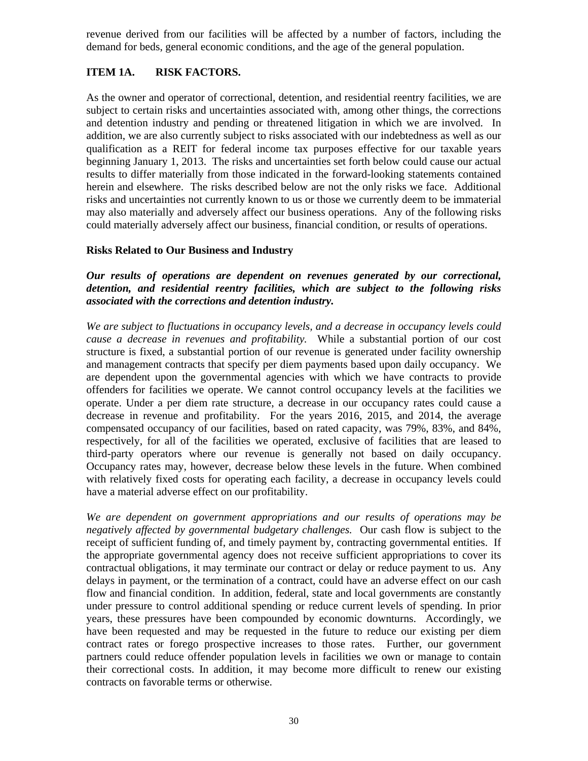revenue derived from our facilities will be affected by a number of factors, including the demand for beds, general economic conditions, and the age of the general population.

## ITEM 1A. RISK FACTORS.

As the owner and operator of correctional, detention, and residential reentry facilities, we are subject to certain risks and uncertainties associated with, among other things, the corrections and detention industry and pending or threatened litigation in which we are involved. In addition, we are also currently subject to risks associated with our indebtedness as well as our qualification as a REIT for federal income tax purposes effective for our taxable years beginning January 1, 2013. The risks and uncertainties set forth below could cause our actual results to differ materially from those indicated in the forward-looking statements contained herein and elsewhere. The risks described below are not the only risks we face. Additional risks and uncertainties not currently known to us or those we currently deem to be immaterial may also materially and adversely affect our business operations. Any of the following risks could materially adversely affect our business, financial condition, or results of operations.

### Risks Related to Our Business and Industry

***Our results of operations are dependent on revenues generated by our correctional, detention, and residential reentry facilities, which are subject to the following risks associated with the corrections and detention industry.***

*We are subject to fluctuations in occupancy levels, and a decrease in occupancy levels could cause a decrease in revenues and profitability.* While a substantial portion of our cost structure is fixed, a substantial portion of our revenue is generated under facility ownership and management contracts that specify per diem payments based upon daily occupancy. We are dependent upon the governmental agencies with which we have contracts to provide offenders for facilities we operate. We cannot control occupancy levels at the facilities we operate. Under a per diem rate structure, a decrease in our occupancy rates could cause a decrease in revenue and profitability. For the years 2016, 2015, and 2014, the average compensated occupancy of our facilities, based on rated capacity, was 79%, 83%, and 84%, respectively, for all of the facilities we operated, exclusive of facilities that are leased to third-party operators where our revenue is generally not based on daily occupancy. Occupancy rates may, however, decrease below these levels in the future. When combined with relatively fixed costs for operating each facility, a decrease in occupancy levels could have a material adverse effect on our profitability.

*We are dependent on government appropriations and our results of operations may be negatively affected by governmental budgetary challenges.* Our cash flow is subject to the receipt of sufficient funding of, and timely payment by, contracting governmental entities. If the appropriate governmental agency does not receive sufficient appropriations to cover its contractual obligations, it may terminate our contract or delay or reduce payment to us. Any delays in payment, or the termination of a contract, could have an adverse effect on our cash flow and financial condition. In addition, federal, state and local governments are constantly under pressure to control additional spending or reduce current levels of spending. In prior years, these pressures have been compounded by economic downturns. Accordingly, we have been requested and may be requested in the future to reduce our existing per diem contract rates or forego prospective increases to those rates. Further, our government partners could reduce offender population levels in facilities we own or manage to contain their correctional costs. In addition, it may become more difficult to renew our existing contracts on favorable terms or otherwise.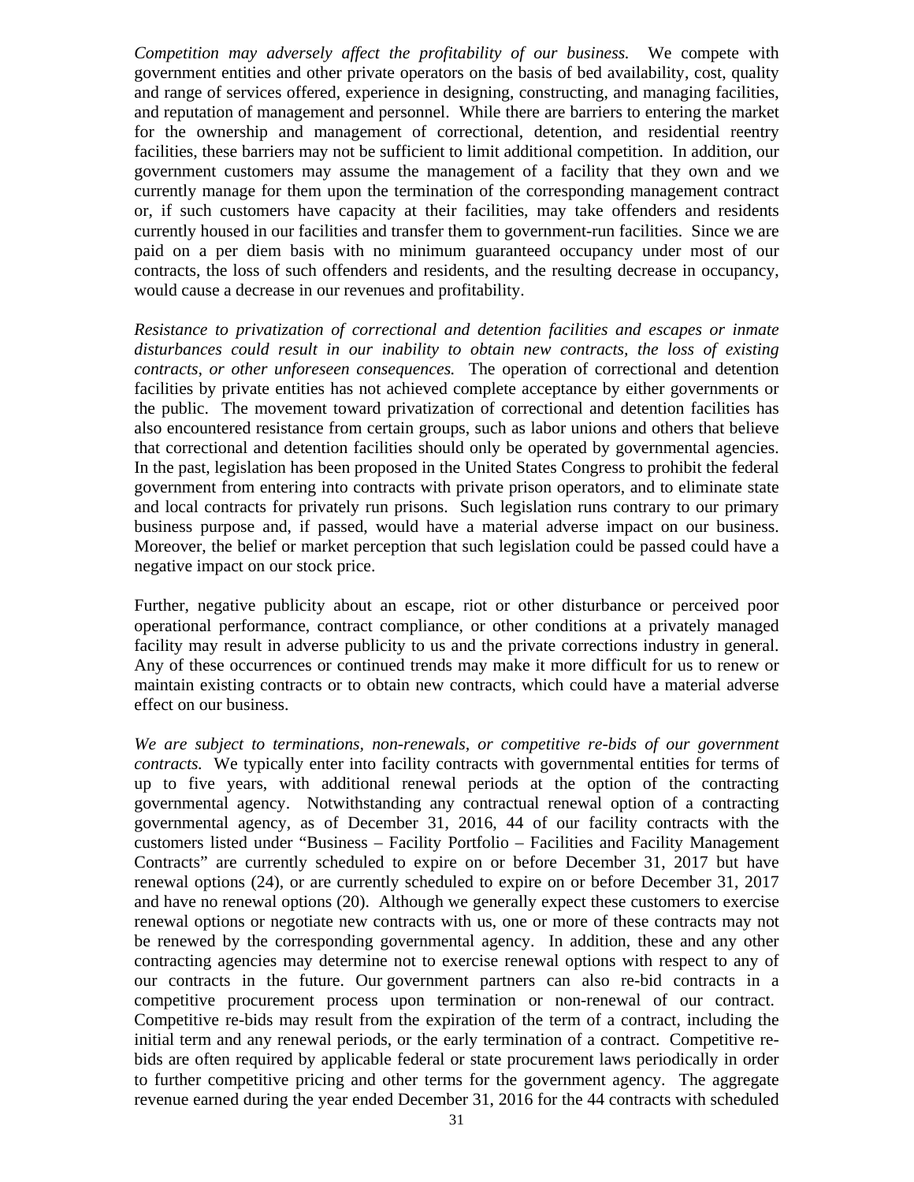*Competition may adversely affect the profitability of our business.* We compete with government entities and other private operators on the basis of bed availability, cost, quality and range of services offered, experience in designing, constructing, and managing facilities, and reputation of management and personnel. While there are barriers to entering the market for the ownership and management of correctional, detention, and residential reentry facilities, these barriers may not be sufficient to limit additional competition. In addition, our government customers may assume the management of a facility that they own and we currently manage for them upon the termination of the corresponding management contract or, if such customers have capacity at their facilities, may take offenders and residents currently housed in our facilities and transfer them to government-run facilities. Since we are paid on a per diem basis with no minimum guaranteed occupancy under most of our contracts, the loss of such offenders and residents, and the resulting decrease in occupancy, would cause a decrease in our revenues and profitability.

*Resistance to privatization of correctional and detention facilities and escapes or inmate disturbances could result in our inability to obtain new contracts, the loss of existing contracts, or other unforeseen consequences.* The operation of correctional and detention facilities by private entities has not achieved complete acceptance by either governments or the public. The movement toward privatization of correctional and detention facilities has also encountered resistance from certain groups, such as labor unions and others that believe that correctional and detention facilities should only be operated by governmental agencies. In the past, legislation has been proposed in the United States Congress to prohibit the federal government from entering into contracts with private prison operators, and to eliminate state and local contracts for privately run prisons. Such legislation runs contrary to our primary business purpose and, if passed, would have a material adverse impact on our business. Moreover, the belief or market perception that such legislation could be passed could have a negative impact on our stock price.

Further, negative publicity about an escape, riot or other disturbance or perceived poor operational performance, contract compliance, or other conditions at a privately managed facility may result in adverse publicity to us and the private corrections industry in general. Any of these occurrences or continued trends may make it more difficult for us to renew or maintain existing contracts or to obtain new contracts, which could have a material adverse effect on our business.

*We are subject to terminations, non-renewals, or competitive re-bids of our government contracts.* We typically enter into facility contracts with governmental entities for terms of up to five years, with additional renewal periods at the option of the contracting governmental agency. Notwithstanding any contractual renewal option of a contracting governmental agency, as of December 31, 2016, 44 of our facility contracts with the customers listed under "Business – Facility Portfolio – Facilities and Facility Management Contracts" are currently scheduled to expire on or before December 31, 2017 but have renewal options (24), or are currently scheduled to expire on or before December 31, 2017 and have no renewal options (20). Although we generally expect these customers to exercise renewal options or negotiate new contracts with us, one or more of these contracts may not be renewed by the corresponding governmental agency. In addition, these and any other contracting agencies may determine not to exercise renewal options with respect to any of our contracts in the future. Our government partners can also re-bid contracts in a competitive procurement process upon termination or non-renewal of our contract. Competitive re-bids may result from the expiration of the term of a contract, including the initial term and any renewal periods, or the early termination of a contract. Competitive re-bids are often required by applicable federal or state procurement laws periodically in order to further competitive pricing and other terms for the government agency. The aggregate revenue earned during the year ended December 31, 2016 for the 44 contracts with scheduled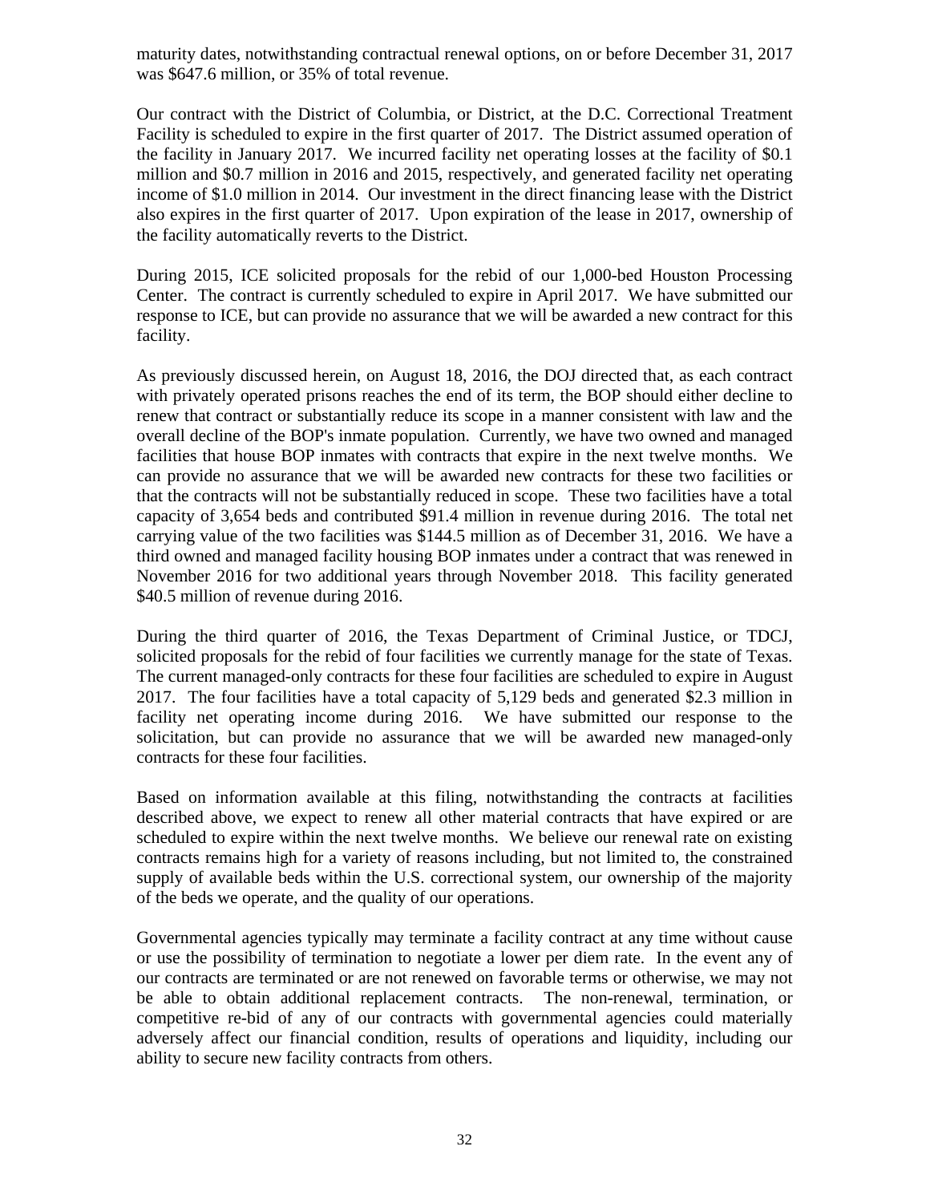maturity dates, notwithstanding contractual renewal options, on or before December 31, 2017 was $647.6 million, or 35% of total revenue.

Our contract with the District of Columbia, or District, at the D.C. Correctional Treatment Facility is scheduled to expire in the first quarter of 2017. The District assumed operation of the facility in January 2017. We incurred facility net operating losses at the facility of $0.1 million and $0.7 million in 2016 and 2015, respectively, and generated facility net operating income of $1.0 million in 2014. Our investment in the direct financing lease with the District also expires in the first quarter of 2017. Upon expiration of the lease in 2017, ownership of the facility automatically reverts to the District.

During 2015, ICE solicited proposals for the rebid of our 1,000-bed Houston Processing Center. The contract is currently scheduled to expire in April 2017. We have submitted our response to ICE, but can provide no assurance that we will be awarded a new contract for this facility.

As previously discussed herein, on August 18, 2016, the DOJ directed that, as each contract with privately operated prisons reaches the end of its term, the BOP should either decline to renew that contract or substantially reduce its scope in a manner consistent with law and the overall decline of the BOP's inmate population. Currently, we have two owned and managed facilities that house BOP inmates with contracts that expire in the next twelve months. We can provide no assurance that we will be awarded new contracts for these two facilities or that the contracts will not be substantially reduced in scope. These two facilities have a total capacity of 3,654 beds and contributed $91.4 million in revenue during 2016. The total net carrying value of the two facilities was $144.5 million as of December 31, 2016. We have a third owned and managed facility housing BOP inmates under a contract that was renewed in November 2016 for two additional years through November 2018. This facility generated $40.5 million of revenue during 2016.

During the third quarter of 2016, the Texas Department of Criminal Justice, or TDCJ, solicited proposals for the rebid of four facilities we currently manage for the state of Texas. The current managed-only contracts for these four facilities are scheduled to expire in August 2017. The four facilities have a total capacity of 5,129 beds and generated $2.3 million in facility net operating income during 2016. We have submitted our response to the solicitation, but can provide no assurance that we will be awarded new managed-only contracts for these four facilities.

Based on information available at this filing, notwithstanding the contracts at facilities described above, we expect to renew all other material contracts that have expired or are scheduled to expire within the next twelve months. We believe our renewal rate on existing contracts remains high for a variety of reasons including, but not limited to, the constrained supply of available beds within the U.S. correctional system, our ownership of the majority of the beds we operate, and the quality of our operations.

Governmental agencies typically may terminate a facility contract at any time without cause or use the possibility of termination to negotiate a lower per diem rate. In the event any of our contracts are terminated or are not renewed on favorable terms or otherwise, we may not be able to obtain additional replacement contracts. The non-renewal, termination, or competitive re-bid of any of our contracts with governmental agencies could materially adversely affect our financial condition, results of operations and liquidity, including our ability to secure new facility contracts from others.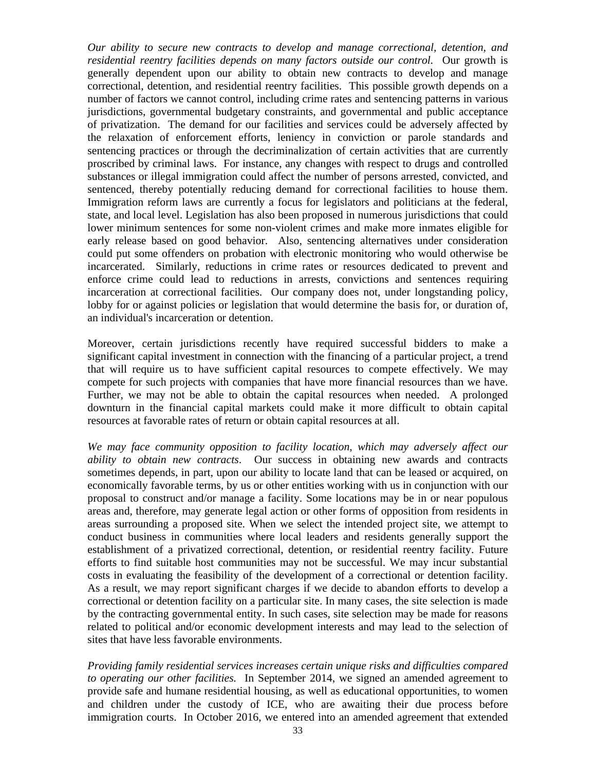*Our ability to secure new contracts to develop and manage correctional, detention, and residential reentry facilities depends on many factors outside our control.* Our growth is generally dependent upon our ability to obtain new contracts to develop and manage correctional, detention, and residential reentry facilities. This possible growth depends on a number of factors we cannot control, including crime rates and sentencing patterns in various jurisdictions, governmental budgetary constraints, and governmental and public acceptance of privatization. The demand for our facilities and services could be adversely affected by the relaxation of enforcement efforts, leniency in conviction or parole standards and sentencing practices or through the decriminalization of certain activities that are currently proscribed by criminal laws. For instance, any changes with respect to drugs and controlled substances or illegal immigration could affect the number of persons arrested, convicted, and sentenced, thereby potentially reducing demand for correctional facilities to house them. Immigration reform laws are currently a focus for legislators and politicians at the federal, state, and local level. Legislation has also been proposed in numerous jurisdictions that could lower minimum sentences for some non-violent crimes and make more inmates eligible for early release based on good behavior. Also, sentencing alternatives under consideration could put some offenders on probation with electronic monitoring who would otherwise be incarcerated. Similarly, reductions in crime rates or resources dedicated to prevent and enforce crime could lead to reductions in arrests, convictions and sentences requiring incarceration at correctional facilities. Our company does not, under longstanding policy, lobby for or against policies or legislation that would determine the basis for, or duration of, an individual's incarceration or detention.

Moreover, certain jurisdictions recently have required successful bidders to make a significant capital investment in connection with the financing of a particular project, a trend that will require us to have sufficient capital resources to compete effectively. We may compete for such projects with companies that have more financial resources than we have. Further, we may not be able to obtain the capital resources when needed. A prolonged downturn in the financial capital markets could make it more difficult to obtain capital resources at favorable rates of return or obtain capital resources at all.

*We may face community opposition to facility location, which may adversely affect our ability to obtain new contracts.* Our success in obtaining new awards and contracts sometimes depends, in part, upon our ability to locate land that can be leased or acquired, on economically favorable terms, by us or other entities working with us in conjunction with our proposal to construct and/or manage a facility. Some locations may be in or near populous areas and, therefore, may generate legal action or other forms of opposition from residents in areas surrounding a proposed site. When we select the intended project site, we attempt to conduct business in communities where local leaders and residents generally support the establishment of a privatized correctional, detention, or residential reentry facility. Future efforts to find suitable host communities may not be successful. We may incur substantial costs in evaluating the feasibility of the development of a correctional or detention facility. As a result, we may report significant charges if we decide to abandon efforts to develop a correctional or detention facility on a particular site. In many cases, the site selection is made by the contracting governmental entity. In such cases, site selection may be made for reasons related to political and/or economic development interests and may lead to the selection of sites that have less favorable environments.

*Providing family residential services increases certain unique risks and difficulties compared to operating our other facilities.* In September 2014, we signed an amended agreement to provide safe and humane residential housing, as well as educational opportunities, to women and children under the custody of ICE, who are awaiting their due process before immigration courts. In October 2016, we entered into an amended agreement that extended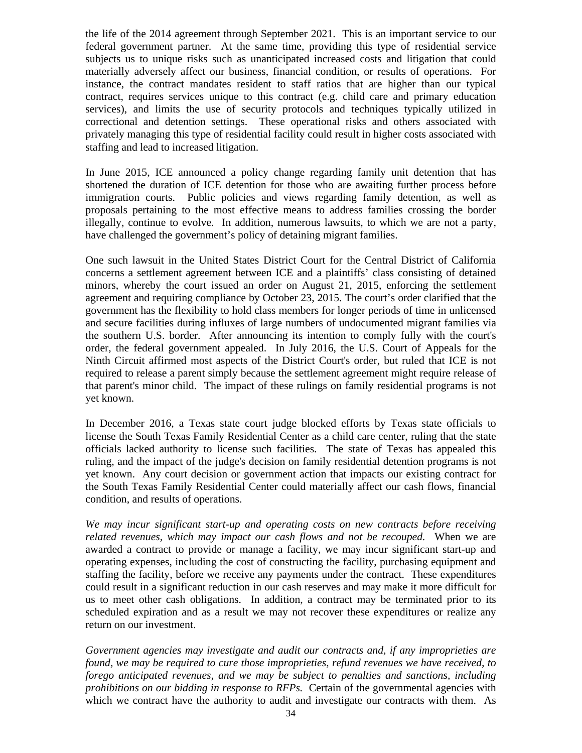the life of the 2014 agreement through September 2021. This is an important service to our federal government partner. At the same time, providing this type of residential service subjects us to unique risks such as unanticipated increased costs and litigation that could materially adversely affect our business, financial condition, or results of operations. For instance, the contract mandates resident to staff ratios that are higher than our typical contract, requires services unique to this contract (e.g. child care and primary education services), and limits the use of security protocols and techniques typically utilized in correctional and detention settings. These operational risks and others associated with privately managing this type of residential facility could result in higher costs associated with staffing and lead to increased litigation.

In June 2015, ICE announced a policy change regarding family unit detention that has shortened the duration of ICE detention for those who are awaiting further process before immigration courts. Public policies and views regarding family detention, as well as proposals pertaining to the most effective means to address families crossing the border illegally, continue to evolve. In addition, numerous lawsuits, to which we are not a party, have challenged the government's policy of detaining migrant families.

One such lawsuit in the United States District Court for the Central District of California concerns a settlement agreement between ICE and a plaintiffs' class consisting of detained minors, whereby the court issued an order on August 21, 2015, enforcing the settlement agreement and requiring compliance by October 23, 2015. The court's order clarified that the government has the flexibility to hold class members for longer periods of time in unlicensed and secure facilities during influxes of large numbers of undocumented migrant families via the southern U.S. border. After announcing its intention to comply fully with the court's order, the federal government appealed. In July 2016, the U.S. Court of Appeals for the Ninth Circuit affirmed most aspects of the District Court's order, but ruled that ICE is not required to release a parent simply because the settlement agreement might require release of that parent's minor child. The impact of these rulings on family residential programs is not yet known.

In December 2016, a Texas state court judge blocked efforts by Texas state officials to license the South Texas Family Residential Center as a child care center, ruling that the state officials lacked authority to license such facilities. The state of Texas has appealed this ruling, and the impact of the judge's decision on family residential detention programs is not yet known. Any court decision or government action that impacts our existing contract for the South Texas Family Residential Center could materially affect our cash flows, financial condition, and results of operations.

*We may incur significant start-up and operating costs on new contracts before receiving related revenues, which may impact our cash flows and not be recouped.* When we are awarded a contract to provide or manage a facility, we may incur significant start-up and operating expenses, including the cost of constructing the facility, purchasing equipment and staffing the facility, before we receive any payments under the contract. These expenditures could result in a significant reduction in our cash reserves and may make it more difficult for us to meet other cash obligations. In addition, a contract may be terminated prior to its scheduled expiration and as a result we may not recover these expenditures or realize any return on our investment.

*Government agencies may investigate and audit our contracts and, if any improprieties are found, we may be required to cure those improprieties, refund revenues we have received, to forego anticipated revenues, and we may be subject to penalties and sanctions, including prohibitions on our bidding in response to RFPs.* Certain of the governmental agencies with which we contract have the authority to audit and investigate our contracts with them. As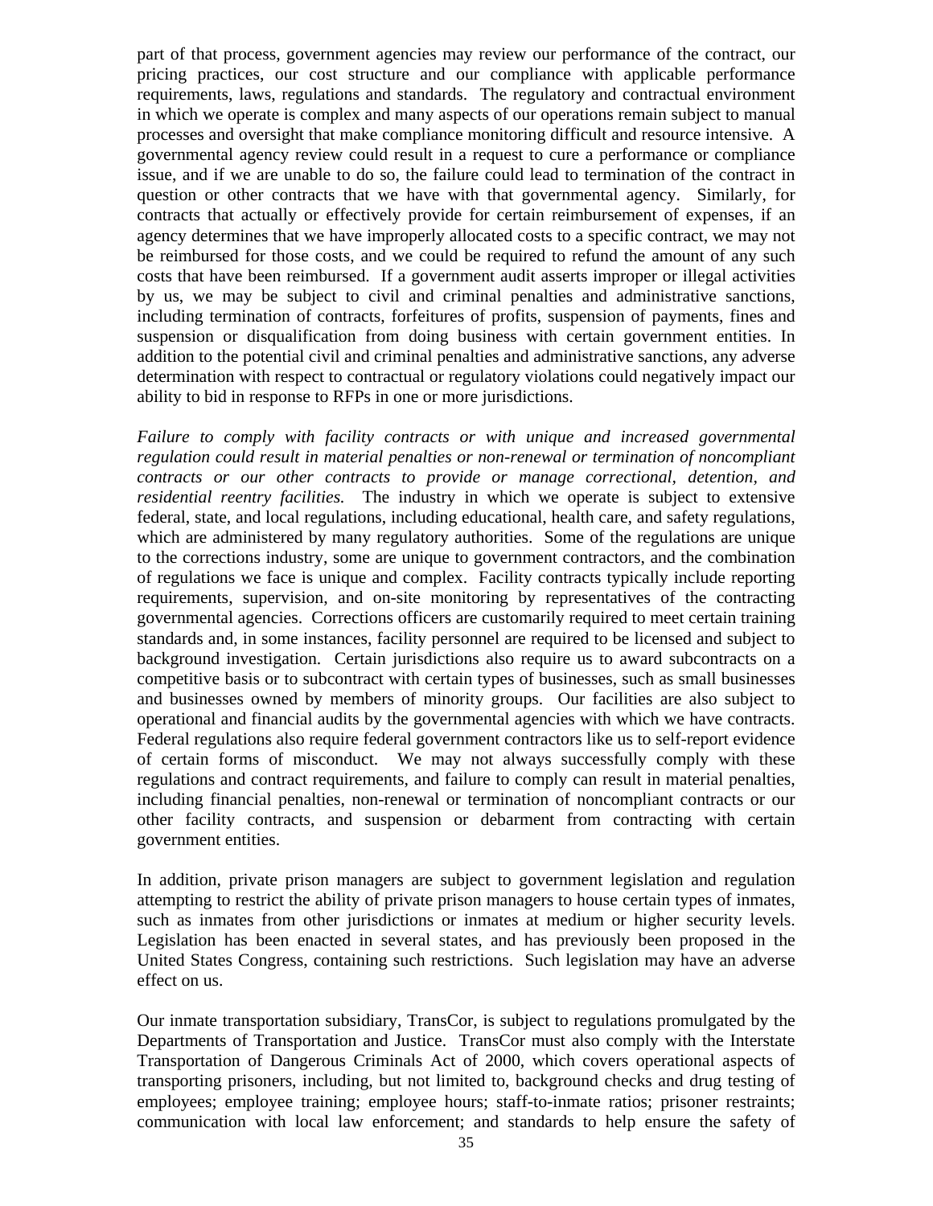part of that process, government agencies may review our performance of the contract, our pricing practices, our cost structure and our compliance with applicable performance requirements, laws, regulations and standards. The regulatory and contractual environment in which we operate is complex and many aspects of our operations remain subject to manual processes and oversight that make compliance monitoring difficult and resource intensive. A governmental agency review could result in a request to cure a performance or compliance issue, and if we are unable to do so, the failure could lead to termination of the contract in question or other contracts that we have with that governmental agency. Similarly, for contracts that actually or effectively provide for certain reimbursement of expenses, if an agency determines that we have improperly allocated costs to a specific contract, we may not be reimbursed for those costs, and we could be required to refund the amount of any such costs that have been reimbursed. If a government audit asserts improper or illegal activities by us, we may be subject to civil and criminal penalties and administrative sanctions, including termination of contracts, forfeitures of profits, suspension of payments, fines and suspension or disqualification from doing business with certain government entities. In addition to the potential civil and criminal penalties and administrative sanctions, any adverse determination with respect to contractual or regulatory violations could negatively impact our ability to bid in response to RFPs in one or more jurisdictions.

*Failure to comply with facility contracts or with unique and increased governmental regulation could result in material penalties or non-renewal or termination of noncompliant contracts or our other contracts to provide or manage correctional, detention, and residential reentry facilities.* The industry in which we operate is subject to extensive federal, state, and local regulations, including educational, health care, and safety regulations, which are administered by many regulatory authorities. Some of the regulations are unique to the corrections industry, some are unique to government contractors, and the combination of regulations we face is unique and complex. Facility contracts typically include reporting requirements, supervision, and on-site monitoring by representatives of the contracting governmental agencies. Corrections officers are customarily required to meet certain training standards and, in some instances, facility personnel are required to be licensed and subject to background investigation. Certain jurisdictions also require us to award subcontracts on a competitive basis or to subcontract with certain types of businesses, such as small businesses and businesses owned by members of minority groups. Our facilities are also subject to operational and financial audits by the governmental agencies with which we have contracts. Federal regulations also require federal government contractors like us to self-report evidence of certain forms of misconduct. We may not always successfully comply with these regulations and contract requirements, and failure to comply can result in material penalties, including financial penalties, non-renewal or termination of noncompliant contracts or our other facility contracts, and suspension or debarment from contracting with certain government entities.

In addition, private prison managers are subject to government legislation and regulation attempting to restrict the ability of private prison managers to house certain types of inmates, such as inmates from other jurisdictions or inmates at medium or higher security levels. Legislation has been enacted in several states, and has previously been proposed in the United States Congress, containing such restrictions. Such legislation may have an adverse effect on us.

Our inmate transportation subsidiary, TransCor, is subject to regulations promulgated by the Departments of Transportation and Justice. TransCor must also comply with the Interstate Transportation of Dangerous Criminals Act of 2000, which covers operational aspects of transporting prisoners, including, but not limited to, background checks and drug testing of employees; employee training; employee hours; staff-to-inmate ratios; prisoner restraints; communication with local law enforcement; and standards to help ensure the safety of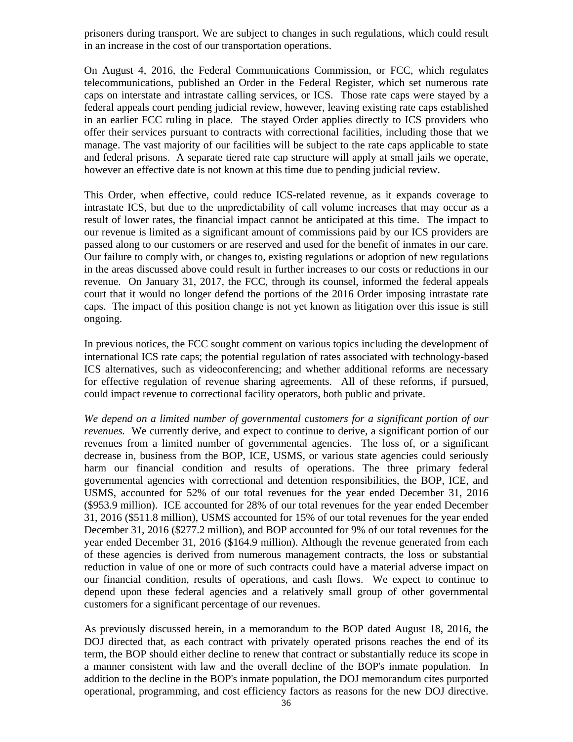prisoners during transport. We are subject to changes in such regulations, which could result in an increase in the cost of our transportation operations.

On August 4, 2016, the Federal Communications Commission, or FCC, which regulates telecommunications, published an Order in the Federal Register, which set numerous rate caps on interstate and intrastate calling services, or ICS. Those rate caps were stayed by a federal appeals court pending judicial review, however, leaving existing rate caps established in an earlier FCC ruling in place. The stayed Order applies directly to ICS providers who offer their services pursuant to contracts with correctional facilities, including those that we manage. The vast majority of our facilities will be subject to the rate caps applicable to state and federal prisons. A separate tiered rate cap structure will apply at small jails we operate, however an effective date is not known at this time due to pending judicial review.

This Order, when effective, could reduce ICS-related revenue, as it expands coverage to intrastate ICS, but due to the unpredictability of call volume increases that may occur as a result of lower rates, the financial impact cannot be anticipated at this time. The impact to our revenue is limited as a significant amount of commissions paid by our ICS providers are passed along to our customers or are reserved and used for the benefit of inmates in our care. Our failure to comply with, or changes to, existing regulations or adoption of new regulations in the areas discussed above could result in further increases to our costs or reductions in our revenue. On January 31, 2017, the FCC, through its counsel, informed the federal appeals court that it would no longer defend the portions of the 2016 Order imposing intrastate rate caps. The impact of this position change is not yet known as litigation over this issue is still ongoing.

In previous notices, the FCC sought comment on various topics including the development of international ICS rate caps; the potential regulation of rates associated with technology-based ICS alternatives, such as videoconferencing; and whether additional reforms are necessary for effective regulation of revenue sharing agreements. All of these reforms, if pursued, could impact revenue to correctional facility operators, both public and private.

*We depend on a limited number of governmental customers for a significant portion of our revenues.* We currently derive, and expect to continue to derive, a significant portion of our revenues from a limited number of governmental agencies. The loss of, or a significant decrease in, business from the BOP, ICE, USMS, or various state agencies could seriously harm our financial condition and results of operations. The three primary federal governmental agencies with correctional and detention responsibilities, the BOP, ICE, and USMS, accounted for 52% of our total revenues for the year ended December 31, 2016 ($953.9 million). ICE accounted for 28% of our total revenues for the year ended December 31, 2016 ($511.8 million), USMS accounted for 15% of our total revenues for the year ended December 31, 2016 ($277.2 million), and BOP accounted for 9% of our total revenues for the year ended December 31, 2016 ($164.9 million). Although the revenue generated from each of these agencies is derived from numerous management contracts, the loss or substantial reduction in value of one or more of such contracts could have a material adverse impact on our financial condition, results of operations, and cash flows. We expect to continue to depend upon these federal agencies and a relatively small group of other governmental customers for a significant percentage of our revenues.

As previously discussed herein, in a memorandum to the BOP dated August 18, 2016, the DOJ directed that, as each contract with privately operated prisons reaches the end of its term, the BOP should either decline to renew that contract or substantially reduce its scope in a manner consistent with law and the overall decline of the BOP's inmate population. In addition to the decline in the BOP's inmate population, the DOJ memorandum cites purported operational, programming, and cost efficiency factors as reasons for the new DOJ directive.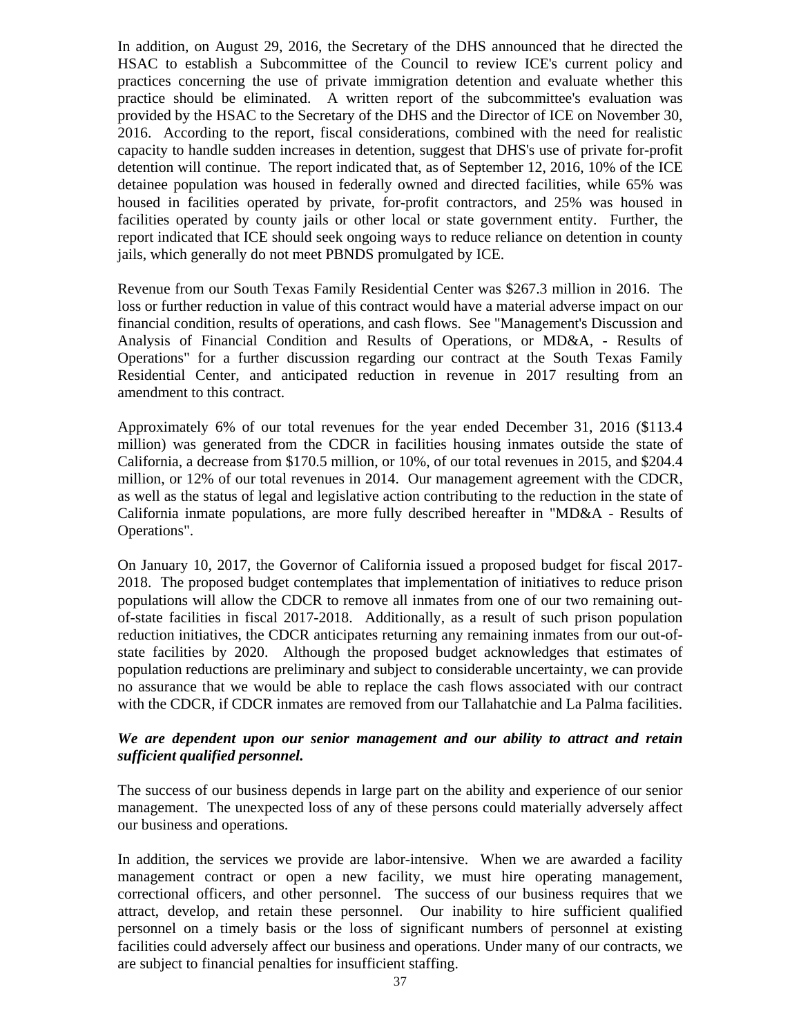In addition, on August 29, 2016, the Secretary of the DHS announced that he directed the HSAC to establish a Subcommittee of the Council to review ICE's current policy and practices concerning the use of private immigration detention and evaluate whether this practice should be eliminated. A written report of the subcommittee's evaluation was provided by the HSAC to the Secretary of the DHS and the Director of ICE on November 30, 2016. According to the report, fiscal considerations, combined with the need for realistic capacity to handle sudden increases in detention, suggest that DHS's use of private for-profit detention will continue. The report indicated that, as of September 12, 2016, 10% of the ICE detainee population was housed in federally owned and directed facilities, while 65% was housed in facilities operated by private, for-profit contractors, and 25% was housed in facilities operated by county jails or other local or state government entity. Further, the report indicated that ICE should seek ongoing ways to reduce reliance on detention in county jails, which generally do not meet PBNDS promulgated by ICE.

Revenue from our South Texas Family Residential Center was $267.3 million in 2016. The loss or further reduction in value of this contract would have a material adverse impact on our financial condition, results of operations, and cash flows. See "Management's Discussion and Analysis of Financial Condition and Results of Operations, or MD&A, - Results of Operations" for a further discussion regarding our contract at the South Texas Family Residential Center, and anticipated reduction in revenue in 2017 resulting from an amendment to this contract.

Approximately 6% of our total revenues for the year ended December 31, 2016 ($113.4 million) was generated from the CDCR in facilities housing inmates outside the state of California, a decrease from $170.5 million, or 10%, of our total revenues in 2015, and $204.4 million, or 12% of our total revenues in 2014. Our management agreement with the CDCR, as well as the status of legal and legislative action contributing to the reduction in the state of California inmate populations, are more fully described hereafter in "MD&A - Results of Operations".

On January 10, 2017, the Governor of California issued a proposed budget for fiscal 2017-2018. The proposed budget contemplates that implementation of initiatives to reduce prison populations will allow the CDCR to remove all inmates from one of our two remaining out-of-state facilities in fiscal 2017-2018. Additionally, as a result of such prison population reduction initiatives, the CDCR anticipates returning any remaining inmates from our out-of-state facilities by 2020. Although the proposed budget acknowledges that estimates of population reductions are preliminary and subject to considerable uncertainty, we can provide no assurance that we would be able to replace the cash flows associated with our contract with the CDCR, if CDCR inmates are removed from our Tallahatchie and La Palma facilities.

***We are dependent upon our senior management and our ability to attract and retain sufficient qualified personnel.***

The success of our business depends in large part on the ability and experience of our senior management. The unexpected loss of any of these persons could materially adversely affect our business and operations.

In addition, the services we provide are labor-intensive. When we are awarded a facility management contract or open a new facility, we must hire operating management, correctional officers, and other personnel. The success of our business requires that we attract, develop, and retain these personnel. Our inability to hire sufficient qualified personnel on a timely basis or the loss of significant numbers of personnel at existing facilities could adversely affect our business and operations. Under many of our contracts, we are subject to financial penalties for insufficient staffing.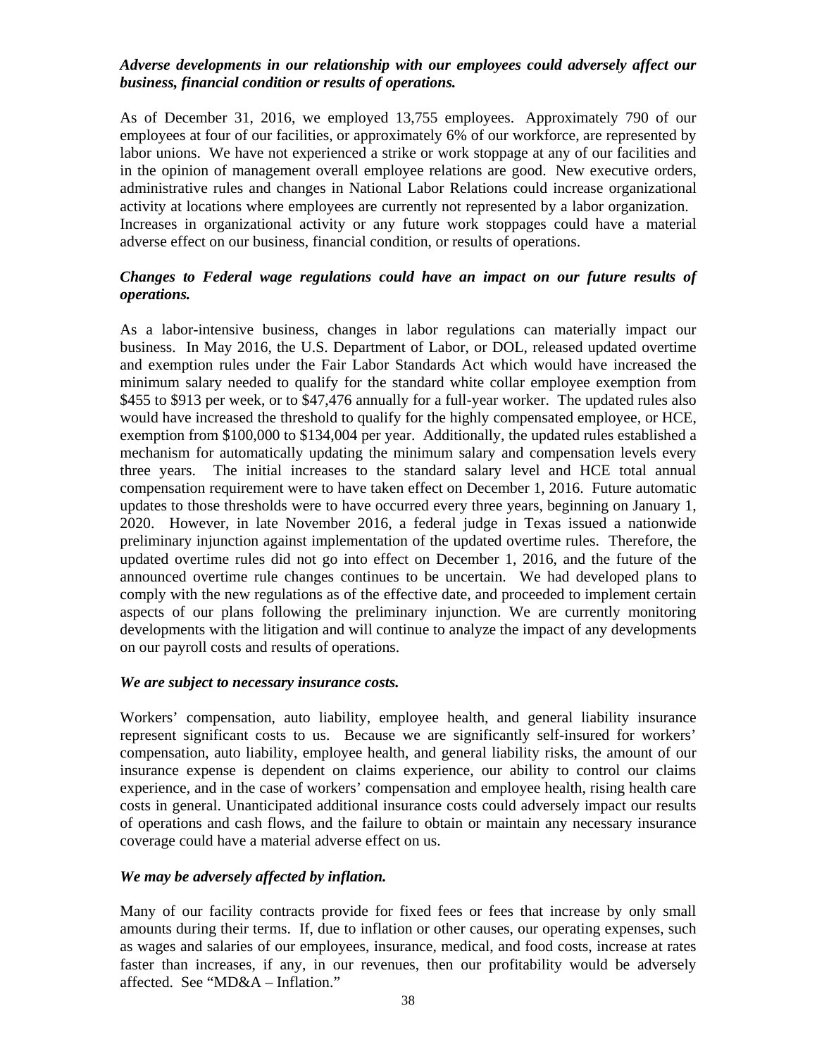***Adverse developments in our relationship with our employees could adversely affect our business, financial condition or results of operations.***

As of December 31, 2016, we employed 13,755 employees. Approximately 790 of our employees at four of our facilities, or approximately 6% of our workforce, are represented by labor unions. We have not experienced a strike or work stoppage at any of our facilities and in the opinion of management overall employee relations are good. New executive orders, administrative rules and changes in National Labor Relations could increase organizational activity at locations where employees are currently not represented by a labor organization. Increases in organizational activity or any future work stoppages could have a material adverse effect on our business, financial condition, or results of operations.

***Changes to Federal wage regulations could have an impact on our future results of operations.***

As a labor-intensive business, changes in labor regulations can materially impact our business. In May 2016, the U.S. Department of Labor, or DOL, released updated overtime and exemption rules under the Fair Labor Standards Act which would have increased the minimum salary needed to qualify for the standard white collar employee exemption from $455 to $913 per week, or to $47,476 annually for a full-year worker. The updated rules also would have increased the threshold to qualify for the highly compensated employee, or HCE, exemption from $100,000 to $134,004 per year. Additionally, the updated rules established a mechanism for automatically updating the minimum salary and compensation levels every three years. The initial increases to the standard salary level and HCE total annual compensation requirement were to have taken effect on December 1, 2016. Future automatic updates to those thresholds were to have occurred every three years, beginning on January 1, 2020. However, in late November 2016, a federal judge in Texas issued a nationwide preliminary injunction against implementation of the updated overtime rules. Therefore, the updated overtime rules did not go into effect on December 1, 2016, and the future of the announced overtime rule changes continues to be uncertain. We had developed plans to comply with the new regulations as of the effective date, and proceeded to implement certain aspects of our plans following the preliminary injunction. We are currently monitoring developments with the litigation and will continue to analyze the impact of any developments on our payroll costs and results of operations.

***We are subject to necessary insurance costs.***

Workers' compensation, auto liability, employee health, and general liability insurance represent significant costs to us. Because we are significantly self-insured for workers' compensation, auto liability, employee health, and general liability risks, the amount of our insurance expense is dependent on claims experience, our ability to control our claims experience, and in the case of workers' compensation and employee health, rising health care costs in general. Unanticipated additional insurance costs could adversely impact our results of operations and cash flows, and the failure to obtain or maintain any necessary insurance coverage could have a material adverse effect on us.

***We may be adversely affected by inflation.***

Many of our facility contracts provide for fixed fees or fees that increase by only small amounts during their terms. If, due to inflation or other causes, our operating expenses, such as wages and salaries of our employees, insurance, medical, and food costs, increase at rates faster than increases, if any, in our revenues, then our profitability would be adversely affected. See "MD&A – Inflation."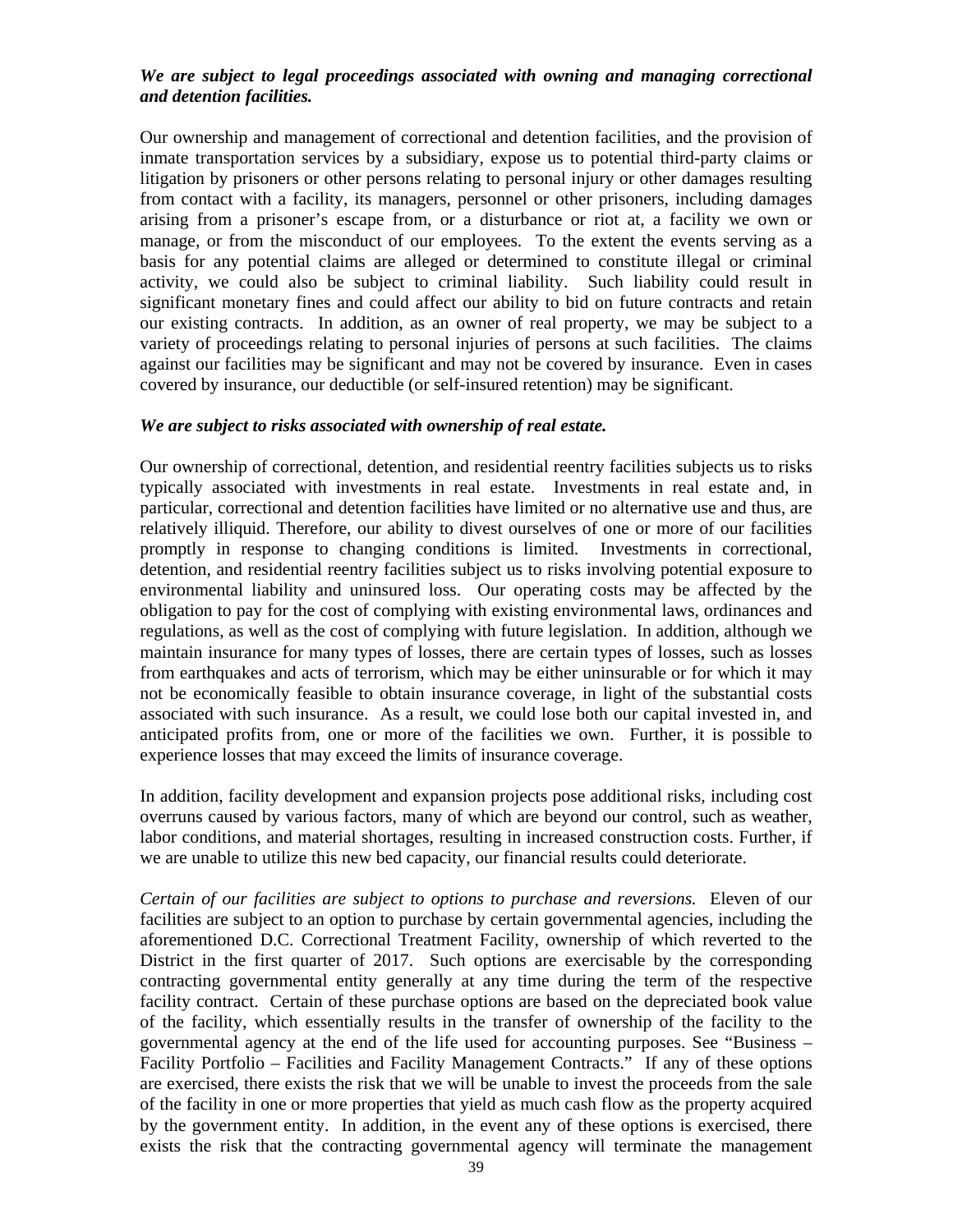***We are subject to legal proceedings associated with owning and managing correctional and detention facilities.***

Our ownership and management of correctional and detention facilities, and the provision of inmate transportation services by a subsidiary, expose us to potential third-party claims or litigation by prisoners or other persons relating to personal injury or other damages resulting from contact with a facility, its managers, personnel or other prisoners, including damages arising from a prisoner's escape from, or a disturbance or riot at, a facility we own or manage, or from the misconduct of our employees. To the extent the events serving as a basis for any potential claims are alleged or determined to constitute illegal or criminal activity, we could also be subject to criminal liability. Such liability could result in significant monetary fines and could affect our ability to bid on future contracts and retain our existing contracts. In addition, as an owner of real property, we may be subject to a variety of proceedings relating to personal injuries of persons at such facilities. The claims against our facilities may be significant and may not be covered by insurance. Even in cases covered by insurance, our deductible (or self-insured retention) may be significant.

***We are subject to risks associated with ownership of real estate.***

Our ownership of correctional, detention, and residential reentry facilities subjects us to risks typically associated with investments in real estate. Investments in real estate and, in particular, correctional and detention facilities have limited or no alternative use and thus, are relatively illiquid. Therefore, our ability to divest ourselves of one or more of our facilities promptly in response to changing conditions is limited. Investments in correctional, detention, and residential reentry facilities subject us to risks involving potential exposure to environmental liability and uninsured loss. Our operating costs may be affected by the obligation to pay for the cost of complying with existing environmental laws, ordinances and regulations, as well as the cost of complying with future legislation. In addition, although we maintain insurance for many types of losses, there are certain types of losses, such as losses from earthquakes and acts of terrorism, which may be either uninsurable or for which it may not be economically feasible to obtain insurance coverage, in light of the substantial costs associated with such insurance. As a result, we could lose both our capital invested in, and anticipated profits from, one or more of the facilities we own. Further, it is possible to experience losses that may exceed the limits of insurance coverage.

In addition, facility development and expansion projects pose additional risks, including cost overruns caused by various factors, many of which are beyond our control, such as weather, labor conditions, and material shortages, resulting in increased construction costs. Further, if we are unable to utilize this new bed capacity, our financial results could deteriorate.

*Certain of our facilities are subject to options to purchase and reversions.* Eleven of our facilities are subject to an option to purchase by certain governmental agencies, including the aforementioned D.C. Correctional Treatment Facility, ownership of which reverted to the District in the first quarter of 2017. Such options are exercisable by the corresponding contracting governmental entity generally at any time during the term of the respective facility contract. Certain of these purchase options are based on the depreciated book value of the facility, which essentially results in the transfer of ownership of the facility to the governmental agency at the end of the life used for accounting purposes. See "Business – Facility Portfolio – Facilities and Facility Management Contracts." If any of these options are exercised, there exists the risk that we will be unable to invest the proceeds from the sale of the facility in one or more properties that yield as much cash flow as the property acquired by the government entity. In addition, in the event any of these options is exercised, there exists the risk that the contracting governmental agency will terminate the management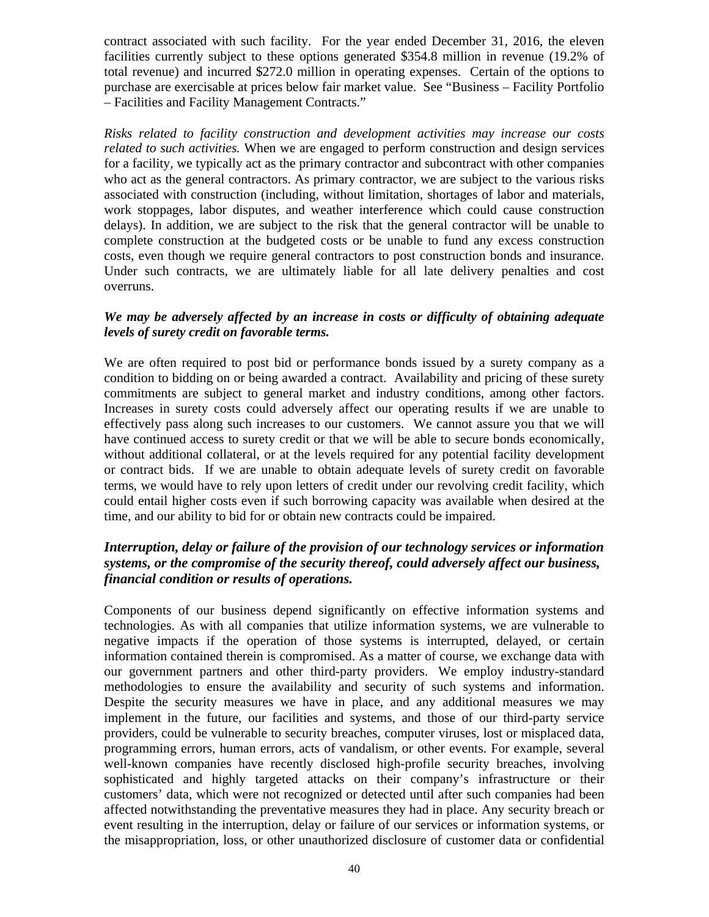contract associated with such facility. For the year ended December 31, 2016, the eleven facilities currently subject to these options generated $354.8 million in revenue (19.2% of total revenue) and incurred $272.0 million in operating expenses. Certain of the options to purchase are exercisable at prices below fair market value. See "Business – Facility Portfolio – Facilities and Facility Management Contracts."

*Risks related to facility construction and development activities may increase our costs related to such activities.* When we are engaged to perform construction and design services for a facility, we typically act as the primary contractor and subcontract with other companies who act as the general contractors. As primary contractor, we are subject to the various risks associated with construction (including, without limitation, shortages of labor and materials, work stoppages, labor disputes, and weather interference which could cause construction delays). In addition, we are subject to the risk that the general contractor will be unable to complete construction at the budgeted costs or be unable to fund any excess construction costs, even though we require general contractors to post construction bonds and insurance. Under such contracts, we are ultimately liable for all late delivery penalties and cost overruns.

***We may be adversely affected by an increase in costs or difficulty of obtaining adequate levels of surety credit on favorable terms.***

We are often required to post bid or performance bonds issued by a surety company as a condition to bidding on or being awarded a contract. Availability and pricing of these surety commitments are subject to general market and industry conditions, among other factors. Increases in surety costs could adversely affect our operating results if we are unable to effectively pass along such increases to our customers. We cannot assure you that we will have continued access to surety credit or that we will be able to secure bonds economically, without additional collateral, or at the levels required for any potential facility development or contract bids. If we are unable to obtain adequate levels of surety credit on favorable terms, we would have to rely upon letters of credit under our revolving credit facility, which could entail higher costs even if such borrowing capacity was available when desired at the time, and our ability to bid for or obtain new contracts could be impaired.

***Interruption, delay or failure of the provision of our technology services or information systems, or the compromise of the security thereof, could adversely affect our business, financial condition or results of operations.***

Components of our business depend significantly on effective information systems and technologies. As with all companies that utilize information systems, we are vulnerable to negative impacts if the operation of those systems is interrupted, delayed, or certain information contained therein is compromised. As a matter of course, we exchange data with our government partners and other third-party providers. We employ industry-standard methodologies to ensure the availability and security of such systems and information. Despite the security measures we have in place, and any additional measures we may implement in the future, our facilities and systems, and those of our third-party service providers, could be vulnerable to security breaches, computer viruses, lost or misplaced data, programming errors, human errors, acts of vandalism, or other events. For example, several well-known companies have recently disclosed high-profile security breaches, involving sophisticated and highly targeted attacks on their company's infrastructure or their customers' data, which were not recognized or detected until after such companies had been affected notwithstanding the preventative measures they had in place. Any security breach or event resulting in the interruption, delay or failure of our services or information systems, or the misappropriation, loss, or other unauthorized disclosure of customer data or confidential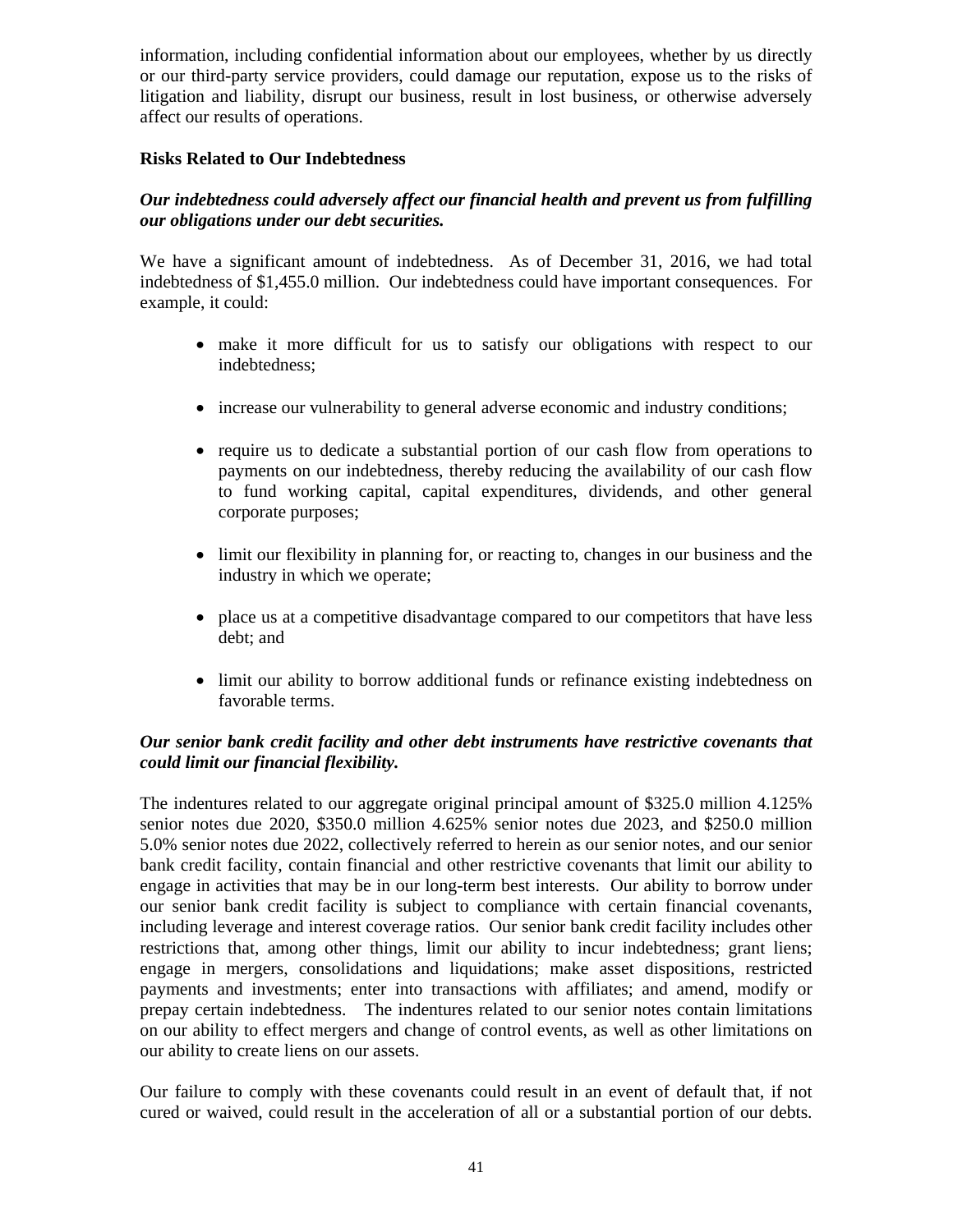information, including confidential information about our employees, whether by us directly or our third-party service providers, could damage our reputation, expose us to the risks of litigation and liability, disrupt our business, result in lost business, or otherwise adversely affect our results of operations.

**Risks Related to Our Indebtedness**

***Our indebtedness could adversely affect our financial health and prevent us from fulfilling our obligations under our debt securities.***

We have a significant amount of indebtedness. As of December 31, 2016, we had total indebtedness of $1,455.0 million. Our indebtedness could have important consequences. For example, it could:

- make it more difficult for us to satisfy our obligations with respect to our indebtedness;
- increase our vulnerability to general adverse economic and industry conditions;
- require us to dedicate a substantial portion of our cash flow from operations to payments on our indebtedness, thereby reducing the availability of our cash flow to fund working capital, capital expenditures, dividends, and other general corporate purposes;
- limit our flexibility in planning for, or reacting to, changes in our business and the industry in which we operate;
- place us at a competitive disadvantage compared to our competitors that have less debt; and
- limit our ability to borrow additional funds or refinance existing indebtedness on favorable terms.

***Our senior bank credit facility and other debt instruments have restrictive covenants that could limit our financial flexibility.***

The indentures related to our aggregate original principal amount of $325.0 million 4.125% senior notes due 2020, $350.0 million 4.625% senior notes due 2023, and $250.0 million 5.0% senior notes due 2022, collectively referred to herein as our senior notes, and our senior bank credit facility, contain financial and other restrictive covenants that limit our ability to engage in activities that may be in our long-term best interests. Our ability to borrow under our senior bank credit facility is subject to compliance with certain financial covenants, including leverage and interest coverage ratios. Our senior bank credit facility includes other restrictions that, among other things, limit our ability to incur indebtedness; grant liens; engage in mergers, consolidations and liquidations; make asset dispositions, restricted payments and investments; enter into transactions with affiliates; and amend, modify or prepay certain indebtedness. The indentures related to our senior notes contain limitations on our ability to effect mergers and change of control events, as well as other limitations on our ability to create liens on our assets.

Our failure to comply with these covenants could result in an event of default that, if not cured or waived, could result in the acceleration of all or a substantial portion of our debts.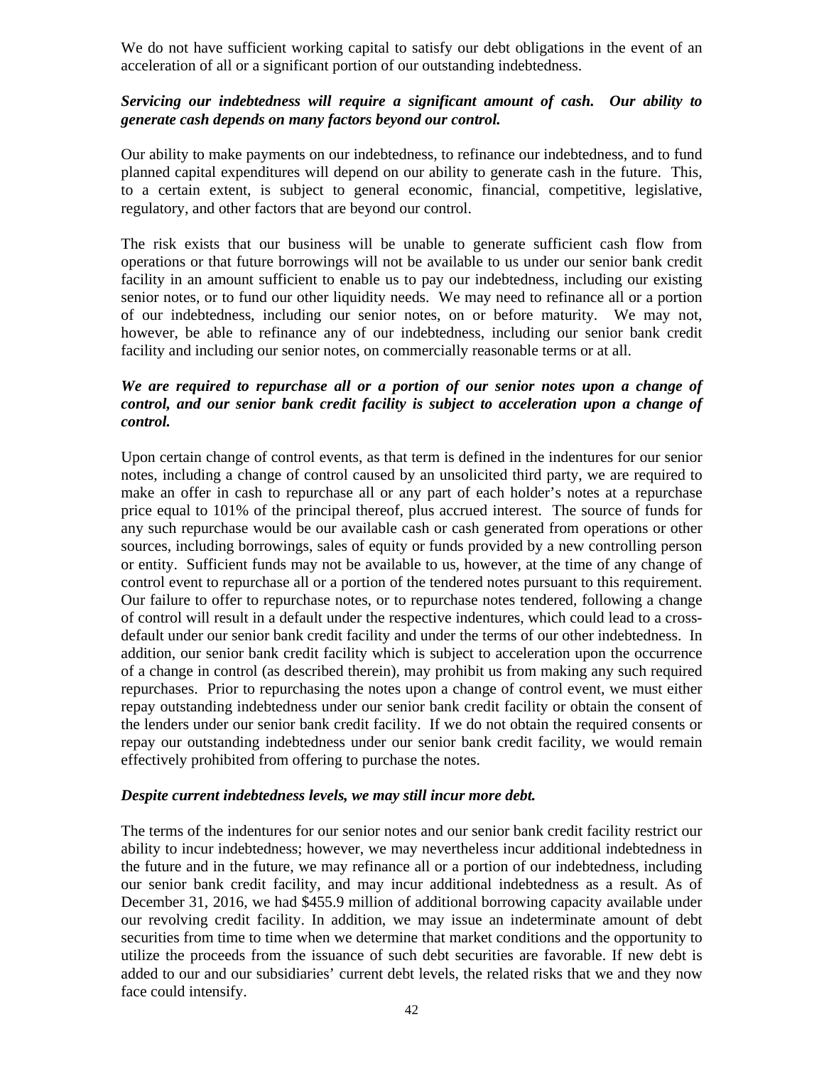We do not have sufficient working capital to satisfy our debt obligations in the event of an acceleration of all or a significant portion of our outstanding indebtedness.

***Servicing our indebtedness will require a significant amount of cash. Our ability to generate cash depends on many factors beyond our control.***

Our ability to make payments on our indebtedness, to refinance our indebtedness, and to fund planned capital expenditures will depend on our ability to generate cash in the future. This, to a certain extent, is subject to general economic, financial, competitive, legislative, regulatory, and other factors that are beyond our control.

The risk exists that our business will be unable to generate sufficient cash flow from operations or that future borrowings will not be available to us under our senior bank credit facility in an amount sufficient to enable us to pay our indebtedness, including our existing senior notes, or to fund our other liquidity needs. We may need to refinance all or a portion of our indebtedness, including our senior notes, on or before maturity. We may not, however, be able to refinance any of our indebtedness, including our senior bank credit facility and including our senior notes, on commercially reasonable terms or at all.

***We are required to repurchase all or a portion of our senior notes upon a change of control, and our senior bank credit facility is subject to acceleration upon a change of control.***

Upon certain change of control events, as that term is defined in the indentures for our senior notes, including a change of control caused by an unsolicited third party, we are required to make an offer in cash to repurchase all or any part of each holder's notes at a repurchase price equal to 101% of the principal thereof, plus accrued interest. The source of funds for any such repurchase would be our available cash or cash generated from operations or other sources, including borrowings, sales of equity or funds provided by a new controlling person or entity. Sufficient funds may not be available to us, however, at the time of any change of control event to repurchase all or a portion of the tendered notes pursuant to this requirement. Our failure to offer to repurchase notes, or to repurchase notes tendered, following a change of control will result in a default under the respective indentures, which could lead to a cross-default under our senior bank credit facility and under the terms of our other indebtedness. In addition, our senior bank credit facility which is subject to acceleration upon the occurrence of a change in control (as described therein), may prohibit us from making any such required repurchases. Prior to repurchasing the notes upon a change of control event, we must either repay outstanding indebtedness under our senior bank credit facility or obtain the consent of the lenders under our senior bank credit facility. If we do not obtain the required consents or repay our outstanding indebtedness under our senior bank credit facility, we would remain effectively prohibited from offering to purchase the notes.

***Despite current indebtedness levels, we may still incur more debt.***

The terms of the indentures for our senior notes and our senior bank credit facility restrict our ability to incur indebtedness; however, we may nevertheless incur additional indebtedness in the future and in the future, we may refinance all or a portion of our indebtedness, including our senior bank credit facility, and may incur additional indebtedness as a result. As of December 31, 2016, we had $455.9 million of additional borrowing capacity available under our revolving credit facility. In addition, we may issue an indeterminate amount of debt securities from time to time when we determine that market conditions and the opportunity to utilize the proceeds from the issuance of such debt securities are favorable. If new debt is added to our and our subsidiaries' current debt levels, the related risks that we and they now face could intensify.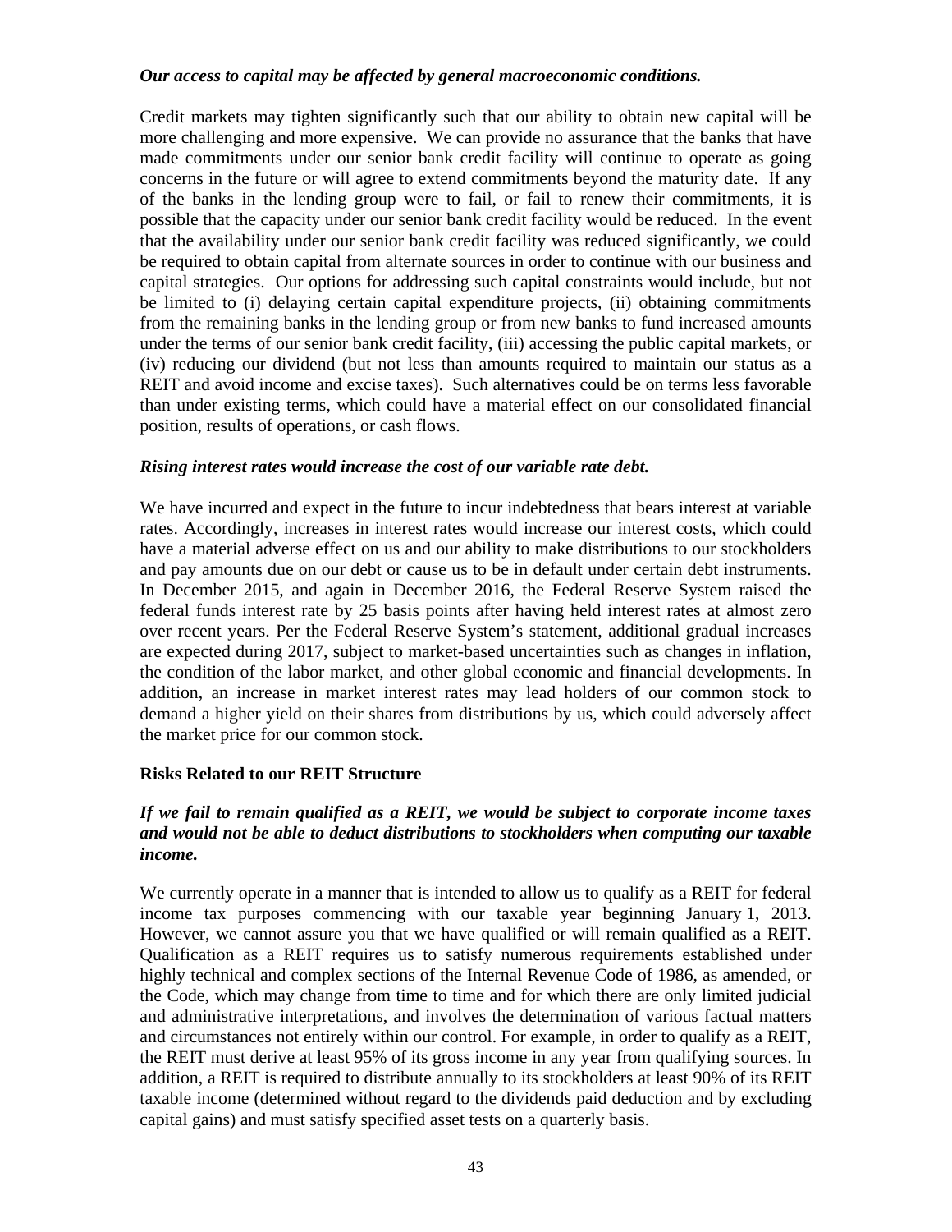***Our access to capital may be affected by general macroeconomic conditions.***

Credit markets may tighten significantly such that our ability to obtain new capital will be more challenging and more expensive. We can provide no assurance that the banks that have made commitments under our senior bank credit facility will continue to operate as going concerns in the future or will agree to extend commitments beyond the maturity date. If any of the banks in the lending group were to fail, or fail to renew their commitments, it is possible that the capacity under our senior bank credit facility would be reduced. In the event that the availability under our senior bank credit facility was reduced significantly, we could be required to obtain capital from alternate sources in order to continue with our business and capital strategies. Our options for addressing such capital constraints would include, but not be limited to (i) delaying certain capital expenditure projects, (ii) obtaining commitments from the remaining banks in the lending group or from new banks to fund increased amounts under the terms of our senior bank credit facility, (iii) accessing the public capital markets, or (iv) reducing our dividend (but not less than amounts required to maintain our status as a REIT and avoid income and excise taxes). Such alternatives could be on terms less favorable than under existing terms, which could have a material effect on our consolidated financial position, results of operations, or cash flows.

***Rising interest rates would increase the cost of our variable rate debt.***

We have incurred and expect in the future to incur indebtedness that bears interest at variable rates. Accordingly, increases in interest rates would increase our interest costs, which could have a material adverse effect on us and our ability to make distributions to our stockholders and pay amounts due on our debt or cause us to be in default under certain debt instruments. In December 2015, and again in December 2016, the Federal Reserve System raised the federal funds interest rate by 25 basis points after having held interest rates at almost zero over recent years. Per the Federal Reserve System's statement, additional gradual increases are expected during 2017, subject to market-based uncertainties such as changes in inflation, the condition of the labor market, and other global economic and financial developments. In addition, an increase in market interest rates may lead holders of our common stock to demand a higher yield on their shares from distributions by us, which could adversely affect the market price for our common stock.

**Risks Related to our REIT Structure**

***If we fail to remain qualified as a REIT, we would be subject to corporate income taxes and would not be able to deduct distributions to stockholders when computing our taxable income.***

We currently operate in a manner that is intended to allow us to qualify as a REIT for federal income tax purposes commencing with our taxable year beginning January 1, 2013. However, we cannot assure you that we have qualified or will remain qualified as a REIT. Qualification as a REIT requires us to satisfy numerous requirements established under highly technical and complex sections of the Internal Revenue Code of 1986, as amended, or the Code, which may change from time to time and for which there are only limited judicial and administrative interpretations, and involves the determination of various factual matters and circumstances not entirely within our control. For example, in order to qualify as a REIT, the REIT must derive at least 95% of its gross income in any year from qualifying sources. In addition, a REIT is required to distribute annually to its stockholders at least 90% of its REIT taxable income (determined without regard to the dividends paid deduction and by excluding capital gains) and must satisfy specified asset tests on a quarterly basis.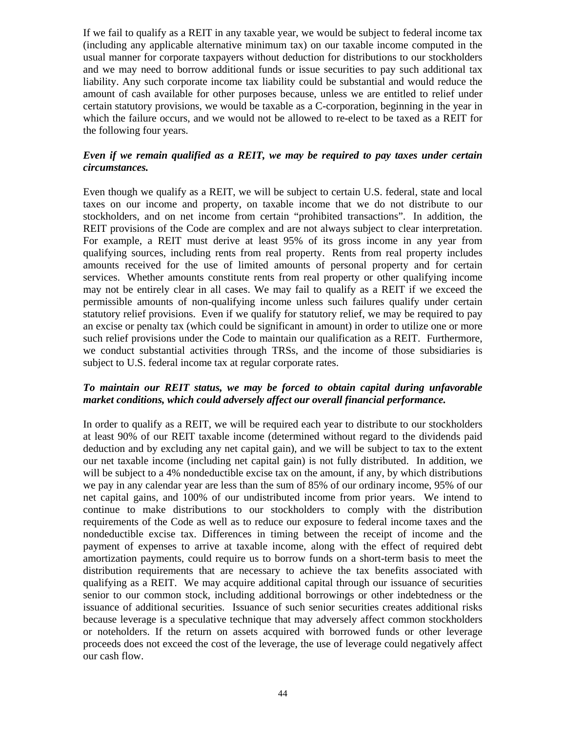If we fail to qualify as a REIT in any taxable year, we would be subject to federal income tax (including any applicable alternative minimum tax) on our taxable income computed in the usual manner for corporate taxpayers without deduction for distributions to our stockholders and we may need to borrow additional funds or issue securities to pay such additional tax liability. Any such corporate income tax liability could be substantial and would reduce the amount of cash available for other purposes because, unless we are entitled to relief under certain statutory provisions, we would be taxable as a C-corporation, beginning in the year in which the failure occurs, and we would not be allowed to re-elect to be taxed as a REIT for the following four years.

***Even if we remain qualified as a REIT, we may be required to pay taxes under certain circumstances.***

Even though we qualify as a REIT, we will be subject to certain U.S. federal, state and local taxes on our income and property, on taxable income that we do not distribute to our stockholders, and on net income from certain "prohibited transactions". In addition, the REIT provisions of the Code are complex and are not always subject to clear interpretation. For example, a REIT must derive at least 95% of its gross income in any year from qualifying sources, including rents from real property. Rents from real property includes amounts received for the use of limited amounts of personal property and for certain services. Whether amounts constitute rents from real property or other qualifying income may not be entirely clear in all cases. We may fail to qualify as a REIT if we exceed the permissible amounts of non-qualifying income unless such failures qualify under certain statutory relief provisions. Even if we qualify for statutory relief, we may be required to pay an excise or penalty tax (which could be significant in amount) in order to utilize one or more such relief provisions under the Code to maintain our qualification as a REIT. Furthermore, we conduct substantial activities through TRSs, and the income of those subsidiaries is subject to U.S. federal income tax at regular corporate rates.

***To maintain our REIT status, we may be forced to obtain capital during unfavorable market conditions, which could adversely affect our overall financial performance.***

In order to qualify as a REIT, we will be required each year to distribute to our stockholders at least 90% of our REIT taxable income (determined without regard to the dividends paid deduction and by excluding any net capital gain), and we will be subject to tax to the extent our net taxable income (including net capital gain) is not fully distributed. In addition, we will be subject to a 4% nondeductible excise tax on the amount, if any, by which distributions we pay in any calendar year are less than the sum of 85% of our ordinary income, 95% of our net capital gains, and 100% of our undistributed income from prior years. We intend to continue to make distributions to our stockholders to comply with the distribution requirements of the Code as well as to reduce our exposure to federal income taxes and the nondeductible excise tax. Differences in timing between the receipt of income and the payment of expenses to arrive at taxable income, along with the effect of required debt amortization payments, could require us to borrow funds on a short-term basis to meet the distribution requirements that are necessary to achieve the tax benefits associated with qualifying as a REIT. We may acquire additional capital through our issuance of securities senior to our common stock, including additional borrowings or other indebtedness or the issuance of additional securities. Issuance of such senior securities creates additional risks because leverage is a speculative technique that may adversely affect common stockholders or noteholders. If the return on assets acquired with borrowed funds or other leverage proceeds does not exceed the cost of the leverage, the use of leverage could negatively affect our cash flow.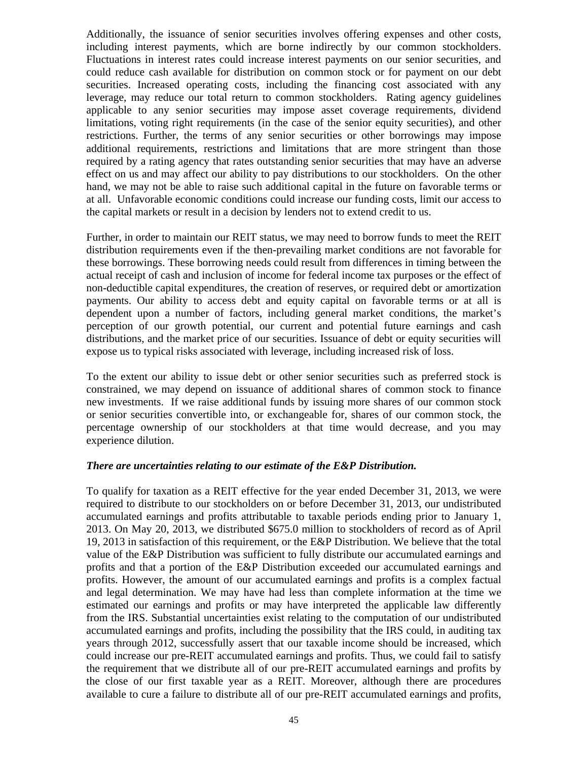Additionally, the issuance of senior securities involves offering expenses and other costs, including interest payments, which are borne indirectly by our common stockholders. Fluctuations in interest rates could increase interest payments on our senior securities, and could reduce cash available for distribution on common stock or for payment on our debt securities. Increased operating costs, including the financing cost associated with any leverage, may reduce our total return to common stockholders. Rating agency guidelines applicable to any senior securities may impose asset coverage requirements, dividend limitations, voting right requirements (in the case of the senior equity securities), and other restrictions. Further, the terms of any senior securities or other borrowings may impose additional requirements, restrictions and limitations that are more stringent than those required by a rating agency that rates outstanding senior securities that may have an adverse effect on us and may affect our ability to pay distributions to our stockholders. On the other hand, we may not be able to raise such additional capital in the future on favorable terms or at all. Unfavorable economic conditions could increase our funding costs, limit our access to the capital markets or result in a decision by lenders not to extend credit to us.

Further, in order to maintain our REIT status, we may need to borrow funds to meet the REIT distribution requirements even if the then-prevailing market conditions are not favorable for these borrowings. These borrowing needs could result from differences in timing between the actual receipt of cash and inclusion of income for federal income tax purposes or the effect of non-deductible capital expenditures, the creation of reserves, or required debt or amortization payments. Our ability to access debt and equity capital on favorable terms or at all is dependent upon a number of factors, including general market conditions, the market's perception of our growth potential, our current and potential future earnings and cash distributions, and the market price of our securities. Issuance of debt or equity securities will expose us to typical risks associated with leverage, including increased risk of loss.

To the extent our ability to issue debt or other senior securities such as preferred stock is constrained, we may depend on issuance of additional shares of common stock to finance new investments. If we raise additional funds by issuing more shares of our common stock or senior securities convertible into, or exchangeable for, shares of our common stock, the percentage ownership of our stockholders at that time would decrease, and you may experience dilution.

***There are uncertainties relating to our estimate of the E&P Distribution.***

To qualify for taxation as a REIT effective for the year ended December 31, 2013, we were required to distribute to our stockholders on or before December 31, 2013, our undistributed accumulated earnings and profits attributable to taxable periods ending prior to January 1, 2013. On May 20, 2013, we distributed $675.0 million to stockholders of record as of April 19, 2013 in satisfaction of this requirement, or the E&P Distribution. We believe that the total value of the E&P Distribution was sufficient to fully distribute our accumulated earnings and profits and that a portion of the E&P Distribution exceeded our accumulated earnings and profits. However, the amount of our accumulated earnings and profits is a complex factual and legal determination. We may have had less than complete information at the time we estimated our earnings and profits or may have interpreted the applicable law differently from the IRS. Substantial uncertainties exist relating to the computation of our undistributed accumulated earnings and profits, including the possibility that the IRS could, in auditing tax years through 2012, successfully assert that our taxable income should be increased, which could increase our pre-REIT accumulated earnings and profits. Thus, we could fail to satisfy the requirement that we distribute all of our pre-REIT accumulated earnings and profits by the close of our first taxable year as a REIT. Moreover, although there are procedures available to cure a failure to distribute all of our pre-REIT accumulated earnings and profits,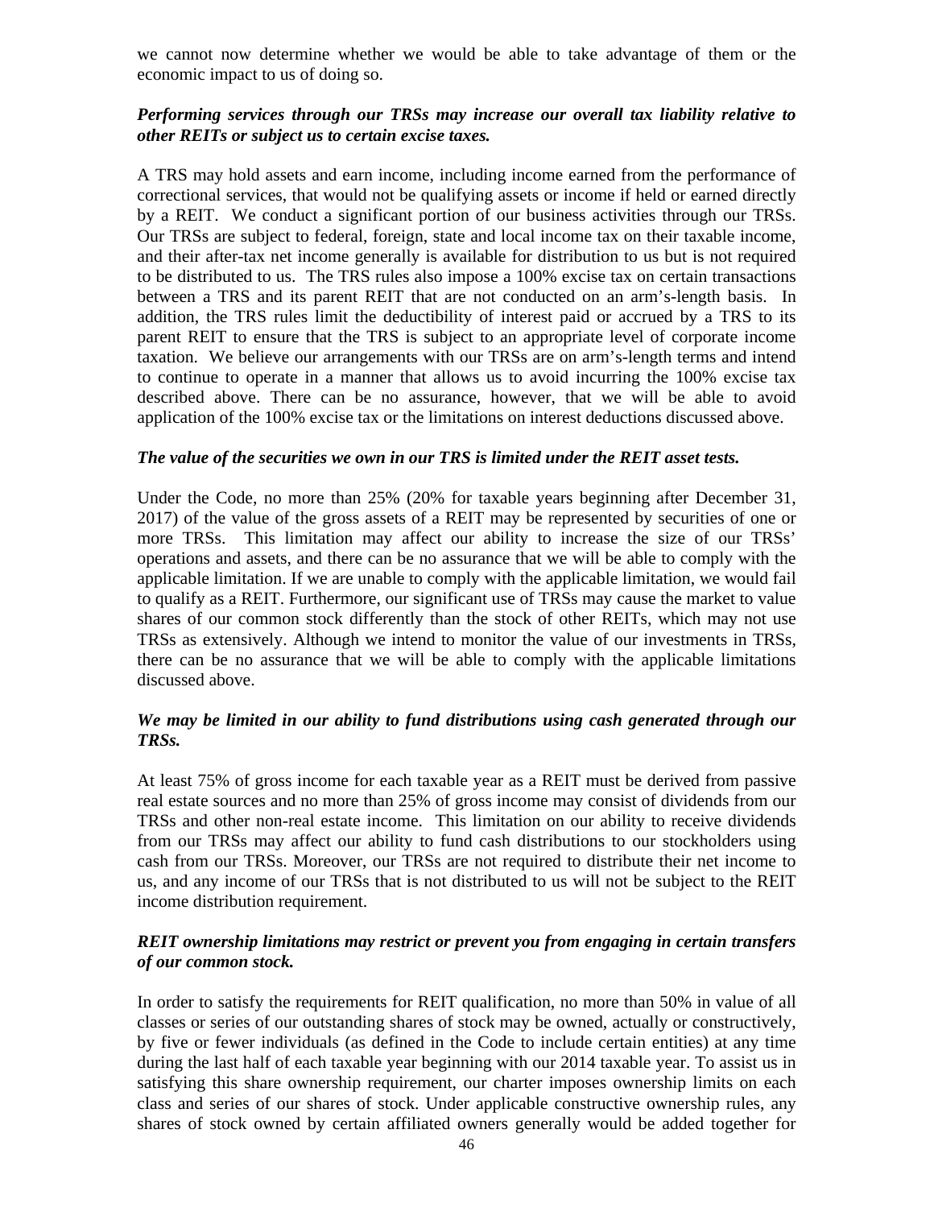we cannot now determine whether we would be able to take advantage of them or the economic impact to us of doing so.

***Performing services through our TRSs may increase our overall tax liability relative to other REITs or subject us to certain excise taxes.***

A TRS may hold assets and earn income, including income earned from the performance of correctional services, that would not be qualifying assets or income if held or earned directly by a REIT. We conduct a significant portion of our business activities through our TRSs. Our TRSs are subject to federal, foreign, state and local income tax on their taxable income, and their after-tax net income generally is available for distribution to us but is not required to be distributed to us. The TRS rules also impose a 100% excise tax on certain transactions between a TRS and its parent REIT that are not conducted on an arm's-length basis. In addition, the TRS rules limit the deductibility of interest paid or accrued by a TRS to its parent REIT to ensure that the TRS is subject to an appropriate level of corporate income taxation. We believe our arrangements with our TRSs are on arm's-length terms and intend to continue to operate in a manner that allows us to avoid incurring the 100% excise tax described above. There can be no assurance, however, that we will be able to avoid application of the 100% excise tax or the limitations on interest deductions discussed above.

***The value of the securities we own in our TRS is limited under the REIT asset tests.***

Under the Code, no more than 25% (20% for taxable years beginning after December 31, 2017) of the value of the gross assets of a REIT may be represented by securities of one or more TRSs. This limitation may affect our ability to increase the size of our TRSs' operations and assets, and there can be no assurance that we will be able to comply with the applicable limitation. If we are unable to comply with the applicable limitation, we would fail to qualify as a REIT. Furthermore, our significant use of TRSs may cause the market to value shares of our common stock differently than the stock of other REITs, which may not use TRSs as extensively. Although we intend to monitor the value of our investments in TRSs, there can be no assurance that we will be able to comply with the applicable limitations discussed above.

***We may be limited in our ability to fund distributions using cash generated through our TRSs.***

At least 75% of gross income for each taxable year as a REIT must be derived from passive real estate sources and no more than 25% of gross income may consist of dividends from our TRSs and other non-real estate income. This limitation on our ability to receive dividends from our TRSs may affect our ability to fund cash distributions to our stockholders using cash from our TRSs. Moreover, our TRSs are not required to distribute their net income to us, and any income of our TRSs that is not distributed to us will not be subject to the REIT income distribution requirement.

***REIT ownership limitations may restrict or prevent you from engaging in certain transfers of our common stock.***

In order to satisfy the requirements for REIT qualification, no more than 50% in value of all classes or series of our outstanding shares of stock may be owned, actually or constructively, by five or fewer individuals (as defined in the Code to include certain entities) at any time during the last half of each taxable year beginning with our 2014 taxable year. To assist us in satisfying this share ownership requirement, our charter imposes ownership limits on each class and series of our shares of stock. Under applicable constructive ownership rules, any shares of stock owned by certain affiliated owners generally would be added together for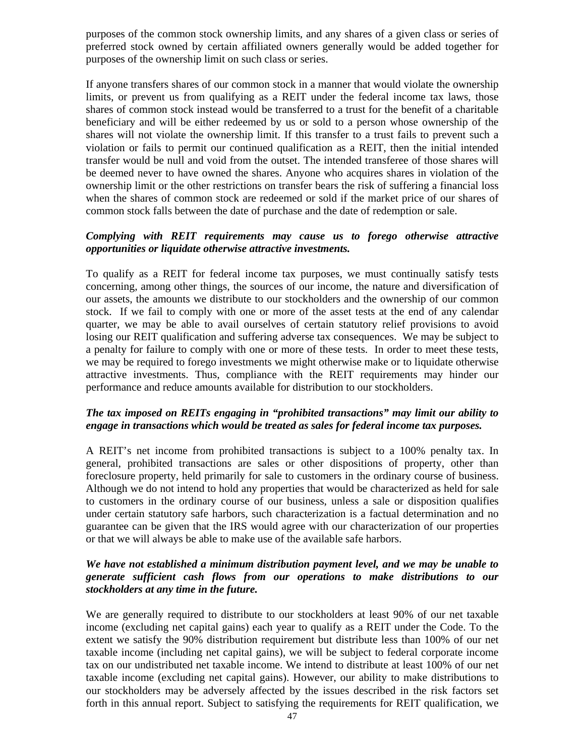purposes of the common stock ownership limits, and any shares of a given class or series of preferred stock owned by certain affiliated owners generally would be added together for purposes of the ownership limit on such class or series.

If anyone transfers shares of our common stock in a manner that would violate the ownership limits, or prevent us from qualifying as a REIT under the federal income tax laws, those shares of common stock instead would be transferred to a trust for the benefit of a charitable beneficiary and will be either redeemed by us or sold to a person whose ownership of the shares will not violate the ownership limit. If this transfer to a trust fails to prevent such a violation or fails to permit our continued qualification as a REIT, then the initial intended transfer would be null and void from the outset. The intended transferee of those shares will be deemed never to have owned the shares. Anyone who acquires shares in violation of the ownership limit or the other restrictions on transfer bears the risk of suffering a financial loss when the shares of common stock are redeemed or sold if the market price of our shares of common stock falls between the date of purchase and the date of redemption or sale.

***Complying with REIT requirements may cause us to forego otherwise attractive opportunities or liquidate otherwise attractive investments.***

To qualify as a REIT for federal income tax purposes, we must continually satisfy tests concerning, among other things, the sources of our income, the nature and diversification of our assets, the amounts we distribute to our stockholders and the ownership of our common stock. If we fail to comply with one or more of the asset tests at the end of any calendar quarter, we may be able to avail ourselves of certain statutory relief provisions to avoid losing our REIT qualification and suffering adverse tax consequences. We may be subject to a penalty for failure to comply with one or more of these tests. In order to meet these tests, we may be required to forego investments we might otherwise make or to liquidate otherwise attractive investments. Thus, compliance with the REIT requirements may hinder our performance and reduce amounts available for distribution to our stockholders.

***The tax imposed on REITs engaging in "prohibited transactions" may limit our ability to engage in transactions which would be treated as sales for federal income tax purposes.***

A REIT's net income from prohibited transactions is subject to a 100% penalty tax. In general, prohibited transactions are sales or other dispositions of property, other than foreclosure property, held primarily for sale to customers in the ordinary course of business. Although we do not intend to hold any properties that would be characterized as held for sale to customers in the ordinary course of our business, unless a sale or disposition qualifies under certain statutory safe harbors, such characterization is a factual determination and no guarantee can be given that the IRS would agree with our characterization of our properties or that we will always be able to make use of the available safe harbors.

***We have not established a minimum distribution payment level, and we may be unable to generate sufficient cash flows from our operations to make distributions to our stockholders at any time in the future.***

We are generally required to distribute to our stockholders at least 90% of our net taxable income (excluding net capital gains) each year to qualify as a REIT under the Code. To the extent we satisfy the 90% distribution requirement but distribute less than 100% of our net taxable income (including net capital gains), we will be subject to federal corporate income tax on our undistributed net taxable income. We intend to distribute at least 100% of our net taxable income (excluding net capital gains). However, our ability to make distributions to our stockholders may be adversely affected by the issues described in the risk factors set forth in this annual report. Subject to satisfying the requirements for REIT qualification, we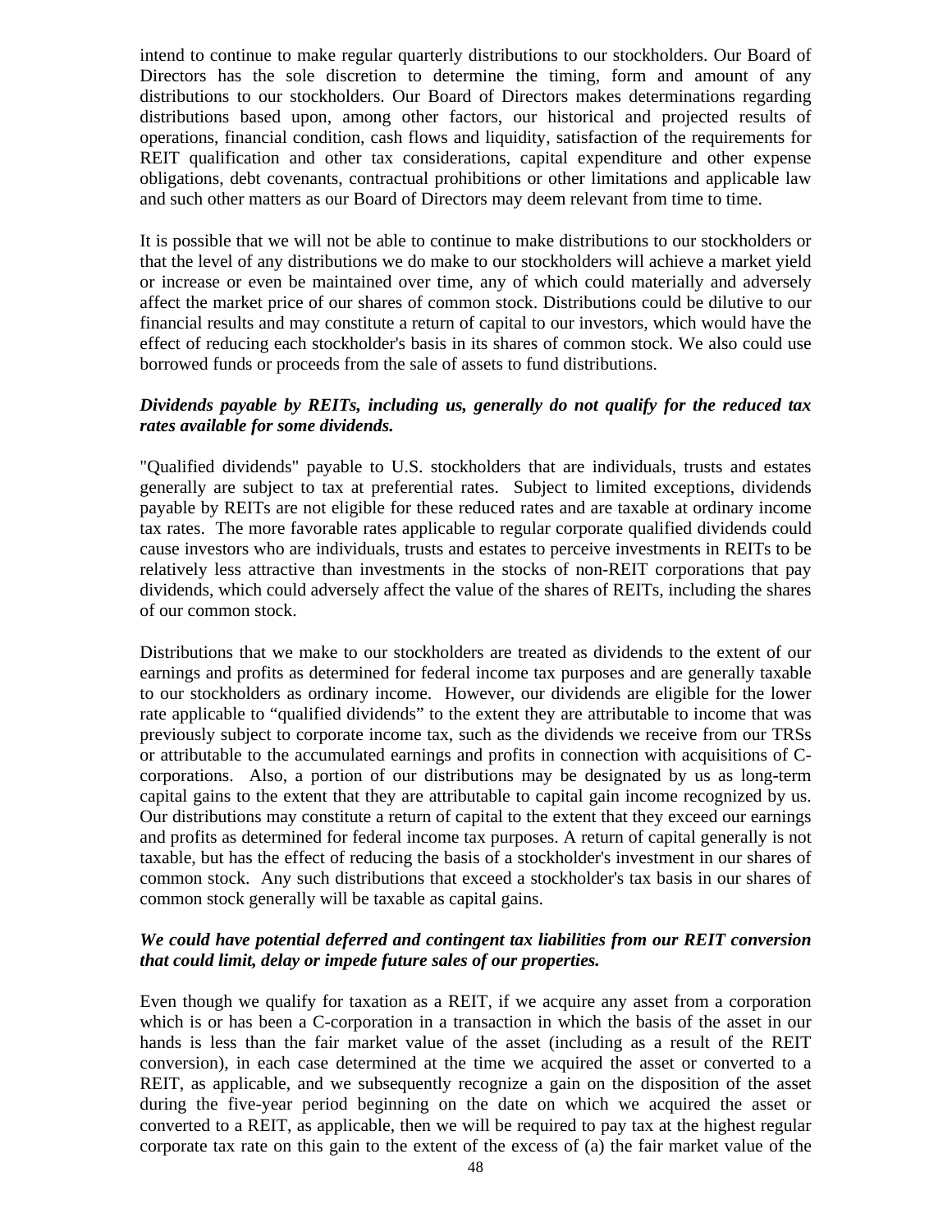intend to continue to make regular quarterly distributions to our stockholders. Our Board of Directors has the sole discretion to determine the timing, form and amount of any distributions to our stockholders. Our Board of Directors makes determinations regarding distributions based upon, among other factors, our historical and projected results of operations, financial condition, cash flows and liquidity, satisfaction of the requirements for REIT qualification and other tax considerations, capital expenditure and other expense obligations, debt covenants, contractual prohibitions or other limitations and applicable law and such other matters as our Board of Directors may deem relevant from time to time.

It is possible that we will not be able to continue to make distributions to our stockholders or that the level of any distributions we do make to our stockholders will achieve a market yield or increase or even be maintained over time, any of which could materially and adversely affect the market price of our shares of common stock. Distributions could be dilutive to our financial results and may constitute a return of capital to our investors, which would have the effect of reducing each stockholder's basis in its shares of common stock. We also could use borrowed funds or proceeds from the sale of assets to fund distributions.

***Dividends payable by REITs, including us, generally do not qualify for the reduced tax rates available for some dividends.***

"Qualified dividends" payable to U.S. stockholders that are individuals, trusts and estates generally are subject to tax at preferential rates. Subject to limited exceptions, dividends payable by REITs are not eligible for these reduced rates and are taxable at ordinary income tax rates. The more favorable rates applicable to regular corporate qualified dividends could cause investors who are individuals, trusts and estates to perceive investments in REITs to be relatively less attractive than investments in the stocks of non-REIT corporations that pay dividends, which could adversely affect the value of the shares of REITs, including the shares of our common stock.

Distributions that we make to our stockholders are treated as dividends to the extent of our earnings and profits as determined for federal income tax purposes and are generally taxable to our stockholders as ordinary income. However, our dividends are eligible for the lower rate applicable to "qualified dividends" to the extent they are attributable to income that was previously subject to corporate income tax, such as the dividends we receive from our TRSs or attributable to the accumulated earnings and profits in connection with acquisitions of C-corporations. Also, a portion of our distributions may be designated by us as long-term capital gains to the extent that they are attributable to capital gain income recognized by us. Our distributions may constitute a return of capital to the extent that they exceed our earnings and profits as determined for federal income tax purposes. A return of capital generally is not taxable, but has the effect of reducing the basis of a stockholder's investment in our shares of common stock. Any such distributions that exceed a stockholder's tax basis in our shares of common stock generally will be taxable as capital gains.

***We could have potential deferred and contingent tax liabilities from our REIT conversion that could limit, delay or impede future sales of our properties.***

Even though we qualify for taxation as a REIT, if we acquire any asset from a corporation which is or has been a C-corporation in a transaction in which the basis of the asset in our hands is less than the fair market value of the asset (including as a result of the REIT conversion), in each case determined at the time we acquired the asset or converted to a REIT, as applicable, and we subsequently recognize a gain on the disposition of the asset during the five-year period beginning on the date on which we acquired the asset or converted to a REIT, as applicable, then we will be required to pay tax at the highest regular corporate tax rate on this gain to the extent of the excess of (a) the fair market value of the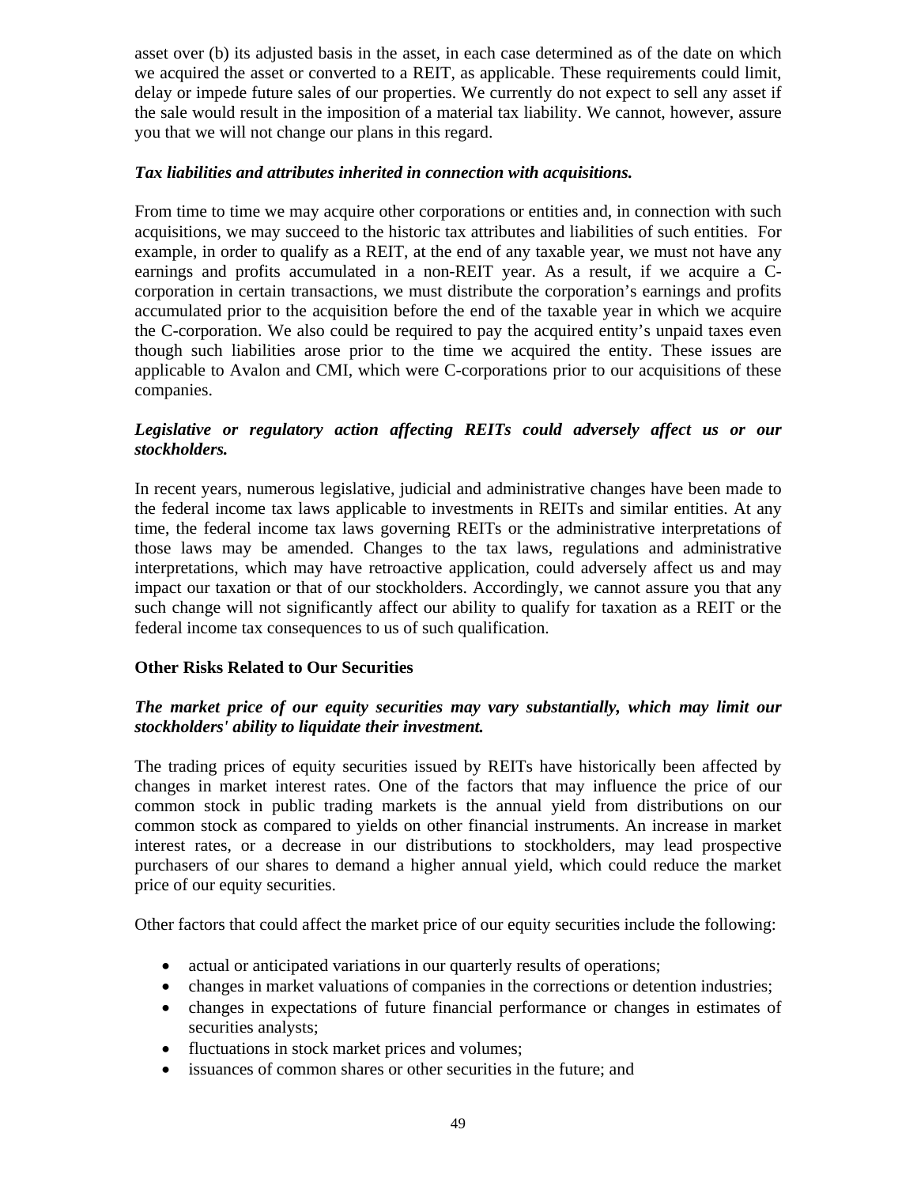asset over (b) its adjusted basis in the asset, in each case determined as of the date on which we acquired the asset or converted to a REIT, as applicable. These requirements could limit, delay or impede future sales of our properties. We currently do not expect to sell any asset if the sale would result in the imposition of a material tax liability. We cannot, however, assure you that we will not change our plans in this regard.

***Tax liabilities and attributes inherited in connection with acquisitions.***

From time to time we may acquire other corporations or entities and, in connection with such acquisitions, we may succeed to the historic tax attributes and liabilities of such entities. For example, in order to qualify as a REIT, at the end of any taxable year, we must not have any earnings and profits accumulated in a non-REIT year. As a result, if we acquire a C-corporation in certain transactions, we must distribute the corporation's earnings and profits accumulated prior to the acquisition before the end of the taxable year in which we acquire the C-corporation. We also could be required to pay the acquired entity's unpaid taxes even though such liabilities arose prior to the time we acquired the entity. These issues are applicable to Avalon and CMI, which were C-corporations prior to our acquisitions of these companies.

***Legislative or regulatory action affecting REITs could adversely affect us or our stockholders.***

In recent years, numerous legislative, judicial and administrative changes have been made to the federal income tax laws applicable to investments in REITs and similar entities. At any time, the federal income tax laws governing REITs or the administrative interpretations of those laws may be amended. Changes to the tax laws, regulations and administrative interpretations, which may have retroactive application, could adversely affect us and may impact our taxation or that of our stockholders. Accordingly, we cannot assure you that any such change will not significantly affect our ability to qualify for taxation as a REIT or the federal income tax consequences to us of such qualification.

**Other Risks Related to Our Securities**

***The market price of our equity securities may vary substantially, which may limit our stockholders' ability to liquidate their investment.***

The trading prices of equity securities issued by REITs have historically been affected by changes in market interest rates. One of the factors that may influence the price of our common stock in public trading markets is the annual yield from distributions on our common stock as compared to yields on other financial instruments. An increase in market interest rates, or a decrease in our distributions to stockholders, may lead prospective purchasers of our shares to demand a higher annual yield, which could reduce the market price of our equity securities.

Other factors that could affect the market price of our equity securities include the following:

- actual or anticipated variations in our quarterly results of operations;
- changes in market valuations of companies in the corrections or detention industries;
- changes in expectations of future financial performance or changes in estimates of securities analysts;
- fluctuations in stock market prices and volumes;
- issuances of common shares or other securities in the future; and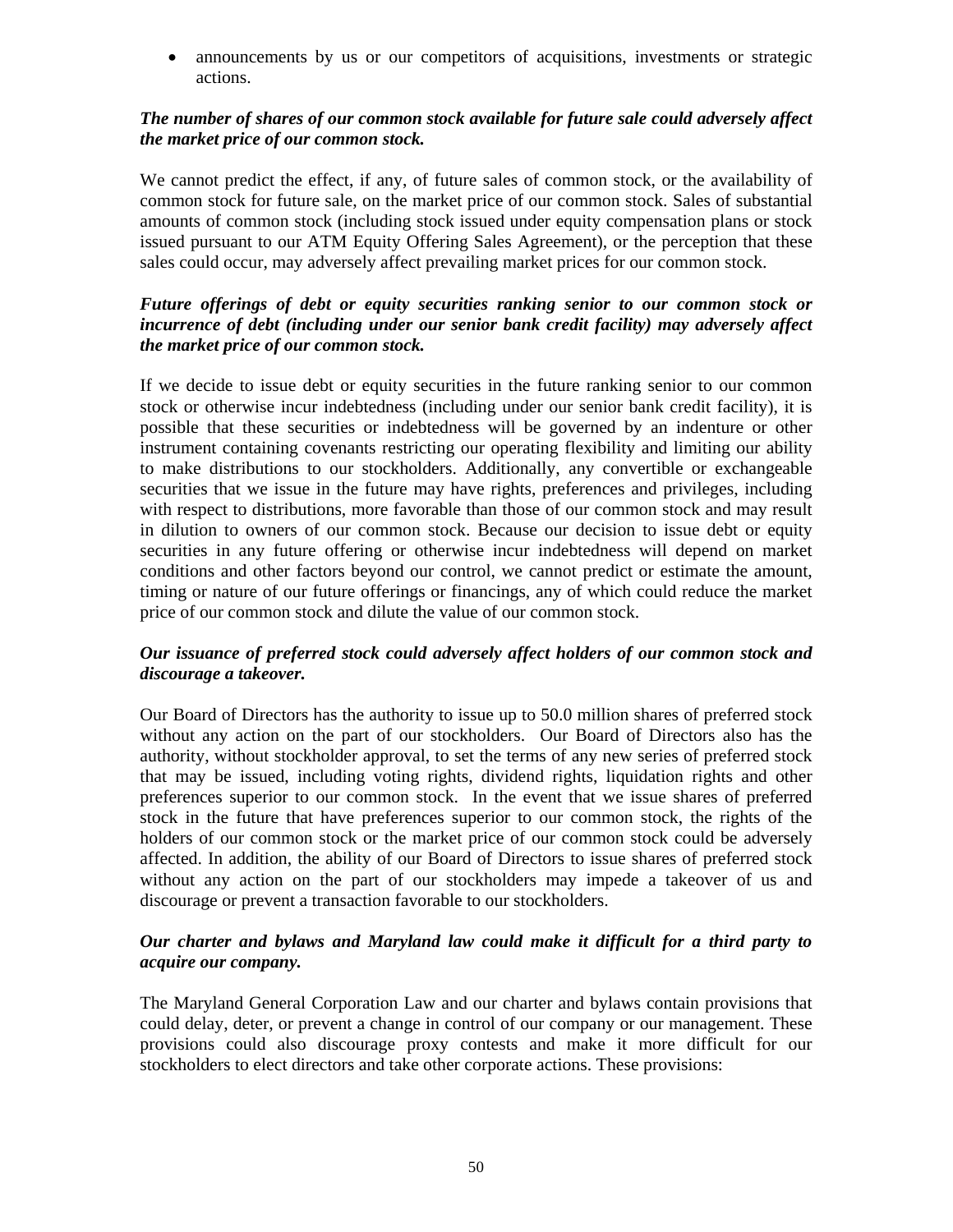- announcements by us or our competitors of acquisitions, investments or strategic actions.

***The number of shares of our common stock available for future sale could adversely affect the market price of our common stock.***

We cannot predict the effect, if any, of future sales of common stock, or the availability of common stock for future sale, on the market price of our common stock. Sales of substantial amounts of common stock (including stock issued under equity compensation plans or stock issued pursuant to our ATM Equity Offering Sales Agreement), or the perception that these sales could occur, may adversely affect prevailing market prices for our common stock.

***Future offerings of debt or equity securities ranking senior to our common stock or incurrence of debt (including under our senior bank credit facility) may adversely affect the market price of our common stock.***

If we decide to issue debt or equity securities in the future ranking senior to our common stock or otherwise incur indebtedness (including under our senior bank credit facility), it is possible that these securities or indebtedness will be governed by an indenture or other instrument containing covenants restricting our operating flexibility and limiting our ability to make distributions to our stockholders. Additionally, any convertible or exchangeable securities that we issue in the future may have rights, preferences and privileges, including with respect to distributions, more favorable than those of our common stock and may result in dilution to owners of our common stock. Because our decision to issue debt or equity securities in any future offering or otherwise incur indebtedness will depend on market conditions and other factors beyond our control, we cannot predict or estimate the amount, timing or nature of our future offerings or financings, any of which could reduce the market price of our common stock and dilute the value of our common stock.

***Our issuance of preferred stock could adversely affect holders of our common stock and discourage a takeover.***

Our Board of Directors has the authority to issue up to 50.0 million shares of preferred stock without any action on the part of our stockholders. Our Board of Directors also has the authority, without stockholder approval, to set the terms of any new series of preferred stock that may be issued, including voting rights, dividend rights, liquidation rights and other preferences superior to our common stock. In the event that we issue shares of preferred stock in the future that have preferences superior to our common stock, the rights of the holders of our common stock or the market price of our common stock could be adversely affected. In addition, the ability of our Board of Directors to issue shares of preferred stock without any action on the part of our stockholders may impede a takeover of us and discourage or prevent a transaction favorable to our stockholders.

***Our charter and bylaws and Maryland law could make it difficult for a third party to acquire our company.***

The Maryland General Corporation Law and our charter and bylaws contain provisions that could delay, deter, or prevent a change in control of our company or our management. These provisions could also discourage proxy contests and make it more difficult for our stockholders to elect directors and take other corporate actions. These provisions: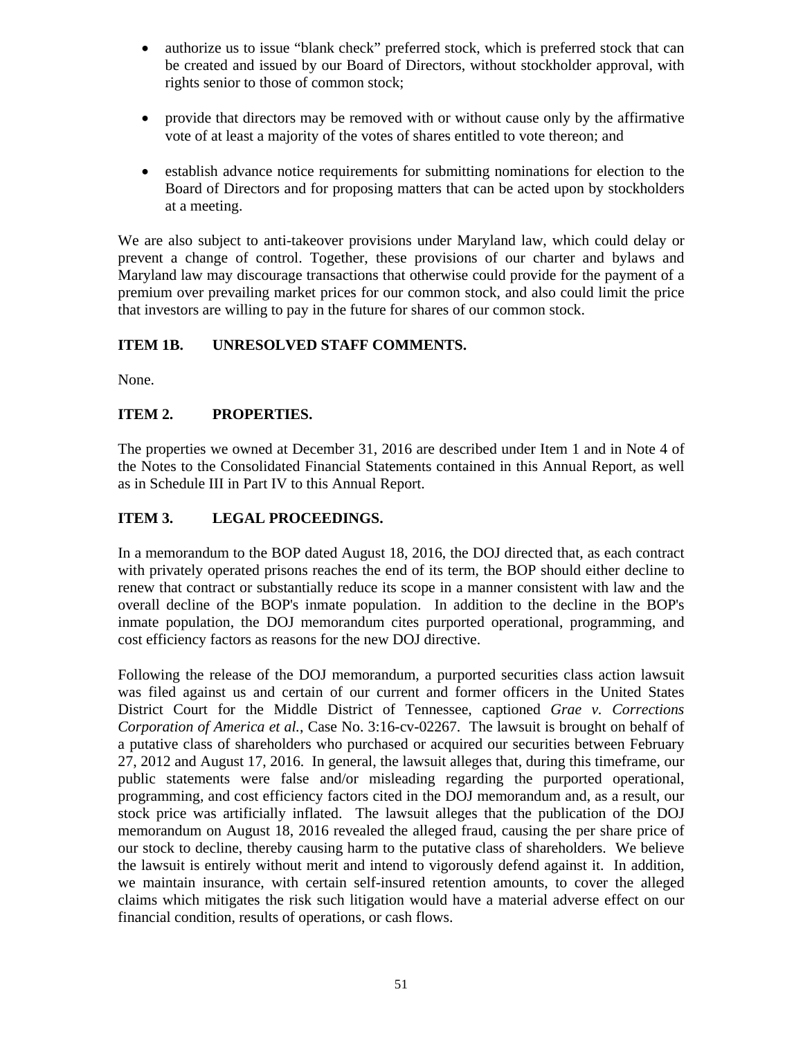- authorize us to issue "blank check" preferred stock, which is preferred stock that can be created and issued by our Board of Directors, without stockholder approval, with rights senior to those of common stock;
- provide that directors may be removed with or without cause only by the affirmative vote of at least a majority of the votes of shares entitled to vote thereon; and
- establish advance notice requirements for submitting nominations for election to the Board of Directors and for proposing matters that can be acted upon by stockholders at a meeting.

We are also subject to anti-takeover provisions under Maryland law, which could delay or prevent a change of control. Together, these provisions of our charter and bylaws and Maryland law may discourage transactions that otherwise could provide for the payment of a premium over prevailing market prices for our common stock, and also could limit the price that investors are willing to pay in the future for shares of our common stock.

## ITEM 1B. UNRESOLVED STAFF COMMENTS.

None.

## ITEM 2. PROPERTIES.

The properties we owned at December 31, 2016 are described under Item 1 and in Note 4 of the Notes to the Consolidated Financial Statements contained in this Annual Report, as well as in Schedule III in Part IV to this Annual Report.

## ITEM 3. LEGAL PROCEEDINGS.

In a memorandum to the BOP dated August 18, 2016, the DOJ directed that, as each contract with privately operated prisons reaches the end of its term, the BOP should either decline to renew that contract or substantially reduce its scope in a manner consistent with law and the overall decline of the BOP's inmate population. In addition to the decline in the BOP's inmate population, the DOJ memorandum cites purported operational, programming, and cost efficiency factors as reasons for the new DOJ directive.

Following the release of the DOJ memorandum, a purported securities class action lawsuit was filed against us and certain of our current and former officers in the United States District Court for the Middle District of Tennessee, captioned *Grae v. Corrections Corporation of America et al.*, Case No. 3:16-cv-02267. The lawsuit is brought on behalf of a putative class of shareholders who purchased or acquired our securities between February 27, 2012 and August 17, 2016. In general, the lawsuit alleges that, during this timeframe, our public statements were false and/or misleading regarding the purported operational, programming, and cost efficiency factors cited in the DOJ memorandum and, as a result, our stock price was artificially inflated. The lawsuit alleges that the publication of the DOJ memorandum on August 18, 2016 revealed the alleged fraud, causing the per share price of our stock to decline, thereby causing harm to the putative class of shareholders. We believe the lawsuit is entirely without merit and intend to vigorously defend against it. In addition, we maintain insurance, with certain self-insured retention amounts, to cover the alleged claims which mitigates the risk such litigation would have a material adverse effect on our financial condition, results of operations, or cash flows.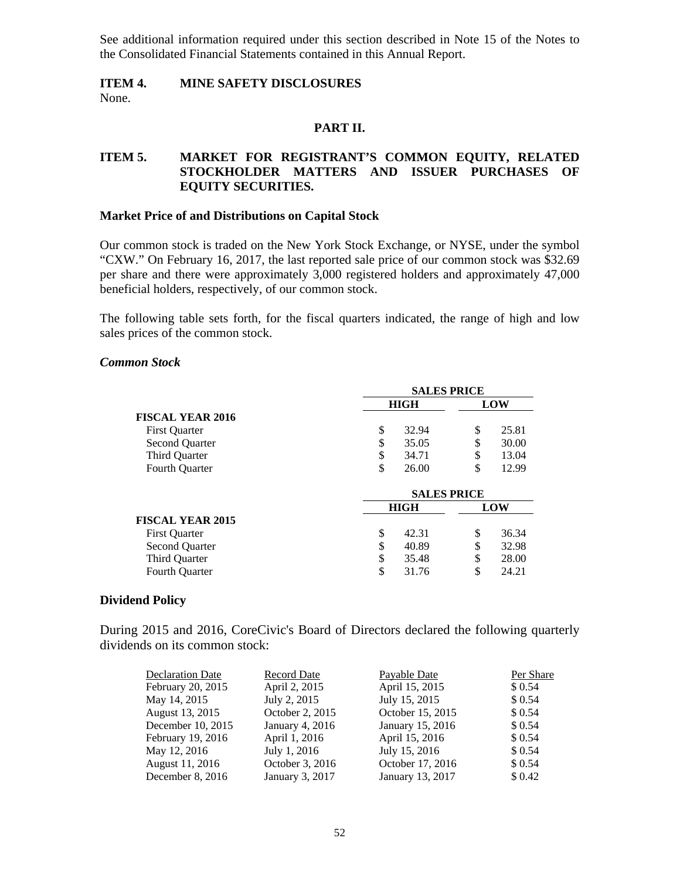See additional information required under this section described in Note 15 of the Notes to the Consolidated Financial Statements contained in this Annual Report.

## ITEM 4. MINE SAFETY DISCLOSURES

None.

# PART II.

## ITEM 5. MARKET FOR REGISTRANT'S COMMON EQUITY, RELATED STOCKHOLDER MATTERS AND ISSUER PURCHASES OF EQUITY SECURITIES.

### Market Price of and Distributions on Capital Stock

Our common stock is traded on the New York Stock Exchange, or NYSE, under the symbol "CXW." On February 16, 2017, the last reported sale price of our common stock was $32.69 per share and there were approximately 3,000 registered holders and approximately 47,000 beneficial holders, respectively, of our common stock.

The following table sets forth, for the fiscal quarters indicated, the range of high and low sales prices of the common stock.

***Common Stock***

| | SALES PRICE | |
|---|---|---|
| | HIGH | LOW |
| **FISCAL YEAR 2016** | | |
| First Quarter | $ 32.94 | $ 25.81 |
| Second Quarter | $ 35.05 | $ 30.00 |
| Third Quarter | $ 34.71 | $ 13.04 |
| Fourth Quarter | $ 26.00 | $ 12.99 |

| | SALES PRICE | |
|---|---|---|
| | HIGH | LOW |
| **FISCAL YEAR 2015** | | |
| First Quarter | $ 42.31 | $ 36.34 |
| Second Quarter | $ 40.89 | $ 32.98 |
| Third Quarter | $ 35.48 | $ 28.00 |
| Fourth Quarter | $ 31.76 | $ 24.21 |

### Dividend Policy

During 2015 and 2016, CoreCivic's Board of Directors declared the following quarterly dividends on its common stock:

| Declaration Date | Record Date | Payable Date | Per Share |
|---|---|---|---|
| February 20, 2015 | April 2, 2015 | April 15, 2015 | $ 0.54 |
| May 14, 2015 | July 2, 2015 | July 15, 2015 | $ 0.54 |
| August 13, 2015 | October 2, 2015 | October 15, 2015 | $ 0.54 |
| December 10, 2015 | January 4, 2016 | January 15, 2016 | $ 0.54 |
| February 19, 2016 | April 1, 2016 | April 15, 2016 | $ 0.54 |
| May 12, 2016 | July 1, 2016 | July 15, 2016 | $ 0.54 |
| August 11, 2016 | October 3, 2016 | October 17, 2016 | $ 0.54 |
| December 8, 2016 | January 3, 2017 | January 13, 2017 | $ 0.42 |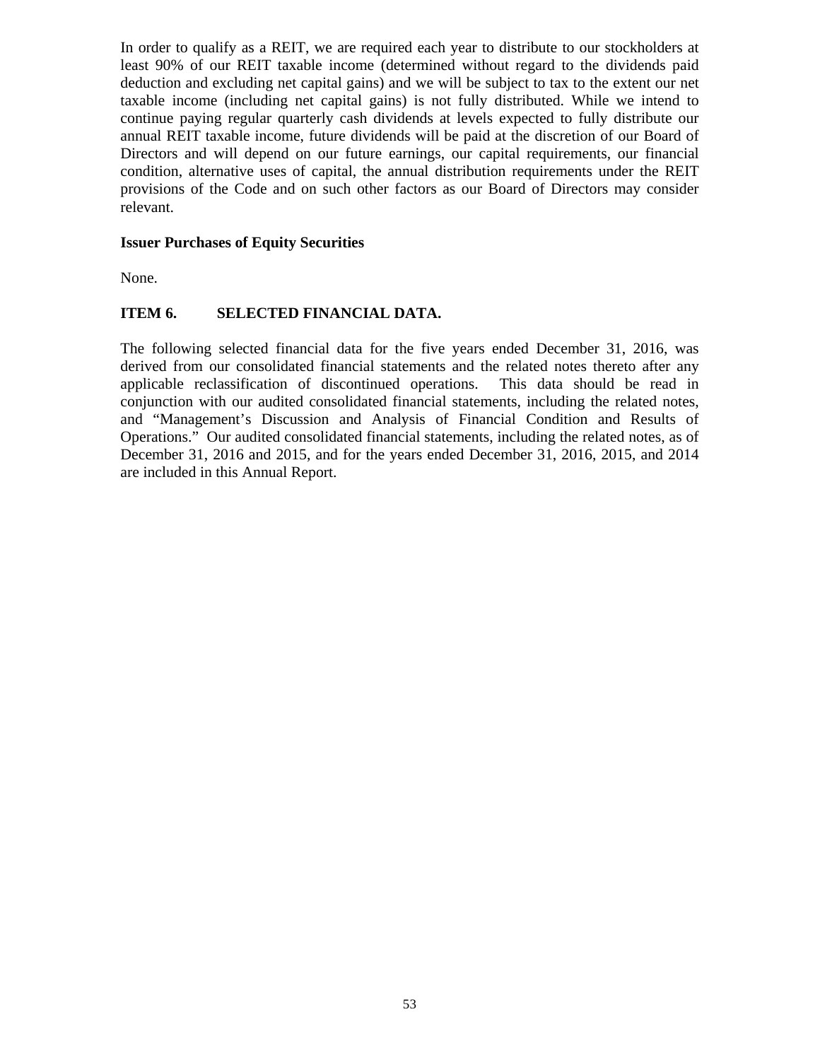In order to qualify as a REIT, we are required each year to distribute to our stockholders at least 90% of our REIT taxable income (determined without regard to the dividends paid deduction and excluding net capital gains) and we will be subject to tax to the extent our net taxable income (including net capital gains) is not fully distributed. While we intend to continue paying regular quarterly cash dividends at levels expected to fully distribute our annual REIT taxable income, future dividends will be paid at the discretion of our Board of Directors and will depend on our future earnings, our capital requirements, our financial condition, alternative uses of capital, the annual distribution requirements under the REIT provisions of the Code and on such other factors as our Board of Directors may consider relevant.

**Issuer Purchases of Equity Securities**

None.

## ITEM 6. SELECTED FINANCIAL DATA.

The following selected financial data for the five years ended December 31, 2016, was derived from our consolidated financial statements and the related notes thereto after any applicable reclassification of discontinued operations. This data should be read in conjunction with our audited consolidated financial statements, including the related notes, and "Management's Discussion and Analysis of Financial Condition and Results of Operations." Our audited consolidated financial statements, including the related notes, as of December 31, 2016 and 2015, and for the years ended December 31, 2016, 2015, and 2014 are included in this Annual Report.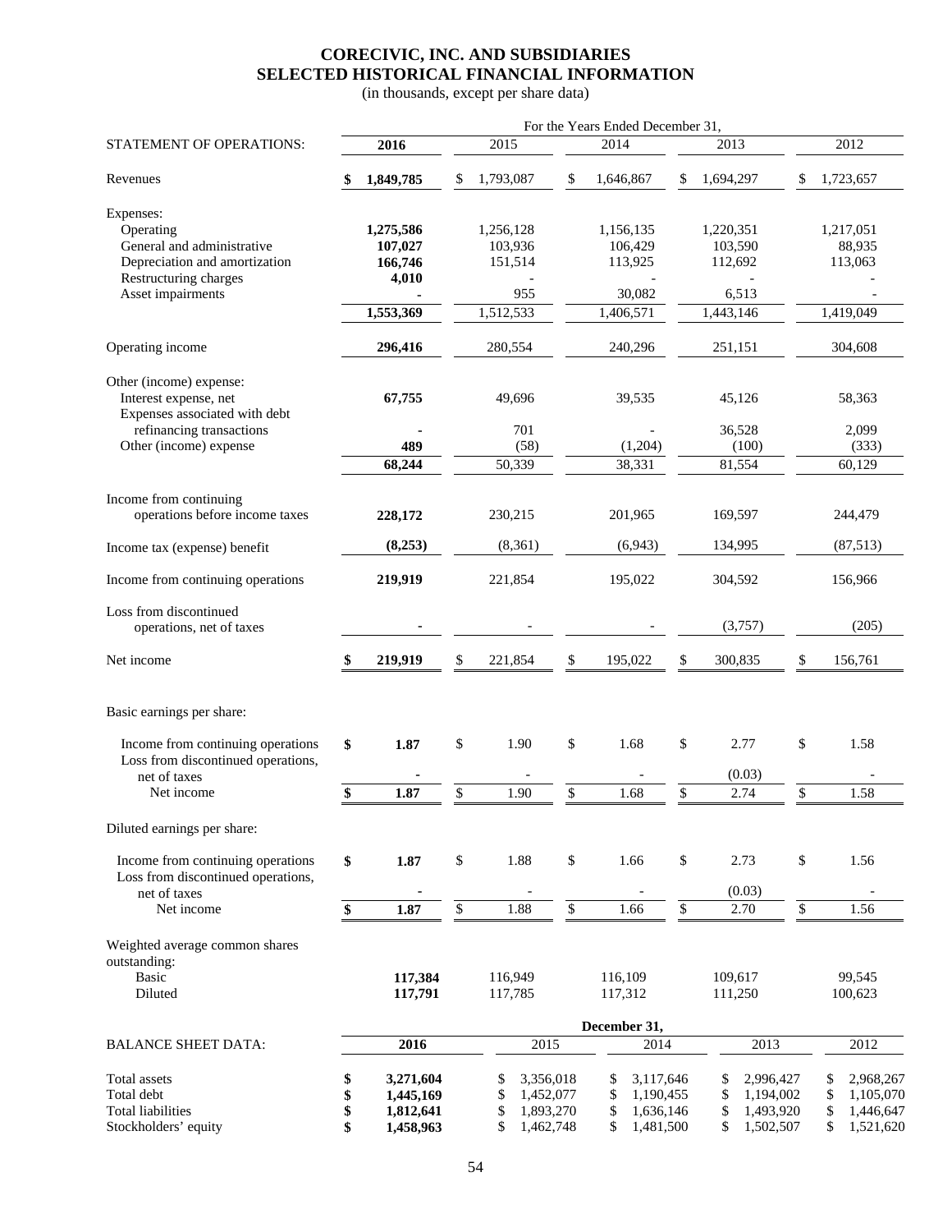# CORECIVIC, INC. AND SUBSIDIARIES
# SELECTED HISTORICAL FINANCIAL INFORMATION

(in thousands, except per share data)

| | For the Years Ended December 31, | | | | |
|---|---|---|---|---|---|
| STATEMENT OF OPERATIONS: | **2016** | 2015 | 2014 | 2013 | 2012 |
| Revenues | **$ 1,849,785** | $ 1,793,087 | $ 1,646,867 | $ 1,694,297 | $ 1,723,657 |
| Expenses: | | | | | |
| Operating | **1,275,586** | 1,256,128 | 1,156,135 | 1,220,351 | 1,217,051 |
| General and administrative | **107,027** | 103,936 | 106,429 | 103,590 | 88,935 |
| Depreciation and amortization | **166,746** | 151,514 | 113,925 | 112,692 | 113,063 |
| Restructuring charges | **4,010** | - | - | - | - |
| Asset impairments | **-** | 955 | 30,082 | 6,513 | - |
| | **1,553,369** | 1,512,533 | 1,406,571 | 1,443,146 | 1,419,049 |
| Operating income | **296,416** | 280,554 | 240,296 | 251,151 | 304,608 |
| Other (income) expense: | | | | | |
| Interest expense, net | **67,755** | 49,696 | 39,535 | 45,126 | 58,363 |
| Expenses associated with debt refinancing transactions | **-** | 701 | - | 36,528 | 2,099 |
| Other (income) expense | **489** | (58) | (1,204) | (100) | (333) |
| | **68,244** | 50,339 | 38,331 | 81,554 | 60,129 |
| Income from continuing operations before income taxes | **228,172** | 230,215 | 201,965 | 169,597 | 244,479 |
| Income tax (expense) benefit | **(8,253)** | (8,361) | (6,943) | 134,995 | (87,513) |
| Income from continuing operations | **219,919** | 221,854 | 195,022 | 304,592 | 156,966 |
| Loss from discontinued operations, net of taxes | **-** | - | - | (3,757) | (205) |
| Net income | **$ 219,919** | $ 221,854 | $ 195,022 | $ 300,835 | $ 156,761 |
| Basic earnings per share: | | | | | |
| Income from continuing operations | **$ 1.87** | $ 1.90 | $ 1.68 | $ 2.77 | $ 1.58 |
| Loss from discontinued operations, net of taxes | **-** | - | - | (0.03) | - |
| Net income | **$ 1.87** | $ 1.90 | $ 1.68 | $ 2.74 | $ 1.58 |
| Diluted earnings per share: | | | | | |
| Income from continuing operations | **$ 1.87** | $ 1.88 | $ 1.66 | $ 2.73 | $ 1.56 |
| Loss from discontinued operations, net of taxes | **-** | - | - | (0.03) | - |
| Net income | **$ 1.87** | $ 1.88 | $ 1.66 | $ 2.70 | $ 1.56 |
| Weighted average common shares outstanding: | | | | | |
| Basic | **117,384** | 116,949 | 116,109 | 109,617 | 99,545 |
| Diluted | **117,791** | 117,785 | 117,312 | 111,250 | 100,623 |

| | December 31, | | | | |
|---|---|---|---|---|---|
| BALANCE SHEET DATA: | **2016** | 2015 | 2014 | 2013 | 2012 |
| Total assets | **$ 3,271,604** | $ 3,356,018 | $ 3,117,646 | $ 2,996,427 | $ 2,968,267 |
| Total debt | **$ 1,445,169** | $ 1,452,077 | $ 1,190,455 | $ 1,194,002 | $ 1,105,070 |
| Total liabilities | **$ 1,812,641** | $ 1,893,270 | $ 1,636,146 | $ 1,493,920 | $ 1,446,647 |
| Stockholders' equity | **$ 1,458,963** | $ 1,462,748 | $ 1,481,500 | $ 1,502,507 | $ 1,521,620 |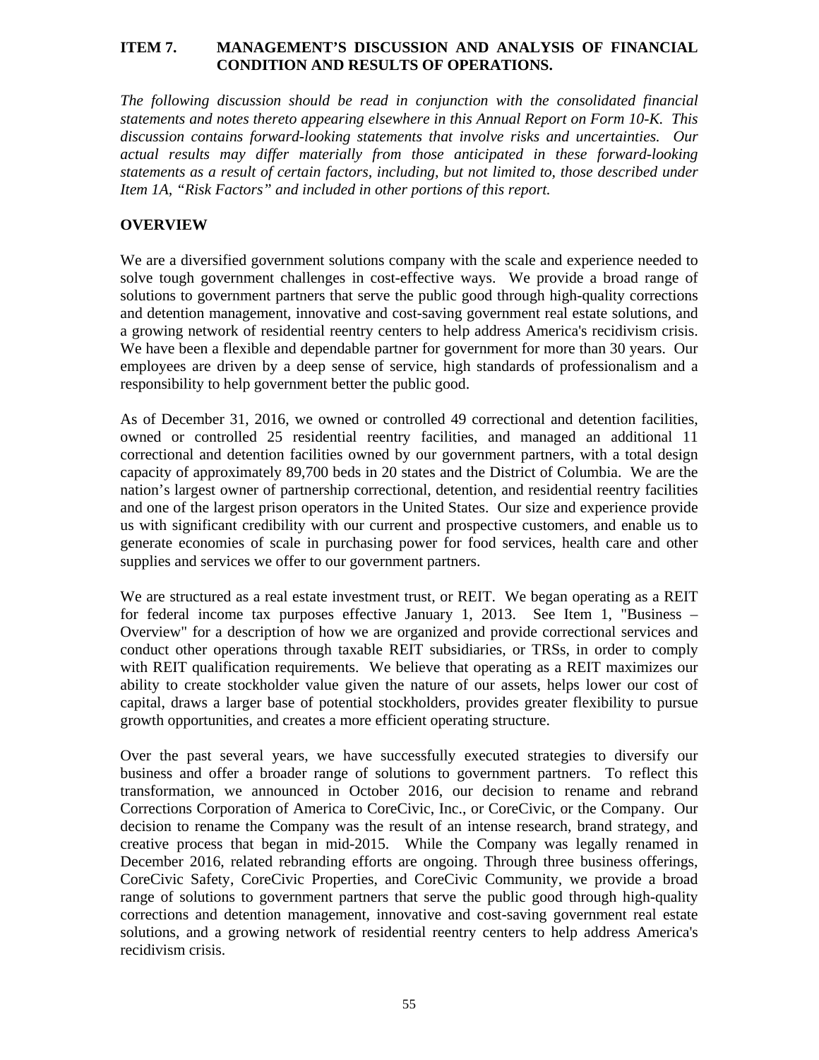## ITEM 7. MANAGEMENT'S DISCUSSION AND ANALYSIS OF FINANCIAL CONDITION AND RESULTS OF OPERATIONS.

*The following discussion should be read in conjunction with the consolidated financial statements and notes thereto appearing elsewhere in this Annual Report on Form 10-K. This discussion contains forward-looking statements that involve risks and uncertainties. Our actual results may differ materially from those anticipated in these forward-looking statements as a result of certain factors, including, but not limited to, those described under Item 1A, "Risk Factors" and included in other portions of this report.*

### OVERVIEW

We are a diversified government solutions company with the scale and experience needed to solve tough government challenges in cost-effective ways. We provide a broad range of solutions to government partners that serve the public good through high-quality corrections and detention management, innovative and cost-saving government real estate solutions, and a growing network of residential reentry centers to help address America's recidivism crisis. We have been a flexible and dependable partner for government for more than 30 years. Our employees are driven by a deep sense of service, high standards of professionalism and a responsibility to help government better the public good.

As of December 31, 2016, we owned or controlled 49 correctional and detention facilities, owned or controlled 25 residential reentry facilities, and managed an additional 11 correctional and detention facilities owned by our government partners, with a total design capacity of approximately 89,700 beds in 20 states and the District of Columbia. We are the nation's largest owner of partnership correctional, detention, and residential reentry facilities and one of the largest prison operators in the United States. Our size and experience provide us with significant credibility with our current and prospective customers, and enable us to generate economies of scale in purchasing power for food services, health care and other supplies and services we offer to our government partners.

We are structured as a real estate investment trust, or REIT. We began operating as a REIT for federal income tax purposes effective January 1, 2013. See Item 1, "Business – Overview" for a description of how we are organized and provide correctional services and conduct other operations through taxable REIT subsidiaries, or TRSs, in order to comply with REIT qualification requirements. We believe that operating as a REIT maximizes our ability to create stockholder value given the nature of our assets, helps lower our cost of capital, draws a larger base of potential stockholders, provides greater flexibility to pursue growth opportunities, and creates a more efficient operating structure.

Over the past several years, we have successfully executed strategies to diversify our business and offer a broader range of solutions to government partners. To reflect this transformation, we announced in October 2016, our decision to rename and rebrand Corrections Corporation of America to CoreCivic, Inc., or CoreCivic, or the Company. Our decision to rename the Company was the result of an intense research, brand strategy, and creative process that began in mid-2015. While the Company was legally renamed in December 2016, related rebranding efforts are ongoing. Through three business offerings, CoreCivic Safety, CoreCivic Properties, and CoreCivic Community, we provide a broad range of solutions to government partners that serve the public good through high-quality corrections and detention management, innovative and cost-saving government real estate solutions, and a growing network of residential reentry centers to help address America's recidivism crisis.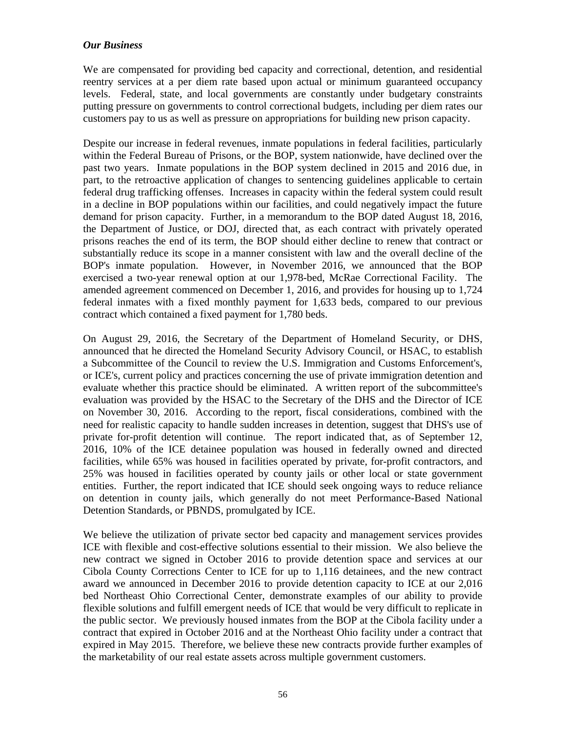***Our Business***

We are compensated for providing bed capacity and correctional, detention, and residential reentry services at a per diem rate based upon actual or minimum guaranteed occupancy levels. Federal, state, and local governments are constantly under budgetary constraints putting pressure on governments to control correctional budgets, including per diem rates our customers pay to us as well as pressure on appropriations for building new prison capacity.

Despite our increase in federal revenues, inmate populations in federal facilities, particularly within the Federal Bureau of Prisons, or the BOP, system nationwide, have declined over the past two years. Inmate populations in the BOP system declined in 2015 and 2016 due, in part, to the retroactive application of changes to sentencing guidelines applicable to certain federal drug trafficking offenses. Increases in capacity within the federal system could result in a decline in BOP populations within our facilities, and could negatively impact the future demand for prison capacity. Further, in a memorandum to the BOP dated August 18, 2016, the Department of Justice, or DOJ, directed that, as each contract with privately operated prisons reaches the end of its term, the BOP should either decline to renew that contract or substantially reduce its scope in a manner consistent with law and the overall decline of the BOP's inmate population. However, in November 2016, we announced that the BOP exercised a two-year renewal option at our 1,978-bed, McRae Correctional Facility. The amended agreement commenced on December 1, 2016, and provides for housing up to 1,724 federal inmates with a fixed monthly payment for 1,633 beds, compared to our previous contract which contained a fixed payment for 1,780 beds.

On August 29, 2016, the Secretary of the Department of Homeland Security, or DHS, announced that he directed the Homeland Security Advisory Council, or HSAC, to establish a Subcommittee of the Council to review the U.S. Immigration and Customs Enforcement's, or ICE's, current policy and practices concerning the use of private immigration detention and evaluate whether this practice should be eliminated. A written report of the subcommittee's evaluation was provided by the HSAC to the Secretary of the DHS and the Director of ICE on November 30, 2016. According to the report, fiscal considerations, combined with the need for realistic capacity to handle sudden increases in detention, suggest that DHS's use of private for-profit detention will continue. The report indicated that, as of September 12, 2016, 10% of the ICE detainee population was housed in federally owned and directed facilities, while 65% was housed in facilities operated by private, for-profit contractors, and 25% was housed in facilities operated by county jails or other local or state government entities. Further, the report indicated that ICE should seek ongoing ways to reduce reliance on detention in county jails, which generally do not meet Performance-Based National Detention Standards, or PBNDS, promulgated by ICE.

We believe the utilization of private sector bed capacity and management services provides ICE with flexible and cost-effective solutions essential to their mission. We also believe the new contract we signed in October 2016 to provide detention space and services at our Cibola County Corrections Center to ICE for up to 1,116 detainees, and the new contract award we announced in December 2016 to provide detention capacity to ICE at our 2,016 bed Northeast Ohio Correctional Center, demonstrate examples of our ability to provide flexible solutions and fulfill emergent needs of ICE that would be very difficult to replicate in the public sector. We previously housed inmates from the BOP at the Cibola facility under a contract that expired in October 2016 and at the Northeast Ohio facility under a contract that expired in May 2015. Therefore, we believe these new contracts provide further examples of the marketability of our real estate assets across multiple government customers.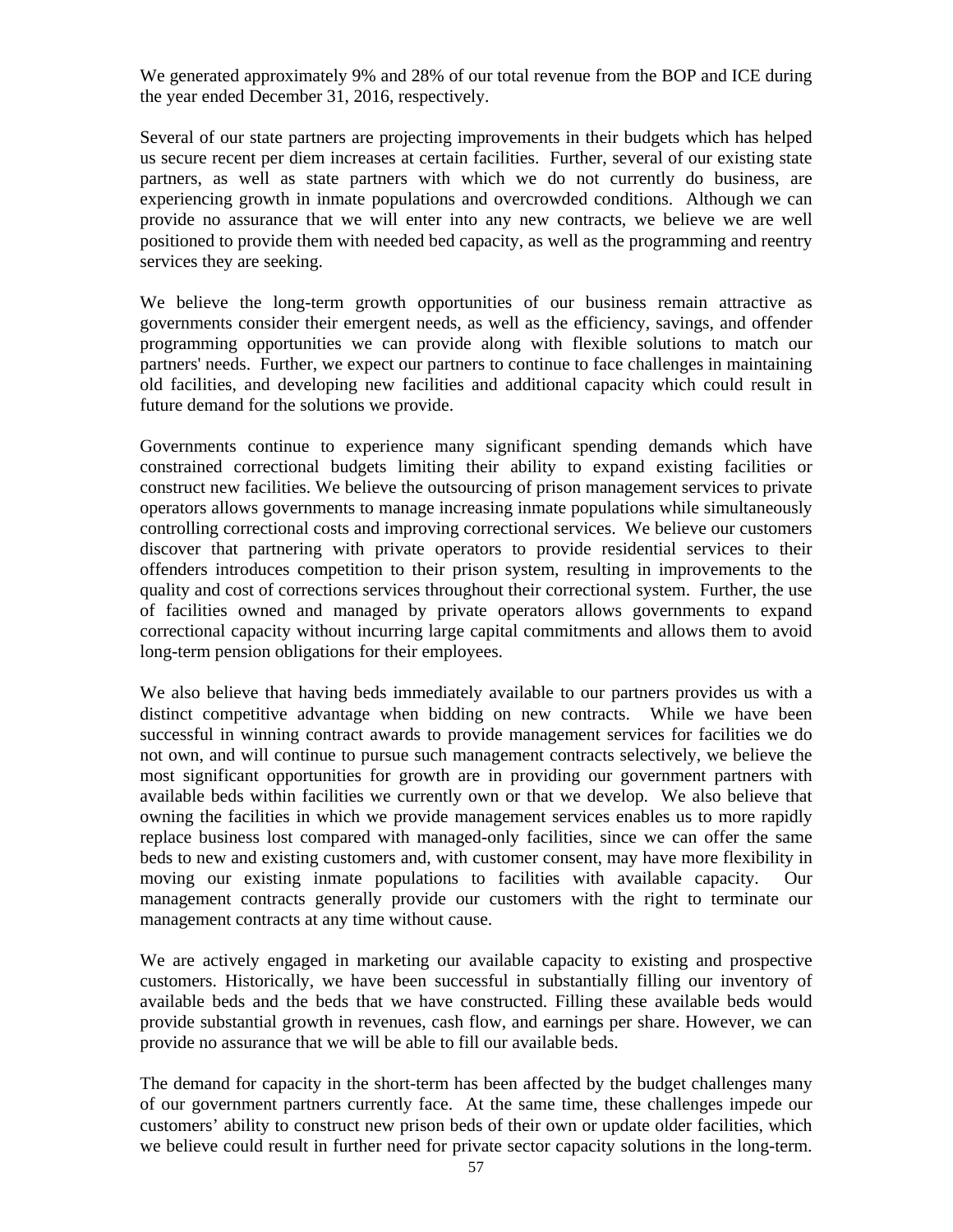We generated approximately 9% and 28% of our total revenue from the BOP and ICE during the year ended December 31, 2016, respectively.

Several of our state partners are projecting improvements in their budgets which has helped us secure recent per diem increases at certain facilities. Further, several of our existing state partners, as well as state partners with which we do not currently do business, are experiencing growth in inmate populations and overcrowded conditions. Although we can provide no assurance that we will enter into any new contracts, we believe we are well positioned to provide them with needed bed capacity, as well as the programming and reentry services they are seeking.

We believe the long-term growth opportunities of our business remain attractive as governments consider their emergent needs, as well as the efficiency, savings, and offender programming opportunities we can provide along with flexible solutions to match our partners' needs. Further, we expect our partners to continue to face challenges in maintaining old facilities, and developing new facilities and additional capacity which could result in future demand for the solutions we provide.

Governments continue to experience many significant spending demands which have constrained correctional budgets limiting their ability to expand existing facilities or construct new facilities. We believe the outsourcing of prison management services to private operators allows governments to manage increasing inmate populations while simultaneously controlling correctional costs and improving correctional services. We believe our customers discover that partnering with private operators to provide residential services to their offenders introduces competition to their prison system, resulting in improvements to the quality and cost of corrections services throughout their correctional system. Further, the use of facilities owned and managed by private operators allows governments to expand correctional capacity without incurring large capital commitments and allows them to avoid long-term pension obligations for their employees.

We also believe that having beds immediately available to our partners provides us with a distinct competitive advantage when bidding on new contracts. While we have been successful in winning contract awards to provide management services for facilities we do not own, and will continue to pursue such management contracts selectively, we believe the most significant opportunities for growth are in providing our government partners with available beds within facilities we currently own or that we develop. We also believe that owning the facilities in which we provide management services enables us to more rapidly replace business lost compared with managed-only facilities, since we can offer the same beds to new and existing customers and, with customer consent, may have more flexibility in moving our existing inmate populations to facilities with available capacity. Our management contracts generally provide our customers with the right to terminate our management contracts at any time without cause.

We are actively engaged in marketing our available capacity to existing and prospective customers. Historically, we have been successful in substantially filling our inventory of available beds and the beds that we have constructed. Filling these available beds would provide substantial growth in revenues, cash flow, and earnings per share. However, we can provide no assurance that we will be able to fill our available beds.

The demand for capacity in the short-term has been affected by the budget challenges many of our government partners currently face. At the same time, these challenges impede our customers' ability to construct new prison beds of their own or update older facilities, which we believe could result in further need for private sector capacity solutions in the long-term.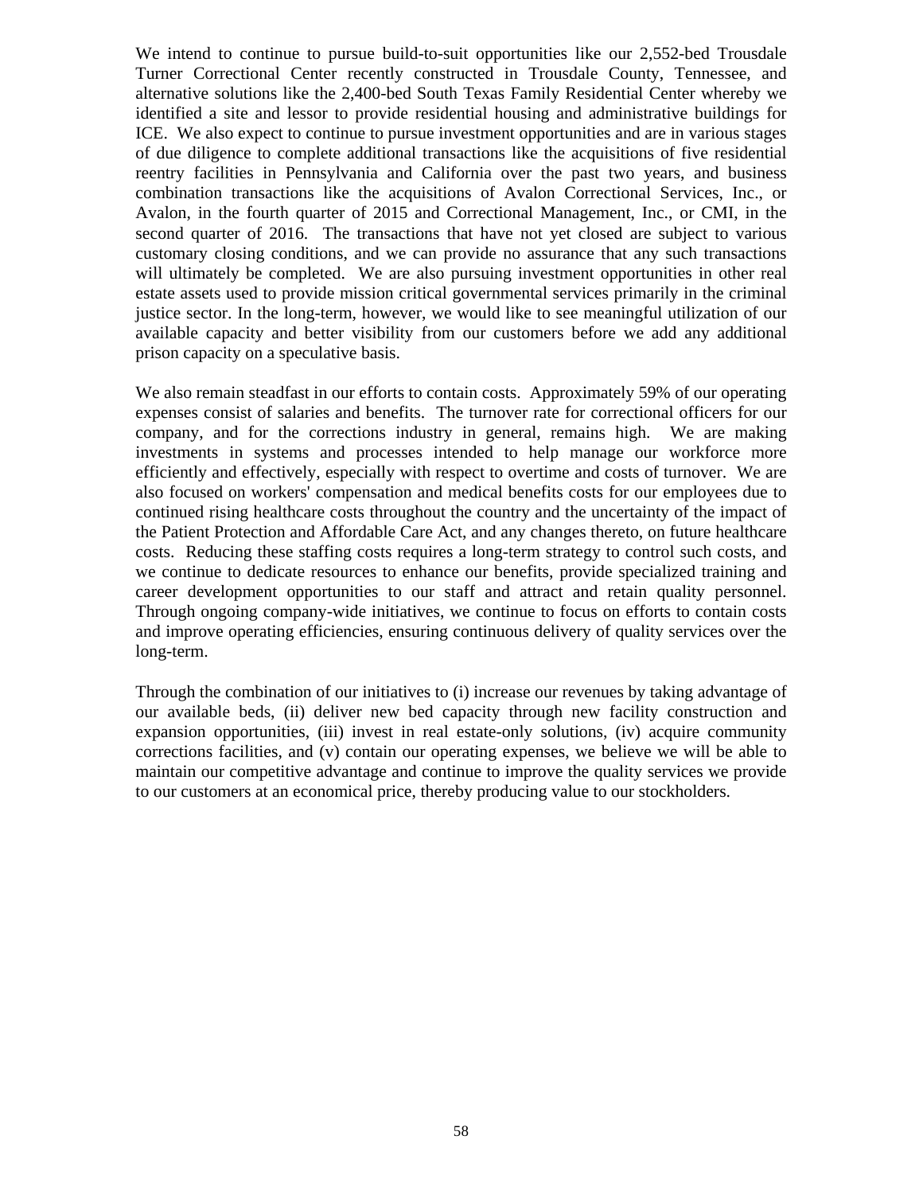We intend to continue to pursue build-to-suit opportunities like our 2,552-bed Trousdale Turner Correctional Center recently constructed in Trousdale County, Tennessee, and alternative solutions like the 2,400-bed South Texas Family Residential Center whereby we identified a site and lessor to provide residential housing and administrative buildings for ICE. We also expect to continue to pursue investment opportunities and are in various stages of due diligence to complete additional transactions like the acquisitions of five residential reentry facilities in Pennsylvania and California over the past two years, and business combination transactions like the acquisitions of Avalon Correctional Services, Inc., or Avalon, in the fourth quarter of 2015 and Correctional Management, Inc., or CMI, in the second quarter of 2016. The transactions that have not yet closed are subject to various customary closing conditions, and we can provide no assurance that any such transactions will ultimately be completed. We are also pursuing investment opportunities in other real estate assets used to provide mission critical governmental services primarily in the criminal justice sector. In the long-term, however, we would like to see meaningful utilization of our available capacity and better visibility from our customers before we add any additional prison capacity on a speculative basis.

We also remain steadfast in our efforts to contain costs. Approximately 59% of our operating expenses consist of salaries and benefits. The turnover rate for correctional officers for our company, and for the corrections industry in general, remains high. We are making investments in systems and processes intended to help manage our workforce more efficiently and effectively, especially with respect to overtime and costs of turnover. We are also focused on workers' compensation and medical benefits costs for our employees due to continued rising healthcare costs throughout the country and the uncertainty of the impact of the Patient Protection and Affordable Care Act, and any changes thereto, on future healthcare costs. Reducing these staffing costs requires a long-term strategy to control such costs, and we continue to dedicate resources to enhance our benefits, provide specialized training and career development opportunities to our staff and attract and retain quality personnel. Through ongoing company-wide initiatives, we continue to focus on efforts to contain costs and improve operating efficiencies, ensuring continuous delivery of quality services over the long-term.

Through the combination of our initiatives to (i) increase our revenues by taking advantage of our available beds, (ii) deliver new bed capacity through new facility construction and expansion opportunities, (iii) invest in real estate-only solutions, (iv) acquire community corrections facilities, and (v) contain our operating expenses, we believe we will be able to maintain our competitive advantage and continue to improve the quality services we provide to our customers at an economical price, thereby producing value to our stockholders.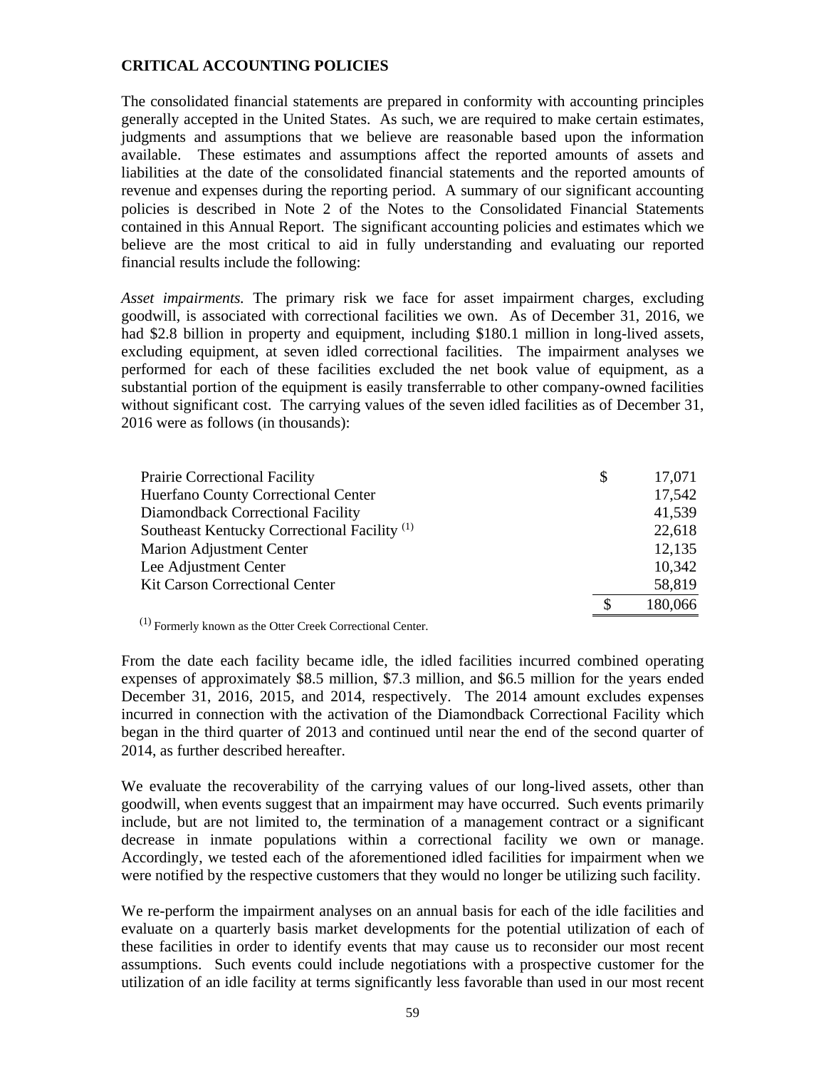## CRITICAL ACCOUNTING POLICIES

The consolidated financial statements are prepared in conformity with accounting principles generally accepted in the United States. As such, we are required to make certain estimates, judgments and assumptions that we believe are reasonable based upon the information available. These estimates and assumptions affect the reported amounts of assets and liabilities at the date of the consolidated financial statements and the reported amounts of revenue and expenses during the reporting period. A summary of our significant accounting policies is described in Note 2 of the Notes to the Consolidated Financial Statements contained in this Annual Report. The significant accounting policies and estimates which we believe are the most critical to aid in fully understanding and evaluating our reported financial results include the following:

*Asset impairments.* The primary risk we face for asset impairment charges, excluding goodwill, is associated with correctional facilities we own. As of December 31, 2016, we had \$2.8 billion in property and equipment, including \$180.1 million in long-lived assets, excluding equipment, at seven idled correctional facilities. The impairment analyses we performed for each of these facilities excluded the net book value of equipment, as a substantial portion of the equipment is easily transferrable to other company-owned facilities without significant cost. The carrying values of the seven idled facilities as of December 31, 2016 were as follows (in thousands):

| | |
|---|---|
| Prairie Correctional Facility | $ 17,071 |
| Huerfano County Correctional Center | 17,542 |
| Diamondback Correctional Facility | 41,539 |
| Southeast Kentucky Correctional Facility [(1)] | 22,618 |
| Marion Adjustment Center | 12,135 |
| Lee Adjustment Center | 10,342 |
| Kit Carson Correctional Center | 58,819 |
| | $ 180,066 |

[(1)] Formerly known as the Otter Creek Correctional Center.

From the date each facility became idle, the idled facilities incurred combined operating expenses of approximately \$8.5 million, \$7.3 million, and \$6.5 million for the years ended December 31, 2016, 2015, and 2014, respectively. The 2014 amount excludes expenses incurred in connection with the activation of the Diamondback Correctional Facility which began in the third quarter of 2013 and continued until near the end of the second quarter of 2014, as further described hereafter.

We evaluate the recoverability of the carrying values of our long-lived assets, other than goodwill, when events suggest that an impairment may have occurred. Such events primarily include, but are not limited to, the termination of a management contract or a significant decrease in inmate populations within a correctional facility we own or manage. Accordingly, we tested each of the aforementioned idled facilities for impairment when we were notified by the respective customers that they would no longer be utilizing such facility.

We re-perform the impairment analyses on an annual basis for each of the idle facilities and evaluate on a quarterly basis market developments for the potential utilization of each of these facilities in order to identify events that may cause us to reconsider our most recent assumptions. Such events could include negotiations with a prospective customer for the utilization of an idle facility at terms significantly less favorable than used in our most recent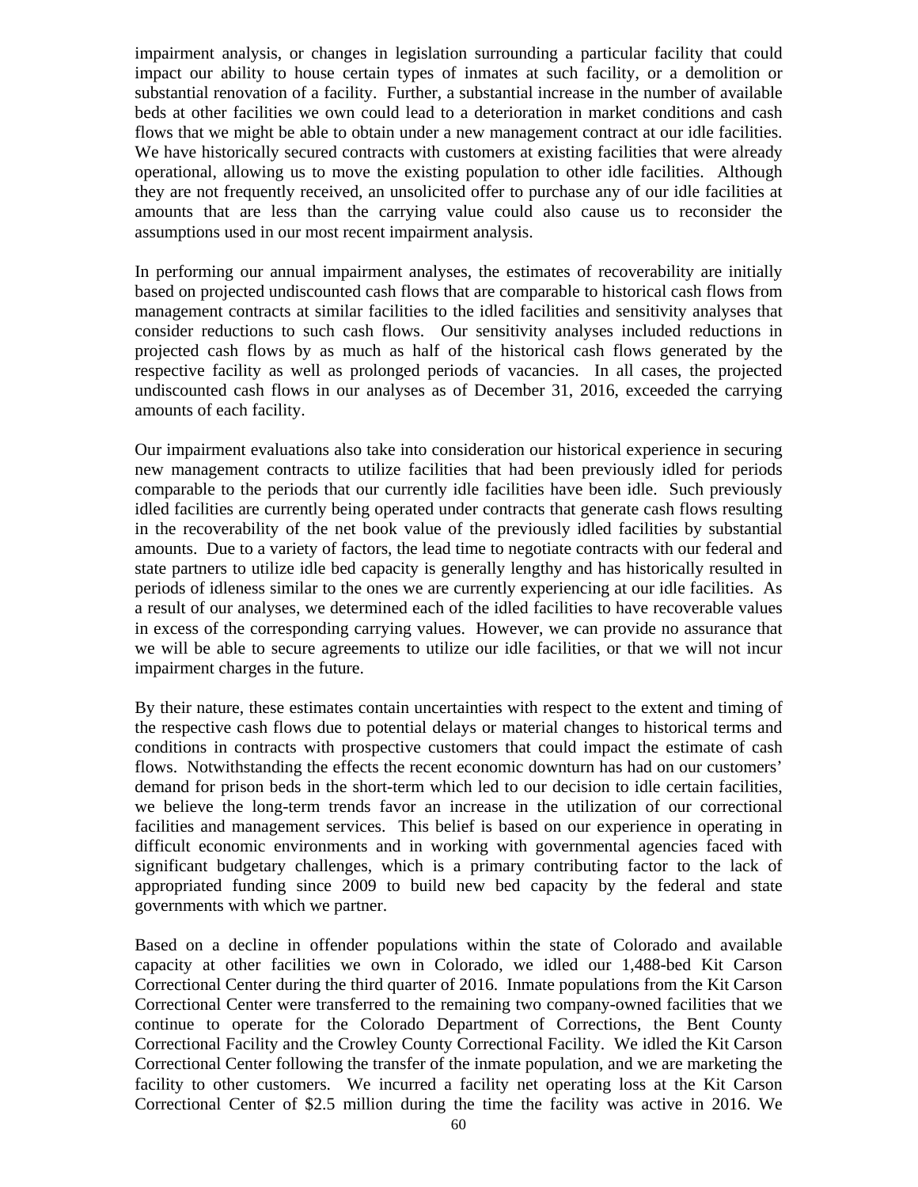impairment analysis, or changes in legislation surrounding a particular facility that could impact our ability to house certain types of inmates at such facility, or a demolition or substantial renovation of a facility. Further, a substantial increase in the number of available beds at other facilities we own could lead to a deterioration in market conditions and cash flows that we might be able to obtain under a new management contract at our idle facilities. We have historically secured contracts with customers at existing facilities that were already operational, allowing us to move the existing population to other idle facilities. Although they are not frequently received, an unsolicited offer to purchase any of our idle facilities at amounts that are less than the carrying value could also cause us to reconsider the assumptions used in our most recent impairment analysis.

In performing our annual impairment analyses, the estimates of recoverability are initially based on projected undiscounted cash flows that are comparable to historical cash flows from management contracts at similar facilities to the idled facilities and sensitivity analyses that consider reductions to such cash flows. Our sensitivity analyses included reductions in projected cash flows by as much as half of the historical cash flows generated by the respective facility as well as prolonged periods of vacancies. In all cases, the projected undiscounted cash flows in our analyses as of December 31, 2016, exceeded the carrying amounts of each facility.

Our impairment evaluations also take into consideration our historical experience in securing new management contracts to utilize facilities that had been previously idled for periods comparable to the periods that our currently idle facilities have been idle. Such previously idled facilities are currently being operated under contracts that generate cash flows resulting in the recoverability of the net book value of the previously idled facilities by substantial amounts. Due to a variety of factors, the lead time to negotiate contracts with our federal and state partners to utilize idle bed capacity is generally lengthy and has historically resulted in periods of idleness similar to the ones we are currently experiencing at our idle facilities. As a result of our analyses, we determined each of the idled facilities to have recoverable values in excess of the corresponding carrying values. However, we can provide no assurance that we will be able to secure agreements to utilize our idle facilities, or that we will not incur impairment charges in the future.

By their nature, these estimates contain uncertainties with respect to the extent and timing of the respective cash flows due to potential delays or material changes to historical terms and conditions in contracts with prospective customers that could impact the estimate of cash flows. Notwithstanding the effects the recent economic downturn has had on our customers' demand for prison beds in the short-term which led to our decision to idle certain facilities, we believe the long-term trends favor an increase in the utilization of our correctional facilities and management services. This belief is based on our experience in operating in difficult economic environments and in working with governmental agencies faced with significant budgetary challenges, which is a primary contributing factor to the lack of appropriated funding since 2009 to build new bed capacity by the federal and state governments with which we partner.

Based on a decline in offender populations within the state of Colorado and available capacity at other facilities we own in Colorado, we idled our 1,488-bed Kit Carson Correctional Center during the third quarter of 2016. Inmate populations from the Kit Carson Correctional Center were transferred to the remaining two company-owned facilities that we continue to operate for the Colorado Department of Corrections, the Bent County Correctional Facility and the Crowley County Correctional Facility. We idled the Kit Carson Correctional Center following the transfer of the inmate population, and we are marketing the facility to other customers. We incurred a facility net operating loss at the Kit Carson Correctional Center of $2.5 million during the time the facility was active in 2016. We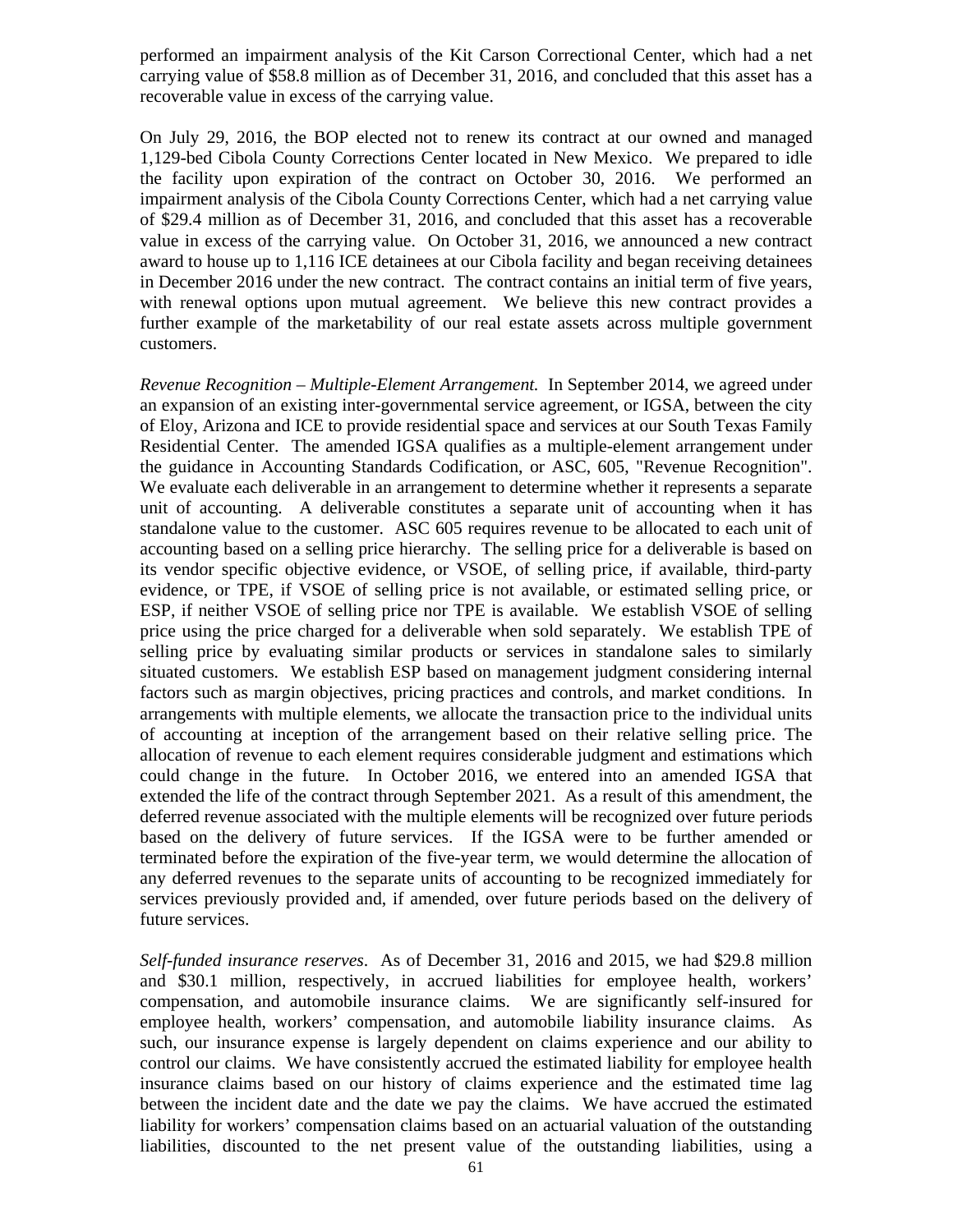performed an impairment analysis of the Kit Carson Correctional Center, which had a net carrying value of $58.8 million as of December 31, 2016, and concluded that this asset has a recoverable value in excess of the carrying value.

On July 29, 2016, the BOP elected not to renew its contract at our owned and managed 1,129-bed Cibola County Corrections Center located in New Mexico. We prepared to idle the facility upon expiration of the contract on October 30, 2016. We performed an impairment analysis of the Cibola County Corrections Center, which had a net carrying value of $29.4 million as of December 31, 2016, and concluded that this asset has a recoverable value in excess of the carrying value. On October 31, 2016, we announced a new contract award to house up to 1,116 ICE detainees at our Cibola facility and began receiving detainees in December 2016 under the new contract. The contract contains an initial term of five years, with renewal options upon mutual agreement. We believe this new contract provides a further example of the marketability of our real estate assets across multiple government customers.

*Revenue Recognition – Multiple-Element Arrangement.* In September 2014, we agreed under an expansion of an existing inter-governmental service agreement, or IGSA, between the city of Eloy, Arizona and ICE to provide residential space and services at our South Texas Family Residential Center. The amended IGSA qualifies as a multiple-element arrangement under the guidance in Accounting Standards Codification, or ASC, 605, "Revenue Recognition". We evaluate each deliverable in an arrangement to determine whether it represents a separate unit of accounting. A deliverable constitutes a separate unit of accounting when it has standalone value to the customer. ASC 605 requires revenue to be allocated to each unit of accounting based on a selling price hierarchy. The selling price for a deliverable is based on its vendor specific objective evidence, or VSOE, of selling price, if available, third-party evidence, or TPE, if VSOE of selling price is not available, or estimated selling price, or ESP, if neither VSOE of selling price nor TPE is available. We establish VSOE of selling price using the price charged for a deliverable when sold separately. We establish TPE of selling price by evaluating similar products or services in standalone sales to similarly situated customers. We establish ESP based on management judgment considering internal factors such as margin objectives, pricing practices and controls, and market conditions. In arrangements with multiple elements, we allocate the transaction price to the individual units of accounting at inception of the arrangement based on their relative selling price. The allocation of revenue to each element requires considerable judgment and estimations which could change in the future. In October 2016, we entered into an amended IGSA that extended the life of the contract through September 2021. As a result of this amendment, the deferred revenue associated with the multiple elements will be recognized over future periods based on the delivery of future services. If the IGSA were to be further amended or terminated before the expiration of the five-year term, we would determine the allocation of any deferred revenues to the separate units of accounting to be recognized immediately for services previously provided and, if amended, over future periods based on the delivery of future services.

*Self-funded insurance reserves*. As of December 31, 2016 and 2015, we had $29.8 million and $30.1 million, respectively, in accrued liabilities for employee health, workers' compensation, and automobile insurance claims. We are significantly self-insured for employee health, workers' compensation, and automobile liability insurance claims. As such, our insurance expense is largely dependent on claims experience and our ability to control our claims. We have consistently accrued the estimated liability for employee health insurance claims based on our history of claims experience and the estimated time lag between the incident date and the date we pay the claims. We have accrued the estimated liability for workers' compensation claims based on an actuarial valuation of the outstanding liabilities, discounted to the net present value of the outstanding liabilities, using a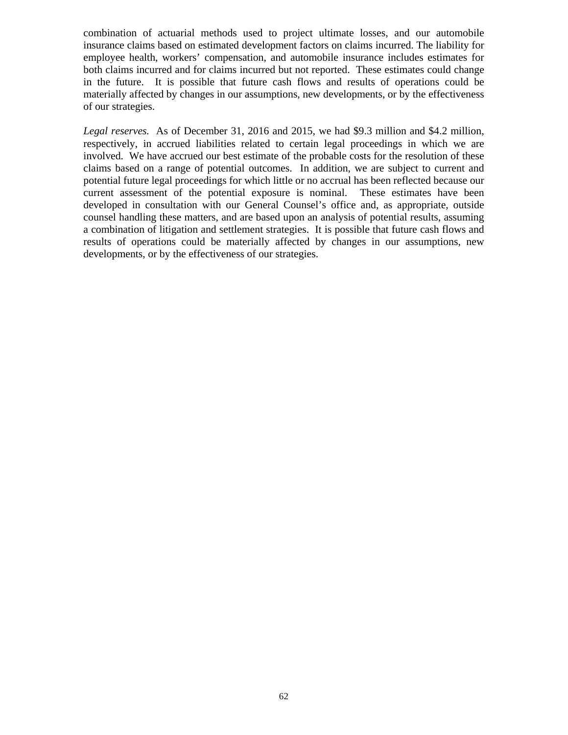combination of actuarial methods used to project ultimate losses, and our automobile insurance claims based on estimated development factors on claims incurred. The liability for employee health, workers' compensation, and automobile insurance includes estimates for both claims incurred and for claims incurred but not reported. These estimates could change in the future. It is possible that future cash flows and results of operations could be materially affected by changes in our assumptions, new developments, or by the effectiveness of our strategies.

*Legal reserves.* As of December 31, 2016 and 2015, we had $9.3 million and $4.2 million, respectively, in accrued liabilities related to certain legal proceedings in which we are involved. We have accrued our best estimate of the probable costs for the resolution of these claims based on a range of potential outcomes. In addition, we are subject to current and potential future legal proceedings for which little or no accrual has been reflected because our current assessment of the potential exposure is nominal. These estimates have been developed in consultation with our General Counsel's office and, as appropriate, outside counsel handling these matters, and are based upon an analysis of potential results, assuming a combination of litigation and settlement strategies. It is possible that future cash flows and results of operations could be materially affected by changes in our assumptions, new developments, or by the effectiveness of our strategies.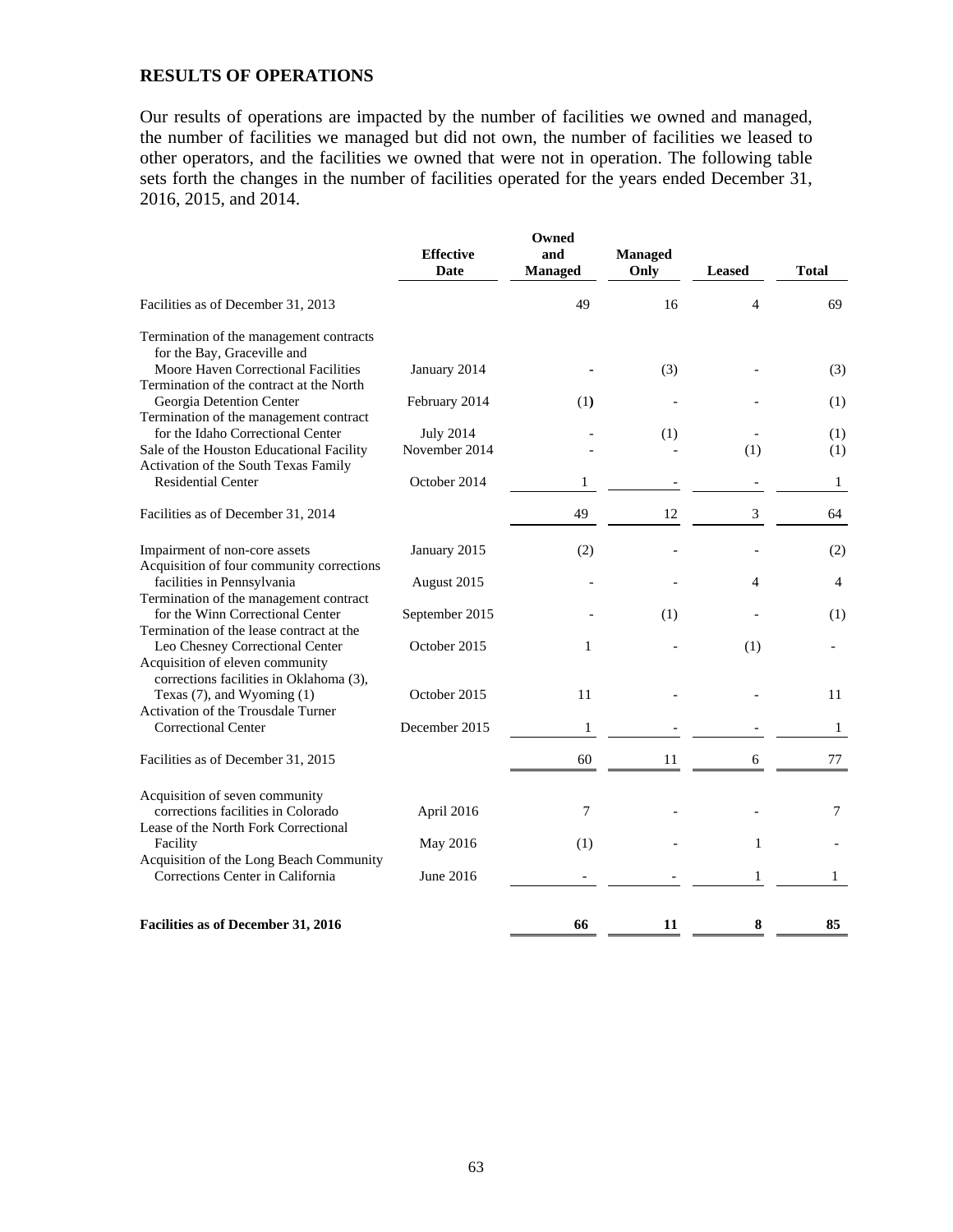## RESULTS OF OPERATIONS

Our results of operations are impacted by the number of facilities we owned and managed, the number of facilities we managed but did not own, the number of facilities we leased to other operators, and the facilities we owned that were not in operation. The following table sets forth the changes in the number of facilities operated for the years ended December 31, 2016, 2015, and 2014.

| | Effective Date | Owned and Managed | Managed Only | Leased | Total |
|---|---|---|---|---|---|
| Facilities as of December 31, 2013 | | 49 | 16 | 4 | 69 |
| Termination of the management contracts for the Bay, Graceville and Moore Haven Correctional Facilities | January 2014 | - | (3) | - | (3) |
| Termination of the contract at the North Georgia Detention Center | February 2014 | (1) | - | - | (1) |
| Termination of the management contract for the Idaho Correctional Center | July 2014 | - | (1) | - | (1) |
| Sale of the Houston Educational Facility | November 2014 | - | - | (1) | (1) |
| Activation of the South Texas Family Residential Center | October 2014 | 1 | - | - | 1 |
| Facilities as of December 31, 2014 | | 49 | 12 | 3 | 64 |
| Impairment of non-core assets | January 2015 | (2) | - | - | (2) |
| Acquisition of four community corrections facilities in Pennsylvania | August 2015 | - | - | 4 | 4 |
| Termination of the management contract for the Winn Correctional Center | September 2015 | - | (1) | - | (1) |
| Termination of the lease contract at the Leo Chesney Correctional Center | October 2015 | 1 | - | (1) | - |
| Acquisition of eleven community corrections facilities in Oklahoma (3), Texas (7), and Wyoming (1) | October 2015 | 11 | - | - | 11 |
| Activation of the Trousdale Turner Correctional Center | December 2015 | 1 | - | - | 1 |
| Facilities as of December 31, 2015 | | 60 | 11 | 6 | 77 |
| Acquisition of seven community corrections facilities in Colorado | April 2016 | 7 | - | - | 7 |
| Lease of the North Fork Correctional Facility | May 2016 | (1) | - | 1 | - |
| Acquisition of the Long Beach Community Corrections Center in California | June 2016 | - | - | 1 | 1 |
| **Facilities as of December 31, 2016** | | **66** | **11** | **8** | **85** |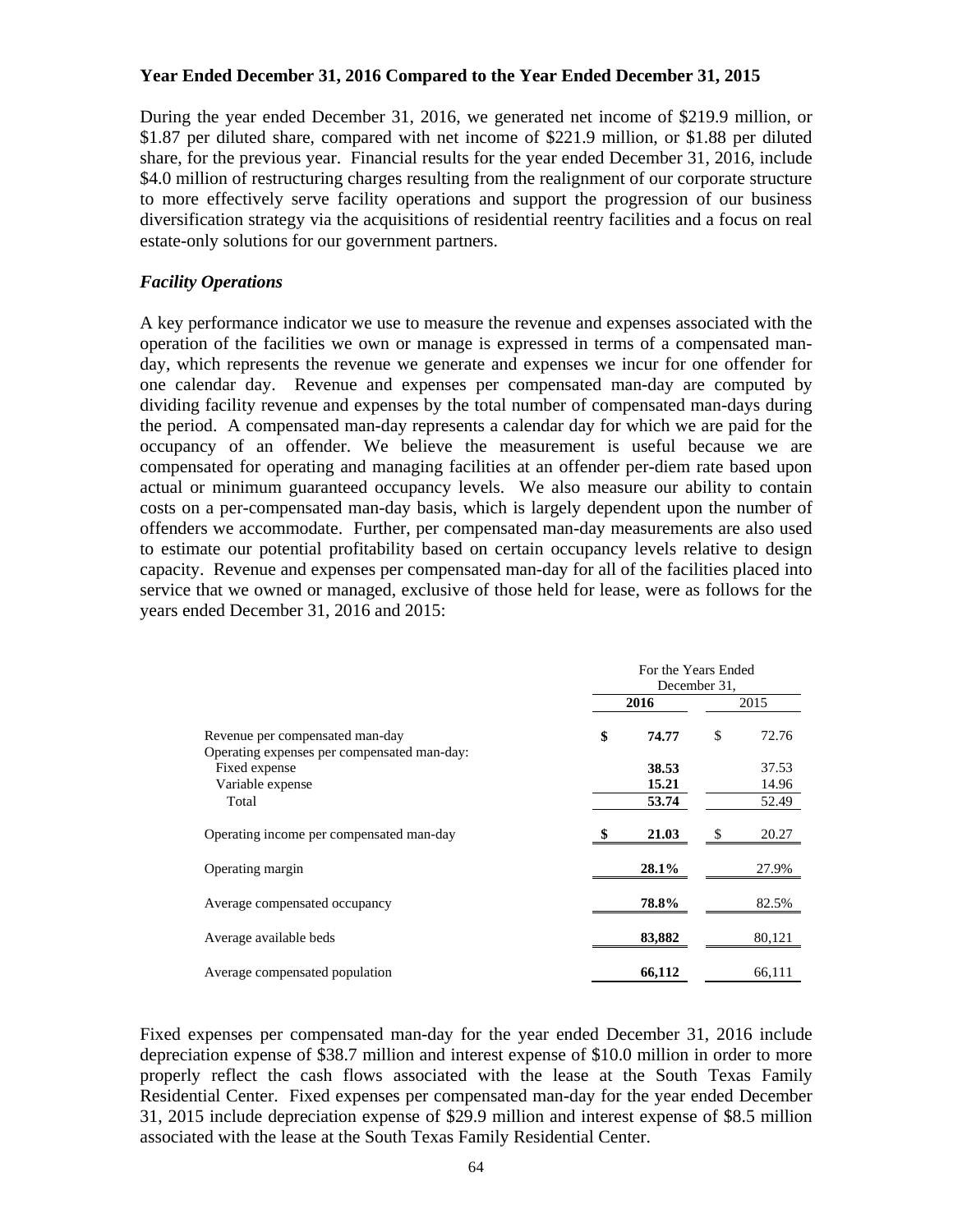### Year Ended December 31, 2016 Compared to the Year Ended December 31, 2015

During the year ended December 31, 2016, we generated net income of $219.9 million, or $1.87 per diluted share, compared with net income of $221.9 million, or $1.88 per diluted share, for the previous year. Financial results for the year ended December 31, 2016, include $4.0 million of restructuring charges resulting from the realignment of our corporate structure to more effectively serve facility operations and support the progression of our business diversification strategy via the acquisitions of residential reentry facilities and a focus on real estate-only solutions for our government partners.

#### *Facility Operations*

A key performance indicator we use to measure the revenue and expenses associated with the operation of the facilities we own or manage is expressed in terms of a compensated man-day, which represents the revenue we generate and expenses we incur for one offender for one calendar day. Revenue and expenses per compensated man-day are computed by dividing facility revenue and expenses by the total number of compensated man-days during the period. A compensated man-day represents a calendar day for which we are paid for the occupancy of an offender. We believe the measurement is useful because we are compensated for operating and managing facilities at an offender per-diem rate based upon actual or minimum guaranteed occupancy levels. We also measure our ability to contain costs on a per-compensated man-day basis, which is largely dependent upon the number of offenders we accommodate. Further, per compensated man-day measurements are also used to estimate our potential profitability based on certain occupancy levels relative to design capacity. Revenue and expenses per compensated man-day for all of the facilities placed into service that we owned or managed, exclusive of those held for lease, were as follows for the years ended December 31, 2016 and 2015:

| | For the Years Ended December 31, | |
|---|---|---|
| | **2016** | 2015 |
| Revenue per compensated man-day | **$ 74.77** | $ 72.76 |
| Operating expenses per compensated man-day: | | |
| Fixed expense | **38.53** | 37.53 |
| Variable expense | **15.21** | 14.96 |
| Total | **53.74** | 52.49 |
| Operating income per compensated man-day | **$ 21.03** | $ 20.27 |
| Operating margin | **28.1%** | 27.9% |
| Average compensated occupancy | **78.8%** | 82.5% |
| Average available beds | **83,882** | 80,121 |
| Average compensated population | **66,112** | 66,111 |

Fixed expenses per compensated man-day for the year ended December 31, 2016 include depreciation expense of $38.7 million and interest expense of $10.0 million in order to more properly reflect the cash flows associated with the lease at the South Texas Family Residential Center. Fixed expenses per compensated man-day for the year ended December 31, 2015 include depreciation expense of $29.9 million and interest expense of $8.5 million associated with the lease at the South Texas Family Residential Center.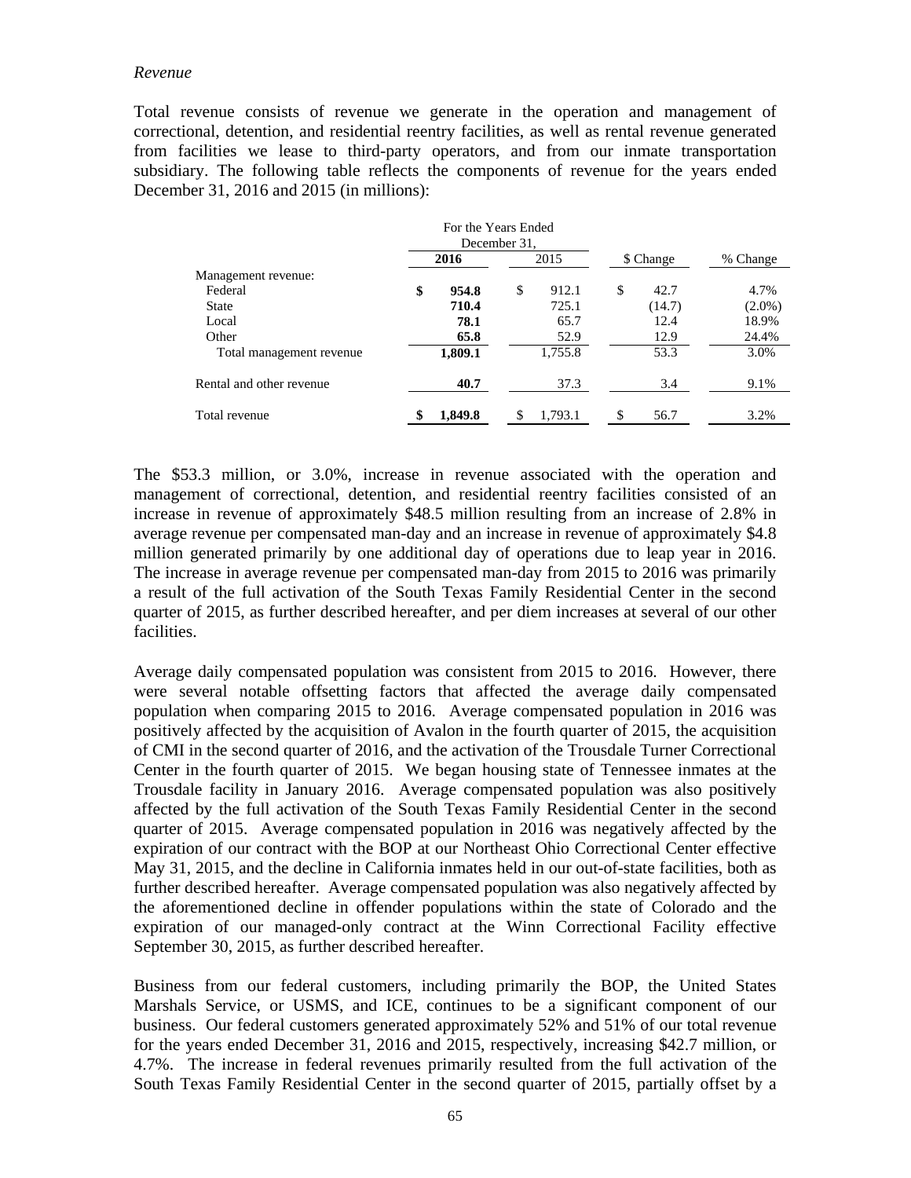*Revenue*

Total revenue consists of revenue we generate in the operation and management of correctional, detention, and residential reentry facilities, as well as rental revenue generated from facilities we lease to third-party operators, and from our inmate transportation subsidiary. The following table reflects the components of revenue for the years ended December 31, 2016 and 2015 (in millions):

| | For the Years Ended December 31, | | | |
|---|---|---|---|---|
| | **2016** | 2015 | $ Change | % Change |
| Management revenue: | | | | |
| Federal | **$ 954.8** | $ 912.1 | $ 42.7 | 4.7% |
| State | **710.4** | 725.1 | (14.7) | (2.0%) |
| Local | **78.1** | 65.7 | 12.4 | 18.9% |
| Other | **65.8** | 52.9 | 12.9 | 24.4% |
| Total management revenue | **1,809.1** | 1,755.8 | 53.3 | 3.0% |
| Rental and other revenue | **40.7** | 37.3 | 3.4 | 9.1% |
| Total revenue | **$ 1,849.8** | $ 1,793.1 | $ 56.7 | 3.2% |

The $53.3 million, or 3.0%, increase in revenue associated with the operation and management of correctional, detention, and residential reentry facilities consisted of an increase in revenue of approximately $48.5 million resulting from an increase of 2.8% in average revenue per compensated man-day and an increase in revenue of approximately $4.8 million generated primarily by one additional day of operations due to leap year in 2016. The increase in average revenue per compensated man-day from 2015 to 2016 was primarily a result of the full activation of the South Texas Family Residential Center in the second quarter of 2015, as further described hereafter, and per diem increases at several of our other facilities.

Average daily compensated population was consistent from 2015 to 2016. However, there were several notable offsetting factors that affected the average daily compensated population when comparing 2015 to 2016. Average compensated population in 2016 was positively affected by the acquisition of Avalon in the fourth quarter of 2015, the acquisition of CMI in the second quarter of 2016, and the activation of the Trousdale Turner Correctional Center in the fourth quarter of 2015. We began housing state of Tennessee inmates at the Trousdale facility in January 2016. Average compensated population was also positively affected by the full activation of the South Texas Family Residential Center in the second quarter of 2015. Average compensated population in 2016 was negatively affected by the expiration of our contract with the BOP at our Northeast Ohio Correctional Center effective May 31, 2015, and the decline in California inmates held in our out-of-state facilities, both as further described hereafter. Average compensated population was also negatively affected by the aforementioned decline in offender populations within the state of Colorado and the expiration of our managed-only contract at the Winn Correctional Facility effective September 30, 2015, as further described hereafter.

Business from our federal customers, including primarily the BOP, the United States Marshals Service, or USMS, and ICE, continues to be a significant component of our business. Our federal customers generated approximately 52% and 51% of our total revenue for the years ended December 31, 2016 and 2015, respectively, increasing $42.7 million, or 4.7%. The increase in federal revenues primarily resulted from the full activation of the South Texas Family Residential Center in the second quarter of 2015, partially offset by a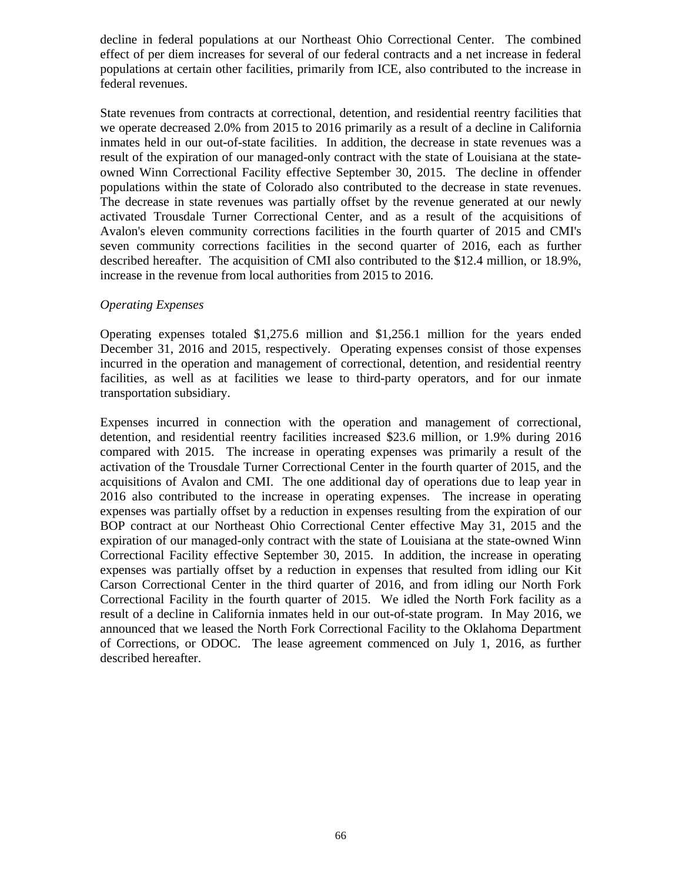decline in federal populations at our Northeast Ohio Correctional Center. The combined effect of per diem increases for several of our federal contracts and a net increase in federal populations at certain other facilities, primarily from ICE, also contributed to the increase in federal revenues.

State revenues from contracts at correctional, detention, and residential reentry facilities that we operate decreased 2.0% from 2015 to 2016 primarily as a result of a decline in California inmates held in our out-of-state facilities. In addition, the decrease in state revenues was a result of the expiration of our managed-only contract with the state of Louisiana at the state-owned Winn Correctional Facility effective September 30, 2015. The decline in offender populations within the state of Colorado also contributed to the decrease in state revenues. The decrease in state revenues was partially offset by the revenue generated at our newly activated Trousdale Turner Correctional Center, and as a result of the acquisitions of Avalon's eleven community corrections facilities in the fourth quarter of 2015 and CMI's seven community corrections facilities in the second quarter of 2016, each as further described hereafter. The acquisition of CMI also contributed to the $12.4 million, or 18.9%, increase in the revenue from local authorities from 2015 to 2016.

*Operating Expenses*

Operating expenses totaled $1,275.6 million and $1,256.1 million for the years ended December 31, 2016 and 2015, respectively. Operating expenses consist of those expenses incurred in the operation and management of correctional, detention, and residential reentry facilities, as well as at facilities we lease to third-party operators, and for our inmate transportation subsidiary.

Expenses incurred in connection with the operation and management of correctional, detention, and residential reentry facilities increased $23.6 million, or 1.9% during 2016 compared with 2015. The increase in operating expenses was primarily a result of the activation of the Trousdale Turner Correctional Center in the fourth quarter of 2015, and the acquisitions of Avalon and CMI. The one additional day of operations due to leap year in 2016 also contributed to the increase in operating expenses. The increase in operating expenses was partially offset by a reduction in expenses resulting from the expiration of our BOP contract at our Northeast Ohio Correctional Center effective May 31, 2015 and the expiration of our managed-only contract with the state of Louisiana at the state-owned Winn Correctional Facility effective September 30, 2015. In addition, the increase in operating expenses was partially offset by a reduction in expenses that resulted from idling our Kit Carson Correctional Center in the third quarter of 2016, and from idling our North Fork Correctional Facility in the fourth quarter of 2015. We idled the North Fork facility as a result of a decline in California inmates held in our out-of-state program. In May 2016, we announced that we leased the North Fork Correctional Facility to the Oklahoma Department of Corrections, or ODOC. The lease agreement commenced on July 1, 2016, as further described hereafter.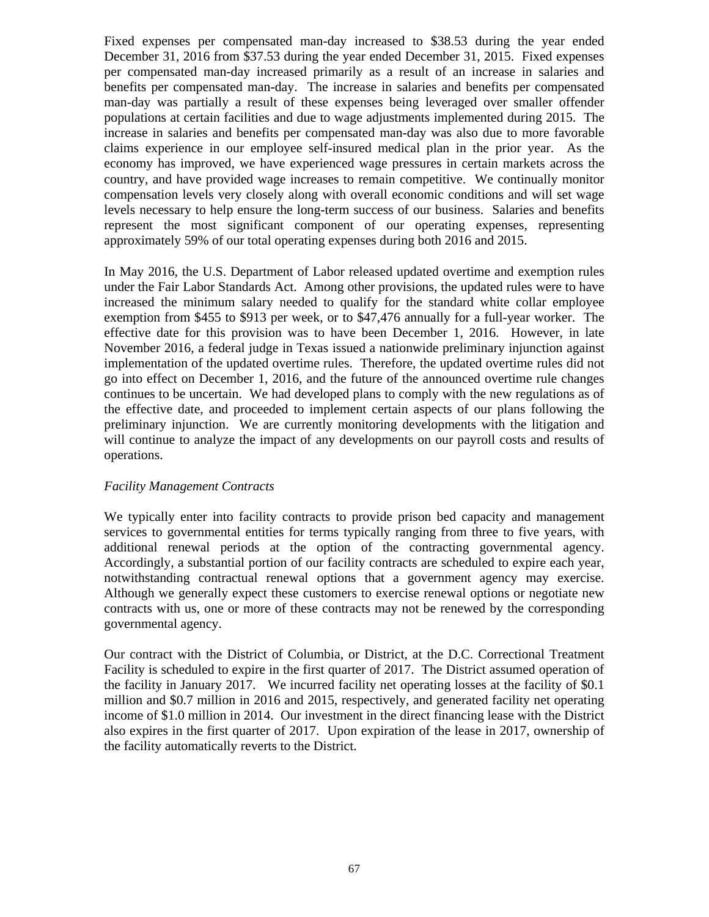Fixed expenses per compensated man-day increased to $38.53 during the year ended December 31, 2016 from $37.53 during the year ended December 31, 2015. Fixed expenses per compensated man-day increased primarily as a result of an increase in salaries and benefits per compensated man-day. The increase in salaries and benefits per compensated man-day was partially a result of these expenses being leveraged over smaller offender populations at certain facilities and due to wage adjustments implemented during 2015. The increase in salaries and benefits per compensated man-day was also due to more favorable claims experience in our employee self-insured medical plan in the prior year. As the economy has improved, we have experienced wage pressures in certain markets across the country, and have provided wage increases to remain competitive. We continually monitor compensation levels very closely along with overall economic conditions and will set wage levels necessary to help ensure the long-term success of our business. Salaries and benefits represent the most significant component of our operating expenses, representing approximately 59% of our total operating expenses during both 2016 and 2015.

In May 2016, the U.S. Department of Labor released updated overtime and exemption rules under the Fair Labor Standards Act. Among other provisions, the updated rules were to have increased the minimum salary needed to qualify for the standard white collar employee exemption from $455 to $913 per week, or to $47,476 annually for a full-year worker. The effective date for this provision was to have been December 1, 2016. However, in late November 2016, a federal judge in Texas issued a nationwide preliminary injunction against implementation of the updated overtime rules. Therefore, the updated overtime rules did not go into effect on December 1, 2016, and the future of the announced overtime rule changes continues to be uncertain. We had developed plans to comply with the new regulations as of the effective date, and proceeded to implement certain aspects of our plans following the preliminary injunction. We are currently monitoring developments with the litigation and will continue to analyze the impact of any developments on our payroll costs and results of operations.

*Facility Management Contracts*

We typically enter into facility contracts to provide prison bed capacity and management services to governmental entities for terms typically ranging from three to five years, with additional renewal periods at the option of the contracting governmental agency. Accordingly, a substantial portion of our facility contracts are scheduled to expire each year, notwithstanding contractual renewal options that a government agency may exercise. Although we generally expect these customers to exercise renewal options or negotiate new contracts with us, one or more of these contracts may not be renewed by the corresponding governmental agency.

Our contract with the District of Columbia, or District, at the D.C. Correctional Treatment Facility is scheduled to expire in the first quarter of 2017. The District assumed operation of the facility in January 2017. We incurred facility net operating losses at the facility of $0.1 million and $0.7 million in 2016 and 2015, respectively, and generated facility net operating income of $1.0 million in 2014. Our investment in the direct financing lease with the District also expires in the first quarter of 2017. Upon expiration of the lease in 2017, ownership of the facility automatically reverts to the District.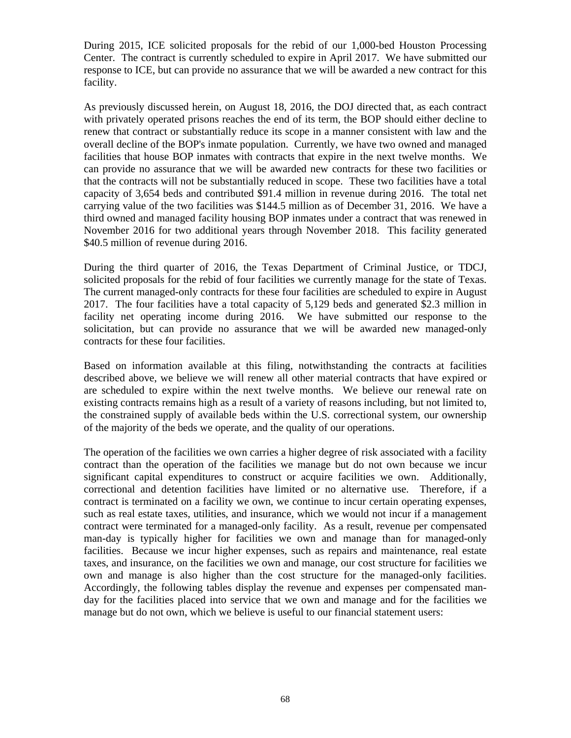During 2015, ICE solicited proposals for the rebid of our 1,000-bed Houston Processing Center. The contract is currently scheduled to expire in April 2017. We have submitted our response to ICE, but can provide no assurance that we will be awarded a new contract for this facility.

As previously discussed herein, on August 18, 2016, the DOJ directed that, as each contract with privately operated prisons reaches the end of its term, the BOP should either decline to renew that contract or substantially reduce its scope in a manner consistent with law and the overall decline of the BOP's inmate population. Currently, we have two owned and managed facilities that house BOP inmates with contracts that expire in the next twelve months. We can provide no assurance that we will be awarded new contracts for these two facilities or that the contracts will not be substantially reduced in scope. These two facilities have a total capacity of 3,654 beds and contributed $91.4 million in revenue during 2016. The total net carrying value of the two facilities was $144.5 million as of December 31, 2016. We have a third owned and managed facility housing BOP inmates under a contract that was renewed in November 2016 for two additional years through November 2018. This facility generated $40.5 million of revenue during 2016.

During the third quarter of 2016, the Texas Department of Criminal Justice, or TDCJ, solicited proposals for the rebid of four facilities we currently manage for the state of Texas. The current managed-only contracts for these four facilities are scheduled to expire in August 2017. The four facilities have a total capacity of 5,129 beds and generated $2.3 million in facility net operating income during 2016. We have submitted our response to the solicitation, but can provide no assurance that we will be awarded new managed-only contracts for these four facilities.

Based on information available at this filing, notwithstanding the contracts at facilities described above, we believe we will renew all other material contracts that have expired or are scheduled to expire within the next twelve months. We believe our renewal rate on existing contracts remains high as a result of a variety of reasons including, but not limited to, the constrained supply of available beds within the U.S. correctional system, our ownership of the majority of the beds we operate, and the quality of our operations.

The operation of the facilities we own carries a higher degree of risk associated with a facility contract than the operation of the facilities we manage but do not own because we incur significant capital expenditures to construct or acquire facilities we own. Additionally, correctional and detention facilities have limited or no alternative use. Therefore, if a contract is terminated on a facility we own, we continue to incur certain operating expenses, such as real estate taxes, utilities, and insurance, which we would not incur if a management contract were terminated for a managed-only facility. As a result, revenue per compensated man-day is typically higher for facilities we own and manage than for managed-only facilities. Because we incur higher expenses, such as repairs and maintenance, real estate taxes, and insurance, on the facilities we own and manage, our cost structure for facilities we own and manage is also higher than the cost structure for the managed-only facilities. Accordingly, the following tables display the revenue and expenses per compensated man-day for the facilities placed into service that we own and manage and for the facilities we manage but do not own, which we believe is useful to our financial statement users: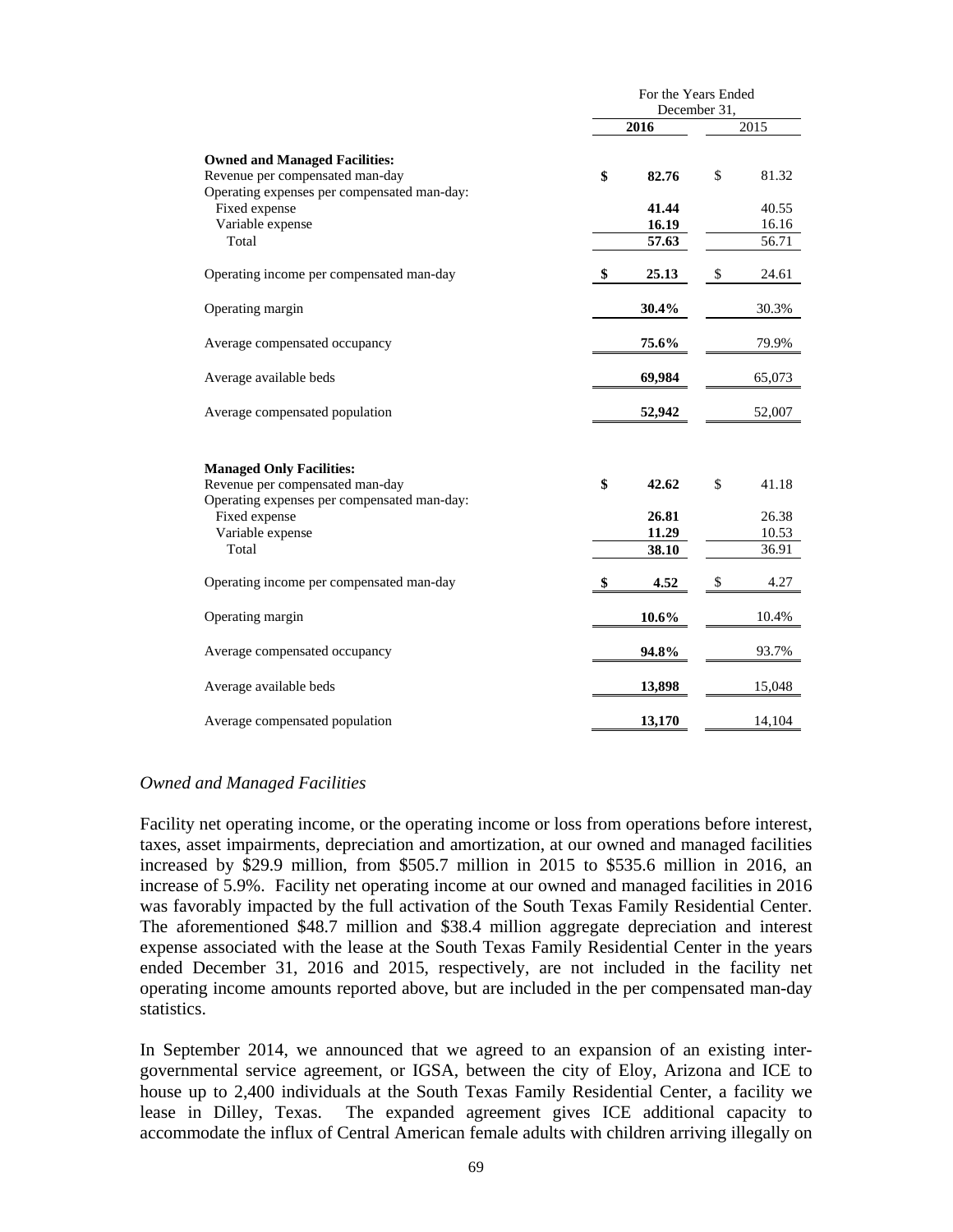| | For the Years Ended December 31, | |
|---|---|---|
| | **2016** | 2015 |
| **Owned and Managed Facilities:** | | |
| Revenue per compensated man-day | **$ 82.76** | $ 81.32 |
| Operating expenses per compensated man-day: | | |
| Fixed expense | **41.44** | 40.55 |
| Variable expense | **16.19** | 16.16 |
| Total | **57.63** | 56.71 |
| Operating income per compensated man-day | **$ 25.13** | $ 24.61 |
| Operating margin | **30.4%** | 30.3% |
| Average compensated occupancy | **75.6%** | 79.9% |
| Average available beds | **69,984** | 65,073 |
| Average compensated population | **52,942** | 52,007 |
| **Managed Only Facilities:** | | |
| Revenue per compensated man-day | **$ 42.62** | $ 41.18 |
| Operating expenses per compensated man-day: | | |
| Fixed expense | **26.81** | 26.38 |
| Variable expense | **11.29** | 10.53 |
| Total | **38.10** | 36.91 |
| Operating income per compensated man-day | **$ 4.52** | $ 4.27 |
| Operating margin | **10.6%** | 10.4% |
| Average compensated occupancy | **94.8%** | 93.7% |
| Average available beds | **13,898** | 15,048 |
| Average compensated population | **13,170** | 14,104 |

*Owned and Managed Facilities*

Facility net operating income, or the operating income or loss from operations before interest, taxes, asset impairments, depreciation and amortization, at our owned and managed facilities increased by $29.9 million, from $505.7 million in 2015 to $535.6 million in 2016, an increase of 5.9%. Facility net operating income at our owned and managed facilities in 2016 was favorably impacted by the full activation of the South Texas Family Residential Center. The aforementioned $48.7 million and $38.4 million aggregate depreciation and interest expense associated with the lease at the South Texas Family Residential Center in the years ended December 31, 2016 and 2015, respectively, are not included in the facility net operating income amounts reported above, but are included in the per compensated man-day statistics.

In September 2014, we announced that we agreed to an expansion of an existing inter-governmental service agreement, or IGSA, between the city of Eloy, Arizona and ICE to house up to 2,400 individuals at the South Texas Family Residential Center, a facility we lease in Dilley, Texas. The expanded agreement gives ICE additional capacity to accommodate the influx of Central American female adults with children arriving illegally on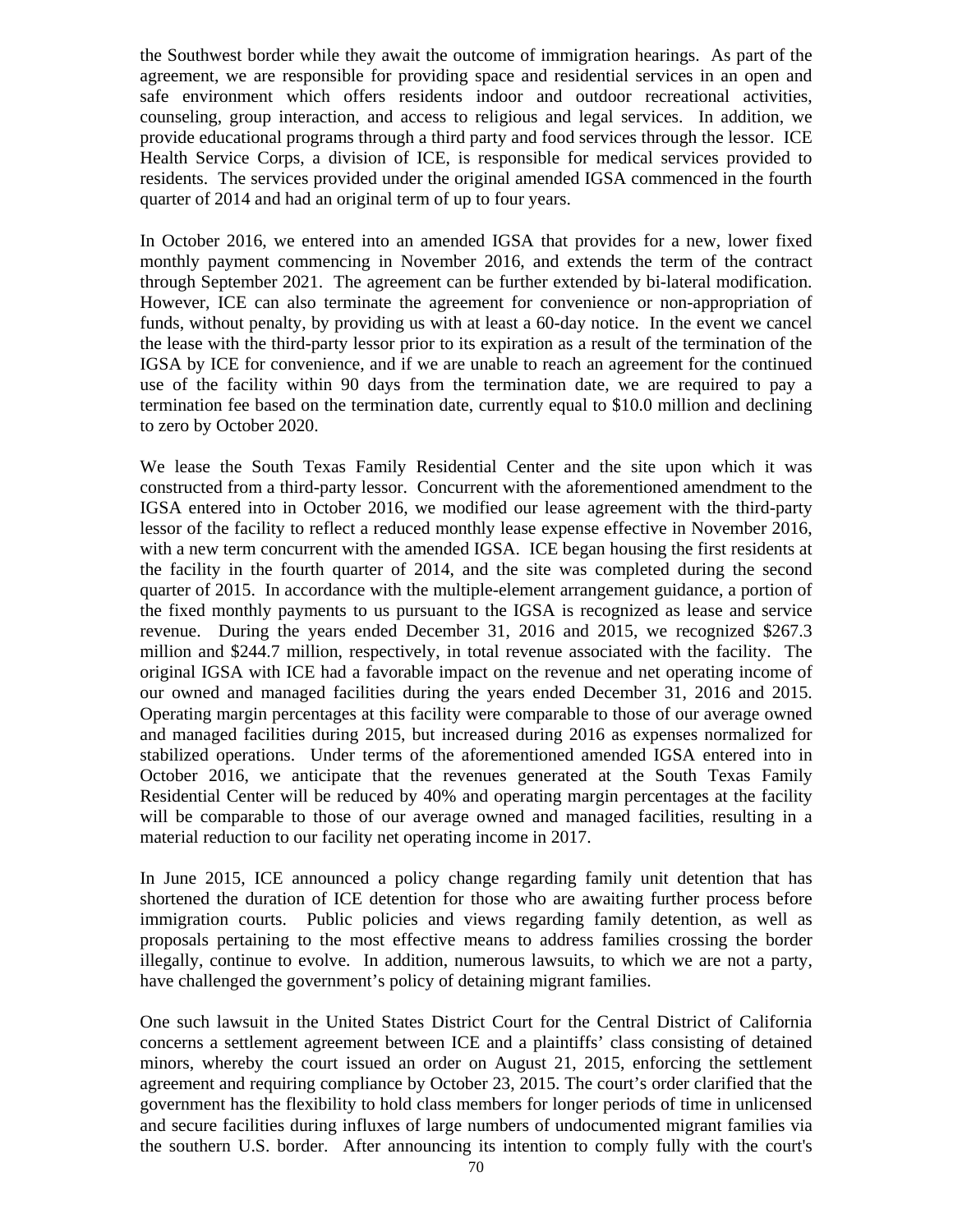the Southwest border while they await the outcome of immigration hearings. As part of the agreement, we are responsible for providing space and residential services in an open and safe environment which offers residents indoor and outdoor recreational activities, counseling, group interaction, and access to religious and legal services. In addition, we provide educational programs through a third party and food services through the lessor. ICE Health Service Corps, a division of ICE, is responsible for medical services provided to residents. The services provided under the original amended IGSA commenced in the fourth quarter of 2014 and had an original term of up to four years.

In October 2016, we entered into an amended IGSA that provides for a new, lower fixed monthly payment commencing in November 2016, and extends the term of the contract through September 2021. The agreement can be further extended by bi-lateral modification. However, ICE can also terminate the agreement for convenience or non-appropriation of funds, without penalty, by providing us with at least a 60-day notice. In the event we cancel the lease with the third-party lessor prior to its expiration as a result of the termination of the IGSA by ICE for convenience, and if we are unable to reach an agreement for the continued use of the facility within 90 days from the termination date, we are required to pay a termination fee based on the termination date, currently equal to $10.0 million and declining to zero by October 2020.

We lease the South Texas Family Residential Center and the site upon which it was constructed from a third-party lessor. Concurrent with the aforementioned amendment to the IGSA entered into in October 2016, we modified our lease agreement with the third-party lessor of the facility to reflect a reduced monthly lease expense effective in November 2016, with a new term concurrent with the amended IGSA. ICE began housing the first residents at the facility in the fourth quarter of 2014, and the site was completed during the second quarter of 2015. In accordance with the multiple-element arrangement guidance, a portion of the fixed monthly payments to us pursuant to the IGSA is recognized as lease and service revenue. During the years ended December 31, 2016 and 2015, we recognized $267.3 million and $244.7 million, respectively, in total revenue associated with the facility. The original IGSA with ICE had a favorable impact on the revenue and net operating income of our owned and managed facilities during the years ended December 31, 2016 and 2015. Operating margin percentages at this facility were comparable to those of our average owned and managed facilities during 2015, but increased during 2016 as expenses normalized for stabilized operations. Under terms of the aforementioned amended IGSA entered into in October 2016, we anticipate that the revenues generated at the South Texas Family Residential Center will be reduced by 40% and operating margin percentages at the facility will be comparable to those of our average owned and managed facilities, resulting in a material reduction to our facility net operating income in 2017.

In June 2015, ICE announced a policy change regarding family unit detention that has shortened the duration of ICE detention for those who are awaiting further process before immigration courts. Public policies and views regarding family detention, as well as proposals pertaining to the most effective means to address families crossing the border illegally, continue to evolve. In addition, numerous lawsuits, to which we are not a party, have challenged the government's policy of detaining migrant families.

One such lawsuit in the United States District Court for the Central District of California concerns a settlement agreement between ICE and a plaintiffs' class consisting of detained minors, whereby the court issued an order on August 21, 2015, enforcing the settlement agreement and requiring compliance by October 23, 2015. The court's order clarified that the government has the flexibility to hold class members for longer periods of time in unlicensed and secure facilities during influxes of large numbers of undocumented migrant families via the southern U.S. border. After announcing its intention to comply fully with the court's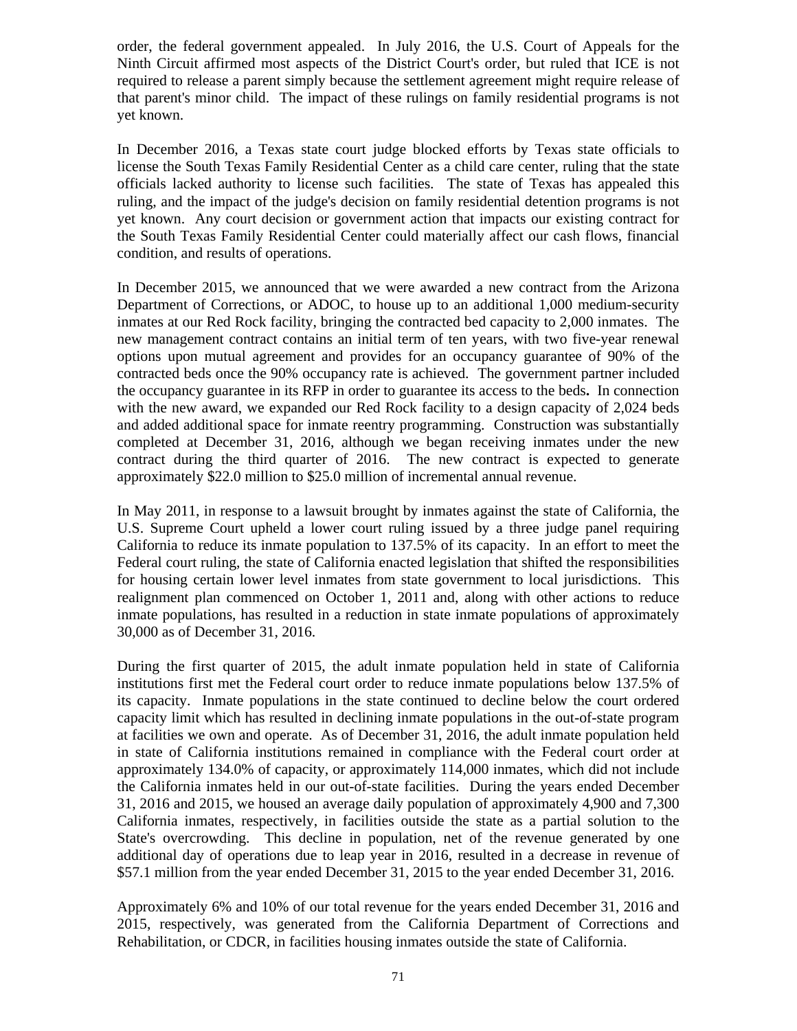order, the federal government appealed. In July 2016, the U.S. Court of Appeals for the Ninth Circuit affirmed most aspects of the District Court's order, but ruled that ICE is not required to release a parent simply because the settlement agreement might require release of that parent's minor child. The impact of these rulings on family residential programs is not yet known.

In December 2016, a Texas state court judge blocked efforts by Texas state officials to license the South Texas Family Residential Center as a child care center, ruling that the state officials lacked authority to license such facilities. The state of Texas has appealed this ruling, and the impact of the judge's decision on family residential detention programs is not yet known. Any court decision or government action that impacts our existing contract for the South Texas Family Residential Center could materially affect our cash flows, financial condition, and results of operations.

In December 2015, we announced that we were awarded a new contract from the Arizona Department of Corrections, or ADOC, to house up to an additional 1,000 medium-security inmates at our Red Rock facility, bringing the contracted bed capacity to 2,000 inmates. The new management contract contains an initial term of ten years, with two five-year renewal options upon mutual agreement and provides for an occupancy guarantee of 90% of the contracted beds once the 90% occupancy rate is achieved. The government partner included the occupancy guarantee in its RFP in order to guarantee its access to the beds**.** In connection with the new award, we expanded our Red Rock facility to a design capacity of 2,024 beds and added additional space for inmate reentry programming. Construction was substantially completed at December 31, 2016, although we began receiving inmates under the new contract during the third quarter of 2016. The new contract is expected to generate approximately $22.0 million to $25.0 million of incremental annual revenue.

In May 2011, in response to a lawsuit brought by inmates against the state of California, the U.S. Supreme Court upheld a lower court ruling issued by a three judge panel requiring California to reduce its inmate population to 137.5% of its capacity. In an effort to meet the Federal court ruling, the state of California enacted legislation that shifted the responsibilities for housing certain lower level inmates from state government to local jurisdictions. This realignment plan commenced on October 1, 2011 and, along with other actions to reduce inmate populations, has resulted in a reduction in state inmate populations of approximately 30,000 as of December 31, 2016.

During the first quarter of 2015, the adult inmate population held in state of California institutions first met the Federal court order to reduce inmate populations below 137.5% of its capacity. Inmate populations in the state continued to decline below the court ordered capacity limit which has resulted in declining inmate populations in the out-of-state program at facilities we own and operate. As of December 31, 2016, the adult inmate population held in state of California institutions remained in compliance with the Federal court order at approximately 134.0% of capacity, or approximately 114,000 inmates, which did not include the California inmates held in our out-of-state facilities. During the years ended December 31, 2016 and 2015, we housed an average daily population of approximately 4,900 and 7,300 California inmates, respectively, in facilities outside the state as a partial solution to the State's overcrowding. This decline in population, net of the revenue generated by one additional day of operations due to leap year in 2016, resulted in a decrease in revenue of $57.1 million from the year ended December 31, 2015 to the year ended December 31, 2016.

Approximately 6% and 10% of our total revenue for the years ended December 31, 2016 and 2015, respectively, was generated from the California Department of Corrections and Rehabilitation, or CDCR, in facilities housing inmates outside the state of California.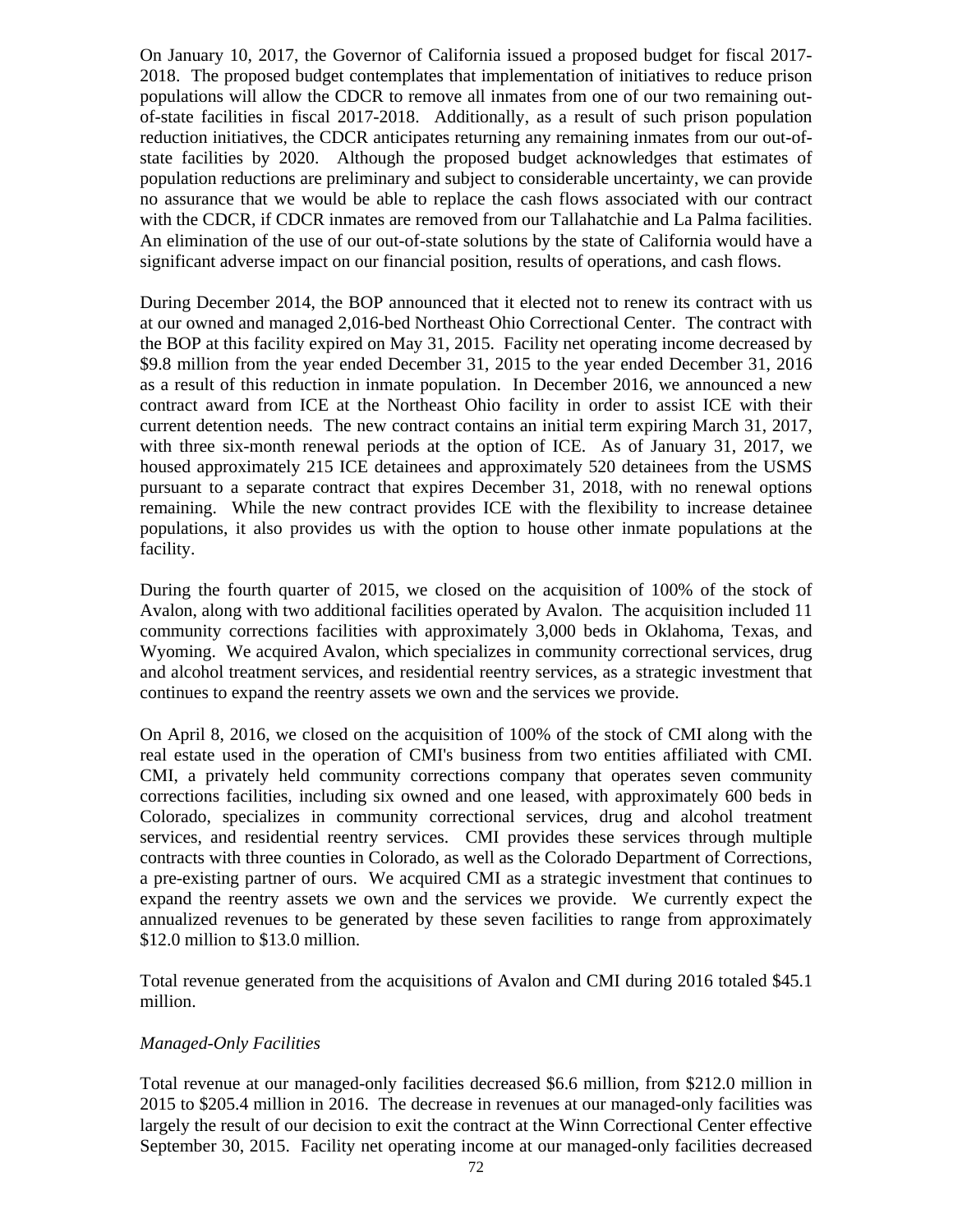On January 10, 2017, the Governor of California issued a proposed budget for fiscal 2017-2018. The proposed budget contemplates that implementation of initiatives to reduce prison populations will allow the CDCR to remove all inmates from one of our two remaining out-of-state facilities in fiscal 2017-2018. Additionally, as a result of such prison population reduction initiatives, the CDCR anticipates returning any remaining inmates from our out-of-state facilities by 2020. Although the proposed budget acknowledges that estimates of population reductions are preliminary and subject to considerable uncertainty, we can provide no assurance that we would be able to replace the cash flows associated with our contract with the CDCR, if CDCR inmates are removed from our Tallahatchie and La Palma facilities. An elimination of the use of our out-of-state solutions by the state of California would have a significant adverse impact on our financial position, results of operations, and cash flows.

During December 2014, the BOP announced that it elected not to renew its contract with us at our owned and managed 2,016-bed Northeast Ohio Correctional Center. The contract with the BOP at this facility expired on May 31, 2015. Facility net operating income decreased by $9.8 million from the year ended December 31, 2015 to the year ended December 31, 2016 as a result of this reduction in inmate population. In December 2016, we announced a new contract award from ICE at the Northeast Ohio facility in order to assist ICE with their current detention needs. The new contract contains an initial term expiring March 31, 2017, with three six-month renewal periods at the option of ICE. As of January 31, 2017, we housed approximately 215 ICE detainees and approximately 520 detainees from the USMS pursuant to a separate contract that expires December 31, 2018, with no renewal options remaining. While the new contract provides ICE with the flexibility to increase detainee populations, it also provides us with the option to house other inmate populations at the facility.

During the fourth quarter of 2015, we closed on the acquisition of 100% of the stock of Avalon, along with two additional facilities operated by Avalon. The acquisition included 11 community corrections facilities with approximately 3,000 beds in Oklahoma, Texas, and Wyoming. We acquired Avalon, which specializes in community correctional services, drug and alcohol treatment services, and residential reentry services, as a strategic investment that continues to expand the reentry assets we own and the services we provide.

On April 8, 2016, we closed on the acquisition of 100% of the stock of CMI along with the real estate used in the operation of CMI's business from two entities affiliated with CMI. CMI, a privately held community corrections company that operates seven community corrections facilities, including six owned and one leased, with approximately 600 beds in Colorado, specializes in community correctional services, drug and alcohol treatment services, and residential reentry services. CMI provides these services through multiple contracts with three counties in Colorado, as well as the Colorado Department of Corrections, a pre-existing partner of ours. We acquired CMI as a strategic investment that continues to expand the reentry assets we own and the services we provide. We currently expect the annualized revenues to be generated by these seven facilities to range from approximately $12.0 million to $13.0 million.

Total revenue generated from the acquisitions of Avalon and CMI during 2016 totaled $45.1 million.

*Managed-Only Facilities*

Total revenue at our managed-only facilities decreased $6.6 million, from $212.0 million in 2015 to $205.4 million in 2016. The decrease in revenues at our managed-only facilities was largely the result of our decision to exit the contract at the Winn Correctional Center effective September 30, 2015. Facility net operating income at our managed-only facilities decreased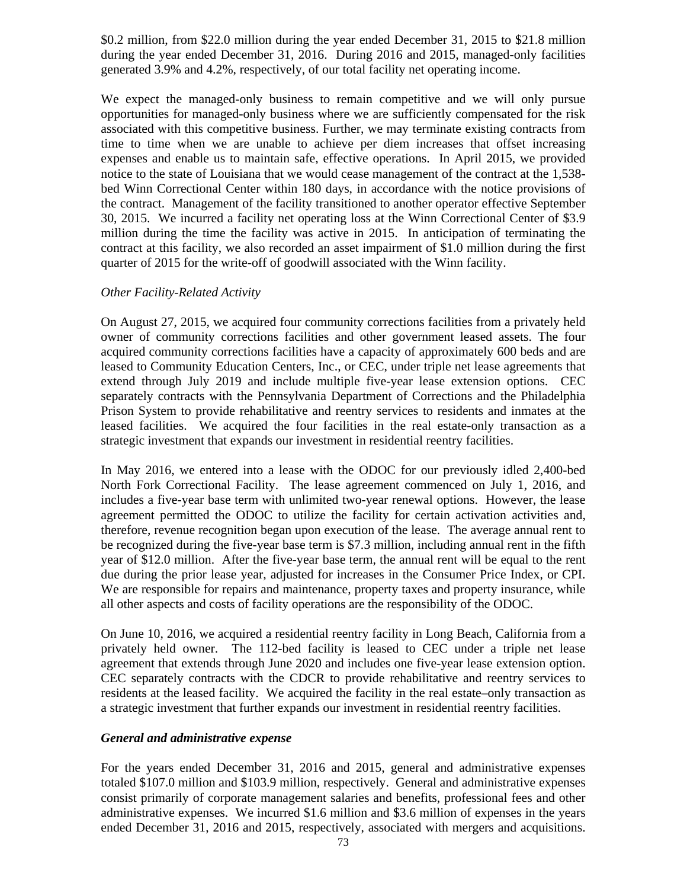$0.2 million, from $22.0 million during the year ended December 31, 2015 to $21.8 million during the year ended December 31, 2016. During 2016 and 2015, managed-only facilities generated 3.9% and 4.2%, respectively, of our total facility net operating income.

We expect the managed-only business to remain competitive and we will only pursue opportunities for managed-only business where we are sufficiently compensated for the risk associated with this competitive business. Further, we may terminate existing contracts from time to time when we are unable to achieve per diem increases that offset increasing expenses and enable us to maintain safe, effective operations. In April 2015, we provided notice to the state of Louisiana that we would cease management of the contract at the 1,538-bed Winn Correctional Center within 180 days, in accordance with the notice provisions of the contract. Management of the facility transitioned to another operator effective September 30, 2015. We incurred a facility net operating loss at the Winn Correctional Center of $3.9 million during the time the facility was active in 2015. In anticipation of terminating the contract at this facility, we also recorded an asset impairment of $1.0 million during the first quarter of 2015 for the write-off of goodwill associated with the Winn facility.

*Other Facility-Related Activity*

On August 27, 2015, we acquired four community corrections facilities from a privately held owner of community corrections facilities and other government leased assets. The four acquired community corrections facilities have a capacity of approximately 600 beds and are leased to Community Education Centers, Inc., or CEC, under triple net lease agreements that extend through July 2019 and include multiple five-year lease extension options. CEC separately contracts with the Pennsylvania Department of Corrections and the Philadelphia Prison System to provide rehabilitative and reentry services to residents and inmates at the leased facilities. We acquired the four facilities in the real estate-only transaction as a strategic investment that expands our investment in residential reentry facilities.

In May 2016, we entered into a lease with the ODOC for our previously idled 2,400-bed North Fork Correctional Facility. The lease agreement commenced on July 1, 2016, and includes a five-year base term with unlimited two-year renewal options. However, the lease agreement permitted the ODOC to utilize the facility for certain activation activities and, therefore, revenue recognition began upon execution of the lease. The average annual rent to be recognized during the five-year base term is $7.3 million, including annual rent in the fifth year of $12.0 million. After the five-year base term, the annual rent will be equal to the rent due during the prior lease year, adjusted for increases in the Consumer Price Index, or CPI. We are responsible for repairs and maintenance, property taxes and property insurance, while all other aspects and costs of facility operations are the responsibility of the ODOC.

On June 10, 2016, we acquired a residential reentry facility in Long Beach, California from a privately held owner. The 112-bed facility is leased to CEC under a triple net lease agreement that extends through June 2020 and includes one five-year lease extension option. CEC separately contracts with the CDCR to provide rehabilitative and reentry services to residents at the leased facility. We acquired the facility in the real estate–only transaction as a strategic investment that further expands our investment in residential reentry facilities.

***General and administrative expense***

For the years ended December 31, 2016 and 2015, general and administrative expenses totaled $107.0 million and $103.9 million, respectively. General and administrative expenses consist primarily of corporate management salaries and benefits, professional fees and other administrative expenses. We incurred $1.6 million and $3.6 million of expenses in the years ended December 31, 2016 and 2015, respectively, associated with mergers and acquisitions.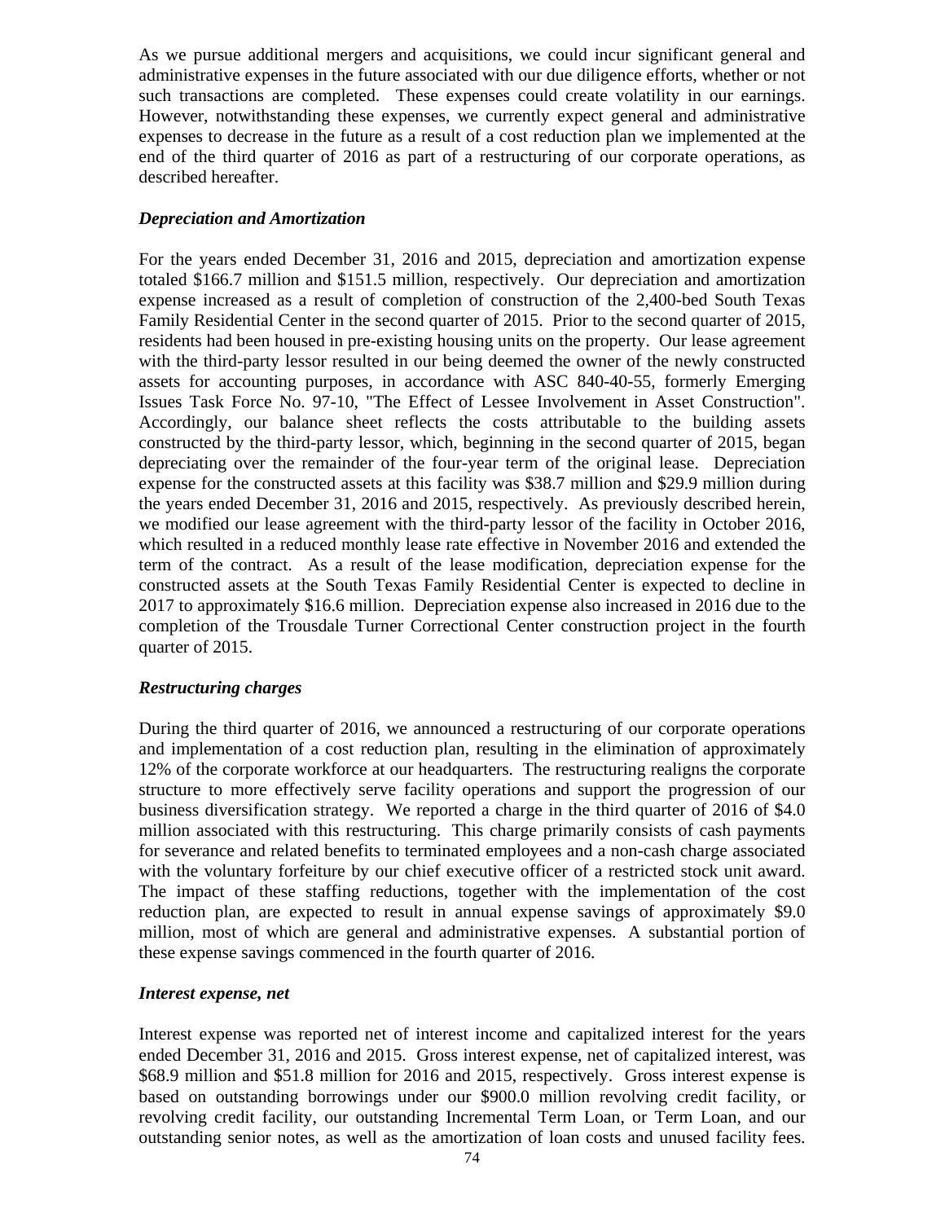As we pursue additional mergers and acquisitions, we could incur significant general and administrative expenses in the future associated with our due diligence efforts, whether or not such transactions are completed. These expenses could create volatility in our earnings. However, notwithstanding these expenses, we currently expect general and administrative expenses to decrease in the future as a result of a cost reduction plan we implemented at the end of the third quarter of 2016 as part of a restructuring of our corporate operations, as described hereafter.

***Depreciation and Amortization***

For the years ended December 31, 2016 and 2015, depreciation and amortization expense totaled $166.7 million and $151.5 million, respectively. Our depreciation and amortization expense increased as a result of completion of construction of the 2,400-bed South Texas Family Residential Center in the second quarter of 2015. Prior to the second quarter of 2015, residents had been housed in pre-existing housing units on the property. Our lease agreement with the third-party lessor resulted in our being deemed the owner of the newly constructed assets for accounting purposes, in accordance with ASC 840-40-55, formerly Emerging Issues Task Force No. 97-10, "The Effect of Lessee Involvement in Asset Construction". Accordingly, our balance sheet reflects the costs attributable to the building assets constructed by the third-party lessor, which, beginning in the second quarter of 2015, began depreciating over the remainder of the four-year term of the original lease. Depreciation expense for the constructed assets at this facility was $38.7 million and $29.9 million during the years ended December 31, 2016 and 2015, respectively. As previously described herein, we modified our lease agreement with the third-party lessor of the facility in October 2016, which resulted in a reduced monthly lease rate effective in November 2016 and extended the term of the contract. As a result of the lease modification, depreciation expense for the constructed assets at the South Texas Family Residential Center is expected to decline in 2017 to approximately $16.6 million. Depreciation expense also increased in 2016 due to the completion of the Trousdale Turner Correctional Center construction project in the fourth quarter of 2015.

***Restructuring charges***

During the third quarter of 2016, we announced a restructuring of our corporate operations and implementation of a cost reduction plan, resulting in the elimination of approximately 12% of the corporate workforce at our headquarters. The restructuring realigns the corporate structure to more effectively serve facility operations and support the progression of our business diversification strategy. We reported a charge in the third quarter of 2016 of $4.0 million associated with this restructuring. This charge primarily consists of cash payments for severance and related benefits to terminated employees and a non-cash charge associated with the voluntary forfeiture by our chief executive officer of a restricted stock unit award. The impact of these staffing reductions, together with the implementation of the cost reduction plan, are expected to result in annual expense savings of approximately $9.0 million, most of which are general and administrative expenses. A substantial portion of these expense savings commenced in the fourth quarter of 2016.

***Interest expense, net***

Interest expense was reported net of interest income and capitalized interest for the years ended December 31, 2016 and 2015. Gross interest expense, net of capitalized interest, was $68.9 million and $51.8 million for 2016 and 2015, respectively. Gross interest expense is based on outstanding borrowings under our $900.0 million revolving credit facility, or revolving credit facility, our outstanding Incremental Term Loan, or Term Loan, and our outstanding senior notes, as well as the amortization of loan costs and unused facility fees.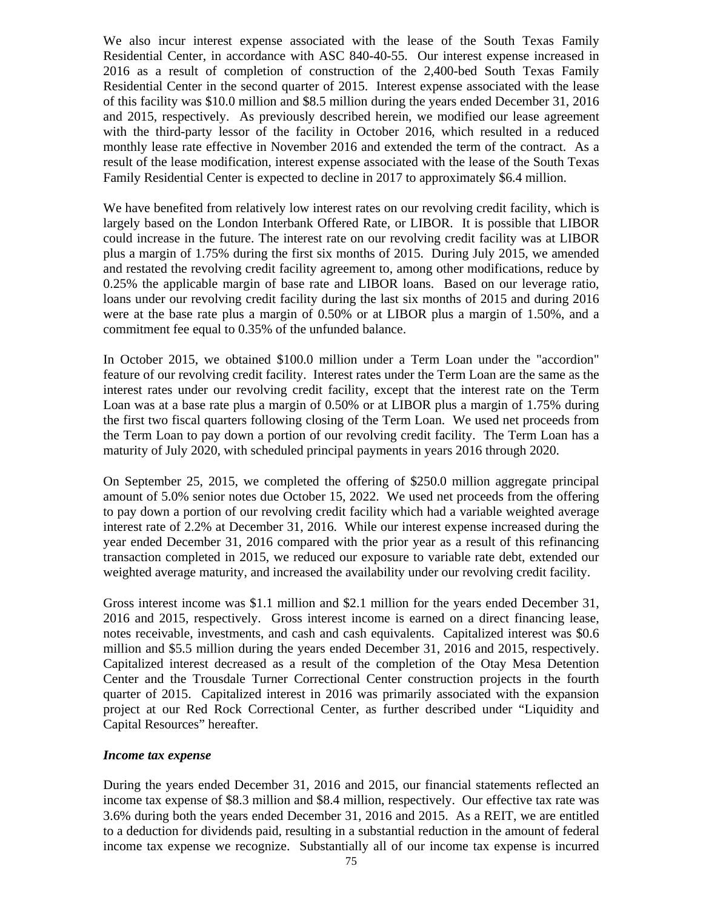We also incur interest expense associated with the lease of the South Texas Family Residential Center, in accordance with ASC 840-40-55. Our interest expense increased in 2016 as a result of completion of construction of the 2,400-bed South Texas Family Residential Center in the second quarter of 2015. Interest expense associated with the lease of this facility was $10.0 million and $8.5 million during the years ended December 31, 2016 and 2015, respectively. As previously described herein, we modified our lease agreement with the third-party lessor of the facility in October 2016, which resulted in a reduced monthly lease rate effective in November 2016 and extended the term of the contract. As a result of the lease modification, interest expense associated with the lease of the South Texas Family Residential Center is expected to decline in 2017 to approximately $6.4 million.

We have benefited from relatively low interest rates on our revolving credit facility, which is largely based on the London Interbank Offered Rate, or LIBOR. It is possible that LIBOR could increase in the future. The interest rate on our revolving credit facility was at LIBOR plus a margin of 1.75% during the first six months of 2015. During July 2015, we amended and restated the revolving credit facility agreement to, among other modifications, reduce by 0.25% the applicable margin of base rate and LIBOR loans. Based on our leverage ratio, loans under our revolving credit facility during the last six months of 2015 and during 2016 were at the base rate plus a margin of 0.50% or at LIBOR plus a margin of 1.50%, and a commitment fee equal to 0.35% of the unfunded balance.

In October 2015, we obtained $100.0 million under a Term Loan under the "accordion" feature of our revolving credit facility. Interest rates under the Term Loan are the same as the interest rates under our revolving credit facility, except that the interest rate on the Term Loan was at a base rate plus a margin of 0.50% or at LIBOR plus a margin of 1.75% during the first two fiscal quarters following closing of the Term Loan. We used net proceeds from the Term Loan to pay down a portion of our revolving credit facility. The Term Loan has a maturity of July 2020, with scheduled principal payments in years 2016 through 2020.

On September 25, 2015, we completed the offering of $250.0 million aggregate principal amount of 5.0% senior notes due October 15, 2022. We used net proceeds from the offering to pay down a portion of our revolving credit facility which had a variable weighted average interest rate of 2.2% at December 31, 2016. While our interest expense increased during the year ended December 31, 2016 compared with the prior year as a result of this refinancing transaction completed in 2015, we reduced our exposure to variable rate debt, extended our weighted average maturity, and increased the availability under our revolving credit facility.

Gross interest income was $1.1 million and $2.1 million for the years ended December 31, 2016 and 2015, respectively. Gross interest income is earned on a direct financing lease, notes receivable, investments, and cash and cash equivalents. Capitalized interest was $0.6 million and $5.5 million during the years ended December 31, 2016 and 2015, respectively. Capitalized interest decreased as a result of the completion of the Otay Mesa Detention Center and the Trousdale Turner Correctional Center construction projects in the fourth quarter of 2015. Capitalized interest in 2016 was primarily associated with the expansion project at our Red Rock Correctional Center, as further described under "Liquidity and Capital Resources" hereafter.

***Income tax expense***

During the years ended December 31, 2016 and 2015, our financial statements reflected an income tax expense of $8.3 million and $8.4 million, respectively. Our effective tax rate was 3.6% during both the years ended December 31, 2016 and 2015. As a REIT, we are entitled to a deduction for dividends paid, resulting in a substantial reduction in the amount of federal income tax expense we recognize. Substantially all of our income tax expense is incurred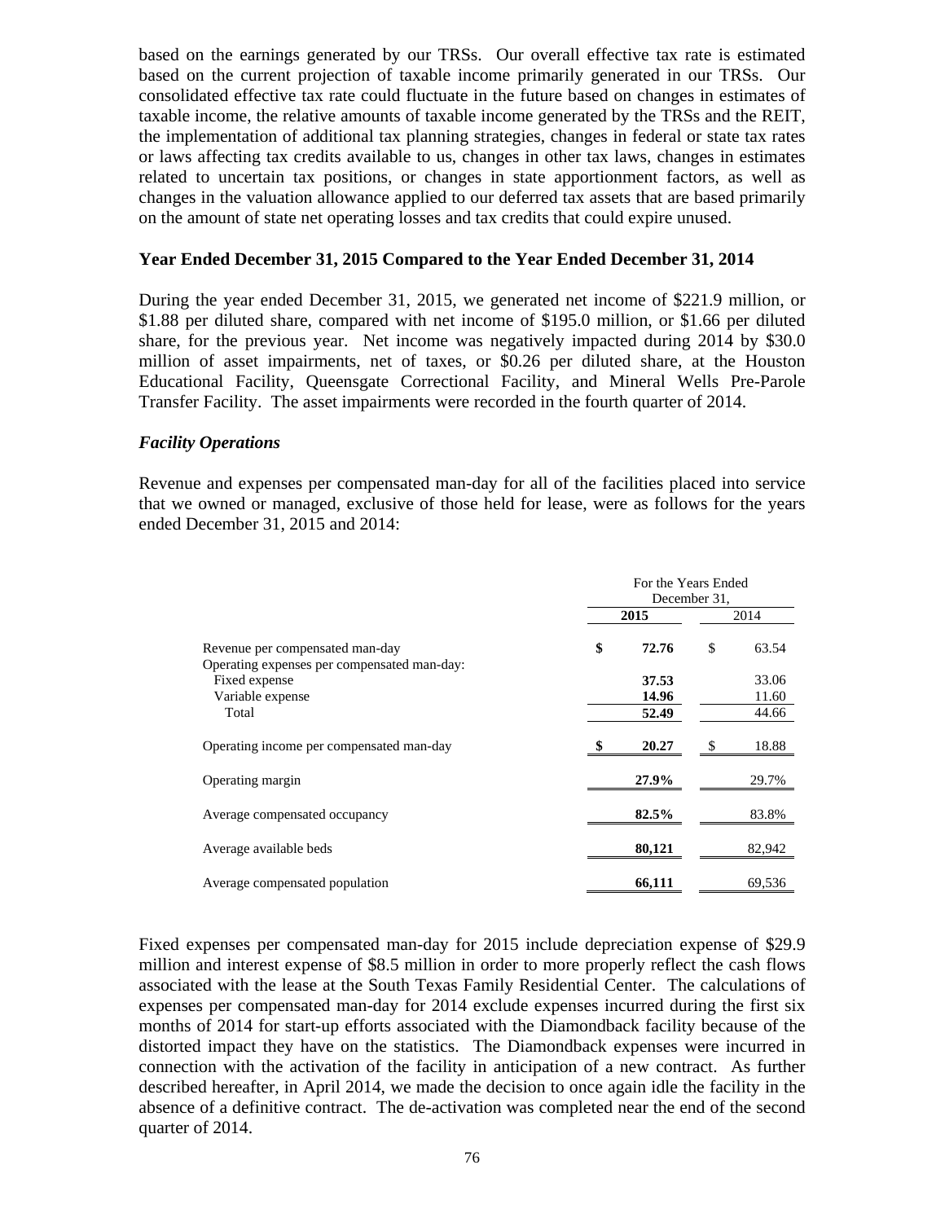based on the earnings generated by our TRSs. Our overall effective tax rate is estimated based on the current projection of taxable income primarily generated in our TRSs. Our consolidated effective tax rate could fluctuate in the future based on changes in estimates of taxable income, the relative amounts of taxable income generated by the TRSs and the REIT, the implementation of additional tax planning strategies, changes in federal or state tax rates or laws affecting tax credits available to us, changes in other tax laws, changes in estimates related to uncertain tax positions, or changes in state apportionment factors, as well as changes in the valuation allowance applied to our deferred tax assets that are based primarily on the amount of state net operating losses and tax credits that could expire unused.

**Year Ended December 31, 2015 Compared to the Year Ended December 31, 2014**

During the year ended December 31, 2015, we generated net income of $221.9 million, or $1.88 per diluted share, compared with net income of $195.0 million, or $1.66 per diluted share, for the previous year. Net income was negatively impacted during 2014 by $30.0 million of asset impairments, net of taxes, or $0.26 per diluted share, at the Houston Educational Facility, Queensgate Correctional Facility, and Mineral Wells Pre-Parole Transfer Facility. The asset impairments were recorded in the fourth quarter of 2014.

***Facility Operations***

Revenue and expenses per compensated man-day for all of the facilities placed into service that we owned or managed, exclusive of those held for lease, were as follows for the years ended December 31, 2015 and 2014:

| | For the Years Ended December 31, | |
|---|---|---|
| | **2015** | 2014 |
| Revenue per compensated man-day | **$ 72.76** | $ 63.54 |
| Operating expenses per compensated man-day: | | |
| Fixed expense | **37.53** | 33.06 |
| Variable expense | **14.96** | 11.60 |
| Total | **52.49** | 44.66 |
| Operating income per compensated man-day | **$ 20.27** | $ 18.88 |
| Operating margin | **27.9%** | 29.7% |
| Average compensated occupancy | **82.5%** | 83.8% |
| Average available beds | **80,121** | 82,942 |
| Average compensated population | **66,111** | 69,536 |

Fixed expenses per compensated man-day for 2015 include depreciation expense of $29.9 million and interest expense of $8.5 million in order to more properly reflect the cash flows associated with the lease at the South Texas Family Residential Center. The calculations of expenses per compensated man-day for 2014 exclude expenses incurred during the first six months of 2014 for start-up efforts associated with the Diamondback facility because of the distorted impact they have on the statistics. The Diamondback expenses were incurred in connection with the activation of the facility in anticipation of a new contract. As further described hereafter, in April 2014, we made the decision to once again idle the facility in the absence of a definitive contract. The de-activation was completed near the end of the second quarter of 2014.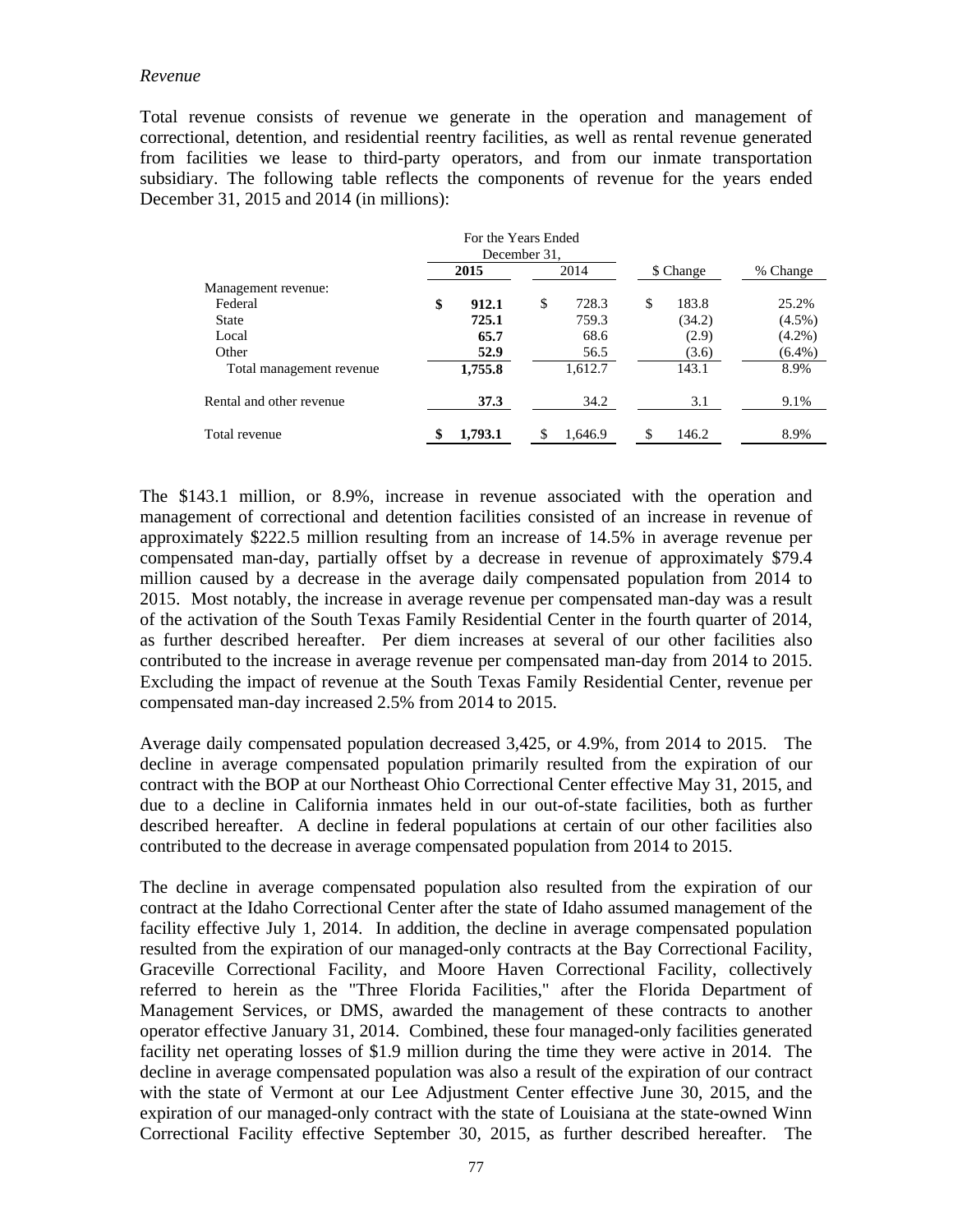*Revenue*

Total revenue consists of revenue we generate in the operation and management of correctional, detention, and residential reentry facilities, as well as rental revenue generated from facilities we lease to third-party operators, and from our inmate transportation subsidiary. The following table reflects the components of revenue for the years ended December 31, 2015 and 2014 (in millions):

| | For the Years Ended December 31, | | | |
|---|---|---|---|---|
| | **2015** | 2014 | $ Change | % Change |
| Management revenue: | | | | |
| Federal | **$ 912.1** | $ 728.3 | $ 183.8 | 25.2% |
| State | **725.1** | 759.3 | (34.2) | (4.5%) |
| Local | **65.7** | 68.6 | (2.9) | (4.2%) |
| Other | **52.9** | 56.5 | (3.6) | (6.4%) |
| Total management revenue | **1,755.8** | 1,612.7 | 143.1 | 8.9% |
| Rental and other revenue | **37.3** | 34.2 | 3.1 | 9.1% |
| Total revenue | **$ 1,793.1** | $ 1,646.9 | $ 146.2 | 8.9% |

The $143.1 million, or 8.9%, increase in revenue associated with the operation and management of correctional and detention facilities consisted of an increase in revenue of approximately $222.5 million resulting from an increase of 14.5% in average revenue per compensated man-day, partially offset by a decrease in revenue of approximately $79.4 million caused by a decrease in the average daily compensated population from 2014 to 2015. Most notably, the increase in average revenue per compensated man-day was a result of the activation of the South Texas Family Residential Center in the fourth quarter of 2014, as further described hereafter. Per diem increases at several of our other facilities also contributed to the increase in average revenue per compensated man-day from 2014 to 2015. Excluding the impact of revenue at the South Texas Family Residential Center, revenue per compensated man-day increased 2.5% from 2014 to 2015.

Average daily compensated population decreased 3,425, or 4.9%, from 2014 to 2015. The decline in average compensated population primarily resulted from the expiration of our contract with the BOP at our Northeast Ohio Correctional Center effective May 31, 2015, and due to a decline in California inmates held in our out-of-state facilities, both as further described hereafter. A decline in federal populations at certain of our other facilities also contributed to the decrease in average compensated population from 2014 to 2015.

The decline in average compensated population also resulted from the expiration of our contract at the Idaho Correctional Center after the state of Idaho assumed management of the facility effective July 1, 2014. In addition, the decline in average compensated population resulted from the expiration of our managed-only contracts at the Bay Correctional Facility, Graceville Correctional Facility, and Moore Haven Correctional Facility, collectively referred to herein as the "Three Florida Facilities," after the Florida Department of Management Services, or DMS, awarded the management of these contracts to another operator effective January 31, 2014. Combined, these four managed-only facilities generated facility net operating losses of $1.9 million during the time they were active in 2014. The decline in average compensated population was also a result of the expiration of our contract with the state of Vermont at our Lee Adjustment Center effective June 30, 2015, and the expiration of our managed-only contract with the state of Louisiana at the state-owned Winn Correctional Facility effective September 30, 2015, as further described hereafter. The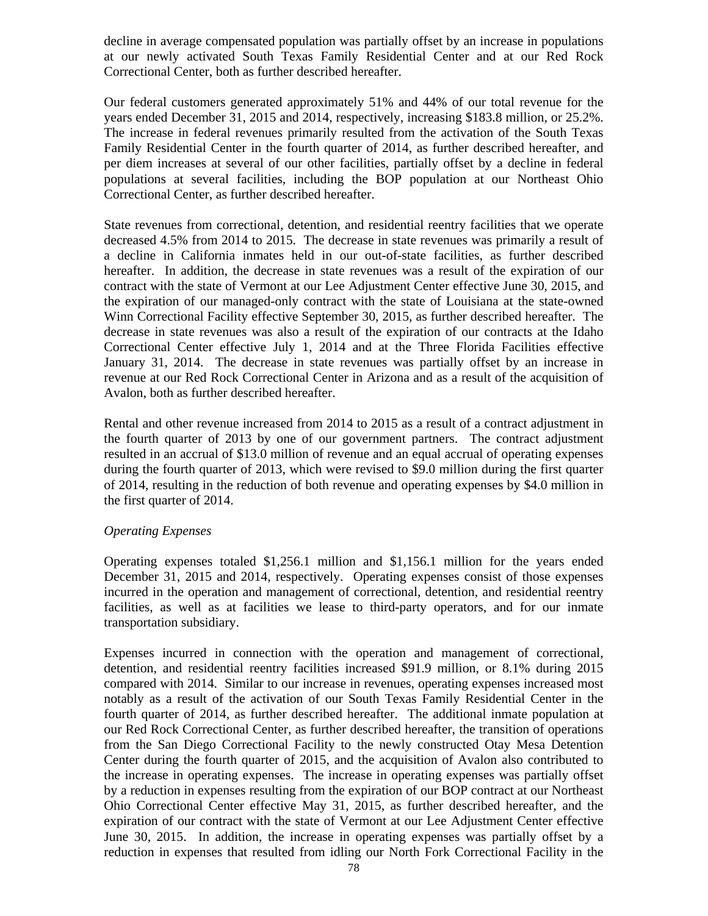decline in average compensated population was partially offset by an increase in populations at our newly activated South Texas Family Residential Center and at our Red Rock Correctional Center, both as further described hereafter.

Our federal customers generated approximately 51% and 44% of our total revenue for the years ended December 31, 2015 and 2014, respectively, increasing $183.8 million, or 25.2%. The increase in federal revenues primarily resulted from the activation of the South Texas Family Residential Center in the fourth quarter of 2014, as further described hereafter, and per diem increases at several of our other facilities, partially offset by a decline in federal populations at several facilities, including the BOP population at our Northeast Ohio Correctional Center, as further described hereafter.

State revenues from correctional, detention, and residential reentry facilities that we operate decreased 4.5% from 2014 to 2015. The decrease in state revenues was primarily a result of a decline in California inmates held in our out-of-state facilities, as further described hereafter. In addition, the decrease in state revenues was a result of the expiration of our contract with the state of Vermont at our Lee Adjustment Center effective June 30, 2015, and the expiration of our managed-only contract with the state of Louisiana at the state-owned Winn Correctional Facility effective September 30, 2015, as further described hereafter. The decrease in state revenues was also a result of the expiration of our contracts at the Idaho Correctional Center effective July 1, 2014 and at the Three Florida Facilities effective January 31, 2014. The decrease in state revenues was partially offset by an increase in revenue at our Red Rock Correctional Center in Arizona and as a result of the acquisition of Avalon, both as further described hereafter.

Rental and other revenue increased from 2014 to 2015 as a result of a contract adjustment in the fourth quarter of 2013 by one of our government partners. The contract adjustment resulted in an accrual of $13.0 million of revenue and an equal accrual of operating expenses during the fourth quarter of 2013, which were revised to $9.0 million during the first quarter of 2014, resulting in the reduction of both revenue and operating expenses by $4.0 million in the first quarter of 2014.

*Operating Expenses*

Operating expenses totaled $1,256.1 million and $1,156.1 million for the years ended December 31, 2015 and 2014, respectively. Operating expenses consist of those expenses incurred in the operation and management of correctional, detention, and residential reentry facilities, as well as at facilities we lease to third-party operators, and for our inmate transportation subsidiary.

Expenses incurred in connection with the operation and management of correctional, detention, and residential reentry facilities increased $91.9 million, or 8.1% during 2015 compared with 2014. Similar to our increase in revenues, operating expenses increased most notably as a result of the activation of our South Texas Family Residential Center in the fourth quarter of 2014, as further described hereafter. The additional inmate population at our Red Rock Correctional Center, as further described hereafter, the transition of operations from the San Diego Correctional Facility to the newly constructed Otay Mesa Detention Center during the fourth quarter of 2015, and the acquisition of Avalon also contributed to the increase in operating expenses. The increase in operating expenses was partially offset by a reduction in expenses resulting from the expiration of our BOP contract at our Northeast Ohio Correctional Center effective May 31, 2015, as further described hereafter, and the expiration of our contract with the state of Vermont at our Lee Adjustment Center effective June 30, 2015. In addition, the increase in operating expenses was partially offset by a reduction in expenses that resulted from idling our North Fork Correctional Facility in the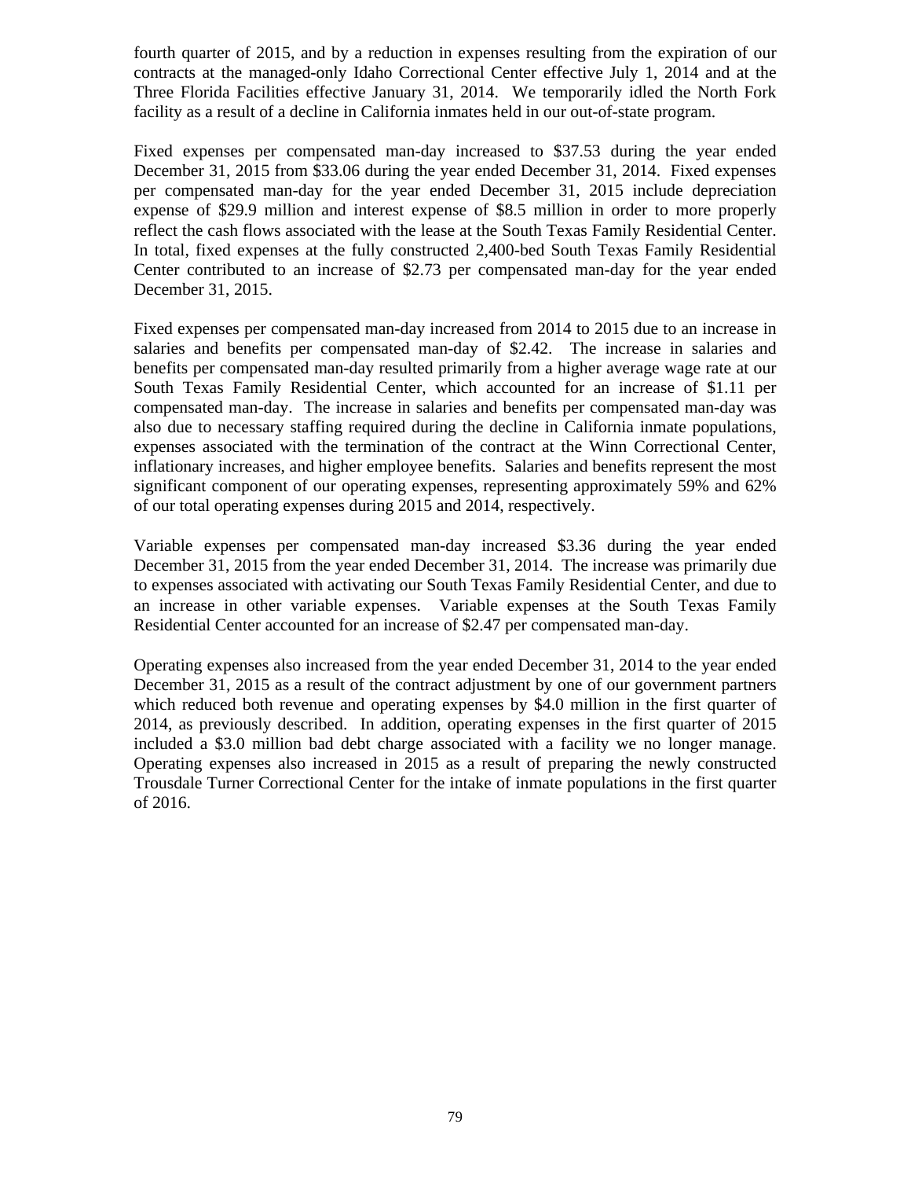fourth quarter of 2015, and by a reduction in expenses resulting from the expiration of our contracts at the managed-only Idaho Correctional Center effective July 1, 2014 and at the Three Florida Facilities effective January 31, 2014. We temporarily idled the North Fork facility as a result of a decline in California inmates held in our out-of-state program.

Fixed expenses per compensated man-day increased to $37.53 during the year ended December 31, 2015 from $33.06 during the year ended December 31, 2014. Fixed expenses per compensated man-day for the year ended December 31, 2015 include depreciation expense of $29.9 million and interest expense of $8.5 million in order to more properly reflect the cash flows associated with the lease at the South Texas Family Residential Center. In total, fixed expenses at the fully constructed 2,400-bed South Texas Family Residential Center contributed to an increase of $2.73 per compensated man-day for the year ended December 31, 2015.

Fixed expenses per compensated man-day increased from 2014 to 2015 due to an increase in salaries and benefits per compensated man-day of $2.42. The increase in salaries and benefits per compensated man-day resulted primarily from a higher average wage rate at our South Texas Family Residential Center, which accounted for an increase of $1.11 per compensated man-day. The increase in salaries and benefits per compensated man-day was also due to necessary staffing required during the decline in California inmate populations, expenses associated with the termination of the contract at the Winn Correctional Center, inflationary increases, and higher employee benefits. Salaries and benefits represent the most significant component of our operating expenses, representing approximately 59% and 62% of our total operating expenses during 2015 and 2014, respectively.

Variable expenses per compensated man-day increased $3.36 during the year ended December 31, 2015 from the year ended December 31, 2014. The increase was primarily due to expenses associated with activating our South Texas Family Residential Center, and due to an increase in other variable expenses. Variable expenses at the South Texas Family Residential Center accounted for an increase of $2.47 per compensated man-day.

Operating expenses also increased from the year ended December 31, 2014 to the year ended December 31, 2015 as a result of the contract adjustment by one of our government partners which reduced both revenue and operating expenses by $4.0 million in the first quarter of 2014, as previously described. In addition, operating expenses in the first quarter of 2015 included a $3.0 million bad debt charge associated with a facility we no longer manage. Operating expenses also increased in 2015 as a result of preparing the newly constructed Trousdale Turner Correctional Center for the intake of inmate populations in the first quarter of 2016.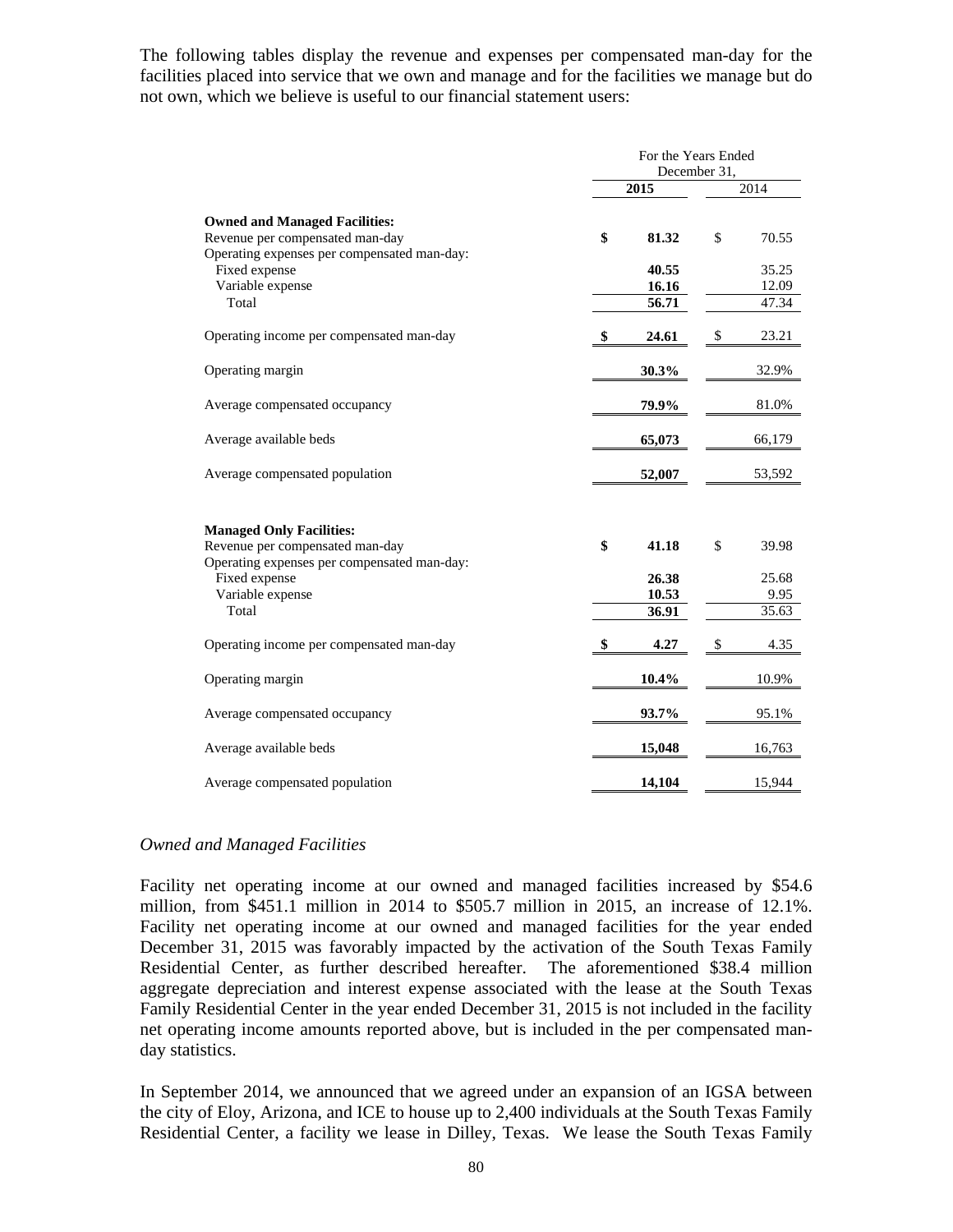The following tables display the revenue and expenses per compensated man-day for the facilities placed into service that we own and manage and for the facilities we manage but do not own, which we believe is useful to our financial statement users:

| | For the Years Ended December 31, | |
|---|---|---|
| | **2015** | 2014 |
| **Owned and Managed Facilities:** | | |
| Revenue per compensated man-day | **$ 81.32** | $ 70.55 |
| Operating expenses per compensated man-day: | | |
| Fixed expense | **40.55** | 35.25 |
| Variable expense | **16.16** | 12.09 |
| Total | **56.71** | 47.34 |
| Operating income per compensated man-day | **$ 24.61** | $ 23.21 |
| Operating margin | **30.3%** | 32.9% |
| Average compensated occupancy | **79.9%** | 81.0% |
| Average available beds | **65,073** | 66,179 |
| Average compensated population | **52,007** | 53,592 |
| **Managed Only Facilities:** | | |
| Revenue per compensated man-day | **$ 41.18** | $ 39.98 |
| Operating expenses per compensated man-day: | | |
| Fixed expense | **26.38** | 25.68 |
| Variable expense | **10.53** | 9.95 |
| Total | **36.91** | 35.63 |
| Operating income per compensated man-day | **$ 4.27** | $ 4.35 |
| Operating margin | **10.4%** | 10.9% |
| Average compensated occupancy | **93.7%** | 95.1% |
| Average available beds | **15,048** | 16,763 |
| Average compensated population | **14,104** | 15,944 |

*Owned and Managed Facilities*

Facility net operating income at our owned and managed facilities increased by $54.6 million, from $451.1 million in 2014 to $505.7 million in 2015, an increase of 12.1%. Facility net operating income at our owned and managed facilities for the year ended December 31, 2015 was favorably impacted by the activation of the South Texas Family Residential Center, as further described hereafter. The aforementioned $38.4 million aggregate depreciation and interest expense associated with the lease at the South Texas Family Residential Center in the year ended December 31, 2015 is not included in the facility net operating income amounts reported above, but is included in the per compensated man-day statistics.

In September 2014, we announced that we agreed under an expansion of an IGSA between the city of Eloy, Arizona, and ICE to house up to 2,400 individuals at the South Texas Family Residential Center, a facility we lease in Dilley, Texas. We lease the South Texas Family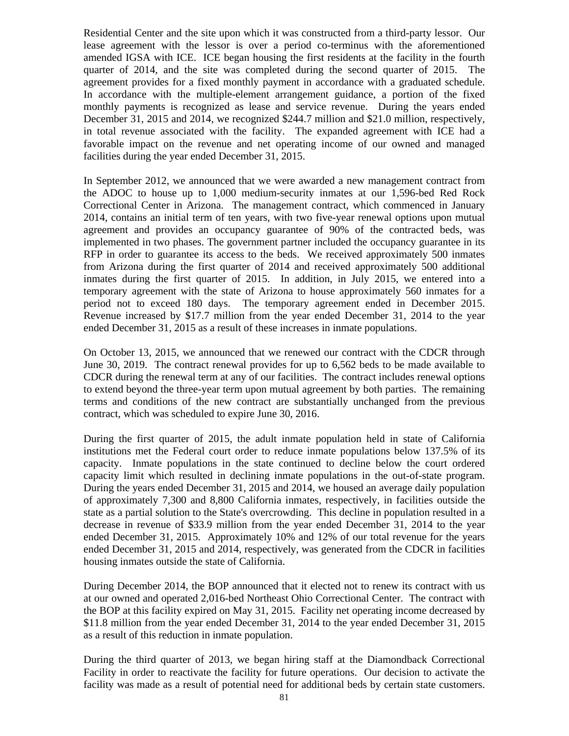Residential Center and the site upon which it was constructed from a third-party lessor. Our lease agreement with the lessor is over a period co-terminus with the aforementioned amended IGSA with ICE. ICE began housing the first residents at the facility in the fourth quarter of 2014, and the site was completed during the second quarter of 2015. The agreement provides for a fixed monthly payment in accordance with a graduated schedule. In accordance with the multiple-element arrangement guidance, a portion of the fixed monthly payments is recognized as lease and service revenue. During the years ended December 31, 2015 and 2014, we recognized \$244.7 million and \$21.0 million, respectively, in total revenue associated with the facility. The expanded agreement with ICE had a favorable impact on the revenue and net operating income of our owned and managed facilities during the year ended December 31, 2015.

In September 2012, we announced that we were awarded a new management contract from the ADOC to house up to 1,000 medium-security inmates at our 1,596-bed Red Rock Correctional Center in Arizona. The management contract, which commenced in January 2014, contains an initial term of ten years, with two five-year renewal options upon mutual agreement and provides an occupancy guarantee of 90% of the contracted beds, was implemented in two phases. The government partner included the occupancy guarantee in its RFP in order to guarantee its access to the beds. We received approximately 500 inmates from Arizona during the first quarter of 2014 and received approximately 500 additional inmates during the first quarter of 2015. In addition, in July 2015, we entered into a temporary agreement with the state of Arizona to house approximately 560 inmates for a period not to exceed 180 days. The temporary agreement ended in December 2015. Revenue increased by \$17.7 million from the year ended December 31, 2014 to the year ended December 31, 2015 as a result of these increases in inmate populations.

On October 13, 2015, we announced that we renewed our contract with the CDCR through June 30, 2019. The contract renewal provides for up to 6,562 beds to be made available to CDCR during the renewal term at any of our facilities. The contract includes renewal options to extend beyond the three-year term upon mutual agreement by both parties. The remaining terms and conditions of the new contract are substantially unchanged from the previous contract, which was scheduled to expire June 30, 2016.

During the first quarter of 2015, the adult inmate population held in state of California institutions met the Federal court order to reduce inmate populations below 137.5% of its capacity. Inmate populations in the state continued to decline below the court ordered capacity limit which resulted in declining inmate populations in the out-of-state program. During the years ended December 31, 2015 and 2014, we housed an average daily population of approximately 7,300 and 8,800 California inmates, respectively, in facilities outside the state as a partial solution to the State's overcrowding. This decline in population resulted in a decrease in revenue of \$33.9 million from the year ended December 31, 2014 to the year ended December 31, 2015. Approximately 10% and 12% of our total revenue for the years ended December 31, 2015 and 2014, respectively, was generated from the CDCR in facilities housing inmates outside the state of California.

During December 2014, the BOP announced that it elected not to renew its contract with us at our owned and operated 2,016-bed Northeast Ohio Correctional Center. The contract with the BOP at this facility expired on May 31, 2015. Facility net operating income decreased by \$11.8 million from the year ended December 31, 2014 to the year ended December 31, 2015 as a result of this reduction in inmate population.

During the third quarter of 2013, we began hiring staff at the Diamondback Correctional Facility in order to reactivate the facility for future operations. Our decision to activate the facility was made as a result of potential need for additional beds by certain state customers.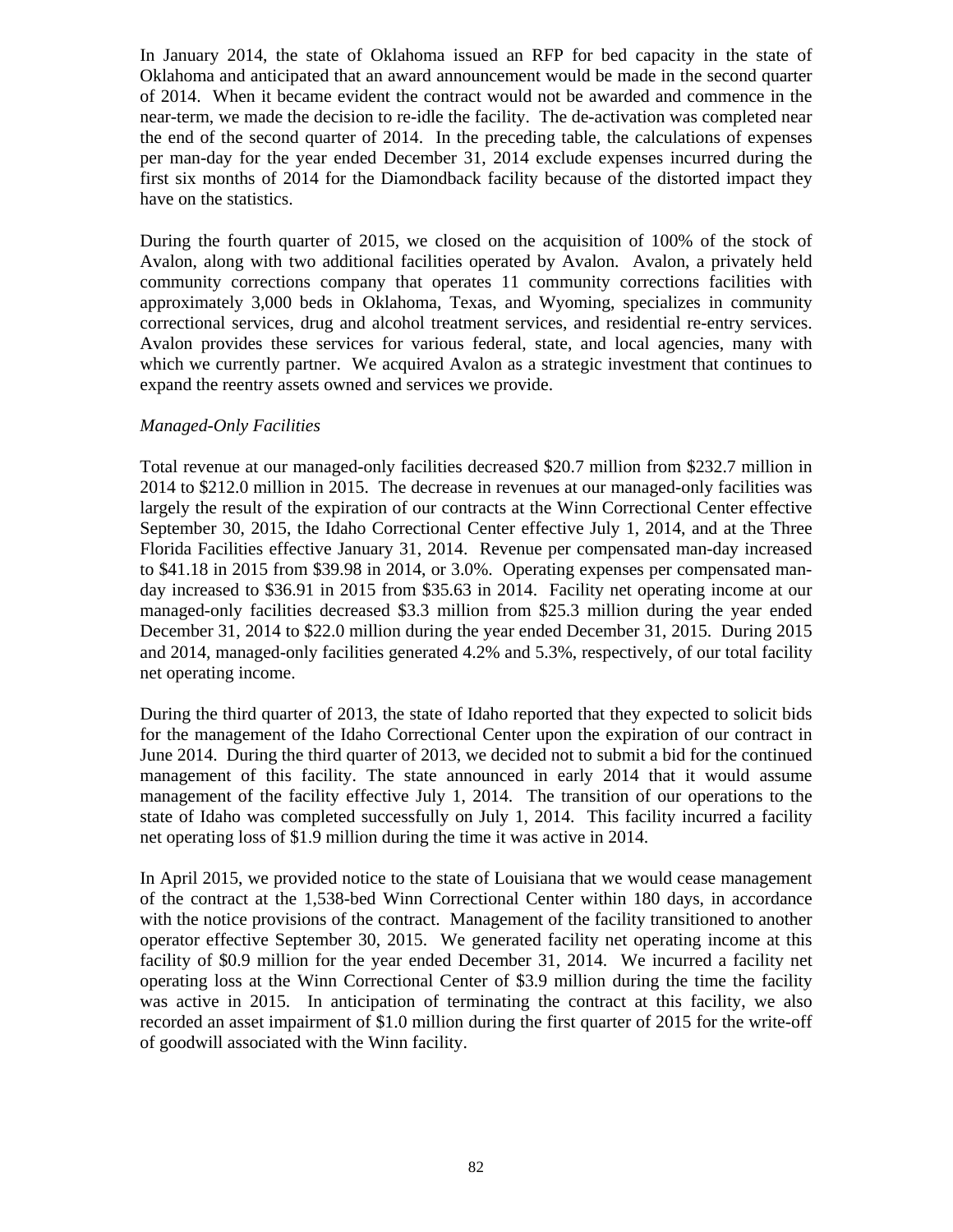In January 2014, the state of Oklahoma issued an RFP for bed capacity in the state of Oklahoma and anticipated that an award announcement would be made in the second quarter of 2014. When it became evident the contract would not be awarded and commence in the near-term, we made the decision to re-idle the facility. The de-activation was completed near the end of the second quarter of 2014. In the preceding table, the calculations of expenses per man-day for the year ended December 31, 2014 exclude expenses incurred during the first six months of 2014 for the Diamondback facility because of the distorted impact they have on the statistics.

During the fourth quarter of 2015, we closed on the acquisition of 100% of the stock of Avalon, along with two additional facilities operated by Avalon. Avalon, a privately held community corrections company that operates 11 community corrections facilities with approximately 3,000 beds in Oklahoma, Texas, and Wyoming, specializes in community correctional services, drug and alcohol treatment services, and residential re-entry services. Avalon provides these services for various federal, state, and local agencies, many with which we currently partner. We acquired Avalon as a strategic investment that continues to expand the reentry assets owned and services we provide.

*Managed-Only Facilities*

Total revenue at our managed-only facilities decreased $20.7 million from $232.7 million in 2014 to $212.0 million in 2015. The decrease in revenues at our managed-only facilities was largely the result of the expiration of our contracts at the Winn Correctional Center effective September 30, 2015, the Idaho Correctional Center effective July 1, 2014, and at the Three Florida Facilities effective January 31, 2014. Revenue per compensated man-day increased to $41.18 in 2015 from $39.98 in 2014, or 3.0%. Operating expenses per compensated man-day increased to $36.91 in 2015 from $35.63 in 2014. Facility net operating income at our managed-only facilities decreased $3.3 million from $25.3 million during the year ended December 31, 2014 to $22.0 million during the year ended December 31, 2015. During 2015 and 2014, managed-only facilities generated 4.2% and 5.3%, respectively, of our total facility net operating income.

During the third quarter of 2013, the state of Idaho reported that they expected to solicit bids for the management of the Idaho Correctional Center upon the expiration of our contract in June 2014. During the third quarter of 2013, we decided not to submit a bid for the continued management of this facility. The state announced in early 2014 that it would assume management of the facility effective July 1, 2014. The transition of our operations to the state of Idaho was completed successfully on July 1, 2014. This facility incurred a facility net operating loss of $1.9 million during the time it was active in 2014.

In April 2015, we provided notice to the state of Louisiana that we would cease management of the contract at the 1,538-bed Winn Correctional Center within 180 days, in accordance with the notice provisions of the contract. Management of the facility transitioned to another operator effective September 30, 2015. We generated facility net operating income at this facility of $0.9 million for the year ended December 31, 2014. We incurred a facility net operating loss at the Winn Correctional Center of $3.9 million during the time the facility was active in 2015. In anticipation of terminating the contract at this facility, we also recorded an asset impairment of $1.0 million during the first quarter of 2015 for the write-off of goodwill associated with the Winn facility.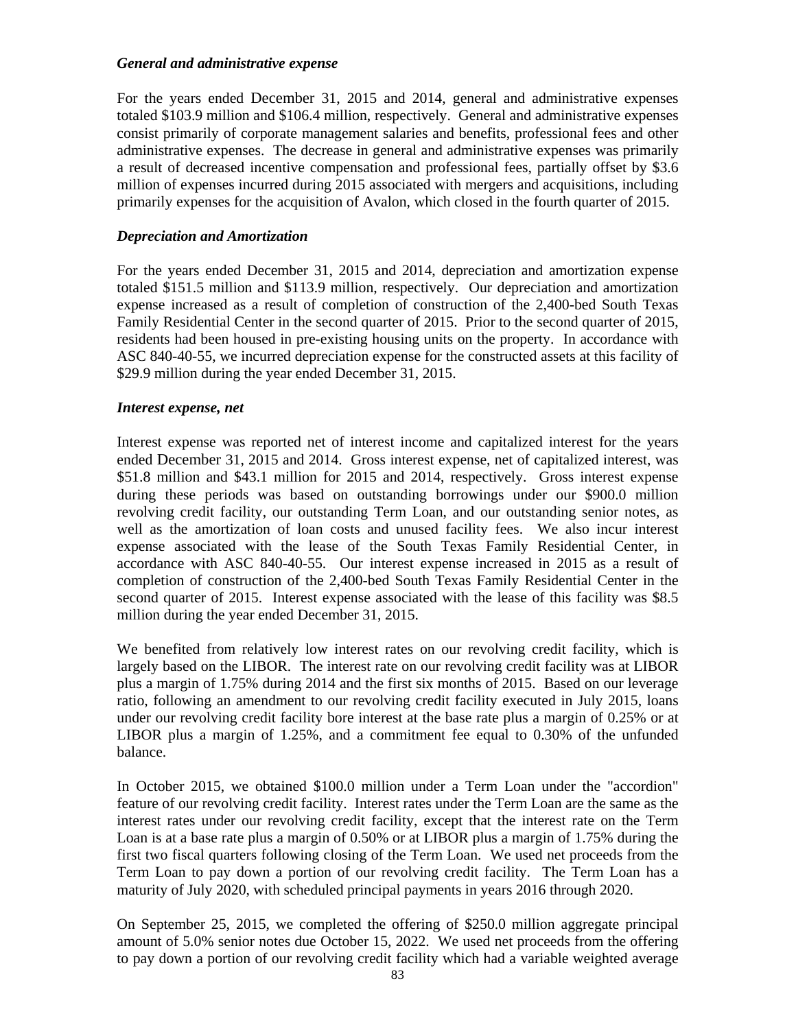***General and administrative expense***

For the years ended December 31, 2015 and 2014, general and administrative expenses totaled $103.9 million and $106.4 million, respectively. General and administrative expenses consist primarily of corporate management salaries and benefits, professional fees and other administrative expenses. The decrease in general and administrative expenses was primarily a result of decreased incentive compensation and professional fees, partially offset by $3.6 million of expenses incurred during 2015 associated with mergers and acquisitions, including primarily expenses for the acquisition of Avalon, which closed in the fourth quarter of 2015.

***Depreciation and Amortization***

For the years ended December 31, 2015 and 2014, depreciation and amortization expense totaled $151.5 million and $113.9 million, respectively. Our depreciation and amortization expense increased as a result of completion of construction of the 2,400-bed South Texas Family Residential Center in the second quarter of 2015. Prior to the second quarter of 2015, residents had been housed in pre-existing housing units on the property. In accordance with ASC 840-40-55, we incurred depreciation expense for the constructed assets at this facility of $29.9 million during the year ended December 31, 2015.

***Interest expense, net***

Interest expense was reported net of interest income and capitalized interest for the years ended December 31, 2015 and 2014. Gross interest expense, net of capitalized interest, was $51.8 million and $43.1 million for 2015 and 2014, respectively. Gross interest expense during these periods was based on outstanding borrowings under our $900.0 million revolving credit facility, our outstanding Term Loan, and our outstanding senior notes, as well as the amortization of loan costs and unused facility fees. We also incur interest expense associated with the lease of the South Texas Family Residential Center, in accordance with ASC 840-40-55. Our interest expense increased in 2015 as a result of completion of construction of the 2,400-bed South Texas Family Residential Center in the second quarter of 2015. Interest expense associated with the lease of this facility was $8.5 million during the year ended December 31, 2015.

We benefited from relatively low interest rates on our revolving credit facility, which is largely based on the LIBOR. The interest rate on our revolving credit facility was at LIBOR plus a margin of 1.75% during 2014 and the first six months of 2015. Based on our leverage ratio, following an amendment to our revolving credit facility executed in July 2015, loans under our revolving credit facility bore interest at the base rate plus a margin of 0.25% or at LIBOR plus a margin of 1.25%, and a commitment fee equal to 0.30% of the unfunded balance.

In October 2015, we obtained $100.0 million under a Term Loan under the "accordion" feature of our revolving credit facility. Interest rates under the Term Loan are the same as the interest rates under our revolving credit facility, except that the interest rate on the Term Loan is at a base rate plus a margin of 0.50% or at LIBOR plus a margin of 1.75% during the first two fiscal quarters following closing of the Term Loan. We used net proceeds from the Term Loan to pay down a portion of our revolving credit facility. The Term Loan has a maturity of July 2020, with scheduled principal payments in years 2016 through 2020.

On September 25, 2015, we completed the offering of $250.0 million aggregate principal amount of 5.0% senior notes due October 15, 2022. We used net proceeds from the offering to pay down a portion of our revolving credit facility which had a variable weighted average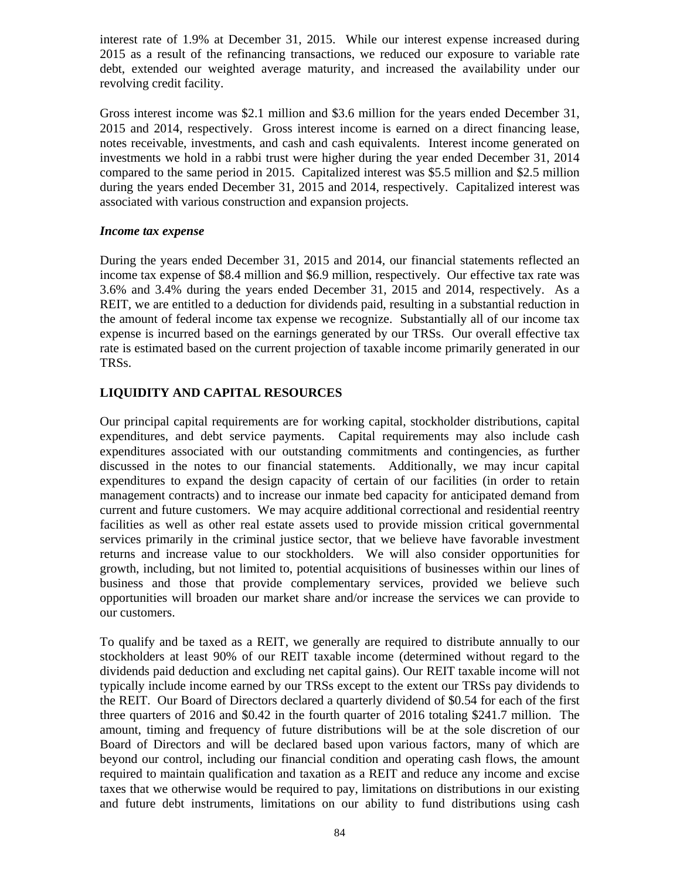interest rate of 1.9% at December 31, 2015. While our interest expense increased during 2015 as a result of the refinancing transactions, we reduced our exposure to variable rate debt, extended our weighted average maturity, and increased the availability under our revolving credit facility.

Gross interest income was $2.1 million and $3.6 million for the years ended December 31, 2015 and 2014, respectively. Gross interest income is earned on a direct financing lease, notes receivable, investments, and cash and cash equivalents. Interest income generated on investments we hold in a rabbi trust were higher during the year ended December 31, 2014 compared to the same period in 2015. Capitalized interest was $5.5 million and $2.5 million during the years ended December 31, 2015 and 2014, respectively. Capitalized interest was associated with various construction and expansion projects.

***Income tax expense***

During the years ended December 31, 2015 and 2014, our financial statements reflected an income tax expense of $8.4 million and $6.9 million, respectively. Our effective tax rate was 3.6% and 3.4% during the years ended December 31, 2015 and 2014, respectively. As a REIT, we are entitled to a deduction for dividends paid, resulting in a substantial reduction in the amount of federal income tax expense we recognize. Substantially all of our income tax expense is incurred based on the earnings generated by our TRSs. Our overall effective tax rate is estimated based on the current projection of taxable income primarily generated in our TRSs.

## LIQUIDITY AND CAPITAL RESOURCES

Our principal capital requirements are for working capital, stockholder distributions, capital expenditures, and debt service payments. Capital requirements may also include cash expenditures associated with our outstanding commitments and contingencies, as further discussed in the notes to our financial statements. Additionally, we may incur capital expenditures to expand the design capacity of certain of our facilities (in order to retain management contracts) and to increase our inmate bed capacity for anticipated demand from current and future customers. We may acquire additional correctional and residential reentry facilities as well as other real estate assets used to provide mission critical governmental services primarily in the criminal justice sector, that we believe have favorable investment returns and increase value to our stockholders. We will also consider opportunities for growth, including, but not limited to, potential acquisitions of businesses within our lines of business and those that provide complementary services, provided we believe such opportunities will broaden our market share and/or increase the services we can provide to our customers.

To qualify and be taxed as a REIT, we generally are required to distribute annually to our stockholders at least 90% of our REIT taxable income (determined without regard to the dividends paid deduction and excluding net capital gains). Our REIT taxable income will not typically include income earned by our TRSs except to the extent our TRSs pay dividends to the REIT. Our Board of Directors declared a quarterly dividend of $0.54 for each of the first three quarters of 2016 and $0.42 in the fourth quarter of 2016 totaling $241.7 million. The amount, timing and frequency of future distributions will be at the sole discretion of our Board of Directors and will be declared based upon various factors, many of which are beyond our control, including our financial condition and operating cash flows, the amount required to maintain qualification and taxation as a REIT and reduce any income and excise taxes that we otherwise would be required to pay, limitations on distributions in our existing and future debt instruments, limitations on our ability to fund distributions using cash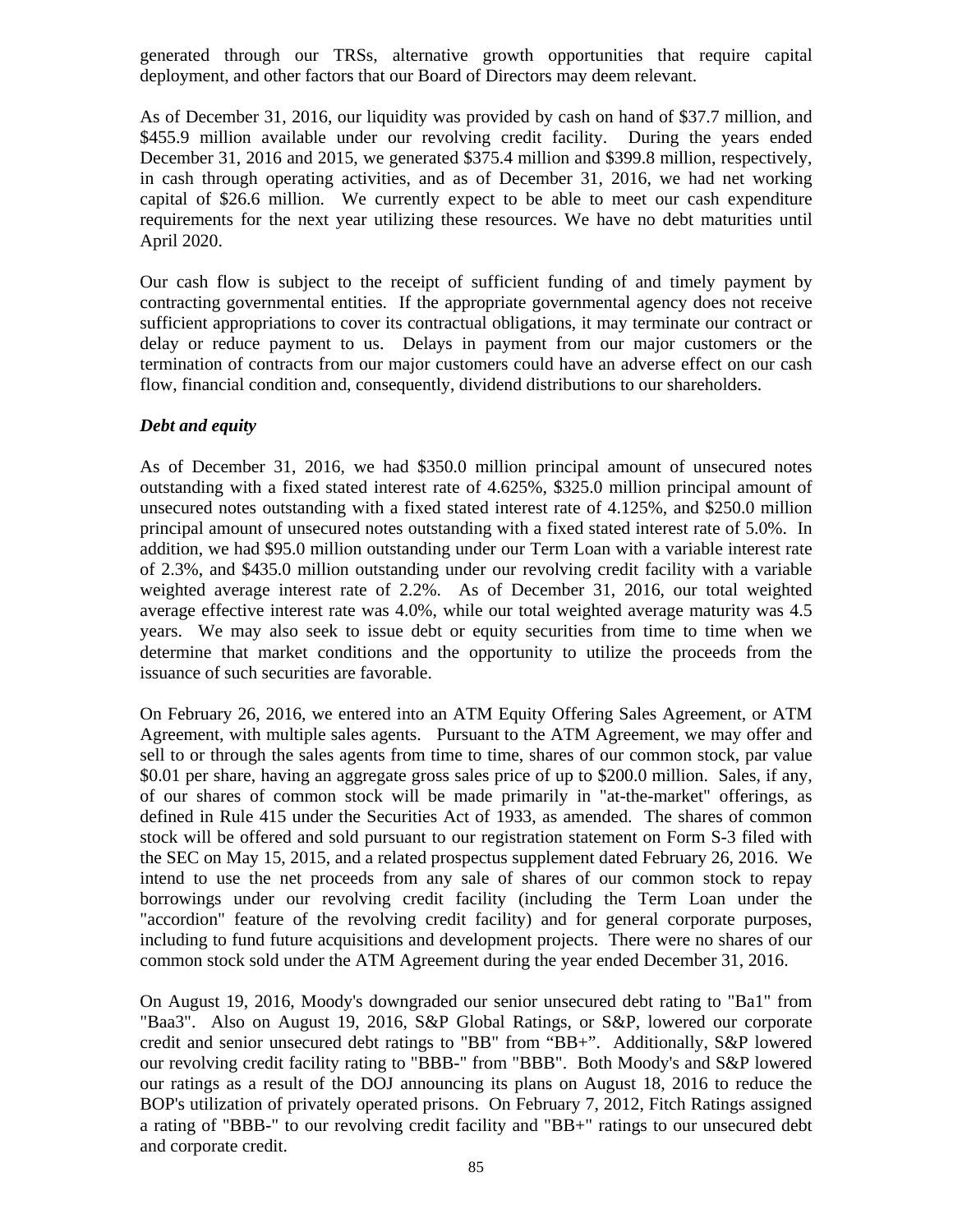generated through our TRSs, alternative growth opportunities that require capital deployment, and other factors that our Board of Directors may deem relevant.

As of December 31, 2016, our liquidity was provided by cash on hand of $37.7 million, and $455.9 million available under our revolving credit facility. During the years ended December 31, 2016 and 2015, we generated $375.4 million and $399.8 million, respectively, in cash through operating activities, and as of December 31, 2016, we had net working capital of $26.6 million. We currently expect to be able to meet our cash expenditure requirements for the next year utilizing these resources. We have no debt maturities until April 2020.

Our cash flow is subject to the receipt of sufficient funding of and timely payment by contracting governmental entities. If the appropriate governmental agency does not receive sufficient appropriations to cover its contractual obligations, it may terminate our contract or delay or reduce payment to us. Delays in payment from our major customers or the termination of contracts from our major customers could have an adverse effect on our cash flow, financial condition and, consequently, dividend distributions to our shareholders.

***Debt and equity***

As of December 31, 2016, we had $350.0 million principal amount of unsecured notes outstanding with a fixed stated interest rate of 4.625%, $325.0 million principal amount of unsecured notes outstanding with a fixed stated interest rate of 4.125%, and $250.0 million principal amount of unsecured notes outstanding with a fixed stated interest rate of 5.0%. In addition, we had $95.0 million outstanding under our Term Loan with a variable interest rate of 2.3%, and $435.0 million outstanding under our revolving credit facility with a variable weighted average interest rate of 2.2%. As of December 31, 2016, our total weighted average effective interest rate was 4.0%, while our total weighted average maturity was 4.5 years. We may also seek to issue debt or equity securities from time to time when we determine that market conditions and the opportunity to utilize the proceeds from the issuance of such securities are favorable.

On February 26, 2016, we entered into an ATM Equity Offering Sales Agreement, or ATM Agreement, with multiple sales agents. Pursuant to the ATM Agreement, we may offer and sell to or through the sales agents from time to time, shares of our common stock, par value $0.01 per share, having an aggregate gross sales price of up to $200.0 million. Sales, if any, of our shares of common stock will be made primarily in "at-the-market" offerings, as defined in Rule 415 under the Securities Act of 1933, as amended. The shares of common stock will be offered and sold pursuant to our registration statement on Form S-3 filed with the SEC on May 15, 2015, and a related prospectus supplement dated February 26, 2016. We intend to use the net proceeds from any sale of shares of our common stock to repay borrowings under our revolving credit facility (including the Term Loan under the "accordion" feature of the revolving credit facility) and for general corporate purposes, including to fund future acquisitions and development projects. There were no shares of our common stock sold under the ATM Agreement during the year ended December 31, 2016.

On August 19, 2016, Moody's downgraded our senior unsecured debt rating to "Ba1" from "Baa3". Also on August 19, 2016, S&P Global Ratings, or S&P, lowered our corporate credit and senior unsecured debt ratings to "BB" from "BB+". Additionally, S&P lowered our revolving credit facility rating to "BBB-" from "BBB". Both Moody's and S&P lowered our ratings as a result of the DOJ announcing its plans on August 18, 2016 to reduce the BOP's utilization of privately operated prisons. On February 7, 2012, Fitch Ratings assigned a rating of "BBB-" to our revolving credit facility and "BB+" ratings to our unsecured debt and corporate credit.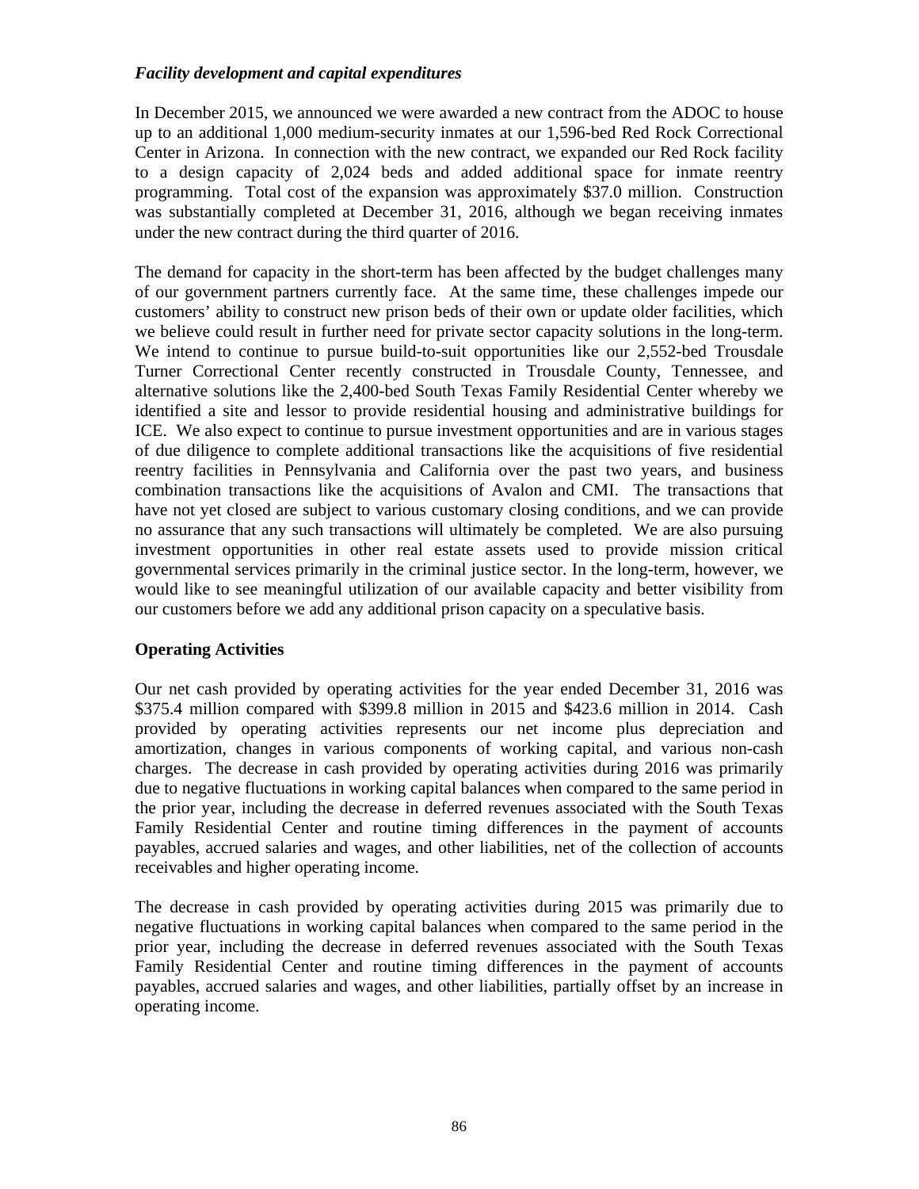*Facility development and capital expenditures*

In December 2015, we announced we were awarded a new contract from the ADOC to house up to an additional 1,000 medium-security inmates at our 1,596-bed Red Rock Correctional Center in Arizona. In connection with the new contract, we expanded our Red Rock facility to a design capacity of 2,024 beds and added additional space for inmate reentry programming. Total cost of the expansion was approximately $37.0 million. Construction was substantially completed at December 31, 2016, although we began receiving inmates under the new contract during the third quarter of 2016.

The demand for capacity in the short-term has been affected by the budget challenges many of our government partners currently face. At the same time, these challenges impede our customers' ability to construct new prison beds of their own or update older facilities, which we believe could result in further need for private sector capacity solutions in the long-term. We intend to continue to pursue build-to-suit opportunities like our 2,552-bed Trousdale Turner Correctional Center recently constructed in Trousdale County, Tennessee, and alternative solutions like the 2,400-bed South Texas Family Residential Center whereby we identified a site and lessor to provide residential housing and administrative buildings for ICE. We also expect to continue to pursue investment opportunities and are in various stages of due diligence to complete additional transactions like the acquisitions of five residential reentry facilities in Pennsylvania and California over the past two years, and business combination transactions like the acquisitions of Avalon and CMI. The transactions that have not yet closed are subject to various customary closing conditions, and we can provide no assurance that any such transactions will ultimately be completed. We are also pursuing investment opportunities in other real estate assets used to provide mission critical governmental services primarily in the criminal justice sector. In the long-term, however, we would like to see meaningful utilization of our available capacity and better visibility from our customers before we add any additional prison capacity on a speculative basis.

**Operating Activities**

Our net cash provided by operating activities for the year ended December 31, 2016 was $375.4 million compared with $399.8 million in 2015 and $423.6 million in 2014. Cash provided by operating activities represents our net income plus depreciation and amortization, changes in various components of working capital, and various non-cash charges. The decrease in cash provided by operating activities during 2016 was primarily due to negative fluctuations in working capital balances when compared to the same period in the prior year, including the decrease in deferred revenues associated with the South Texas Family Residential Center and routine timing differences in the payment of accounts payables, accrued salaries and wages, and other liabilities, net of the collection of accounts receivables and higher operating income.

The decrease in cash provided by operating activities during 2015 was primarily due to negative fluctuations in working capital balances when compared to the same period in the prior year, including the decrease in deferred revenues associated with the South Texas Family Residential Center and routine timing differences in the payment of accounts payables, accrued salaries and wages, and other liabilities, partially offset by an increase in operating income.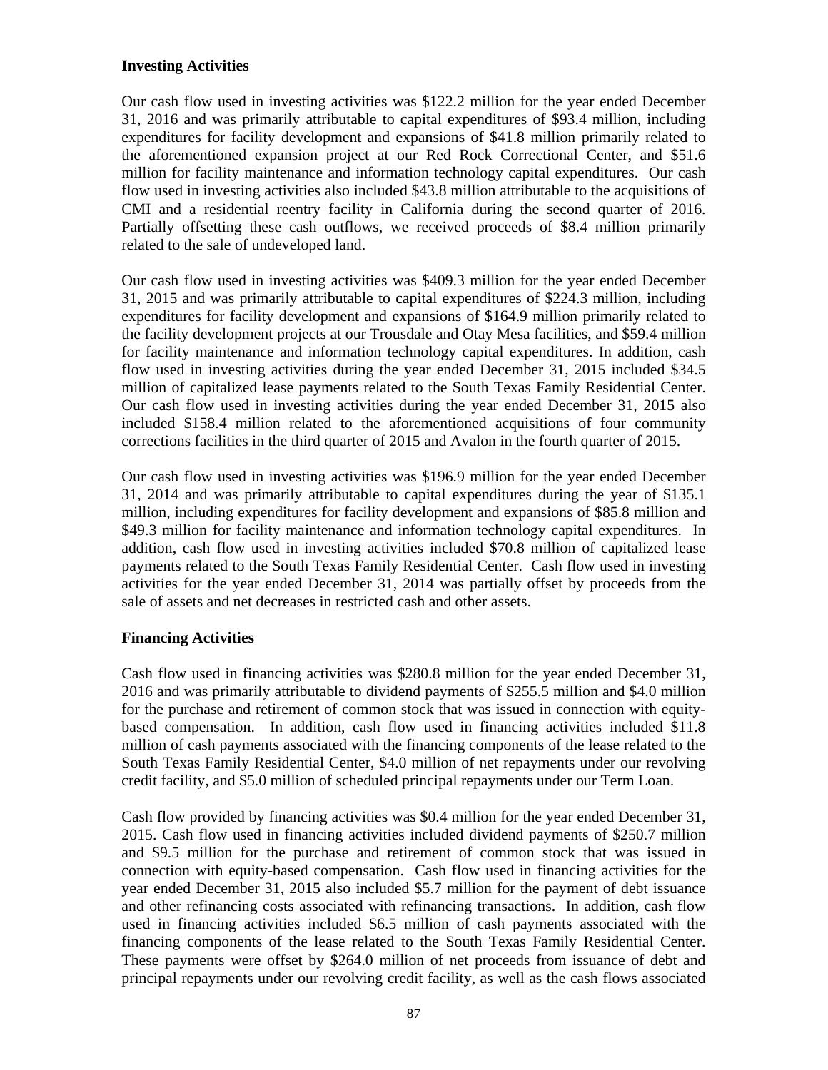**Investing Activities**

Our cash flow used in investing activities was $122.2 million for the year ended December 31, 2016 and was primarily attributable to capital expenditures of $93.4 million, including expenditures for facility development and expansions of $41.8 million primarily related to the aforementioned expansion project at our Red Rock Correctional Center, and $51.6 million for facility maintenance and information technology capital expenditures. Our cash flow used in investing activities also included $43.8 million attributable to the acquisitions of CMI and a residential reentry facility in California during the second quarter of 2016. Partially offsetting these cash outflows, we received proceeds of $8.4 million primarily related to the sale of undeveloped land.

Our cash flow used in investing activities was $409.3 million for the year ended December 31, 2015 and was primarily attributable to capital expenditures of $224.3 million, including expenditures for facility development and expansions of $164.9 million primarily related to the facility development projects at our Trousdale and Otay Mesa facilities, and $59.4 million for facility maintenance and information technology capital expenditures. In addition, cash flow used in investing activities during the year ended December 31, 2015 included $34.5 million of capitalized lease payments related to the South Texas Family Residential Center. Our cash flow used in investing activities during the year ended December 31, 2015 also included $158.4 million related to the aforementioned acquisitions of four community corrections facilities in the third quarter of 2015 and Avalon in the fourth quarter of 2015.

Our cash flow used in investing activities was $196.9 million for the year ended December 31, 2014 and was primarily attributable to capital expenditures during the year of $135.1 million, including expenditures for facility development and expansions of $85.8 million and $49.3 million for facility maintenance and information technology capital expenditures. In addition, cash flow used in investing activities included $70.8 million of capitalized lease payments related to the South Texas Family Residential Center. Cash flow used in investing activities for the year ended December 31, 2014 was partially offset by proceeds from the sale of assets and net decreases in restricted cash and other assets.

**Financing Activities**

Cash flow used in financing activities was $280.8 million for the year ended December 31, 2016 and was primarily attributable to dividend payments of $255.5 million and $4.0 million for the purchase and retirement of common stock that was issued in connection with equity-based compensation. In addition, cash flow used in financing activities included $11.8 million of cash payments associated with the financing components of the lease related to the South Texas Family Residential Center, $4.0 million of net repayments under our revolving credit facility, and $5.0 million of scheduled principal repayments under our Term Loan.

Cash flow provided by financing activities was $0.4 million for the year ended December 31, 2015. Cash flow used in financing activities included dividend payments of $250.7 million and $9.5 million for the purchase and retirement of common stock that was issued in connection with equity-based compensation. Cash flow used in financing activities for the year ended December 31, 2015 also included $5.7 million for the payment of debt issuance and other refinancing costs associated with refinancing transactions. In addition, cash flow used in financing activities included $6.5 million of cash payments associated with the financing components of the lease related to the South Texas Family Residential Center. These payments were offset by $264.0 million of net proceeds from issuance of debt and principal repayments under our revolving credit facility, as well as the cash flows associated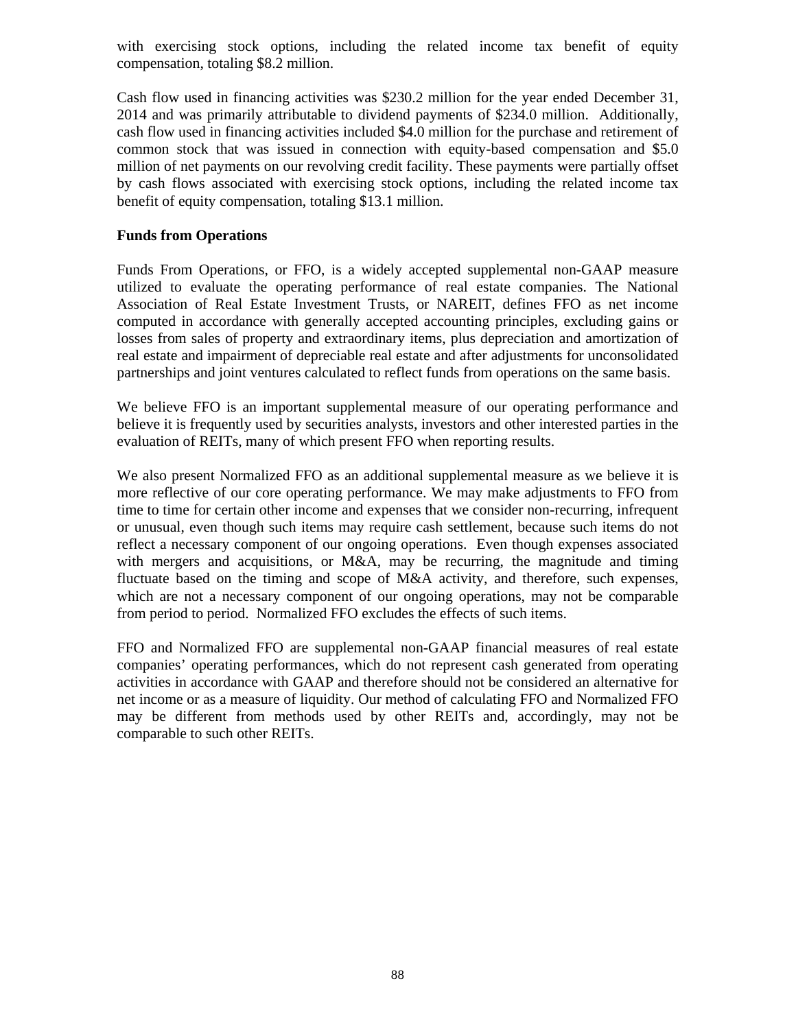with exercising stock options, including the related income tax benefit of equity compensation, totaling $8.2 million.

Cash flow used in financing activities was $230.2 million for the year ended December 31, 2014 and was primarily attributable to dividend payments of $234.0 million. Additionally, cash flow used in financing activities included $4.0 million for the purchase and retirement of common stock that was issued in connection with equity-based compensation and $5.0 million of net payments on our revolving credit facility. These payments were partially offset by cash flows associated with exercising stock options, including the related income tax benefit of equity compensation, totaling $13.1 million.

**Funds from Operations**

Funds From Operations, or FFO, is a widely accepted supplemental non-GAAP measure utilized to evaluate the operating performance of real estate companies. The National Association of Real Estate Investment Trusts, or NAREIT, defines FFO as net income computed in accordance with generally accepted accounting principles, excluding gains or losses from sales of property and extraordinary items, plus depreciation and amortization of real estate and impairment of depreciable real estate and after adjustments for unconsolidated partnerships and joint ventures calculated to reflect funds from operations on the same basis.

We believe FFO is an important supplemental measure of our operating performance and believe it is frequently used by securities analysts, investors and other interested parties in the evaluation of REITs, many of which present FFO when reporting results.

We also present Normalized FFO as an additional supplemental measure as we believe it is more reflective of our core operating performance. We may make adjustments to FFO from time to time for certain other income and expenses that we consider non-recurring, infrequent or unusual, even though such items may require cash settlement, because such items do not reflect a necessary component of our ongoing operations. Even though expenses associated with mergers and acquisitions, or M&A, may be recurring, the magnitude and timing fluctuate based on the timing and scope of M&A activity, and therefore, such expenses, which are not a necessary component of our ongoing operations, may not be comparable from period to period. Normalized FFO excludes the effects of such items.

FFO and Normalized FFO are supplemental non-GAAP financial measures of real estate companies' operating performances, which do not represent cash generated from operating activities in accordance with GAAP and therefore should not be considered an alternative for net income or as a measure of liquidity. Our method of calculating FFO and Normalized FFO may be different from methods used by other REITs and, accordingly, may not be comparable to such other REITs.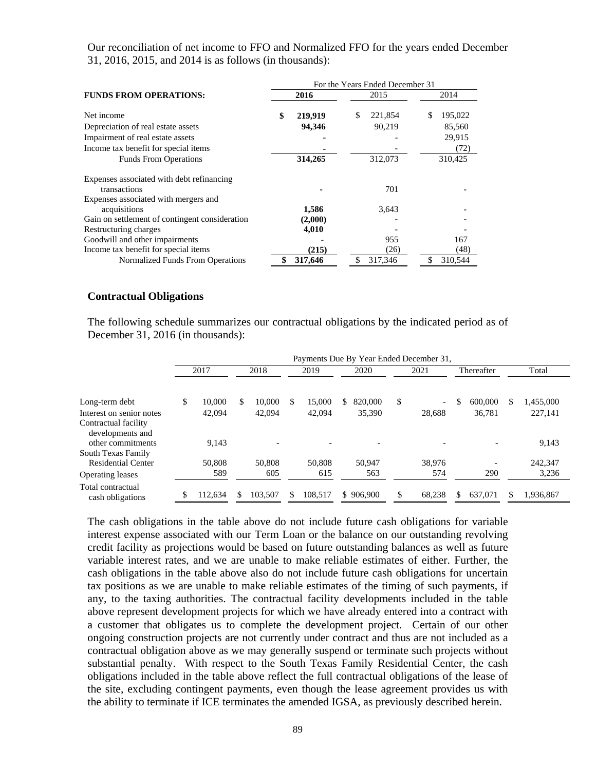Our reconciliation of net income to FFO and Normalized FFO for the years ended December 31, 2016, 2015, and 2014 is as follows (in thousands):

| | For the Years Ended December 31 | | |
|---|---|---|---|
| **FUNDS FROM OPERATIONS:** | **2016** | 2015 | 2014 |
| Net income | **$ 219,919** | $ 221,854 | $ 195,022 |
| Depreciation of real estate assets | **94,346** | 90,219 | 85,560 |
| Impairment of real estate assets | **-** | - | 29,915 |
| Income tax benefit for special items | **-** | - | (72) |
| Funds From Operations | **314,265** | 312,073 | 310,425 |
| Expenses associated with debt refinancing transactions | **-** | 701 | - |
| Expenses associated with mergers and acquisitions | **1,586** | 3,643 | - |
| Gain on settlement of contingent consideration | **(2,000)** | - | - |
| Restructuring charges | **4,010** | - | - |
| Goodwill and other impairments | **-** | 955 | 167 |
| Income tax benefit for special items | **(215)** | (26) | (48) |
| Normalized Funds From Operations | **$ 317,646** | $ 317,346 | $ 310,544 |

### Contractual Obligations

The following schedule summarizes our contractual obligations by the indicated period as of December 31, 2016 (in thousands):

| | Payments Due By Year Ended December 31, | | | | | | |
|---|---|---|---|---|---|---|---|
| | 2017 | 2018 | 2019 | 2020 | 2021 | Thereafter | Total |
| Long-term debt | $ 10,000 | $ 10,000 | $ 15,000 | $ 820,000 | $ - | $ 600,000 | $ 1,455,000 |
| Interest on senior notes | 42,094 | 42,094 | 42,094 | 35,390 | 28,688 | 36,781 | 227,141 |
| Contractual facility developments and other commitments | 9,143 | - | - | - | - | - | 9,143 |
| South Texas Family Residential Center | 50,808 | 50,808 | 50,808 | 50,947 | 38,976 | - | 242,347 |
| Operating leases | 589 | 605 | 615 | 563 | 574 | 290 | 3,236 |
| Total contractual cash obligations | $ 112,634 | $ 103,507 | $ 108,517 | $ 906,900 | $ 68,238 | $ 637,071 | $ 1,936,867 |

The cash obligations in the table above do not include future cash obligations for variable interest expense associated with our Term Loan or the balance on our outstanding revolving credit facility as projections would be based on future outstanding balances as well as future variable interest rates, and we are unable to make reliable estimates of either. Further, the cash obligations in the table above also do not include future cash obligations for uncertain tax positions as we are unable to make reliable estimates of the timing of such payments, if any, to the taxing authorities. The contractual facility developments included in the table above represent development projects for which we have already entered into a contract with a customer that obligates us to complete the development project. Certain of our other ongoing construction projects are not currently under contract and thus are not included as a contractual obligation above as we may generally suspend or terminate such projects without substantial penalty. With respect to the South Texas Family Residential Center, the cash obligations included in the table above reflect the full contractual obligations of the lease of the site, excluding contingent payments, even though the lease agreement provides us with the ability to terminate if ICE terminates the amended IGSA, as previously described herein.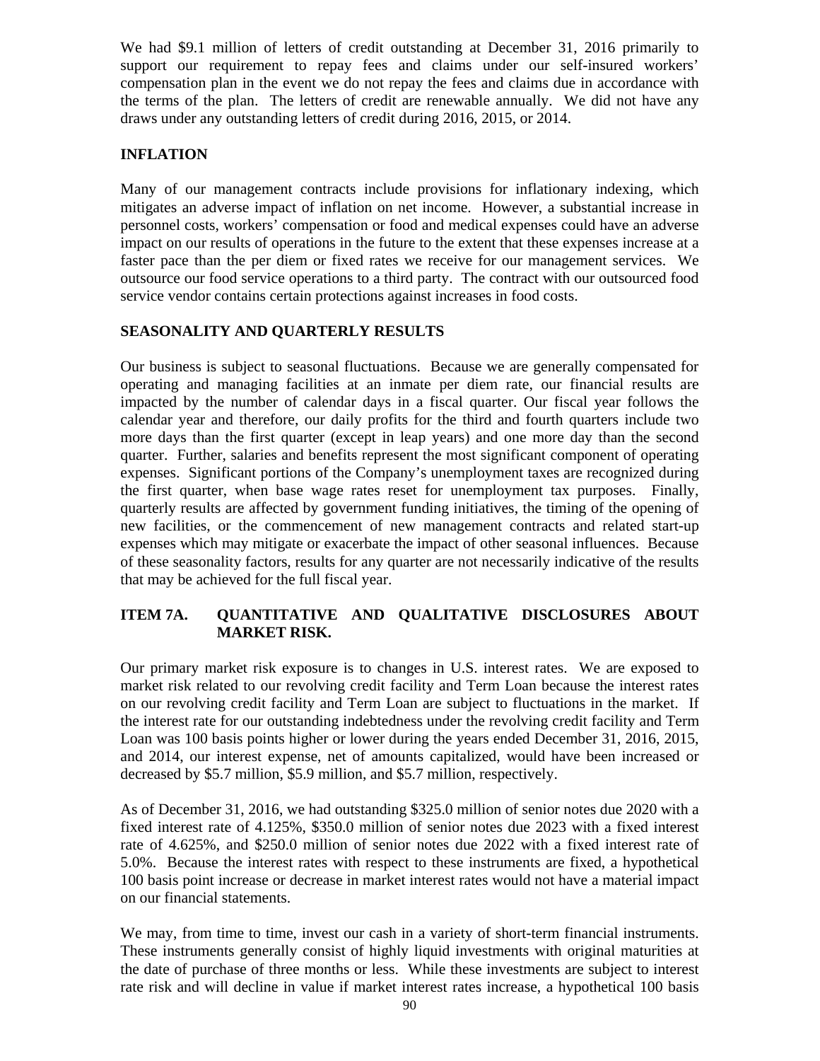We had $9.1 million of letters of credit outstanding at December 31, 2016 primarily to support our requirement to repay fees and claims under our self-insured workers' compensation plan in the event we do not repay the fees and claims due in accordance with the terms of the plan. The letters of credit are renewable annually. We did not have any draws under any outstanding letters of credit during 2016, 2015, or 2014.

## INFLATION

Many of our management contracts include provisions for inflationary indexing, which mitigates an adverse impact of inflation on net income. However, a substantial increase in personnel costs, workers' compensation or food and medical expenses could have an adverse impact on our results of operations in the future to the extent that these expenses increase at a faster pace than the per diem or fixed rates we receive for our management services. We outsource our food service operations to a third party. The contract with our outsourced food service vendor contains certain protections against increases in food costs.

## SEASONALITY AND QUARTERLY RESULTS

Our business is subject to seasonal fluctuations. Because we are generally compensated for operating and managing facilities at an inmate per diem rate, our financial results are impacted by the number of calendar days in a fiscal quarter. Our fiscal year follows the calendar year and therefore, our daily profits for the third and fourth quarters include two more days than the first quarter (except in leap years) and one more day than the second quarter. Further, salaries and benefits represent the most significant component of operating expenses. Significant portions of the Company's unemployment taxes are recognized during the first quarter, when base wage rates reset for unemployment tax purposes. Finally, quarterly results are affected by government funding initiatives, the timing of the opening of new facilities, or the commencement of new management contracts and related start-up expenses which may mitigate or exacerbate the impact of other seasonal influences. Because of these seasonality factors, results for any quarter are not necessarily indicative of the results that may be achieved for the full fiscal year.

## ITEM 7A. QUANTITATIVE AND QUALITATIVE DISCLOSURES ABOUT MARKET RISK.

Our primary market risk exposure is to changes in U.S. interest rates. We are exposed to market risk related to our revolving credit facility and Term Loan because the interest rates on our revolving credit facility and Term Loan are subject to fluctuations in the market. If the interest rate for our outstanding indebtedness under the revolving credit facility and Term Loan was 100 basis points higher or lower during the years ended December 31, 2016, 2015, and 2014, our interest expense, net of amounts capitalized, would have been increased or decreased by $5.7 million, $5.9 million, and $5.7 million, respectively.

As of December 31, 2016, we had outstanding $325.0 million of senior notes due 2020 with a fixed interest rate of 4.125%, $350.0 million of senior notes due 2023 with a fixed interest rate of 4.625%, and $250.0 million of senior notes due 2022 with a fixed interest rate of 5.0%. Because the interest rates with respect to these instruments are fixed, a hypothetical 100 basis point increase or decrease in market interest rates would not have a material impact on our financial statements.

We may, from time to time, invest our cash in a variety of short-term financial instruments. These instruments generally consist of highly liquid investments with original maturities at the date of purchase of three months or less. While these investments are subject to interest rate risk and will decline in value if market interest rates increase, a hypothetical 100 basis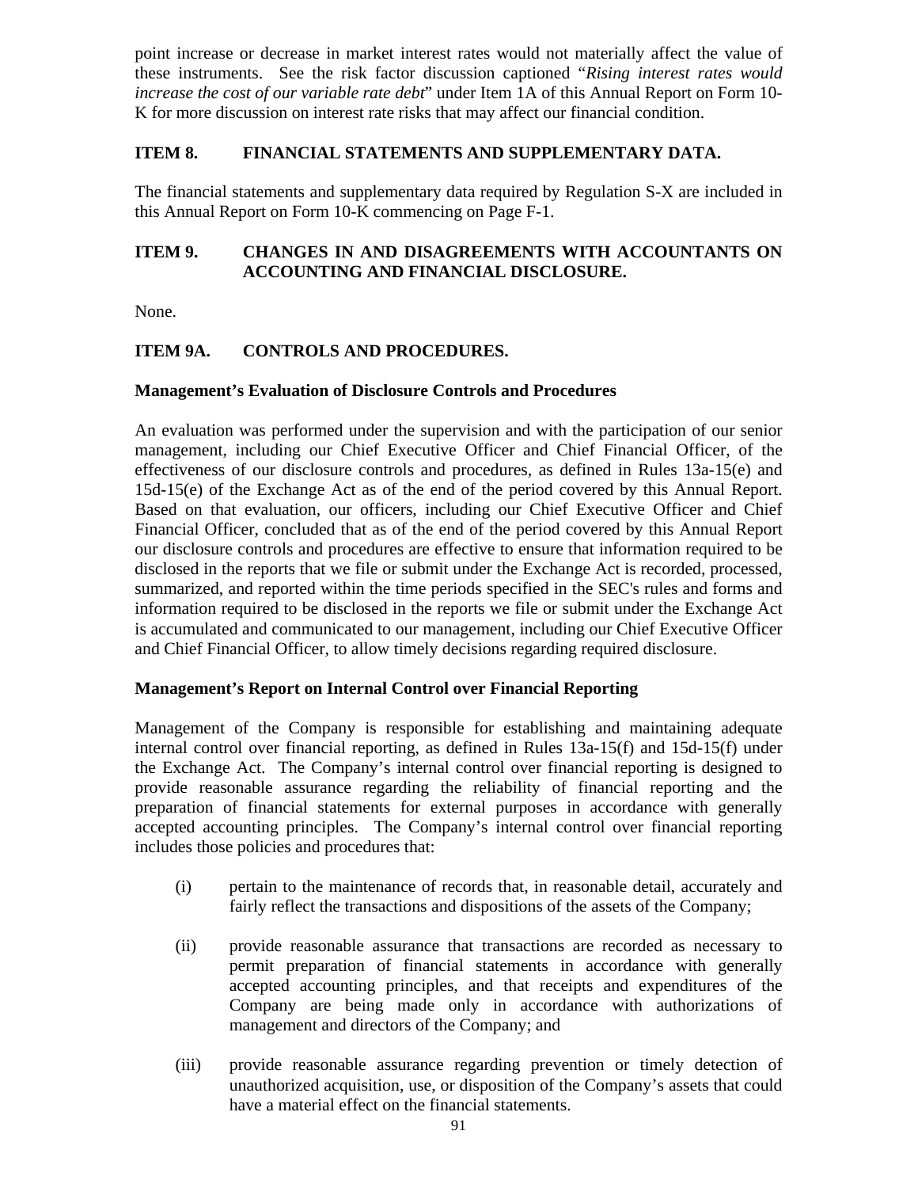point increase or decrease in market interest rates would not materially affect the value of these instruments. See the risk factor discussion captioned "*Rising interest rates would increase the cost of our variable rate debt*" under Item 1A of this Annual Report on Form 10-K for more discussion on interest rate risks that may affect our financial condition.

## ITEM 8. FINANCIAL STATEMENTS AND SUPPLEMENTARY DATA.

The financial statements and supplementary data required by Regulation S-X are included in this Annual Report on Form 10-K commencing on Page F-1.

## ITEM 9. CHANGES IN AND DISAGREEMENTS WITH ACCOUNTANTS ON ACCOUNTING AND FINANCIAL DISCLOSURE.

None.

## ITEM 9A. CONTROLS AND PROCEDURES.

### Management's Evaluation of Disclosure Controls and Procedures

An evaluation was performed under the supervision and with the participation of our senior management, including our Chief Executive Officer and Chief Financial Officer, of the effectiveness of our disclosure controls and procedures, as defined in Rules 13a-15(e) and 15d-15(e) of the Exchange Act as of the end of the period covered by this Annual Report. Based on that evaluation, our officers, including our Chief Executive Officer and Chief Financial Officer, concluded that as of the end of the period covered by this Annual Report our disclosure controls and procedures are effective to ensure that information required to be disclosed in the reports that we file or submit under the Exchange Act is recorded, processed, summarized, and reported within the time periods specified in the SEC's rules and forms and information required to be disclosed in the reports we file or submit under the Exchange Act is accumulated and communicated to our management, including our Chief Executive Officer and Chief Financial Officer, to allow timely decisions regarding required disclosure.

### Management's Report on Internal Control over Financial Reporting

Management of the Company is responsible for establishing and maintaining adequate internal control over financial reporting, as defined in Rules 13a-15(f) and 15d-15(f) under the Exchange Act. The Company's internal control over financial reporting is designed to provide reasonable assurance regarding the reliability of financial reporting and the preparation of financial statements for external purposes in accordance with generally accepted accounting principles. The Company's internal control over financial reporting includes those policies and procedures that:

(i) pertain to the maintenance of records that, in reasonable detail, accurately and fairly reflect the transactions and dispositions of the assets of the Company;

(ii) provide reasonable assurance that transactions are recorded as necessary to permit preparation of financial statements in accordance with generally accepted accounting principles, and that receipts and expenditures of the Company are being made only in accordance with authorizations of management and directors of the Company; and

(iii) provide reasonable assurance regarding prevention or timely detection of unauthorized acquisition, use, or disposition of the Company's assets that could have a material effect on the financial statements.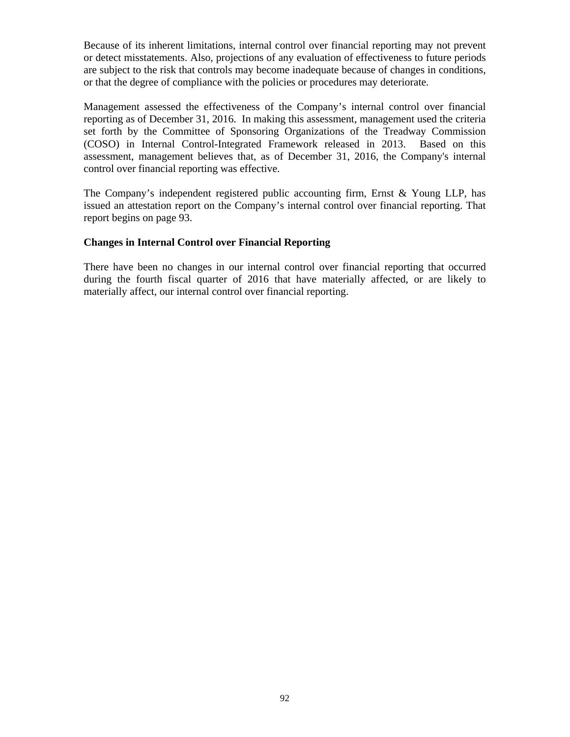Because of its inherent limitations, internal control over financial reporting may not prevent or detect misstatements. Also, projections of any evaluation of effectiveness to future periods are subject to the risk that controls may become inadequate because of changes in conditions, or that the degree of compliance with the policies or procedures may deteriorate.

Management assessed the effectiveness of the Company’s internal control over financial reporting as of December 31, 2016. In making this assessment, management used the criteria set forth by the Committee of Sponsoring Organizations of the Treadway Commission (COSO) in Internal Control-Integrated Framework released in 2013. Based on this assessment, management believes that, as of December 31, 2016, the Company's internal control over financial reporting was effective.

The Company’s independent registered public accounting firm, Ernst & Young LLP, has issued an attestation report on the Company’s internal control over financial reporting. That report begins on page 93.

**Changes in Internal Control over Financial Reporting**

There have been no changes in our internal control over financial reporting that occurred during the fourth fiscal quarter of 2016 that have materially affected, or are likely to materially affect, our internal control over financial reporting.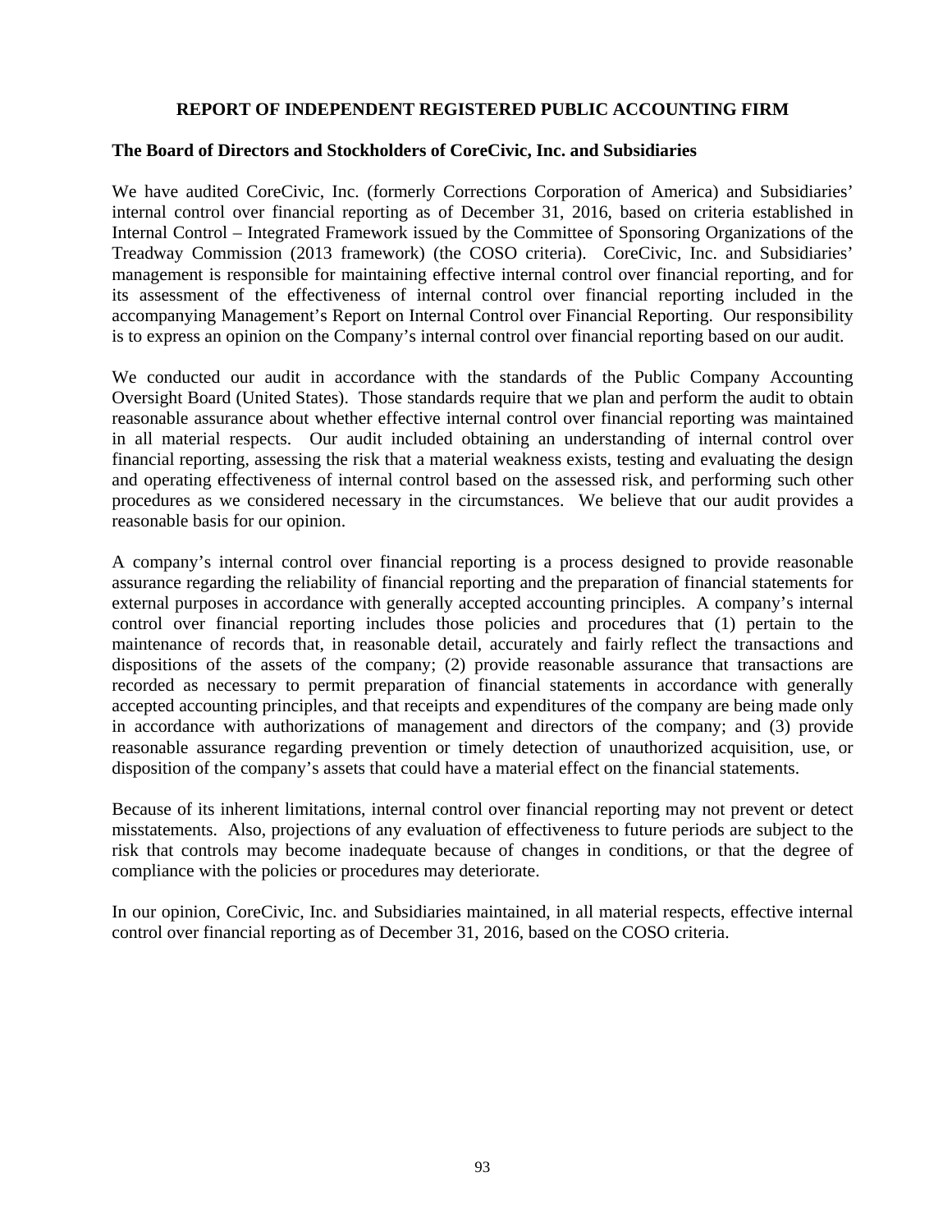# REPORT OF INDEPENDENT REGISTERED PUBLIC ACCOUNTING FIRM

**The Board of Directors and Stockholders of CoreCivic, Inc. and Subsidiaries**

We have audited CoreCivic, Inc. (formerly Corrections Corporation of America) and Subsidiaries' internal control over financial reporting as of December 31, 2016, based on criteria established in Internal Control – Integrated Framework issued by the Committee of Sponsoring Organizations of the Treadway Commission (2013 framework) (the COSO criteria). CoreCivic, Inc. and Subsidiaries' management is responsible for maintaining effective internal control over financial reporting, and for its assessment of the effectiveness of internal control over financial reporting included in the accompanying Management's Report on Internal Control over Financial Reporting. Our responsibility is to express an opinion on the Company's internal control over financial reporting based on our audit.

We conducted our audit in accordance with the standards of the Public Company Accounting Oversight Board (United States). Those standards require that we plan and perform the audit to obtain reasonable assurance about whether effective internal control over financial reporting was maintained in all material respects. Our audit included obtaining an understanding of internal control over financial reporting, assessing the risk that a material weakness exists, testing and evaluating the design and operating effectiveness of internal control based on the assessed risk, and performing such other procedures as we considered necessary in the circumstances. We believe that our audit provides a reasonable basis for our opinion.

A company's internal control over financial reporting is a process designed to provide reasonable assurance regarding the reliability of financial reporting and the preparation of financial statements for external purposes in accordance with generally accepted accounting principles. A company's internal control over financial reporting includes those policies and procedures that (1) pertain to the maintenance of records that, in reasonable detail, accurately and fairly reflect the transactions and dispositions of the assets of the company; (2) provide reasonable assurance that transactions are recorded as necessary to permit preparation of financial statements in accordance with generally accepted accounting principles, and that receipts and expenditures of the company are being made only in accordance with authorizations of management and directors of the company; and (3) provide reasonable assurance regarding prevention or timely detection of unauthorized acquisition, use, or disposition of the company's assets that could have a material effect on the financial statements.

Because of its inherent limitations, internal control over financial reporting may not prevent or detect misstatements. Also, projections of any evaluation of effectiveness to future periods are subject to the risk that controls may become inadequate because of changes in conditions, or that the degree of compliance with the policies or procedures may deteriorate.

In our opinion, CoreCivic, Inc. and Subsidiaries maintained, in all material respects, effective internal control over financial reporting as of December 31, 2016, based on the COSO criteria.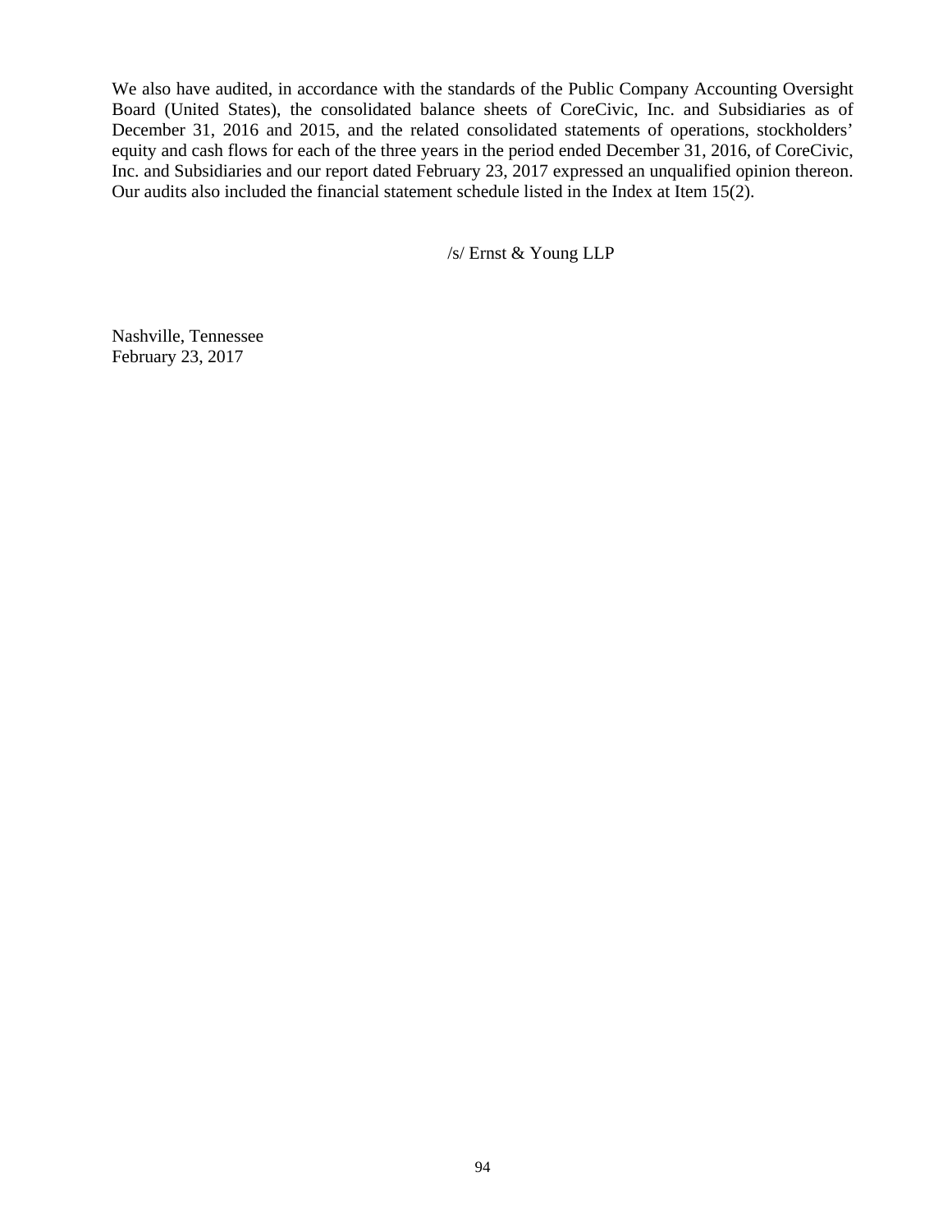We also have audited, in accordance with the standards of the Public Company Accounting Oversight Board (United States), the consolidated balance sheets of CoreCivic, Inc. and Subsidiaries as of December 31, 2016 and 2015, and the related consolidated statements of operations, stockholders' equity and cash flows for each of the three years in the period ended December 31, 2016, of CoreCivic, Inc. and Subsidiaries and our report dated February 23, 2017 expressed an unqualified opinion thereon. Our audits also included the financial statement schedule listed in the Index at Item 15(2).

/s/ Ernst & Young LLP

Nashville, Tennessee
February 23, 2017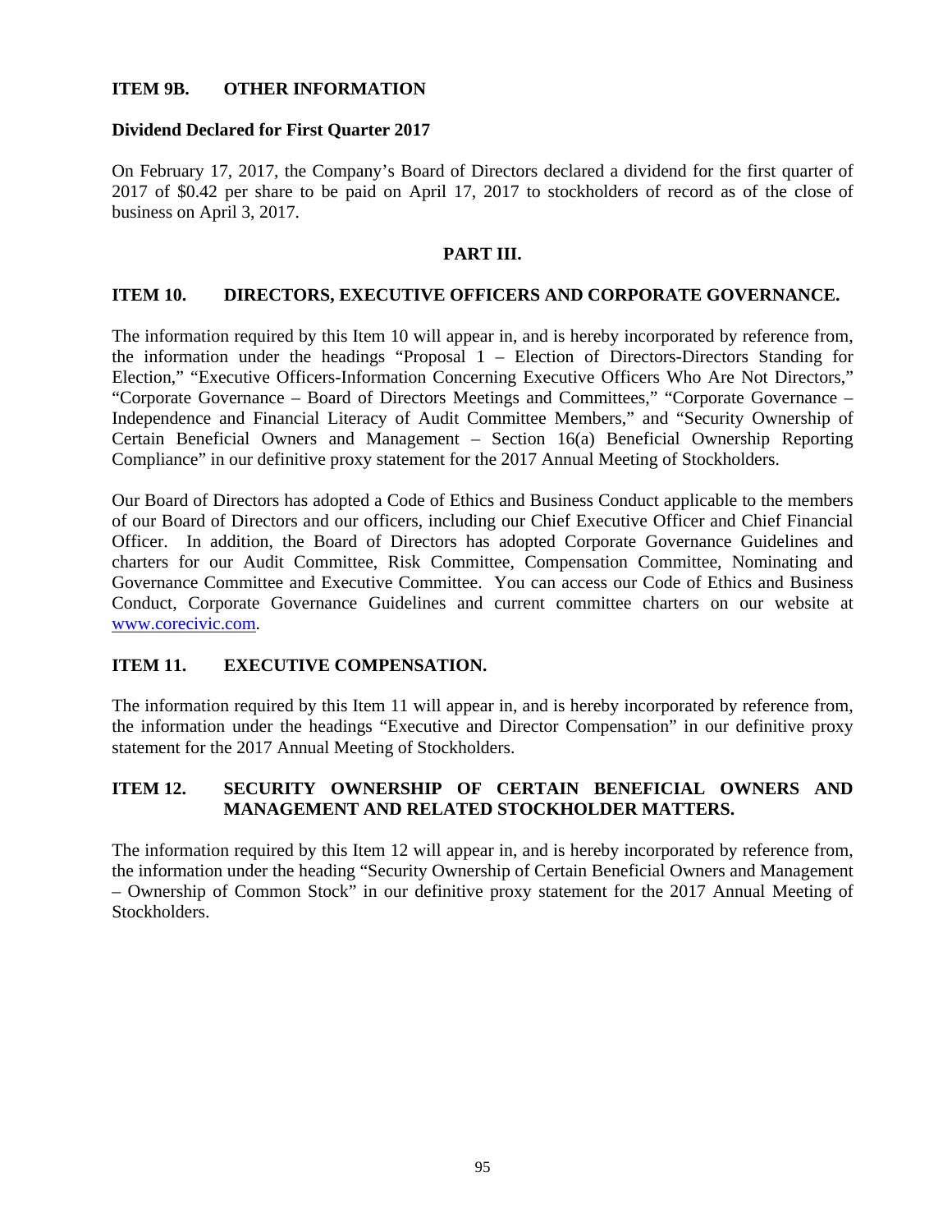## ITEM 9B. OTHER INFORMATION

### Dividend Declared for First Quarter 2017

On February 17, 2017, the Company's Board of Directors declared a dividend for the first quarter of 2017 of $0.42 per share to be paid on April 17, 2017 to stockholders of record as of the close of business on April 3, 2017.

# PART III.

## ITEM 10. DIRECTORS, EXECUTIVE OFFICERS AND CORPORATE GOVERNANCE.

The information required by this Item 10 will appear in, and is hereby incorporated by reference from, the information under the headings "Proposal 1 – Election of Directors-Directors Standing for Election," "Executive Officers-Information Concerning Executive Officers Who Are Not Directors," "Corporate Governance – Board of Directors Meetings and Committees," "Corporate Governance – Independence and Financial Literacy of Audit Committee Members," and "Security Ownership of Certain Beneficial Owners and Management – Section 16(a) Beneficial Ownership Reporting Compliance" in our definitive proxy statement for the 2017 Annual Meeting of Stockholders.

Our Board of Directors has adopted a Code of Ethics and Business Conduct applicable to the members of our Board of Directors and our officers, including our Chief Executive Officer and Chief Financial Officer. In addition, the Board of Directors has adopted Corporate Governance Guidelines and charters for our Audit Committee, Risk Committee, Compensation Committee, Nominating and Governance Committee and Executive Committee. You can access our Code of Ethics and Business Conduct, Corporate Governance Guidelines and current committee charters on our website at www.corecivic.com.

## ITEM 11. EXECUTIVE COMPENSATION.

The information required by this Item 11 will appear in, and is hereby incorporated by reference from, the information under the headings "Executive and Director Compensation" in our definitive proxy statement for the 2017 Annual Meeting of Stockholders.

## ITEM 12. SECURITY OWNERSHIP OF CERTAIN BENEFICIAL OWNERS AND MANAGEMENT AND RELATED STOCKHOLDER MATTERS.

The information required by this Item 12 will appear in, and is hereby incorporated by reference from, the information under the heading "Security Ownership of Certain Beneficial Owners and Management – Ownership of Common Stock" in our definitive proxy statement for the 2017 Annual Meeting of Stockholders.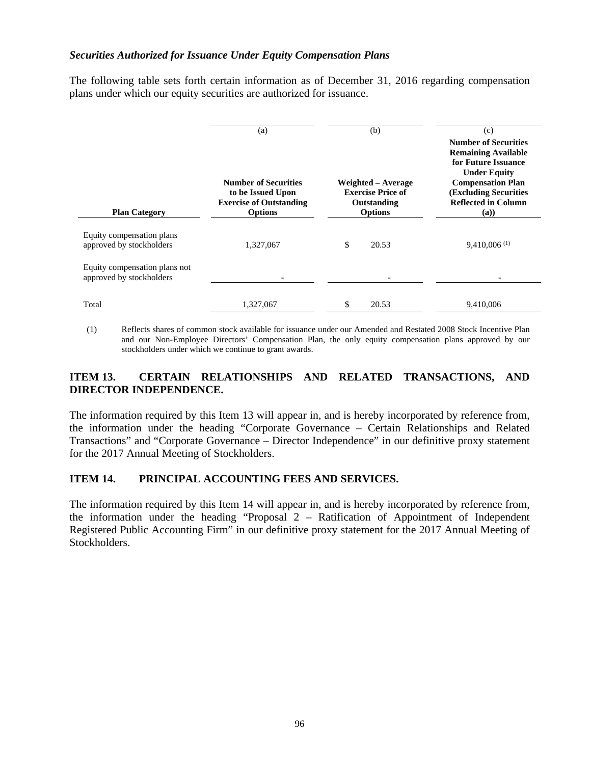### *Securities Authorized for Issuance Under Equity Compensation Plans*

The following table sets forth certain information as of December 31, 2016 regarding compensation plans under which our equity securities are authorized for issuance.

| Plan Category | (a) Number of Securities to be Issued Upon Exercise of Outstanding Options | (b) Weighted – Average Exercise Price of Outstanding Options | (c) Number of Securities Remaining Available for Future Issuance Under Equity Compensation Plan (Excluding Securities Reflected in Column (a)) |
|---|---|---|---|
| Equity compensation plans approved by stockholders | 1,327,067 | $ 20.53 | 9,410,006 (1) |
| Equity compensation plans not approved by stockholders | - | - | - |
| Total | 1,327,067 | $ 20.53 | 9,410,006 |

(1) Reflects shares of common stock available for issuance under our Amended and Restated 2008 Stock Incentive Plan and our Non-Employee Directors' Compensation Plan, the only equity compensation plans approved by our stockholders under which we continue to grant awards.

## ITEM 13. CERTAIN RELATIONSHIPS AND RELATED TRANSACTIONS, AND DIRECTOR INDEPENDENCE.

The information required by this Item 13 will appear in, and is hereby incorporated by reference from, the information under the heading "Corporate Governance – Certain Relationships and Related Transactions" and "Corporate Governance – Director Independence" in our definitive proxy statement for the 2017 Annual Meeting of Stockholders.

## ITEM 14. PRINCIPAL ACCOUNTING FEES AND SERVICES.

The information required by this Item 14 will appear in, and is hereby incorporated by reference from, the information under the heading "Proposal 2 – Ratification of Appointment of Independent Registered Public Accounting Firm" in our definitive proxy statement for the 2017 Annual Meeting of Stockholders.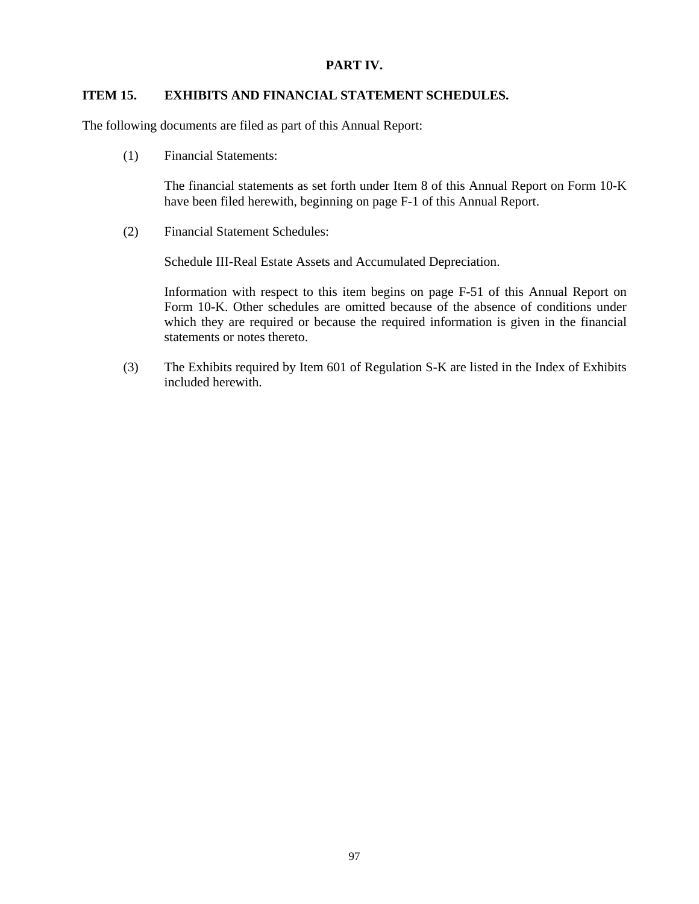# PART IV.

## ITEM 15. EXHIBITS AND FINANCIAL STATEMENT SCHEDULES.

The following documents are filed as part of this Annual Report:

(1) Financial Statements:

The financial statements as set forth under Item 8 of this Annual Report on Form 10-K have been filed herewith, beginning on page F-1 of this Annual Report.

(2) Financial Statement Schedules:

Schedule III-Real Estate Assets and Accumulated Depreciation.

Information with respect to this item begins on page F-51 of this Annual Report on Form 10-K. Other schedules are omitted because of the absence of conditions under which they are required or because the required information is given in the financial statements or notes thereto.

(3) The Exhibits required by Item 601 of Regulation S-K are listed in the Index of Exhibits included herewith.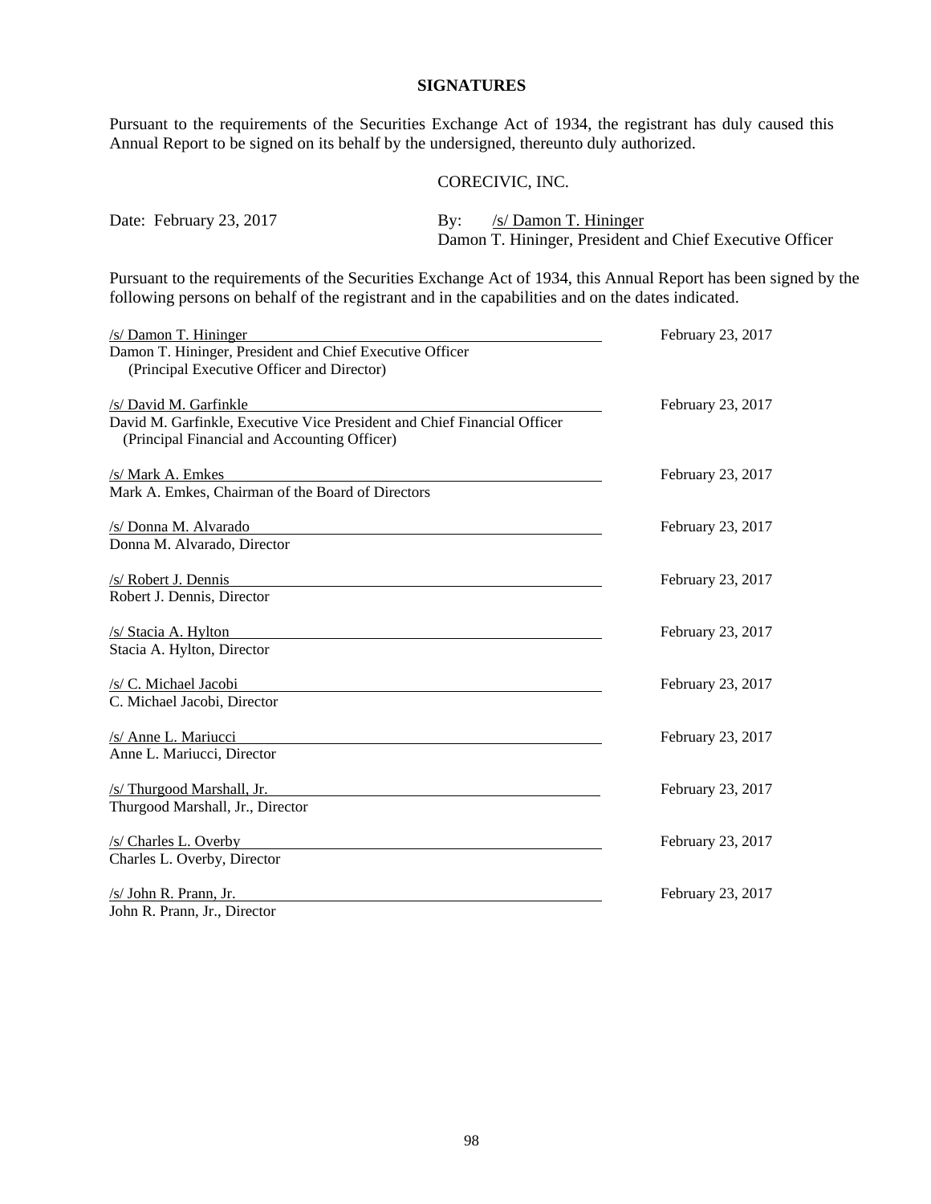**SIGNATURES**

Pursuant to the requirements of the Securities Exchange Act of 1934, the registrant has duly caused this Annual Report to be signed on its behalf by the undersigned, thereunto duly authorized.

CORECIVIC, INC.

Date: February 23, 2017

By: /s/ Damon T. Hininger
Damon T. Hininger, President and Chief Executive Officer

Pursuant to the requirements of the Securities Exchange Act of 1934, this Annual Report has been signed by the following persons on behalf of the registrant and in the capabilities and on the dates indicated.

| Signature | Date |
|---|---|
| /s/ Damon T. Hininger<br>Damon T. Hininger, President and Chief Executive Officer<br>(Principal Executive Officer and Director) | February 23, 2017 |
| /s/ David M. Garfinkle<br>David M. Garfinkle, Executive Vice President and Chief Financial Officer<br>(Principal Financial and Accounting Officer) | February 23, 2017 |
| /s/ Mark A. Emkes<br>Mark A. Emkes, Chairman of the Board of Directors | February 23, 2017 |
| /s/ Donna M. Alvarado<br>Donna M. Alvarado, Director | February 23, 2017 |
| /s/ Robert J. Dennis<br>Robert J. Dennis, Director | February 23, 2017 |
| /s/ Stacia A. Hylton<br>Stacia A. Hylton, Director | February 23, 2017 |
| /s/ C. Michael Jacobi<br>C. Michael Jacobi, Director | February 23, 2017 |
| /s/ Anne L. Mariucci<br>Anne L. Mariucci, Director | February 23, 2017 |
| /s/ Thurgood Marshall, Jr.<br>Thurgood Marshall, Jr., Director | February 23, 2017 |
| /s/ Charles L. Overby<br>Charles L. Overby, Director | February 23, 2017 |
| /s/ John R. Prann, Jr.<br>John R. Prann, Jr., Director | February 23, 2017 |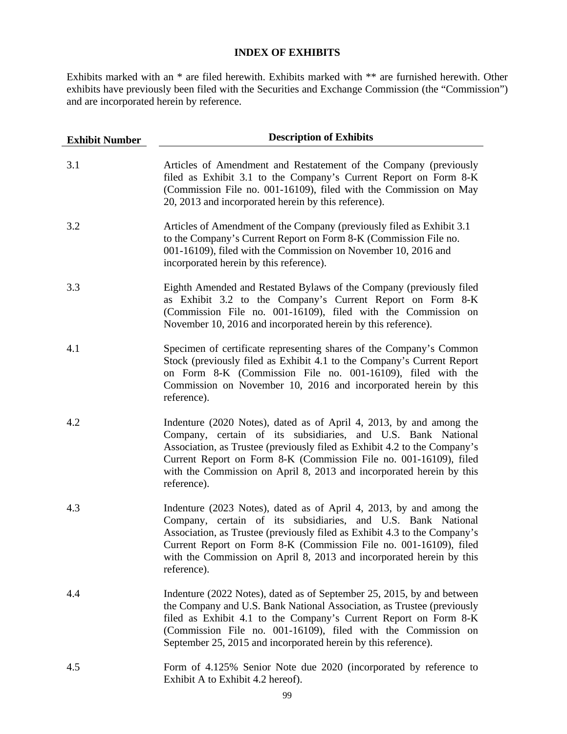## INDEX OF EXHIBITS

Exhibits marked with an * are filed herewith. Exhibits marked with ** are furnished herewith. Other exhibits have previously been filed with the Securities and Exchange Commission (the "Commission") and are incorporated herein by reference.

| Exhibit Number | Description of Exhibits |
|---|---|
| 3.1 | Articles of Amendment and Restatement of the Company (previously filed as Exhibit 3.1 to the Company's Current Report on Form 8-K (Commission File no. 001-16109), filed with the Commission on May 20, 2013 and incorporated herein by this reference). |
| 3.2 | Articles of Amendment of the Company (previously filed as Exhibit 3.1 to the Company's Current Report on Form 8-K (Commission File no. 001-16109), filed with the Commission on November 10, 2016 and incorporated herein by this reference). |
| 3.3 | Eighth Amended and Restated Bylaws of the Company (previously filed as Exhibit 3.2 to the Company's Current Report on Form 8-K (Commission File no. 001-16109), filed with the Commission on November 10, 2016 and incorporated herein by this reference). |
| 4.1 | Specimen of certificate representing shares of the Company's Common Stock (previously filed as Exhibit 4.1 to the Company's Current Report on Form 8-K (Commission File no. 001-16109), filed with the Commission on November 10, 2016 and incorporated herein by this reference). |
| 4.2 | Indenture (2020 Notes), dated as of April 4, 2013, by and among the Company, certain of its subsidiaries, and U.S. Bank National Association, as Trustee (previously filed as Exhibit 4.2 to the Company's Current Report on Form 8-K (Commission File no. 001-16109), filed with the Commission on April 8, 2013 and incorporated herein by this reference). |
| 4.3 | Indenture (2023 Notes), dated as of April 4, 2013, by and among the Company, certain of its subsidiaries, and U.S. Bank National Association, as Trustee (previously filed as Exhibit 4.3 to the Company's Current Report on Form 8-K (Commission File no. 001-16109), filed with the Commission on April 8, 2013 and incorporated herein by this reference). |
| 4.4 | Indenture (2022 Notes), dated as of September 25, 2015, by and between the Company and U.S. Bank National Association, as Trustee (previously filed as Exhibit 4.1 to the Company's Current Report on Form 8-K (Commission File no. 001-16109), filed with the Commission on September 25, 2015 and incorporated herein by this reference). |
| 4.5 | Form of 4.125% Senior Note due 2020 (incorporated by reference to Exhibit A to Exhibit 4.2 hereof). |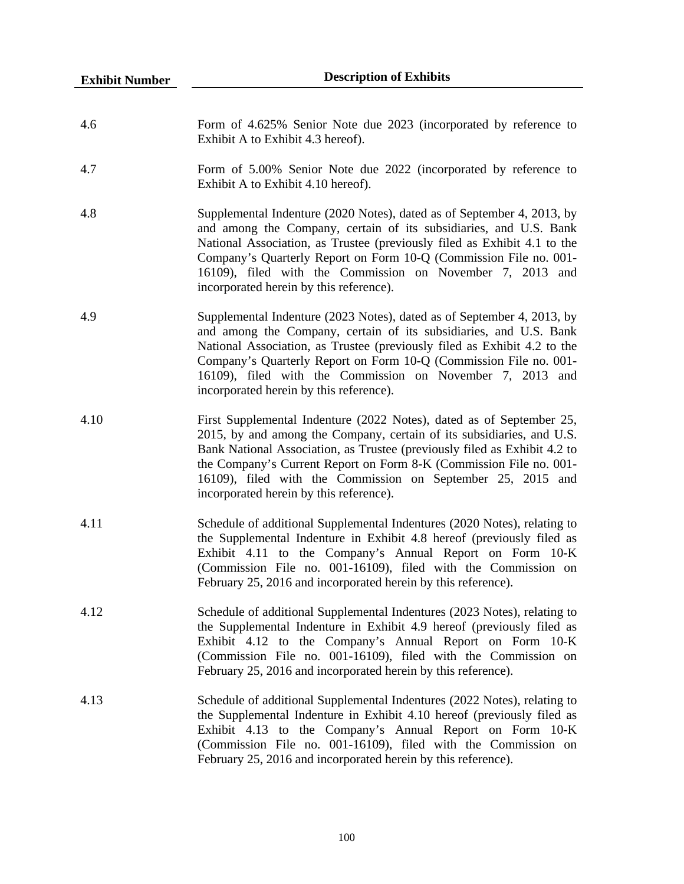| Exhibit Number | Description of Exhibits |
| --- | --- |
| 4.6 | Form of 4.625% Senior Note due 2023 (incorporated by reference to Exhibit A to Exhibit 4.3 hereof). |
| 4.7 | Form of 5.00% Senior Note due 2022 (incorporated by reference to Exhibit A to Exhibit 4.10 hereof). |
| 4.8 | Supplemental Indenture (2020 Notes), dated as of September 4, 2013, by and among the Company, certain of its subsidiaries, and U.S. Bank National Association, as Trustee (previously filed as Exhibit 4.1 to the Company's Quarterly Report on Form 10-Q (Commission File no. 001-16109), filed with the Commission on November 7, 2013 and incorporated herein by this reference). |
| 4.9 | Supplemental Indenture (2023 Notes), dated as of September 4, 2013, by and among the Company, certain of its subsidiaries, and U.S. Bank National Association, as Trustee (previously filed as Exhibit 4.2 to the Company's Quarterly Report on Form 10-Q (Commission File no. 001-16109), filed with the Commission on November 7, 2013 and incorporated herein by this reference). |
| 4.10 | First Supplemental Indenture (2022 Notes), dated as of September 25, 2015, by and among the Company, certain of its subsidiaries, and U.S. Bank National Association, as Trustee (previously filed as Exhibit 4.2 to the Company's Current Report on Form 8-K (Commission File no. 001-16109), filed with the Commission on September 25, 2015 and incorporated herein by this reference). |
| 4.11 | Schedule of additional Supplemental Indentures (2020 Notes), relating to the Supplemental Indenture in Exhibit 4.8 hereof (previously filed as Exhibit 4.11 to the Company's Annual Report on Form 10-K (Commission File no. 001-16109), filed with the Commission on February 25, 2016 and incorporated herein by this reference). |
| 4.12 | Schedule of additional Supplemental Indentures (2023 Notes), relating to the Supplemental Indenture in Exhibit 4.9 hereof (previously filed as Exhibit 4.12 to the Company's Annual Report on Form 10-K (Commission File no. 001-16109), filed with the Commission on February 25, 2016 and incorporated herein by this reference). |
| 4.13 | Schedule of additional Supplemental Indentures (2022 Notes), relating to the Supplemental Indenture in Exhibit 4.10 hereof (previously filed as Exhibit 4.13 to the Company's Annual Report on Form 10-K (Commission File no. 001-16109), filed with the Commission on February 25, 2016 and incorporated herein by this reference). |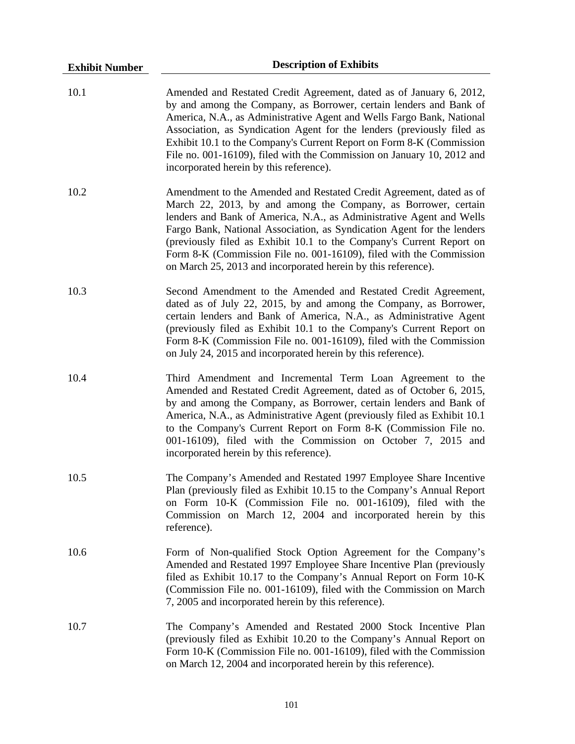| Exhibit Number | Description of Exhibits |
|---|---|
| 10.1 | Amended and Restated Credit Agreement, dated as of January 6, 2012, by and among the Company, as Borrower, certain lenders and Bank of America, N.A., as Administrative Agent and Wells Fargo Bank, National Association, as Syndication Agent for the lenders (previously filed as Exhibit 10.1 to the Company's Current Report on Form 8-K (Commission File no. 001-16109), filed with the Commission on January 10, 2012 and incorporated herein by this reference). |
| 10.2 | Amendment to the Amended and Restated Credit Agreement, dated as of March 22, 2013, by and among the Company, as Borrower, certain lenders and Bank of America, N.A., as Administrative Agent and Wells Fargo Bank, National Association, as Syndication Agent for the lenders (previously filed as Exhibit 10.1 to the Company's Current Report on Form 8-K (Commission File no. 001-16109), filed with the Commission on March 25, 2013 and incorporated herein by this reference). |
| 10.3 | Second Amendment to the Amended and Restated Credit Agreement, dated as of July 22, 2015, by and among the Company, as Borrower, certain lenders and Bank of America, N.A., as Administrative Agent (previously filed as Exhibit 10.1 to the Company's Current Report on Form 8-K (Commission File no. 001-16109), filed with the Commission on July 24, 2015 and incorporated herein by this reference). |
| 10.4 | Third Amendment and Incremental Term Loan Agreement to the Amended and Restated Credit Agreement, dated as of October 6, 2015, by and among the Company, as Borrower, certain lenders and Bank of America, N.A., as Administrative Agent (previously filed as Exhibit 10.1 to the Company's Current Report on Form 8-K (Commission File no. 001-16109), filed with the Commission on October 7, 2015 and incorporated herein by this reference). |
| 10.5 | The Company's Amended and Restated 1997 Employee Share Incentive Plan (previously filed as Exhibit 10.15 to the Company's Annual Report on Form 10-K (Commission File no. 001-16109), filed with the Commission on March 12, 2004 and incorporated herein by this reference). |
| 10.6 | Form of Non-qualified Stock Option Agreement for the Company's Amended and Restated 1997 Employee Share Incentive Plan (previously filed as Exhibit 10.17 to the Company's Annual Report on Form 10-K (Commission File no. 001-16109), filed with the Commission on March 7, 2005 and incorporated herein by this reference). |
| 10.7 | The Company's Amended and Restated 2000 Stock Incentive Plan (previously filed as Exhibit 10.20 to the Company's Annual Report on Form 10-K (Commission File no. 001-16109), filed with the Commission on March 12, 2004 and incorporated herein by this reference). |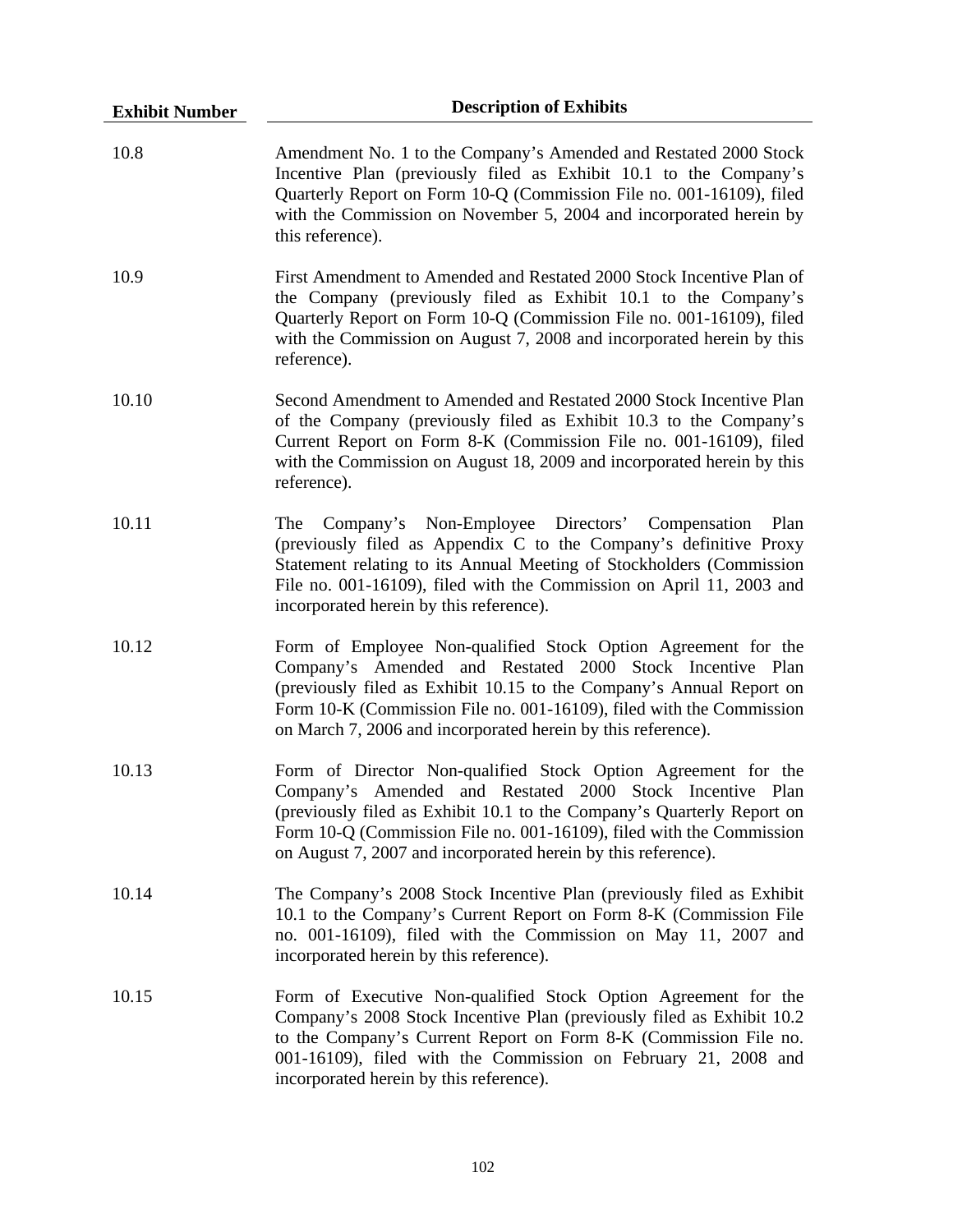| Exhibit Number | Description of Exhibits |
|---|---|
| 10.8 | Amendment No. 1 to the Company's Amended and Restated 2000 Stock Incentive Plan (previously filed as Exhibit 10.1 to the Company's Quarterly Report on Form 10-Q (Commission File no. 001-16109), filed with the Commission on November 5, 2004 and incorporated herein by this reference). |
| 10.9 | First Amendment to Amended and Restated 2000 Stock Incentive Plan of the Company (previously filed as Exhibit 10.1 to the Company's Quarterly Report on Form 10-Q (Commission File no. 001-16109), filed with the Commission on August 7, 2008 and incorporated herein by this reference). |
| 10.10 | Second Amendment to Amended and Restated 2000 Stock Incentive Plan of the Company (previously filed as Exhibit 10.3 to the Company's Current Report on Form 8-K (Commission File no. 001-16109), filed with the Commission on August 18, 2009 and incorporated herein by this reference). |
| 10.11 | The Company's Non-Employee Directors' Compensation Plan (previously filed as Appendix C to the Company's definitive Proxy Statement relating to its Annual Meeting of Stockholders (Commission File no. 001-16109), filed with the Commission on April 11, 2003 and incorporated herein by this reference). |
| 10.12 | Form of Employee Non-qualified Stock Option Agreement for the Company's Amended and Restated 2000 Stock Incentive Plan (previously filed as Exhibit 10.15 to the Company's Annual Report on Form 10-K (Commission File no. 001-16109), filed with the Commission on March 7, 2006 and incorporated herein by this reference). |
| 10.13 | Form of Director Non-qualified Stock Option Agreement for the Company's Amended and Restated 2000 Stock Incentive Plan (previously filed as Exhibit 10.1 to the Company's Quarterly Report on Form 10-Q (Commission File no. 001-16109), filed with the Commission on August 7, 2007 and incorporated herein by this reference). |
| 10.14 | The Company's 2008 Stock Incentive Plan (previously filed as Exhibit 10.1 to the Company's Current Report on Form 8-K (Commission File no. 001-16109), filed with the Commission on May 11, 2007 and incorporated herein by this reference). |
| 10.15 | Form of Executive Non-qualified Stock Option Agreement for the Company's 2008 Stock Incentive Plan (previously filed as Exhibit 10.2 to the Company's Current Report on Form 8-K (Commission File no. 001-16109), filed with the Commission on February 21, 2008 and incorporated herein by this reference). |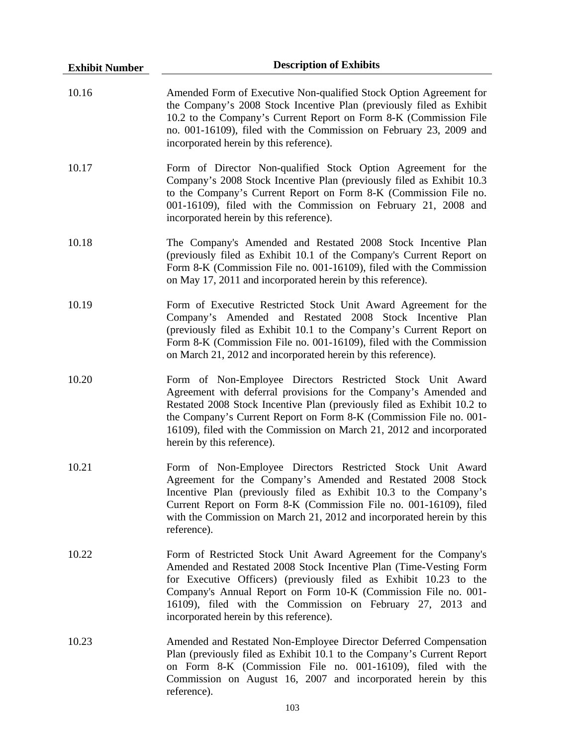| Exhibit Number | Description of Exhibits |
| --- | --- |
| 10.16 | Amended Form of Executive Non-qualified Stock Option Agreement for the Company’s 2008 Stock Incentive Plan (previously filed as Exhibit 10.2 to the Company’s Current Report on Form 8-K (Commission File no. 001-16109), filed with the Commission on February 23, 2009 and incorporated herein by this reference). |
| 10.17 | Form of Director Non-qualified Stock Option Agreement for the Company’s 2008 Stock Incentive Plan (previously filed as Exhibit 10.3 to the Company’s Current Report on Form 8-K (Commission File no. 001-16109), filed with the Commission on February 21, 2008 and incorporated herein by this reference). |
| 10.18 | The Company's Amended and Restated 2008 Stock Incentive Plan (previously filed as Exhibit 10.1 of the Company's Current Report on Form 8-K (Commission File no. 001-16109), filed with the Commission on May 17, 2011 and incorporated herein by this reference). |
| 10.19 | Form of Executive Restricted Stock Unit Award Agreement for the Company’s Amended and Restated 2008 Stock Incentive Plan (previously filed as Exhibit 10.1 to the Company’s Current Report on Form 8-K (Commission File no. 001-16109), filed with the Commission on March 21, 2012 and incorporated herein by this reference). |
| 10.20 | Form of Non-Employee Directors Restricted Stock Unit Award Agreement with deferral provisions for the Company’s Amended and Restated 2008 Stock Incentive Plan (previously filed as Exhibit 10.2 to the Company’s Current Report on Form 8-K (Commission File no. 001-16109), filed with the Commission on March 21, 2012 and incorporated herein by this reference). |
| 10.21 | Form of Non-Employee Directors Restricted Stock Unit Award Agreement for the Company’s Amended and Restated 2008 Stock Incentive Plan (previously filed as Exhibit 10.3 to the Company’s Current Report on Form 8-K (Commission File no. 001-16109), filed with the Commission on March 21, 2012 and incorporated herein by this reference). |
| 10.22 | Form of Restricted Stock Unit Award Agreement for the Company's Amended and Restated 2008 Stock Incentive Plan (Time-Vesting Form for Executive Officers) (previously filed as Exhibit 10.23 to the Company's Annual Report on Form 10-K (Commission File no. 001-16109), filed with the Commission on February 27, 2013 and incorporated herein by this reference). |
| 10.23 | Amended and Restated Non-Employee Director Deferred Compensation Plan (previously filed as Exhibit 10.1 to the Company’s Current Report on Form 8-K (Commission File no. 001-16109), filed with the Commission on August 16, 2007 and incorporated herein by this reference). |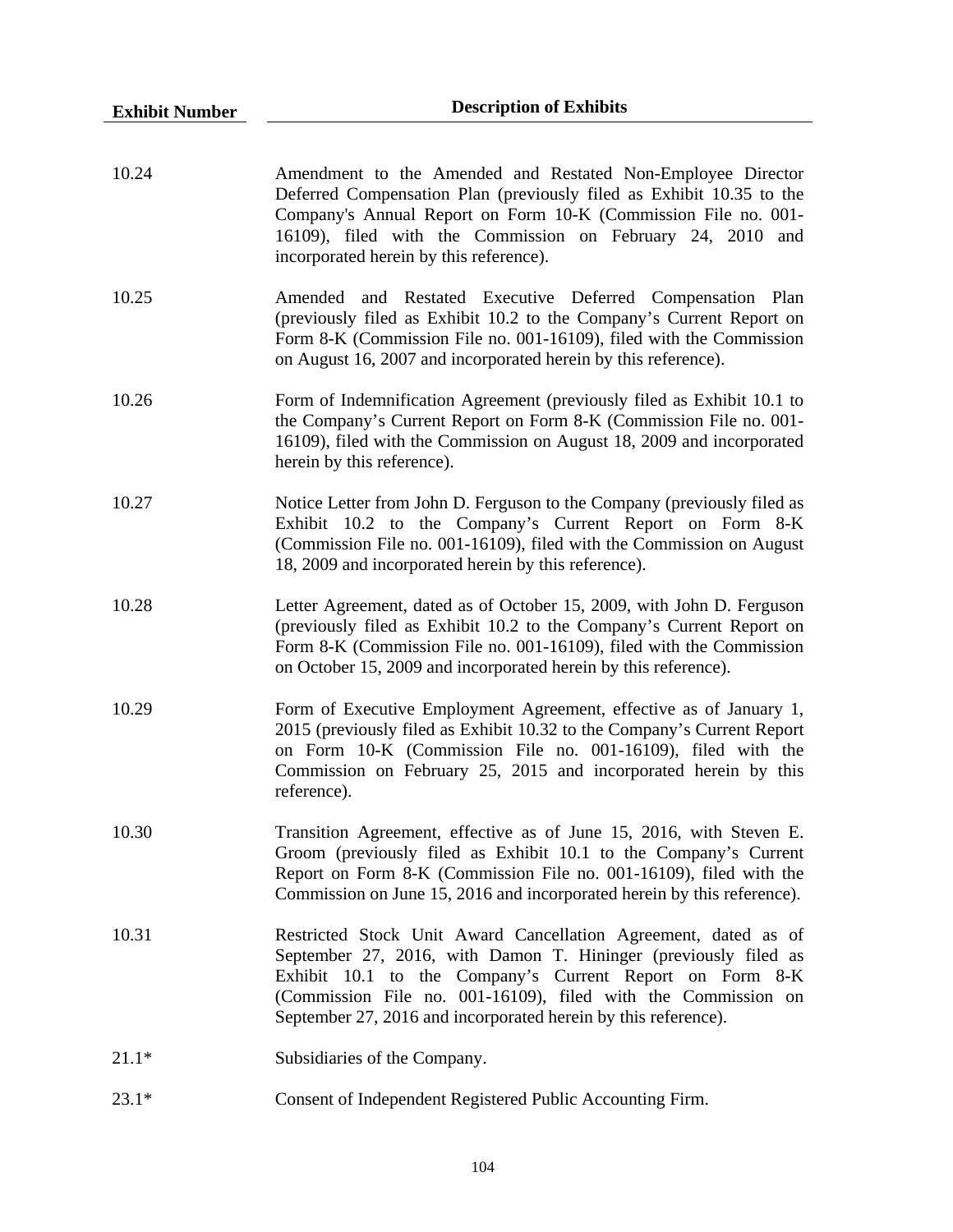| Exhibit Number | Description of Exhibits |
| --- | --- |
| 10.24 | Amendment to the Amended and Restated Non-Employee Director Deferred Compensation Plan (previously filed as Exhibit 10.35 to the Company's Annual Report on Form 10-K (Commission File no. 001-16109), filed with the Commission on February 24, 2010 and incorporated herein by this reference). |
| 10.25 | Amended and Restated Executive Deferred Compensation Plan (previously filed as Exhibit 10.2 to the Company’s Current Report on Form 8-K (Commission File no. 001-16109), filed with the Commission on August 16, 2007 and incorporated herein by this reference). |
| 10.26 | Form of Indemnification Agreement (previously filed as Exhibit 10.1 to the Company’s Current Report on Form 8-K (Commission File no. 001-16109), filed with the Commission on August 18, 2009 and incorporated herein by this reference). |
| 10.27 | Notice Letter from John D. Ferguson to the Company (previously filed as Exhibit 10.2 to the Company’s Current Report on Form 8-K (Commission File no. 001-16109), filed with the Commission on August 18, 2009 and incorporated herein by this reference). |
| 10.28 | Letter Agreement, dated as of October 15, 2009, with John D. Ferguson (previously filed as Exhibit 10.2 to the Company’s Current Report on Form 8-K (Commission File no. 001-16109), filed with the Commission on October 15, 2009 and incorporated herein by this reference). |
| 10.29 | Form of Executive Employment Agreement, effective as of January 1, 2015 (previously filed as Exhibit 10.32 to the Company’s Current Report on Form 10-K (Commission File no. 001-16109), filed with the Commission on February 25, 2015 and incorporated herein by this reference). |
| 10.30 | Transition Agreement, effective as of June 15, 2016, with Steven E. Groom (previously filed as Exhibit 10.1 to the Company’s Current Report on Form 8-K (Commission File no. 001-16109), filed with the Commission on June 15, 2016 and incorporated herein by this reference). |
| 10.31 | Restricted Stock Unit Award Cancellation Agreement, dated as of September 27, 2016, with Damon T. Hininger (previously filed as Exhibit 10.1 to the Company’s Current Report on Form 8-K (Commission File no. 001-16109), filed with the Commission on September 27, 2016 and incorporated herein by this reference). |
| 21.1* | Subsidiaries of the Company. |
| 23.1* | Consent of Independent Registered Public Accounting Firm. |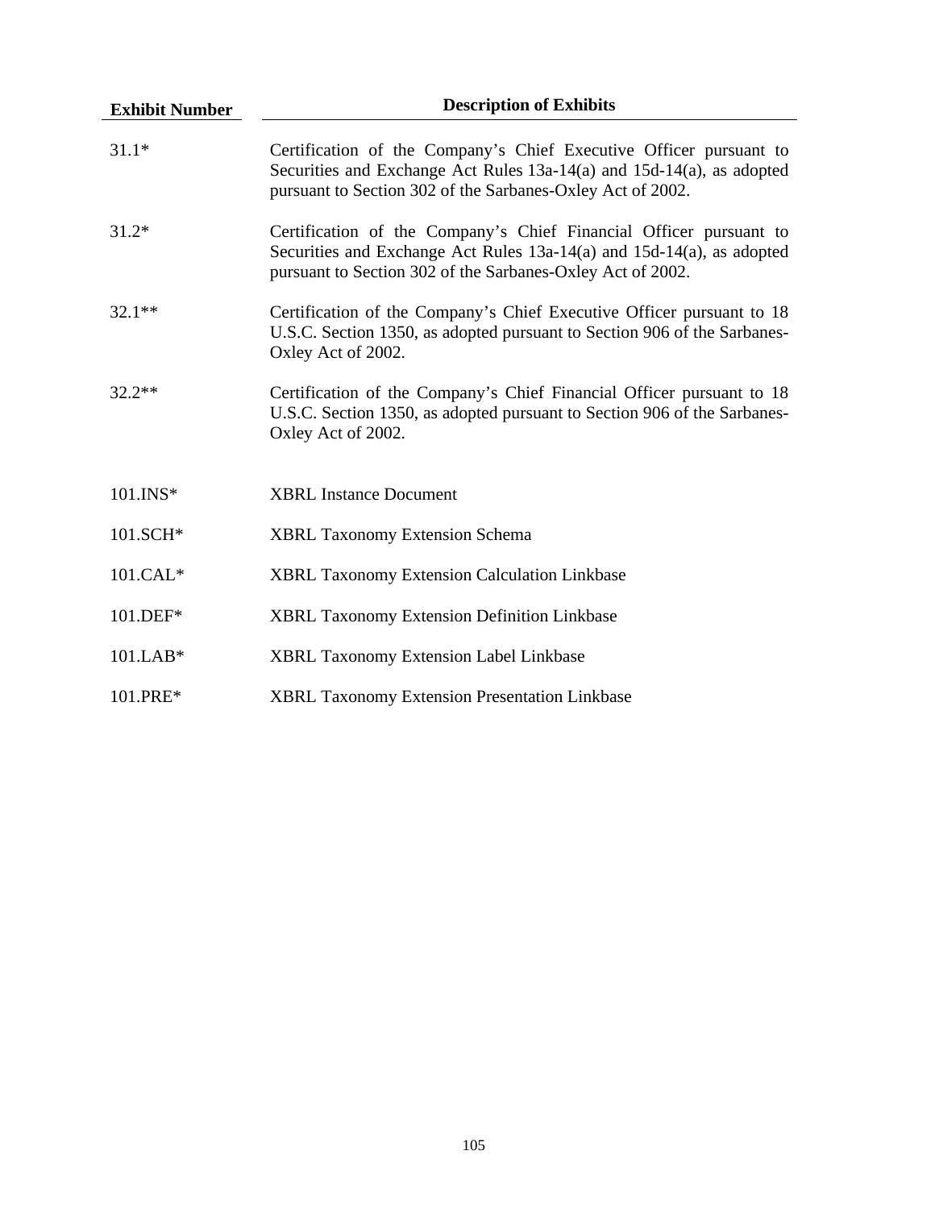| Exhibit Number | Description of Exhibits |
| --- | --- |
| 31.1* | Certification of the Company's Chief Executive Officer pursuant to Securities and Exchange Act Rules 13a-14(a) and 15d-14(a), as adopted pursuant to Section 302 of the Sarbanes-Oxley Act of 2002. |
| 31.2* | Certification of the Company's Chief Financial Officer pursuant to Securities and Exchange Act Rules 13a-14(a) and 15d-14(a), as adopted pursuant to Section 302 of the Sarbanes-Oxley Act of 2002. |
| 32.1** | Certification of the Company's Chief Executive Officer pursuant to 18 U.S.C. Section 1350, as adopted pursuant to Section 906 of the Sarbanes-Oxley Act of 2002. |
| 32.2** | Certification of the Company's Chief Financial Officer pursuant to 18 U.S.C. Section 1350, as adopted pursuant to Section 906 of the Sarbanes-Oxley Act of 2002. |
| 101.INS* | XBRL Instance Document |
| 101.SCH* | XBRL Taxonomy Extension Schema |
| 101.CAL* | XBRL Taxonomy Extension Calculation Linkbase |
| 101.DEF* | XBRL Taxonomy Extension Definition Linkbase |
| 101.LAB* | XBRL Taxonomy Extension Label Linkbase |
| 101.PRE* | XBRL Taxonomy Extension Presentation Linkbase |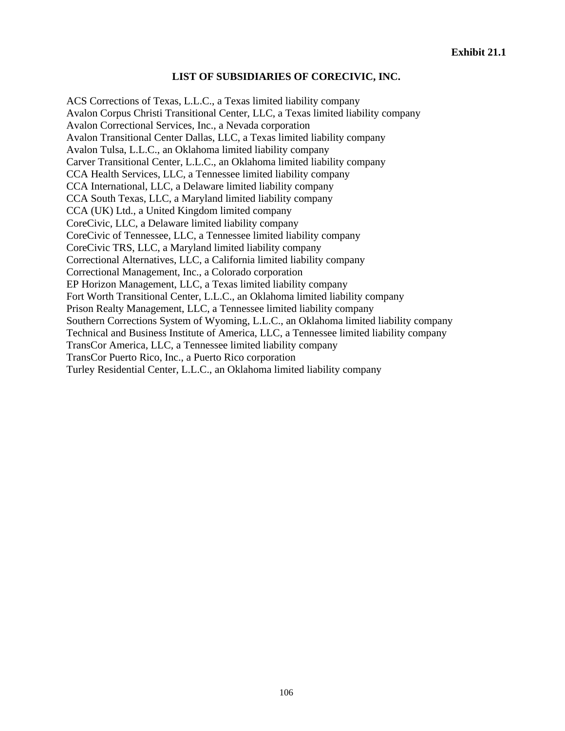**Exhibit 21.1**

# LIST OF SUBSIDIARIES OF CORECIVIC, INC.

ACS Corrections of Texas, L.L.C., a Texas limited liability company
Avalon Corpus Christi Transitional Center, LLC, a Texas limited liability company
Avalon Correctional Services, Inc., a Nevada corporation
Avalon Transitional Center Dallas, LLC, a Texas limited liability company
Avalon Tulsa, L.L.C., an Oklahoma limited liability company
Carver Transitional Center, L.L.C., an Oklahoma limited liability company
CCA Health Services, LLC, a Tennessee limited liability company
CCA International, LLC, a Delaware limited liability company
CCA South Texas, LLC, a Maryland limited liability company
CCA (UK) Ltd., a United Kingdom limited company
CoreCivic, LLC, a Delaware limited liability company
CoreCivic of Tennessee, LLC, a Tennessee limited liability company
CoreCivic TRS, LLC, a Maryland limited liability company
Correctional Alternatives, LLC, a California limited liability company
Correctional Management, Inc., a Colorado corporation
EP Horizon Management, LLC, a Texas limited liability company
Fort Worth Transitional Center, L.L.C., an Oklahoma limited liability company
Prison Realty Management, LLC, a Tennessee limited liability company
Southern Corrections System of Wyoming, L.L.C., an Oklahoma limited liability company
Technical and Business Institute of America, LLC, a Tennessee limited liability company
TransCor America, LLC, a Tennessee limited liability company
TransCor Puerto Rico, Inc., a Puerto Rico corporation
Turley Residential Center, L.L.C., an Oklahoma limited liability company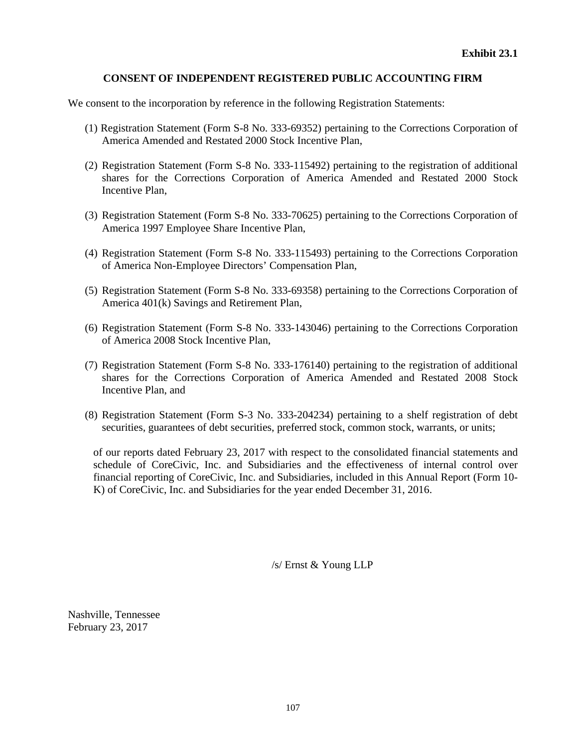**Exhibit 23.1**

# CONSENT OF INDEPENDENT REGISTERED PUBLIC ACCOUNTING FIRM

We consent to the incorporation by reference in the following Registration Statements:

(1) Registration Statement (Form S-8 No. 333-69352) pertaining to the Corrections Corporation of America Amended and Restated 2000 Stock Incentive Plan,

(2) Registration Statement (Form S-8 No. 333-115492) pertaining to the registration of additional shares for the Corrections Corporation of America Amended and Restated 2000 Stock Incentive Plan,

(3) Registration Statement (Form S-8 No. 333-70625) pertaining to the Corrections Corporation of America 1997 Employee Share Incentive Plan,

(4) Registration Statement (Form S-8 No. 333-115493) pertaining to the Corrections Corporation of America Non-Employee Directors' Compensation Plan,

(5) Registration Statement (Form S-8 No. 333-69358) pertaining to the Corrections Corporation of America 401(k) Savings and Retirement Plan,

(6) Registration Statement (Form S-8 No. 333-143046) pertaining to the Corrections Corporation of America 2008 Stock Incentive Plan,

(7) Registration Statement (Form S-8 No. 333-176140) pertaining to the registration of additional shares for the Corrections Corporation of America Amended and Restated 2008 Stock Incentive Plan, and

(8) Registration Statement (Form S-3 No. 333-204234) pertaining to a shelf registration of debt securities, guarantees of debt securities, preferred stock, common stock, warrants, or units;

of our reports dated February 23, 2017 with respect to the consolidated financial statements and schedule of CoreCivic, Inc. and Subsidiaries and the effectiveness of internal control over financial reporting of CoreCivic, Inc. and Subsidiaries, included in this Annual Report (Form 10-K) of CoreCivic, Inc. and Subsidiaries for the year ended December 31, 2016.

/s/ Ernst & Young LLP

Nashville, Tennessee
February 23, 2017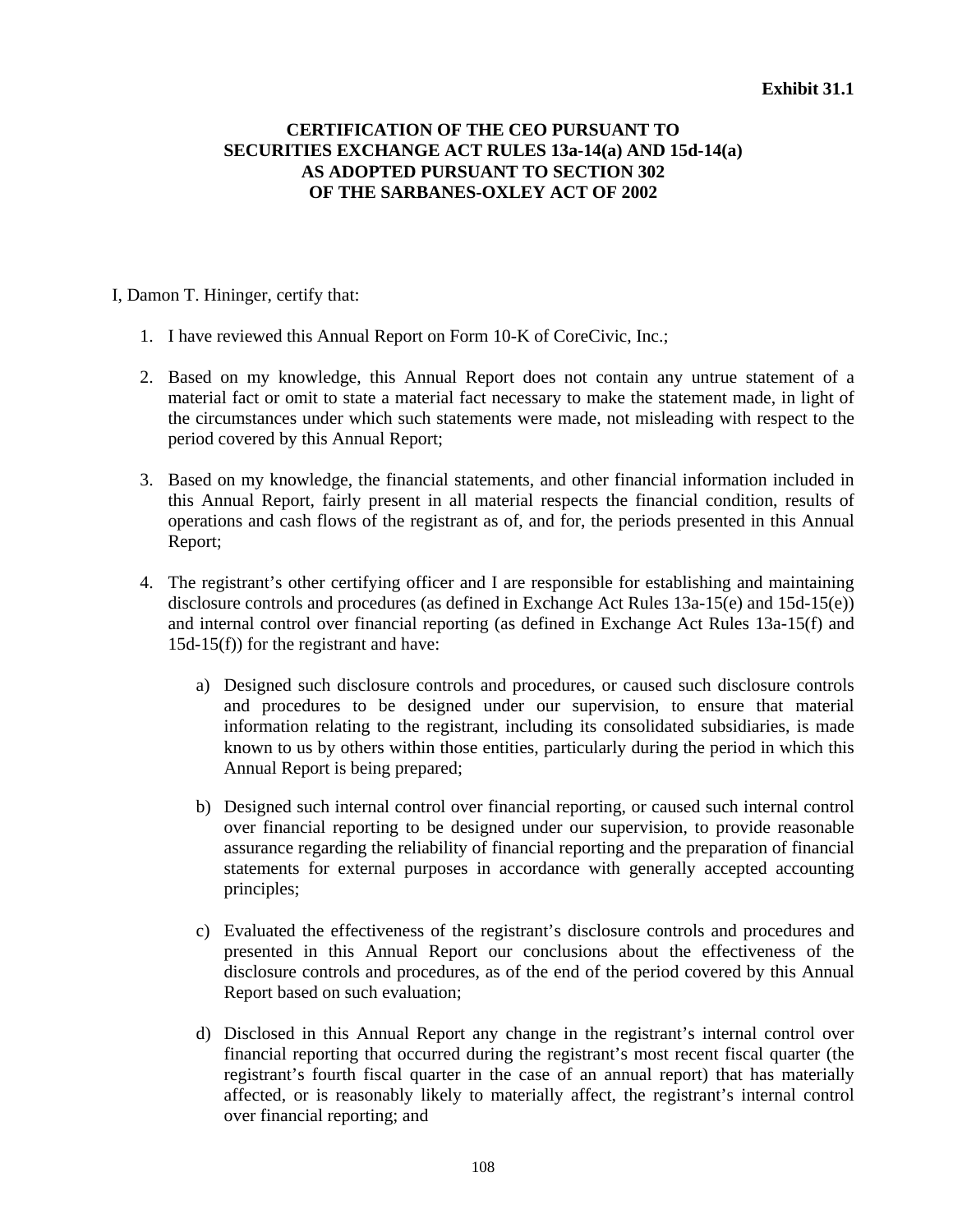**Exhibit 31.1**

**CERTIFICATION OF THE CEO PURSUANT TO SECURITIES EXCHANGE ACT RULES 13a-14(a) AND 15d-14(a) AS ADOPTED PURSUANT TO SECTION 302 OF THE SARBANES-OXLEY ACT OF 2002**

I, Damon T. Hininger, certify that:

1. I have reviewed this Annual Report on Form 10-K of CoreCivic, Inc.;

2. Based on my knowledge, this Annual Report does not contain any untrue statement of a material fact or omit to state a material fact necessary to make the statement made, in light of the circumstances under which such statements were made, not misleading with respect to the period covered by this Annual Report;

3. Based on my knowledge, the financial statements, and other financial information included in this Annual Report, fairly present in all material respects the financial condition, results of operations and cash flows of the registrant as of, and for, the periods presented in this Annual Report;

4. The registrant's other certifying officer and I are responsible for establishing and maintaining disclosure controls and procedures (as defined in Exchange Act Rules 13a-15(e) and 15d-15(e)) and internal control over financial reporting (as defined in Exchange Act Rules 13a-15(f) and 15d-15(f)) for the registrant and have:

    a) Designed such disclosure controls and procedures, or caused such disclosure controls and procedures to be designed under our supervision, to ensure that material information relating to the registrant, including its consolidated subsidiaries, is made known to us by others within those entities, particularly during the period in which this Annual Report is being prepared;

    b) Designed such internal control over financial reporting, or caused such internal control over financial reporting to be designed under our supervision, to provide reasonable assurance regarding the reliability of financial reporting and the preparation of financial statements for external purposes in accordance with generally accepted accounting principles;

    c) Evaluated the effectiveness of the registrant's disclosure controls and procedures and presented in this Annual Report our conclusions about the effectiveness of the disclosure controls and procedures, as of the end of the period covered by this Annual Report based on such evaluation;

    d) Disclosed in this Annual Report any change in the registrant's internal control over financial reporting that occurred during the registrant's most recent fiscal quarter (the registrant's fourth fiscal quarter in the case of an annual report) that has materially affected, or is reasonably likely to materially affect, the registrant's internal control over financial reporting; and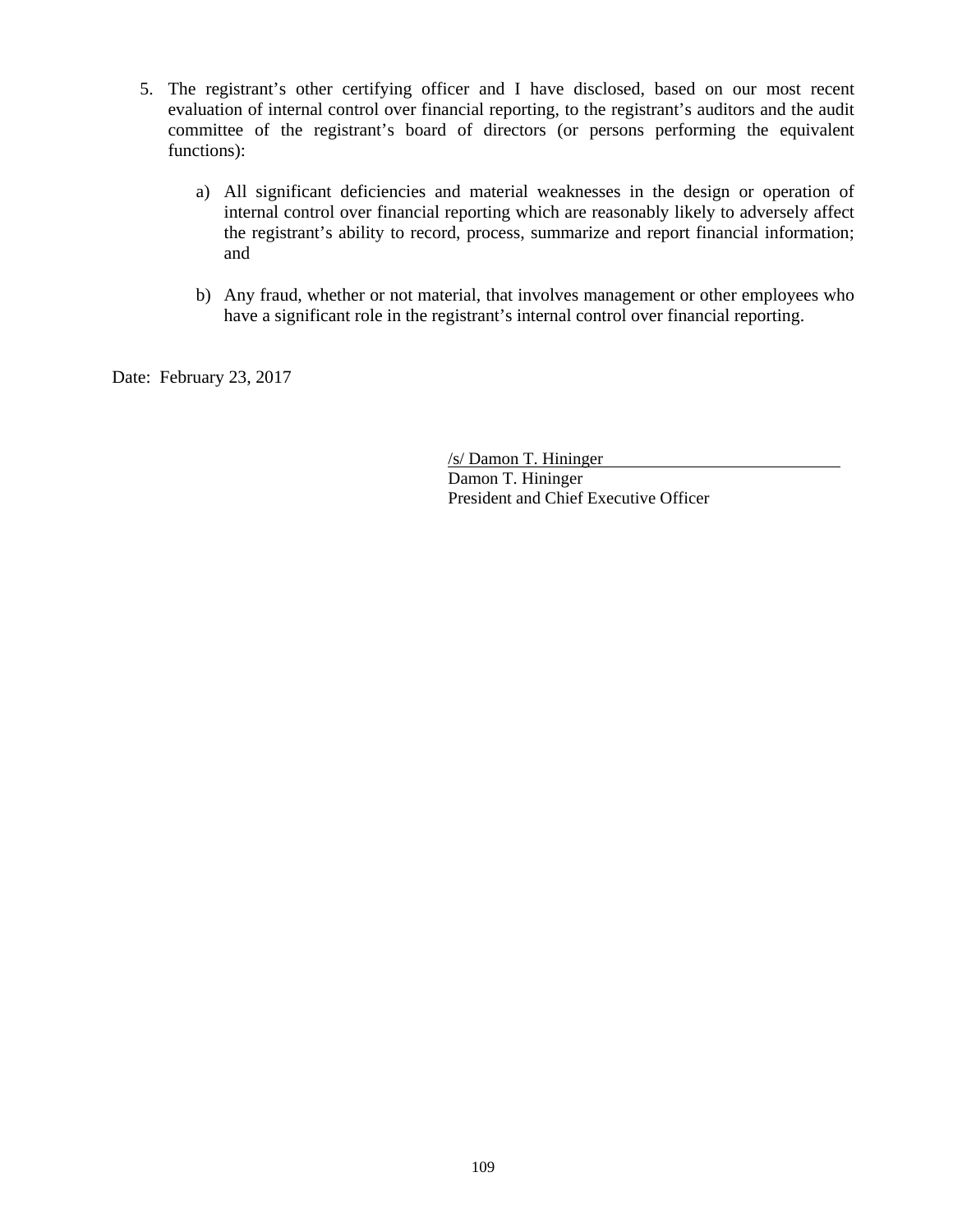5. The registrant's other certifying officer and I have disclosed, based on our most recent evaluation of internal control over financial reporting, to the registrant's auditors and the audit committee of the registrant's board of directors (or persons performing the equivalent functions):

   a) All significant deficiencies and material weaknesses in the design or operation of internal control over financial reporting which are reasonably likely to adversely affect the registrant's ability to record, process, summarize and report financial information; and

   b) Any fraud, whether or not material, that involves management or other employees who have a significant role in the registrant's internal control over financial reporting.

Date: February 23, 2017

/s/ Damon T. Hininger
Damon T. Hininger
President and Chief Executive Officer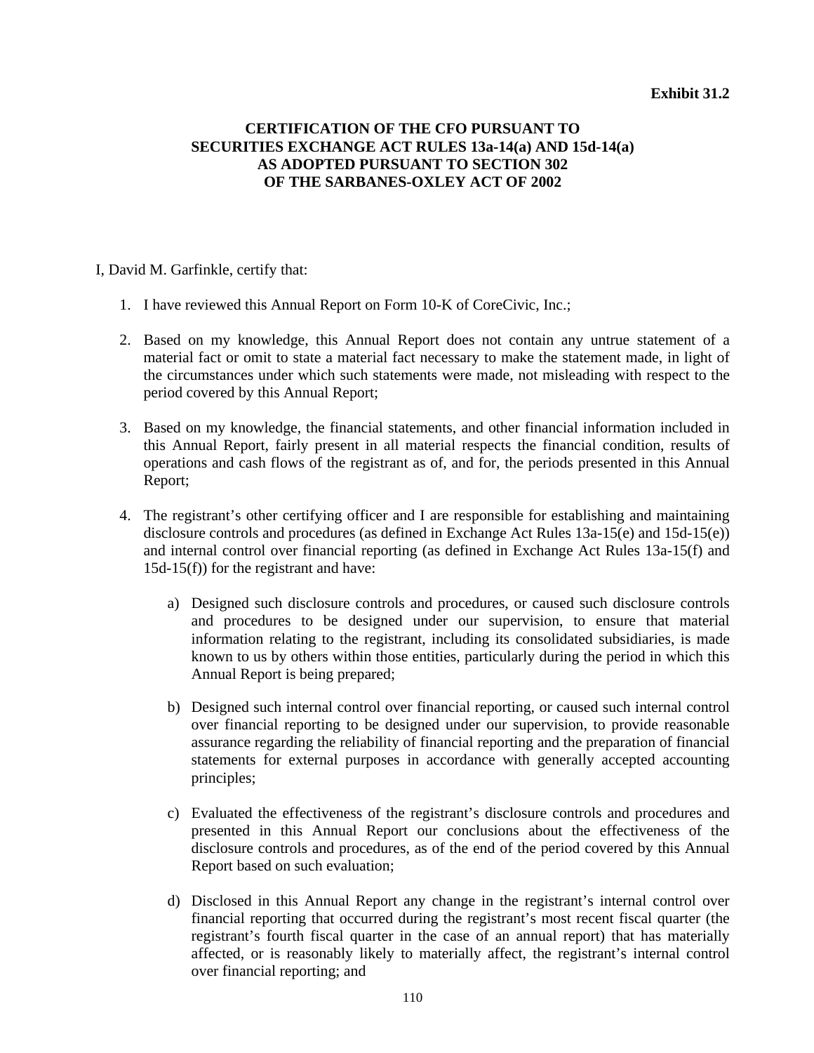**Exhibit 31.2**

**CERTIFICATION OF THE CFO PURSUANT TO SECURITIES EXCHANGE ACT RULES 13a-14(a) AND 15d-14(a) AS ADOPTED PURSUANT TO SECTION 302 OF THE SARBANES-OXLEY ACT OF 2002**

I, David M. Garfinkle, certify that:

1. I have reviewed this Annual Report on Form 10-K of CoreCivic, Inc.;

2. Based on my knowledge, this Annual Report does not contain any untrue statement of a material fact or omit to state a material fact necessary to make the statement made, in light of the circumstances under which such statements were made, not misleading with respect to the period covered by this Annual Report;

3. Based on my knowledge, the financial statements, and other financial information included in this Annual Report, fairly present in all material respects the financial condition, results of operations and cash flows of the registrant as of, and for, the periods presented in this Annual Report;

4. The registrant's other certifying officer and I are responsible for establishing and maintaining disclosure controls and procedures (as defined in Exchange Act Rules 13a-15(e) and 15d-15(e)) and internal control over financial reporting (as defined in Exchange Act Rules 13a-15(f) and 15d-15(f)) for the registrant and have:

   a) Designed such disclosure controls and procedures, or caused such disclosure controls and procedures to be designed under our supervision, to ensure that material information relating to the registrant, including its consolidated subsidiaries, is made known to us by others within those entities, particularly during the period in which this Annual Report is being prepared;

   b) Designed such internal control over financial reporting, or caused such internal control over financial reporting to be designed under our supervision, to provide reasonable assurance regarding the reliability of financial reporting and the preparation of financial statements for external purposes in accordance with generally accepted accounting principles;

   c) Evaluated the effectiveness of the registrant's disclosure controls and procedures and presented in this Annual Report our conclusions about the effectiveness of the disclosure controls and procedures, as of the end of the period covered by this Annual Report based on such evaluation;

   d) Disclosed in this Annual Report any change in the registrant's internal control over financial reporting that occurred during the registrant's most recent fiscal quarter (the registrant's fourth fiscal quarter in the case of an annual report) that has materially affected, or is reasonably likely to materially affect, the registrant's internal control over financial reporting; and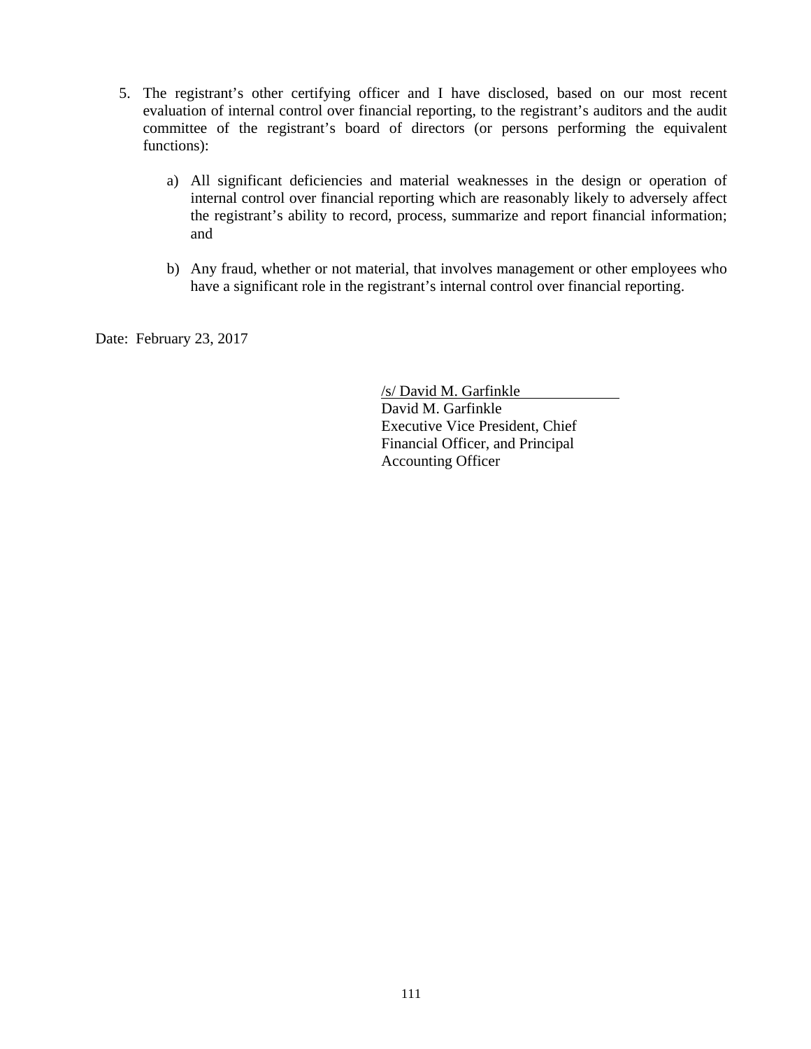5. The registrant's other certifying officer and I have disclosed, based on our most recent evaluation of internal control over financial reporting, to the registrant's auditors and the audit committee of the registrant's board of directors (or persons performing the equivalent functions):

   a) All significant deficiencies and material weaknesses in the design or operation of internal control over financial reporting which are reasonably likely to adversely affect the registrant's ability to record, process, summarize and report financial information; and

   b) Any fraud, whether or not material, that involves management or other employees who have a significant role in the registrant's internal control over financial reporting.

Date: February 23, 2017

/s/ David M. Garfinkle
David M. Garfinkle
Executive Vice President, Chief Financial Officer, and Principal Accounting Officer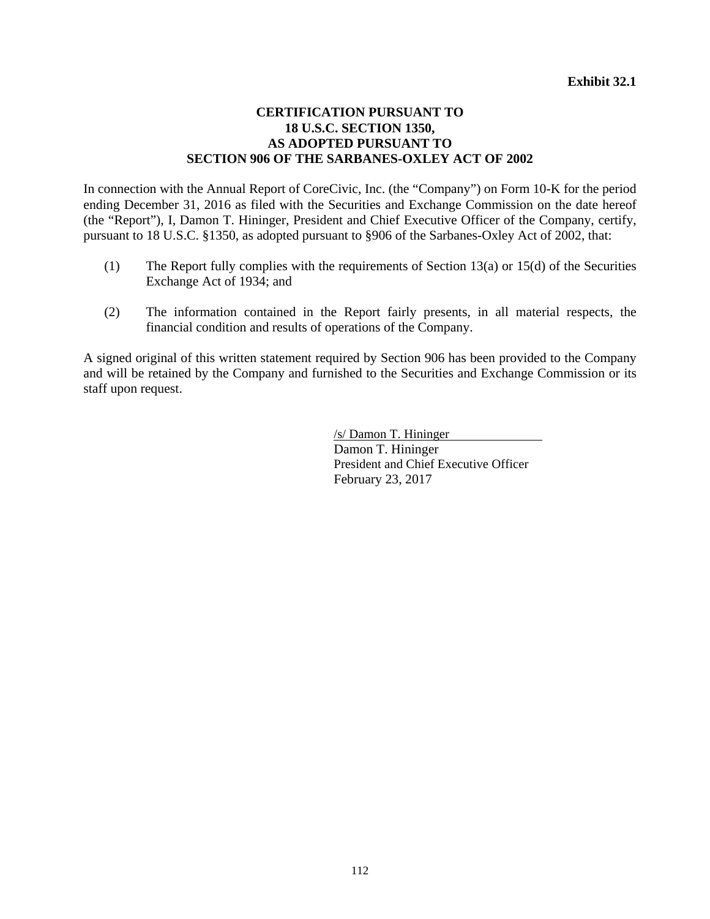**Exhibit 32.1**

**CERTIFICATION PURSUANT TO**
**18 U.S.C. SECTION 1350,**
**AS ADOPTED PURSUANT TO**
**SECTION 906 OF THE SARBANES-OXLEY ACT OF 2002**

In connection with the Annual Report of CoreCivic, Inc. (the "Company") on Form 10-K for the period ending December 31, 2016 as filed with the Securities and Exchange Commission on the date hereof (the "Report"), I, Damon T. Hininger, President and Chief Executive Officer of the Company, certify, pursuant to 18 U.S.C. §1350, as adopted pursuant to §906 of the Sarbanes-Oxley Act of 2002, that:

(1) The Report fully complies with the requirements of Section 13(a) or 15(d) of the Securities Exchange Act of 1934; and

(2) The information contained in the Report fairly presents, in all material respects, the financial condition and results of operations of the Company.

A signed original of this written statement required by Section 906 has been provided to the Company and will be retained by the Company and furnished to the Securities and Exchange Commission or its staff upon request.

/s/ Damon T. Hininger
Damon T. Hininger
President and Chief Executive Officer
February 23, 2017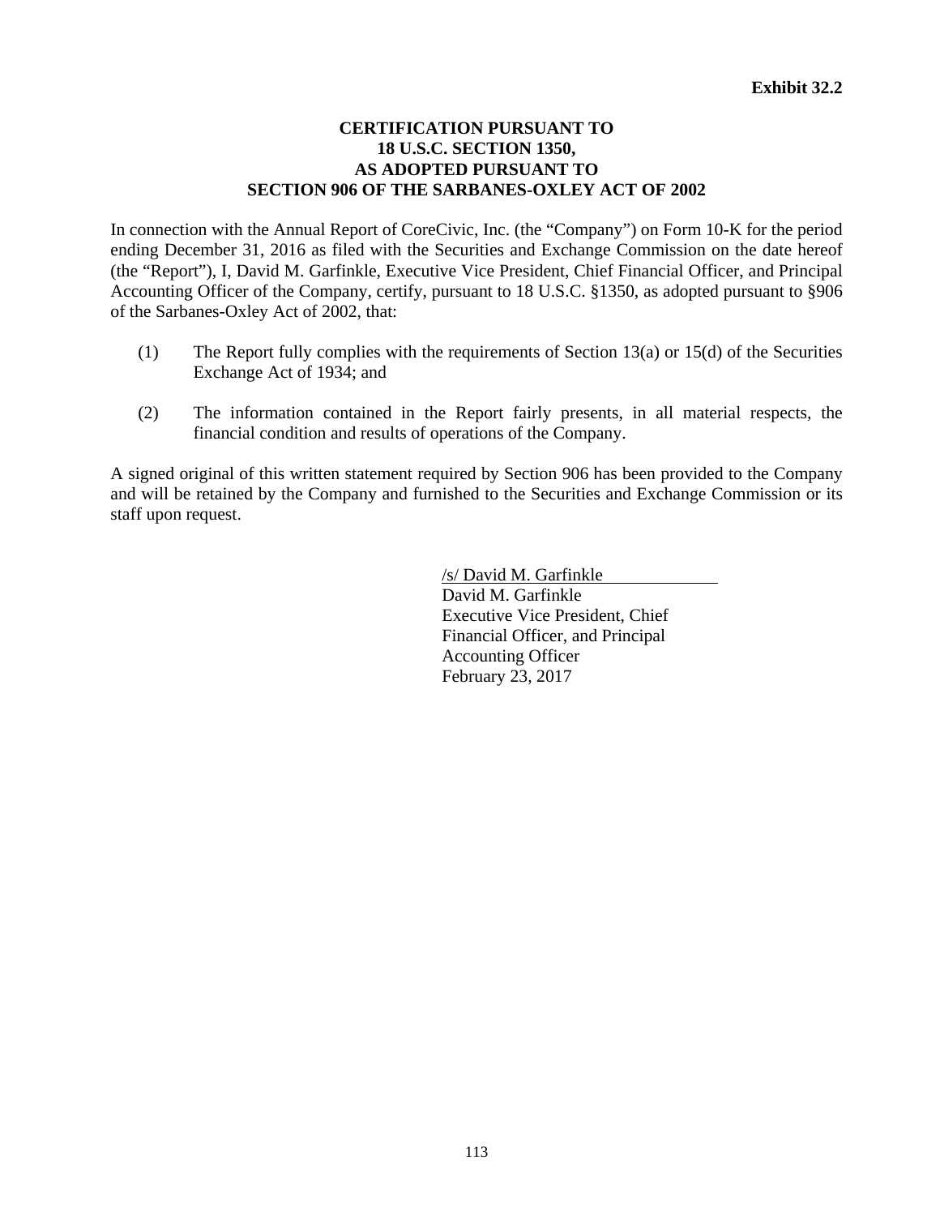**Exhibit 32.2**

**CERTIFICATION PURSUANT TO**
**18 U.S.C. SECTION 1350,**
**AS ADOPTED PURSUANT TO**
**SECTION 906 OF THE SARBANES-OXLEY ACT OF 2002**

In connection with the Annual Report of CoreCivic, Inc. (the "Company") on Form 10-K for the period ending December 31, 2016 as filed with the Securities and Exchange Commission on the date hereof (the "Report"), I, David M. Garfinkle, Executive Vice President, Chief Financial Officer, and Principal Accounting Officer of the Company, certify, pursuant to 18 U.S.C. §1350, as adopted pursuant to §906 of the Sarbanes-Oxley Act of 2002, that:

(1) The Report fully complies with the requirements of Section 13(a) or 15(d) of the Securities Exchange Act of 1934; and

(2) The information contained in the Report fairly presents, in all material respects, the financial condition and results of operations of the Company.

A signed original of this written statement required by Section 906 has been provided to the Company and will be retained by the Company and furnished to the Securities and Exchange Commission or its staff upon request.

/s/ David M. Garfinkle
David M. Garfinkle
Executive Vice President, Chief Financial Officer, and Principal Accounting Officer
February 23, 2017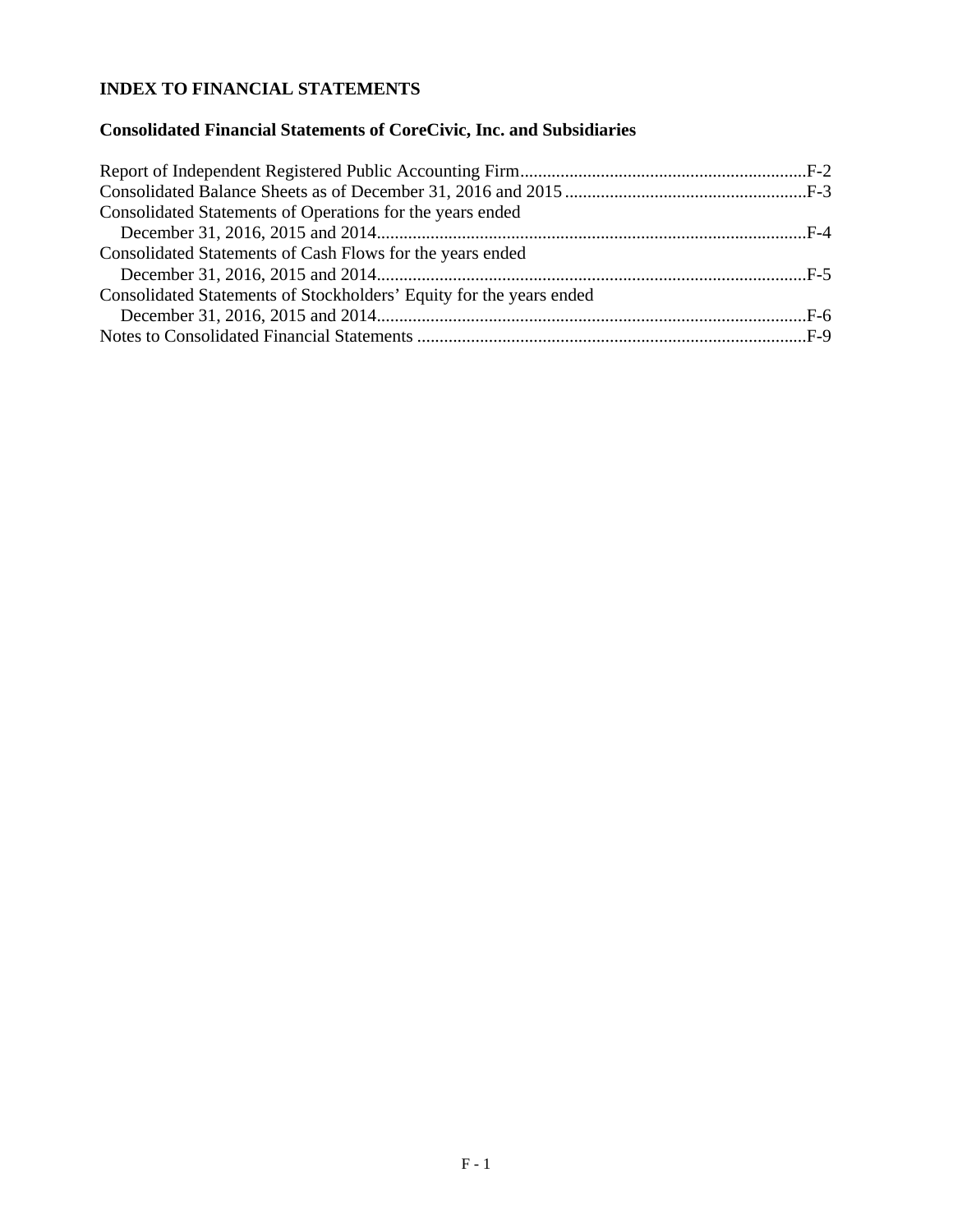**INDEX TO FINANCIAL STATEMENTS**

**Consolidated Financial Statements of CoreCivic, Inc. and Subsidiaries**

| | |
|---|---|
| Report of Independent Registered Public Accounting Firm | F-2 |
| Consolidated Balance Sheets as of December 31, 2016 and 2015 | F-3 |
| Consolidated Statements of Operations for the years ended December 31, 2016, 2015 and 2014 | F-4 |
| Consolidated Statements of Cash Flows for the years ended December 31, 2016, 2015 and 2014 | F-5 |
| Consolidated Statements of Stockholders' Equity for the years ended December 31, 2016, 2015 and 2014 | F-6 |
| Notes to Consolidated Financial Statements | F-9 |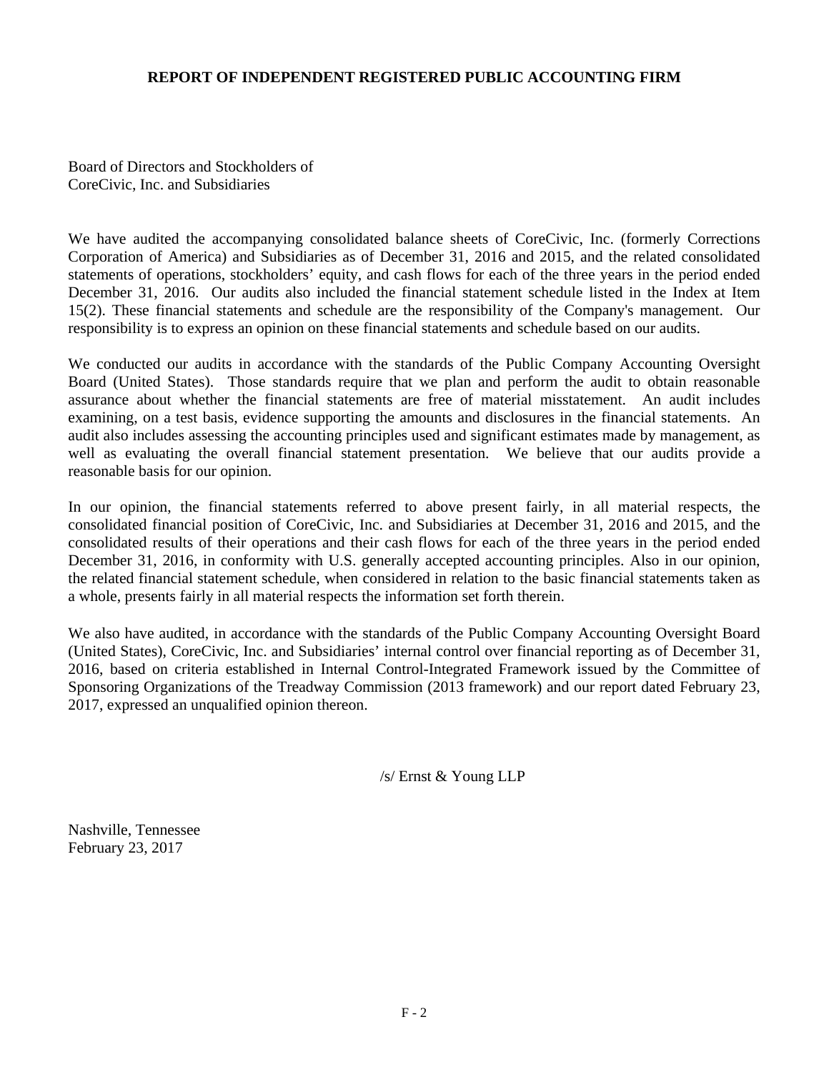## REPORT OF INDEPENDENT REGISTERED PUBLIC ACCOUNTING FIRM

Board of Directors and Stockholders of
CoreCivic, Inc. and Subsidiaries

We have audited the accompanying consolidated balance sheets of CoreCivic, Inc. (formerly Corrections Corporation of America) and Subsidiaries as of December 31, 2016 and 2015, and the related consolidated statements of operations, stockholders' equity, and cash flows for each of the three years in the period ended December 31, 2016. Our audits also included the financial statement schedule listed in the Index at Item 15(2). These financial statements and schedule are the responsibility of the Company's management. Our responsibility is to express an opinion on these financial statements and schedule based on our audits.

We conducted our audits in accordance with the standards of the Public Company Accounting Oversight Board (United States). Those standards require that we plan and perform the audit to obtain reasonable assurance about whether the financial statements are free of material misstatement. An audit includes examining, on a test basis, evidence supporting the amounts and disclosures in the financial statements. An audit also includes assessing the accounting principles used and significant estimates made by management, as well as evaluating the overall financial statement presentation. We believe that our audits provide a reasonable basis for our opinion.

In our opinion, the financial statements referred to above present fairly, in all material respects, the consolidated financial position of CoreCivic, Inc. and Subsidiaries at December 31, 2016 and 2015, and the consolidated results of their operations and their cash flows for each of the three years in the period ended December 31, 2016, in conformity with U.S. generally accepted accounting principles. Also in our opinion, the related financial statement schedule, when considered in relation to the basic financial statements taken as a whole, presents fairly in all material respects the information set forth therein.

We also have audited, in accordance with the standards of the Public Company Accounting Oversight Board (United States), CoreCivic, Inc. and Subsidiaries' internal control over financial reporting as of December 31, 2016, based on criteria established in Internal Control-Integrated Framework issued by the Committee of Sponsoring Organizations of the Treadway Commission (2013 framework) and our report dated February 23, 2017, expressed an unqualified opinion thereon.

/s/ Ernst & Young LLP

Nashville, Tennessee
February 23, 2017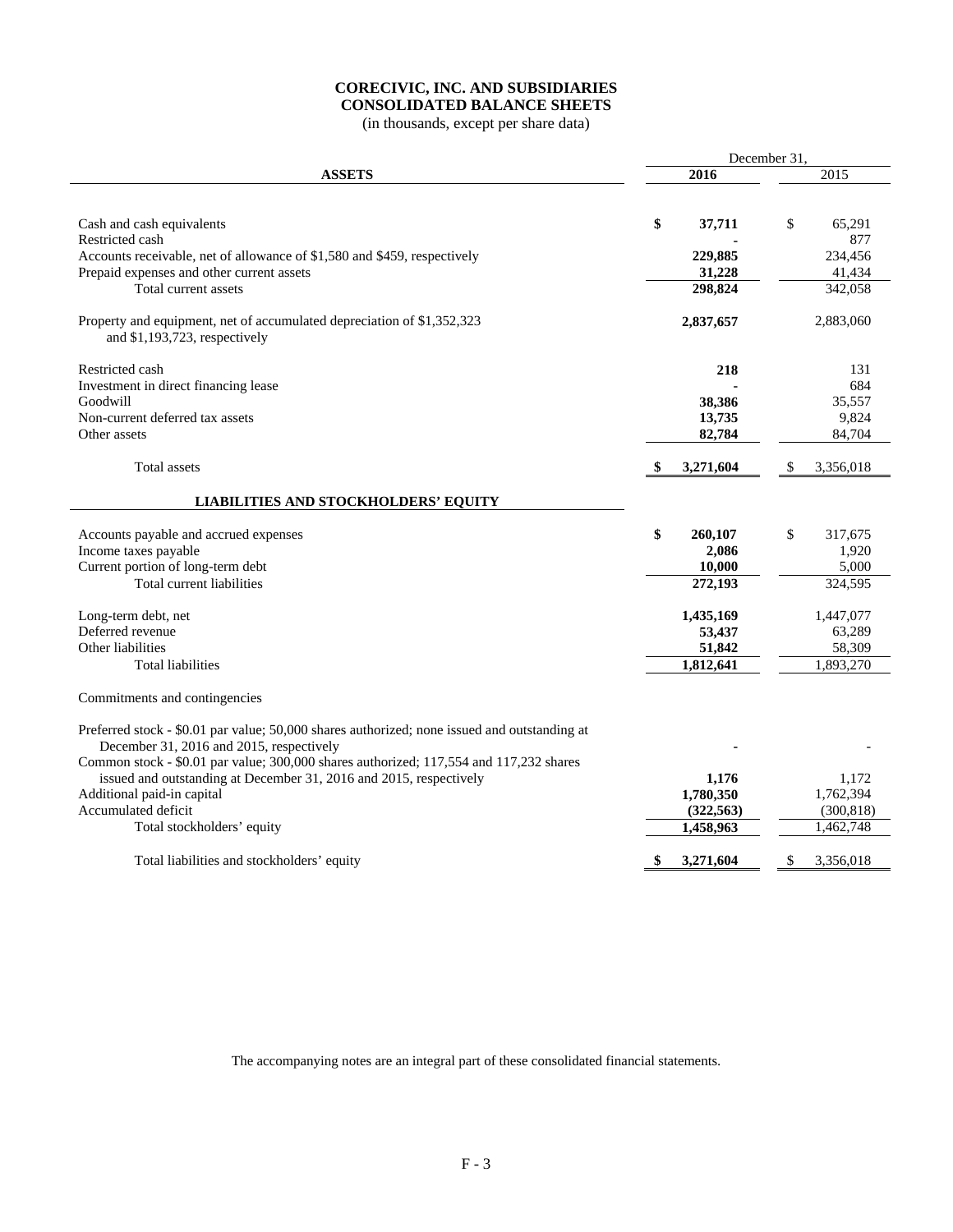# CORECIVIC, INC. AND SUBSIDIARIES
# CONSOLIDATED BALANCE SHEETS

(in thousands, except per share data)

| | December 31, | |
|---|---|---|
| **ASSETS** | **2016** | 2015 |
| Cash and cash equivalents | **$ 37,711** | $ 65,291 |
| Restricted cash | **-** | 877 |
| Accounts receivable, net of allowance of $1,580 and $459, respectively | **229,885** | 234,456 |
| Prepaid expenses and other current assets | **31,228** | 41,434 |
| Total current assets | **298,824** | 342,058 |
| Property and equipment, net of accumulated depreciation of $1,352,323 and $1,193,723, respectively | **2,837,657** | 2,883,060 |
| Restricted cash | **218** | 131 |
| Investment in direct financing lease | **-** | 684 |
| Goodwill | **38,386** | 35,557 |
| Non-current deferred tax assets | **13,735** | 9,824 |
| Other assets | **82,784** | 84,704 |
| Total assets | **$ 3,271,604** | $ 3,356,018 |
| **LIABILITIES AND STOCKHOLDERS' EQUITY** | | |
| Accounts payable and accrued expenses | **$ 260,107** | $ 317,675 |
| Income taxes payable | **2,086** | 1,920 |
| Current portion of long-term debt | **10,000** | 5,000 |
| Total current liabilities | **272,193** | 324,595 |
| Long-term debt, net | **1,435,169** | 1,447,077 |
| Deferred revenue | **53,437** | 63,289 |
| Other liabilities | **51,842** | 58,309 |
| Total liabilities | **1,812,641** | 1,893,270 |
| Commitments and contingencies | | |
| Preferred stock - $0.01 par value; 50,000 shares authorized; none issued and outstanding at December 31, 2016 and 2015, respectively | **-** | - |
| Common stock - $0.01 par value; 300,000 shares authorized; 117,554 and 117,232 shares issued and outstanding at December 31, 2016 and 2015, respectively | **1,176** | 1,172 |
| Additional paid-in capital | **1,780,350** | 1,762,394 |
| Accumulated deficit | **(322,563)** | (300,818) |
| Total stockholders' equity | **1,458,963** | 1,462,748 |
| Total liabilities and stockholders' equity | **$ 3,271,604** | $ 3,356,018 |

The accompanying notes are an integral part of these consolidated financial statements.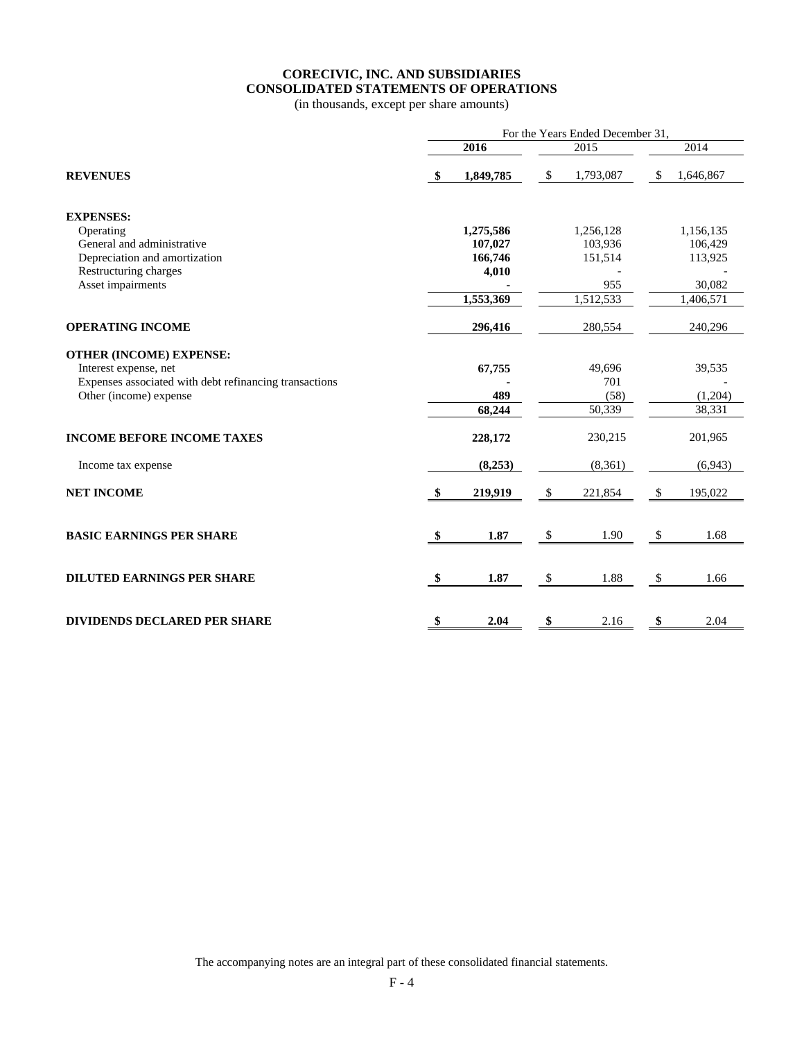# CORECIVIC, INC. AND SUBSIDIARIES
# CONSOLIDATED STATEMENTS OF OPERATIONS

(in thousands, except per share amounts)

| | For the Years Ended December 31, | | |
|---|---|---|---|
| | **2016** | 2015 | 2014 |
| **REVENUES** | **$ 1,849,785** | $ 1,793,087 | $ 1,646,867 |
| **EXPENSES:** | | | |
| Operating | **1,275,586** | 1,256,128 | 1,156,135 |
| General and administrative | **107,027** | 103,936 | 106,429 |
| Depreciation and amortization | **166,746** | 151,514 | 113,925 |
| Restructuring charges | **4,010** | - | - |
| Asset impairments | **-** | 955 | 30,082 |
| | **1,553,369** | 1,512,533 | 1,406,571 |
| **OPERATING INCOME** | **296,416** | 280,554 | 240,296 |
| **OTHER (INCOME) EXPENSE:** | | | |
| Interest expense, net | **67,755** | 49,696 | 39,535 |
| Expenses associated with debt refinancing transactions | **-** | 701 | - |
| Other (income) expense | **489** | (58) | (1,204) |
| | **68,244** | 50,339 | 38,331 |
| **INCOME BEFORE INCOME TAXES** | **228,172** | 230,215 | 201,965 |
| Income tax expense | **(8,253)** | (8,361) | (6,943) |
| **NET INCOME** | **$ 219,919** | $ 221,854 | $ 195,022 |
| **BASIC EARNINGS PER SHARE** | **$ 1.87** | $ 1.90 | $ 1.68 |
| **DILUTED EARNINGS PER SHARE** | **$ 1.87** | $ 1.88 | $ 1.66 |
| **DIVIDENDS DECLARED PER SHARE** | **$ 2.04** | **$** 2.16 | **$** 2.04 |

The accompanying notes are an integral part of these consolidated financial statements.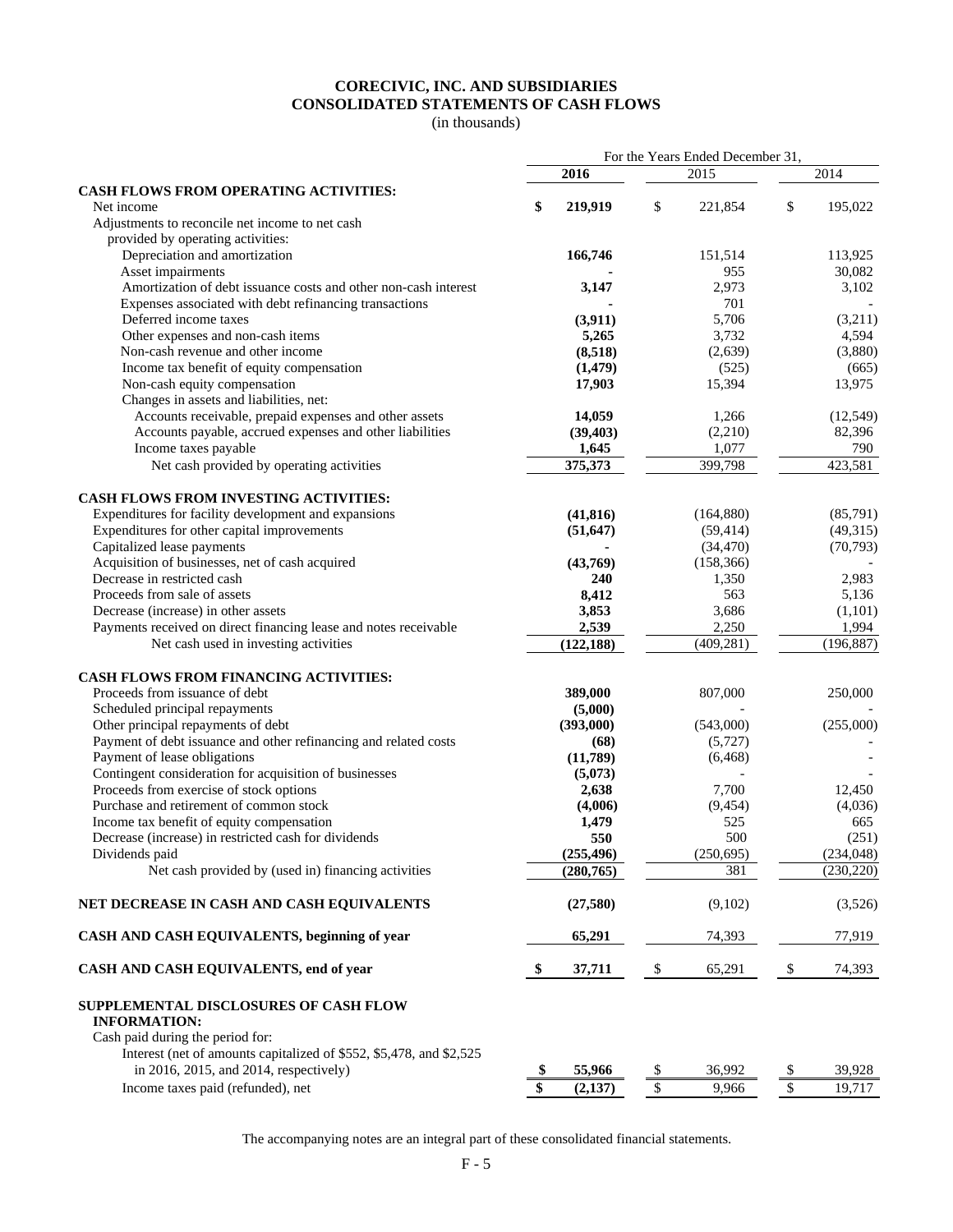# CORECIVIC, INC. AND SUBSIDIARIES
## CONSOLIDATED STATEMENTS OF CASH FLOWS
(in thousands)

| | For the Years Ended December 31, | | |
|---|---|---|---|
| | **2016** | 2015 | 2014 |
| **CASH FLOWS FROM OPERATING ACTIVITIES:** | | | |
| Net income | **$ 219,919** | $ 221,854 | $ 195,022 |
| Adjustments to reconcile net income to net cash provided by operating activities: | | | |
| Depreciation and amortization | **166,746** | 151,514 | 113,925 |
| Asset impairments | **-** | 955 | 30,082 |
| Amortization of debt issuance costs and other non-cash interest | **3,147** | 2,973 | 3,102 |
| Expenses associated with debt refinancing transactions | **-** | 701 | - |
| Deferred income taxes | **(3,911)** | 5,706 | (3,211) |
| Other expenses and non-cash items | **5,265** | 3,732 | 4,594 |
| Non-cash revenue and other income | **(8,518)** | (2,639) | (3,880) |
| Income tax benefit of equity compensation | **(1,479)** | (525) | (665) |
| Non-cash equity compensation | **17,903** | 15,394 | 13,975 |
| Changes in assets and liabilities, net: | | | |
| Accounts receivable, prepaid expenses and other assets | **14,059** | 1,266 | (12,549) |
| Accounts payable, accrued expenses and other liabilities | **(39,403)** | (2,210) | 82,396 |
| Income taxes payable | **1,645** | 1,077 | 790 |
| Net cash provided by operating activities | **375,373** | 399,798 | 423,581 |
| **CASH FLOWS FROM INVESTING ACTIVITIES:** | | | |
| Expenditures for facility development and expansions | **(41,816)** | (164,880) | (85,791) |
| Expenditures for other capital improvements | **(51,647)** | (59,414) | (49,315) |
| Capitalized lease payments | **-** | (34,470) | (70,793) |
| Acquisition of businesses, net of cash acquired | **(43,769)** | (158,366) | - |
| Decrease in restricted cash | **240** | 1,350 | 2,983 |
| Proceeds from sale of assets | **8,412** | 563 | 5,136 |
| Decrease (increase) in other assets | **3,853** | 3,686 | (1,101) |
| Payments received on direct financing lease and notes receivable | **2,539** | 2,250 | 1,994 |
| Net cash used in investing activities | **(122,188)** | (409,281) | (196,887) |
| **CASH FLOWS FROM FINANCING ACTIVITIES:** | | | |
| Proceeds from issuance of debt | **389,000** | 807,000 | 250,000 |
| Scheduled principal repayments | **(5,000)** | - | - |
| Other principal repayments of debt | **(393,000)** | (543,000) | (255,000) |
| Payment of debt issuance and other refinancing and related costs | **(68)** | (5,727) | - |
| Payment of lease obligations | **(11,789)** | (6,468) | - |
| Contingent consideration for acquisition of businesses | **(5,073)** | - | - |
| Proceeds from exercise of stock options | **2,638** | 7,700 | 12,450 |
| Purchase and retirement of common stock | **(4,006)** | (9,454) | (4,036) |
| Income tax benefit of equity compensation | **1,479** | 525 | 665 |
| Decrease (increase) in restricted cash for dividends | **550** | 500 | (251) |
| Dividends paid | **(255,496)** | (250,695) | (234,048) |
| Net cash provided by (used in) financing activities | **(280,765)** | 381 | (230,220) |
| **NET DECREASE IN CASH AND CASH EQUIVALENTS** | **(27,580)** | (9,102) | (3,526) |
| **CASH AND CASH EQUIVALENTS, beginning of year** | **65,291** | 74,393 | 77,919 |
| **CASH AND CASH EQUIVALENTS, end of year** | **$ 37,711** | $ 65,291 | $ 74,393 |
| **SUPPLEMENTAL DISCLOSURES OF CASH FLOW INFORMATION:** | | | |
| Cash paid during the period for: | | | |
| Interest (net of amounts capitalized of $552, $5,478, and $2,525 in 2016, 2015, and 2014, respectively) | **$ 55,966** | $ 36,992 | $ 39,928 |
| Income taxes paid (refunded), net | **$ (2,137)** | $ 9,966 | $ 19,717 |

The accompanying notes are an integral part of these consolidated financial statements.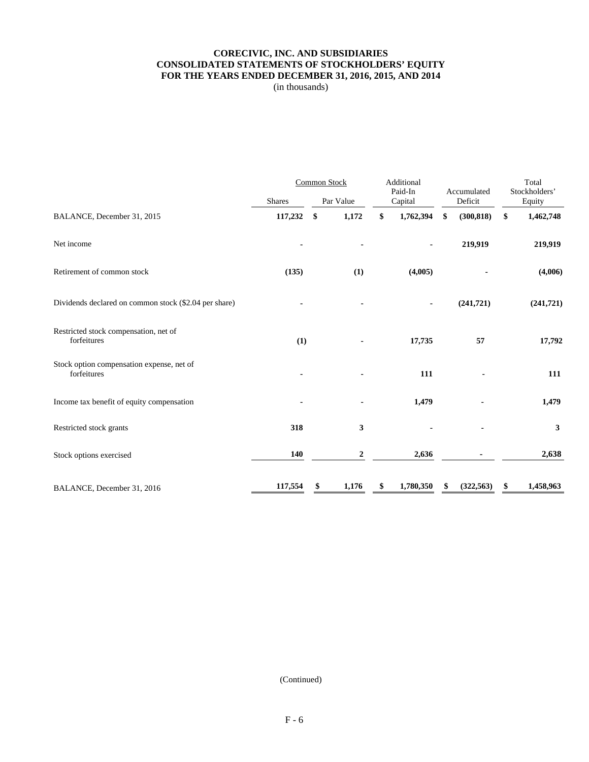# CORECIVIC, INC. AND SUBSIDIARIES
## CONSOLIDATED STATEMENTS OF STOCKHOLDERS' EQUITY
### FOR THE YEARS ENDED DECEMBER 31, 2016, 2015, AND 2014

(in thousands)

| | Common Stock | | Additional Paid-In Capital | Accumulated Deficit | Total Stockholders' Equity |
|---|---|---|---|---|---|
| | Shares | Par Value | | | |
| BALANCE, December 31, 2015 | 117,232 | $ 1,172 | $ 1,762,394 | $ (300,818) | $ 1,462,748 |
| Net income | - | - | - | 219,919 | 219,919 |
| Retirement of common stock | (135) | (1) | (4,005) | - | (4,006) |
| Dividends declared on common stock ($2.04 per share) | - | - | - | (241,721) | (241,721) |
| Restricted stock compensation, net of forfeitures | (1) | - | 17,735 | 57 | 17,792 |
| Stock option compensation expense, net of forfeitures | - | - | 111 | - | 111 |
| Income tax benefit of equity compensation | - | - | 1,479 | - | 1,479 |
| Restricted stock grants | 318 | 3 | - | - | 3 |
| Stock options exercised | 140 | 2 | 2,636 | - | 2,638 |
| BALANCE, December 31, 2016 | 117,554 | $ 1,176 | $ 1,780,350 | $ (322,563) | $ 1,458,963 |

(Continued)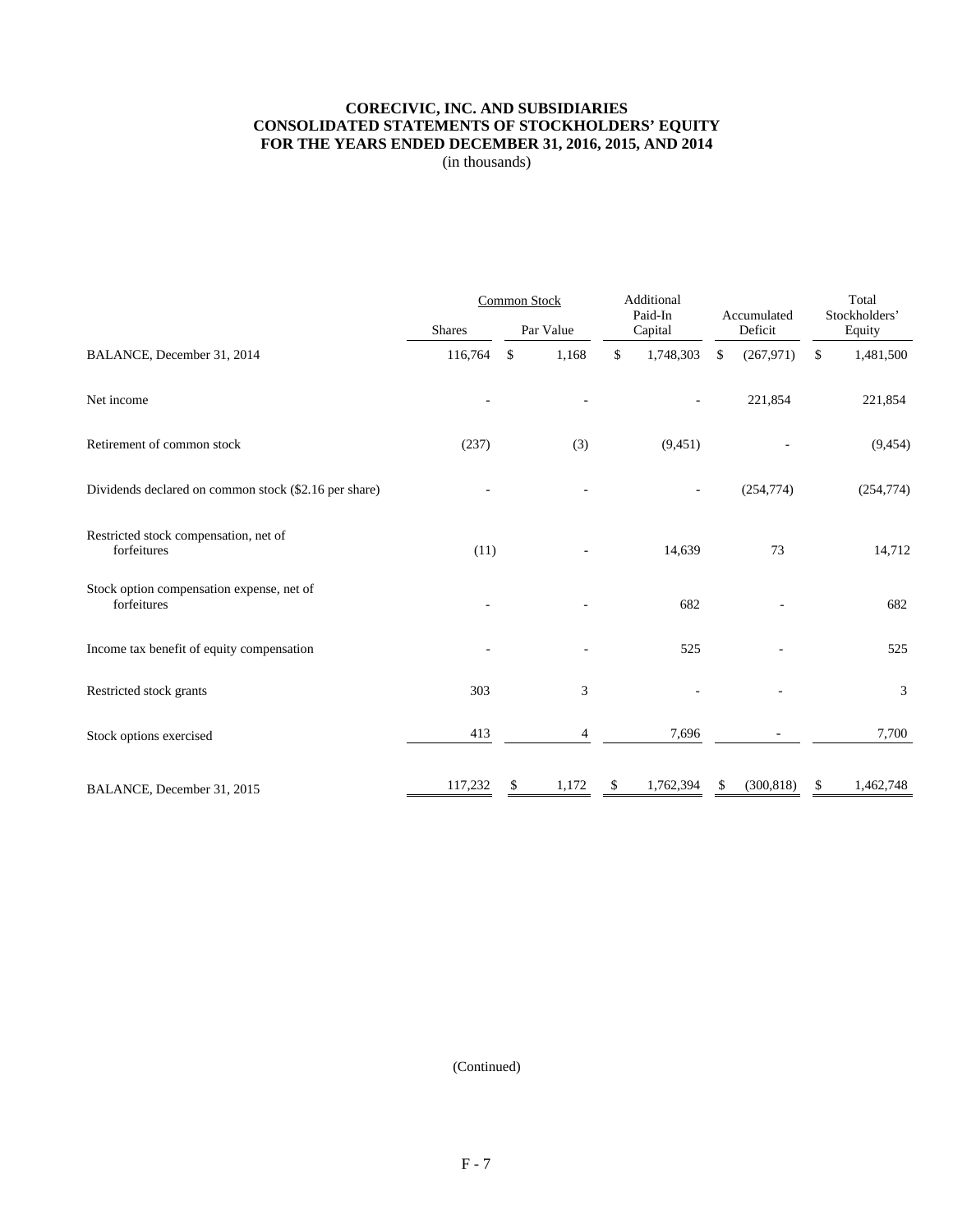**CORECIVIC, INC. AND SUBSIDIARIES**
**CONSOLIDATED STATEMENTS OF STOCKHOLDERS' EQUITY**
**FOR THE YEARS ENDED DECEMBER 31, 2016, 2015, AND 2014**
(in thousands)

| | Common Stock | | Additional Paid-In Capital | Accumulated Deficit | Total Stockholders' Equity |
|---|---|---|---|---|---|
| | Shares | Par Value | | | |
| BALANCE, December 31, 2014 | 116,764 | $ 1,168 | $ 1,748,303 | $ (267,971) | $ 1,481,500 |
| Net income | - | - | - | 221,854 | 221,854 |
| Retirement of common stock | (237) | (3) | (9,451) | - | (9,454) |
| Dividends declared on common stock ($2.16 per share) | - | - | - | (254,774) | (254,774) |
| Restricted stock compensation, net of forfeitures | (11) | - | 14,639 | 73 | 14,712 |
| Stock option compensation expense, net of forfeitures | - | - | 682 | - | 682 |
| Income tax benefit of equity compensation | - | - | 525 | - | 525 |
| Restricted stock grants | 303 | 3 | - | - | 3 |
| Stock options exercised | 413 | 4 | 7,696 | - | 7,700 |
| BALANCE, December 31, 2015 | 117,232 | $ 1,172 | $ 1,762,394 | $ (300,818) | $ 1,462,748 |

(Continued)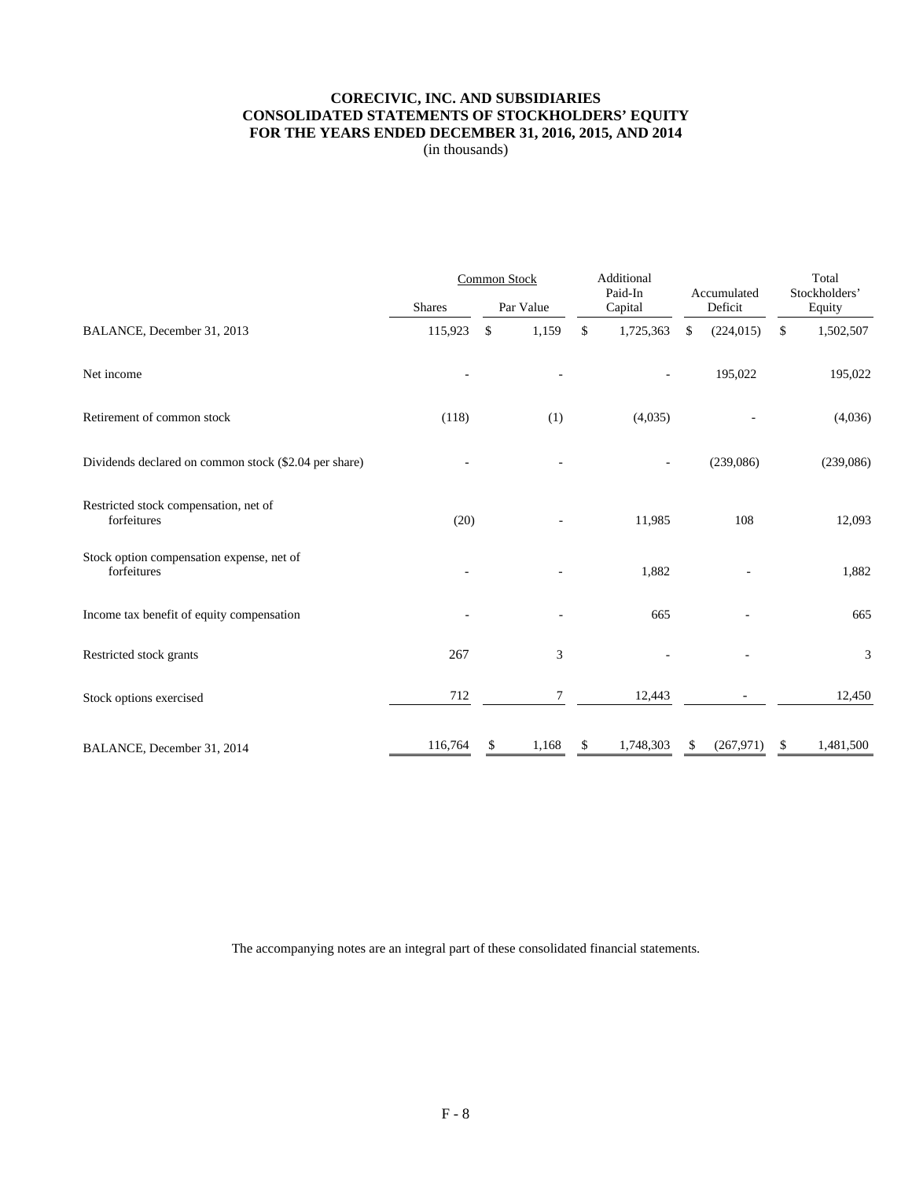**CORECIVIC, INC. AND SUBSIDIARIES**
**CONSOLIDATED STATEMENTS OF STOCKHOLDERS' EQUITY**
**FOR THE YEARS ENDED DECEMBER 31, 2016, 2015, AND 2014**
(in thousands)

| | Common Stock | | Additional Paid-In Capital | Accumulated Deficit | Total Stockholders' Equity |
|---|---|---|---|---|---|
| | Shares | Par Value | | | |
| BALANCE, December 31, 2013 | 115,923 | $ 1,159 | $ 1,725,363 | $ (224,015) | $ 1,502,507 |
| Net income | - | - | - | 195,022 | 195,022 |
| Retirement of common stock | (118) | (1) | (4,035) | - | (4,036) |
| Dividends declared on common stock ($2.04 per share) | - | - | - | (239,086) | (239,086) |
| Restricted stock compensation, net of forfeitures | (20) | - | 11,985 | 108 | 12,093 |
| Stock option compensation expense, net of forfeitures | - | - | 1,882 | - | 1,882 |
| Income tax benefit of equity compensation | - | - | 665 | - | 665 |
| Restricted stock grants | 267 | 3 | - | - | 3 |
| Stock options exercised | 712 | 7 | 12,443 | - | 12,450 |
| BALANCE, December 31, 2014 | 116,764 | $ 1,168 | $ 1,748,303 | $ (267,971) | $ 1,481,500 |

The accompanying notes are an integral part of these consolidated financial statements.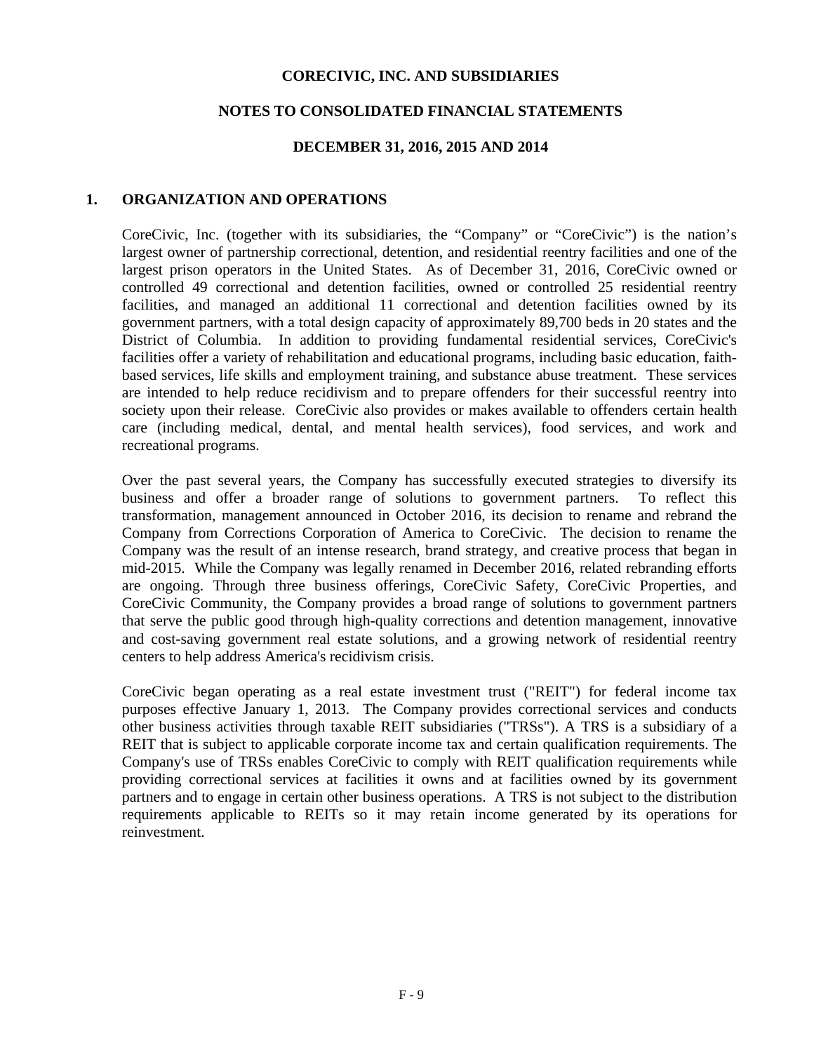**CORECIVIC, INC. AND SUBSIDIARIES**

**NOTES TO CONSOLIDATED FINANCIAL STATEMENTS**

**DECEMBER 31, 2016, 2015 AND 2014**

## 1. ORGANIZATION AND OPERATIONS

CoreCivic, Inc. (together with its subsidiaries, the "Company" or "CoreCivic") is the nation's largest owner of partnership correctional, detention, and residential reentry facilities and one of the largest prison operators in the United States. As of December 31, 2016, CoreCivic owned or controlled 49 correctional and detention facilities, owned or controlled 25 residential reentry facilities, and managed an additional 11 correctional and detention facilities owned by its government partners, with a total design capacity of approximately 89,700 beds in 20 states and the District of Columbia. In addition to providing fundamental residential services, CoreCivic's facilities offer a variety of rehabilitation and educational programs, including basic education, faith-based services, life skills and employment training, and substance abuse treatment. These services are intended to help reduce recidivism and to prepare offenders for their successful reentry into society upon their release. CoreCivic also provides or makes available to offenders certain health care (including medical, dental, and mental health services), food services, and work and recreational programs.

Over the past several years, the Company has successfully executed strategies to diversify its business and offer a broader range of solutions to government partners. To reflect this transformation, management announced in October 2016, its decision to rename and rebrand the Company from Corrections Corporation of America to CoreCivic. The decision to rename the Company was the result of an intense research, brand strategy, and creative process that began in mid-2015. While the Company was legally renamed in December 2016, related rebranding efforts are ongoing. Through three business offerings, CoreCivic Safety, CoreCivic Properties, and CoreCivic Community, the Company provides a broad range of solutions to government partners that serve the public good through high-quality corrections and detention management, innovative and cost-saving government real estate solutions, and a growing network of residential reentry centers to help address America's recidivism crisis.

CoreCivic began operating as a real estate investment trust ("REIT") for federal income tax purposes effective January 1, 2013. The Company provides correctional services and conducts other business activities through taxable REIT subsidiaries ("TRSs"). A TRS is a subsidiary of a REIT that is subject to applicable corporate income tax and certain qualification requirements. The Company's use of TRSs enables CoreCivic to comply with REIT qualification requirements while providing correctional services at facilities it owns and at facilities owned by its government partners and to engage in certain other business operations. A TRS is not subject to the distribution requirements applicable to REITs so it may retain income generated by its operations for reinvestment.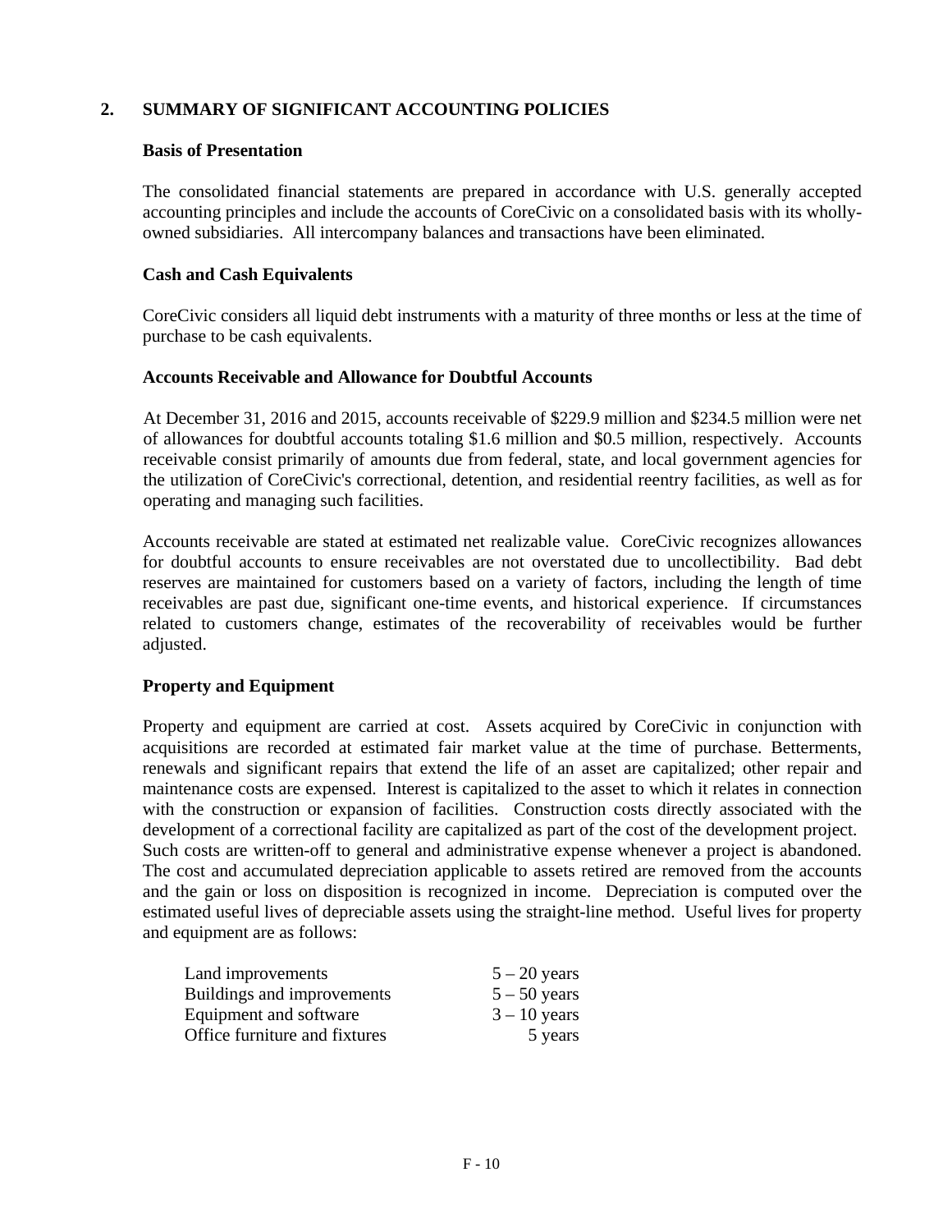## 2. SUMMARY OF SIGNIFICANT ACCOUNTING POLICIES

### Basis of Presentation

The consolidated financial statements are prepared in accordance with U.S. generally accepted accounting principles and include the accounts of CoreCivic on a consolidated basis with its wholly-owned subsidiaries. All intercompany balances and transactions have been eliminated.

### Cash and Cash Equivalents

CoreCivic considers all liquid debt instruments with a maturity of three months or less at the time of purchase to be cash equivalents.

### Accounts Receivable and Allowance for Doubtful Accounts

At December 31, 2016 and 2015, accounts receivable of $229.9 million and $234.5 million were net of allowances for doubtful accounts totaling $1.6 million and $0.5 million, respectively. Accounts receivable consist primarily of amounts due from federal, state, and local government agencies for the utilization of CoreCivic's correctional, detention, and residential reentry facilities, as well as for operating and managing such facilities.

Accounts receivable are stated at estimated net realizable value. CoreCivic recognizes allowances for doubtful accounts to ensure receivables are not overstated due to uncollectibility. Bad debt reserves are maintained for customers based on a variety of factors, including the length of time receivables are past due, significant one-time events, and historical experience. If circumstances related to customers change, estimates of the recoverability of receivables would be further adjusted.

### Property and Equipment

Property and equipment are carried at cost. Assets acquired by CoreCivic in conjunction with acquisitions are recorded at estimated fair market value at the time of purchase. Betterments, renewals and significant repairs that extend the life of an asset are capitalized; other repair and maintenance costs are expensed. Interest is capitalized to the asset to which it relates in connection with the construction or expansion of facilities. Construction costs directly associated with the development of a correctional facility are capitalized as part of the cost of the development project. Such costs are written-off to general and administrative expense whenever a project is abandoned. The cost and accumulated depreciation applicable to assets retired are removed from the accounts and the gain or loss on disposition is recognized in income. Depreciation is computed over the estimated useful lives of depreciable assets using the straight-line method. Useful lives for property and equipment are as follows:

| | |
|---|---|
| Land improvements | 5 – 20 years |
| Buildings and improvements | 5 – 50 years |
| Equipment and software | 3 – 10 years |
| Office furniture and fixtures | 5 years |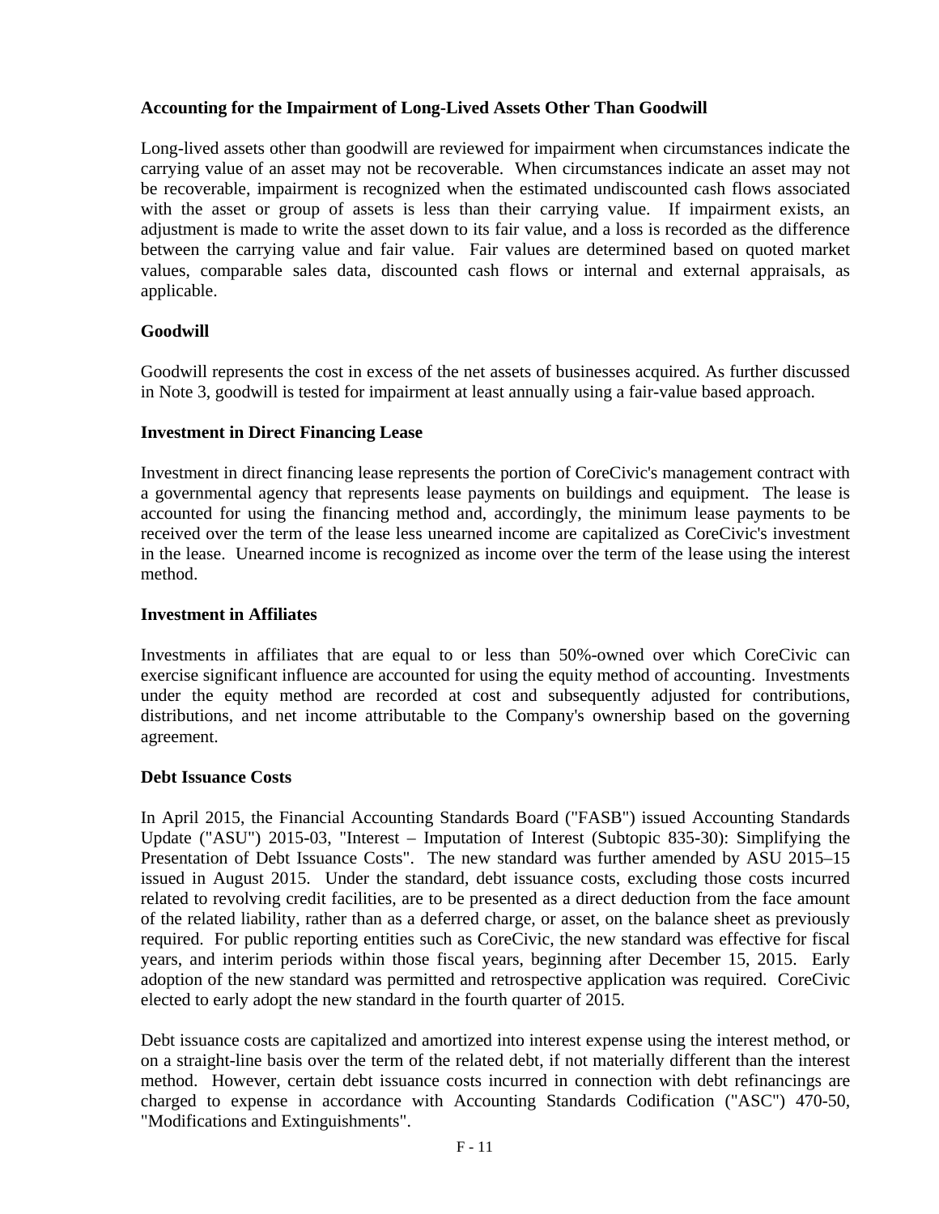### Accounting for the Impairment of Long-Lived Assets Other Than Goodwill

Long-lived assets other than goodwill are reviewed for impairment when circumstances indicate the carrying value of an asset may not be recoverable. When circumstances indicate an asset may not be recoverable, impairment is recognized when the estimated undiscounted cash flows associated with the asset or group of assets is less than their carrying value. If impairment exists, an adjustment is made to write the asset down to its fair value, and a loss is recorded as the difference between the carrying value and fair value. Fair values are determined based on quoted market values, comparable sales data, discounted cash flows or internal and external appraisals, as applicable.

### Goodwill

Goodwill represents the cost in excess of the net assets of businesses acquired. As further discussed in Note 3, goodwill is tested for impairment at least annually using a fair-value based approach.

### Investment in Direct Financing Lease

Investment in direct financing lease represents the portion of CoreCivic's management contract with a governmental agency that represents lease payments on buildings and equipment. The lease is accounted for using the financing method and, accordingly, the minimum lease payments to be received over the term of the lease less unearned income are capitalized as CoreCivic's investment in the lease. Unearned income is recognized as income over the term of the lease using the interest method.

### Investment in Affiliates

Investments in affiliates that are equal to or less than 50%-owned over which CoreCivic can exercise significant influence are accounted for using the equity method of accounting. Investments under the equity method are recorded at cost and subsequently adjusted for contributions, distributions, and net income attributable to the Company's ownership based on the governing agreement.

### Debt Issuance Costs

In April 2015, the Financial Accounting Standards Board ("FASB") issued Accounting Standards Update ("ASU") 2015-03, "Interest – Imputation of Interest (Subtopic 835-30): Simplifying the Presentation of Debt Issuance Costs". The new standard was further amended by ASU 2015–15 issued in August 2015. Under the standard, debt issuance costs, excluding those costs incurred related to revolving credit facilities, are to be presented as a direct deduction from the face amount of the related liability, rather than as a deferred charge, or asset, on the balance sheet as previously required. For public reporting entities such as CoreCivic, the new standard was effective for fiscal years, and interim periods within those fiscal years, beginning after December 15, 2015. Early adoption of the new standard was permitted and retrospective application was required. CoreCivic elected to early adopt the new standard in the fourth quarter of 2015.

Debt issuance costs are capitalized and amortized into interest expense using the interest method, or on a straight-line basis over the term of the related debt, if not materially different than the interest method. However, certain debt issuance costs incurred in connection with debt refinancings are charged to expense in accordance with Accounting Standards Codification ("ASC") 470-50, "Modifications and Extinguishments".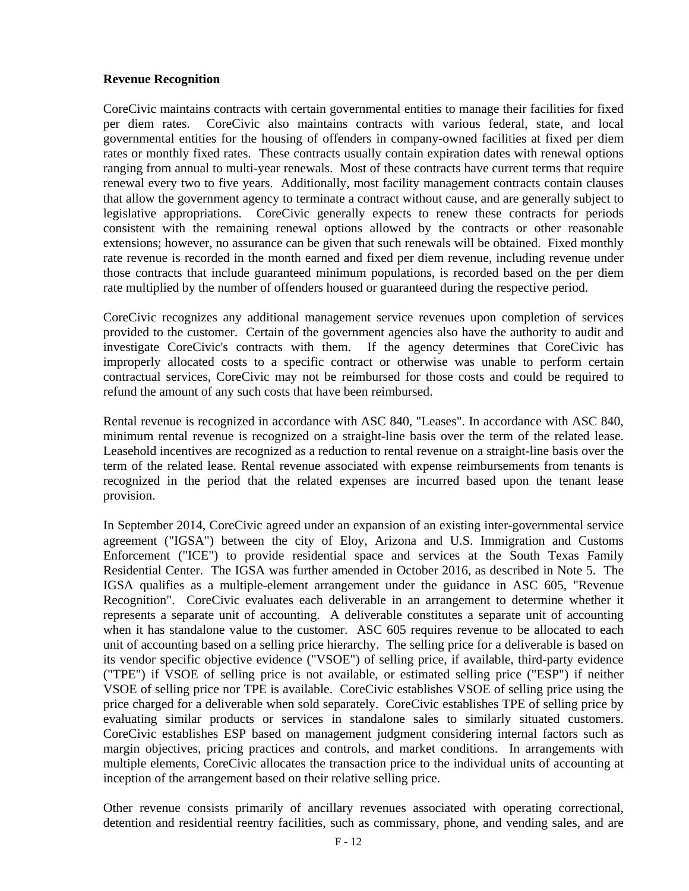**Revenue Recognition**

CoreCivic maintains contracts with certain governmental entities to manage their facilities for fixed per diem rates. CoreCivic also maintains contracts with various federal, state, and local governmental entities for the housing of offenders in company-owned facilities at fixed per diem rates or monthly fixed rates. These contracts usually contain expiration dates with renewal options ranging from annual to multi-year renewals. Most of these contracts have current terms that require renewal every two to five years. Additionally, most facility management contracts contain clauses that allow the government agency to terminate a contract without cause, and are generally subject to legislative appropriations. CoreCivic generally expects to renew these contracts for periods consistent with the remaining renewal options allowed by the contracts or other reasonable extensions; however, no assurance can be given that such renewals will be obtained. Fixed monthly rate revenue is recorded in the month earned and fixed per diem revenue, including revenue under those contracts that include guaranteed minimum populations, is recorded based on the per diem rate multiplied by the number of offenders housed or guaranteed during the respective period.

CoreCivic recognizes any additional management service revenues upon completion of services provided to the customer. Certain of the government agencies also have the authority to audit and investigate CoreCivic's contracts with them. If the agency determines that CoreCivic has improperly allocated costs to a specific contract or otherwise was unable to perform certain contractual services, CoreCivic may not be reimbursed for those costs and could be required to refund the amount of any such costs that have been reimbursed.

Rental revenue is recognized in accordance with ASC 840, "Leases". In accordance with ASC 840, minimum rental revenue is recognized on a straight-line basis over the term of the related lease. Leasehold incentives are recognized as a reduction to rental revenue on a straight-line basis over the term of the related lease. Rental revenue associated with expense reimbursements from tenants is recognized in the period that the related expenses are incurred based upon the tenant lease provision.

In September 2014, CoreCivic agreed under an expansion of an existing inter-governmental service agreement ("IGSA") between the city of Eloy, Arizona and U.S. Immigration and Customs Enforcement ("ICE") to provide residential space and services at the South Texas Family Residential Center. The IGSA was further amended in October 2016, as described in Note 5. The IGSA qualifies as a multiple-element arrangement under the guidance in ASC 605, "Revenue Recognition". CoreCivic evaluates each deliverable in an arrangement to determine whether it represents a separate unit of accounting. A deliverable constitutes a separate unit of accounting when it has standalone value to the customer. ASC 605 requires revenue to be allocated to each unit of accounting based on a selling price hierarchy. The selling price for a deliverable is based on its vendor specific objective evidence ("VSOE") of selling price, if available, third-party evidence ("TPE") if VSOE of selling price is not available, or estimated selling price ("ESP") if neither VSOE of selling price nor TPE is available. CoreCivic establishes VSOE of selling price using the price charged for a deliverable when sold separately. CoreCivic establishes TPE of selling price by evaluating similar products or services in standalone sales to similarly situated customers. CoreCivic establishes ESP based on management judgment considering internal factors such as margin objectives, pricing practices and controls, and market conditions. In arrangements with multiple elements, CoreCivic allocates the transaction price to the individual units of accounting at inception of the arrangement based on their relative selling price.

Other revenue consists primarily of ancillary revenues associated with operating correctional, detention and residential reentry facilities, such as commissary, phone, and vending sales, and are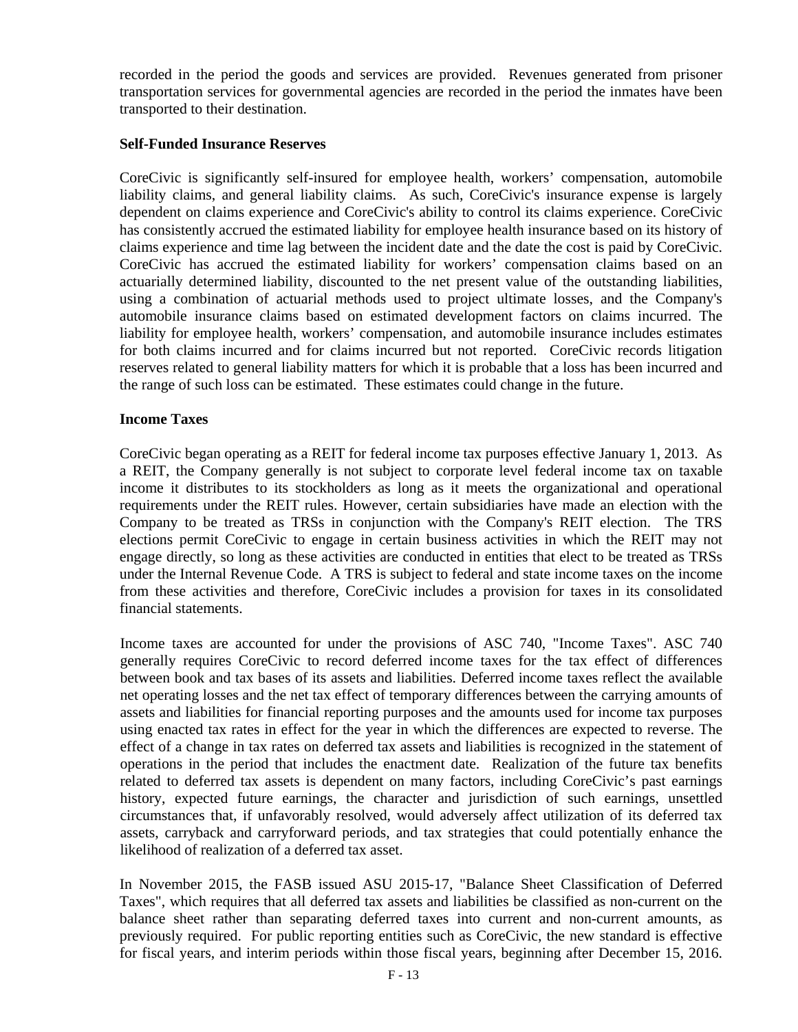recorded in the period the goods and services are provided. Revenues generated from prisoner transportation services for governmental agencies are recorded in the period the inmates have been transported to their destination.

**Self-Funded Insurance Reserves**

CoreCivic is significantly self-insured for employee health, workers' compensation, automobile liability claims, and general liability claims. As such, CoreCivic's insurance expense is largely dependent on claims experience and CoreCivic's ability to control its claims experience. CoreCivic has consistently accrued the estimated liability for employee health insurance based on its history of claims experience and time lag between the incident date and the date the cost is paid by CoreCivic. CoreCivic has accrued the estimated liability for workers' compensation claims based on an actuarially determined liability, discounted to the net present value of the outstanding liabilities, using a combination of actuarial methods used to project ultimate losses, and the Company's automobile insurance claims based on estimated development factors on claims incurred. The liability for employee health, workers' compensation, and automobile insurance includes estimates for both claims incurred and for claims incurred but not reported. CoreCivic records litigation reserves related to general liability matters for which it is probable that a loss has been incurred and the range of such loss can be estimated. These estimates could change in the future.

**Income Taxes**

CoreCivic began operating as a REIT for federal income tax purposes effective January 1, 2013. As a REIT, the Company generally is not subject to corporate level federal income tax on taxable income it distributes to its stockholders as long as it meets the organizational and operational requirements under the REIT rules. However, certain subsidiaries have made an election with the Company to be treated as TRSs in conjunction with the Company's REIT election. The TRS elections permit CoreCivic to engage in certain business activities in which the REIT may not engage directly, so long as these activities are conducted in entities that elect to be treated as TRSs under the Internal Revenue Code. A TRS is subject to federal and state income taxes on the income from these activities and therefore, CoreCivic includes a provision for taxes in its consolidated financial statements.

Income taxes are accounted for under the provisions of ASC 740, "Income Taxes". ASC 740 generally requires CoreCivic to record deferred income taxes for the tax effect of differences between book and tax bases of its assets and liabilities. Deferred income taxes reflect the available net operating losses and the net tax effect of temporary differences between the carrying amounts of assets and liabilities for financial reporting purposes and the amounts used for income tax purposes using enacted tax rates in effect for the year in which the differences are expected to reverse. The effect of a change in tax rates on deferred tax assets and liabilities is recognized in the statement of operations in the period that includes the enactment date. Realization of the future tax benefits related to deferred tax assets is dependent on many factors, including CoreCivic's past earnings history, expected future earnings, the character and jurisdiction of such earnings, unsettled circumstances that, if unfavorably resolved, would adversely affect utilization of its deferred tax assets, carryback and carryforward periods, and tax strategies that could potentially enhance the likelihood of realization of a deferred tax asset.

In November 2015, the FASB issued ASU 2015-17, "Balance Sheet Classification of Deferred Taxes", which requires that all deferred tax assets and liabilities be classified as non-current on the balance sheet rather than separating deferred taxes into current and non-current amounts, as previously required. For public reporting entities such as CoreCivic, the new standard is effective for fiscal years, and interim periods within those fiscal years, beginning after December 15, 2016.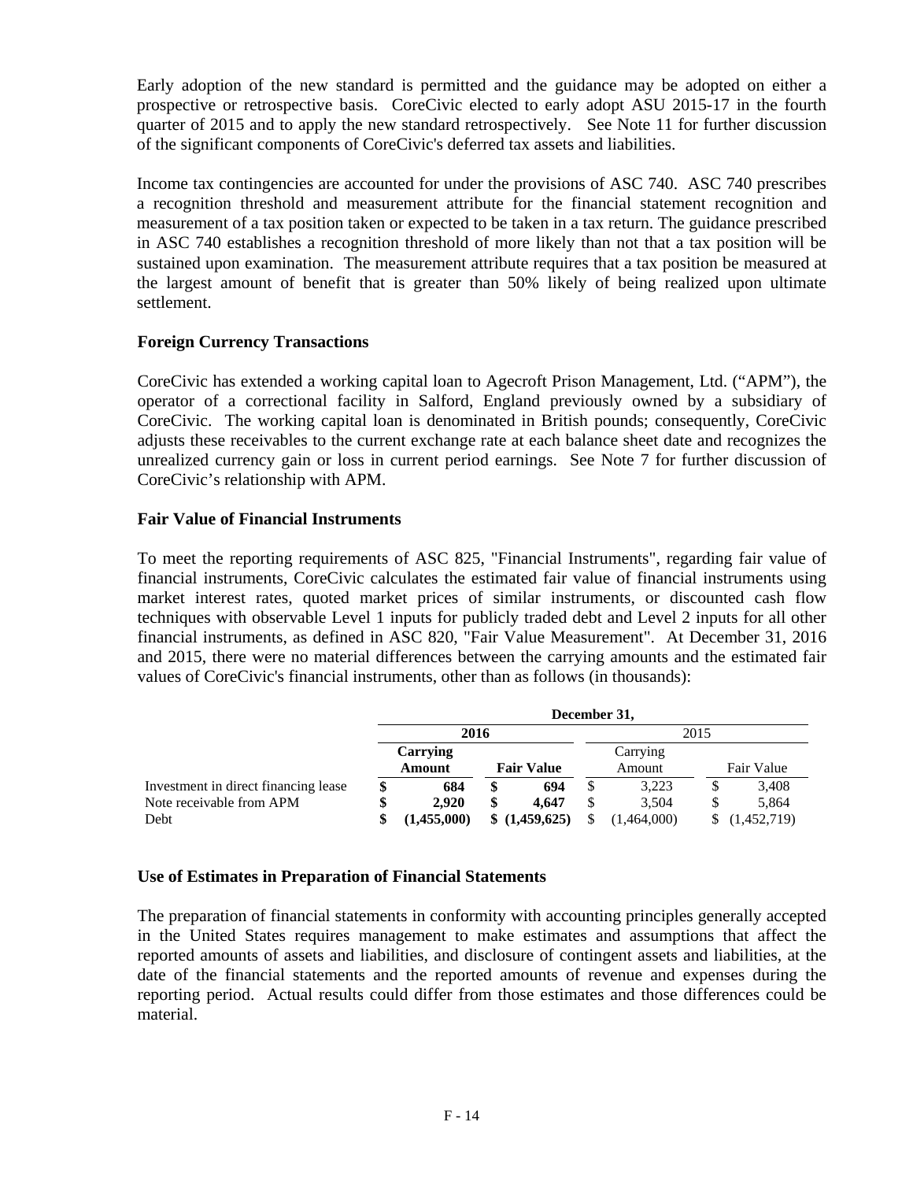Early adoption of the new standard is permitted and the guidance may be adopted on either a prospective or retrospective basis. CoreCivic elected to early adopt ASU 2015-17 in the fourth quarter of 2015 and to apply the new standard retrospectively. See Note 11 for further discussion of the significant components of CoreCivic's deferred tax assets and liabilities.

Income tax contingencies are accounted for under the provisions of ASC 740. ASC 740 prescribes a recognition threshold and measurement attribute for the financial statement recognition and measurement of a tax position taken or expected to be taken in a tax return. The guidance prescribed in ASC 740 establishes a recognition threshold of more likely than not that a tax position will be sustained upon examination. The measurement attribute requires that a tax position be measured at the largest amount of benefit that is greater than 50% likely of being realized upon ultimate settlement.

### Foreign Currency Transactions

CoreCivic has extended a working capital loan to Agecroft Prison Management, Ltd. ("APM"), the operator of a correctional facility in Salford, England previously owned by a subsidiary of CoreCivic. The working capital loan is denominated in British pounds; consequently, CoreCivic adjusts these receivables to the current exchange rate at each balance sheet date and recognizes the unrealized currency gain or loss in current period earnings. See Note 7 for further discussion of CoreCivic's relationship with APM.

### Fair Value of Financial Instruments

To meet the reporting requirements of ASC 825, "Financial Instruments", regarding fair value of financial instruments, CoreCivic calculates the estimated fair value of financial instruments using market interest rates, quoted market prices of similar instruments, or discounted cash flow techniques with observable Level 1 inputs for publicly traded debt and Level 2 inputs for all other financial instruments, as defined in ASC 820, "Fair Value Measurement". At December 31, 2016 and 2015, there were no material differences between the carrying amounts and the estimated fair values of CoreCivic's financial instruments, other than as follows (in thousands):

| | December 31, | | | |
|---|---|---|---|---|
| | **2016** | | 2015 | |
| | **Carrying Amount** | **Fair Value** | Carrying Amount | Fair Value |
| Investment in direct financing lease | **$ 684** | **$ 694** | $ 3,223 | $ 3,408 |
| Note receivable from APM | **$ 2,920** | **$ 4,647** | $ 3,504 | $ 5,864 |
| Debt | **$ (1,455,000)** | **$ (1,459,625)** | $ (1,464,000) | $ (1,452,719) |

### Use of Estimates in Preparation of Financial Statements

The preparation of financial statements in conformity with accounting principles generally accepted in the United States requires management to make estimates and assumptions that affect the reported amounts of assets and liabilities, and disclosure of contingent assets and liabilities, at the date of the financial statements and the reported amounts of revenue and expenses during the reporting period. Actual results could differ from those estimates and those differences could be material.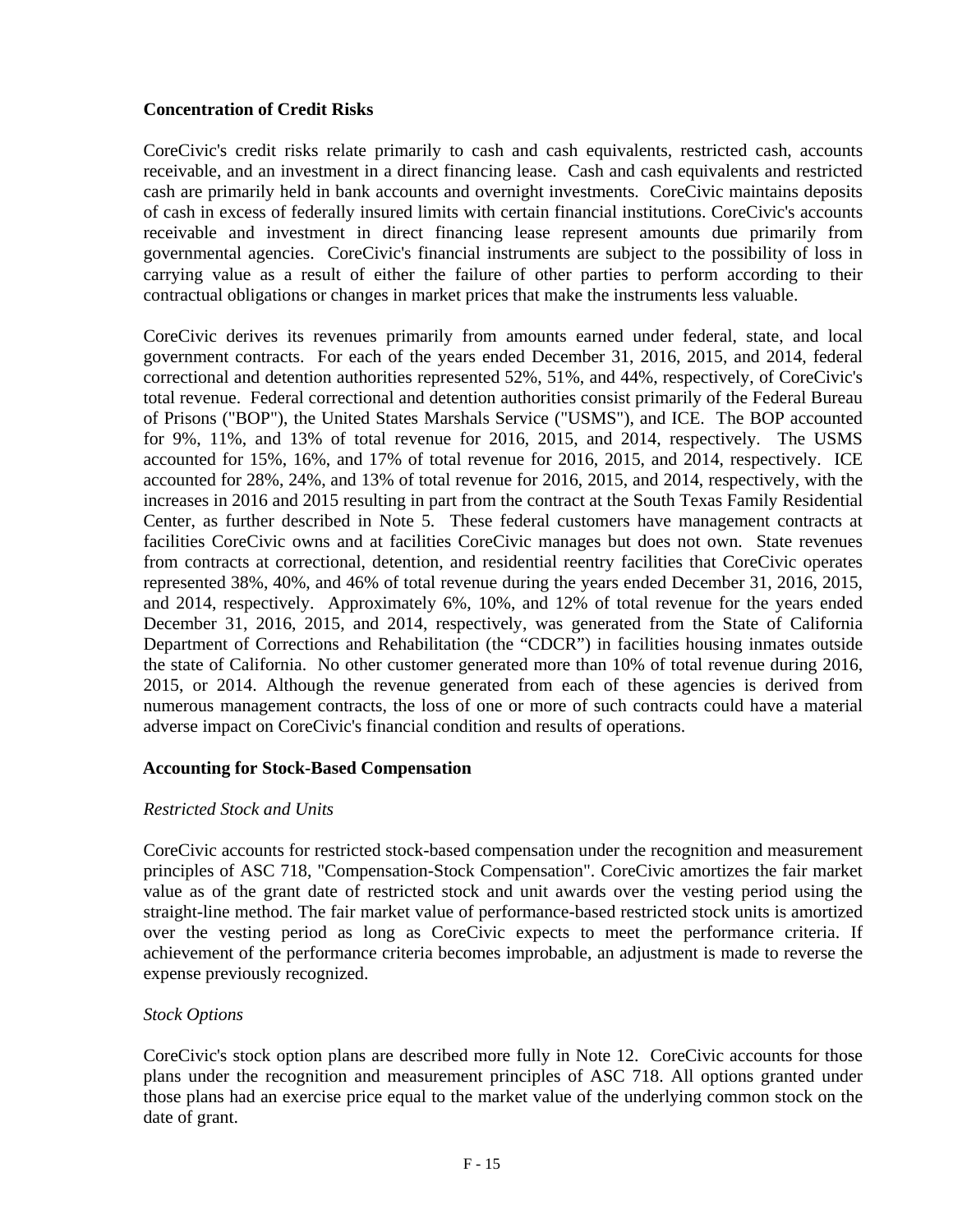**Concentration of Credit Risks**

CoreCivic's credit risks relate primarily to cash and cash equivalents, restricted cash, accounts receivable, and an investment in a direct financing lease. Cash and cash equivalents and restricted cash are primarily held in bank accounts and overnight investments. CoreCivic maintains deposits of cash in excess of federally insured limits with certain financial institutions. CoreCivic's accounts receivable and investment in direct financing lease represent amounts due primarily from governmental agencies. CoreCivic's financial instruments are subject to the possibility of loss in carrying value as a result of either the failure of other parties to perform according to their contractual obligations or changes in market prices that make the instruments less valuable.

CoreCivic derives its revenues primarily from amounts earned under federal, state, and local government contracts. For each of the years ended December 31, 2016, 2015, and 2014, federal correctional and detention authorities represented 52%, 51%, and 44%, respectively, of CoreCivic's total revenue. Federal correctional and detention authorities consist primarily of the Federal Bureau of Prisons ("BOP"), the United States Marshals Service ("USMS"), and ICE. The BOP accounted for 9%, 11%, and 13% of total revenue for 2016, 2015, and 2014, respectively. The USMS accounted for 15%, 16%, and 17% of total revenue for 2016, 2015, and 2014, respectively. ICE accounted for 28%, 24%, and 13% of total revenue for 2016, 2015, and 2014, respectively, with the increases in 2016 and 2015 resulting in part from the contract at the South Texas Family Residential Center, as further described in Note 5. These federal customers have management contracts at facilities CoreCivic owns and at facilities CoreCivic manages but does not own. State revenues from contracts at correctional, detention, and residential reentry facilities that CoreCivic operates represented 38%, 40%, and 46% of total revenue during the years ended December 31, 2016, 2015, and 2014, respectively. Approximately 6%, 10%, and 12% of total revenue for the years ended December 31, 2016, 2015, and 2014, respectively, was generated from the State of California Department of Corrections and Rehabilitation (the "CDCR") in facilities housing inmates outside the state of California. No other customer generated more than 10% of total revenue during 2016, 2015, or 2014. Although the revenue generated from each of these agencies is derived from numerous management contracts, the loss of one or more of such contracts could have a material adverse impact on CoreCivic's financial condition and results of operations.

**Accounting for Stock-Based Compensation**

*Restricted Stock and Units*

CoreCivic accounts for restricted stock-based compensation under the recognition and measurement principles of ASC 718, "Compensation-Stock Compensation". CoreCivic amortizes the fair market value as of the grant date of restricted stock and unit awards over the vesting period using the straight-line method. The fair market value of performance-based restricted stock units is amortized over the vesting period as long as CoreCivic expects to meet the performance criteria. If achievement of the performance criteria becomes improbable, an adjustment is made to reverse the expense previously recognized.

*Stock Options*

CoreCivic's stock option plans are described more fully in Note 12. CoreCivic accounts for those plans under the recognition and measurement principles of ASC 718. All options granted under those plans had an exercise price equal to the market value of the underlying common stock on the date of grant.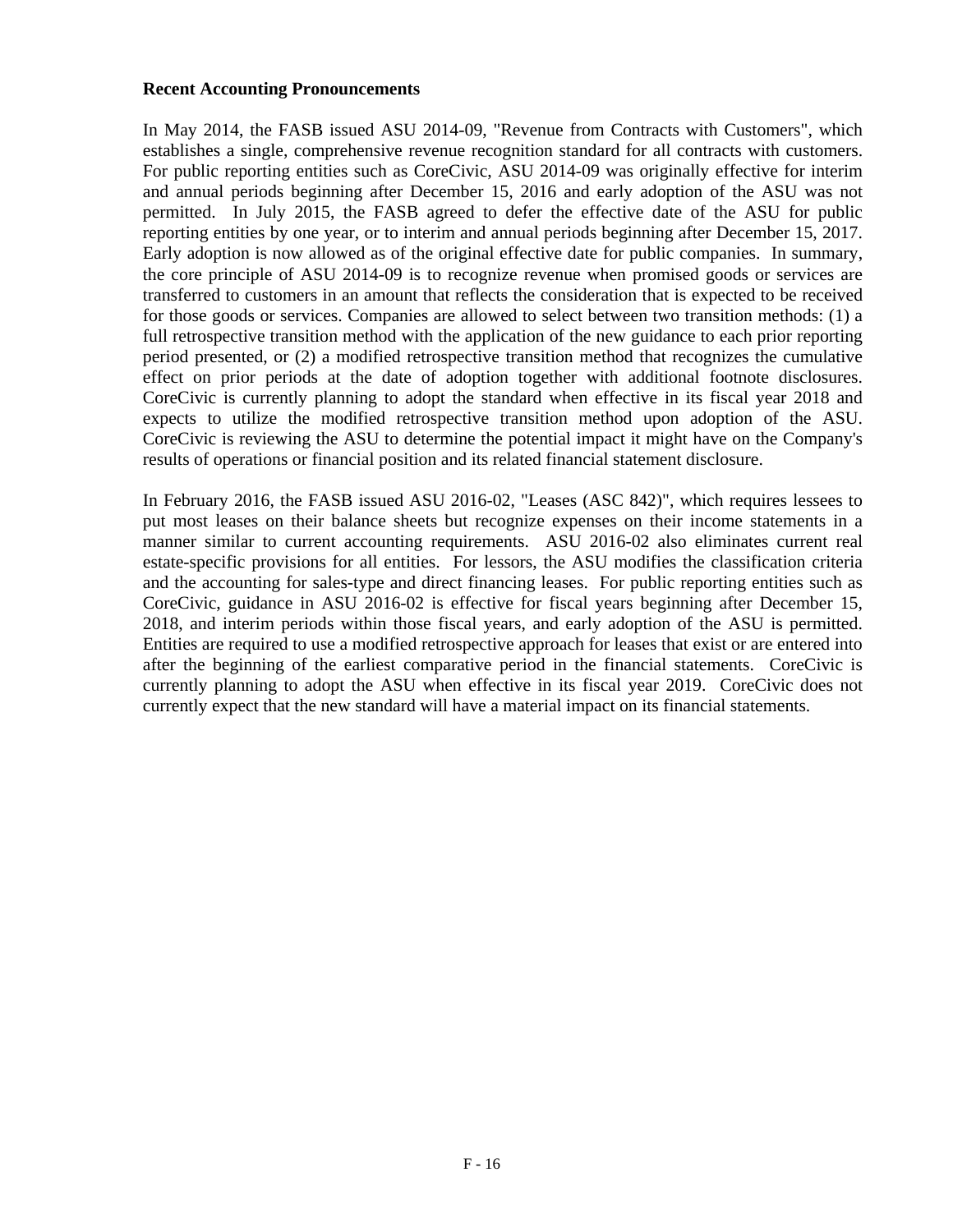**Recent Accounting Pronouncements**

In May 2014, the FASB issued ASU 2014-09, "Revenue from Contracts with Customers", which establishes a single, comprehensive revenue recognition standard for all contracts with customers. For public reporting entities such as CoreCivic, ASU 2014-09 was originally effective for interim and annual periods beginning after December 15, 2016 and early adoption of the ASU was not permitted. In July 2015, the FASB agreed to defer the effective date of the ASU for public reporting entities by one year, or to interim and annual periods beginning after December 15, 2017. Early adoption is now allowed as of the original effective date for public companies. In summary, the core principle of ASU 2014-09 is to recognize revenue when promised goods or services are transferred to customers in an amount that reflects the consideration that is expected to be received for those goods or services. Companies are allowed to select between two transition methods: (1) a full retrospective transition method with the application of the new guidance to each prior reporting period presented, or (2) a modified retrospective transition method that recognizes the cumulative effect on prior periods at the date of adoption together with additional footnote disclosures. CoreCivic is currently planning to adopt the standard when effective in its fiscal year 2018 and expects to utilize the modified retrospective transition method upon adoption of the ASU. CoreCivic is reviewing the ASU to determine the potential impact it might have on the Company's results of operations or financial position and its related financial statement disclosure.

In February 2016, the FASB issued ASU 2016-02, "Leases (ASC 842)", which requires lessees to put most leases on their balance sheets but recognize expenses on their income statements in a manner similar to current accounting requirements. ASU 2016-02 also eliminates current real estate-specific provisions for all entities. For lessors, the ASU modifies the classification criteria and the accounting for sales-type and direct financing leases. For public reporting entities such as CoreCivic, guidance in ASU 2016-02 is effective for fiscal years beginning after December 15, 2018, and interim periods within those fiscal years, and early adoption of the ASU is permitted. Entities are required to use a modified retrospective approach for leases that exist or are entered into after the beginning of the earliest comparative period in the financial statements. CoreCivic is currently planning to adopt the ASU when effective in its fiscal year 2019. CoreCivic does not currently expect that the new standard will have a material impact on its financial statements.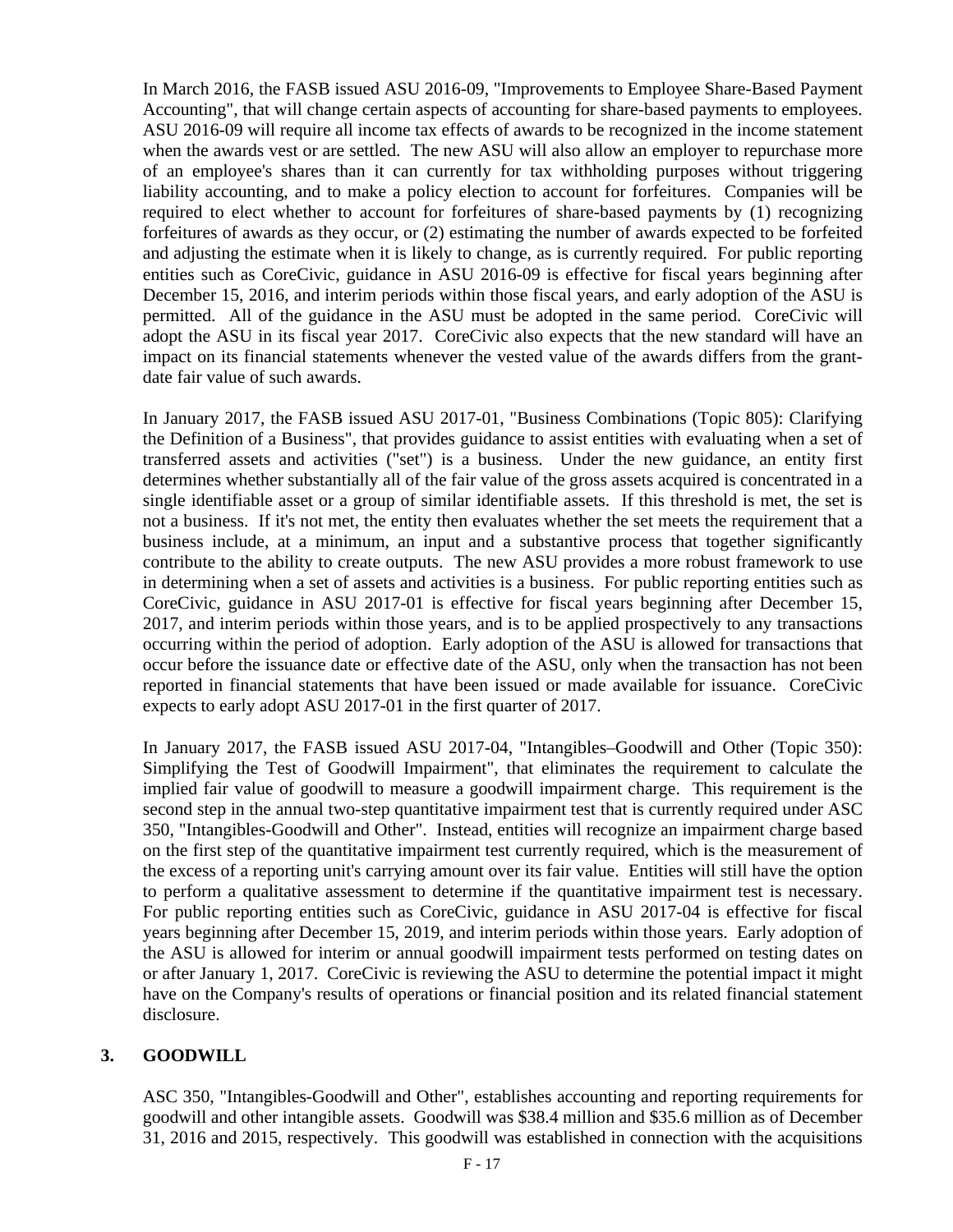In March 2016, the FASB issued ASU 2016-09, "Improvements to Employee Share-Based Payment Accounting", that will change certain aspects of accounting for share-based payments to employees. ASU 2016-09 will require all income tax effects of awards to be recognized in the income statement when the awards vest or are settled. The new ASU will also allow an employer to repurchase more of an employee's shares than it can currently for tax withholding purposes without triggering liability accounting, and to make a policy election to account for forfeitures. Companies will be required to elect whether to account for forfeitures of share-based payments by (1) recognizing forfeitures of awards as they occur, or (2) estimating the number of awards expected to be forfeited and adjusting the estimate when it is likely to change, as is currently required. For public reporting entities such as CoreCivic, guidance in ASU 2016-09 is effective for fiscal years beginning after December 15, 2016, and interim periods within those fiscal years, and early adoption of the ASU is permitted. All of the guidance in the ASU must be adopted in the same period. CoreCivic will adopt the ASU in its fiscal year 2017. CoreCivic also expects that the new standard will have an impact on its financial statements whenever the vested value of the awards differs from the grant-date fair value of such awards.

In January 2017, the FASB issued ASU 2017-01, "Business Combinations (Topic 805): Clarifying the Definition of a Business", that provides guidance to assist entities with evaluating when a set of transferred assets and activities ("set") is a business. Under the new guidance, an entity first determines whether substantially all of the fair value of the gross assets acquired is concentrated in a single identifiable asset or a group of similar identifiable assets. If this threshold is met, the set is not a business. If it's not met, the entity then evaluates whether the set meets the requirement that a business include, at a minimum, an input and a substantive process that together significantly contribute to the ability to create outputs. The new ASU provides a more robust framework to use in determining when a set of assets and activities is a business. For public reporting entities such as CoreCivic, guidance in ASU 2017-01 is effective for fiscal years beginning after December 15, 2017, and interim periods within those years, and is to be applied prospectively to any transactions occurring within the period of adoption. Early adoption of the ASU is allowed for transactions that occur before the issuance date or effective date of the ASU, only when the transaction has not been reported in financial statements that have been issued or made available for issuance. CoreCivic expects to early adopt ASU 2017-01 in the first quarter of 2017.

In January 2017, the FASB issued ASU 2017-04, "Intangibles–Goodwill and Other (Topic 350): Simplifying the Test of Goodwill Impairment", that eliminates the requirement to calculate the implied fair value of goodwill to measure a goodwill impairment charge. This requirement is the second step in the annual two-step quantitative impairment test that is currently required under ASC 350, "Intangibles-Goodwill and Other". Instead, entities will recognize an impairment charge based on the first step of the quantitative impairment test currently required, which is the measurement of the excess of a reporting unit's carrying amount over its fair value. Entities will still have the option to perform a qualitative assessment to determine if the quantitative impairment test is necessary. For public reporting entities such as CoreCivic, guidance in ASU 2017-04 is effective for fiscal years beginning after December 15, 2019, and interim periods within those years. Early adoption of the ASU is allowed for interim or annual goodwill impairment tests performed on testing dates on or after January 1, 2017. CoreCivic is reviewing the ASU to determine the potential impact it might have on the Company's results of operations or financial position and its related financial statement disclosure.

## 3. GOODWILL

ASC 350, "Intangibles-Goodwill and Other", establishes accounting and reporting requirements for goodwill and other intangible assets. Goodwill was $38.4 million and $35.6 million as of December 31, 2016 and 2015, respectively. This goodwill was established in connection with the acquisitions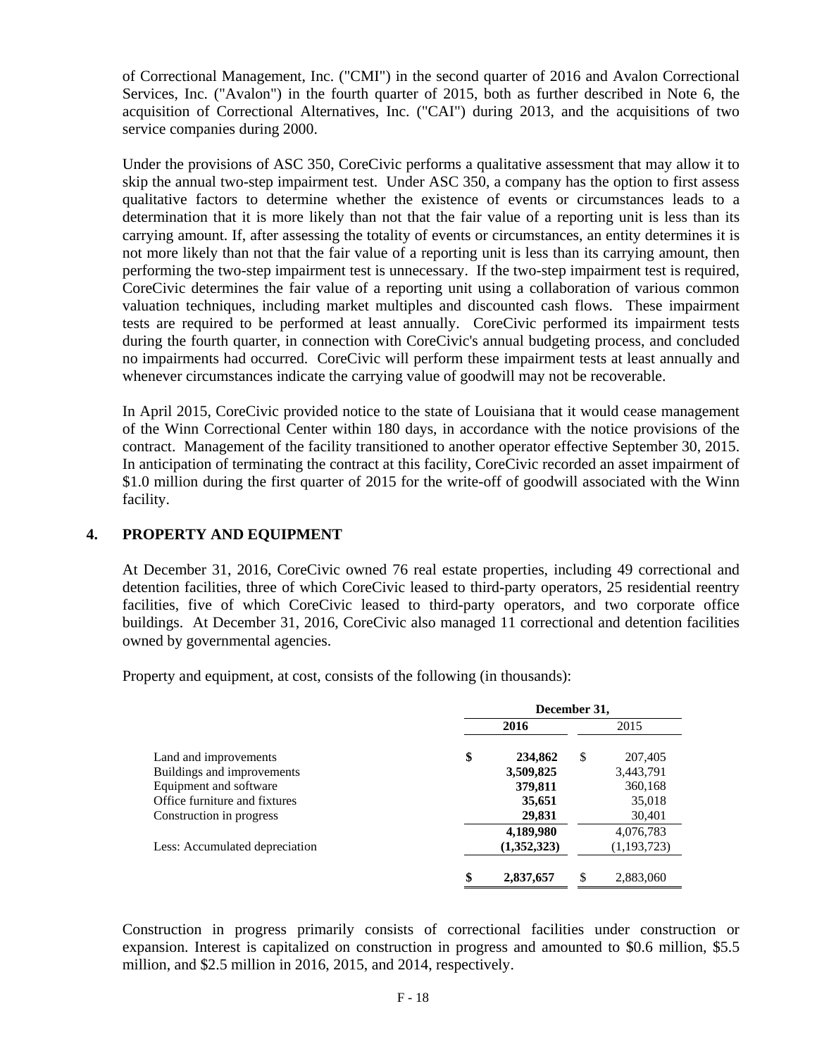of Correctional Management, Inc. ("CMI") in the second quarter of 2016 and Avalon Correctional Services, Inc. ("Avalon") in the fourth quarter of 2015, both as further described in Note 6, the acquisition of Correctional Alternatives, Inc. ("CAI") during 2013, and the acquisitions of two service companies during 2000.

Under the provisions of ASC 350, CoreCivic performs a qualitative assessment that may allow it to skip the annual two-step impairment test. Under ASC 350, a company has the option to first assess qualitative factors to determine whether the existence of events or circumstances leads to a determination that it is more likely than not that the fair value of a reporting unit is less than its carrying amount. If, after assessing the totality of events or circumstances, an entity determines it is not more likely than not that the fair value of a reporting unit is less than its carrying amount, then performing the two-step impairment test is unnecessary. If the two-step impairment test is required, CoreCivic determines the fair value of a reporting unit using a collaboration of various common valuation techniques, including market multiples and discounted cash flows. These impairment tests are required to be performed at least annually. CoreCivic performed its impairment tests during the fourth quarter, in connection with CoreCivic's annual budgeting process, and concluded no impairments had occurred. CoreCivic will perform these impairment tests at least annually and whenever circumstances indicate the carrying value of goodwill may not be recoverable.

In April 2015, CoreCivic provided notice to the state of Louisiana that it would cease management of the Winn Correctional Center within 180 days, in accordance with the notice provisions of the contract. Management of the facility transitioned to another operator effective September 30, 2015. In anticipation of terminating the contract at this facility, CoreCivic recorded an asset impairment of $1.0 million during the first quarter of 2015 for the write-off of goodwill associated with the Winn facility.

## 4. PROPERTY AND EQUIPMENT

At December 31, 2016, CoreCivic owned 76 real estate properties, including 49 correctional and detention facilities, three of which CoreCivic leased to third-party operators, 25 residential reentry facilities, five of which CoreCivic leased to third-party operators, and two corporate office buildings. At December 31, 2016, CoreCivic also managed 11 correctional and detention facilities owned by governmental agencies.

Property and equipment, at cost, consists of the following (in thousands):

| | December 31, | |
|---|---|---|
| | **2016** | 2015 |
| Land and improvements | **$ 234,862** | $ 207,405 |
| Buildings and improvements | **3,509,825** | 3,443,791 |
| Equipment and software | **379,811** | 360,168 |
| Office furniture and fixtures | **35,651** | 35,018 |
| Construction in progress | **29,831** | 30,401 |
| | **4,189,980** | 4,076,783 |
| Less: Accumulated depreciation | **(1,352,323)** | (1,193,723) |
| | **$ 2,837,657** | $ 2,883,060 |

Construction in progress primarily consists of correctional facilities under construction or expansion. Interest is capitalized on construction in progress and amounted to $0.6 million, $5.5 million, and $2.5 million in 2016, 2015, and 2014, respectively.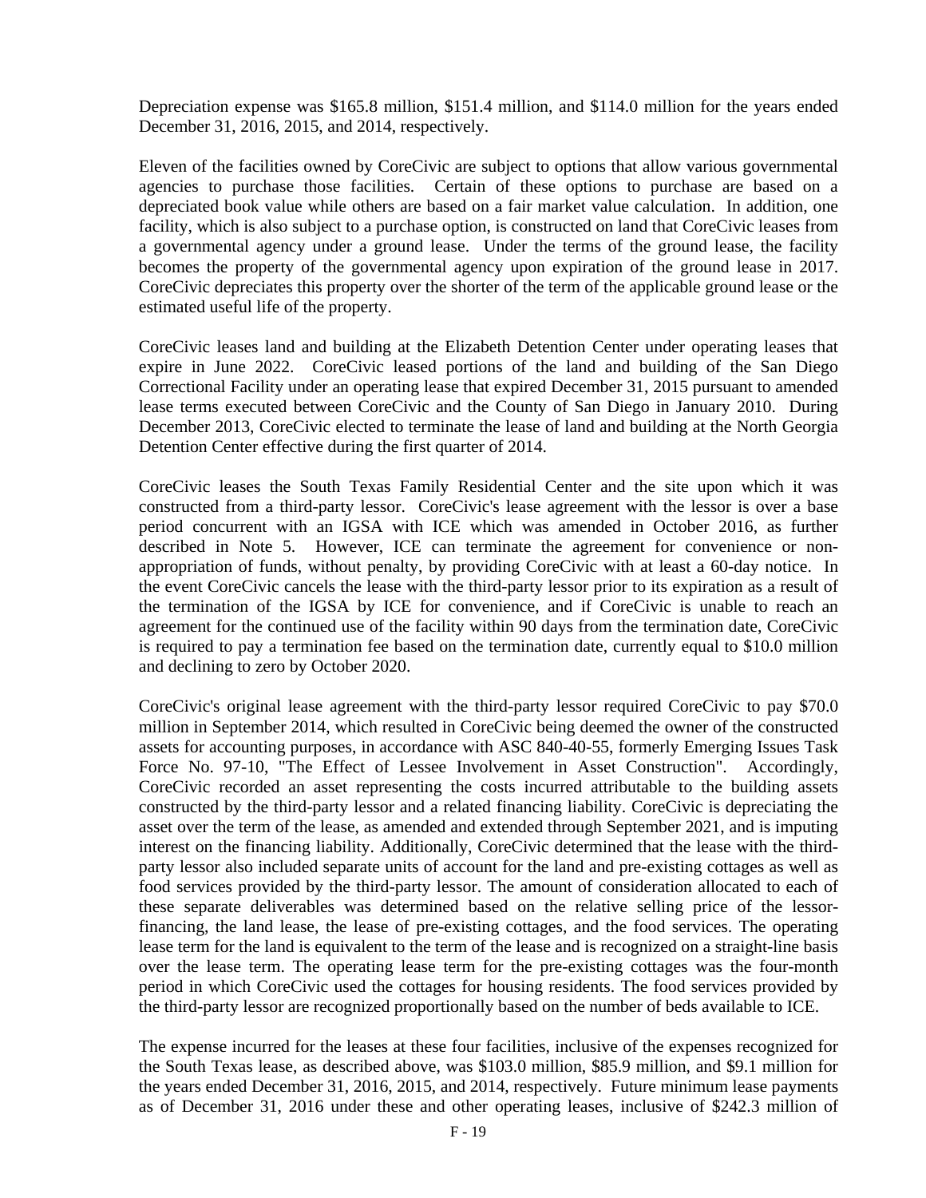Depreciation expense was $165.8 million, $151.4 million, and $114.0 million for the years ended December 31, 2016, 2015, and 2014, respectively.

Eleven of the facilities owned by CoreCivic are subject to options that allow various governmental agencies to purchase those facilities. Certain of these options to purchase are based on a depreciated book value while others are based on a fair market value calculation. In addition, one facility, which is also subject to a purchase option, is constructed on land that CoreCivic leases from a governmental agency under a ground lease. Under the terms of the ground lease, the facility becomes the property of the governmental agency upon expiration of the ground lease in 2017. CoreCivic depreciates this property over the shorter of the term of the applicable ground lease or the estimated useful life of the property.

CoreCivic leases land and building at the Elizabeth Detention Center under operating leases that expire in June 2022. CoreCivic leased portions of the land and building of the San Diego Correctional Facility under an operating lease that expired December 31, 2015 pursuant to amended lease terms executed between CoreCivic and the County of San Diego in January 2010. During December 2013, CoreCivic elected to terminate the lease of land and building at the North Georgia Detention Center effective during the first quarter of 2014.

CoreCivic leases the South Texas Family Residential Center and the site upon which it was constructed from a third-party lessor. CoreCivic's lease agreement with the lessor is over a base period concurrent with an IGSA with ICE which was amended in October 2016, as further described in Note 5. However, ICE can terminate the agreement for convenience or non-appropriation of funds, without penalty, by providing CoreCivic with at least a 60-day notice. In the event CoreCivic cancels the lease with the third-party lessor prior to its expiration as a result of the termination of the IGSA by ICE for convenience, and if CoreCivic is unable to reach an agreement for the continued use of the facility within 90 days from the termination date, CoreCivic is required to pay a termination fee based on the termination date, currently equal to $10.0 million and declining to zero by October 2020.

CoreCivic's original lease agreement with the third-party lessor required CoreCivic to pay $70.0 million in September 2014, which resulted in CoreCivic being deemed the owner of the constructed assets for accounting purposes, in accordance with ASC 840-40-55, formerly Emerging Issues Task Force No. 97-10, "The Effect of Lessee Involvement in Asset Construction". Accordingly, CoreCivic recorded an asset representing the costs incurred attributable to the building assets constructed by the third-party lessor and a related financing liability. CoreCivic is depreciating the asset over the term of the lease, as amended and extended through September 2021, and is imputing interest on the financing liability. Additionally, CoreCivic determined that the lease with the third-party lessor also included separate units of account for the land and pre-existing cottages as well as food services provided by the third-party lessor. The amount of consideration allocated to each of these separate deliverables was determined based on the relative selling price of the lessor-financing, the land lease, the lease of pre-existing cottages, and the food services. The operating lease term for the land is equivalent to the term of the lease and is recognized on a straight-line basis over the lease term. The operating lease term for the pre-existing cottages was the four-month period in which CoreCivic used the cottages for housing residents. The food services provided by the third-party lessor are recognized proportionally based on the number of beds available to ICE.

The expense incurred for the leases at these four facilities, inclusive of the expenses recognized for the South Texas lease, as described above, was $103.0 million, $85.9 million, and $9.1 million for the years ended December 31, 2016, 2015, and 2014, respectively. Future minimum lease payments as of December 31, 2016 under these and other operating leases, inclusive of $242.3 million of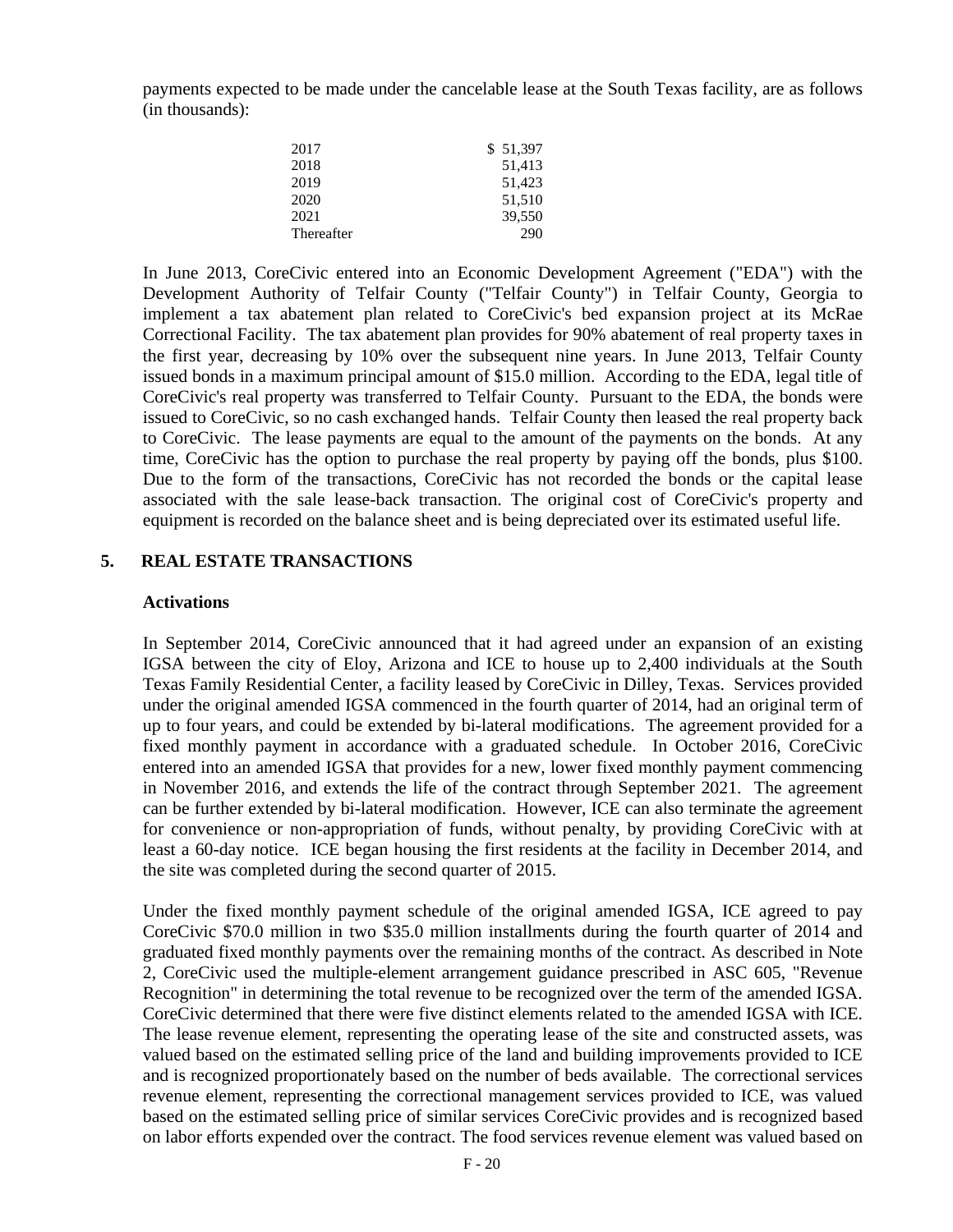payments expected to be made under the cancelable lease at the South Texas facility, are as follows (in thousands):

| | |
|---|---|
| 2017 | $ 51,397 |
| 2018 | 51,413 |
| 2019 | 51,423 |
| 2020 | 51,510 |
| 2021 | 39,550 |
| Thereafter | 290 |

In June 2013, CoreCivic entered into an Economic Development Agreement ("EDA") with the Development Authority of Telfair County ("Telfair County") in Telfair County, Georgia to implement a tax abatement plan related to CoreCivic's bed expansion project at its McRae Correctional Facility. The tax abatement plan provides for 90% abatement of real property taxes in the first year, decreasing by 10% over the subsequent nine years. In June 2013, Telfair County issued bonds in a maximum principal amount of $15.0 million. According to the EDA, legal title of CoreCivic's real property was transferred to Telfair County. Pursuant to the EDA, the bonds were issued to CoreCivic, so no cash exchanged hands. Telfair County then leased the real property back to CoreCivic. The lease payments are equal to the amount of the payments on the bonds. At any time, CoreCivic has the option to purchase the real property by paying off the bonds, plus $100. Due to the form of the transactions, CoreCivic has not recorded the bonds or the capital lease associated with the sale lease-back transaction. The original cost of CoreCivic's property and equipment is recorded on the balance sheet and is being depreciated over its estimated useful life.

## 5. REAL ESTATE TRANSACTIONS

### Activations

In September 2014, CoreCivic announced that it had agreed under an expansion of an existing IGSA between the city of Eloy, Arizona and ICE to house up to 2,400 individuals at the South Texas Family Residential Center, a facility leased by CoreCivic in Dilley, Texas. Services provided under the original amended IGSA commenced in the fourth quarter of 2014, had an original term of up to four years, and could be extended by bi-lateral modifications. The agreement provided for a fixed monthly payment in accordance with a graduated schedule. In October 2016, CoreCivic entered into an amended IGSA that provides for a new, lower fixed monthly payment commencing in November 2016, and extends the life of the contract through September 2021. The agreement can be further extended by bi-lateral modification. However, ICE can also terminate the agreement for convenience or non-appropriation of funds, without penalty, by providing CoreCivic with at least a 60-day notice. ICE began housing the first residents at the facility in December 2014, and the site was completed during the second quarter of 2015.

Under the fixed monthly payment schedule of the original amended IGSA, ICE agreed to pay CoreCivic $70.0 million in two $35.0 million installments during the fourth quarter of 2014 and graduated fixed monthly payments over the remaining months of the contract. As described in Note 2, CoreCivic used the multiple-element arrangement guidance prescribed in ASC 605, "Revenue Recognition" in determining the total revenue to be recognized over the term of the amended IGSA. CoreCivic determined that there were five distinct elements related to the amended IGSA with ICE. The lease revenue element, representing the operating lease of the site and constructed assets, was valued based on the estimated selling price of the land and building improvements provided to ICE and is recognized proportionately based on the number of beds available. The correctional services revenue element, representing the correctional management services provided to ICE, was valued based on the estimated selling price of similar services CoreCivic provides and is recognized based on labor efforts expended over the contract. The food services revenue element was valued based on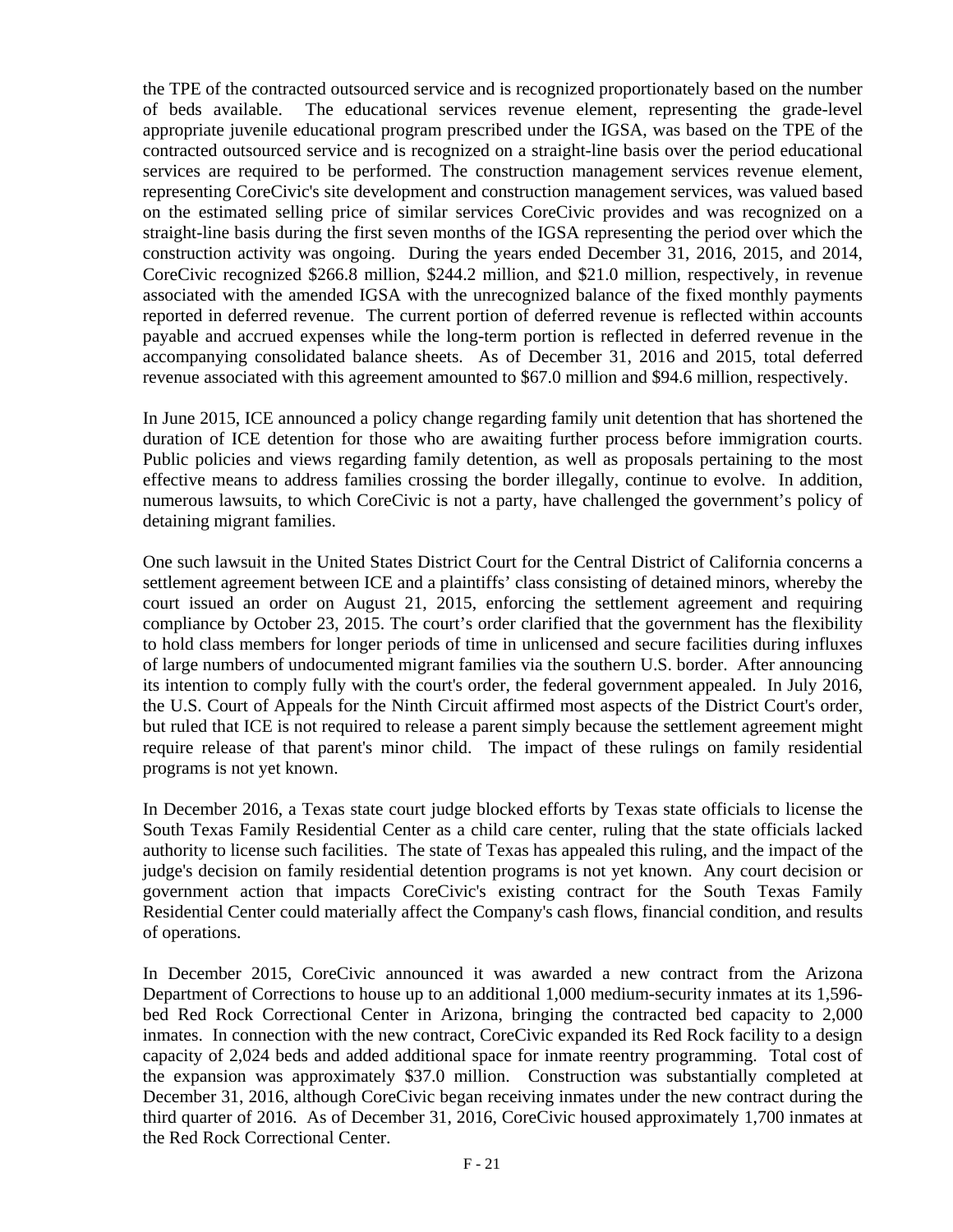the TPE of the contracted outsourced service and is recognized proportionately based on the number of beds available. The educational services revenue element, representing the grade-level appropriate juvenile educational program prescribed under the IGSA, was based on the TPE of the contracted outsourced service and is recognized on a straight-line basis over the period educational services are required to be performed. The construction management services revenue element, representing CoreCivic's site development and construction management services, was valued based on the estimated selling price of similar services CoreCivic provides and was recognized on a straight-line basis during the first seven months of the IGSA representing the period over which the construction activity was ongoing. During the years ended December 31, 2016, 2015, and 2014, CoreCivic recognized $266.8 million, $244.2 million, and $21.0 million, respectively, in revenue associated with the amended IGSA with the unrecognized balance of the fixed monthly payments reported in deferred revenue. The current portion of deferred revenue is reflected within accounts payable and accrued expenses while the long-term portion is reflected in deferred revenue in the accompanying consolidated balance sheets. As of December 31, 2016 and 2015, total deferred revenue associated with this agreement amounted to $67.0 million and $94.6 million, respectively.

In June 2015, ICE announced a policy change regarding family unit detention that has shortened the duration of ICE detention for those who are awaiting further process before immigration courts. Public policies and views regarding family detention, as well as proposals pertaining to the most effective means to address families crossing the border illegally, continue to evolve. In addition, numerous lawsuits, to which CoreCivic is not a party, have challenged the government's policy of detaining migrant families.

One such lawsuit in the United States District Court for the Central District of California concerns a settlement agreement between ICE and a plaintiffs' class consisting of detained minors, whereby the court issued an order on August 21, 2015, enforcing the settlement agreement and requiring compliance by October 23, 2015. The court's order clarified that the government has the flexibility to hold class members for longer periods of time in unlicensed and secure facilities during influxes of large numbers of undocumented migrant families via the southern U.S. border. After announcing its intention to comply fully with the court's order, the federal government appealed. In July 2016, the U.S. Court of Appeals for the Ninth Circuit affirmed most aspects of the District Court's order, but ruled that ICE is not required to release a parent simply because the settlement agreement might require release of that parent's minor child. The impact of these rulings on family residential programs is not yet known.

In December 2016, a Texas state court judge blocked efforts by Texas state officials to license the South Texas Family Residential Center as a child care center, ruling that the state officials lacked authority to license such facilities. The state of Texas has appealed this ruling, and the impact of the judge's decision on family residential detention programs is not yet known. Any court decision or government action that impacts CoreCivic's existing contract for the South Texas Family Residential Center could materially affect the Company's cash flows, financial condition, and results of operations.

In December 2015, CoreCivic announced it was awarded a new contract from the Arizona Department of Corrections to house up to an additional 1,000 medium-security inmates at its 1,596-bed Red Rock Correctional Center in Arizona, bringing the contracted bed capacity to 2,000 inmates. In connection with the new contract, CoreCivic expanded its Red Rock facility to a design capacity of 2,024 beds and added additional space for inmate reentry programming. Total cost of the expansion was approximately $37.0 million. Construction was substantially completed at December 31, 2016, although CoreCivic began receiving inmates under the new contract during the third quarter of 2016. As of December 31, 2016, CoreCivic housed approximately 1,700 inmates at the Red Rock Correctional Center.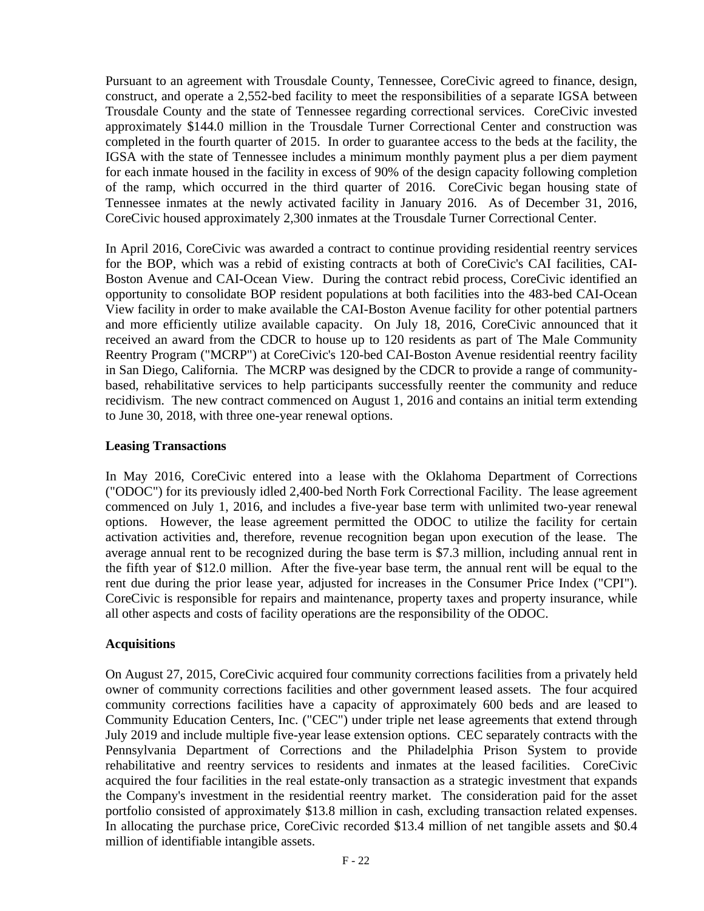Pursuant to an agreement with Trousdale County, Tennessee, CoreCivic agreed to finance, design, construct, and operate a 2,552-bed facility to meet the responsibilities of a separate IGSA between Trousdale County and the state of Tennessee regarding correctional services. CoreCivic invested approximately $144.0 million in the Trousdale Turner Correctional Center and construction was completed in the fourth quarter of 2015. In order to guarantee access to the beds at the facility, the IGSA with the state of Tennessee includes a minimum monthly payment plus a per diem payment for each inmate housed in the facility in excess of 90% of the design capacity following completion of the ramp, which occurred in the third quarter of 2016. CoreCivic began housing state of Tennessee inmates at the newly activated facility in January 2016. As of December 31, 2016, CoreCivic housed approximately 2,300 inmates at the Trousdale Turner Correctional Center.

In April 2016, CoreCivic was awarded a contract to continue providing residential reentry services for the BOP, which was a rebid of existing contracts at both of CoreCivic's CAI facilities, CAI-Boston Avenue and CAI-Ocean View. During the contract rebid process, CoreCivic identified an opportunity to consolidate BOP resident populations at both facilities into the 483-bed CAI-Ocean View facility in order to make available the CAI-Boston Avenue facility for other potential partners and more efficiently utilize available capacity. On July 18, 2016, CoreCivic announced that it received an award from the CDCR to house up to 120 residents as part of The Male Community Reentry Program ("MCRP") at CoreCivic's 120-bed CAI-Boston Avenue residential reentry facility in San Diego, California. The MCRP was designed by the CDCR to provide a range of community-based, rehabilitative services to help participants successfully reenter the community and reduce recidivism. The new contract commenced on August 1, 2016 and contains an initial term extending to June 30, 2018, with three one-year renewal options.

**Leasing Transactions**

In May 2016, CoreCivic entered into a lease with the Oklahoma Department of Corrections ("ODOC") for its previously idled 2,400-bed North Fork Correctional Facility. The lease agreement commenced on July 1, 2016, and includes a five-year base term with unlimited two-year renewal options. However, the lease agreement permitted the ODOC to utilize the facility for certain activation activities and, therefore, revenue recognition began upon execution of the lease. The average annual rent to be recognized during the base term is $7.3 million, including annual rent in the fifth year of $12.0 million. After the five-year base term, the annual rent will be equal to the rent due during the prior lease year, adjusted for increases in the Consumer Price Index ("CPI"). CoreCivic is responsible for repairs and maintenance, property taxes and property insurance, while all other aspects and costs of facility operations are the responsibility of the ODOC.

**Acquisitions**

On August 27, 2015, CoreCivic acquired four community corrections facilities from a privately held owner of community corrections facilities and other government leased assets. The four acquired community corrections facilities have a capacity of approximately 600 beds and are leased to Community Education Centers, Inc. ("CEC") under triple net lease agreements that extend through July 2019 and include multiple five-year lease extension options. CEC separately contracts with the Pennsylvania Department of Corrections and the Philadelphia Prison System to provide rehabilitative and reentry services to residents and inmates at the leased facilities. CoreCivic acquired the four facilities in the real estate-only transaction as a strategic investment that expands the Company's investment in the residential reentry market. The consideration paid for the asset portfolio consisted of approximately $13.8 million in cash, excluding transaction related expenses. In allocating the purchase price, CoreCivic recorded $13.4 million of net tangible assets and $0.4 million of identifiable intangible assets.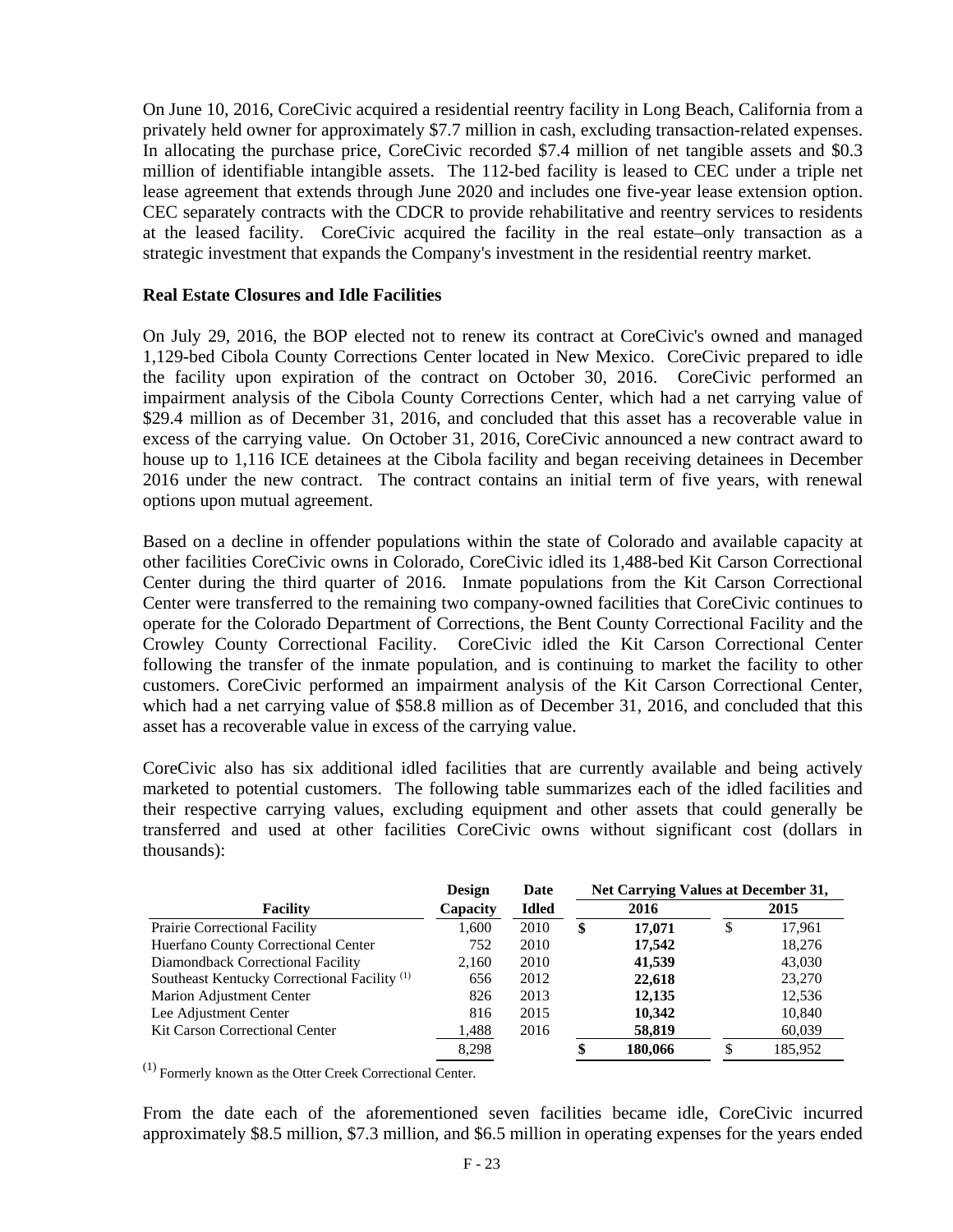On June 10, 2016, CoreCivic acquired a residential reentry facility in Long Beach, California from a privately held owner for approximately $7.7 million in cash, excluding transaction-related expenses. In allocating the purchase price, CoreCivic recorded $7.4 million of net tangible assets and $0.3 million of identifiable intangible assets. The 112-bed facility is leased to CEC under a triple net lease agreement that extends through June 2020 and includes one five-year lease extension option. CEC separately contracts with the CDCR to provide rehabilitative and reentry services to residents at the leased facility. CoreCivic acquired the facility in the real estate–only transaction as a strategic investment that expands the Company's investment in the residential reentry market.

**Real Estate Closures and Idle Facilities**

On July 29, 2016, the BOP elected not to renew its contract at CoreCivic's owned and managed 1,129-bed Cibola County Corrections Center located in New Mexico. CoreCivic prepared to idle the facility upon expiration of the contract on October 30, 2016. CoreCivic performed an impairment analysis of the Cibola County Corrections Center, which had a net carrying value of $29.4 million as of December 31, 2016, and concluded that this asset has a recoverable value in excess of the carrying value. On October 31, 2016, CoreCivic announced a new contract award to house up to 1,116 ICE detainees at the Cibola facility and began receiving detainees in December 2016 under the new contract. The contract contains an initial term of five years, with renewal options upon mutual agreement.

Based on a decline in offender populations within the state of Colorado and available capacity at other facilities CoreCivic owns in Colorado, CoreCivic idled its 1,488-bed Kit Carson Correctional Center during the third quarter of 2016. Inmate populations from the Kit Carson Correctional Center were transferred to the remaining two company-owned facilities that CoreCivic continues to operate for the Colorado Department of Corrections, the Bent County Correctional Facility and the Crowley County Correctional Facility. CoreCivic idled the Kit Carson Correctional Center following the transfer of the inmate population, and is continuing to market the facility to other customers. CoreCivic performed an impairment analysis of the Kit Carson Correctional Center, which had a net carrying value of $58.8 million as of December 31, 2016, and concluded that this asset has a recoverable value in excess of the carrying value.

CoreCivic also has six additional idled facilities that are currently available and being actively marketed to potential customers. The following table summarizes each of the idled facilities and their respective carrying values, excluding equipment and other assets that could generally be transferred and used at other facilities CoreCivic owns without significant cost (dollars in thousands):

| Facility | Design Capacity | Date Idled | Net Carrying Values at December 31, 2016 | Net Carrying Values at December 31, 2015 |
|---|---|---|---|---|
| Prairie Correctional Facility | 1,600 | 2010 | $ **17,071** | $ 17,961 |
| Huerfano County Correctional Center | 752 | 2010 | **17,542** | 18,276 |
| Diamondback Correctional Facility | 2,160 | 2010 | **41,539** | 43,030 |
| Southeast Kentucky Correctional Facility [(1)] | 656 | 2012 | **22,618** | 23,270 |
| Marion Adjustment Center | 826 | 2013 | **12,135** | 12,536 |
| Lee Adjustment Center | 816 | 2015 | **10,342** | 10,840 |
| Kit Carson Correctional Center | 1,488 | 2016 | **58,819** | 60,039 |
| | 8,298 | | $ **180,066** | $ 185,952 |

[(1)] Formerly known as the Otter Creek Correctional Center.

From the date each of the aforementioned seven facilities became idle, CoreCivic incurred approximately $8.5 million, $7.3 million, and $6.5 million in operating expenses for the years ended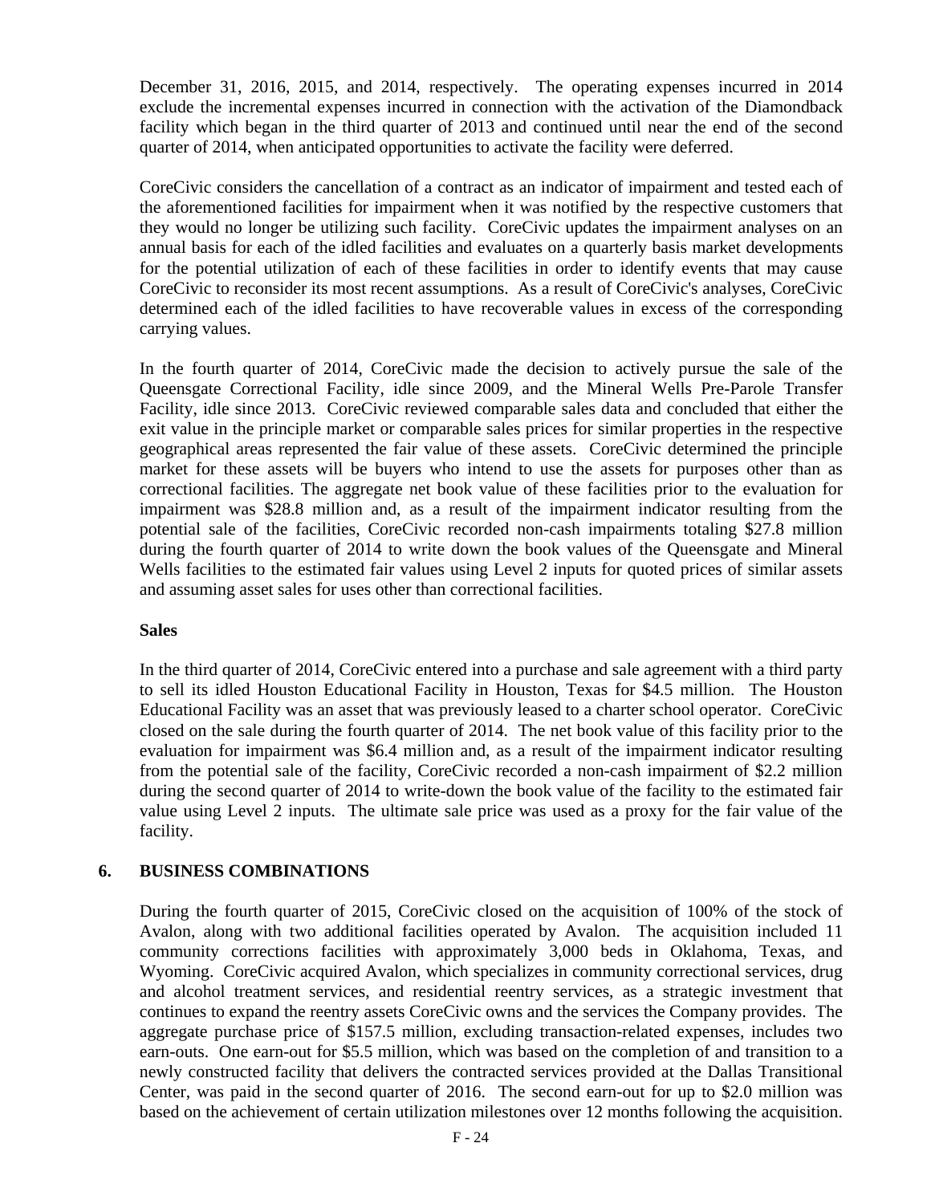December 31, 2016, 2015, and 2014, respectively. The operating expenses incurred in 2014 exclude the incremental expenses incurred in connection with the activation of the Diamondback facility which began in the third quarter of 2013 and continued until near the end of the second quarter of 2014, when anticipated opportunities to activate the facility were deferred.

CoreCivic considers the cancellation of a contract as an indicator of impairment and tested each of the aforementioned facilities for impairment when it was notified by the respective customers that they would no longer be utilizing such facility. CoreCivic updates the impairment analyses on an annual basis for each of the idled facilities and evaluates on a quarterly basis market developments for the potential utilization of each of these facilities in order to identify events that may cause CoreCivic to reconsider its most recent assumptions. As a result of CoreCivic's analyses, CoreCivic determined each of the idled facilities to have recoverable values in excess of the corresponding carrying values.

In the fourth quarter of 2014, CoreCivic made the decision to actively pursue the sale of the Queensgate Correctional Facility, idle since 2009, and the Mineral Wells Pre-Parole Transfer Facility, idle since 2013. CoreCivic reviewed comparable sales data and concluded that either the exit value in the principle market or comparable sales prices for similar properties in the respective geographical areas represented the fair value of these assets. CoreCivic determined the principle market for these assets will be buyers who intend to use the assets for purposes other than as correctional facilities. The aggregate net book value of these facilities prior to the evaluation for impairment was $28.8 million and, as a result of the impairment indicator resulting from the potential sale of the facilities, CoreCivic recorded non-cash impairments totaling $27.8 million during the fourth quarter of 2014 to write down the book values of the Queensgate and Mineral Wells facilities to the estimated fair values using Level 2 inputs for quoted prices of similar assets and assuming asset sales for uses other than correctional facilities.

**Sales**

In the third quarter of 2014, CoreCivic entered into a purchase and sale agreement with a third party to sell its idled Houston Educational Facility in Houston, Texas for $4.5 million. The Houston Educational Facility was an asset that was previously leased to a charter school operator. CoreCivic closed on the sale during the fourth quarter of 2014. The net book value of this facility prior to the evaluation for impairment was $6.4 million and, as a result of the impairment indicator resulting from the potential sale of the facility, CoreCivic recorded a non-cash impairment of $2.2 million during the second quarter of 2014 to write-down the book value of the facility to the estimated fair value using Level 2 inputs. The ultimate sale price was used as a proxy for the fair value of the facility.

## 6. BUSINESS COMBINATIONS

During the fourth quarter of 2015, CoreCivic closed on the acquisition of 100% of the stock of Avalon, along with two additional facilities operated by Avalon. The acquisition included 11 community corrections facilities with approximately 3,000 beds in Oklahoma, Texas, and Wyoming. CoreCivic acquired Avalon, which specializes in community correctional services, drug and alcohol treatment services, and residential reentry services, as a strategic investment that continues to expand the reentry assets CoreCivic owns and the services the Company provides. The aggregate purchase price of $157.5 million, excluding transaction-related expenses, includes two earn-outs. One earn-out for $5.5 million, which was based on the completion of and transition to a newly constructed facility that delivers the contracted services provided at the Dallas Transitional Center, was paid in the second quarter of 2016. The second earn-out for up to $2.0 million was based on the achievement of certain utilization milestones over 12 months following the acquisition.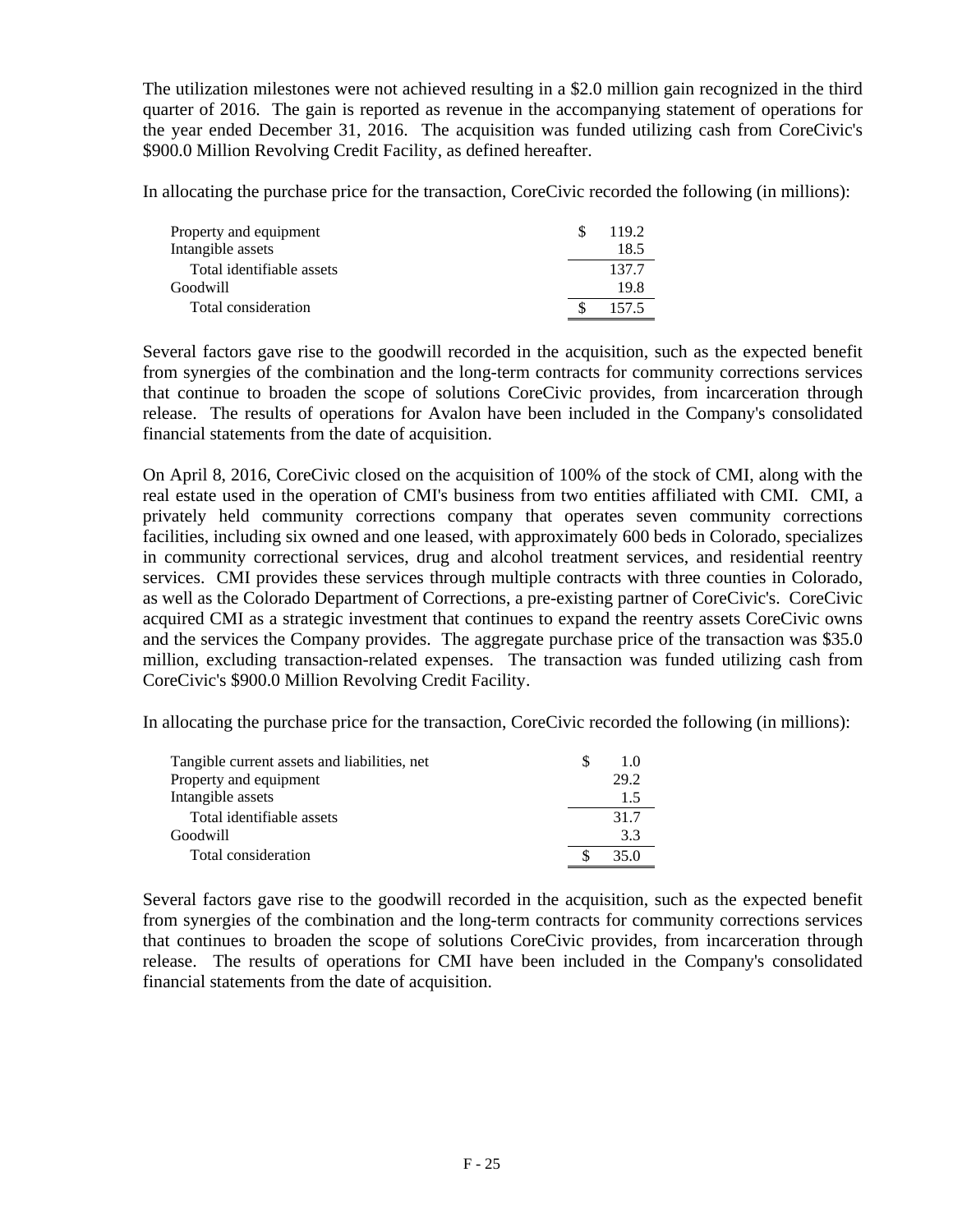The utilization milestones were not achieved resulting in a $2.0 million gain recognized in the third quarter of 2016. The gain is reported as revenue in the accompanying statement of operations for the year ended December 31, 2016. The acquisition was funded utilizing cash from CoreCivic's $900.0 Million Revolving Credit Facility, as defined hereafter.

In allocating the purchase price for the transaction, CoreCivic recorded the following (in millions):

| | |
|---|---|
| Property and equipment | $ 119.2 |
| Intangible assets | 18.5 |
| Total identifiable assets | 137.7 |
| Goodwill | 19.8 |
| Total consideration | $ 157.5 |

Several factors gave rise to the goodwill recorded in the acquisition, such as the expected benefit from synergies of the combination and the long-term contracts for community corrections services that continue to broaden the scope of solutions CoreCivic provides, from incarceration through release. The results of operations for Avalon have been included in the Company's consolidated financial statements from the date of acquisition.

On April 8, 2016, CoreCivic closed on the acquisition of 100% of the stock of CMI, along with the real estate used in the operation of CMI's business from two entities affiliated with CMI. CMI, a privately held community corrections company that operates seven community corrections facilities, including six owned and one leased, with approximately 600 beds in Colorado, specializes in community correctional services, drug and alcohol treatment services, and residential reentry services. CMI provides these services through multiple contracts with three counties in Colorado, as well as the Colorado Department of Corrections, a pre-existing partner of CoreCivic's. CoreCivic acquired CMI as a strategic investment that continues to expand the reentry assets CoreCivic owns and the services the Company provides. The aggregate purchase price of the transaction was $35.0 million, excluding transaction-related expenses. The transaction was funded utilizing cash from CoreCivic's $900.0 Million Revolving Credit Facility.

In allocating the purchase price for the transaction, CoreCivic recorded the following (in millions):

| | |
|---|---|
| Tangible current assets and liabilities, net | $ 1.0 |
| Property and equipment | 29.2 |
| Intangible assets | 1.5 |
| Total identifiable assets | 31.7 |
| Goodwill | 3.3 |
| Total consideration | $ 35.0 |

Several factors gave rise to the goodwill recorded in the acquisition, such as the expected benefit from synergies of the combination and the long-term contracts for community corrections services that continues to broaden the scope of solutions CoreCivic provides, from incarceration through release. The results of operations for CMI have been included in the Company's consolidated financial statements from the date of acquisition.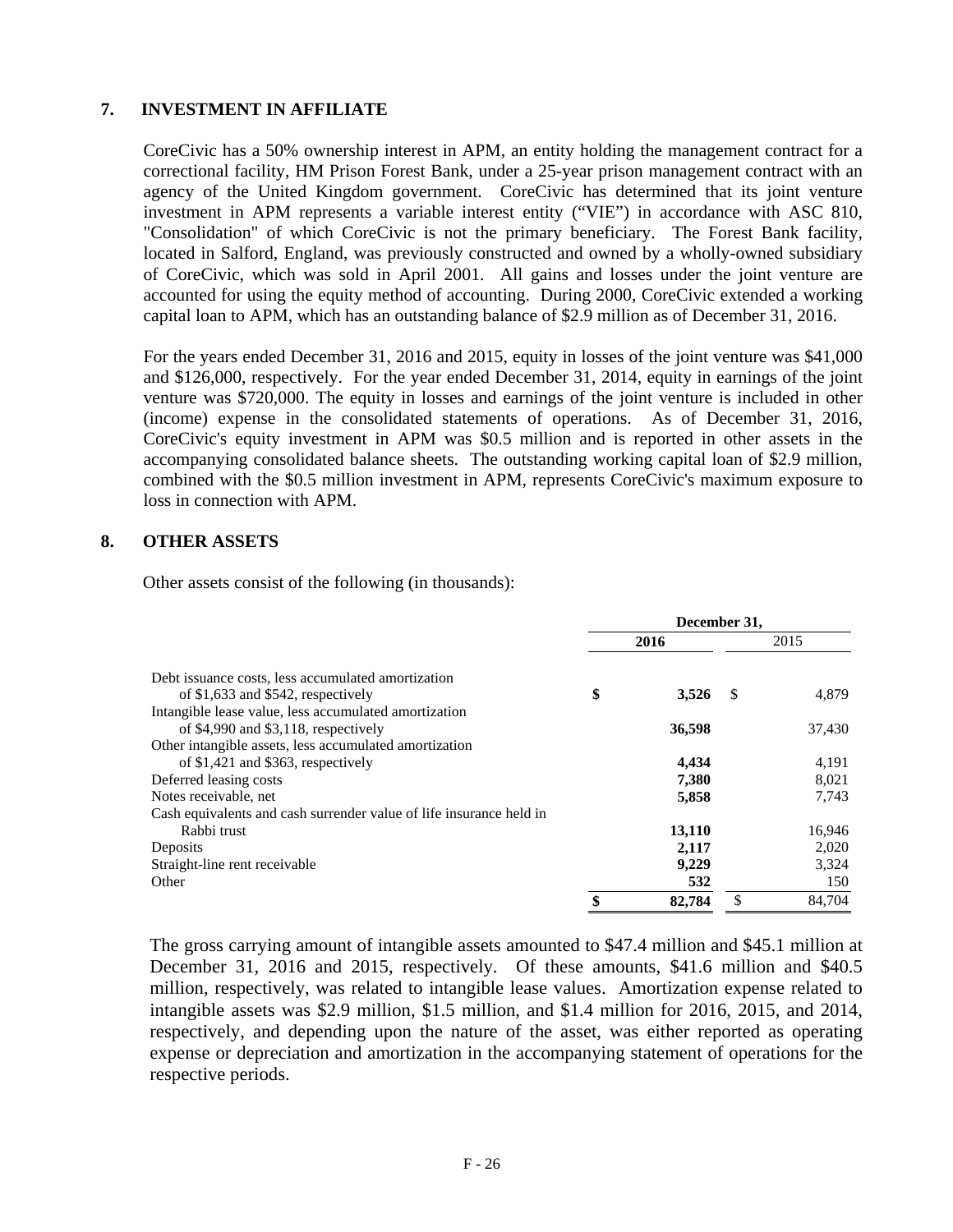## 7. INVESTMENT IN AFFILIATE

CoreCivic has a 50% ownership interest in APM, an entity holding the management contract for a correctional facility, HM Prison Forest Bank, under a 25-year prison management contract with an agency of the United Kingdom government. CoreCivic has determined that its joint venture investment in APM represents a variable interest entity ("VIE") in accordance with ASC 810, "Consolidation" of which CoreCivic is not the primary beneficiary. The Forest Bank facility, located in Salford, England, was previously constructed and owned by a wholly-owned subsidiary of CoreCivic, which was sold in April 2001. All gains and losses under the joint venture are accounted for using the equity method of accounting. During 2000, CoreCivic extended a working capital loan to APM, which has an outstanding balance of $2.9 million as of December 31, 2016.

For the years ended December 31, 2016 and 2015, equity in losses of the joint venture was $41,000 and $126,000, respectively. For the year ended December 31, 2014, equity in earnings of the joint venture was $720,000. The equity in losses and earnings of the joint venture is included in other (income) expense in the consolidated statements of operations. As of December 31, 2016, CoreCivic's equity investment in APM was $0.5 million and is reported in other assets in the accompanying consolidated balance sheets. The outstanding working capital loan of $2.9 million, combined with the $0.5 million investment in APM, represents CoreCivic's maximum exposure to loss in connection with APM.

## 8. OTHER ASSETS

Other assets consist of the following (in thousands):

| | December 31, | |
|---|---|---|
| | **2016** | 2015 |
| Debt issuance costs, less accumulated amortization of $1,633 and $542, respectively | **$ 3,526** | $ 4,879 |
| Intangible lease value, less accumulated amortization of $4,990 and $3,118, respectively | **36,598** | 37,430 |
| Other intangible assets, less accumulated amortization of $1,421 and $363, respectively | **4,434** | 4,191 |
| Deferred leasing costs | **7,380** | 8,021 |
| Notes receivable, net | **5,858** | 7,743 |
| Cash equivalents and cash surrender value of life insurance held in Rabbi trust | **13,110** | 16,946 |
| Deposits | **2,117** | 2,020 |
| Straight-line rent receivable | **9,229** | 3,324 |
| Other | **532** | 150 |
| | **$ 82,784** | $ 84,704 |

The gross carrying amount of intangible assets amounted to $47.4 million and $45.1 million at December 31, 2016 and 2015, respectively. Of these amounts, $41.6 million and $40.5 million, respectively, was related to intangible lease values. Amortization expense related to intangible assets was $2.9 million, $1.5 million, and $1.4 million for 2016, 2015, and 2014, respectively, and depending upon the nature of the asset, was either reported as operating expense or depreciation and amortization in the accompanying statement of operations for the respective periods.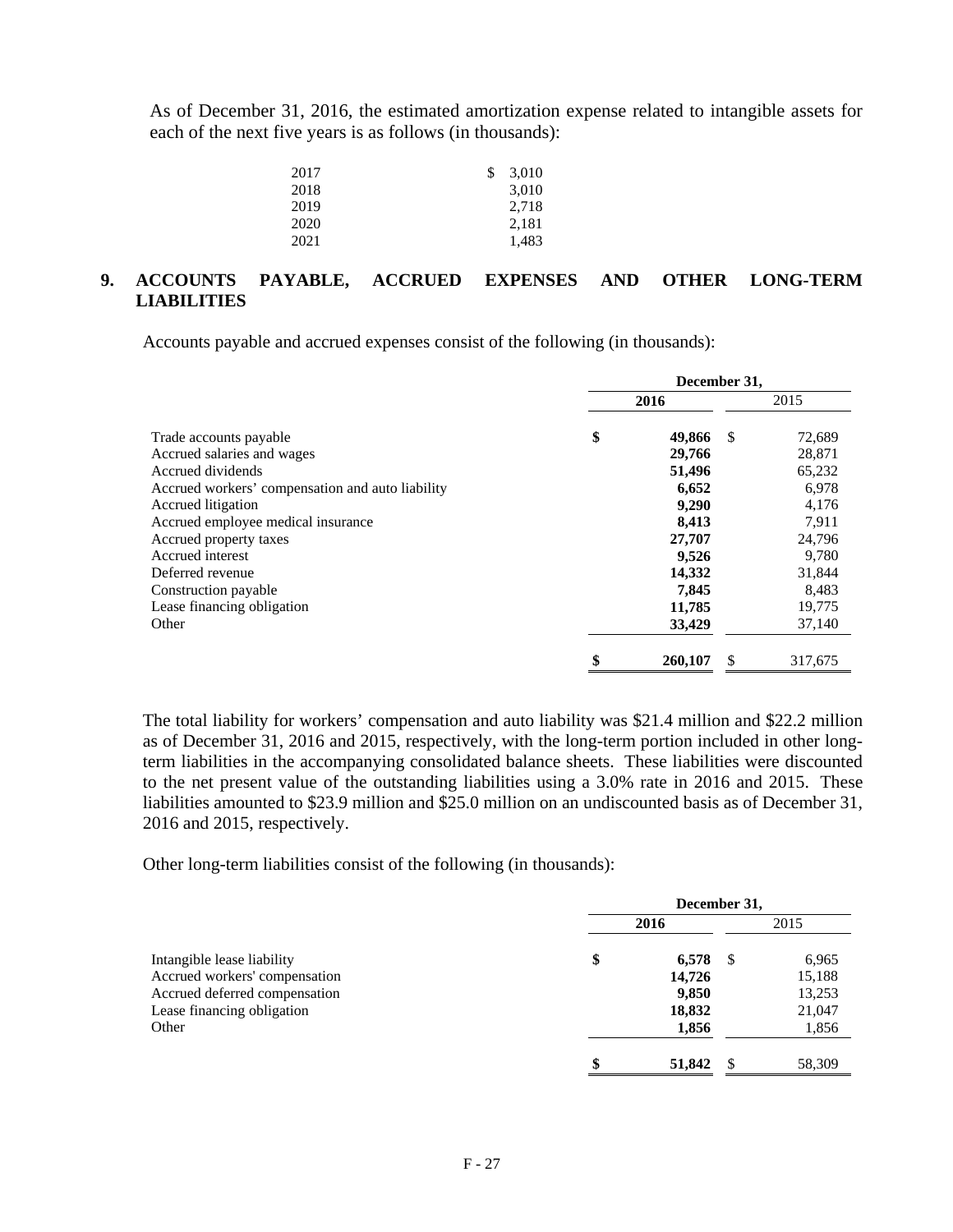As of December 31, 2016, the estimated amortization expense related to intangible assets for each of the next five years is as follows (in thousands):

| | |
|---|---|
| 2017 | $ 3,010 |
| 2018 | 3,010 |
| 2019 | 2,718 |
| 2020 | 2,181 |
| 2021 | 1,483 |

## 9. ACCOUNTS PAYABLE, ACCRUED EXPENSES AND OTHER LONG-TERM LIABILITIES

Accounts payable and accrued expenses consist of the following (in thousands):

| | December 31, | |
|---|---|---|
| | **2016** | 2015 |
| Trade accounts payable | **$ 49,866** | $ 72,689 |
| Accrued salaries and wages | **29,766** | 28,871 |
| Accrued dividends | **51,496** | 65,232 |
| Accrued workers' compensation and auto liability | **6,652** | 6,978 |
| Accrued litigation | **9,290** | 4,176 |
| Accrued employee medical insurance | **8,413** | 7,911 |
| Accrued property taxes | **27,707** | 24,796 |
| Accrued interest | **9,526** | 9,780 |
| Deferred revenue | **14,332** | 31,844 |
| Construction payable | **7,845** | 8,483 |
| Lease financing obligation | **11,785** | 19,775 |
| Other | **33,429** | 37,140 |
| | **$ 260,107** | $ 317,675 |

The total liability for workers' compensation and auto liability was $21.4 million and $22.2 million as of December 31, 2016 and 2015, respectively, with the long-term portion included in other long-term liabilities in the accompanying consolidated balance sheets. These liabilities were discounted to the net present value of the outstanding liabilities using a 3.0% rate in 2016 and 2015. These liabilities amounted to $23.9 million and $25.0 million on an undiscounted basis as of December 31, 2016 and 2015, respectively.

Other long-term liabilities consist of the following (in thousands):

| | December 31, | |
|---|---|---|
| | **2016** | 2015 |
| Intangible lease liability | **$ 6,578** | $ 6,965 |
| Accrued workers' compensation | **14,726** | 15,188 |
| Accrued deferred compensation | **9,850** | 13,253 |
| Lease financing obligation | **18,832** | 21,047 |
| Other | **1,856** | 1,856 |
| | **$ 51,842** | $ 58,309 |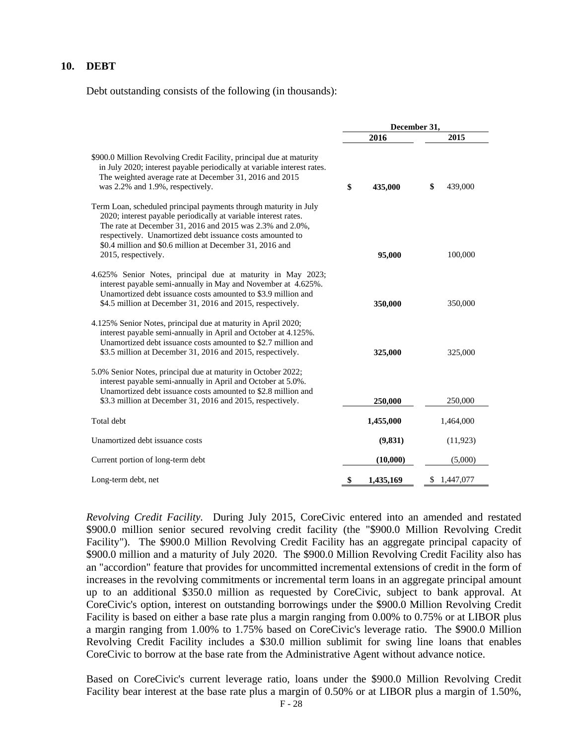## 10. DEBT

Debt outstanding consists of the following (in thousands):

| | December 31, | |
|---|---|---|
| | **2016** | **2015** |
| $900.0 Million Revolving Credit Facility, principal due at maturity in July 2020; interest payable periodically at variable interest rates. The weighted average rate at December 31, 2016 and 2015 was 2.2% and 1.9%, respectively. | **$ 435,000** | $ 439,000 |
| Term Loan, scheduled principal payments through maturity in July 2020; interest payable periodically at variable interest rates. The rate at December 31, 2016 and 2015 was 2.3% and 2.0%, respectively. Unamortized debt issuance costs amounted to $0.4 million and $0.6 million at December 31, 2016 and 2015, respectively. | **95,000** | 100,000 |
| 4.625% Senior Notes, principal due at maturity in May 2023; interest payable semi-annually in May and November at 4.625%. Unamortized debt issuance costs amounted to $3.9 million and $4.5 million at December 31, 2016 and 2015, respectively. | **350,000** | 350,000 |
| 4.125% Senior Notes, principal due at maturity in April 2020; interest payable semi-annually in April and October at 4.125%. Unamortized debt issuance costs amounted to $2.7 million and $3.5 million at December 31, 2016 and 2015, respectively. | **325,000** | 325,000 |
| 5.0% Senior Notes, principal due at maturity in October 2022; interest payable semi-annually in April and October at 5.0%. Unamortized debt issuance costs amounted to $2.8 million and $3.3 million at December 31, 2016 and 2015, respectively. | **250,000** | 250,000 |
| Total debt | **1,455,000** | 1,464,000 |
| Unamortized debt issuance costs | **(9,831)** | (11,923) |
| Current portion of long-term debt | **(10,000)** | (5,000) |
| Long-term debt, net | **$ 1,435,169** | $ 1,447,077 |

*Revolving Credit Facility.* During July 2015, CoreCivic entered into an amended and restated $900.0 million senior secured revolving credit facility (the "$900.0 Million Revolving Credit Facility"). The $900.0 Million Revolving Credit Facility has an aggregate principal capacity of $900.0 million and a maturity of July 2020. The $900.0 Million Revolving Credit Facility also has an "accordion" feature that provides for uncommitted incremental extensions of credit in the form of increases in the revolving commitments or incremental term loans in an aggregate principal amount up to an additional $350.0 million as requested by CoreCivic, subject to bank approval. At CoreCivic's option, interest on outstanding borrowings under the $900.0 Million Revolving Credit Facility is based on either a base rate plus a margin ranging from 0.00% to 0.75% or at LIBOR plus a margin ranging from 1.00% to 1.75% based on CoreCivic's leverage ratio. The $900.0 Million Revolving Credit Facility includes a $30.0 million sublimit for swing line loans that enables CoreCivic to borrow at the base rate from the Administrative Agent without advance notice.

Based on CoreCivic's current leverage ratio, loans under the $900.0 Million Revolving Credit Facility bear interest at the base rate plus a margin of 0.50% or at LIBOR plus a margin of 1.50%,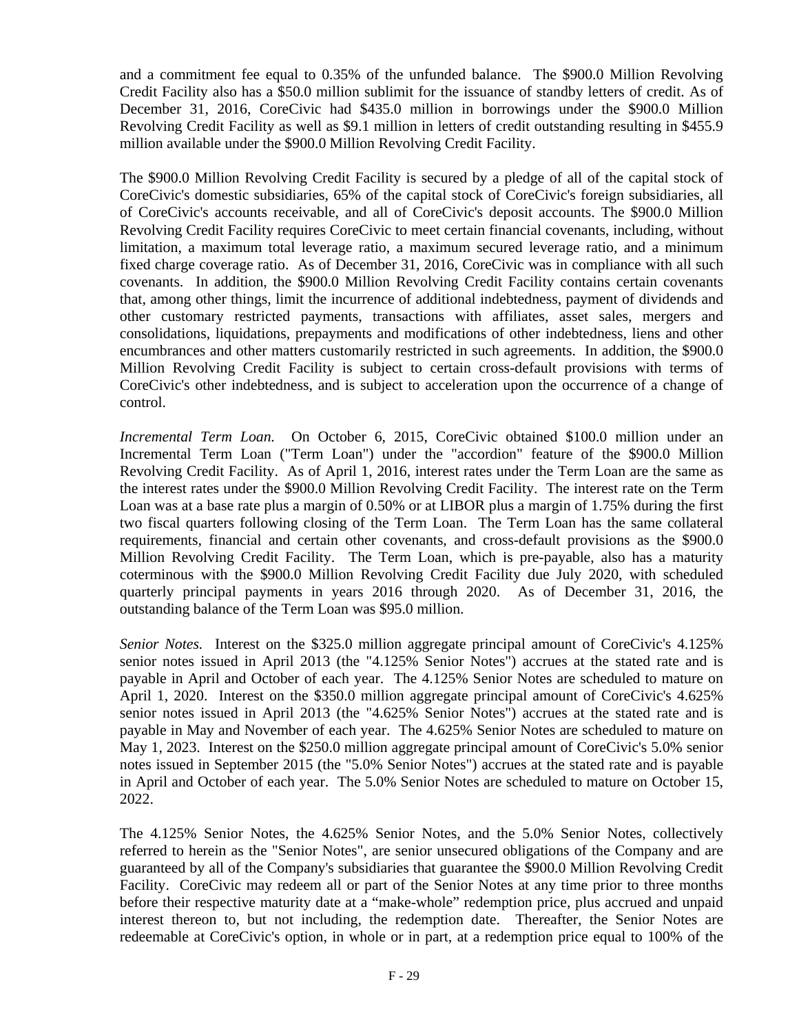and a commitment fee equal to 0.35% of the unfunded balance. The $900.0 Million Revolving Credit Facility also has a $50.0 million sublimit for the issuance of standby letters of credit. As of December 31, 2016, CoreCivic had $435.0 million in borrowings under the $900.0 Million Revolving Credit Facility as well as $9.1 million in letters of credit outstanding resulting in $455.9 million available under the $900.0 Million Revolving Credit Facility.

The $900.0 Million Revolving Credit Facility is secured by a pledge of all of the capital stock of CoreCivic's domestic subsidiaries, 65% of the capital stock of CoreCivic's foreign subsidiaries, all of CoreCivic's accounts receivable, and all of CoreCivic's deposit accounts. The $900.0 Million Revolving Credit Facility requires CoreCivic to meet certain financial covenants, including, without limitation, a maximum total leverage ratio, a maximum secured leverage ratio, and a minimum fixed charge coverage ratio. As of December 31, 2016, CoreCivic was in compliance with all such covenants. In addition, the $900.0 Million Revolving Credit Facility contains certain covenants that, among other things, limit the incurrence of additional indebtedness, payment of dividends and other customary restricted payments, transactions with affiliates, asset sales, mergers and consolidations, liquidations, prepayments and modifications of other indebtedness, liens and other encumbrances and other matters customarily restricted in such agreements. In addition, the $900.0 Million Revolving Credit Facility is subject to certain cross-default provisions with terms of CoreCivic's other indebtedness, and is subject to acceleration upon the occurrence of a change of control.

*Incremental Term Loan.* On October 6, 2015, CoreCivic obtained $100.0 million under an Incremental Term Loan ("Term Loan") under the "accordion" feature of the $900.0 Million Revolving Credit Facility. As of April 1, 2016, interest rates under the Term Loan are the same as the interest rates under the $900.0 Million Revolving Credit Facility. The interest rate on the Term Loan was at a base rate plus a margin of 0.50% or at LIBOR plus a margin of 1.75% during the first two fiscal quarters following closing of the Term Loan. The Term Loan has the same collateral requirements, financial and certain other covenants, and cross-default provisions as the $900.0 Million Revolving Credit Facility. The Term Loan, which is pre-payable, also has a maturity coterminous with the $900.0 Million Revolving Credit Facility due July 2020, with scheduled quarterly principal payments in years 2016 through 2020. As of December 31, 2016, the outstanding balance of the Term Loan was $95.0 million.

*Senior Notes.* Interest on the $325.0 million aggregate principal amount of CoreCivic's 4.125% senior notes issued in April 2013 (the "4.125% Senior Notes") accrues at the stated rate and is payable in April and October of each year. The 4.125% Senior Notes are scheduled to mature on April 1, 2020. Interest on the $350.0 million aggregate principal amount of CoreCivic's 4.625% senior notes issued in April 2013 (the "4.625% Senior Notes") accrues at the stated rate and is payable in May and November of each year. The 4.625% Senior Notes are scheduled to mature on May 1, 2023. Interest on the $250.0 million aggregate principal amount of CoreCivic's 5.0% senior notes issued in September 2015 (the "5.0% Senior Notes") accrues at the stated rate and is payable in April and October of each year. The 5.0% Senior Notes are scheduled to mature on October 15, 2022.

The 4.125% Senior Notes, the 4.625% Senior Notes, and the 5.0% Senior Notes, collectively referred to herein as the "Senior Notes", are senior unsecured obligations of the Company and are guaranteed by all of the Company's subsidiaries that guarantee the $900.0 Million Revolving Credit Facility. CoreCivic may redeem all or part of the Senior Notes at any time prior to three months before their respective maturity date at a "make-whole" redemption price, plus accrued and unpaid interest thereon to, but not including, the redemption date. Thereafter, the Senior Notes are redeemable at CoreCivic's option, in whole or in part, at a redemption price equal to 100% of the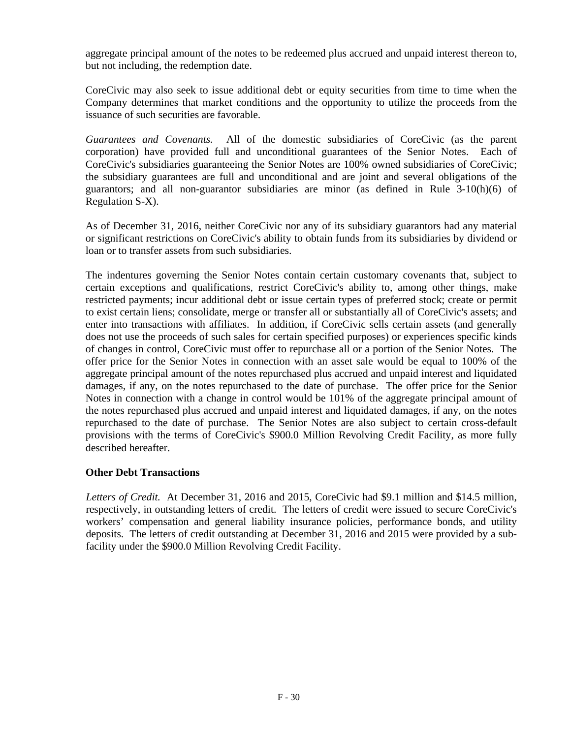aggregate principal amount of the notes to be redeemed plus accrued and unpaid interest thereon to, but not including, the redemption date.

CoreCivic may also seek to issue additional debt or equity securities from time to time when the Company determines that market conditions and the opportunity to utilize the proceeds from the issuance of such securities are favorable.

*Guarantees and Covenants.* All of the domestic subsidiaries of CoreCivic (as the parent corporation) have provided full and unconditional guarantees of the Senior Notes. Each of CoreCivic's subsidiaries guaranteeing the Senior Notes are 100% owned subsidiaries of CoreCivic; the subsidiary guarantees are full and unconditional and are joint and several obligations of the guarantors; and all non-guarantor subsidiaries are minor (as defined in Rule 3-10(h)(6) of Regulation S-X).

As of December 31, 2016, neither CoreCivic nor any of its subsidiary guarantors had any material or significant restrictions on CoreCivic's ability to obtain funds from its subsidiaries by dividend or loan or to transfer assets from such subsidiaries.

The indentures governing the Senior Notes contain certain customary covenants that, subject to certain exceptions and qualifications, restrict CoreCivic's ability to, among other things, make restricted payments; incur additional debt or issue certain types of preferred stock; create or permit to exist certain liens; consolidate, merge or transfer all or substantially all of CoreCivic's assets; and enter into transactions with affiliates. In addition, if CoreCivic sells certain assets (and generally does not use the proceeds of such sales for certain specified purposes) or experiences specific kinds of changes in control, CoreCivic must offer to repurchase all or a portion of the Senior Notes. The offer price for the Senior Notes in connection with an asset sale would be equal to 100% of the aggregate principal amount of the notes repurchased plus accrued and unpaid interest and liquidated damages, if any, on the notes repurchased to the date of purchase. The offer price for the Senior Notes in connection with a change in control would be 101% of the aggregate principal amount of the notes repurchased plus accrued and unpaid interest and liquidated damages, if any, on the notes repurchased to the date of purchase. The Senior Notes are also subject to certain cross-default provisions with the terms of CoreCivic's $900.0 Million Revolving Credit Facility, as more fully described hereafter.

**Other Debt Transactions**

*Letters of Credit.* At December 31, 2016 and 2015, CoreCivic had $9.1 million and $14.5 million, respectively, in outstanding letters of credit. The letters of credit were issued to secure CoreCivic's workers' compensation and general liability insurance policies, performance bonds, and utility deposits. The letters of credit outstanding at December 31, 2016 and 2015 were provided by a sub-facility under the $900.0 Million Revolving Credit Facility.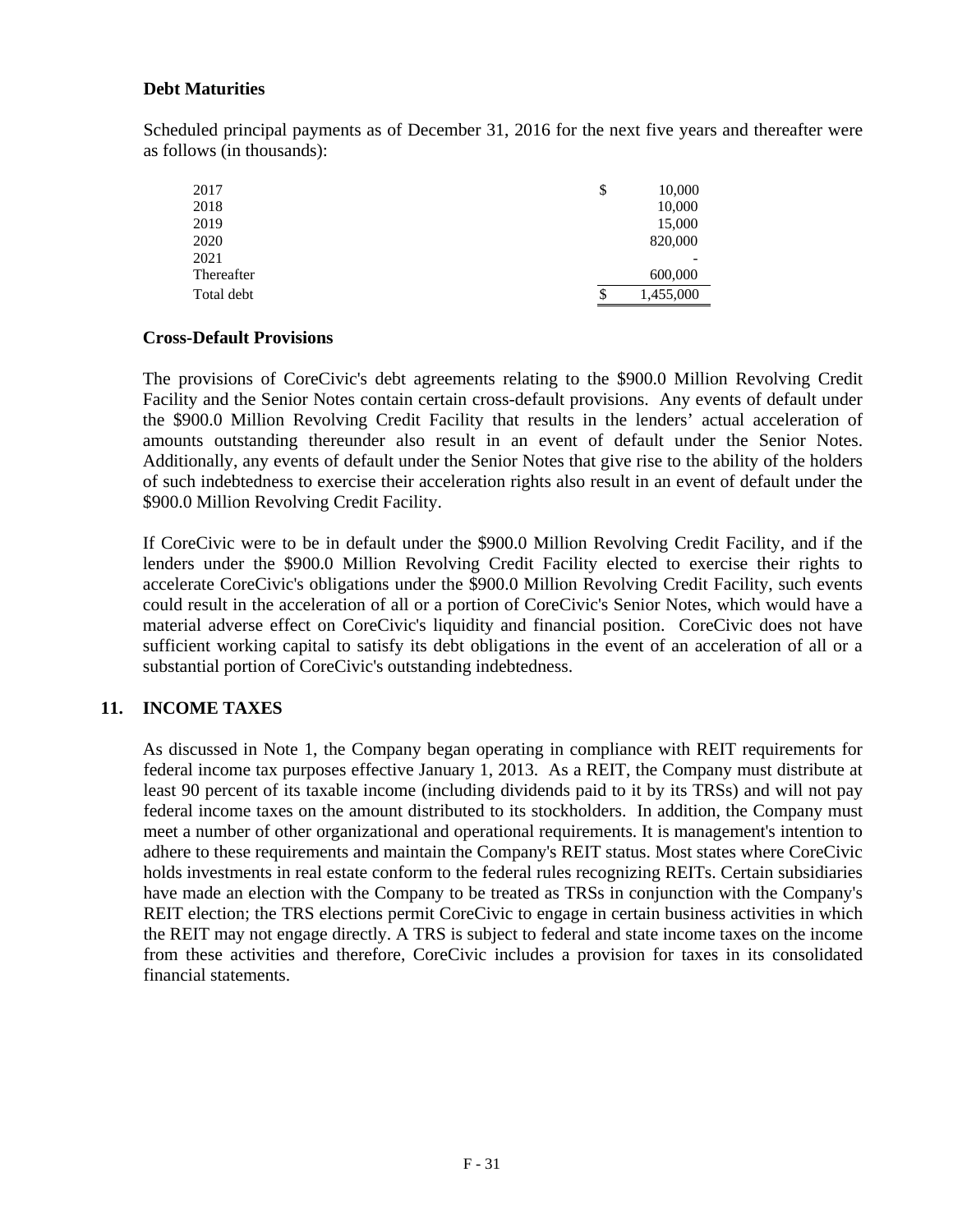### Debt Maturities

Scheduled principal payments as of December 31, 2016 for the next five years and thereafter were as follows (in thousands):

| | |
|---|---|
| 2017 | $ 10,000 |
| 2018 | 10,000 |
| 2019 | 15,000 |
| 2020 | 820,000 |
| 2021 | - |
| Thereafter | 600,000 |
| Total debt | $ 1,455,000 |

### Cross-Default Provisions

The provisions of CoreCivic's debt agreements relating to the $900.0 Million Revolving Credit Facility and the Senior Notes contain certain cross-default provisions. Any events of default under the $900.0 Million Revolving Credit Facility that results in the lenders' actual acceleration of amounts outstanding thereunder also result in an event of default under the Senior Notes. Additionally, any events of default under the Senior Notes that give rise to the ability of the holders of such indebtedness to exercise their acceleration rights also result in an event of default under the $900.0 Million Revolving Credit Facility.

If CoreCivic were to be in default under the $900.0 Million Revolving Credit Facility, and if the lenders under the $900.0 Million Revolving Credit Facility elected to exercise their rights to accelerate CoreCivic's obligations under the $900.0 Million Revolving Credit Facility, such events could result in the acceleration of all or a portion of CoreCivic's Senior Notes, which would have a material adverse effect on CoreCivic's liquidity and financial position. CoreCivic does not have sufficient working capital to satisfy its debt obligations in the event of an acceleration of all or a substantial portion of CoreCivic's outstanding indebtedness.

## 11. INCOME TAXES

As discussed in Note 1, the Company began operating in compliance with REIT requirements for federal income tax purposes effective January 1, 2013. As a REIT, the Company must distribute at least 90 percent of its taxable income (including dividends paid to it by its TRSs) and will not pay federal income taxes on the amount distributed to its stockholders. In addition, the Company must meet a number of other organizational and operational requirements. It is management's intention to adhere to these requirements and maintain the Company's REIT status. Most states where CoreCivic holds investments in real estate conform to the federal rules recognizing REITs. Certain subsidiaries have made an election with the Company to be treated as TRSs in conjunction with the Company's REIT election; the TRS elections permit CoreCivic to engage in certain business activities in which the REIT may not engage directly. A TRS is subject to federal and state income taxes on the income from these activities and therefore, CoreCivic includes a provision for taxes in its consolidated financial statements.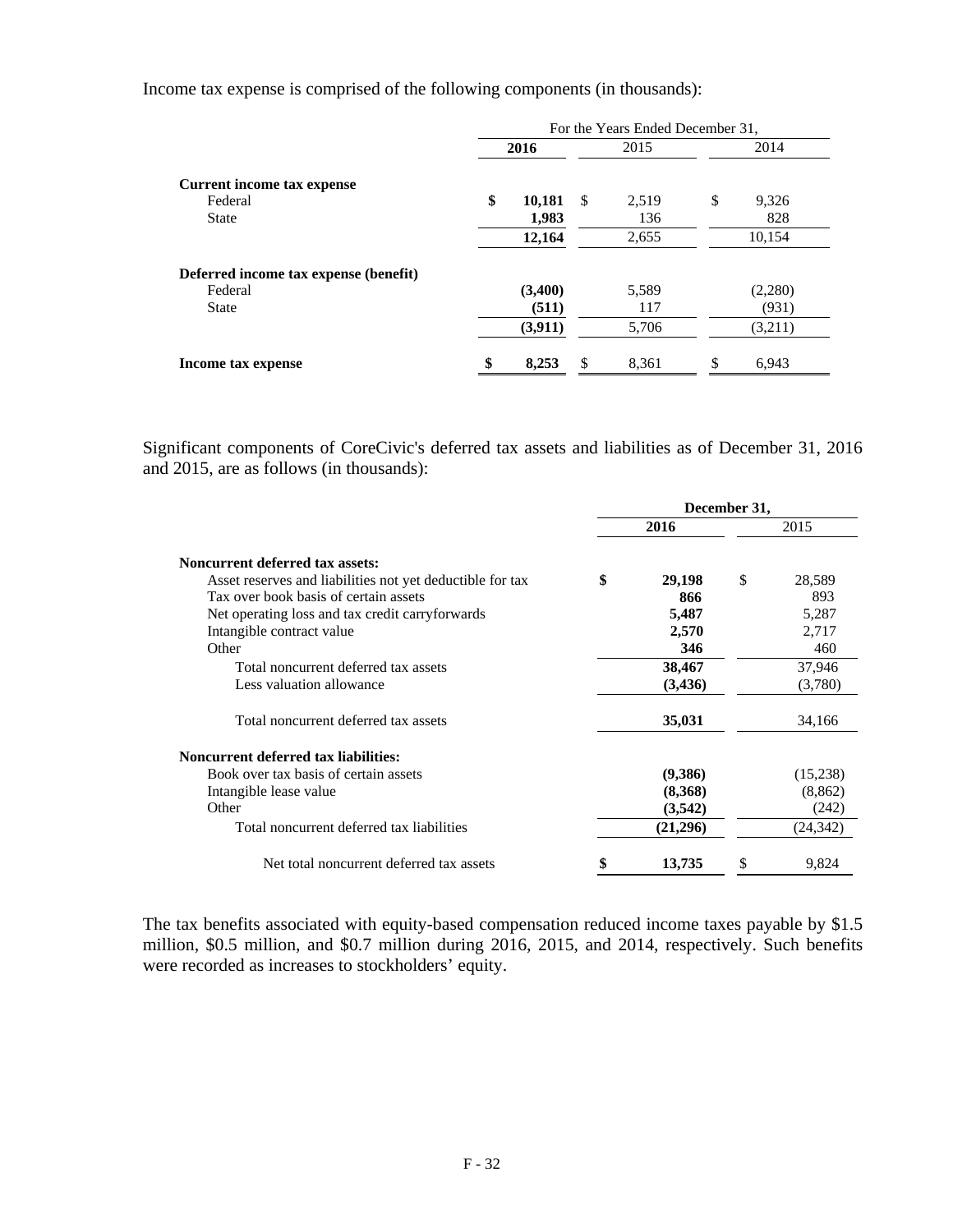Income tax expense is comprised of the following components (in thousands):

| | For the Years Ended December 31, | | |
|---|---|---|---|
| | **2016** | 2015 | 2014 |
| **Current income tax expense** | | | |
| Federal | **$ 10,181** | $ 2,519 | $ 9,326 |
| State | **1,983** | 136 | 828 |
| | **12,164** | 2,655 | 10,154 |
| **Deferred income tax expense (benefit)** | | | |
| Federal | **(3,400)** | 5,589 | (2,280) |
| State | **(511)** | 117 | (931) |
| | **(3,911)** | 5,706 | (3,211) |
| **Income tax expense** | **$ 8,253** | $ 8,361 | $ 6,943 |

Significant components of CoreCivic's deferred tax assets and liabilities as of December 31, 2016 and 2015, are as follows (in thousands):

| | December 31, | |
|---|---|---|
| | **2016** | 2015 |
| **Noncurrent deferred tax assets:** | | |
| Asset reserves and liabilities not yet deductible for tax | **$ 29,198** | $ 28,589 |
| Tax over book basis of certain assets | **866** | 893 |
| Net operating loss and tax credit carryforwards | **5,487** | 5,287 |
| Intangible contract value | **2,570** | 2,717 |
| Other | **346** | 460 |
| Total noncurrent deferred tax assets | **38,467** | 37,946 |
| Less valuation allowance | **(3,436)** | (3,780) |
| Total noncurrent deferred tax assets | **35,031** | 34,166 |
| **Noncurrent deferred tax liabilities:** | | |
| Book over tax basis of certain assets | **(9,386)** | (15,238) |
| Intangible lease value | **(8,368)** | (8,862) |
| Other | **(3,542)** | (242) |
| Total noncurrent deferred tax liabilities | **(21,296)** | (24,342) |
| Net total noncurrent deferred tax assets | **$ 13,735** | $ 9,824 |

The tax benefits associated with equity-based compensation reduced income taxes payable by $1.5 million, $0.5 million, and $0.7 million during 2016, 2015, and 2014, respectively. Such benefits were recorded as increases to stockholders' equity.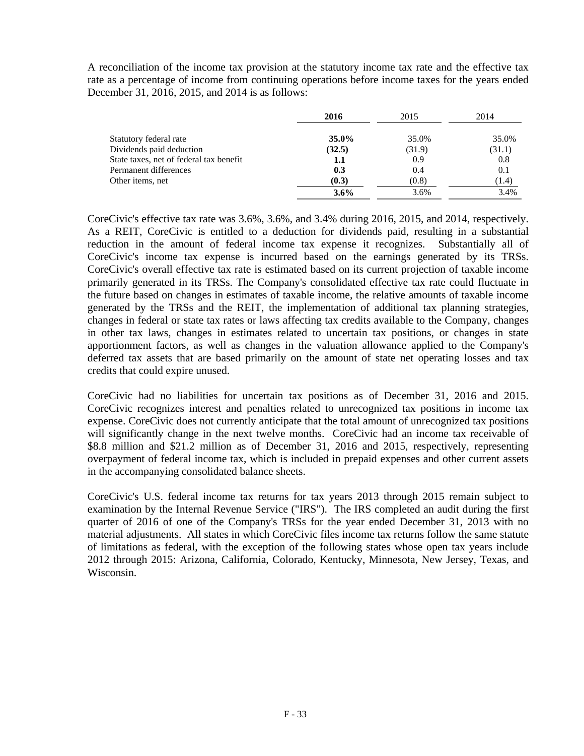A reconciliation of the income tax provision at the statutory income tax rate and the effective tax rate as a percentage of income from continuing operations before income taxes for the years ended December 31, 2016, 2015, and 2014 is as follows:

| | **2016** | 2015 | 2014 |
|---|---|---|---|
| Statutory federal rate | **35.0%** | 35.0% | 35.0% |
| Dividends paid deduction | **(32.5)** | (31.9) | (31.1) |
| State taxes, net of federal tax benefit | **1.1** | 0.9 | 0.8 |
| Permanent differences | **0.3** | 0.4 | 0.1 |
| Other items, net | **(0.3)** | (0.8) | (1.4) |
| | **3.6%** | 3.6% | 3.4% |

CoreCivic's effective tax rate was 3.6%, 3.6%, and 3.4% during 2016, 2015, and 2014, respectively. As a REIT, CoreCivic is entitled to a deduction for dividends paid, resulting in a substantial reduction in the amount of federal income tax expense it recognizes. Substantially all of CoreCivic's income tax expense is incurred based on the earnings generated by its TRSs. CoreCivic's overall effective tax rate is estimated based on its current projection of taxable income primarily generated in its TRSs. The Company's consolidated effective tax rate could fluctuate in the future based on changes in estimates of taxable income, the relative amounts of taxable income generated by the TRSs and the REIT, the implementation of additional tax planning strategies, changes in federal or state tax rates or laws affecting tax credits available to the Company, changes in other tax laws, changes in estimates related to uncertain tax positions, or changes in state apportionment factors, as well as changes in the valuation allowance applied to the Company's deferred tax assets that are based primarily on the amount of state net operating losses and tax credits that could expire unused.

CoreCivic had no liabilities for uncertain tax positions as of December 31, 2016 and 2015. CoreCivic recognizes interest and penalties related to unrecognized tax positions in income tax expense. CoreCivic does not currently anticipate that the total amount of unrecognized tax positions will significantly change in the next twelve months. CoreCivic had an income tax receivable of $8.8 million and $21.2 million as of December 31, 2016 and 2015, respectively, representing overpayment of federal income tax, which is included in prepaid expenses and other current assets in the accompanying consolidated balance sheets.

CoreCivic's U.S. federal income tax returns for tax years 2013 through 2015 remain subject to examination by the Internal Revenue Service ("IRS"). The IRS completed an audit during the first quarter of 2016 of one of the Company's TRSs for the year ended December 31, 2013 with no material adjustments. All states in which CoreCivic files income tax returns follow the same statute of limitations as federal, with the exception of the following states whose open tax years include 2012 through 2015: Arizona, California, Colorado, Kentucky, Minnesota, New Jersey, Texas, and Wisconsin.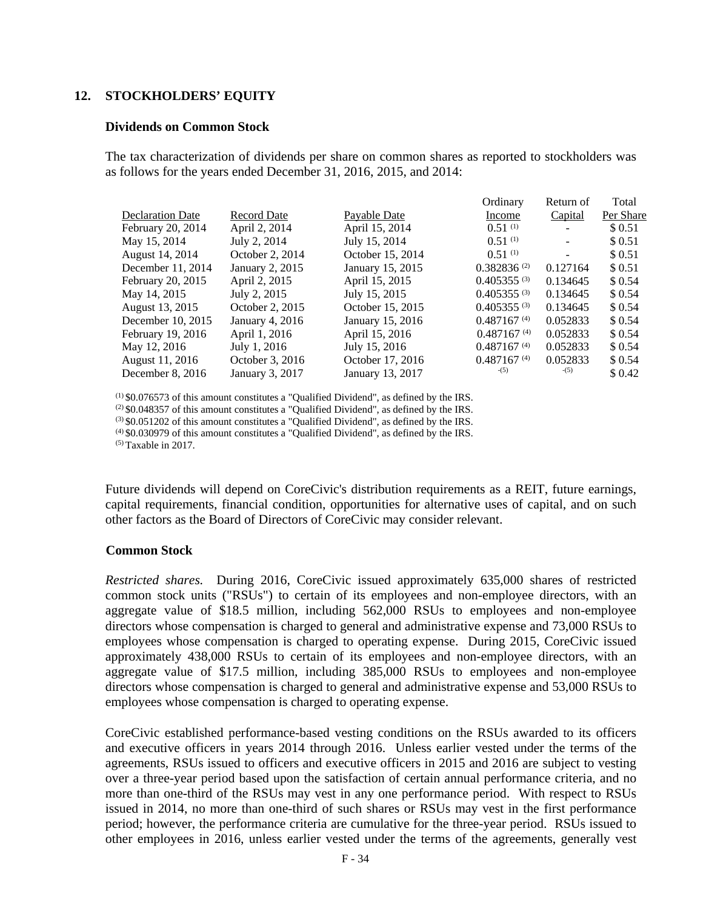## 12. STOCKHOLDERS' EQUITY

### Dividends on Common Stock

The tax characterization of dividends per share on common shares as reported to stockholders was as follows for the years ended December 31, 2016, 2015, and 2014:

| Declaration Date | Record Date | Payable Date | Ordinary Income | Return of Capital | Total Per Share |
|---|---|---|---|---|---|
| February 20, 2014 | April 2, 2014 | April 15, 2014 | 0.51 (1) | - | $ 0.51 |
| May 15, 2014 | July 2, 2014 | July 15, 2014 | 0.51 (1) | - | $ 0.51 |
| August 14, 2014 | October 2, 2014 | October 15, 2014 | 0.51 (1) | - | $ 0.51 |
| December 11, 2014 | January 2, 2015 | January 15, 2015 | 0.382836 (2) | 0.127164 | $ 0.51 |
| February 20, 2015 | April 2, 2015 | April 15, 2015 | 0.405355 (3) | 0.134645 | $ 0.54 |
| May 14, 2015 | July 2, 2015 | July 15, 2015 | 0.405355 (3) | 0.134645 | $ 0.54 |
| August 13, 2015 | October 2, 2015 | October 15, 2015 | 0.405355 (3) | 0.134645 | $ 0.54 |
| December 10, 2015 | January 4, 2016 | January 15, 2016 | 0.487167 (4) | 0.052833 | $ 0.54 |
| February 19, 2016 | April 1, 2016 | April 15, 2016 | 0.487167 (4) | 0.052833 | $ 0.54 |
| May 12, 2016 | July 1, 2016 | July 15, 2016 | 0.487167 (4) | 0.052833 | $ 0.54 |
| August 11, 2016 | October 3, 2016 | October 17, 2016 | 0.487167 (4) | 0.052833 | $ 0.54 |
| December 8, 2016 | January 3, 2017 | January 13, 2017 | - (5) | - (5) | $ 0.42 |

(1) $0.076573 of this amount constitutes a "Qualified Dividend", as defined by the IRS.
(2) $0.048357 of this amount constitutes a "Qualified Dividend", as defined by the IRS.
(3) $0.051202 of this amount constitutes a "Qualified Dividend", as defined by the IRS.
(4) $0.030979 of this amount constitutes a "Qualified Dividend", as defined by the IRS.
(5) Taxable in 2017.

Future dividends will depend on CoreCivic's distribution requirements as a REIT, future earnings, capital requirements, financial condition, opportunities for alternative uses of capital, and on such other factors as the Board of Directors of CoreCivic may consider relevant.

### Common Stock

*Restricted shares.* During 2016, CoreCivic issued approximately 635,000 shares of restricted common stock units ("RSUs") to certain of its employees and non-employee directors, with an aggregate value of $18.5 million, including 562,000 RSUs to employees and non-employee directors whose compensation is charged to general and administrative expense and 73,000 RSUs to employees whose compensation is charged to operating expense. During 2015, CoreCivic issued approximately 438,000 RSUs to certain of its employees and non-employee directors, with an aggregate value of $17.5 million, including 385,000 RSUs to employees and non-employee directors whose compensation is charged to general and administrative expense and 53,000 RSUs to employees whose compensation is charged to operating expense.

CoreCivic established performance-based vesting conditions on the RSUs awarded to its officers and executive officers in years 2014 through 2016. Unless earlier vested under the terms of the agreements, RSUs issued to officers and executive officers in 2015 and 2016 are subject to vesting over a three-year period based upon the satisfaction of certain annual performance criteria, and no more than one-third of the RSUs may vest in any one performance period. With respect to RSUs issued in 2014, no more than one-third of such shares or RSUs may vest in the first performance period; however, the performance criteria are cumulative for the three-year period. RSUs issued to other employees in 2016, unless earlier vested under the terms of the agreements, generally vest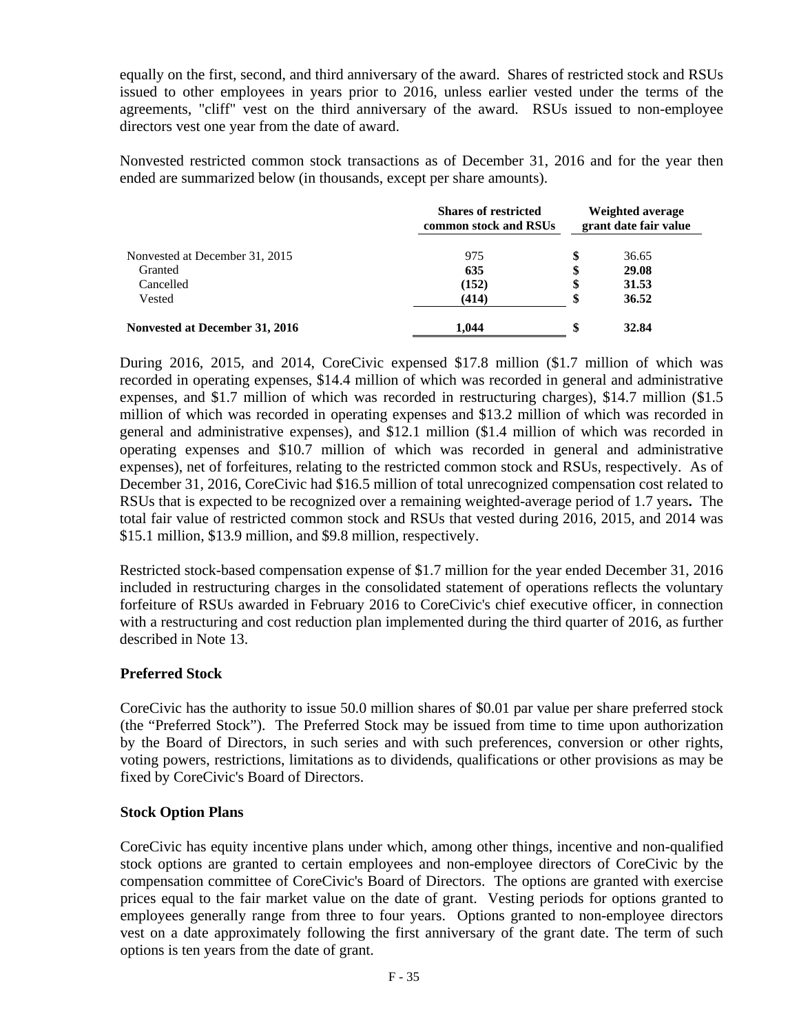equally on the first, second, and third anniversary of the award. Shares of restricted stock and RSUs issued to other employees in years prior to 2016, unless earlier vested under the terms of the agreements, "cliff" vest on the third anniversary of the award. RSUs issued to non-employee directors vest one year from the date of award.

Nonvested restricted common stock transactions as of December 31, 2016 and for the year then ended are summarized below (in thousands, except per share amounts).

| | Shares of restricted common stock and RSUs | Weighted average grant date fair value |
|---|---|---|
| Nonvested at December 31, 2015 | 975 | $ 36.65 |
| Granted | **635** | $ **29.08** |
| Cancelled | **(152)** | $ **31.53** |
| Vested | **(414)** | $ **36.52** |
| **Nonvested at December 31, 2016** | **1,044** | $ **32.84** |

During 2016, 2015, and 2014, CoreCivic expensed $17.8 million ($1.7 million of which was recorded in operating expenses, $14.4 million of which was recorded in general and administrative expenses, and $1.7 million of which was recorded in restructuring charges), $14.7 million ($1.5 million of which was recorded in operating expenses and $13.2 million of which was recorded in general and administrative expenses), and $12.1 million ($1.4 million of which was recorded in operating expenses and $10.7 million of which was recorded in general and administrative expenses), net of forfeitures, relating to the restricted common stock and RSUs, respectively. As of December 31, 2016, CoreCivic had $16.5 million of total unrecognized compensation cost related to RSUs that is expected to be recognized over a remaining weighted-average period of 1.7 years**.** The total fair value of restricted common stock and RSUs that vested during 2016, 2015, and 2014 was $15.1 million, $13.9 million, and $9.8 million, respectively.

Restricted stock-based compensation expense of $1.7 million for the year ended December 31, 2016 included in restructuring charges in the consolidated statement of operations reflects the voluntary forfeiture of RSUs awarded in February 2016 to CoreCivic's chief executive officer, in connection with a restructuring and cost reduction plan implemented during the third quarter of 2016, as further described in Note 13.

### Preferred Stock

CoreCivic has the authority to issue 50.0 million shares of $0.01 par value per share preferred stock (the "Preferred Stock"). The Preferred Stock may be issued from time to time upon authorization by the Board of Directors, in such series and with such preferences, conversion or other rights, voting powers, restrictions, limitations as to dividends, qualifications or other provisions as may be fixed by CoreCivic's Board of Directors.

### Stock Option Plans

CoreCivic has equity incentive plans under which, among other things, incentive and non-qualified stock options are granted to certain employees and non-employee directors of CoreCivic by the compensation committee of CoreCivic's Board of Directors. The options are granted with exercise prices equal to the fair market value on the date of grant. Vesting periods for options granted to employees generally range from three to four years. Options granted to non-employee directors vest on a date approximately following the first anniversary of the grant date. The term of such options is ten years from the date of grant.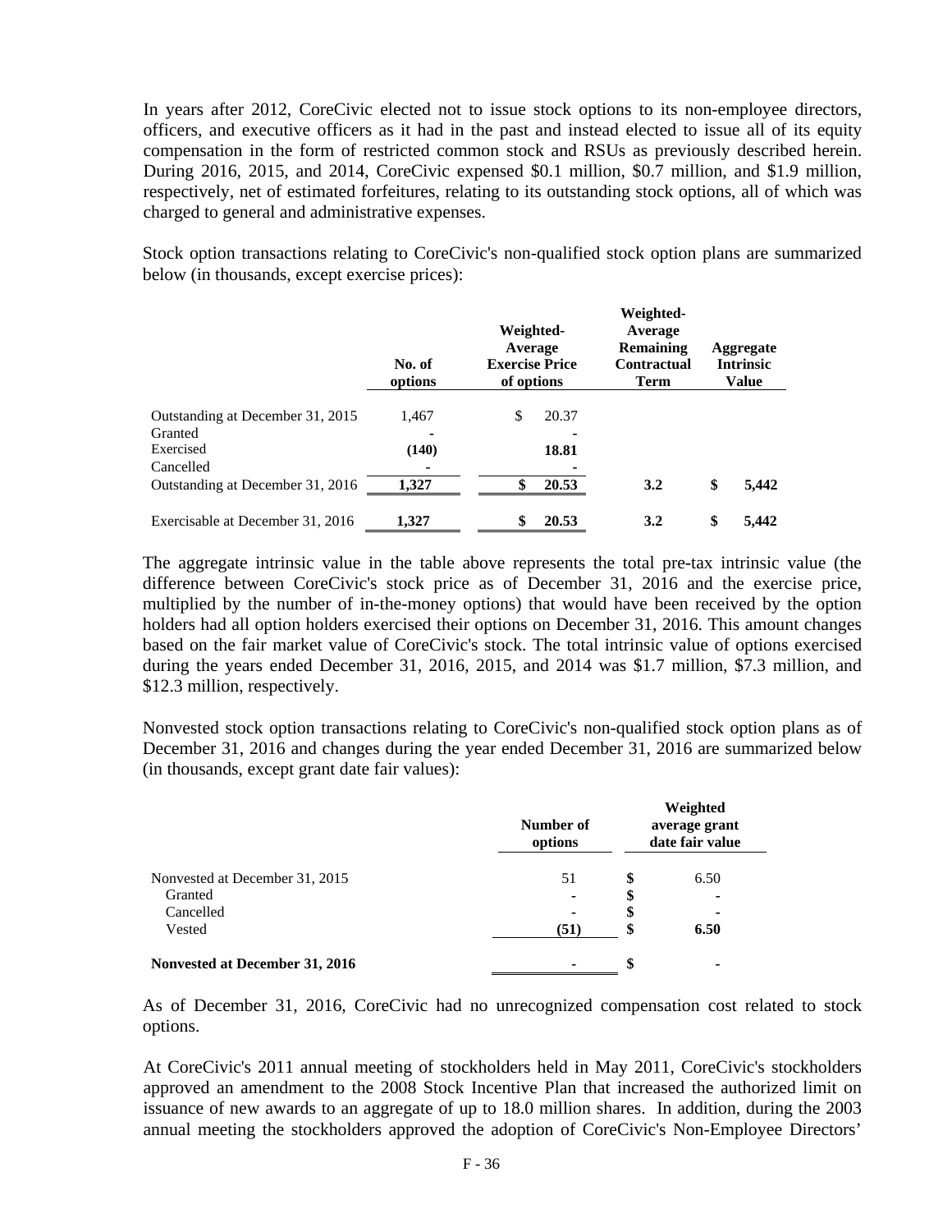In years after 2012, CoreCivic elected not to issue stock options to its non-employee directors, officers, and executive officers as it had in the past and instead elected to issue all of its equity compensation in the form of restricted common stock and RSUs as previously described herein. During 2016, 2015, and 2014, CoreCivic expensed $0.1 million, $0.7 million, and $1.9 million, respectively, net of estimated forfeitures, relating to its outstanding stock options, all of which was charged to general and administrative expenses.

Stock option transactions relating to CoreCivic's non-qualified stock option plans are summarized below (in thousands, except exercise prices):

| | No. of options | Weighted-Average Exercise Price of options | Weighted-Average Remaining Contractual Term | Aggregate Intrinsic Value |
|---|---|---|---|---|
| Outstanding at December 31, 2015 | 1,467 | $ 20.37 | | |
| Granted | - | - | | |
| Exercised | **(140)** | **18.81** | | |
| Cancelled | - | - | | |
| Outstanding at December 31, 2016 | **1,327** | **$ 20.53** | **3.2** | **$ 5,442** |
| Exercisable at December 31, 2016 | **1,327** | **$ 20.53** | **3.2** | **$ 5,442** |

The aggregate intrinsic value in the table above represents the total pre-tax intrinsic value (the difference between CoreCivic's stock price as of December 31, 2016 and the exercise price, multiplied by the number of in-the-money options) that would have been received by the option holders had all option holders exercised their options on December 31, 2016. This amount changes based on the fair market value of CoreCivic's stock. The total intrinsic value of options exercised during the years ended December 31, 2016, 2015, and 2014 was $1.7 million, $7.3 million, and $12.3 million, respectively.

Nonvested stock option transactions relating to CoreCivic's non-qualified stock option plans as of December 31, 2016 and changes during the year ended December 31, 2016 are summarized below (in thousands, except grant date fair values):

| | Number of options | Weighted average grant date fair value |
|---|---|---|
| Nonvested at December 31, 2015 | 51 | $ 6.50 |
| Granted | - | $ - |
| Cancelled | - | $ - |
| Vested | **(51)** | **$ 6.50** |
| **Nonvested at December 31, 2016** | - | $ - |

As of December 31, 2016, CoreCivic had no unrecognized compensation cost related to stock options.

At CoreCivic's 2011 annual meeting of stockholders held in May 2011, CoreCivic's stockholders approved an amendment to the 2008 Stock Incentive Plan that increased the authorized limit on issuance of new awards to an aggregate of up to 18.0 million shares. In addition, during the 2003 annual meeting the stockholders approved the adoption of CoreCivic's Non-Employee Directors'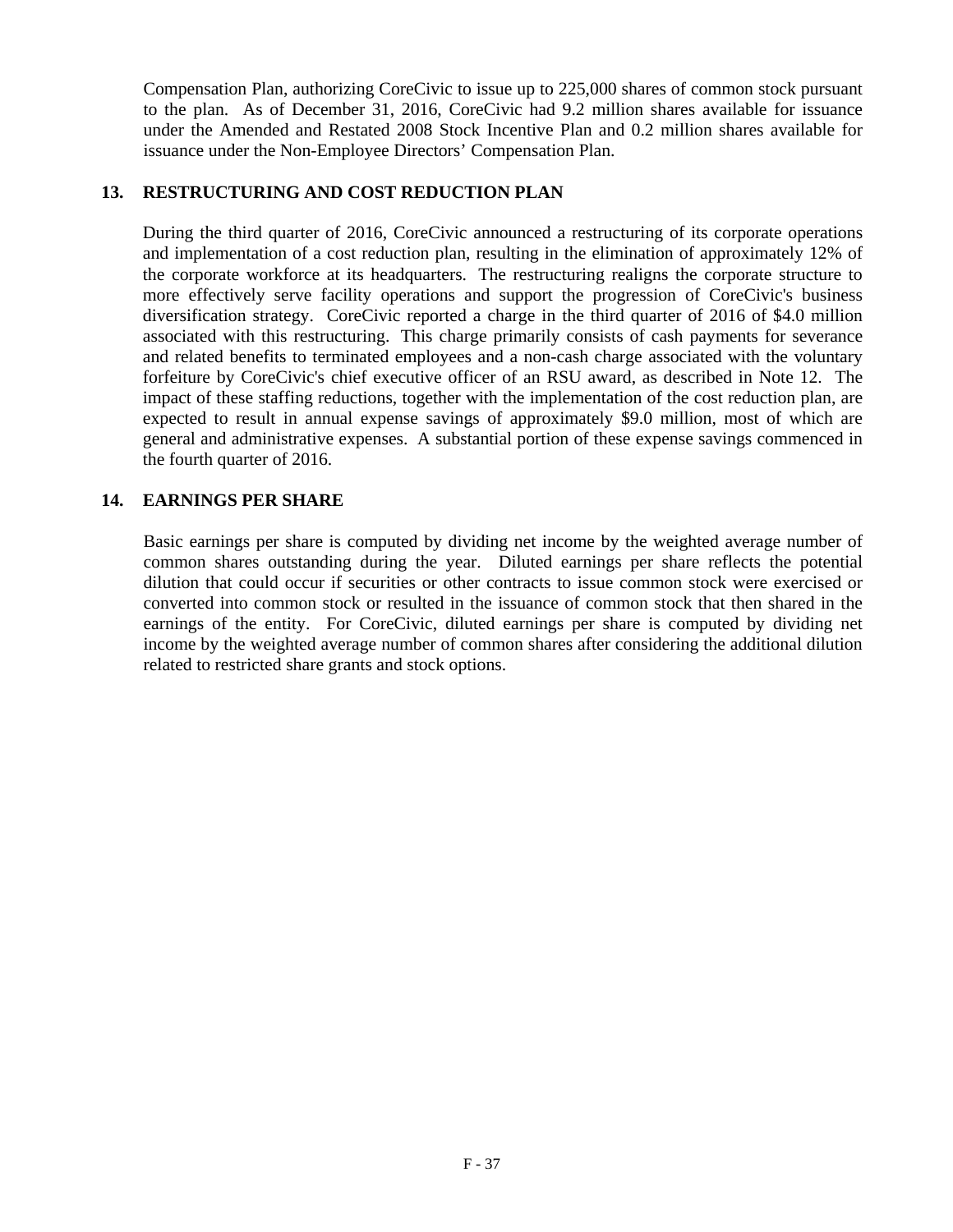Compensation Plan, authorizing CoreCivic to issue up to 225,000 shares of common stock pursuant to the plan. As of December 31, 2016, CoreCivic had 9.2 million shares available for issuance under the Amended and Restated 2008 Stock Incentive Plan and 0.2 million shares available for issuance under the Non-Employee Directors' Compensation Plan.

## 13. RESTRUCTURING AND COST REDUCTION PLAN

During the third quarter of 2016, CoreCivic announced a restructuring of its corporate operations and implementation of a cost reduction plan, resulting in the elimination of approximately 12% of the corporate workforce at its headquarters. The restructuring realigns the corporate structure to more effectively serve facility operations and support the progression of CoreCivic's business diversification strategy. CoreCivic reported a charge in the third quarter of 2016 of $4.0 million associated with this restructuring. This charge primarily consists of cash payments for severance and related benefits to terminated employees and a non-cash charge associated with the voluntary forfeiture by CoreCivic's chief executive officer of an RSU award, as described in Note 12. The impact of these staffing reductions, together with the implementation of the cost reduction plan, are expected to result in annual expense savings of approximately $9.0 million, most of which are general and administrative expenses. A substantial portion of these expense savings commenced in the fourth quarter of 2016.

## 14. EARNINGS PER SHARE

Basic earnings per share is computed by dividing net income by the weighted average number of common shares outstanding during the year. Diluted earnings per share reflects the potential dilution that could occur if securities or other contracts to issue common stock were exercised or converted into common stock or resulted in the issuance of common stock that then shared in the earnings of the entity. For CoreCivic, diluted earnings per share is computed by dividing net income by the weighted average number of common shares after considering the additional dilution related to restricted share grants and stock options.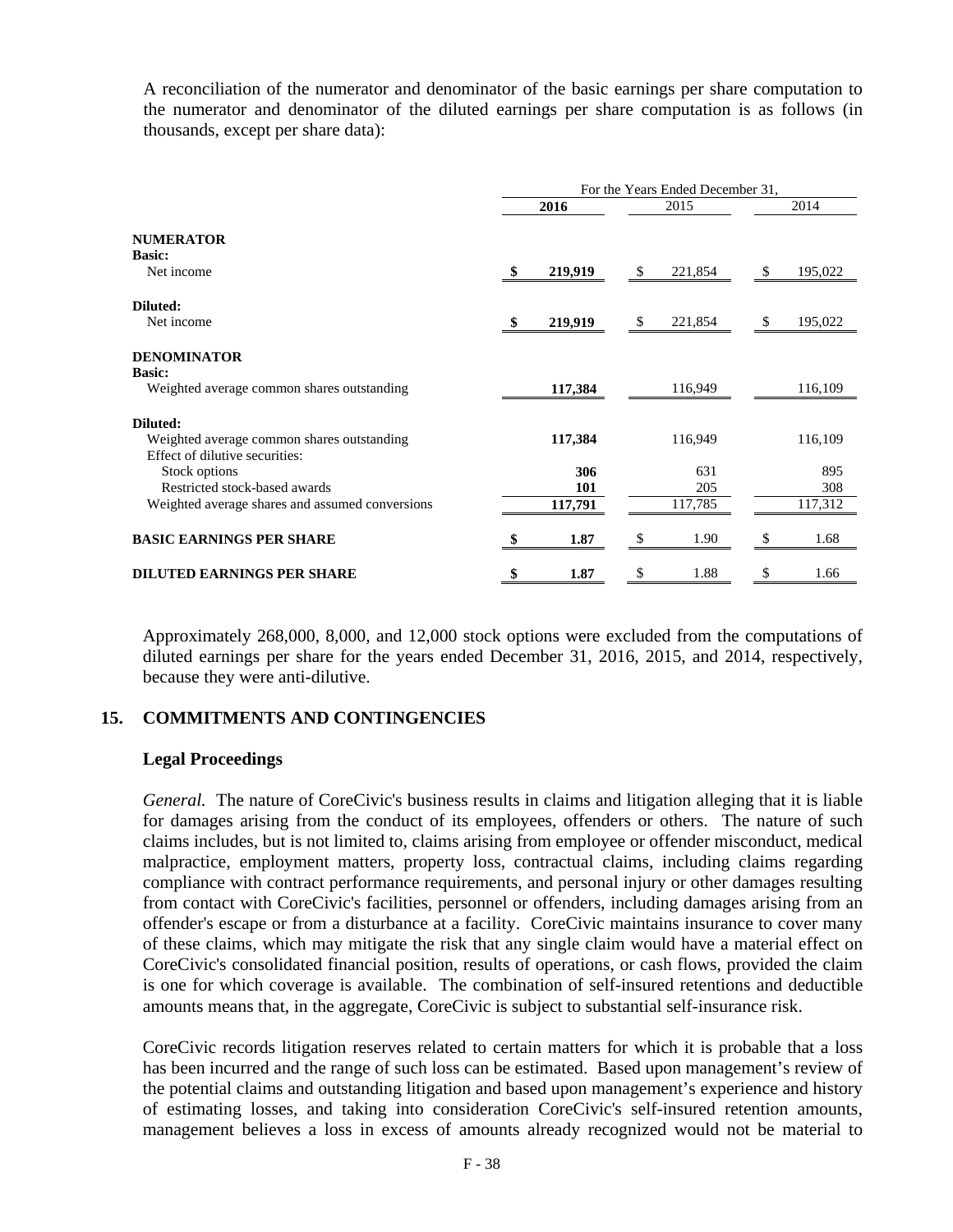A reconciliation of the numerator and denominator of the basic earnings per share computation to the numerator and denominator of the diluted earnings per share computation is as follows (in thousands, except per share data):

| | For the Years Ended December 31, | | |
|---|---|---|---|
| | **2016** | 2015 | 2014 |
| **NUMERATOR** | | | |
| **Basic:** | | | |
| Net income | **$ 219,919** | $ 221,854 | $ 195,022 |
| **Diluted:** | | | |
| Net income | **$ 219,919** | $ 221,854 | $ 195,022 |
| **DENOMINATOR** | | | |
| **Basic:** | | | |
| Weighted average common shares outstanding | **117,384** | 116,949 | 116,109 |
| **Diluted:** | | | |
| Weighted average common shares outstanding | **117,384** | 116,949 | 116,109 |
| Effect of dilutive securities: | | | |
| Stock options | **306** | 631 | 895 |
| Restricted stock-based awards | **101** | 205 | 308 |
| Weighted average shares and assumed conversions | **117,791** | 117,785 | 117,312 |
| **BASIC EARNINGS PER SHARE** | **$ 1.87** | $ 1.90 | $ 1.68 |
| **DILUTED EARNINGS PER SHARE** | **$ 1.87** | $ 1.88 | $ 1.66 |

Approximately 268,000, 8,000, and 12,000 stock options were excluded from the computations of diluted earnings per share for the years ended December 31, 2016, 2015, and 2014, respectively, because they were anti-dilutive.

## 15. COMMITMENTS AND CONTINGENCIES

### Legal Proceedings

*General.* The nature of CoreCivic's business results in claims and litigation alleging that it is liable for damages arising from the conduct of its employees, offenders or others. The nature of such claims includes, but is not limited to, claims arising from employee or offender misconduct, medical malpractice, employment matters, property loss, contractual claims, including claims regarding compliance with contract performance requirements, and personal injury or other damages resulting from contact with CoreCivic's facilities, personnel or offenders, including damages arising from an offender's escape or from a disturbance at a facility. CoreCivic maintains insurance to cover many of these claims, which may mitigate the risk that any single claim would have a material effect on CoreCivic's consolidated financial position, results of operations, or cash flows, provided the claim is one for which coverage is available. The combination of self-insured retentions and deductible amounts means that, in the aggregate, CoreCivic is subject to substantial self-insurance risk.

CoreCivic records litigation reserves related to certain matters for which it is probable that a loss has been incurred and the range of such loss can be estimated. Based upon management's review of the potential claims and outstanding litigation and based upon management's experience and history of estimating losses, and taking into consideration CoreCivic's self-insured retention amounts, management believes a loss in excess of amounts already recognized would not be material to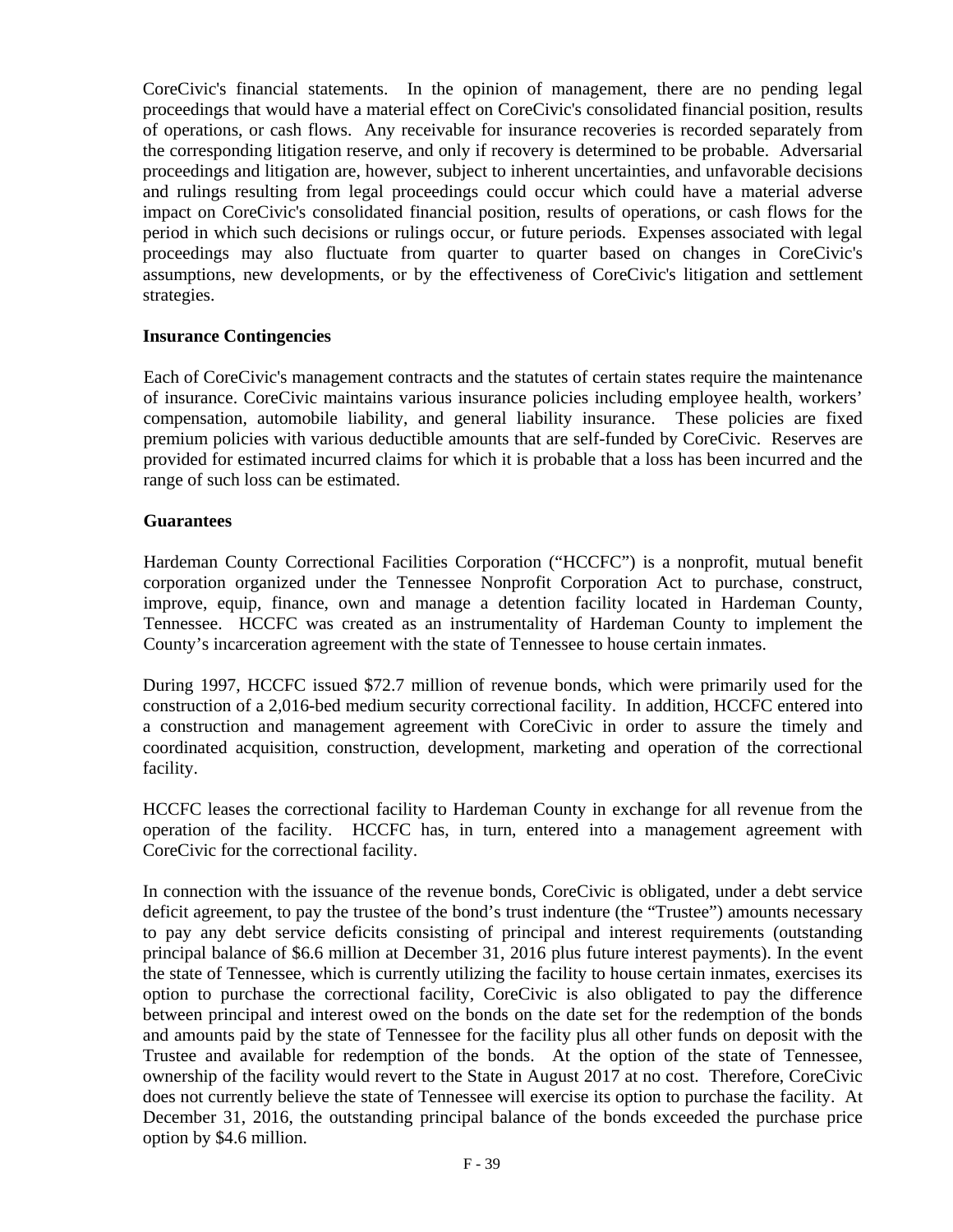CoreCivic's financial statements. In the opinion of management, there are no pending legal proceedings that would have a material effect on CoreCivic's consolidated financial position, results of operations, or cash flows. Any receivable for insurance recoveries is recorded separately from the corresponding litigation reserve, and only if recovery is determined to be probable. Adversarial proceedings and litigation are, however, subject to inherent uncertainties, and unfavorable decisions and rulings resulting from legal proceedings could occur which could have a material adverse impact on CoreCivic's consolidated financial position, results of operations, or cash flows for the period in which such decisions or rulings occur, or future periods. Expenses associated with legal proceedings may also fluctuate from quarter to quarter based on changes in CoreCivic's assumptions, new developments, or by the effectiveness of CoreCivic's litigation and settlement strategies.

**Insurance Contingencies**

Each of CoreCivic's management contracts and the statutes of certain states require the maintenance of insurance. CoreCivic maintains various insurance policies including employee health, workers' compensation, automobile liability, and general liability insurance. These policies are fixed premium policies with various deductible amounts that are self-funded by CoreCivic. Reserves are provided for estimated incurred claims for which it is probable that a loss has been incurred and the range of such loss can be estimated.

**Guarantees**

Hardeman County Correctional Facilities Corporation ("HCCFC") is a nonprofit, mutual benefit corporation organized under the Tennessee Nonprofit Corporation Act to purchase, construct, improve, equip, finance, own and manage a detention facility located in Hardeman County, Tennessee. HCCFC was created as an instrumentality of Hardeman County to implement the County's incarceration agreement with the state of Tennessee to house certain inmates.

During 1997, HCCFC issued $72.7 million of revenue bonds, which were primarily used for the construction of a 2,016-bed medium security correctional facility. In addition, HCCFC entered into a construction and management agreement with CoreCivic in order to assure the timely and coordinated acquisition, construction, development, marketing and operation of the correctional facility.

HCCFC leases the correctional facility to Hardeman County in exchange for all revenue from the operation of the facility. HCCFC has, in turn, entered into a management agreement with CoreCivic for the correctional facility.

In connection with the issuance of the revenue bonds, CoreCivic is obligated, under a debt service deficit agreement, to pay the trustee of the bond's trust indenture (the "Trustee") amounts necessary to pay any debt service deficits consisting of principal and interest requirements (outstanding principal balance of $6.6 million at December 31, 2016 plus future interest payments). In the event the state of Tennessee, which is currently utilizing the facility to house certain inmates, exercises its option to purchase the correctional facility, CoreCivic is also obligated to pay the difference between principal and interest owed on the bonds on the date set for the redemption of the bonds and amounts paid by the state of Tennessee for the facility plus all other funds on deposit with the Trustee and available for redemption of the bonds. At the option of the state of Tennessee, ownership of the facility would revert to the State in August 2017 at no cost. Therefore, CoreCivic does not currently believe the state of Tennessee will exercise its option to purchase the facility. At December 31, 2016, the outstanding principal balance of the bonds exceeded the purchase price option by $4.6 million.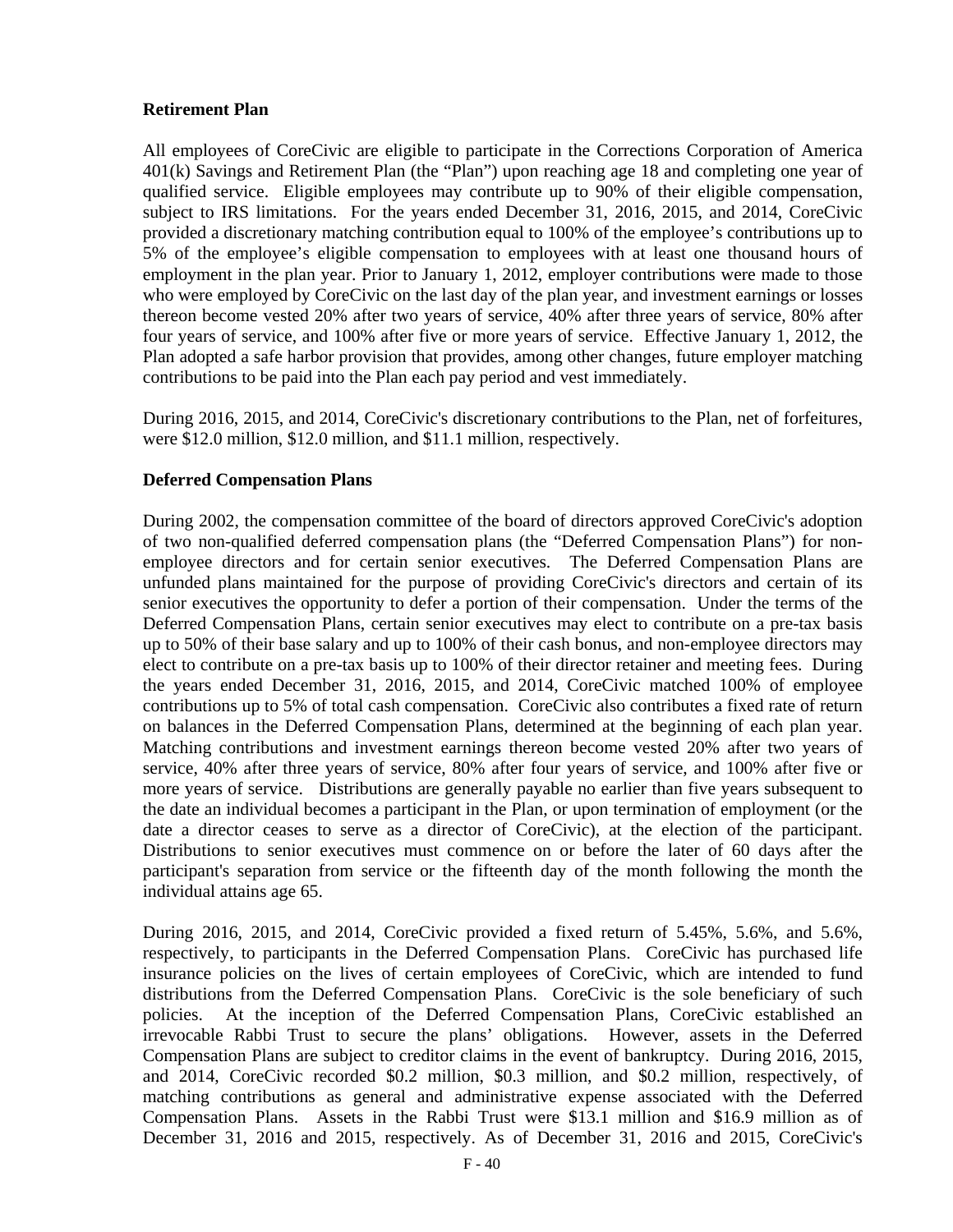**Retirement Plan**

All employees of CoreCivic are eligible to participate in the Corrections Corporation of America 401(k) Savings and Retirement Plan (the "Plan") upon reaching age 18 and completing one year of qualified service. Eligible employees may contribute up to 90% of their eligible compensation, subject to IRS limitations. For the years ended December 31, 2016, 2015, and 2014, CoreCivic provided a discretionary matching contribution equal to 100% of the employee's contributions up to 5% of the employee's eligible compensation to employees with at least one thousand hours of employment in the plan year. Prior to January 1, 2012, employer contributions were made to those who were employed by CoreCivic on the last day of the plan year, and investment earnings or losses thereon become vested 20% after two years of service, 40% after three years of service, 80% after four years of service, and 100% after five or more years of service. Effective January 1, 2012, the Plan adopted a safe harbor provision that provides, among other changes, future employer matching contributions to be paid into the Plan each pay period and vest immediately.

During 2016, 2015, and 2014, CoreCivic's discretionary contributions to the Plan, net of forfeitures, were $12.0 million, $12.0 million, and $11.1 million, respectively.

**Deferred Compensation Plans**

During 2002, the compensation committee of the board of directors approved CoreCivic's adoption of two non-qualified deferred compensation plans (the "Deferred Compensation Plans") for non-employee directors and for certain senior executives. The Deferred Compensation Plans are unfunded plans maintained for the purpose of providing CoreCivic's directors and certain of its senior executives the opportunity to defer a portion of their compensation. Under the terms of the Deferred Compensation Plans, certain senior executives may elect to contribute on a pre-tax basis up to 50% of their base salary and up to 100% of their cash bonus, and non-employee directors may elect to contribute on a pre-tax basis up to 100% of their director retainer and meeting fees. During the years ended December 31, 2016, 2015, and 2014, CoreCivic matched 100% of employee contributions up to 5% of total cash compensation. CoreCivic also contributes a fixed rate of return on balances in the Deferred Compensation Plans, determined at the beginning of each plan year. Matching contributions and investment earnings thereon become vested 20% after two years of service, 40% after three years of service, 80% after four years of service, and 100% after five or more years of service. Distributions are generally payable no earlier than five years subsequent to the date an individual becomes a participant in the Plan, or upon termination of employment (or the date a director ceases to serve as a director of CoreCivic), at the election of the participant. Distributions to senior executives must commence on or before the later of 60 days after the participant's separation from service or the fifteenth day of the month following the month the individual attains age 65.

During 2016, 2015, and 2014, CoreCivic provided a fixed return of 5.45%, 5.6%, and 5.6%, respectively, to participants in the Deferred Compensation Plans. CoreCivic has purchased life insurance policies on the lives of certain employees of CoreCivic, which are intended to fund distributions from the Deferred Compensation Plans. CoreCivic is the sole beneficiary of such policies. At the inception of the Deferred Compensation Plans, CoreCivic established an irrevocable Rabbi Trust to secure the plans' obligations. However, assets in the Deferred Compensation Plans are subject to creditor claims in the event of bankruptcy. During 2016, 2015, and 2014, CoreCivic recorded $0.2 million, $0.3 million, and $0.2 million, respectively, of matching contributions as general and administrative expense associated with the Deferred Compensation Plans. Assets in the Rabbi Trust were $13.1 million and $16.9 million as of December 31, 2016 and 2015, respectively. As of December 31, 2016 and 2015, CoreCivic's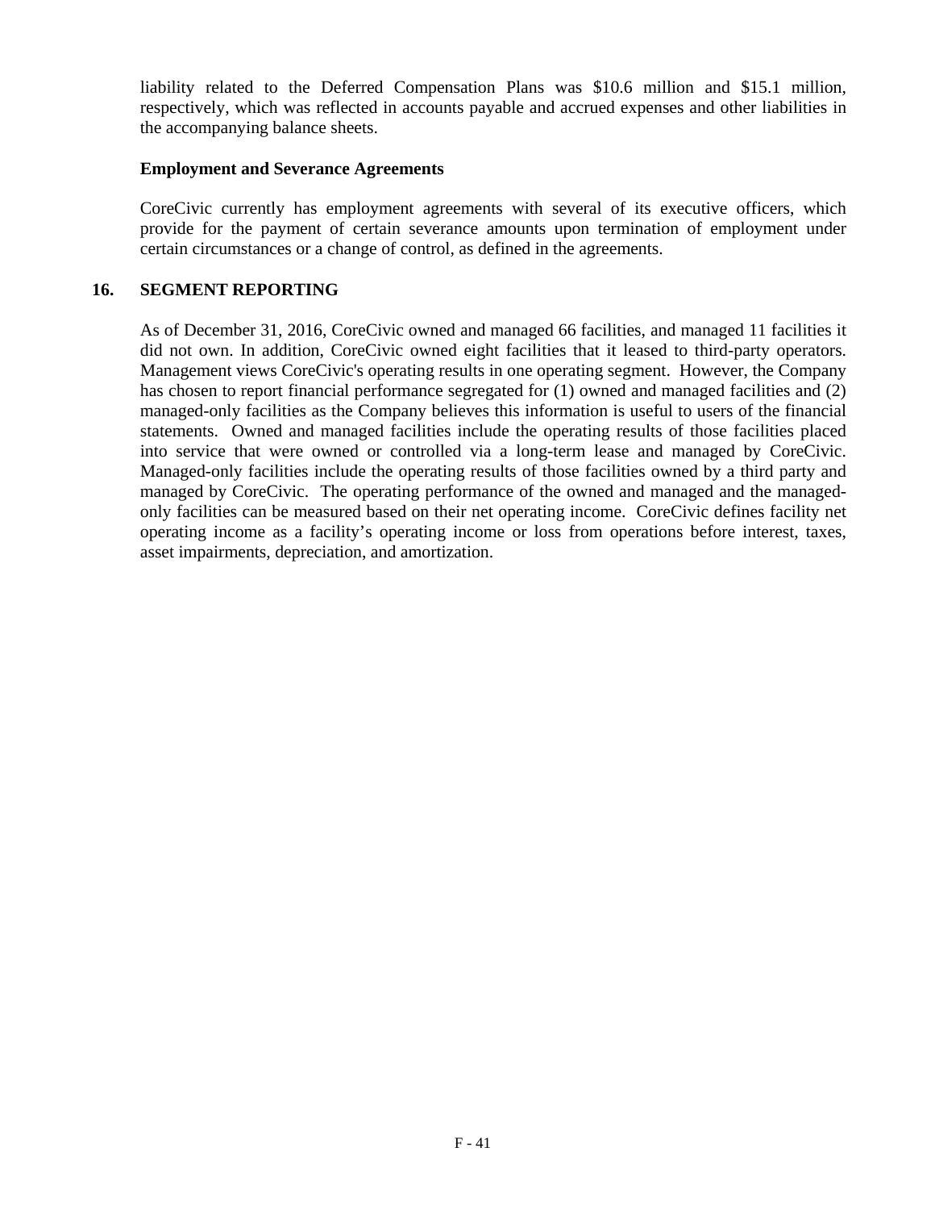liability related to the Deferred Compensation Plans was $10.6 million and $15.1 million, respectively, which was reflected in accounts payable and accrued expenses and other liabilities in the accompanying balance sheets.

**Employment and Severance Agreements**

CoreCivic currently has employment agreements with several of its executive officers, which provide for the payment of certain severance amounts upon termination of employment under certain circumstances or a change of control, as defined in the agreements.

## 16. SEGMENT REPORTING

As of December 31, 2016, CoreCivic owned and managed 66 facilities, and managed 11 facilities it did not own. In addition, CoreCivic owned eight facilities that it leased to third-party operators. Management views CoreCivic's operating results in one operating segment. However, the Company has chosen to report financial performance segregated for (1) owned and managed facilities and (2) managed-only facilities as the Company believes this information is useful to users of the financial statements. Owned and managed facilities include the operating results of those facilities placed into service that were owned or controlled via a long-term lease and managed by CoreCivic. Managed-only facilities include the operating results of those facilities owned by a third party and managed by CoreCivic. The operating performance of the owned and managed and the managed-only facilities can be measured based on their net operating income. CoreCivic defines facility net operating income as a facility's operating income or loss from operations before interest, taxes, asset impairments, depreciation, and amortization.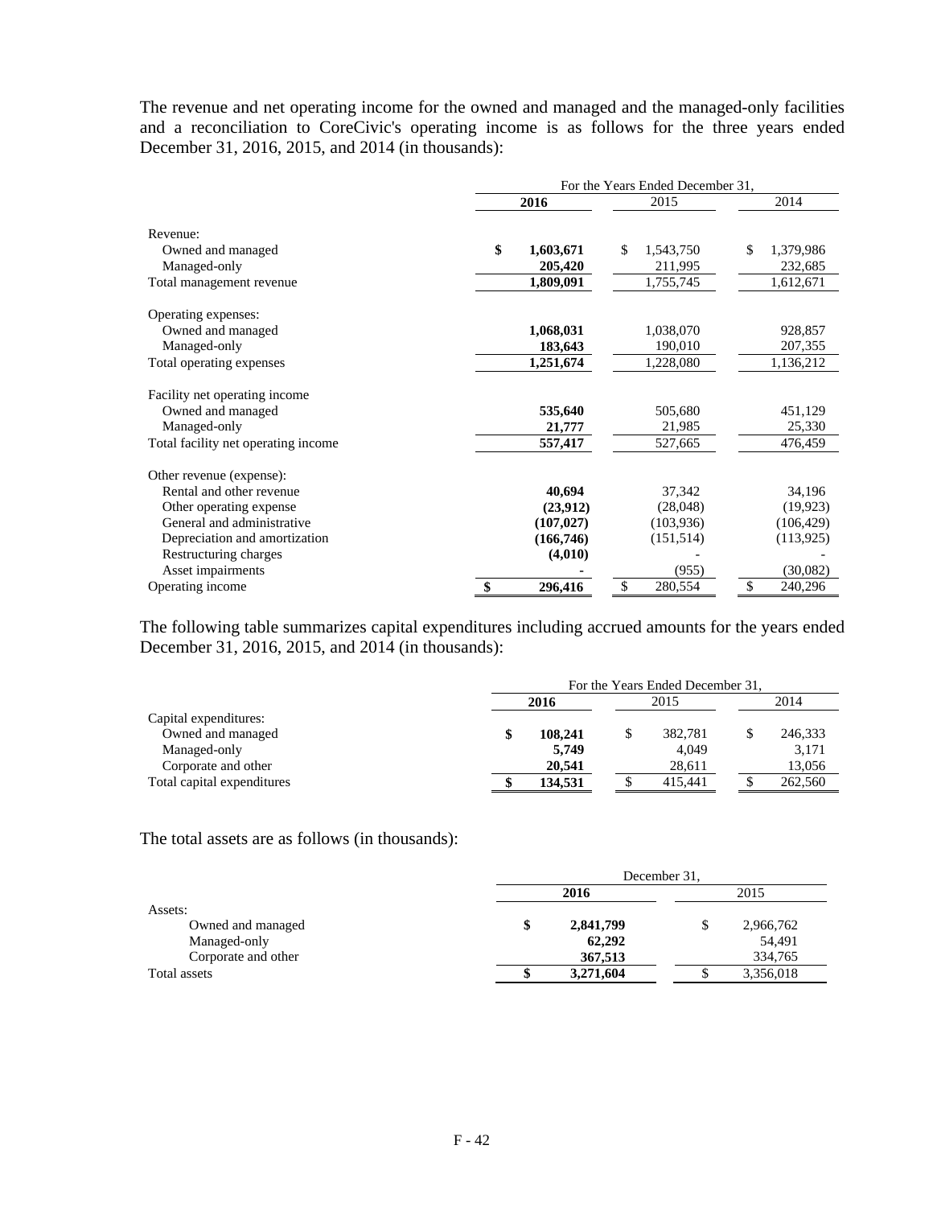The revenue and net operating income for the owned and managed and the managed-only facilities and a reconciliation to CoreCivic's operating income is as follows for the three years ended December 31, 2016, 2015, and 2014 (in thousands):

| | For the Years Ended December 31, | | |
|---|---|---|---|
| | **2016** | 2015 | 2014 |
| Revenue: | | | |
| Owned and managed | **$ 1,603,671** | $ 1,543,750 | $ 1,379,986 |
| Managed-only | **205,420** | 211,995 | 232,685 |
| Total management revenue | **1,809,091** | 1,755,745 | 1,612,671 |
| Operating expenses: | | | |
| Owned and managed | **1,068,031** | 1,038,070 | 928,857 |
| Managed-only | **183,643** | 190,010 | 207,355 |
| Total operating expenses | **1,251,674** | 1,228,080 | 1,136,212 |
| Facility net operating income | | | |
| Owned and managed | **535,640** | 505,680 | 451,129 |
| Managed-only | **21,777** | 21,985 | 25,330 |
| Total facility net operating income | **557,417** | 527,665 | 476,459 |
| Other revenue (expense): | | | |
| Rental and other revenue | **40,694** | 37,342 | 34,196 |
| Other operating expense | **(23,912)** | (28,048) | (19,923) |
| General and administrative | **(107,027)** | (103,936) | (106,429) |
| Depreciation and amortization | **(166,746)** | (151,514) | (113,925) |
| Restructuring charges | **(4,010)** | - | - |
| Asset impairments | **-** | (955) | (30,082) |
| Operating income | **$ 296,416** | $ 280,554 | $ 240,296 |

The following table summarizes capital expenditures including accrued amounts for the years ended December 31, 2016, 2015, and 2014 (in thousands):

| | For the Years Ended December 31, | | |
|---|---|---|---|
| | **2016** | 2015 | 2014 |
| Capital expenditures: | | | |
| Owned and managed | **$ 108,241** | $ 382,781 | $ 246,333 |
| Managed-only | **5,749** | 4,049 | 3,171 |
| Corporate and other | **20,541** | 28,611 | 13,056 |
| Total capital expenditures | **$ 134,531** | $ 415,441 | $ 262,560 |

The total assets are as follows (in thousands):

| | December 31, | |
|---|---|---|
| | **2016** | 2015 |
| Assets: | | |
| Owned and managed | **$ 2,841,799** | $ 2,966,762 |
| Managed-only | **62,292** | 54,491 |
| Corporate and other | **367,513** | 334,765 |
| Total assets | **$ 3,271,604** | $ 3,356,018 |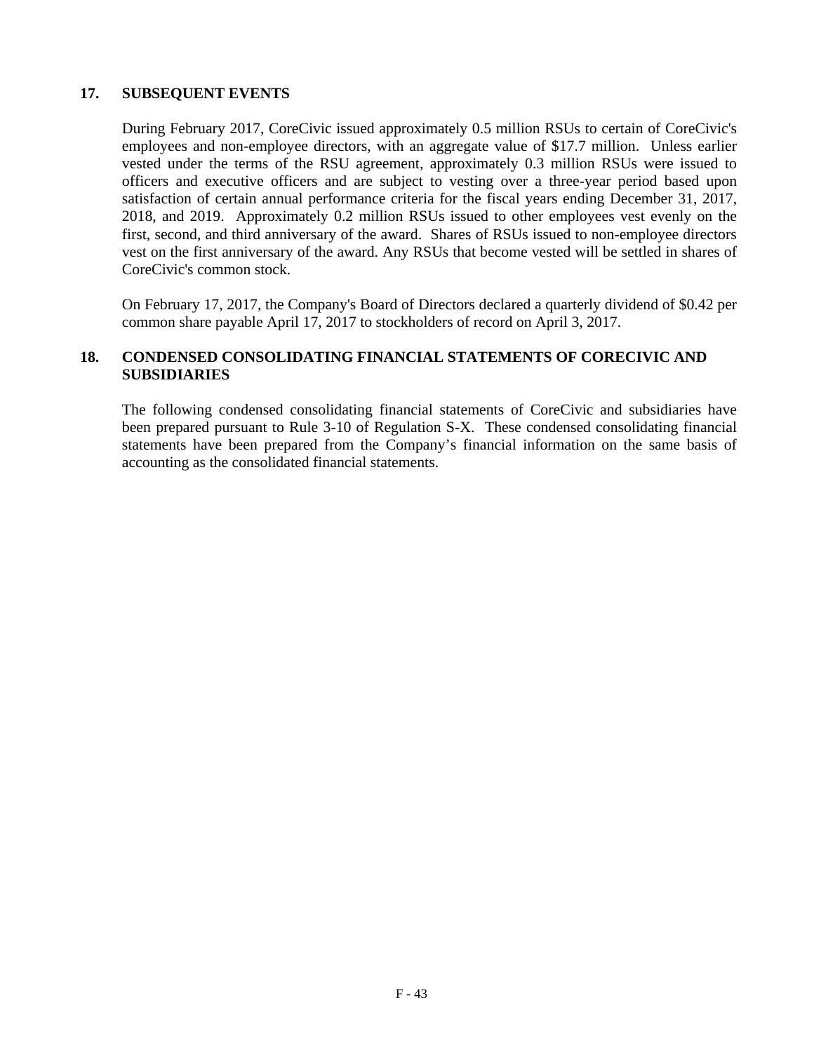## 17. SUBSEQUENT EVENTS

During February 2017, CoreCivic issued approximately 0.5 million RSUs to certain of CoreCivic's employees and non-employee directors, with an aggregate value of $17.7 million. Unless earlier vested under the terms of the RSU agreement, approximately 0.3 million RSUs were issued to officers and executive officers and are subject to vesting over a three-year period based upon satisfaction of certain annual performance criteria for the fiscal years ending December 31, 2017, 2018, and 2019. Approximately 0.2 million RSUs issued to other employees vest evenly on the first, second, and third anniversary of the award. Shares of RSUs issued to non-employee directors vest on the first anniversary of the award. Any RSUs that become vested will be settled in shares of CoreCivic's common stock.

On February 17, 2017, the Company's Board of Directors declared a quarterly dividend of $0.42 per common share payable April 17, 2017 to stockholders of record on April 3, 2017.

## 18. CONDENSED CONSOLIDATING FINANCIAL STATEMENTS OF CORECIVIC AND SUBSIDIARIES

The following condensed consolidating financial statements of CoreCivic and subsidiaries have been prepared pursuant to Rule 3-10 of Regulation S-X. These condensed consolidating financial statements have been prepared from the Company's financial information on the same basis of accounting as the consolidated financial statements.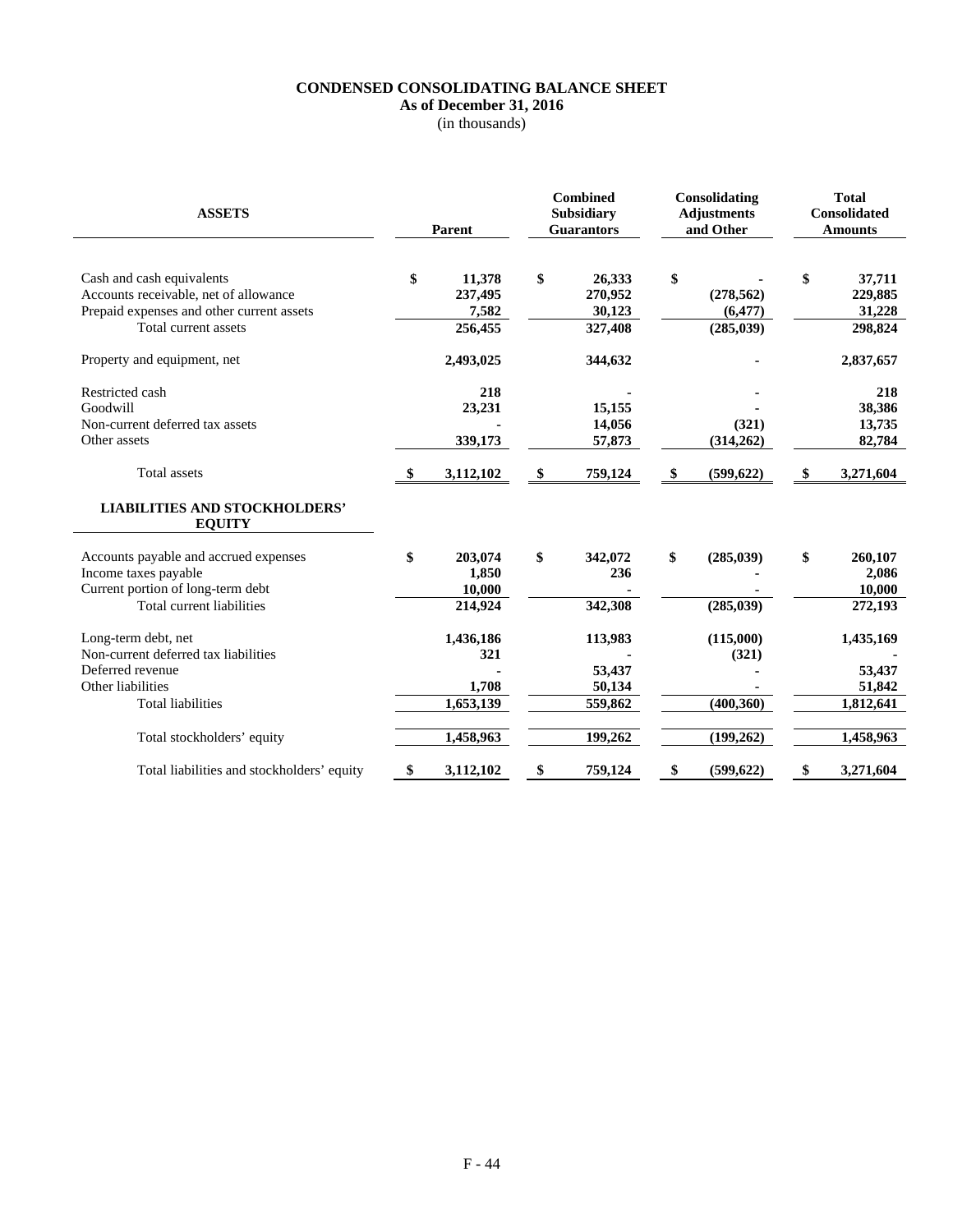**CONDENSED CONSOLIDATING BALANCE SHEET**
**As of December 31, 2016**
(in thousands)

| ASSETS | Parent | Combined Subsidiary Guarantors | Consolidating Adjustments and Other | Total Consolidated Amounts |
|---|---|---|---|---|
| Cash and cash equivalents | $ 11,378 | $ 26,333 | $ - | $ 37,711 |
| Accounts receivable, net of allowance | 237,495 | 270,952 | (278,562) | 229,885 |
| Prepaid expenses and other current assets | 7,582 | 30,123 | (6,477) | 31,228 |
| Total current assets | 256,455 | 327,408 | (285,039) | 298,824 |
| Property and equipment, net | 2,493,025 | 344,632 | - | 2,837,657 |
| Restricted cash | 218 | - | - | 218 |
| Goodwill | 23,231 | 15,155 | - | 38,386 |
| Non-current deferred tax assets | - | 14,056 | (321) | 13,735 |
| Other assets | 339,173 | 57,873 | (314,262) | 82,784 |
| Total assets | $ 3,112,102 | $ 759,124 | $ (599,622) | $ 3,271,604 |
| **LIABILITIES AND STOCKHOLDERS' EQUITY** | | | | |
| Accounts payable and accrued expenses | $ 203,074 | $ 342,072 | $ (285,039) | $ 260,107 |
| Income taxes payable | 1,850 | 236 | - | 2,086 |
| Current portion of long-term debt | 10,000 | - | - | 10,000 |
| Total current liabilities | 214,924 | 342,308 | (285,039) | 272,193 |
| Long-term debt, net | 1,436,186 | 113,983 | (115,000) | 1,435,169 |
| Non-current deferred tax liabilities | 321 | - | (321) | - |
| Deferred revenue | - | 53,437 | - | 53,437 |
| Other liabilities | 1,708 | 50,134 | - | 51,842 |
| Total liabilities | 1,653,139 | 559,862 | (400,360) | 1,812,641 |
| Total stockholders' equity | 1,458,963 | 199,262 | (199,262) | 1,458,963 |
| Total liabilities and stockholders' equity | $ 3,112,102 | $ 759,124 | $ (599,622) | $ 3,271,604 |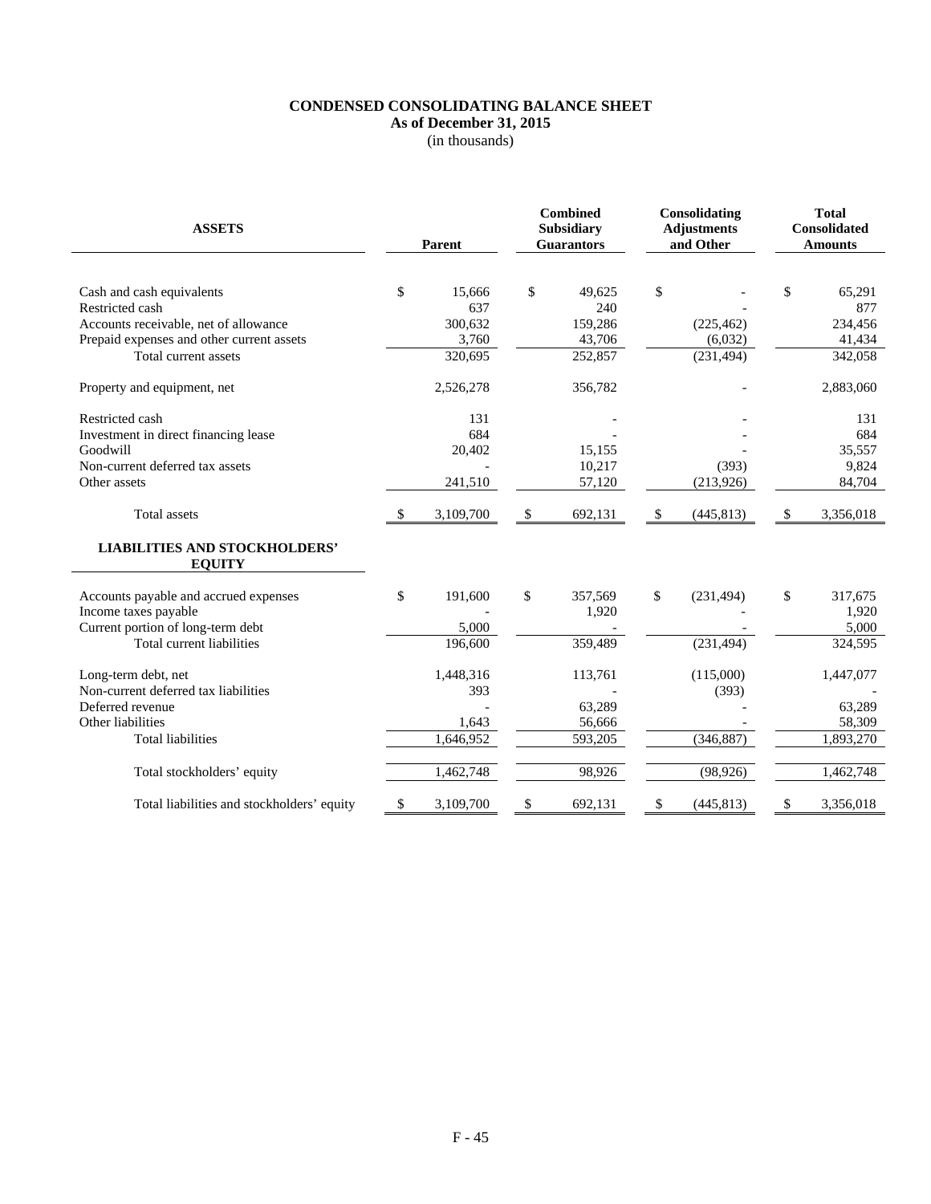**CONDENSED CONSOLIDATING BALANCE SHEET**
**As of December 31, 2015**
(in thousands)

| ASSETS | Parent | Combined Subsidiary Guarantors | Consolidating Adjustments and Other | Total Consolidated Amounts |
|---|---|---|---|---|
| Cash and cash equivalents | $ 15,666 | $ 49,625 | $ - | $ 65,291 |
| Restricted cash | 637 | 240 | - | 877 |
| Accounts receivable, net of allowance | 300,632 | 159,286 | (225,462) | 234,456 |
| Prepaid expenses and other current assets | 3,760 | 43,706 | (6,032) | 41,434 |
| Total current assets | 320,695 | 252,857 | (231,494) | 342,058 |
| Property and equipment, net | 2,526,278 | 356,782 | - | 2,883,060 |
| Restricted cash | 131 | - | - | 131 |
| Investment in direct financing lease | 684 | - | - | 684 |
| Goodwill | 20,402 | 15,155 | - | 35,557 |
| Non-current deferred tax assets | - | 10,217 | (393) | 9,824 |
| Other assets | 241,510 | 57,120 | (213,926) | 84,704 |
| Total assets | $ 3,109,700 | $ 692,131 | $ (445,813) | $ 3,356,018 |
| **LIABILITIES AND STOCKHOLDERS' EQUITY** | | | | |
| Accounts payable and accrued expenses | $ 191,600 | $ 357,569 | $ (231,494) | $ 317,675 |
| Income taxes payable | - | 1,920 | - | 1,920 |
| Current portion of long-term debt | 5,000 | - | - | 5,000 |
| Total current liabilities | 196,600 | 359,489 | (231,494) | 324,595 |
| Long-term debt, net | 1,448,316 | 113,761 | (115,000) | 1,447,077 |
| Non-current deferred tax liabilities | 393 | - | (393) | - |
| Deferred revenue | - | 63,289 | - | 63,289 |
| Other liabilities | 1,643 | 56,666 | - | 58,309 |
| Total liabilities | 1,646,952 | 593,205 | (346,887) | 1,893,270 |
| Total stockholders' equity | 1,462,748 | 98,926 | (98,926) | 1,462,748 |
| Total liabilities and stockholders' equity | $ 3,109,700 | $ 692,131 | $ (445,813) | $ 3,356,018 |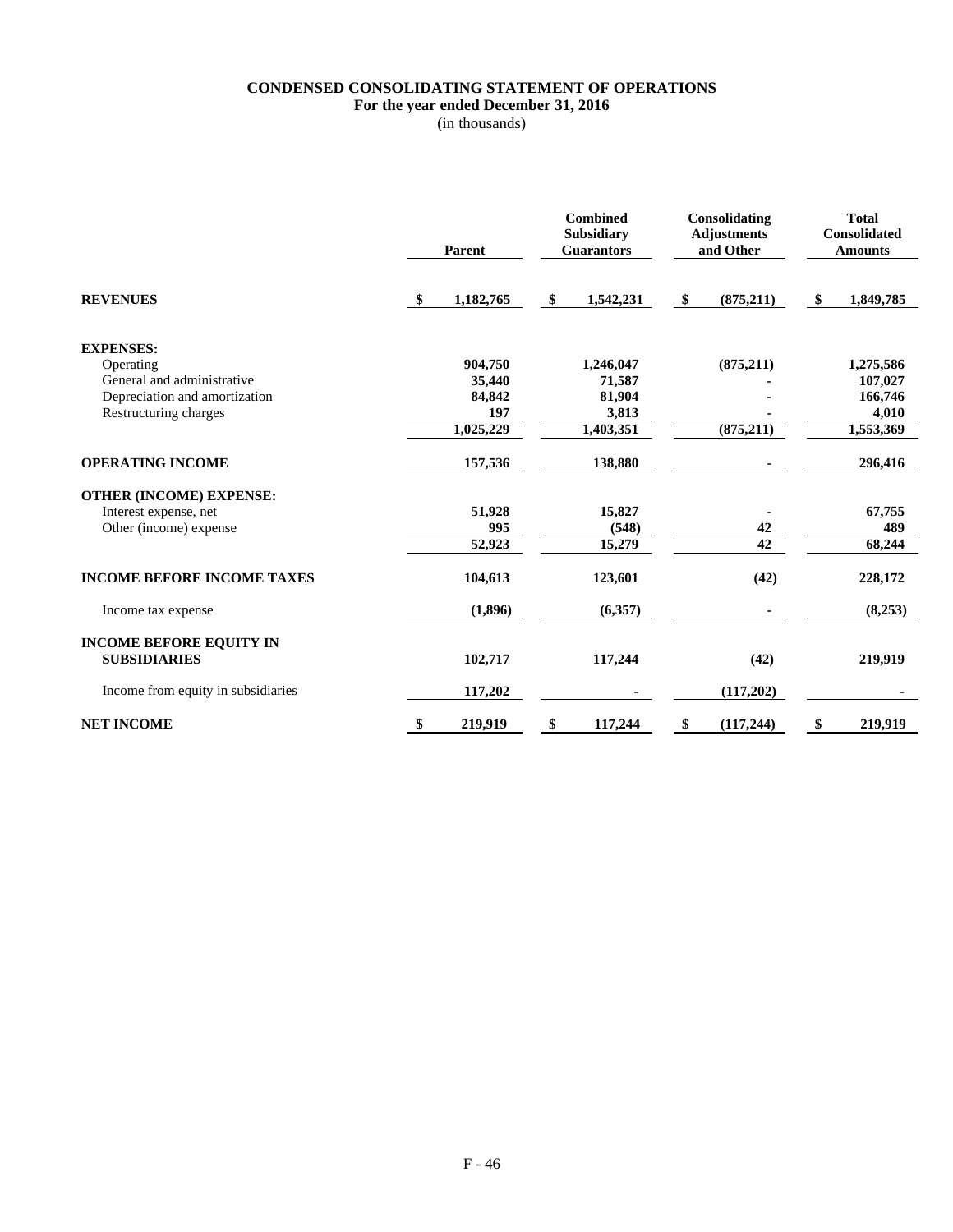**CONDENSED CONSOLIDATING STATEMENT OF OPERATIONS**
**For the year ended December 31, 2016**
(in thousands)

| | Parent | Combined Subsidiary Guarantors | Consolidating Adjustments and Other | Total Consolidated Amounts |
|---|---|---|---|---|
| **REVENUES** | $ 1,182,765 | $ 1,542,231 | $ (875,211) | $ 1,849,785 |
| **EXPENSES:** | | | | |
| Operating | 904,750 | 1,246,047 | (875,211) | 1,275,586 |
| General and administrative | 35,440 | 71,587 | - | 107,027 |
| Depreciation and amortization | 84,842 | 81,904 | - | 166,746 |
| Restructuring charges | 197 | 3,813 | - | 4,010 |
| | 1,025,229 | 1,403,351 | (875,211) | 1,553,369 |
| **OPERATING INCOME** | 157,536 | 138,880 | - | 296,416 |
| **OTHER (INCOME) EXPENSE:** | | | | |
| Interest expense, net | 51,928 | 15,827 | - | 67,755 |
| Other (income) expense | 995 | (548) | 42 | 489 |
| | 52,923 | 15,279 | 42 | 68,244 |
| **INCOME BEFORE INCOME TAXES** | 104,613 | 123,601 | (42) | 228,172 |
| Income tax expense | (1,896) | (6,357) | - | (8,253) |
| **INCOME BEFORE EQUITY IN SUBSIDIARIES** | 102,717 | 117,244 | (42) | 219,919 |
| Income from equity in subsidiaries | 117,202 | - | (117,202) | - |
| **NET INCOME** | $ 219,919 | $ 117,244 | $ (117,244) | $ 219,919 |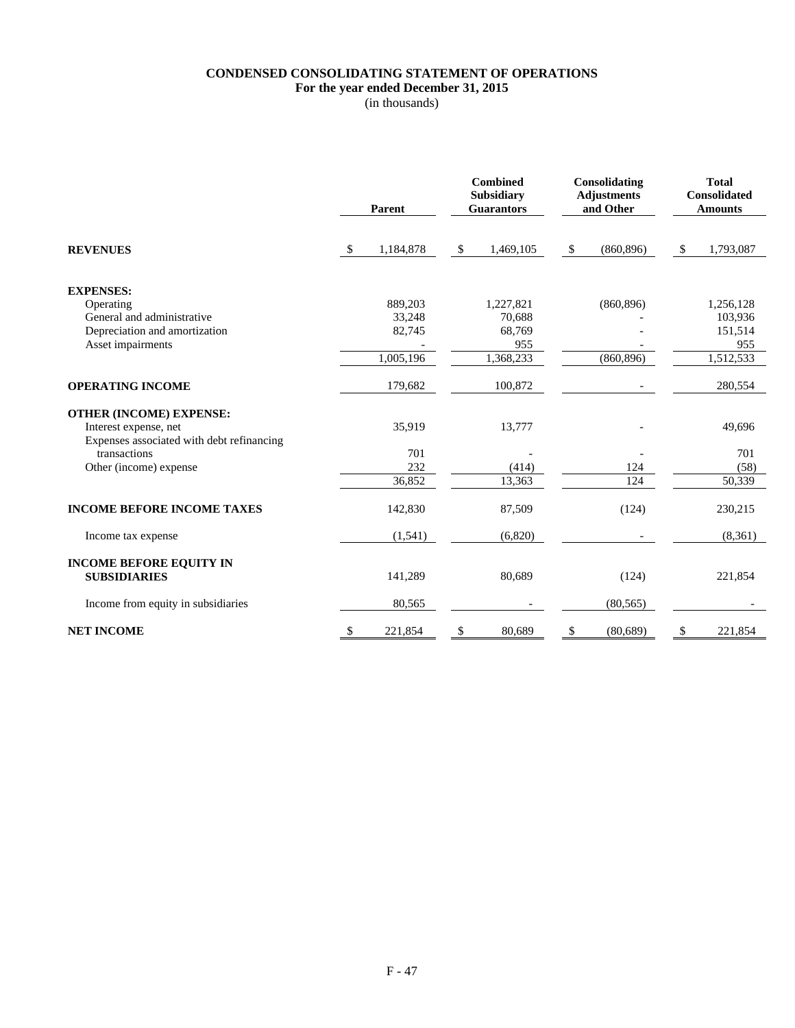**CONDENSED CONSOLIDATING STATEMENT OF OPERATIONS**
**For the year ended December 31, 2015**
(in thousands)

| | Parent | Combined Subsidiary Guarantors | Consolidating Adjustments and Other | Total Consolidated Amounts |
|---|---|---|---|---|
| **REVENUES** | $ 1,184,878 | $ 1,469,105 | $ (860,896) | $ 1,793,087 |
| **EXPENSES:** | | | | |
| Operating | 889,203 | 1,227,821 | (860,896) | 1,256,128 |
| General and administrative | 33,248 | 70,688 | - | 103,936 |
| Depreciation and amortization | 82,745 | 68,769 | - | 151,514 |
| Asset impairments | - | 955 | - | 955 |
| | 1,005,196 | 1,368,233 | (860,896) | 1,512,533 |
| **OPERATING INCOME** | 179,682 | 100,872 | - | 280,554 |
| **OTHER (INCOME) EXPENSE:** | | | | |
| Interest expense, net | 35,919 | 13,777 | - | 49,696 |
| Expenses associated with debt refinancing transactions | 701 | - | - | 701 |
| Other (income) expense | 232 | (414) | 124 | (58) |
| | 36,852 | 13,363 | 124 | 50,339 |
| **INCOME BEFORE INCOME TAXES** | 142,830 | 87,509 | (124) | 230,215 |
| Income tax expense | (1,541) | (6,820) | - | (8,361) |
| **INCOME BEFORE EQUITY IN SUBSIDIARIES** | 141,289 | 80,689 | (124) | 221,854 |
| Income from equity in subsidiaries | 80,565 | - | (80,565) | - |
| **NET INCOME** | $ 221,854 | $ 80,689 | $ (80,689) | $ 221,854 |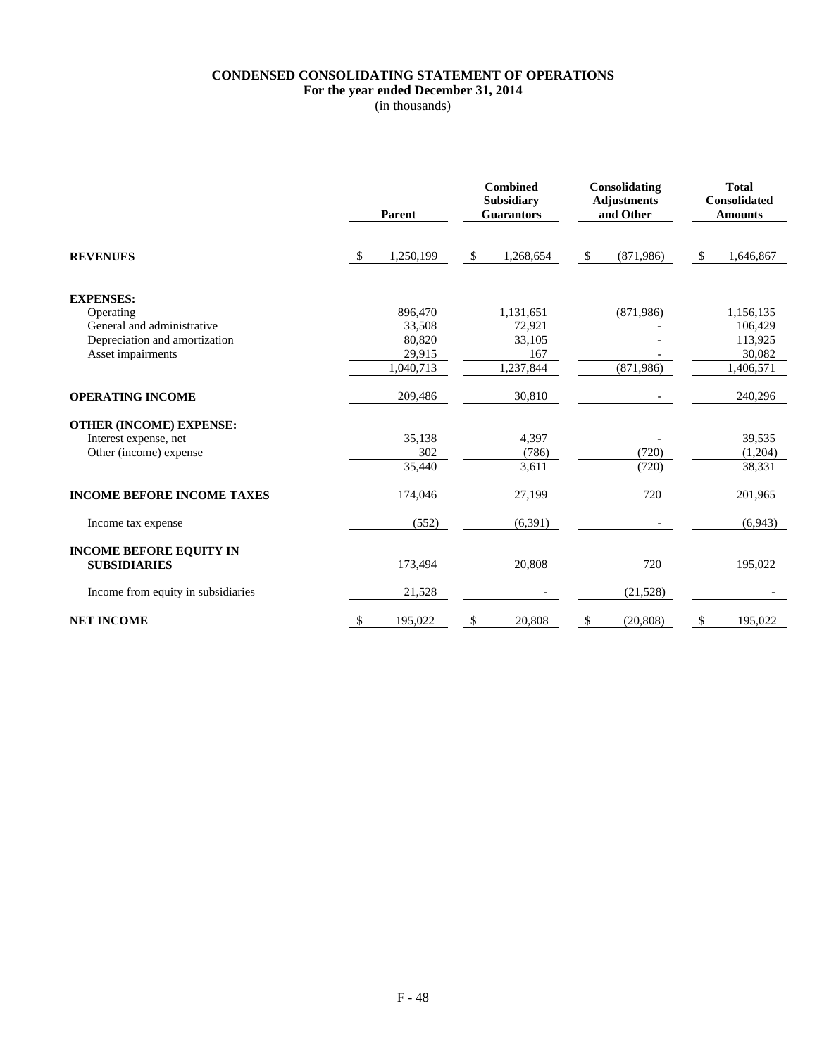# CONDENSED CONSOLIDATING STATEMENT OF OPERATIONS

**For the year ended December 31, 2014**

(in thousands)

| | Parent | Combined Subsidiary Guarantors | Consolidating Adjustments and Other | Total Consolidated Amounts |
|---|---|---|---|---|
| **REVENUES** | $ 1,250,199 | $ 1,268,654 | $ (871,986) | $ 1,646,867 |
| **EXPENSES:** | | | | |
| Operating | 896,470 | 1,131,651 | (871,986) | 1,156,135 |
| General and administrative | 33,508 | 72,921 | - | 106,429 |
| Depreciation and amortization | 80,820 | 33,105 | - | 113,925 |
| Asset impairments | 29,915 | 167 | - | 30,082 |
| | 1,040,713 | 1,237,844 | (871,986) | 1,406,571 |
| **OPERATING INCOME** | 209,486 | 30,810 | - | 240,296 |
| **OTHER (INCOME) EXPENSE:** | | | | |
| Interest expense, net | 35,138 | 4,397 | - | 39,535 |
| Other (income) expense | 302 | (786) | (720) | (1,204) |
| | 35,440 | 3,611 | (720) | 38,331 |
| **INCOME BEFORE INCOME TAXES** | 174,046 | 27,199 | 720 | 201,965 |
| Income tax expense | (552) | (6,391) | - | (6,943) |
| **INCOME BEFORE EQUITY IN SUBSIDIARIES** | 173,494 | 20,808 | 720 | 195,022 |
| Income from equity in subsidiaries | 21,528 | - | (21,528) | - |
| **NET INCOME** | $ 195,022 | $ 20,808 | $ (20,808) | $ 195,022 |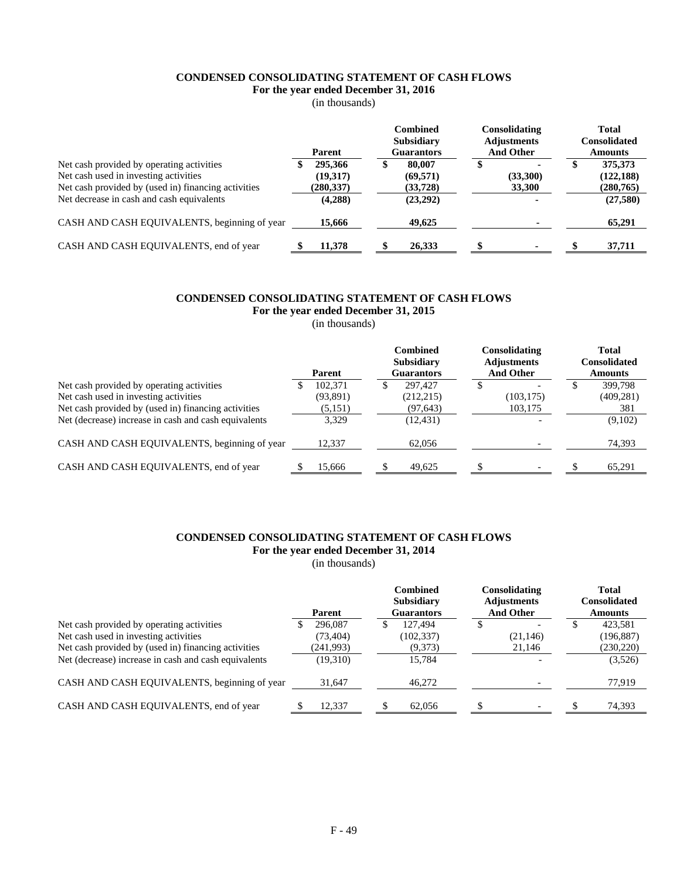**CONDENSED CONSOLIDATING STATEMENT OF CASH FLOWS**
**For the year ended December 31, 2016**
(in thousands)

| | Parent | Combined Subsidiary Guarantors | Consolidating Adjustments And Other | Total Consolidated Amounts |
|---|---|---|---|---|
| Net cash provided by operating activities | **$ 295,366** | **$ 80,007** | **$ -** | **$ 375,373** |
| Net cash used in investing activities | **(19,317)** | **(69,571)** | **(33,300)** | **(122,188)** |
| Net cash provided by (used in) financing activities | **(280,337)** | **(33,728)** | **33,300** | **(280,765)** |
| Net decrease in cash and cash equivalents | **(4,288)** | **(23,292)** | **-** | **(27,580)** |
| CASH AND CASH EQUIVALENTS, beginning of year | **15,666** | **49,625** | **-** | **65,291** |
| CASH AND CASH EQUIVALENTS, end of year | **$ 11,378** | **$ 26,333** | **$ -** | **$ 37,711** |

**CONDENSED CONSOLIDATING STATEMENT OF CASH FLOWS**
**For the year ended December 31, 2015**
(in thousands)

| | Parent | Combined Subsidiary Guarantors | Consolidating Adjustments And Other | Total Consolidated Amounts |
|---|---|---|---|---|
| Net cash provided by operating activities | $ 102,371 | $ 297,427 | $ - | $ 399,798 |
| Net cash used in investing activities | (93,891) | (212,215) | (103,175) | (409,281) |
| Net cash provided by (used in) financing activities | (5,151) | (97,643) | 103,175 | 381 |
| Net (decrease) increase in cash and cash equivalents | 3,329 | (12,431) | - | (9,102) |
| CASH AND CASH EQUIVALENTS, beginning of year | 12,337 | 62,056 | - | 74,393 |
| CASH AND CASH EQUIVALENTS, end of year | $ 15,666 | $ 49,625 | $ - | $ 65,291 |

**CONDENSED CONSOLIDATING STATEMENT OF CASH FLOWS**
**For the year ended December 31, 2014**
(in thousands)

| | Parent | Combined Subsidiary Guarantors | Consolidating Adjustments And Other | Total Consolidated Amounts |
|---|---|---|---|---|
| Net cash provided by operating activities | $ 296,087 | $ 127,494 | $ - | $ 423,581 |
| Net cash used in investing activities | (73,404) | (102,337) | (21,146) | (196,887) |
| Net cash provided by (used in) financing activities | (241,993) | (9,373) | 21,146 | (230,220) |
| Net (decrease) increase in cash and cash equivalents | (19,310) | 15,784 | - | (3,526) |
| CASH AND CASH EQUIVALENTS, beginning of year | 31,647 | 46,272 | - | 77,919 |
| CASH AND CASH EQUIVALENTS, end of year | $ 12,337 | $ 62,056 | $ - | $ 74,393 |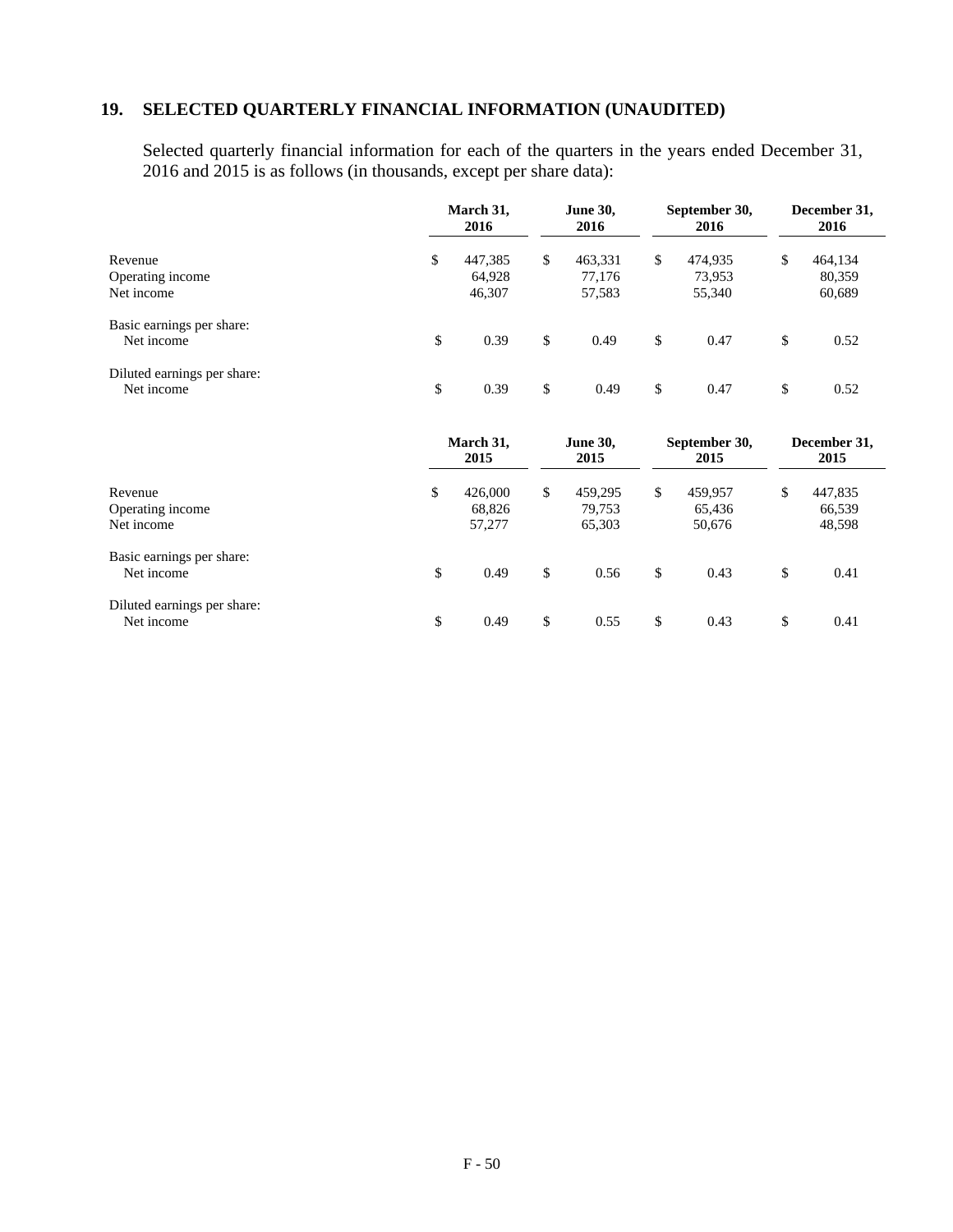## 19. SELECTED QUARTERLY FINANCIAL INFORMATION (UNAUDITED)

Selected quarterly financial information for each of the quarters in the years ended December 31, 2016 and 2015 is as follows (in thousands, except per share data):

| | March 31, 2016 | June 30, 2016 | September 30, 2016 | December 31, 2016 |
|---|---|---|---|---|
| Revenue | $ 447,385 | $ 463,331 | $ 474,935 | $ 464,134 |
| Operating income | 64,928 | 77,176 | 73,953 | 80,359 |
| Net income | 46,307 | 57,583 | 55,340 | 60,689 |
| Basic earnings per share: | | | | |
| Net income | $ 0.39 | $ 0.49 | $ 0.47 | $ 0.52 |
| Diluted earnings per share: | | | | |
| Net income | $ 0.39 | $ 0.49 | $ 0.47 | $ 0.52 |

| | March 31, 2015 | June 30, 2015 | September 30, 2015 | December 31, 2015 |
|---|---|---|---|---|
| Revenue | $ 426,000 | $ 459,295 | $ 459,957 | $ 447,835 |
| Operating income | 68,826 | 79,753 | 65,436 | 66,539 |
| Net income | 57,277 | 65,303 | 50,676 | 48,598 |
| Basic earnings per share: | | | | |
| Net income | $ 0.49 | $ 0.56 | $ 0.43 | $ 0.41 |
| Diluted earnings per share: | | | | |
| Net income | $ 0.49 | $ 0.55 | $ 0.43 | $ 0.41 |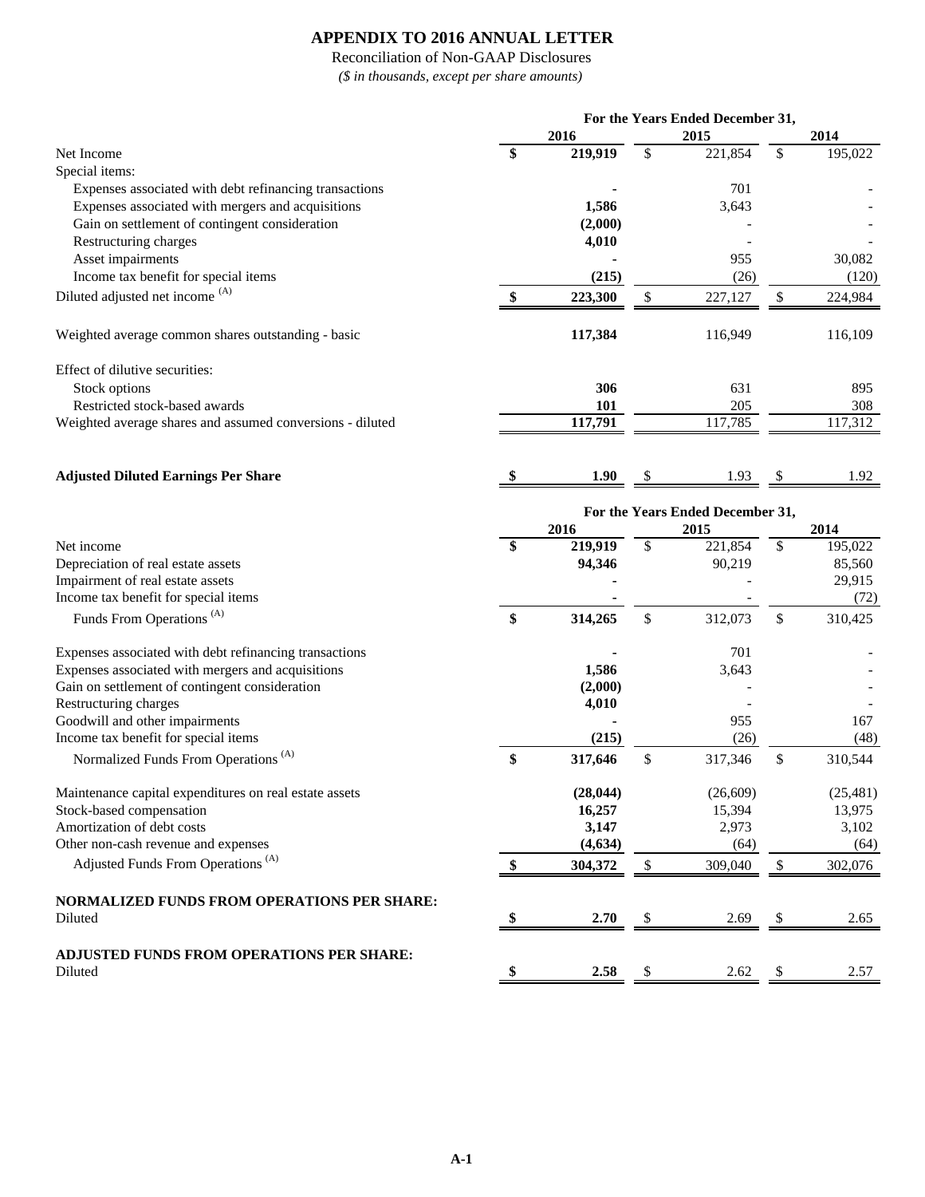# APPENDIX TO 2016 ANNUAL LETTER

Reconciliation of Non-GAAP Disclosures

*($ in thousands, except per share amounts)*

| | For the Years Ended December 31, | | |
|---|---|---|---|
| | **2016** | **2015** | **2014** |
| Net Income | **$ 219,919** | $ 221,854 | $ 195,022 |
| Special items: | | | |
| Expenses associated with debt refinancing transactions | **-** | 701 | - |
| Expenses associated with mergers and acquisitions | **1,586** | 3,643 | - |
| Gain on settlement of contingent consideration | **(2,000)** | - | - |
| Restructuring charges | **4,010** | - | - |
| Asset impairments | **-** | 955 | 30,082 |
| Income tax benefit for special items | **(215)** | (26) | (120) |
| Diluted adjusted net income [(A)] | **$ 223,300** | $ 227,127 | $ 224,984 |
| | | | |
| Weighted average common shares outstanding - basic | **117,384** | 116,949 | 116,109 |
| | | | |
| Effect of dilutive securities: | | | |
| Stock options | **306** | 631 | 895 |
| Restricted stock-based awards | **101** | 205 | 308 |
| Weighted average shares and assumed conversions - diluted | **117,791** | 117,785 | 117,312 |
| | | | |
| **Adjusted Diluted Earnings Per Share** | **$ 1.90** | $ 1.93 | $ 1.92 |

| | For the Years Ended December 31, | | |
|---|---|---|---|
| | **2016** | **2015** | **2014** |
| Net income | **$ 219,919** | $ 221,854 | $ 195,022 |
| Depreciation of real estate assets | **94,346** | 90,219 | 85,560 |
| Impairment of real estate assets | **-** | - | 29,915 |
| Income tax benefit for special items | **-** | - | (72) |
| Funds From Operations [(A)] | **$ 314,265** | $ 312,073 | $ 310,425 |
| | | | |
| Expenses associated with debt refinancing transactions | **-** | 701 | - |
| Expenses associated with mergers and acquisitions | **1,586** | 3,643 | - |
| Gain on settlement of contingent consideration | **(2,000)** | - | - |
| Restructuring charges | **4,010** | - | - |
| Goodwill and other impairments | **-** | 955 | 167 |
| Income tax benefit for special items | **(215)** | (26) | (48) |
| Normalized Funds From Operations [(A)] | **$ 317,646** | $ 317,346 | $ 310,544 |
| | | | |
| Maintenance capital expenditures on real estate assets | **(28,044)** | (26,609) | (25,481) |
| Stock-based compensation | **16,257** | 15,394 | 13,975 |
| Amortization of debt costs | **3,147** | 2,973 | 3,102 |
| Other non-cash revenue and expenses | **(4,634)** | (64) | (64) |
| Adjusted Funds From Operations [(A)] | **$ 304,372** | $ 309,040 | $ 302,076 |
| | | | |
| **NORMALIZED FUNDS FROM OPERATIONS PER SHARE:** | | | |
| Diluted | **$ 2.70** | $ 2.69 | $ 2.65 |
| | | | |
| **ADJUSTED FUNDS FROM OPERATIONS PER SHARE:** | | | |
| Diluted | **$ 2.58** | $ 2.62 | $ 2.57 |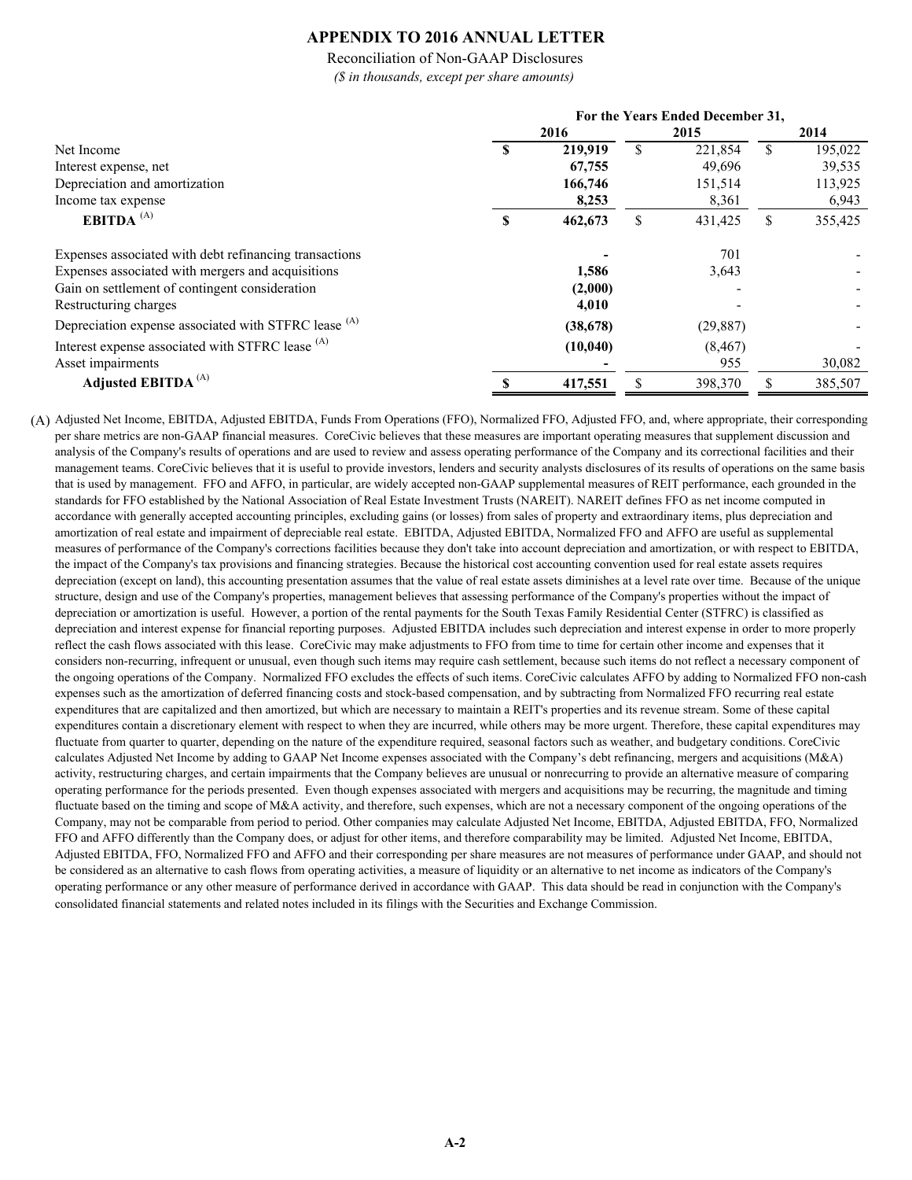# APPENDIX TO 2016 ANNUAL LETTER

Reconciliation of Non-GAAP Disclosures

*($ in thousands, except per share amounts)*

| | For the Years Ended December 31, 2016 | 2015 | 2014 |
|---|---|---|---|
| Net Income | **$ 219,919** | $ 221,854 | $ 195,022 |
| Interest expense, net | **67,755** | 49,696 | 39,535 |
| Depreciation and amortization | **166,746** | 151,514 | 113,925 |
| Income tax expense | **8,253** | 8,361 | 6,943 |
| **EBITDA** (A) | **$ 462,673** | $ 431,425 | $ 355,425 |
| Expenses associated with debt refinancing transactions | **-** | 701 | - |
| Expenses associated with mergers and acquisitions | **1,586** | 3,643 | - |
| Gain on settlement of contingent consideration | **(2,000)** | - | - |
| Restructuring charges | **4,010** | - | - |
| Depreciation expense associated with STFRC lease (A) | **(38,678)** | (29,887) | - |
| Interest expense associated with STFRC lease (A) | **(10,040)** | (8,467) | - |
| Asset impairments | **-** | 955 | 30,082 |
| **Adjusted EBITDA** (A) | **$ 417,551** | $ 398,370 | $ 385,507 |

(A) Adjusted Net Income, EBITDA, Adjusted EBITDA, Funds From Operations (FFO), Normalized FFO, Adjusted FFO, and, where appropriate, their corresponding per share metrics are non-GAAP financial measures. CoreCivic believes that these measures are important operating measures that supplement discussion and analysis of the Company's results of operations and are used to review and assess operating performance of the Company and its correctional facilities and their management teams. CoreCivic believes that it is useful to provide investors, lenders and security analysts disclosures of its results of operations on the same basis that is used by management. FFO and AFFO, in particular, are widely accepted non-GAAP supplemental measures of REIT performance, each grounded in the standards for FFO established by the National Association of Real Estate Investment Trusts (NAREIT). NAREIT defines FFO as net income computed in accordance with generally accepted accounting principles, excluding gains (or losses) from sales of property and extraordinary items, plus depreciation and amortization of real estate and impairment of depreciable real estate. EBITDA, Adjusted EBITDA, Normalized FFO and AFFO are useful as supplemental measures of performance of the Company's corrections facilities because they don't take into account depreciation and amortization, or with respect to EBITDA, the impact of the Company's tax provisions and financing strategies. Because the historical cost accounting convention used for real estate assets requires depreciation (except on land), this accounting presentation assumes that the value of real estate assets diminishes at a level rate over time. Because of the unique structure, design and use of the Company's properties, management believes that assessing performance of the Company's properties without the impact of depreciation or amortization is useful. However, a portion of the rental payments for the South Texas Family Residential Center (STFRC) is classified as depreciation and interest expense for financial reporting purposes. Adjusted EBITDA includes such depreciation and interest expense in order to more properly reflect the cash flows associated with this lease. CoreCivic may make adjustments to FFO from time to time for certain other income and expenses that it considers non-recurring, infrequent or unusual, even though such items may require cash settlement, because such items do not reflect a necessary component of the ongoing operations of the Company. Normalized FFO excludes the effects of such items. CoreCivic calculates AFFO by adding to Normalized FFO non-cash expenses such as the amortization of deferred financing costs and stock-based compensation, and by subtracting from Normalized FFO recurring real estate expenditures that are capitalized and then amortized, but which are necessary to maintain a REIT's properties and its revenue stream. Some of these capital expenditures contain a discretionary element with respect to when they are incurred, while others may be more urgent. Therefore, these capital expenditures may fluctuate from quarter to quarter, depending on the nature of the expenditure required, seasonal factors such as weather, and budgetary conditions. CoreCivic calculates Adjusted Net Income by adding to GAAP Net Income expenses associated with the Company's debt refinancing, mergers and acquisitions (M&A) activity, restructuring charges, and certain impairments that the Company believes are unusual or nonrecurring to provide an alternative measure of comparing operating performance for the periods presented. Even though expenses associated with mergers and acquisitions may be recurring, the magnitude and timing fluctuate based on the timing and scope of M&A activity, and therefore, such expenses, which are not a necessary component of the ongoing operations of the Company, may not be comparable from period to period. Other companies may calculate Adjusted Net Income, EBITDA, Adjusted EBITDA, FFO, Normalized FFO and AFFO differently than the Company does, or adjust for other items, and therefore comparability may be limited. Adjusted Net Income, EBITDA, Adjusted EBITDA, FFO, Normalized FFO and AFFO and their corresponding per share measures are not measures of performance under GAAP, and should not be considered as an alternative to cash flows from operating activities, a measure of liquidity or an alternative to net income as indicators of the Company's operating performance or any other measure of performance derived in accordance with GAAP. This data should be read in conjunction with the Company's consolidated financial statements and related notes included in its filings with the Securities and Exchange Commission.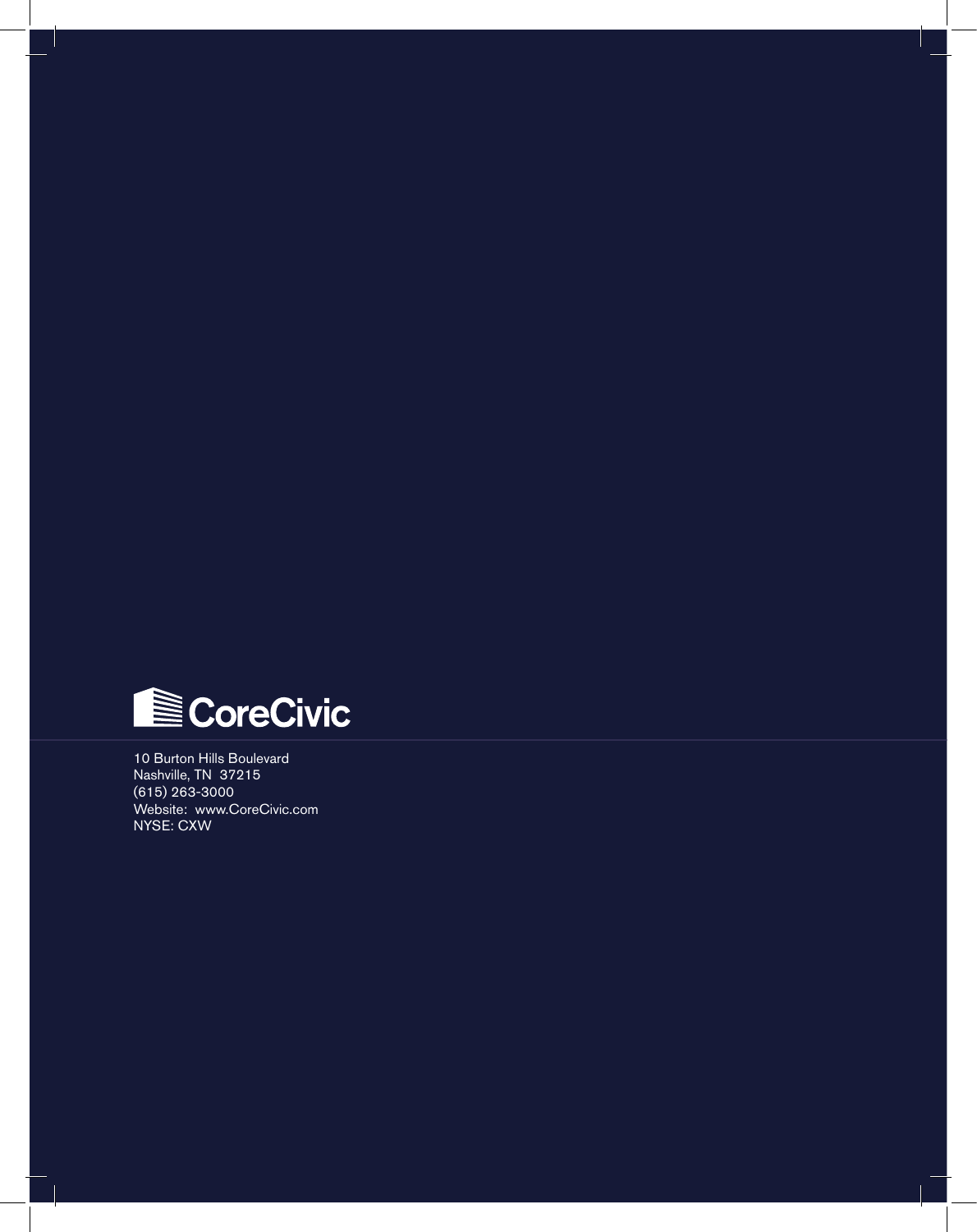CoreCivic

10 Burton Hills Boulevard
Nashville, TN 37215
(615) 263-3000
Website: www.CoreCivic.com
NYSE: CXW